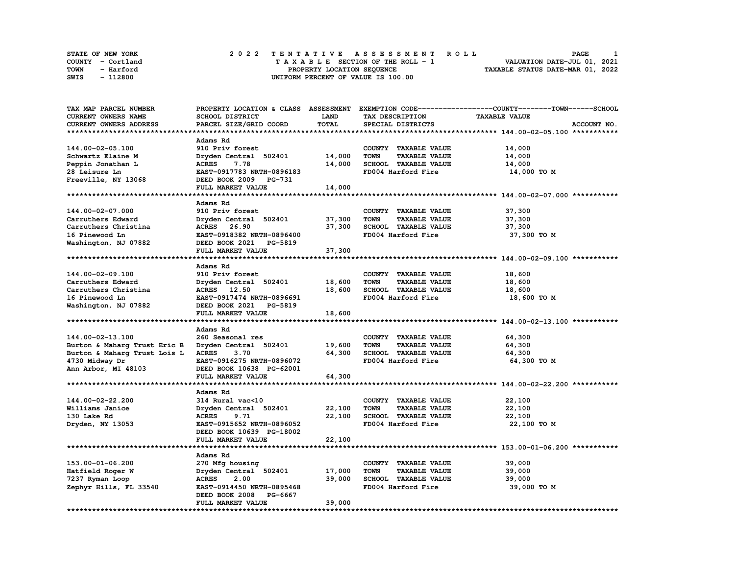STATE OF NEW YORK — 2022 TENTATIVE ASSESSMENT ROLL
COUNTY - Cortland — TAXABLE SECTION OF THE ROLL - 1 — VALUATION DATE-JUL 01, 2021
TOWN - Harford — PROPERTY LOCATION SEQUENCE — TAXABLE STATUS DATE-MAR 01, 2022
SWIS - 112800 — UNIFORM PERCENT OF VALUE IS 100.00

| TAX MAP PARCEL NUMBER / CURRENT OWNERS NAME / CURRENT OWNERS ADDRESS | PROPERTY LOCATION & CLASS / SCHOOL DISTRICT / PARCEL SIZE/GRID COORD | ASSESSMENT LAND / TOTAL | EXEMPTION CODE / TAX DESCRIPTION / SPECIAL DISTRICTS | TAXABLE VALUE (COUNTY / TOWN / SCHOOL) | ACCOUNT NO. |
|---|---|---|---|---|---|
| **144.00-02-05.100** | Adams Rd | | | | |
| 144.00-02-05.100 | 910 Priv forest | | COUNTY TAXABLE VALUE | 14,000 | |
| Schwartz Elaine M | Dryden Central 502401 | 14,000 | TOWN TAXABLE VALUE | 14,000 | |
| Peppin Jonathan L | ACRES 7.78 | 14,000 | SCHOOL TAXABLE VALUE | 14,000 | |
| 28 Leisure Ln | EAST-0917783 NRTH-0896183 | | FD004 Harford Fire | 14,000 TO M | |
| Freeville, NY 13068 | DEED BOOK 2009 PG-731 | | | | |
| | FULL MARKET VALUE | 14,000 | | | |
| **144.00-02-07.000** | Adams Rd | | | | |
| 144.00-02-07.000 | 910 Priv forest | | COUNTY TAXABLE VALUE | 37,300 | |
| Carruthers Edward | Dryden Central 502401 | 37,300 | TOWN TAXABLE VALUE | 37,300 | |
| Carruthers Christina | ACRES 26.90 | 37,300 | SCHOOL TAXABLE VALUE | 37,300 | |
| 16 Pinewood Ln | EAST-0918382 NRTH-0896400 | | FD004 Harford Fire | 37,300 TO M | |
| Washington, NJ 07882 | DEED BOOK 2021 PG-5819 | | | | |
| | FULL MARKET VALUE | 37,300 | | | |
| **144.00-02-09.100** | Adams Rd | | | | |
| 144.00-02-09.100 | 910 Priv forest | | COUNTY TAXABLE VALUE | 18,600 | |
| Carruthers Edward | Dryden Central 502401 | 18,600 | TOWN TAXABLE VALUE | 18,600 | |
| Carruthers Christina | ACRES 12.50 | 18,600 | SCHOOL TAXABLE VALUE | 18,600 | |
| 16 Pinewood Ln | EAST-0917474 NRTH-0896691 | | FD004 Harford Fire | 18,600 TO M | |
| Washington, NJ 07882 | DEED BOOK 2021 PG-5819 | | | | |
| | FULL MARKET VALUE | 18,600 | | | |
| **144.00-02-13.100** | Adams Rd | | | | |
| 144.00-02-13.100 | 260 Seasonal res | | COUNTY TAXABLE VALUE | 64,300 | |
| Burton & Maharg Trust Eric B | Dryden Central 502401 | 19,600 | TOWN TAXABLE VALUE | 64,300 | |
| Burton & Maharg Trust Lois L | ACRES 3.70 | 64,300 | SCHOOL TAXABLE VALUE | 64,300 | |
| 4730 Midway Dr | EAST-0916275 NRTH-0896072 | | FD004 Harford Fire | 64,300 TO M | |
| Ann Arbor, MI 48103 | DEED BOOK 10638 PG-62001 | | | | |
| | FULL MARKET VALUE | 64,300 | | | |
| **144.00-02-22.200** | Adams Rd | | | | |
| 144.00-02-22.200 | 314 Rural vac<10 | | COUNTY TAXABLE VALUE | 22,100 | |
| Williams Janice | Dryden Central 502401 | 22,100 | TOWN TAXABLE VALUE | 22,100 | |
| 130 Lake Rd | ACRES 9.71 | 22,100 | SCHOOL TAXABLE VALUE | 22,100 | |
| Dryden, NY 13053 | EAST-0915652 NRTH-0896052 | | FD004 Harford Fire | 22,100 TO M | |
| | DEED BOOK 10639 PG-18002 | | | | |
| | FULL MARKET VALUE | 22,100 | | | |
| **153.00-01-06.200** | Adams Rd | | | | |
| 153.00-01-06.200 | 270 Mfg housing | | COUNTY TAXABLE VALUE | 39,000 | |
| Hatfield Roger W | Dryden Central 502401 | 17,000 | TOWN TAXABLE VALUE | 39,000 | |
| 7237 Ryman Loop | ACRES 2.00 | 39,000 | SCHOOL TAXABLE VALUE | 39,000 | |
| Zephyr Hills, FL 33540 | EAST-0914450 NRTH-0895468 | | FD004 Harford Fire | 39,000 TO M | |
| | DEED BOOK 2008 PG-6667 | | | | |
| | FULL MARKET VALUE | 39,000 | | | |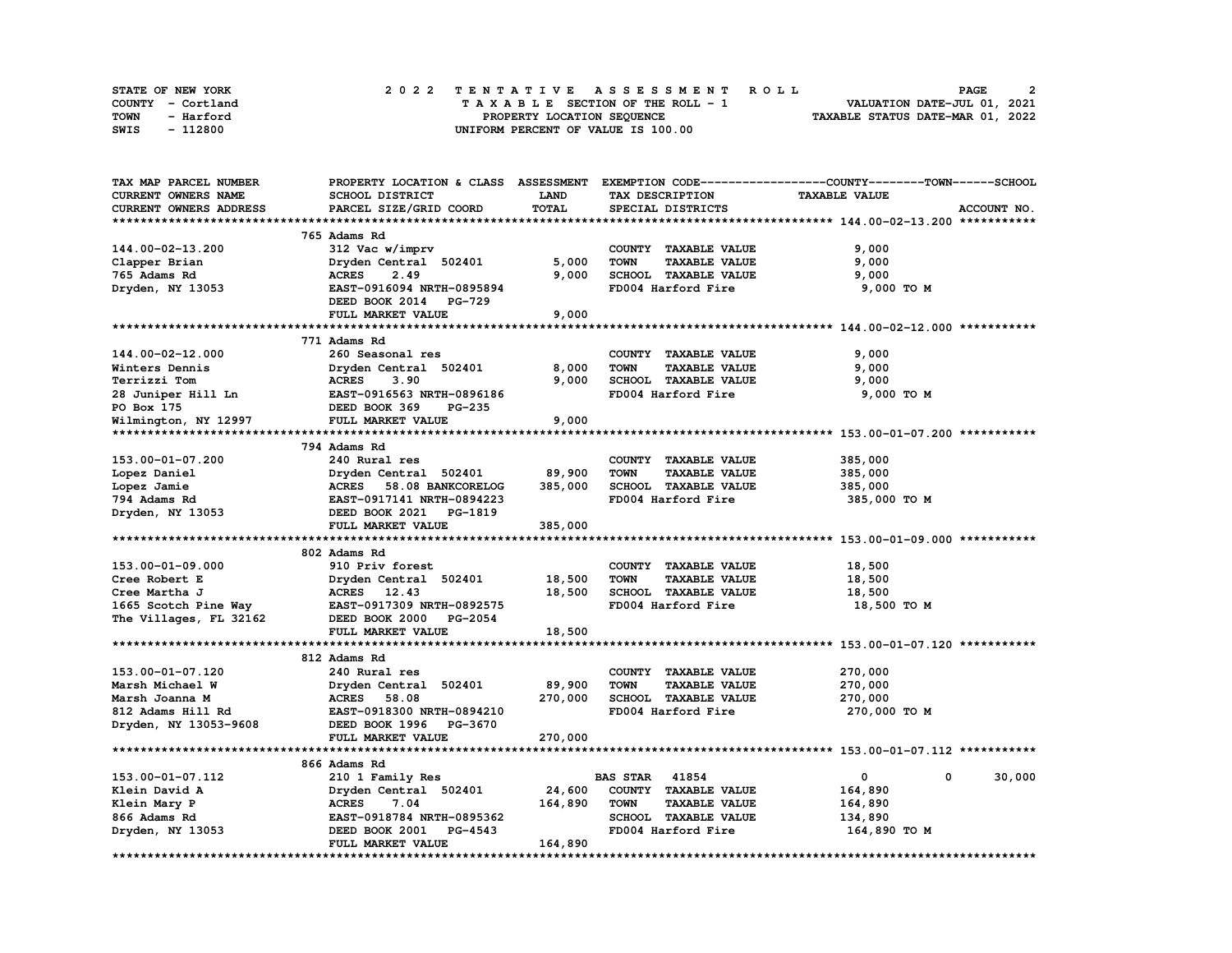STATE OF NEW YORK
COUNTY - Cortland
TOWN - Harford
SWIS - 112800

# 2022 TENTATIVE ASSESSMENT ROLL

TAXABLE SECTION OF THE ROLL - 1
PROPERTY LOCATION SEQUENCE
UNIFORM PERCENT OF VALUE IS 100.00

VALUATION DATE-JUL 01, 2021
TAXABLE STATUS DATE-MAR 01, 2022

| TAX MAP PARCEL NUMBER / CURRENT OWNERS NAME / CURRENT OWNERS ADDRESS | PROPERTY LOCATION & CLASS / SCHOOL DISTRICT / PARCEL SIZE/GRID COORD | ASSESSMENT LAND / TOTAL | EXEMPTION CODE / TAX DESCRIPTION / SPECIAL DISTRICTS | COUNTY | TOWN | SCHOOL | ACCOUNT NO. |
|---|---|---|---|---|---|---|---|
| **144.00-02-13.200** | 765 Adams Rd | | | | | | |
| 144.00-02-13.200 | 312 Vac w/imprv | | COUNTY TAXABLE VALUE | 9,000 | | | |
| Clapper Brian | Dryden Central 502401 | 5,000 | TOWN TAXABLE VALUE | | 9,000 | | |
| 765 Adams Rd | ACRES 2.49 | 9,000 | SCHOOL TAXABLE VALUE | | | 9,000 | |
| Dryden, NY 13053 | EAST-0916094 NRTH-0895894 | | FD004 Harford Fire | 9,000 TO M | | | |
| | DEED BOOK 2014 PG-729 | | | | | | |
| | FULL MARKET VALUE | 9,000 | | | | | |
| **144.00-02-12.000** | 771 Adams Rd | | | | | | |
| 144.00-02-12.000 | 260 Seasonal res | | COUNTY TAXABLE VALUE | 9,000 | | | |
| Winters Dennis | Dryden Central 502401 | 8,000 | TOWN TAXABLE VALUE | | 9,000 | | |
| Terrizzi Tom | ACRES 3.90 | 9,000 | SCHOOL TAXABLE VALUE | | | 9,000 | |
| 28 Juniper Hill Ln | EAST-0916563 NRTH-0896186 | | FD004 Harford Fire | 9,000 TO M | | | |
| PO Box 175 | DEED BOOK 369 PG-235 | | | | | | |
| Wilmington, NY 12997 | FULL MARKET VALUE | 9,000 | | | | | |
| **153.00-01-07.200** | 794 Adams Rd | | | | | | |
| 153.00-01-07.200 | 240 Rural res | | COUNTY TAXABLE VALUE | 385,000 | | | |
| Lopez Daniel | Dryden Central 502401 | 89,900 | TOWN TAXABLE VALUE | | 385,000 | | |
| Lopez Jamie | ACRES 58.08 BANKCORELOG | 385,000 | SCHOOL TAXABLE VALUE | | | 385,000 | |
| 794 Adams Rd | EAST-0917141 NRTH-0894223 | | FD004 Harford Fire | 385,000 TO M | | | |
| Dryden, NY 13053 | DEED BOOK 2021 PG-1819 | | | | | | |
| | FULL MARKET VALUE | 385,000 | | | | | |
| **153.00-01-09.000** | 802 Adams Rd | | | | | | |
| 153.00-01-09.000 | 910 Priv forest | | COUNTY TAXABLE VALUE | 18,500 | | | |
| Cree Robert E | Dryden Central 502401 | 18,500 | TOWN TAXABLE VALUE | | 18,500 | | |
| Cree Martha J | ACRES 12.43 | 18,500 | SCHOOL TAXABLE VALUE | | | 18,500 | |
| 1665 Scotch Pine Way | EAST-0917309 NRTH-0892575 | | FD004 Harford Fire | 18,500 TO M | | | |
| The Villages, FL 32162 | DEED BOOK 2000 PG-2054 | | | | | | |
| | FULL MARKET VALUE | 18,500 | | | | | |
| **153.00-01-07.120** | 812 Adams Rd | | | | | | |
| 153.00-01-07.120 | 240 Rural res | | COUNTY TAXABLE VALUE | 270,000 | | | |
| Marsh Michael W | Dryden Central 502401 | 89,900 | TOWN TAXABLE VALUE | | 270,000 | | |
| Marsh Joanna M | ACRES 58.08 | 270,000 | SCHOOL TAXABLE VALUE | | | 270,000 | |
| 812 Adams Hill Rd | EAST-0918300 NRTH-0894210 | | FD004 Harford Fire | 270,000 TO M | | | |
| Dryden, NY 13053-9608 | DEED BOOK 1996 PG-3670 | | | | | | |
| | FULL MARKET VALUE | 270,000 | | | | | |
| **153.00-01-07.112** | 866 Adams Rd | | | | | | |
| 153.00-01-07.112 | 210 1 Family Res | | BAS STAR 41854 | 0 | 0 | 30,000 | |
| Klein David A | Dryden Central 502401 | 24,600 | COUNTY TAXABLE VALUE | 164,890 | | | |
| Klein Mary P | ACRES 7.04 | 164,890 | TOWN TAXABLE VALUE | | 164,890 | | |
| 866 Adams Rd | EAST-0918784 NRTH-0895362 | | SCHOOL TAXABLE VALUE | | | 134,890 | |
| Dryden, NY 13053 | DEED BOOK 2001 PG-4543 | | FD004 Harford Fire | 164,890 TO M | | | |
| | FULL MARKET VALUE | 164,890 | | | | | |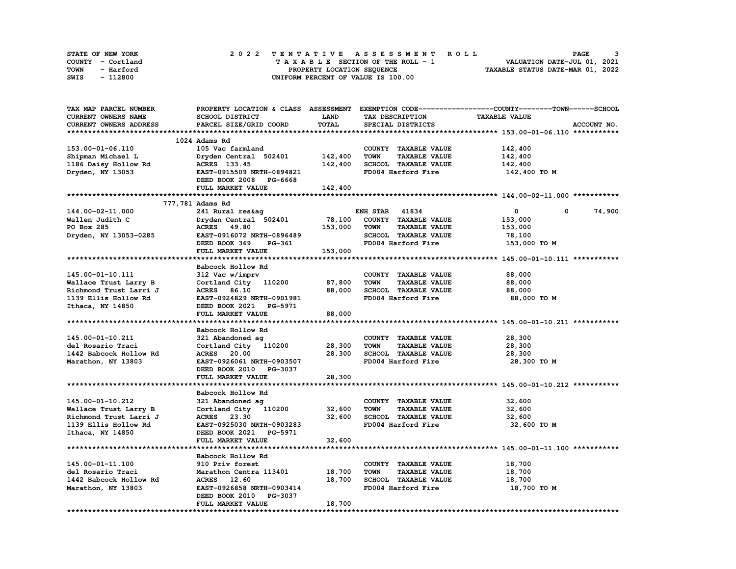STATE OF NEW YORK — COUNTY - Cortland — TOWN - Harford — SWIS - 112800

**2022 TENTATIVE ASSESSMENT ROLL**
TAXABLE SECTION OF THE ROLL - 1
PROPERTY LOCATION SEQUENCE
UNIFORM PERCENT OF VALUE IS 100.00

VALUATION DATE-JUL 01, 2021
TAXABLE STATUS DATE-MAR 01, 2022

| TAX MAP PARCEL NUMBER / CURRENT OWNERS NAME / CURRENT OWNERS ADDRESS | PROPERTY LOCATION & CLASS / SCHOOL DISTRICT / PARCEL SIZE/GRID COORD | ASSESSMENT LAND | ASSESSMENT TOTAL | EXEMPTION CODE / TAX DESCRIPTION / SPECIAL DISTRICTS | COUNTY TAXABLE VALUE | TOWN | SCHOOL / ACCOUNT NO. |
|---|---|---|---|---|---|---|---|
| **153.00-01-06.110** | 1024 Adams Rd | | | | | | |
| 153.00-01-06.110 | 105 Vac farmland | | | COUNTY TAXABLE VALUE | 142,400 | | |
| Shipman Michael L | Dryden Central 502401 | 142,400 | | TOWN TAXABLE VALUE | 142,400 | | |
| 1186 Daisy Hollow Rd | ACRES 133.45 | | 142,400 | SCHOOL TAXABLE VALUE | 142,400 | | |
| Dryden, NY 13053 | EAST-0915509 NRTH-0894821 | | | FD004 Harford Fire | 142,400 TO M | | |
| | DEED BOOK 2008 PG-6668 | | | | | | |
| | FULL MARKET VALUE | | 142,400 | | | | |
| **144.00-02-11.000** | 777,781 Adams Rd | | | | | | |
| 144.00-02-11.000 | 241 Rural res&ag | | | ENH STAR 41834 | 0 | 0 | 74,900 |
| Wallen Judith C | Dryden Central 502401 | 78,100 | | COUNTY TAXABLE VALUE | 153,000 | | |
| PO Box 285 | ACRES 49.80 | | 153,000 | TOWN TAXABLE VALUE | 153,000 | | |
| Dryden, NY 13053-0285 | EAST-0916072 NRTH-0896489 | | | SCHOOL TAXABLE VALUE | 78,100 | | |
| | DEED BOOK 369 PG-361 | | | FD004 Harford Fire | 153,000 TO M | | |
| | FULL MARKET VALUE | | 153,000 | | | | |
| **145.00-01-10.111** | Babcock Hollow Rd | | | | | | |
| 145.00-01-10.111 | 312 Vac w/imprv | | | COUNTY TAXABLE VALUE | 88,000 | | |
| Wallace Trust Larry B | Cortland City 110200 | 87,800 | | TOWN TAXABLE VALUE | 88,000 | | |
| Richmond Trust Larri J | ACRES 86.10 | | 88,000 | SCHOOL TAXABLE VALUE | 88,000 | | |
| 1139 Ellis Hollow Rd | EAST-0924829 NRTH-0901981 | | | FD004 Harford Fire | 88,000 TO M | | |
| Ithaca, NY 14850 | DEED BOOK 2021 PG-5971 | | | | | | |
| | FULL MARKET VALUE | | 88,000 | | | | |
| **145.00-01-10.211** | Babcock Hollow Rd | | | | | | |
| 145.00-01-10.211 | 321 Abandoned ag | | | COUNTY TAXABLE VALUE | 28,300 | | |
| del Rosario Traci | Cortland City 110200 | 28,300 | | TOWN TAXABLE VALUE | 28,300 | | |
| 1442 Babcock Hollow Rd | ACRES 20.00 | | 28,300 | SCHOOL TAXABLE VALUE | 28,300 | | |
| Marathon, NY 13803 | EAST-0926061 NRTH-0903507 | | | FD004 Harford Fire | 28,300 TO M | | |
| | DEED BOOK 2010 PG-3037 | | | | | | |
| | FULL MARKET VALUE | | 28,300 | | | | |
| **145.00-01-10.212** | Babcock Hollow Rd | | | | | | |
| 145.00-01-10.212 | 321 Abandoned ag | | | COUNTY TAXABLE VALUE | 32,600 | | |
| Wallace Trust Larry B | Cortland City 110200 | 32,600 | | TOWN TAXABLE VALUE | 32,600 | | |
| Richmond Trust Larri J | ACRES 23.30 | | 32,600 | SCHOOL TAXABLE VALUE | 32,600 | | |
| 1139 Ellis Hollow Rd | EAST-0925030 NRTH-0903283 | | | FD004 Harford Fire | 32,600 TO M | | |
| Ithaca, NY 14850 | DEED BOOK 2021 PG-5971 | | | | | | |
| | FULL MARKET VALUE | | 32,600 | | | | |
| **145.00-01-11.100** | Babcock Hollow Rd | | | | | | |
| 145.00-01-11.100 | 910 Priv forest | | | COUNTY TAXABLE VALUE | 18,700 | | |
| del Rosario Traci | Marathon Centra 113401 | 18,700 | | TOWN TAXABLE VALUE | 18,700 | | |
| 1442 Babcock Hollow Rd | ACRES 12.60 | | 18,700 | SCHOOL TAXABLE VALUE | 18,700 | | |
| Marathon, NY 13803 | EAST-0926858 NRTH-0903414 | | | FD004 Harford Fire | 18,700 TO M | | |
| | DEED BOOK 2010 PG-3037 | | | | | | |
| | FULL MARKET VALUE | | 18,700 | | | | |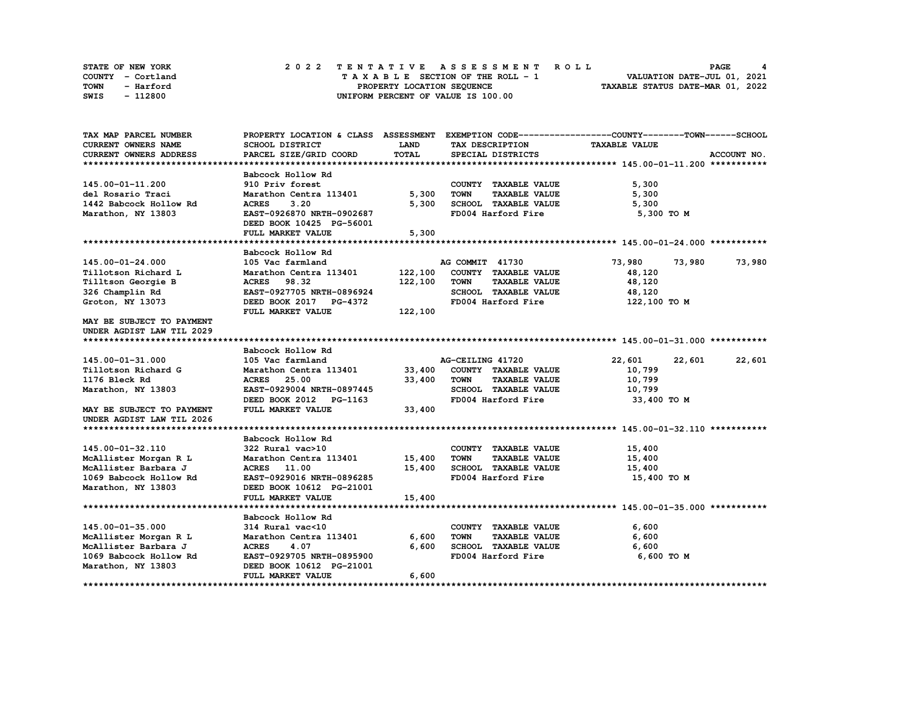STATE OF NEW YORK — COUNTY - Cortland — TOWN - Harford — SWIS - 112800

# 2022 TENTATIVE ASSESSMENT ROLL

TAXABLE SECTION OF THE ROLL - 1
PROPERTY LOCATION SEQUENCE
UNIFORM PERCENT OF VALUE IS 100.00

VALUATION DATE-JUL 01, 2021
TAXABLE STATUS DATE-MAR 01, 2022

| TAX MAP PARCEL NUMBER / CURRENT OWNERS NAME / CURRENT OWNERS ADDRESS | PROPERTY LOCATION & CLASS / SCHOOL DISTRICT / PARCEL SIZE/GRID COORD | ASSESSMENT LAND / TOTAL | EXEMPTION CODE / TAX DESCRIPTION / SPECIAL DISTRICTS | COUNTY TAXABLE VALUE | TOWN | SCHOOL | ACCOUNT NO. |
|---|---|---|---|---|---|---|---|
| **145.00-01-11.200** | Babcock Hollow Rd | | | | | | |
| 145.00-01-11.200 | 910 Priv forest | | COUNTY TAXABLE VALUE | 5,300 | | | |
| del Rosario Traci | Marathon Centra 113401 | 5,300 | TOWN TAXABLE VALUE | 5,300 | | | |
| 1442 Babcock Hollow Rd | ACRES 3.20 | 5,300 | SCHOOL TAXABLE VALUE | 5,300 | | | |
| Marathon, NY 13803 | EAST-0926870 NRTH-0902687 | | FD004 Harford Fire | 5,300 TO M | | | |
| | DEED BOOK 10425 PG-56001 | | | | | | |
| | FULL MARKET VALUE | 5,300 | | | | | |
| **145.00-01-24.000** | Babcock Hollow Rd | | | | | | |
| 145.00-01-24.000 | 105 Vac farmland | | AG COMMIT 41730 | 73,980 | 73,980 | 73,980 | |
| Tillotson Richard L | Marathon Centra 113401 | 122,100 | COUNTY TAXABLE VALUE | 48,120 | | | |
| Tilltson Georgie B | ACRES 98.32 | 122,100 | TOWN TAXABLE VALUE | 48,120 | | | |
| 326 Champlin Rd | EAST-0927705 NRTH-0896924 | | SCHOOL TAXABLE VALUE | 48,120 | | | |
| Groton, NY 13073 | DEED BOOK 2017 PG-4372 | | FD004 Harford Fire | 122,100 TO M | | | |
| | FULL MARKET VALUE | 122,100 | | | | | |
| MAY BE SUBJECT TO PAYMENT UNDER AGDIST LAW TIL 2029 | | | | | | | |
| **145.00-01-31.000** | Babcock Hollow Rd | | | | | | |
| 145.00-01-31.000 | 105 Vac farmland | | AG-CEILING 41720 | 22,601 | 22,601 | 22,601 | |
| Tillotson Richard G | Marathon Centra 113401 | 33,400 | COUNTY TAXABLE VALUE | 10,799 | | | |
| 1176 Bleck Rd | ACRES 25.00 | 33,400 | TOWN TAXABLE VALUE | 10,799 | | | |
| Marathon, NY 13803 | EAST-0929004 NRTH-0897445 | | SCHOOL TAXABLE VALUE | 10,799 | | | |
| | DEED BOOK 2012 PG-1163 | | FD004 Harford Fire | 33,400 TO M | | | |
| MAY BE SUBJECT TO PAYMENT UNDER AGDIST LAW TIL 2026 | FULL MARKET VALUE | 33,400 | | | | | |
| **145.00-01-32.110** | Babcock Hollow Rd | | | | | | |
| 145.00-01-32.110 | 322 Rural vac>10 | | COUNTY TAXABLE VALUE | 15,400 | | | |
| McAllister Morgan R L | Marathon Centra 113401 | 15,400 | TOWN TAXABLE VALUE | 15,400 | | | |
| McAllister Barbara J | ACRES 11.00 | 15,400 | SCHOOL TAXABLE VALUE | 15,400 | | | |
| 1069 Babcock Hollow Rd | EAST-0929016 NRTH-0896285 | | FD004 Harford Fire | 15,400 TO M | | | |
| Marathon, NY 13803 | DEED BOOK 10612 PG-21001 | | | | | | |
| | FULL MARKET VALUE | 15,400 | | | | | |
| **145.00-01-35.000** | Babcock Hollow Rd | | | | | | |
| 145.00-01-35.000 | 314 Rural vac<10 | | COUNTY TAXABLE VALUE | 6,600 | | | |
| McAllister Morgan R L | Marathon Centra 113401 | 6,600 | TOWN TAXABLE VALUE | 6,600 | | | |
| McAllister Barbara J | ACRES 4.07 | 6,600 | SCHOOL TAXABLE VALUE | 6,600 | | | |
| 1069 Babcock Hollow Rd | EAST-0929705 NRTH-0895900 | | FD004 Harford Fire | 6,600 TO M | | | |
| Marathon, NY 13803 | DEED BOOK 10612 PG-21001 | | | | | | |
| | FULL MARKET VALUE | 6,600 | | | | | |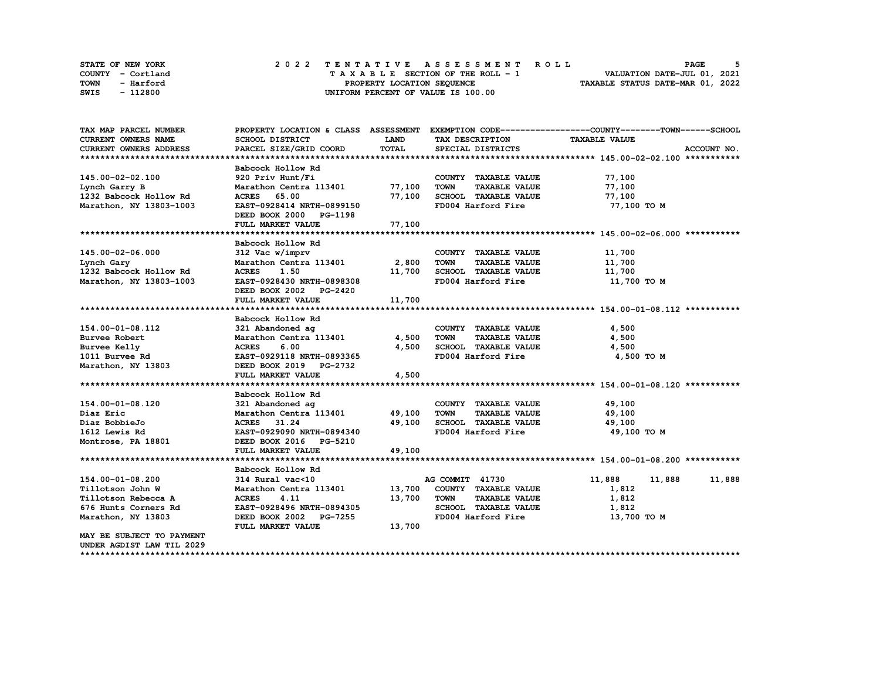STATE OF NEW YORK — 2022 TENTATIVE ASSESSMENT ROLL
COUNTY - Cortland — TAXABLE SECTION OF THE ROLL - 1 — VALUATION DATE-JUL 01, 2021
TOWN - Harford — PROPERTY LOCATION SEQUENCE — TAXABLE STATUS DATE-MAR 01, 2022
SWIS - 112800 — UNIFORM PERCENT OF VALUE IS 100.00

| TAX MAP PARCEL NUMBER / CURRENT OWNERS NAME / CURRENT OWNERS ADDRESS | PROPERTY LOCATION & CLASS / SCHOOL DISTRICT / PARCEL SIZE/GRID COORD | ASSESSMENT LAND | TOTAL | EXEMPTION CODE / TAX DESCRIPTION / SPECIAL DISTRICTS | COUNTY TAXABLE VALUE | TOWN | SCHOOL | ACCOUNT NO. |
|---|---|---|---|---|---|---|---|---|
| **145.00-02-02.100** | Babcock Hollow Rd | | | | | | | |
| 145.00-02-02.100 | 920 Priv Hunt/Fi | | | COUNTY TAXABLE VALUE | 77,100 | | | |
| Lynch Garry B | Marathon Centra 113401 | 77,100 | | TOWN TAXABLE VALUE | 77,100 | | | |
| 1232 Babcock Hollow Rd | ACRES 65.00 | | 77,100 | SCHOOL TAXABLE VALUE | 77,100 | | | |
| Marathon, NY 13803-1003 | EAST-0928414 NRTH-0899150 | | | FD004 Harford Fire | 77,100 TO M | | | |
| | DEED BOOK 2000 PG-1198 | | | | | | | |
| | FULL MARKET VALUE | | 77,100 | | | | | |
| **145.00-02-06.000** | Babcock Hollow Rd | | | | | | | |
| 145.00-02-06.000 | 312 Vac w/imprv | | | COUNTY TAXABLE VALUE | 11,700 | | | |
| Lynch Gary | Marathon Centra 113401 | 2,800 | | TOWN TAXABLE VALUE | 11,700 | | | |
| 1232 Babcock Hollow Rd | ACRES 1.50 | | 11,700 | SCHOOL TAXABLE VALUE | 11,700 | | | |
| Marathon, NY 13803-1003 | EAST-0928430 NRTH-0898308 | | | FD004 Harford Fire | 11,700 TO M | | | |
| | DEED BOOK 2002 PG-2420 | | | | | | | |
| | FULL MARKET VALUE | | 11,700 | | | | | |
| **154.00-01-08.112** | Babcock Hollow Rd | | | | | | | |
| 154.00-01-08.112 | 321 Abandoned ag | | | COUNTY TAXABLE VALUE | 4,500 | | | |
| Burvee Robert | Marathon Centra 113401 | 4,500 | | TOWN TAXABLE VALUE | 4,500 | | | |
| Burvee Kelly | ACRES 6.00 | | 4,500 | SCHOOL TAXABLE VALUE | 4,500 | | | |
| 1011 Burvee Rd | EAST-0929118 NRTH-0893365 | | | FD004 Harford Fire | 4,500 TO M | | | |
| Marathon, NY 13803 | DEED BOOK 2019 PG-2732 | | | | | | | |
| | FULL MARKET VALUE | | 4,500 | | | | | |
| **154.00-01-08.120** | Babcock Hollow Rd | | | | | | | |
| 154.00-01-08.120 | 321 Abandoned ag | | | COUNTY TAXABLE VALUE | 49,100 | | | |
| Diaz Eric | Marathon Centra 113401 | 49,100 | | TOWN TAXABLE VALUE | 49,100 | | | |
| Diaz BobbieJo | ACRES 31.24 | | 49,100 | SCHOOL TAXABLE VALUE | 49,100 | | | |
| 1612 Lewis Rd | EAST-0929090 NRTH-0894340 | | | FD004 Harford Fire | 49,100 TO M | | | |
| Montrose, PA 18801 | DEED BOOK 2016 PG-5210 | | | | | | | |
| | FULL MARKET VALUE | | 49,100 | | | | | |
| **154.00-01-08.200** | Babcock Hollow Rd | | | | | | | |
| 154.00-01-08.200 | 314 Rural vac<10 | | | AG COMMIT 41730 | 11,888 | 11,888 | 11,888 | |
| Tillotson John W | Marathon Centra 113401 | 13,700 | | COUNTY TAXABLE VALUE | 1,812 | | | |
| Tillotson Rebecca A | ACRES 4.11 | | 13,700 | TOWN TAXABLE VALUE | 1,812 | | | |
| 676 Hunts Corners Rd | EAST-0928496 NRTH-0894305 | | | SCHOOL TAXABLE VALUE | 1,812 | | | |
| Marathon, NY 13803 | DEED BOOK 2002 PG-7255 | | | FD004 Harford Fire | 13,700 TO M | | | |
| | FULL MARKET VALUE | | 13,700 | | | | | |
| MAY BE SUBJECT TO PAYMENT UNDER AGDIST LAW TIL 2029 | | | | | | | | |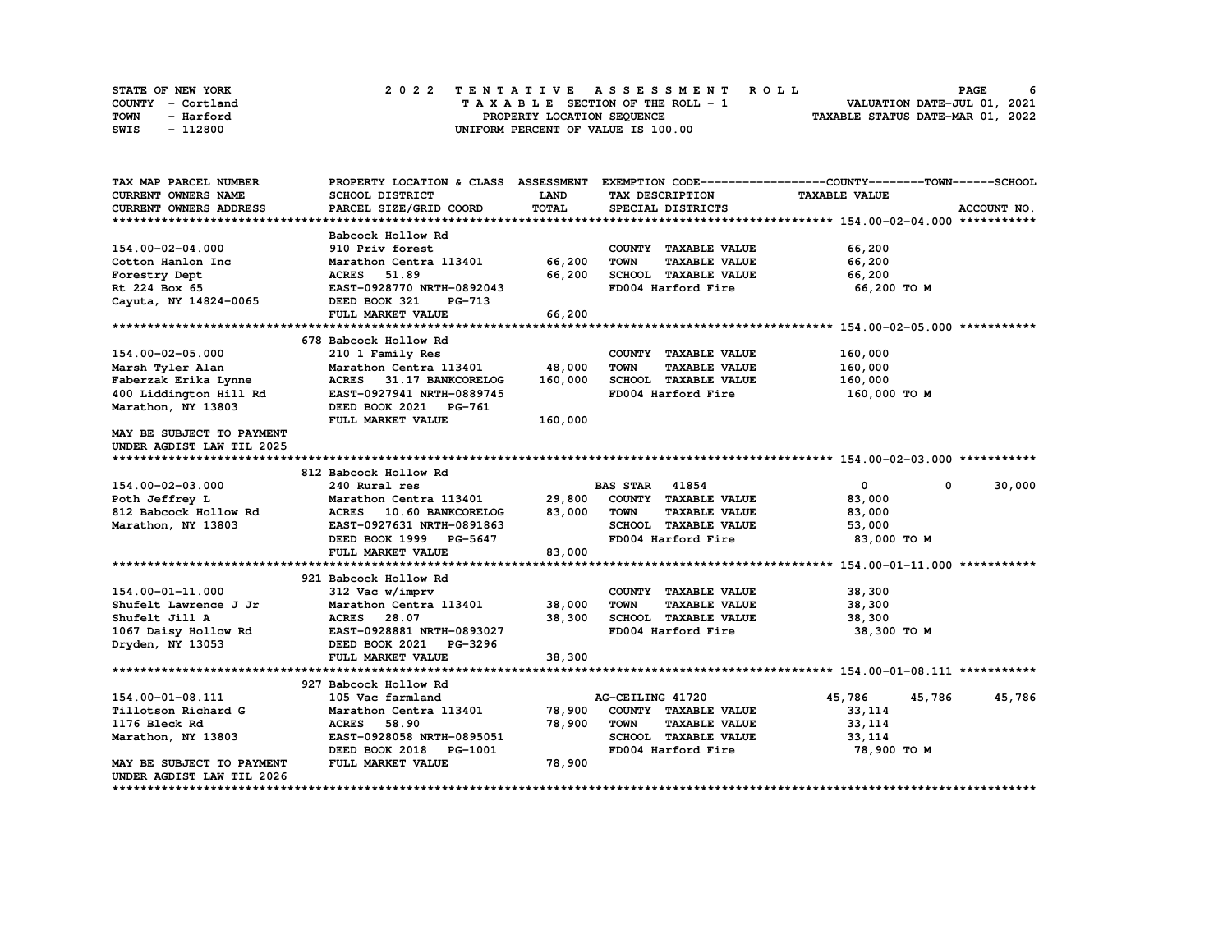STATE OF NEW YORK
COUNTY - Cortland
TOWN - Harford
SWIS - 112800

2022 TENTATIVE ASSESSMENT ROLL
TAXABLE SECTION OF THE ROLL - 1
PROPERTY LOCATION SEQUENCE
UNIFORM PERCENT OF VALUE IS 100.00

VALUATION DATE-JUL 01, 2021
TAXABLE STATUS DATE-MAR 01, 2022

| TAX MAP PARCEL NUMBER / CURRENT OWNERS NAME / CURRENT OWNERS ADDRESS | PROPERTY LOCATION & CLASS / SCHOOL DISTRICT / PARCEL SIZE/GRID COORD | ASSESSMENT LAND / TOTAL | EXEMPTION CODE / TAX DESCRIPTION / SPECIAL DISTRICTS | COUNTY TAXABLE VALUE | TOWN | SCHOOL |
|---|---|---|---|---|---|---|
| **154.00-02-04.000** | Babcock Hollow Rd | | | | | |
| 154.00-02-04.000 | 910 Priv forest | | COUNTY TAXABLE VALUE | 66,200 | | |
| Cotton Hanlon Inc | Marathon Centra 113401 | 66,200 | TOWN TAXABLE VALUE | 66,200 | | |
| Forestry Dept | ACRES 51.89 | 66,200 | SCHOOL TAXABLE VALUE | 66,200 | | |
| Rt 224 Box 65 | EAST-0928770 NRTH-0892043 | | FD004 Harford Fire | 66,200 TO M | | |
| Cayuta, NY 14824-0065 | DEED BOOK 321 PG-713 | | | | | |
| | FULL MARKET VALUE | 66,200 | | | | |
| **154.00-02-05.000** | 678 Babcock Hollow Rd | | | | | |
| 154.00-02-05.000 | 210 1 Family Res | | COUNTY TAXABLE VALUE | 160,000 | | |
| Marsh Tyler Alan | Marathon Centra 113401 | 48,000 | TOWN TAXABLE VALUE | 160,000 | | |
| Faberzak Erika Lynne | ACRES 31.17 BANKCORELOG | 160,000 | SCHOOL TAXABLE VALUE | 160,000 | | |
| 400 Liddington Hill Rd | EAST-0927941 NRTH-0889745 | | FD004 Harford Fire | 160,000 TO M | | |
| Marathon, NY 13803 | DEED BOOK 2021 PG-761 | | | | | |
| | FULL MARKET VALUE | 160,000 | | | | |
| MAY BE SUBJECT TO PAYMENT UNDER AGDIST LAW TIL 2025 | | | | | | |
| **154.00-02-03.000** | 812 Babcock Hollow Rd | | | | | |
| 154.00-02-03.000 | 240 Rural res | | BAS STAR 41854 | 0 | 0 | 30,000 |
| Poth Jeffrey L | Marathon Centra 113401 | 29,800 | COUNTY TAXABLE VALUE | 83,000 | | |
| 812 Babcock Hollow Rd | ACRES 10.60 BANKCORELOG | 83,000 | TOWN TAXABLE VALUE | 83,000 | | |
| Marathon, NY 13803 | EAST-0927631 NRTH-0891863 | | SCHOOL TAXABLE VALUE | 53,000 | | |
| | DEED BOOK 1999 PG-5647 | | FD004 Harford Fire | 83,000 TO M | | |
| | FULL MARKET VALUE | 83,000 | | | | |
| **154.00-01-11.000** | 921 Babcock Hollow Rd | | | | | |
| 154.00-01-11.000 | 312 Vac w/imprv | | COUNTY TAXABLE VALUE | 38,300 | | |
| Shufelt Lawrence J Jr | Marathon Centra 113401 | 38,000 | TOWN TAXABLE VALUE | 38,300 | | |
| Shufelt Jill A | ACRES 28.07 | 38,300 | SCHOOL TAXABLE VALUE | 38,300 | | |
| 1067 Daisy Hollow Rd | EAST-0928881 NRTH-0893027 | | FD004 Harford Fire | 38,300 TO M | | |
| Dryden, NY 13053 | DEED BOOK 2021 PG-3296 | | | | | |
| | FULL MARKET VALUE | 38,300 | | | | |
| **154.00-01-08.111** | 927 Babcock Hollow Rd | | | | | |
| 154.00-01-08.111 | 105 Vac farmland | | AG-CEILING 41720 | 45,786 | 45,786 | 45,786 |
| Tillotson Richard G | Marathon Centra 113401 | 78,900 | COUNTY TAXABLE VALUE | 33,114 | | |
| 1176 Bleck Rd | ACRES 58.90 | 78,900 | TOWN TAXABLE VALUE | 33,114 | | |
| Marathon, NY 13803 | EAST-0928058 NRTH-0895051 | | SCHOOL TAXABLE VALUE | 33,114 | | |
| | DEED BOOK 2018 PG-1001 | | FD004 Harford Fire | 78,900 TO M | | |
| MAY BE SUBJECT TO PAYMENT UNDER AGDIST LAW TIL 2026 | FULL MARKET VALUE | 78,900 | | | | |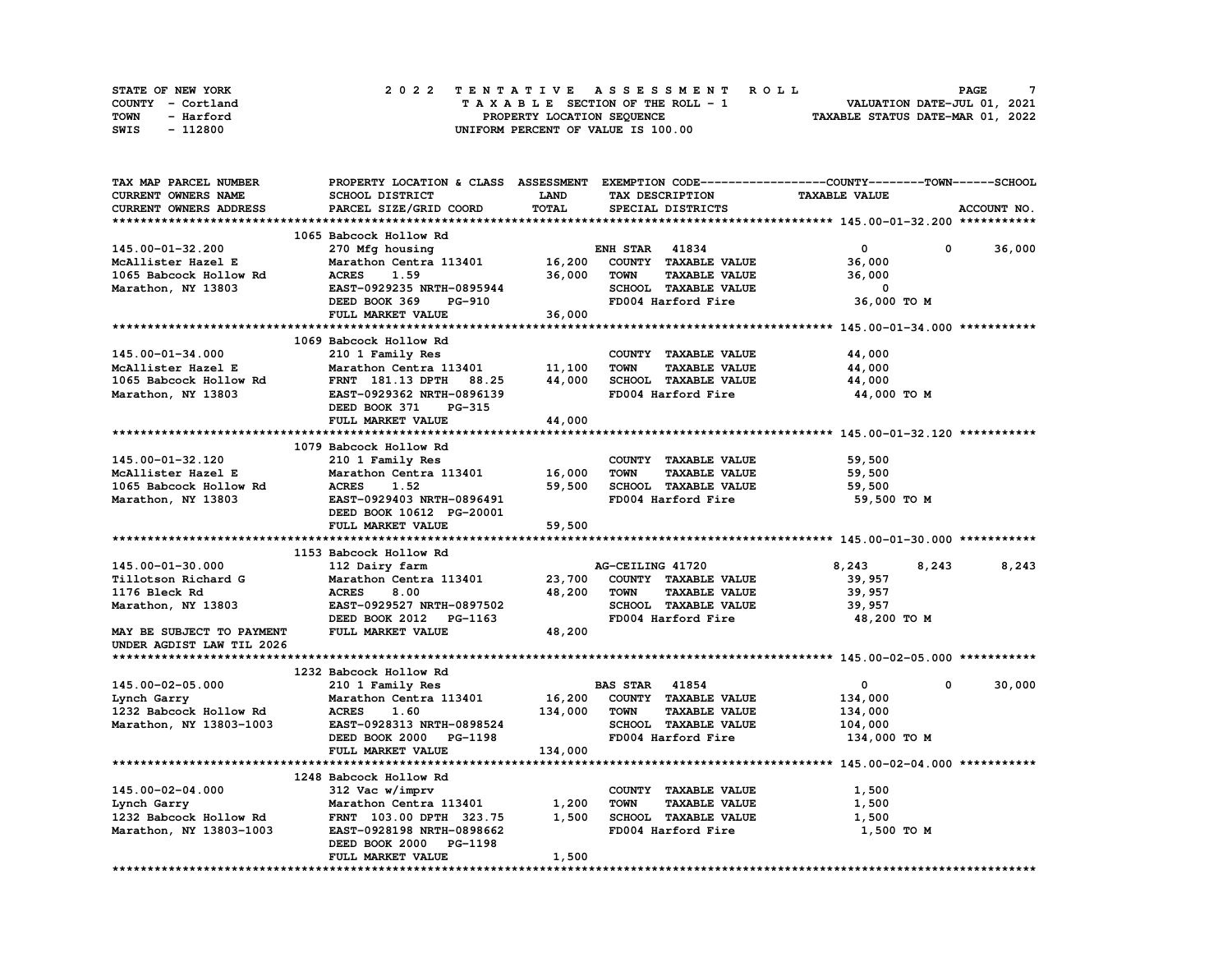STATE OF NEW YORK
COUNTY - Cortland
TOWN - Harford
SWIS - 112800

# 2022 TENTATIVE ASSESSMENT ROLL
TAXABLE SECTION OF THE ROLL - 1
PROPERTY LOCATION SEQUENCE
UNIFORM PERCENT OF VALUE IS 100.00

VALUATION DATE-JUL 01, 2021
TAXABLE STATUS DATE-MAR 01, 2022

| TAX MAP PARCEL NUMBER / CURRENT OWNERS NAME / CURRENT OWNERS ADDRESS | PROPERTY LOCATION & CLASS / SCHOOL DISTRICT / PARCEL SIZE/GRID COORD | ASSESSMENT LAND | TOTAL | EXEMPTION CODE / TAX DESCRIPTION / SPECIAL DISTRICTS | COUNTY TAXABLE VALUE | TOWN | SCHOOL | ACCOUNT NO. |
|---|---|---|---|---|---|---|---|---|
| **145.00-01-32.200** | 1065 Babcock Hollow Rd | | | | | | | |
| 145.00-01-32.200 | 270 Mfg housing | | | ENH STAR 41834 | 0 | 0 | 36,000 | |
| McAllister Hazel E | Marathon Centra 113401 | 16,200 | | COUNTY TAXABLE VALUE | 36,000 | | | |
| 1065 Babcock Hollow Rd | ACRES 1.59 | | 36,000 | TOWN TAXABLE VALUE | 36,000 | | | |
| Marathon, NY 13803 | EAST-0929235 NRTH-0895944 | | | SCHOOL TAXABLE VALUE | 0 | | | |
| | DEED BOOK 369 PG-910 | | | FD004 Harford Fire | 36,000 TO M | | | |
| | FULL MARKET VALUE | | 36,000 | | | | | |
| **145.00-01-34.000** | 1069 Babcock Hollow Rd | | | | | | | |
| 145.00-01-34.000 | 210 1 Family Res | | | COUNTY TAXABLE VALUE | 44,000 | | | |
| McAllister Hazel E | Marathon Centra 113401 | 11,100 | | TOWN TAXABLE VALUE | 44,000 | | | |
| 1065 Babcock Hollow Rd | FRNT 181.13 DPTH 88.25 | | 44,000 | SCHOOL TAXABLE VALUE | 44,000 | | | |
| Marathon, NY 13803 | EAST-0929362 NRTH-0896139 | | | FD004 Harford Fire | 44,000 TO M | | | |
| | DEED BOOK 371 PG-315 | | | | | | | |
| | FULL MARKET VALUE | | 44,000 | | | | | |
| **145.00-01-32.120** | 1079 Babcock Hollow Rd | | | | | | | |
| 145.00-01-32.120 | 210 1 Family Res | | | COUNTY TAXABLE VALUE | 59,500 | | | |
| McAllister Hazel E | Marathon Centra 113401 | 16,000 | | TOWN TAXABLE VALUE | 59,500 | | | |
| 1065 Babcock Hollow Rd | ACRES 1.52 | | 59,500 | SCHOOL TAXABLE VALUE | 59,500 | | | |
| Marathon, NY 13803 | EAST-0929403 NRTH-0896491 | | | FD004 Harford Fire | 59,500 TO M | | | |
| | DEED BOOK 10612 PG-20001 | | | | | | | |
| | FULL MARKET VALUE | | 59,500 | | | | | |
| **145.00-01-30.000** | 1153 Babcock Hollow Rd | | | | | | | |
| 145.00-01-30.000 | 112 Dairy farm | | | AG-CEILING 41720 | 8,243 | 8,243 | 8,243 | |
| Tillotson Richard G | Marathon Centra 113401 | 23,700 | | COUNTY TAXABLE VALUE | 39,957 | | | |
| 1176 Bleck Rd | ACRES 8.00 | | 48,200 | TOWN TAXABLE VALUE | 39,957 | | | |
| Marathon, NY 13803 | EAST-0929527 NRTH-0897502 | | | SCHOOL TAXABLE VALUE | 39,957 | | | |
| | DEED BOOK 2012 PG-1163 | | | FD004 Harford Fire | 48,200 TO M | | | |
| MAY BE SUBJECT TO PAYMENT UNDER AGDIST LAW TIL 2026 | FULL MARKET VALUE | | 48,200 | | | | | |
| **145.00-02-05.000** | 1232 Babcock Hollow Rd | | | | | | | |
| 145.00-02-05.000 | 210 1 Family Res | | | BAS STAR 41854 | 0 | 0 | 30,000 | |
| Lynch Garry | Marathon Centra 113401 | 16,200 | | COUNTY TAXABLE VALUE | 134,000 | | | |
| 1232 Babcock Hollow Rd | ACRES 1.60 | | 134,000 | TOWN TAXABLE VALUE | 134,000 | | | |
| Marathon, NY 13803-1003 | EAST-0928313 NRTH-0898524 | | | SCHOOL TAXABLE VALUE | 104,000 | | | |
| | DEED BOOK 2000 PG-1198 | | | FD004 Harford Fire | 134,000 TO M | | | |
| | FULL MARKET VALUE | | 134,000 | | | | | |
| **145.00-02-04.000** | 1248 Babcock Hollow Rd | | | | | | | |
| 145.00-02-04.000 | 312 Vac w/imprv | | | COUNTY TAXABLE VALUE | 1,500 | | | |
| Lynch Garry | Marathon Centra 113401 | 1,200 | | TOWN TAXABLE VALUE | 1,500 | | | |
| 1232 Babcock Hollow Rd | FRNT 103.00 DPTH 323.75 | | 1,500 | SCHOOL TAXABLE VALUE | 1,500 | | | |
| Marathon, NY 13803-1003 | EAST-0928198 NRTH-0898662 | | | FD004 Harford Fire | 1,500 TO M | | | |
| | DEED BOOK 2000 PG-1198 | | | | | | | |
| | FULL MARKET VALUE | | 1,500 | | | | | |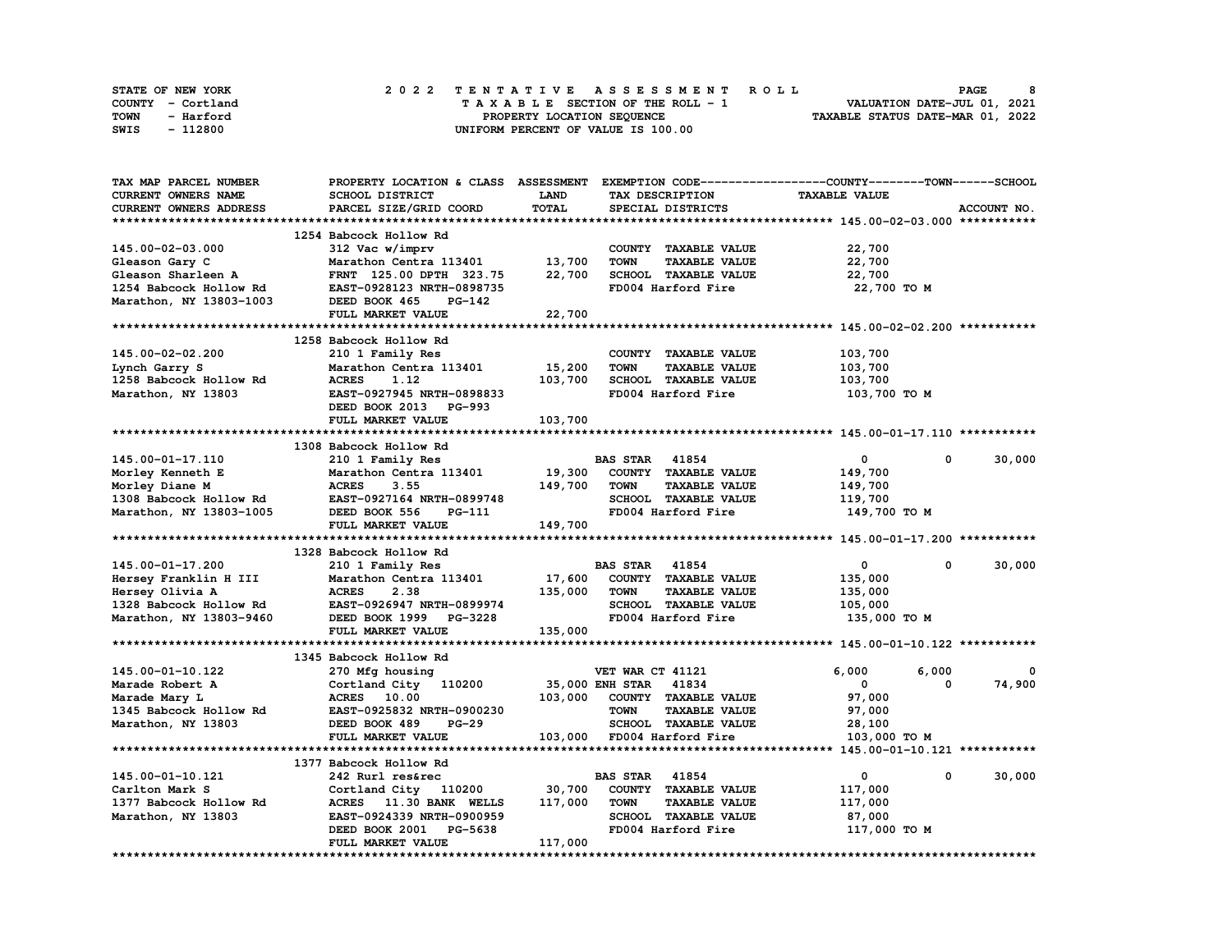STATE OF NEW YORK
COUNTY - Cortland
TOWN - Harford
SWIS - 112800

# 2022 TENTATIVE ASSESSMENT ROLL

TAXABLE SECTION OF THE ROLL - 1
PROPERTY LOCATION SEQUENCE
UNIFORM PERCENT OF VALUE IS 100.00

VALUATION DATE-JUL 01, 2021
TAXABLE STATUS DATE-MAR 01, 2022

| TAX MAP PARCEL NUMBER / CURRENT OWNERS NAME / CURRENT OWNERS ADDRESS | PROPERTY LOCATION & CLASS / SCHOOL DISTRICT / PARCEL SIZE/GRID COORD | ASSESSMENT LAND / TOTAL | EXEMPTION CODE / TAX DESCRIPTION / SPECIAL DISTRICTS | COUNTY TAXABLE VALUE | TOWN | SCHOOL | ACCOUNT NO. |
|---|---|---|---|---|---|---|---|
| **145.00-02-03.000** | 1254 Babcock Hollow Rd | | | | | | |
| 145.00-02-03.000 | 312 Vac w/imprv | | COUNTY TAXABLE VALUE | 22,700 | | | |
| Gleason Gary C | Marathon Centra 113401 | 13,700 | TOWN TAXABLE VALUE | 22,700 | | | |
| Gleason Sharleen A | FRNT 125.00 DPTH 323.75 | 22,700 | SCHOOL TAXABLE VALUE | 22,700 | | | |
| 1254 Babcock Hollow Rd | EAST-0928123 NRTH-0898735 | | FD004 Harford Fire | 22,700 TO M | | | |
| Marathon, NY 13803-1003 | DEED BOOK 465 PG-142 | | | | | | |
| | FULL MARKET VALUE | 22,700 | | | | | |
| **145.00-02-02.200** | 1258 Babcock Hollow Rd | | | | | | |
| 145.00-02-02.200 | 210 1 Family Res | | COUNTY TAXABLE VALUE | 103,700 | | | |
| Lynch Garry S | Marathon Centra 113401 | 15,200 | TOWN TAXABLE VALUE | 103,700 | | | |
| 1258 Babcock Hollow Rd | ACRES 1.12 | 103,700 | SCHOOL TAXABLE VALUE | 103,700 | | | |
| Marathon, NY 13803 | EAST-0927945 NRTH-0898833 | | FD004 Harford Fire | 103,700 TO M | | | |
| | DEED BOOK 2013 PG-993 | | | | | | |
| | FULL MARKET VALUE | 103,700 | | | | | |
| **145.00-01-17.110** | 1308 Babcock Hollow Rd | | | | | | |
| 145.00-01-17.110 | 210 1 Family Res | | BAS STAR 41854 | 0 | 0 | 30,000 | |
| Morley Kenneth E | Marathon Centra 113401 | 19,300 | COUNTY TAXABLE VALUE | 149,700 | | | |
| Morley Diane M | ACRES 3.55 | 149,700 | TOWN TAXABLE VALUE | 149,700 | | | |
| 1308 Babcock Hollow Rd | EAST-0927164 NRTH-0899748 | | SCHOOL TAXABLE VALUE | 119,700 | | | |
| Marathon, NY 13803-1005 | DEED BOOK 556 PG-111 | | FD004 Harford Fire | 149,700 TO M | | | |
| | FULL MARKET VALUE | 149,700 | | | | | |
| **145.00-01-17.200** | 1328 Babcock Hollow Rd | | | | | | |
| 145.00-01-17.200 | 210 1 Family Res | | BAS STAR 41854 | 0 | 0 | 30,000 | |
| Hersey Franklin H III | Marathon Centra 113401 | 17,600 | COUNTY TAXABLE VALUE | 135,000 | | | |
| Hersey Olivia A | ACRES 2.38 | 135,000 | TOWN TAXABLE VALUE | 135,000 | | | |
| 1328 Babcock Hollow Rd | EAST-0926947 NRTH-0899974 | | SCHOOL TAXABLE VALUE | 105,000 | | | |
| Marathon, NY 13803-9460 | DEED BOOK 1999 PG-3228 | | FD004 Harford Fire | 135,000 TO M | | | |
| | FULL MARKET VALUE | 135,000 | | | | | |
| **145.00-01-10.122** | 1345 Babcock Hollow Rd | | | | | | |
| 145.00-01-10.122 | 270 Mfg housing | | VET WAR CT 41121 | 6,000 | 6,000 | 0 | |
| Marade Robert A | Cortland City 110200 | 35,000 | ENH STAR 41834 | 0 | 0 | 74,900 | |
| Marade Mary L | ACRES 10.00 | 103,000 | COUNTY TAXABLE VALUE | 97,000 | | | |
| 1345 Babcock Hollow Rd | EAST-0925832 NRTH-0900230 | | TOWN TAXABLE VALUE | 97,000 | | | |
| Marathon, NY 13803 | DEED BOOK 489 PG-29 | | SCHOOL TAXABLE VALUE | 28,100 | | | |
| | FULL MARKET VALUE | 103,000 | FD004 Harford Fire | 103,000 TO M | | | |
| **145.00-01-10.121** | 1377 Babcock Hollow Rd | | | | | | |
| 145.00-01-10.121 | 242 Rurl res&rec | | BAS STAR 41854 | 0 | 0 | 30,000 | |
| Carlton Mark S | Cortland City 110200 | 30,700 | COUNTY TAXABLE VALUE | 117,000 | | | |
| 1377 Babcock Hollow Rd | ACRES 11.30 BANK WELLS | 117,000 | TOWN TAXABLE VALUE | 117,000 | | | |
| Marathon, NY 13803 | EAST-0924339 NRTH-0900959 | | SCHOOL TAXABLE VALUE | 87,000 | | | |
| | DEED BOOK 2001 PG-5638 | | FD004 Harford Fire | 117,000 TO M | | | |
| | FULL MARKET VALUE | 117,000 | | | | | |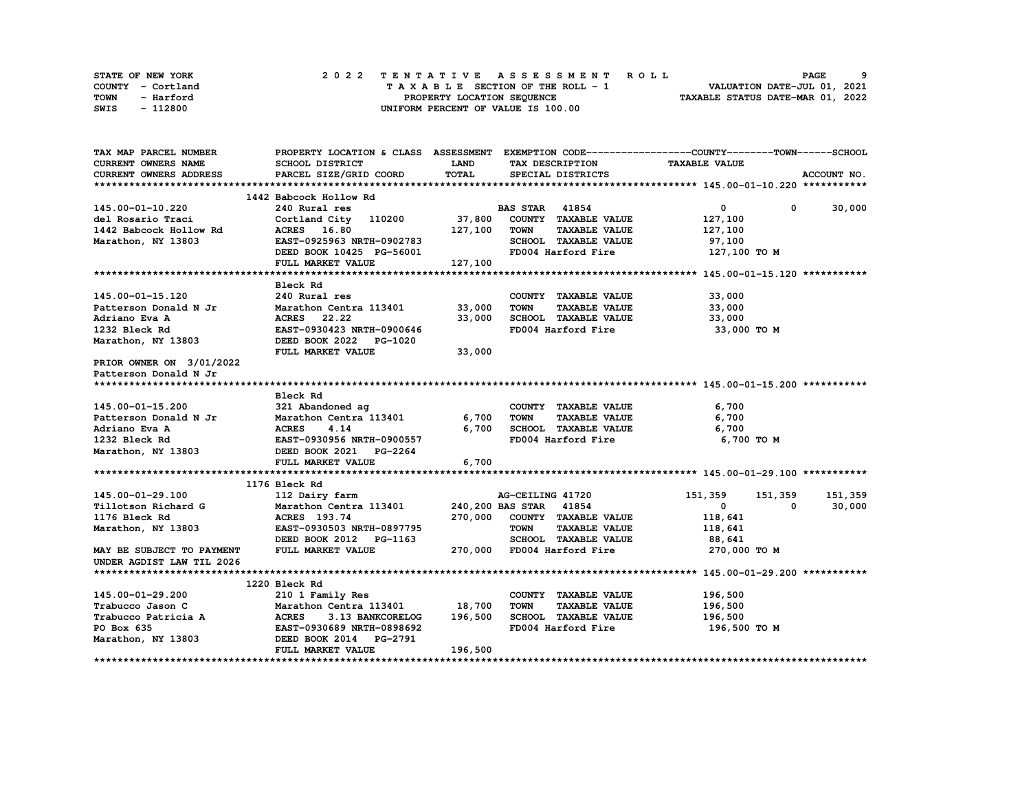STATE OF NEW YORK
COUNTY - Cortland
TOWN - Harford
SWIS - 112800

2 0 2 2 T E N T A T I V E A S S E S S M E N T R O L L
T A X A B L E SECTION OF THE ROLL - 1
PROPERTY LOCATION SEQUENCE
UNIFORM PERCENT OF VALUE IS 100.00

VALUATION DATE-JUL 01, 2021
TAXABLE STATUS DATE-MAR 01, 2022

| TAX MAP PARCEL NUMBER / CURRENT OWNERS NAME / CURRENT OWNERS ADDRESS | PROPERTY LOCATION & CLASS / SCHOOL DISTRICT / PARCEL SIZE/GRID COORD | ASSESSMENT LAND / TOTAL | EXEMPTION CODE / TAX DESCRIPTION / SPECIAL DISTRICTS | COUNTY TAXABLE VALUE | TOWN | SCHOOL / ACCOUNT NO. |
|---|---|---|---|---|---|---|
| **145.00-01-10.220** | 1442 Babcock Hollow Rd | | | | | |
| 145.00-01-10.220 | 240 Rural res | | BAS STAR 41854 | 0 | 0 | 30,000 |
| del Rosario Traci | Cortland City 110200 | 37,800 | COUNTY TAXABLE VALUE | 127,100 | | |
| 1442 Babcock Hollow Rd | ACRES 16.80 | 127,100 | TOWN TAXABLE VALUE | 127,100 | | |
| Marathon, NY 13803 | EAST-0925963 NRTH-0902783 | | SCHOOL TAXABLE VALUE | 97,100 | | |
| | DEED BOOK 10425 PG-56001 | | FD004 Harford Fire | 127,100 TO M | | |
| | FULL MARKET VALUE | 127,100 | | | | |
| **145.00-01-15.120** | Bleck Rd | | | | | |
| 145.00-01-15.120 | 240 Rural res | | COUNTY TAXABLE VALUE | 33,000 | | |
| Patterson Donald N Jr | Marathon Centra 113401 | 33,000 | TOWN TAXABLE VALUE | 33,000 | | |
| Adriano Eva A | ACRES 22.22 | 33,000 | SCHOOL TAXABLE VALUE | 33,000 | | |
| 1232 Bleck Rd | EAST-0930423 NRTH-0900646 | | FD004 Harford Fire | 33,000 TO M | | |
| Marathon, NY 13803 | DEED BOOK 2022 PG-1020 | | | | | |
| | FULL MARKET VALUE | 33,000 | | | | |
| PRIOR OWNER ON 3/01/2022 | | | | | | |
| Patterson Donald N Jr | | | | | | |
| **145.00-01-15.200** | Bleck Rd | | | | | |
| 145.00-01-15.200 | 321 Abandoned ag | | COUNTY TAXABLE VALUE | 6,700 | | |
| Patterson Donald N Jr | Marathon Centra 113401 | 6,700 | TOWN TAXABLE VALUE | 6,700 | | |
| Adriano Eva A | ACRES 4.14 | 6,700 | SCHOOL TAXABLE VALUE | 6,700 | | |
| 1232 Bleck Rd | EAST-0930956 NRTH-0900557 | | FD004 Harford Fire | 6,700 TO M | | |
| Marathon, NY 13803 | DEED BOOK 2021 PG-2264 | | | | | |
| | FULL MARKET VALUE | 6,700 | | | | |
| **145.00-01-29.100** | 1176 Bleck Rd | | | | | |
| 145.00-01-29.100 | 112 Dairy farm | | AG-CEILING 41720 | 151,359 | 151,359 | 151,359 |
| Tillotson Richard G | Marathon Centra 113401 | 240,200 | BAS STAR 41854 | 0 | 0 | 30,000 |
| 1176 Bleck Rd | ACRES 193.74 | 270,000 | COUNTY TAXABLE VALUE | 118,641 | | |
| Marathon, NY 13803 | EAST-0930503 NRTH-0897795 | | TOWN TAXABLE VALUE | 118,641 | | |
| | DEED BOOK 2012 PG-1163 | | SCHOOL TAXABLE VALUE | 88,641 | | |
| MAY BE SUBJECT TO PAYMENT | FULL MARKET VALUE | 270,000 | FD004 Harford Fire | 270,000 TO M | | |
| UNDER AGDIST LAW TIL 2026 | | | | | | |
| **145.00-01-29.200** | 1220 Bleck Rd | | | | | |
| 145.00-01-29.200 | 210 1 Family Res | | COUNTY TAXABLE VALUE | 196,500 | | |
| Trabucco Jason C | Marathon Centra 113401 | 18,700 | TOWN TAXABLE VALUE | 196,500 | | |
| Trabucco Patricia A | ACRES 3.13 BANKCORELOG | 196,500 | SCHOOL TAXABLE VALUE | 196,500 | | |
| PO Box 635 | EAST-0930689 NRTH-0898692 | | FD004 Harford Fire | 196,500 TO M | | |
| Marathon, NY 13803 | DEED BOOK 2014 PG-2791 | | | | | |
| | FULL MARKET VALUE | 196,500 | | | | |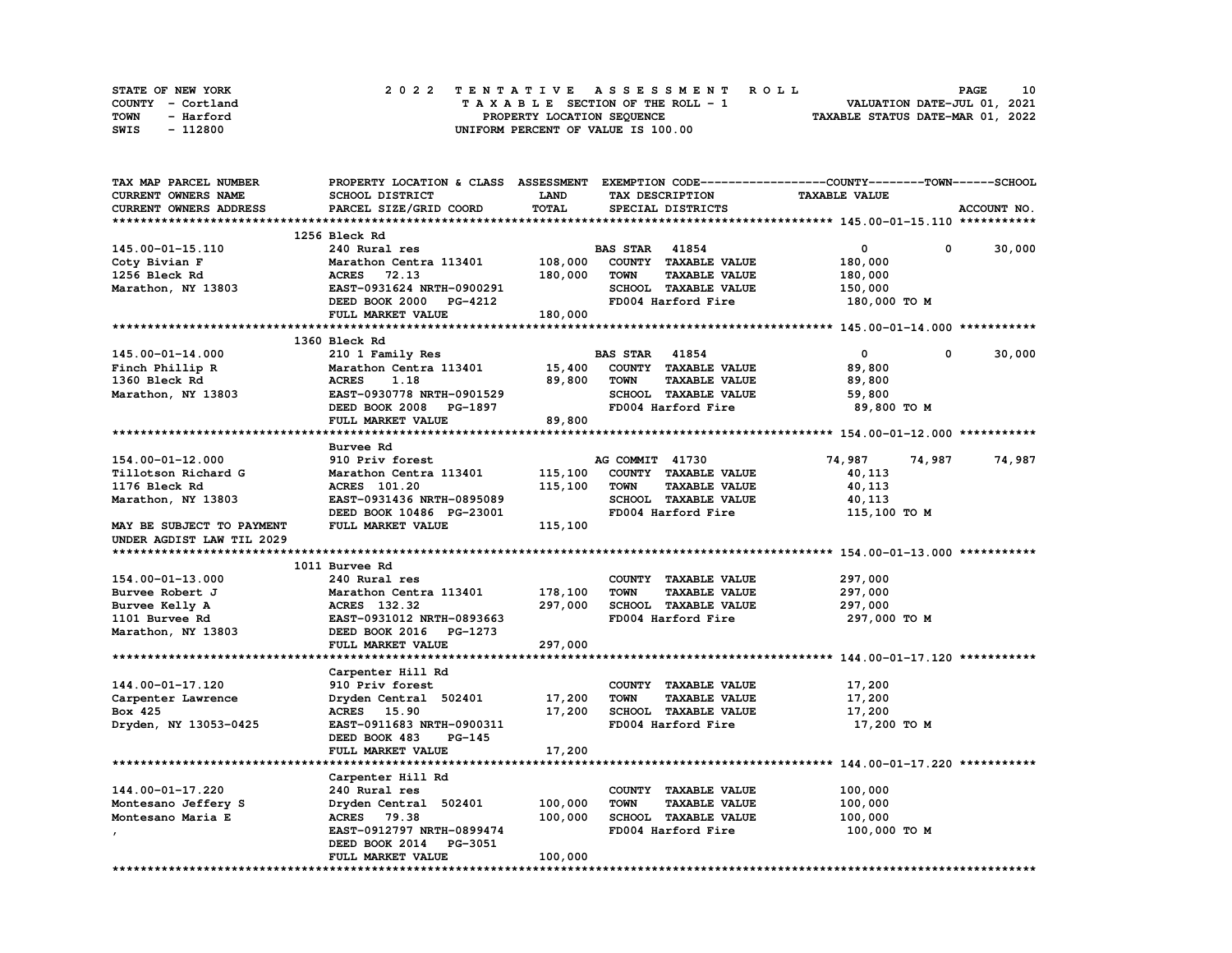STATE OF NEW YORK
COUNTY - Cortland
TOWN - Harford
SWIS - 112800

# 2022 TENTATIVE ASSESSMENT ROLL

TAXABLE SECTION OF THE ROLL - 1
PROPERTY LOCATION SEQUENCE
UNIFORM PERCENT OF VALUE IS 100.00

VALUATION DATE-JUL 01, 2021
TAXABLE STATUS DATE-MAR 01, 2022

| TAX MAP PARCEL NUMBER / CURRENT OWNERS NAME / CURRENT OWNERS ADDRESS | PROPERTY LOCATION & CLASS / SCHOOL DISTRICT / PARCEL SIZE/GRID COORD | ASSESSMENT LAND | TOTAL | EXEMPTION CODE / TAX DESCRIPTION / SPECIAL DISTRICTS | COUNTY TAXABLE VALUE | TOWN | SCHOOL |
|---|---|---|---|---|---|---|---|
| **145.00-01-15.110** | 1256 Bleck Rd | | | | | | |
| 145.00-01-15.110 | 240 Rural res | | | BAS STAR 41854 | 0 | 0 | 30,000 |
| Coty Bivian F | Marathon Centra 113401 | 108,000 | | COUNTY TAXABLE VALUE | 180,000 | | |
| 1256 Bleck Rd | ACRES 72.13 | | 180,000 | TOWN TAXABLE VALUE | 180,000 | | |
| Marathon, NY 13803 | EAST-0931624 NRTH-0900291 | | | SCHOOL TAXABLE VALUE | 150,000 | | |
| | DEED BOOK 2000 PG-4212 | | | FD004 Harford Fire | 180,000 TO M | | |
| | FULL MARKET VALUE | | 180,000 | | | | |
| **145.00-01-14.000** | 1360 Bleck Rd | | | | | | |
| 145.00-01-14.000 | 210 1 Family Res | | | BAS STAR 41854 | 0 | 0 | 30,000 |
| Finch Phillip R | Marathon Centra 113401 | 15,400 | | COUNTY TAXABLE VALUE | 89,800 | | |
| 1360 Bleck Rd | ACRES 1.18 | | 89,800 | TOWN TAXABLE VALUE | 89,800 | | |
| Marathon, NY 13803 | EAST-0930778 NRTH-0901529 | | | SCHOOL TAXABLE VALUE | 59,800 | | |
| | DEED BOOK 2008 PG-1897 | | | FD004 Harford Fire | 89,800 TO M | | |
| | FULL MARKET VALUE | | 89,800 | | | | |
| **154.00-01-12.000** | Burvee Rd | | | | | | |
| 154.00-01-12.000 | 910 Priv forest | | | AG COMMIT 41730 | 74,987 | 74,987 | 74,987 |
| Tillotson Richard G | Marathon Centra 113401 | 115,100 | | COUNTY TAXABLE VALUE | 40,113 | | |
| 1176 Bleck Rd | ACRES 101.20 | | 115,100 | TOWN TAXABLE VALUE | 40,113 | | |
| Marathon, NY 13803 | EAST-0931436 NRTH-0895089 | | | SCHOOL TAXABLE VALUE | 40,113 | | |
| | DEED BOOK 10486 PG-23001 | | | FD004 Harford Fire | 115,100 TO M | | |
| MAY BE SUBJECT TO PAYMENT | FULL MARKET VALUE | | 115,100 | | | | |
| UNDER AGDIST LAW TIL 2029 | | | | | | | |
| **154.00-01-13.000** | 1011 Burvee Rd | | | | | | |
| 154.00-01-13.000 | 240 Rural res | | | COUNTY TAXABLE VALUE | 297,000 | | |
| Burvee Robert J | Marathon Centra 113401 | 178,100 | | TOWN TAXABLE VALUE | 297,000 | | |
| Burvee Kelly A | ACRES 132.32 | | 297,000 | SCHOOL TAXABLE VALUE | 297,000 | | |
| 1101 Burvee Rd | EAST-0931012 NRTH-0893663 | | | FD004 Harford Fire | 297,000 TO M | | |
| Marathon, NY 13803 | DEED BOOK 2016 PG-1273 | | | | | | |
| | FULL MARKET VALUE | | 297,000 | | | | |
| **144.00-01-17.120** | Carpenter Hill Rd | | | | | | |
| 144.00-01-17.120 | 910 Priv forest | | | COUNTY TAXABLE VALUE | 17,200 | | |
| Carpenter Lawrence | Dryden Central 502401 | 17,200 | | TOWN TAXABLE VALUE | 17,200 | | |
| Box 425 | ACRES 15.90 | | 17,200 | SCHOOL TAXABLE VALUE | 17,200 | | |
| Dryden, NY 13053-0425 | EAST-0911683 NRTH-0900311 | | | FD004 Harford Fire | 17,200 TO M | | |
| | DEED BOOK 483 PG-145 | | | | | | |
| | FULL MARKET VALUE | | 17,200 | | | | |
| **144.00-01-17.220** | Carpenter Hill Rd | | | | | | |
| 144.00-01-17.220 | 240 Rural res | | | COUNTY TAXABLE VALUE | 100,000 | | |
| Montesano Jeffery S | Dryden Central 502401 | 100,000 | | TOWN TAXABLE VALUE | 100,000 | | |
| Montesano Maria E | ACRES 79.38 | | 100,000 | SCHOOL TAXABLE VALUE | 100,000 | | |
| , | EAST-0912797 NRTH-0899474 | | | FD004 Harford Fire | 100,000 TO M | | |
| | DEED BOOK 2014 PG-3051 | | | | | | |
| | FULL MARKET VALUE | | 100,000 | | | | |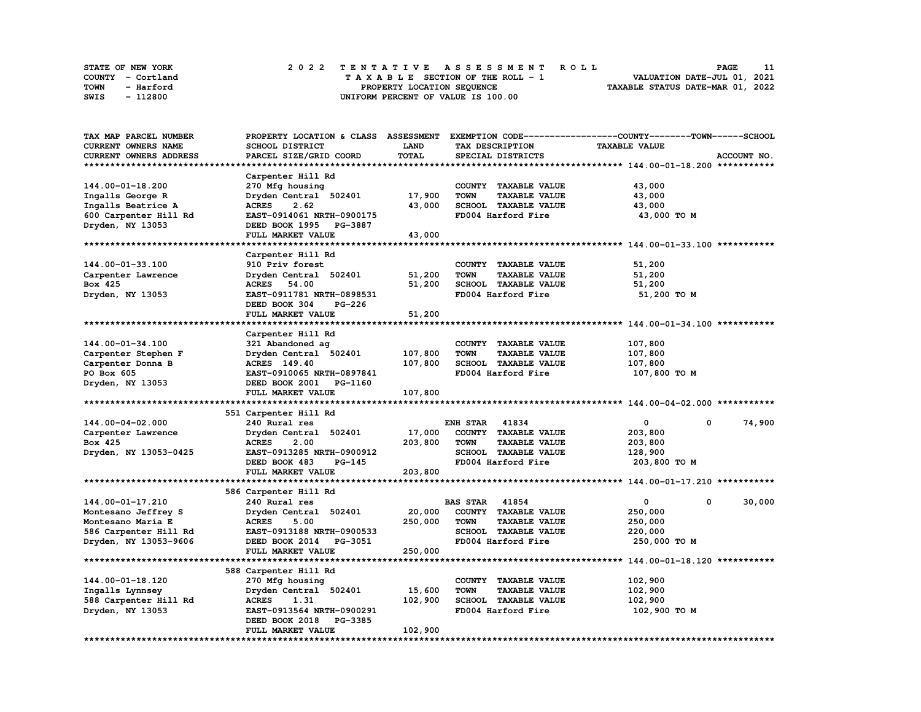STATE OF NEW YORK — COUNTY - Cortland — TOWN - Harford — SWIS - 112800

**2022 TENTATIVE ASSESSMENT ROLL**
TAXABLE SECTION OF THE ROLL - 1
PROPERTY LOCATION SEQUENCE
UNIFORM PERCENT OF VALUE IS 100.00

VALUATION DATE-JUL 01, 2021
TAXABLE STATUS DATE-MAR 01, 2022

| TAX MAP PARCEL NUMBER / CURRENT OWNERS NAME / CURRENT OWNERS ADDRESS | PROPERTY LOCATION & CLASS / SCHOOL DISTRICT / PARCEL SIZE/GRID COORD | ASSESSMENT LAND | TOTAL | EXEMPTION CODE / TAX DESCRIPTION / SPECIAL DISTRICTS | COUNTY TAXABLE VALUE | TOWN | SCHOOL |
|---|---|---|---|---|---|---|---|
| **144.00-01-18.200** | Carpenter Hill Rd | | | | | | |
| 144.00-01-18.200 | 270 Mfg housing | | | COUNTY TAXABLE VALUE | 43,000 | | |
| Ingalls George R | Dryden Central 502401 | 17,900 | | TOWN TAXABLE VALUE | 43,000 | | |
| Ingalls Beatrice A | ACRES 2.62 | | 43,000 | SCHOOL TAXABLE VALUE | 43,000 | | |
| 600 Carpenter Hill Rd | EAST-0914061 NRTH-0900175 | | | FD004 Harford Fire | 43,000 TO M | | |
| Dryden, NY 13053 | DEED BOOK 1995 PG-3887 | | | | | | |
| | FULL MARKET VALUE | | 43,000 | | | | |
| **144.00-01-33.100** | Carpenter Hill Rd | | | | | | |
| 144.00-01-33.100 | 910 Priv forest | | | COUNTY TAXABLE VALUE | 51,200 | | |
| Carpenter Lawrence | Dryden Central 502401 | 51,200 | | TOWN TAXABLE VALUE | 51,200 | | |
| Box 425 | ACRES 54.00 | | 51,200 | SCHOOL TAXABLE VALUE | 51,200 | | |
| Dryden, NY 13053 | EAST-0911781 NRTH-0898531 | | | FD004 Harford Fire | 51,200 TO M | | |
| | DEED BOOK 304 PG-226 | | | | | | |
| | FULL MARKET VALUE | | 51,200 | | | | |
| **144.00-01-34.100** | Carpenter Hill Rd | | | | | | |
| 144.00-01-34.100 | 321 Abandoned ag | | | COUNTY TAXABLE VALUE | 107,800 | | |
| Carpenter Stephen F | Dryden Central 502401 | 107,800 | | TOWN TAXABLE VALUE | 107,800 | | |
| Carpenter Donna B | ACRES 149.40 | | 107,800 | SCHOOL TAXABLE VALUE | 107,800 | | |
| PO Box 605 | EAST-0910065 NRTH-0897841 | | | FD004 Harford Fire | 107,800 TO M | | |
| Dryden, NY 13053 | DEED BOOK 2001 PG-1160 | | | | | | |
| | FULL MARKET VALUE | | 107,800 | | | | |
| **144.00-04-02.000** | 551 Carpenter Hill Rd | | | | | | |
| 144.00-04-02.000 | 240 Rural res | | | ENH STAR 41834 | 0 | 0 | 74,900 |
| Carpenter Lawrence | Dryden Central 502401 | 17,000 | | COUNTY TAXABLE VALUE | 203,800 | | |
| Box 425 | ACRES 2.00 | | 203,800 | TOWN TAXABLE VALUE | 203,800 | | |
| Dryden, NY 13053-0425 | EAST-0913285 NRTH-0900912 | | | SCHOOL TAXABLE VALUE | 128,900 | | |
| | DEED BOOK 483 PG-145 | | | FD004 Harford Fire | 203,800 TO M | | |
| | FULL MARKET VALUE | | 203,800 | | | | |
| **144.00-01-17.210** | 586 Carpenter Hill Rd | | | | | | |
| 144.00-01-17.210 | 240 Rural res | | | BAS STAR 41854 | 0 | 0 | 30,000 |
| Montesano Jeffrey S | Dryden Central 502401 | 20,000 | | COUNTY TAXABLE VALUE | 250,000 | | |
| Montesano Maria E | ACRES 5.00 | | 250,000 | TOWN TAXABLE VALUE | 250,000 | | |
| 586 Carpenter Hill Rd | EAST-0913188 NRTH-0900533 | | | SCHOOL TAXABLE VALUE | 220,000 | | |
| Dryden, NY 13053-9606 | DEED BOOK 2014 PG-3051 | | | FD004 Harford Fire | 250,000 TO M | | |
| | FULL MARKET VALUE | | 250,000 | | | | |
| **144.00-01-18.120** | 588 Carpenter Hill Rd | | | | | | |
| 144.00-01-18.120 | 270 Mfg housing | | | COUNTY TAXABLE VALUE | 102,900 | | |
| Ingalls Lynnsey | Dryden Central 502401 | 15,600 | | TOWN TAXABLE VALUE | 102,900 | | |
| 588 Carpenter Hill Rd | ACRES 1.31 | | 102,900 | SCHOOL TAXABLE VALUE | 102,900 | | |
| Dryden, NY 13053 | EAST-0913564 NRTH-0900291 | | | FD004 Harford Fire | 102,900 TO M | | |
| | DEED BOOK 2018 PG-3385 | | | | | | |
| | FULL MARKET VALUE | | 102,900 | | | | |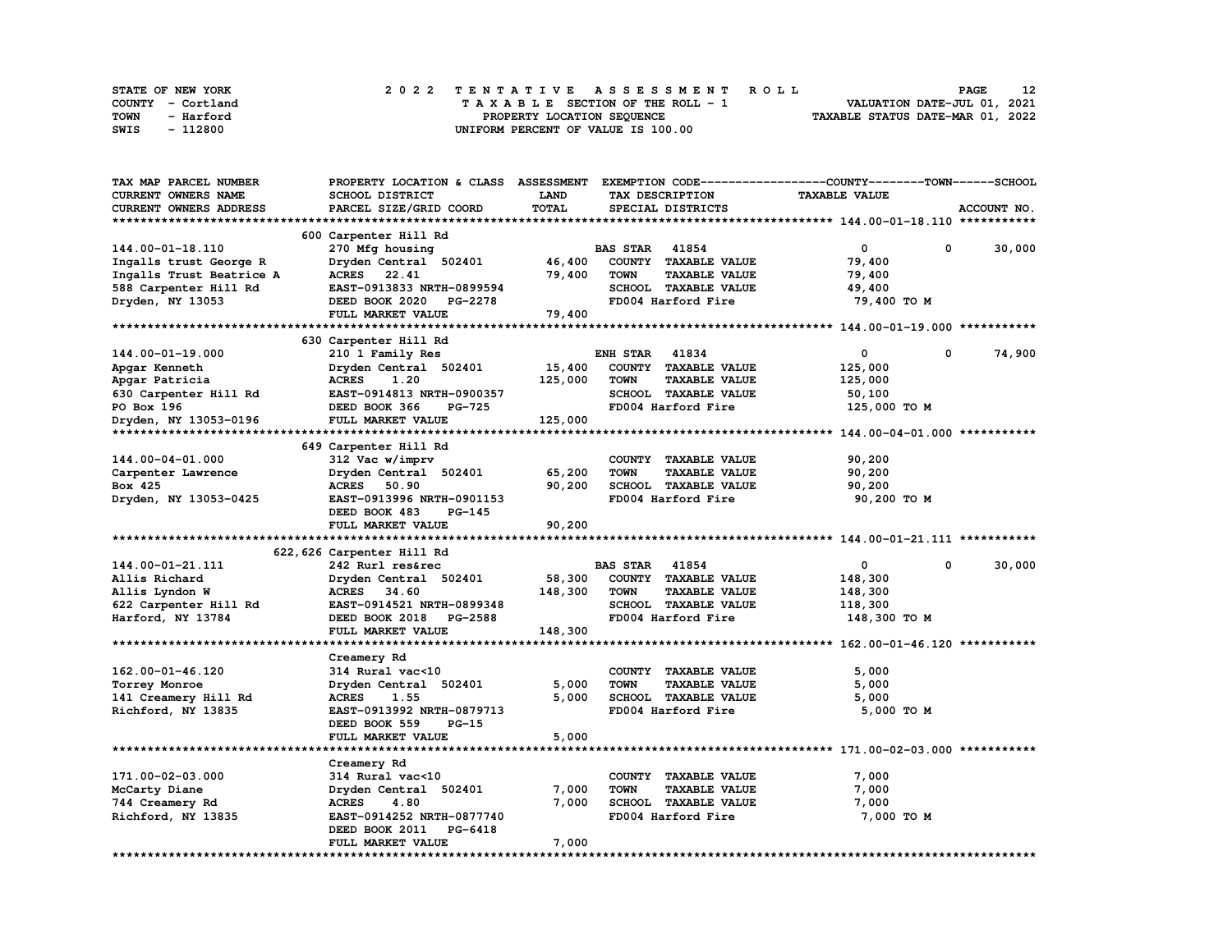STATE OF NEW YORK — COUNTY - Cortland — TOWN - Harford — SWIS - 112800

**2022 TENTATIVE ASSESSMENT ROLL**
TAXABLE SECTION OF THE ROLL - 1
PROPERTY LOCATION SEQUENCE
UNIFORM PERCENT OF VALUE IS 100.00

VALUATION DATE-JUL 01, 2021
TAXABLE STATUS DATE-MAR 01, 2022

| TAX MAP PARCEL NUMBER / CURRENT OWNERS NAME / CURRENT OWNERS ADDRESS | PROPERTY LOCATION & CLASS / SCHOOL DISTRICT / PARCEL SIZE/GRID COORD | ASSESSMENT LAND | ASSESSMENT TOTAL | EXEMPTION CODE / TAX DESCRIPTION / SPECIAL DISTRICTS | COUNTY TAXABLE VALUE | TOWN | SCHOOL | ACCOUNT NO. |
|---|---|---|---|---|---|---|---|---|
| **144.00-01-18.110** | 600 Carpenter Hill Rd | | | | | | | |
| 144.00-01-18.110 | 270 Mfg housing | | | BAS STAR 41854 | 0 | 0 | 30,000 | |
| Ingalls trust George R | Dryden Central 502401 | 46,400 | | COUNTY TAXABLE VALUE | 79,400 | | | |
| Ingalls Trust Beatrice A | ACRES 22.41 | | 79,400 | TOWN TAXABLE VALUE | 79,400 | | | |
| 588 Carpenter Hill Rd | EAST-0913833 NRTH-0899594 | | | SCHOOL TAXABLE VALUE | 49,400 | | | |
| Dryden, NY 13053 | DEED BOOK 2020 PG-2278 | | | FD004 Harford Fire | 79,400 TO M | | | |
| | FULL MARKET VALUE | | 79,400 | | | | | |
| **144.00-01-19.000** | 630 Carpenter Hill Rd | | | | | | | |
| 144.00-01-19.000 | 210 1 Family Res | | | ENH STAR 41834 | 0 | 0 | 74,900 | |
| Apgar Kenneth | Dryden Central 502401 | 15,400 | | COUNTY TAXABLE VALUE | 125,000 | | | |
| Apgar Patricia | ACRES 1.20 | | 125,000 | TOWN TAXABLE VALUE | 125,000 | | | |
| 630 Carpenter Hill Rd | EAST-0914813 NRTH-0900357 | | | SCHOOL TAXABLE VALUE | 50,100 | | | |
| PO Box 196 | DEED BOOK 366 PG-725 | | | FD004 Harford Fire | 125,000 TO M | | | |
| Dryden, NY 13053-0196 | FULL MARKET VALUE | | 125,000 | | | | | |
| **144.00-04-01.000** | 649 Carpenter Hill Rd | | | | | | | |
| 144.00-04-01.000 | 312 Vac w/imprv | | | COUNTY TAXABLE VALUE | 90,200 | | | |
| Carpenter Lawrence | Dryden Central 502401 | 65,200 | | TOWN TAXABLE VALUE | 90,200 | | | |
| Box 425 | ACRES 50.90 | | 90,200 | SCHOOL TAXABLE VALUE | 90,200 | | | |
| Dryden, NY 13053-0425 | EAST-0913996 NRTH-0901153 | | | FD004 Harford Fire | 90,200 TO M | | | |
| | DEED BOOK 483 PG-145 | | | | | | | |
| | FULL MARKET VALUE | | 90,200 | | | | | |
| **144.00-01-21.111** | 622,626 Carpenter Hill Rd | | | | | | | |
| 144.00-01-21.111 | 242 Rurl res&rec | | | BAS STAR 41854 | 0 | 0 | 30,000 | |
| Allis Richard | Dryden Central 502401 | 58,300 | | COUNTY TAXABLE VALUE | 148,300 | | | |
| Allis Lyndon W | ACRES 34.60 | | 148,300 | TOWN TAXABLE VALUE | 148,300 | | | |
| 622 Carpenter Hill Rd | EAST-0914521 NRTH-0899348 | | | SCHOOL TAXABLE VALUE | 118,300 | | | |
| Harford, NY 13784 | DEED BOOK 2018 PG-2588 | | | FD004 Harford Fire | 148,300 TO M | | | |
| | FULL MARKET VALUE | | 148,300 | | | | | |
| **162.00-01-46.120** | Creamery Rd | | | | | | | |
| 162.00-01-46.120 | 314 Rural vac<10 | | | COUNTY TAXABLE VALUE | 5,000 | | | |
| Torrey Monroe | Dryden Central 502401 | 5,000 | | TOWN TAXABLE VALUE | 5,000 | | | |
| 141 Creamery Hill Rd | ACRES 1.55 | | 5,000 | SCHOOL TAXABLE VALUE | 5,000 | | | |
| Richford, NY 13835 | EAST-0913992 NRTH-0879713 | | | FD004 Harford Fire | 5,000 TO M | | | |
| | DEED BOOK 559 PG-15 | | | | | | | |
| | FULL MARKET VALUE | | 5,000 | | | | | |
| **171.00-02-03.000** | Creamery Rd | | | | | | | |
| 171.00-02-03.000 | 314 Rural vac<10 | | | COUNTY TAXABLE VALUE | 7,000 | | | |
| McCarty Diane | Dryden Central 502401 | 7,000 | | TOWN TAXABLE VALUE | 7,000 | | | |
| 744 Creamery Rd | ACRES 4.80 | | 7,000 | SCHOOL TAXABLE VALUE | 7,000 | | | |
| Richford, NY 13835 | EAST-0914252 NRTH-0877740 | | | FD004 Harford Fire | 7,000 TO M | | | |
| | DEED BOOK 2011 PG-6418 | | | | | | | |
| | FULL MARKET VALUE | | 7,000 | | | | | |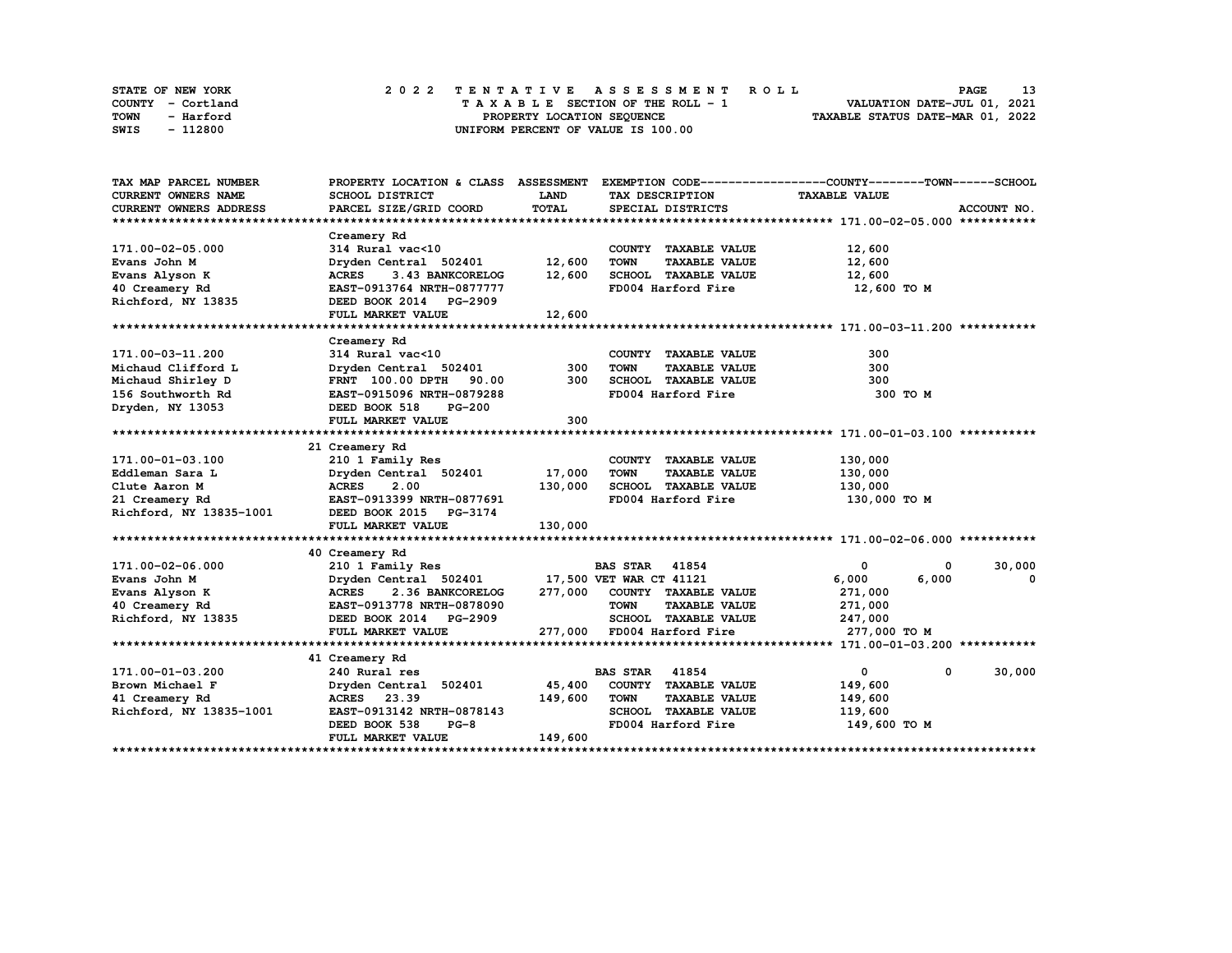STATE OF NEW YORK — COUNTY - Cortland — TOWN - Harford — SWIS - 112800

**2022 TENTATIVE ASSESSMENT ROLL**
TAXABLE SECTION OF THE ROLL - 1
PROPERTY LOCATION SEQUENCE
UNIFORM PERCENT OF VALUE IS 100.00

VALUATION DATE-JUL 01, 2021
TAXABLE STATUS DATE-MAR 01, 2022

| TAX MAP PARCEL NUMBER / CURRENT OWNERS NAME / CURRENT OWNERS ADDRESS | PROPERTY LOCATION & CLASS / SCHOOL DISTRICT / PARCEL SIZE/GRID COORD | ASSESSMENT LAND | TOTAL | EXEMPTION CODE / TAX DESCRIPTION / SPECIAL DISTRICTS | COUNTY TAXABLE VALUE | TOWN | SCHOOL |
|---|---|---|---|---|---|---|---|
| **171.00-02-05.000** | Creamery Rd | | | | | | |
| 171.00-02-05.000 | 314 Rural vac<10 | | | COUNTY TAXABLE VALUE | 12,600 | | |
| Evans John M | Dryden Central 502401 | 12,600 | | TOWN TAXABLE VALUE | 12,600 | | |
| Evans Alyson K | ACRES 3.43 BANKCORELOG | | 12,600 | SCHOOL TAXABLE VALUE | 12,600 | | |
| 40 Creamery Rd | EAST-0913764 NRTH-0877777 | | | FD004 Harford Fire | 12,600 TO M | | |
| Richford, NY 13835 | DEED BOOK 2014 PG-2909 | | | | | | |
| | FULL MARKET VALUE | | 12,600 | | | | |
| **171.00-03-11.200** | Creamery Rd | | | | | | |
| 171.00-03-11.200 | 314 Rural vac<10 | | | COUNTY TAXABLE VALUE | 300 | | |
| Michaud Clifford L | Dryden Central 502401 | 300 | | TOWN TAXABLE VALUE | 300 | | |
| Michaud Shirley D | FRNT 100.00 DPTH 90.00 | | 300 | SCHOOL TAXABLE VALUE | 300 | | |
| 156 Southworth Rd | EAST-0915096 NRTH-0879288 | | | FD004 Harford Fire | 300 TO M | | |
| Dryden, NY 13053 | DEED BOOK 518 PG-200 | | | | | | |
| | FULL MARKET VALUE | | 300 | | | | |
| **171.00-01-03.100** | 21 Creamery Rd | | | | | | |
| 171.00-01-03.100 | 210 1 Family Res | | | COUNTY TAXABLE VALUE | 130,000 | | |
| Eddleman Sara L | Dryden Central 502401 | 17,000 | | TOWN TAXABLE VALUE | 130,000 | | |
| Clute Aaron M | ACRES 2.00 | | 130,000 | SCHOOL TAXABLE VALUE | 130,000 | | |
| 21 Creamery Rd | EAST-0913399 NRTH-0877691 | | | FD004 Harford Fire | 130,000 TO M | | |
| Richford, NY 13835-1001 | DEED BOOK 2015 PG-3174 | | | | | | |
| | FULL MARKET VALUE | | 130,000 | | | | |
| **171.00-02-06.000** | 40 Creamery Rd | | | | | | |
| 171.00-02-06.000 | 210 1 Family Res | | | BAS STAR 41854 | 0 | 0 | 30,000 |
| Evans John M | Dryden Central 502401 | 17,500 | | VET WAR CT 41121 | 6,000 | 6,000 | 0 |
| Evans Alyson K | ACRES 2.36 BANKCORELOG | | 277,000 | COUNTY TAXABLE VALUE | 271,000 | | |
| 40 Creamery Rd | EAST-0913778 NRTH-0878090 | | | TOWN TAXABLE VALUE | 271,000 | | |
| Richford, NY 13835 | DEED BOOK 2014 PG-2909 | | | SCHOOL TAXABLE VALUE | 247,000 | | |
| | FULL MARKET VALUE | | 277,000 | FD004 Harford Fire | 277,000 TO M | | |
| **171.00-01-03.200** | 41 Creamery Rd | | | | | | |
| 171.00-01-03.200 | 240 Rural res | | | BAS STAR 41854 | 0 | 0 | 30,000 |
| Brown Michael F | Dryden Central 502401 | 45,400 | | COUNTY TAXABLE VALUE | 149,600 | | |
| 41 Creamery Rd | ACRES 23.39 | | 149,600 | TOWN TAXABLE VALUE | 149,600 | | |
| Richford, NY 13835-1001 | EAST-0913142 NRTH-0878143 | | | SCHOOL TAXABLE VALUE | 119,600 | | |
| | DEED BOOK 538 PG-8 | | | FD004 Harford Fire | 149,600 TO M | | |
| | FULL MARKET VALUE | | 149,600 | | | | |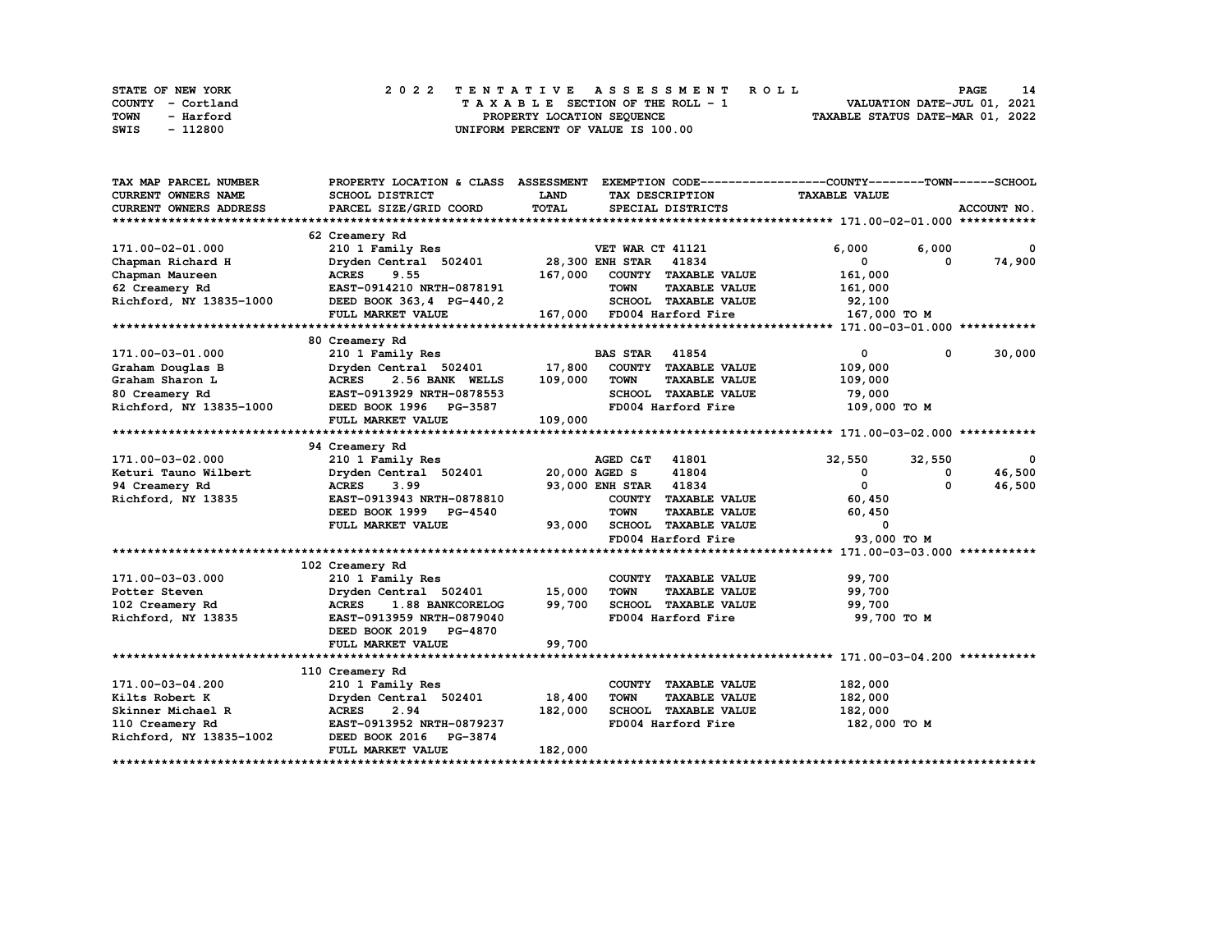STATE OF NEW YORK
COUNTY - Cortland
TOWN - Harford
SWIS - 112800

# 2022 TENTATIVE ASSESSMENT ROLL

TAXABLE SECTION OF THE ROLL - 1
PROPERTY LOCATION SEQUENCE
UNIFORM PERCENT OF VALUE IS 100.00

VALUATION DATE-JUL 01, 2021
TAXABLE STATUS DATE-MAR 01, 2022

```
TAX MAP PARCEL NUMBER      PROPERTY LOCATION & CLASS  ASSESSMENT  EXEMPTION CODE------------------COUNTY--------TOWN------SCHOOL
CURRENT OWNERS NAME        SCHOOL DISTRICT              LAND       TAX DESCRIPTION              TAXABLE VALUE
CURRENT OWNERS ADDRESS     PARCEL SIZE/GRID COORD       TOTAL      SPECIAL DISTRICTS                                      ACCOUNT NO.
******************************************************************************************** 171.00-02-01.000 ***********
                           62 Creamery Rd
171.00-02-01.000           210 1 Family Res                    VET WAR CT 41121            6,000       6,000           0
Chapman Richard H          Dryden Central  502401     28,300 ENH STAR   41834                  0           0      74,900
Chapman Maureen            ACRES      9.55            167,000   COUNTY  TAXABLE VALUE       161,000
62 Creamery Rd             EAST-0914210 NRTH-0878191            TOWN    TAXABLE VALUE       161,000
Richford, NY 13835-1000    DEED BOOK 363,4  PG-440,2            SCHOOL  TAXABLE VALUE        92,100
                           FULL MARKET VALUE          167,000   FD004 Harford Fire          167,000 TO M
******************************************************************************************** 171.00-03-01.000 ***********
                           80 Creamery Rd
171.00-03-01.000           210 1 Family Res                    BAS STAR   41854                  0           0      30,000
Graham Douglas B           Dryden Central  502401     17,800   COUNTY  TAXABLE VALUE       109,000
Graham Sharon L            ACRES      2.56 BANK  WELLS 109,000  TOWN    TAXABLE VALUE       109,000
80 Creamery Rd             EAST-0913929 NRTH-0878553            SCHOOL  TAXABLE VALUE        79,000
Richford, NY 13835-1000    DEED BOOK 1996   PG-3587             FD004 Harford Fire          109,000 TO M
                           FULL MARKET VALUE          109,000
******************************************************************************************** 171.00-03-02.000 ***********
                           94 Creamery Rd
171.00-03-02.000           210 1 Family Res                    AGED C&T   41801            32,550      32,550           0
Keturi Tauno Wilbert       Dryden Central  502401     20,000 AGED S     41804                  0           0      46,500
94 Creamery Rd             ACRES      3.99             93,000 ENH STAR   41834                  0           0      46,500
Richford, NY 13835         EAST-0913943 NRTH-0878810            COUNTY  TAXABLE VALUE        60,450
                           DEED BOOK 1999   PG-4540             TOWN    TAXABLE VALUE        60,450
                           FULL MARKET VALUE           93,000   SCHOOL  TAXABLE VALUE             0
                                                                FD004 Harford Fire           93,000 TO M
******************************************************************************************** 171.00-03-03.000 ***********
                           102 Creamery Rd
171.00-03-03.000           210 1 Family Res                     COUNTY  TAXABLE VALUE        99,700
Potter Steven              Dryden Central  502401     15,000    TOWN    TAXABLE VALUE        99,700
102 Creamery Rd            ACRES      1.88 BANKCORELOG 99,700   SCHOOL  TAXABLE VALUE        99,700
Richford, NY 13835         EAST-0913959 NRTH-0879040            FD004 Harford Fire           99,700 TO M
                           DEED BOOK 2019   PG-4870
                           FULL MARKET VALUE           99,700
******************************************************************************************** 171.00-03-04.200 ***********
                           110 Creamery Rd
171.00-03-04.200           210 1 Family Res                     COUNTY  TAXABLE VALUE       182,000
Kilts Robert K             Dryden Central  502401     18,400    TOWN    TAXABLE VALUE       182,000
Skinner Michael R          ACRES      2.94            182,000   SCHOOL  TAXABLE VALUE       182,000
110 Creamery Rd            EAST-0913952 NRTH-0879237            FD004 Harford Fire          182,000 TO M
Richford, NY 13835-1002    DEED BOOK 2016   PG-3874
                           FULL MARKET VALUE          182,000
************************************************************************************************************************
```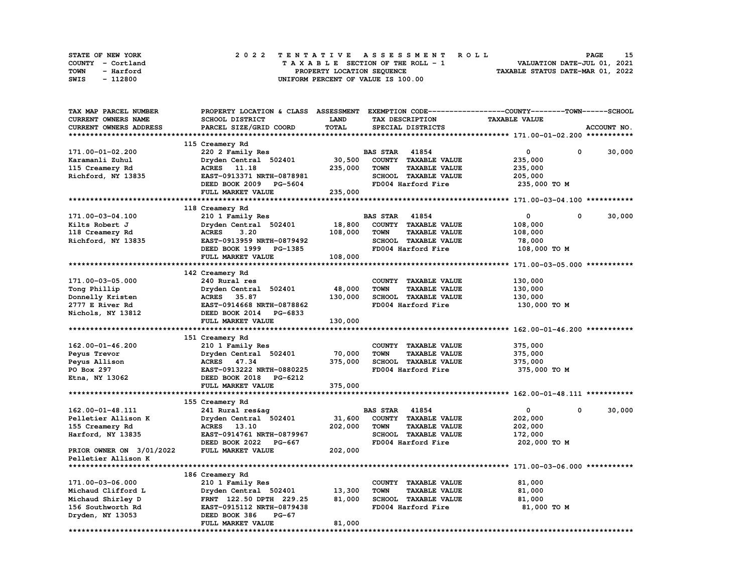STATE OF NEW YORK
COUNTY - Cortland
TOWN - Harford
SWIS - 112800

# 2022 TENTATIVE ASSESSMENT ROLL

TAXABLE SECTION OF THE ROLL - 1
PROPERTY LOCATION SEQUENCE
UNIFORM PERCENT OF VALUE IS 100.00

VALUATION DATE-JUL 01, 2021
TAXABLE STATUS DATE-MAR 01, 2022

| TAX MAP PARCEL NUMBER / CURRENT OWNERS NAME / CURRENT OWNERS ADDRESS | PROPERTY LOCATION & CLASS / SCHOOL DISTRICT / PARCEL SIZE/GRID COORD | ASSESSMENT LAND / TOTAL | EXEMPTION CODE / TAX DESCRIPTION / SPECIAL DISTRICTS | COUNTY TAXABLE VALUE | TOWN | SCHOOL | ACCOUNT NO. |
|---|---|---|---|---|---|---|---|
| **171.00-01-02.200** | 115 Creamery Rd | | | | | | |
| 171.00-01-02.200 | 220 2 Family Res | | BAS STAR 41854 | 0 | 0 | 30,000 | |
| Karamanli Zuhul | Dryden Central 502401 | 30,500 | COUNTY TAXABLE VALUE | 235,000 | | | |
| 115 Creamery Rd | ACRES 11.18 | 235,000 | TOWN TAXABLE VALUE | 235,000 | | | |
| Richford, NY 13835 | EAST-0913371 NRTH-0878981 | | SCHOOL TAXABLE VALUE | 205,000 | | | |
| | DEED BOOK 2009 PG-5604 | | FD004 Harford Fire | 235,000 TO M | | | |
| | FULL MARKET VALUE | 235,000 | | | | | |
| **171.00-03-04.100** | 118 Creamery Rd | | | | | | |
| 171.00-03-04.100 | 210 1 Family Res | | BAS STAR 41854 | 0 | 0 | 30,000 | |
| Kilts Robert J | Dryden Central 502401 | 18,800 | COUNTY TAXABLE VALUE | 108,000 | | | |
| 118 Creamery Rd | ACRES 3.20 | 108,000 | TOWN TAXABLE VALUE | 108,000 | | | |
| Richford, NY 13835 | EAST-0913959 NRTH-0879492 | | SCHOOL TAXABLE VALUE | 78,000 | | | |
| | DEED BOOK 1999 PG-1385 | | FD004 Harford Fire | 108,000 TO M | | | |
| | FULL MARKET VALUE | 108,000 | | | | | |
| **171.00-03-05.000** | 142 Creamery Rd | | | | | | |
| 171.00-03-05.000 | 240 Rural res | | COUNTY TAXABLE VALUE | 130,000 | | | |
| Tong Phillip | Dryden Central 502401 | 48,000 | TOWN TAXABLE VALUE | 130,000 | | | |
| Donnelly Kristen | ACRES 35.87 | 130,000 | SCHOOL TAXABLE VALUE | 130,000 | | | |
| 2777 E River Rd | EAST-0914668 NRTH-0878862 | | FD004 Harford Fire | 130,000 TO M | | | |
| Nichols, NY 13812 | DEED BOOK 2014 PG-6833 | | | | | | |
| | FULL MARKET VALUE | 130,000 | | | | | |
| **162.00-01-46.200** | 151 Creamery Rd | | | | | | |
| 162.00-01-46.200 | 210 1 Family Res | | COUNTY TAXABLE VALUE | 375,000 | | | |
| Peyus Trevor | Dryden Central 502401 | 70,000 | TOWN TAXABLE VALUE | 375,000 | | | |
| Peyus Allison | ACRES 47.34 | 375,000 | SCHOOL TAXABLE VALUE | 375,000 | | | |
| PO Box 297 | EAST-0913222 NRTH-0880225 | | FD004 Harford Fire | 375,000 TO M | | | |
| Etna, NY 13062 | DEED BOOK 2018 PG-6212 | | | | | | |
| | FULL MARKET VALUE | 375,000 | | | | | |
| **162.00-01-48.111** | 155 Creamery Rd | | | | | | |
| 162.00-01-48.111 | 241 Rural res&ag | | BAS STAR 41854 | 0 | 0 | 30,000 | |
| Pelletier Allison K | Dryden Central 502401 | 31,600 | COUNTY TAXABLE VALUE | 202,000 | | | |
| 155 Creamery Rd | ACRES 13.10 | 202,000 | TOWN TAXABLE VALUE | 202,000 | | | |
| Harford, NY 13835 | EAST-0914761 NRTH-0879967 | | SCHOOL TAXABLE VALUE | 172,000 | | | |
| | DEED BOOK 2022 PG-667 | | FD004 Harford Fire | 202,000 TO M | | | |
| PRIOR OWNER ON 3/01/2022 | FULL MARKET VALUE | 202,000 | | | | | |
| Pelletier Allison K | | | | | | | |
| **171.00-03-06.000** | 186 Creamery Rd | | | | | | |
| 171.00-03-06.000 | 210 1 Family Res | | COUNTY TAXABLE VALUE | 81,000 | | | |
| Michaud Clifford L | Dryden Central 502401 | 13,300 | TOWN TAXABLE VALUE | 81,000 | | | |
| Michaud Shirley D | FRNT 122.50 DPTH 229.25 | 81,000 | SCHOOL TAXABLE VALUE | 81,000 | | | |
| 156 Southworth Rd | EAST-0915112 NRTH-0879438 | | FD004 Harford Fire | 81,000 TO M | | | |
| Dryden, NY 13053 | DEED BOOK 386 PG-67 | | | | | | |
| | FULL MARKET VALUE | 81,000 | | | | | |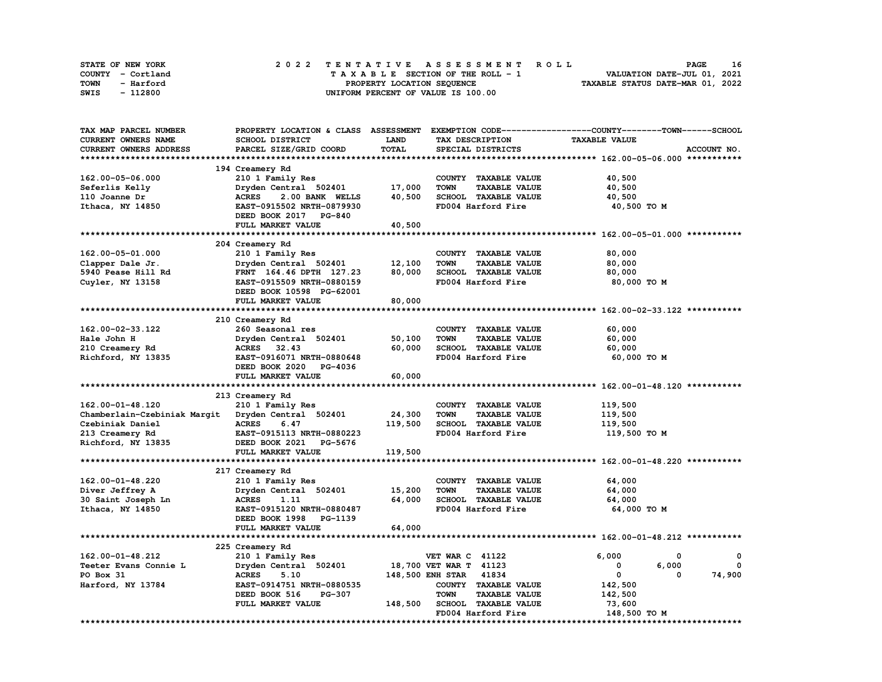STATE OF NEW YORK — COUNTY - Cortland — TOWN - Harford — SWIS - 112800

**2022 TENTATIVE ASSESSMENT ROLL**
TAXABLE SECTION OF THE ROLL - 1
PROPERTY LOCATION SEQUENCE
UNIFORM PERCENT OF VALUE IS 100.00

VALUATION DATE-JUL 01, 2021
TAXABLE STATUS DATE-MAR 01, 2022

| TAX MAP PARCEL NUMBER / CURRENT OWNERS NAME / CURRENT OWNERS ADDRESS | PROPERTY LOCATION & CLASS / SCHOOL DISTRICT / PARCEL SIZE/GRID COORD | ASSESSMENT LAND | TOTAL | EXEMPTION CODE / TAX DESCRIPTION / SPECIAL DISTRICTS | COUNTY TAXABLE VALUE | TOWN | SCHOOL | ACCOUNT NO. |
|---|---|---|---|---|---|---|---|---|
| **162.00-05-06.000** | 194 Creamery Rd | | | | | | | |
| 162.00-05-06.000 | 210 1 Family Res | | | COUNTY TAXABLE VALUE | 40,500 | | | |
| Seferlis Kelly | Dryden Central 502401 | 17,000 | | TOWN TAXABLE VALUE | 40,500 | | | |
| 110 Joanne Dr | ACRES 2.00 BANK WELLS | | 40,500 | SCHOOL TAXABLE VALUE | 40,500 | | | |
| Ithaca, NY 14850 | EAST-0915502 NRTH-0879930 | | | FD004 Harford Fire | 40,500 TO M | | | |
| | DEED BOOK 2017 PG-840 | | | | | | | |
| | FULL MARKET VALUE | | 40,500 | | | | | |
| **162.00-05-01.000** | 204 Creamery Rd | | | | | | | |
| 162.00-05-01.000 | 210 1 Family Res | | | COUNTY TAXABLE VALUE | 80,000 | | | |
| Clapper Dale Jr. | Dryden Central 502401 | 12,100 | | TOWN TAXABLE VALUE | 80,000 | | | |
| 5940 Pease Hill Rd | FRNT 164.46 DPTH 127.23 | | 80,000 | SCHOOL TAXABLE VALUE | 80,000 | | | |
| Cuyler, NY 13158 | EAST-0915509 NRTH-0880159 | | | FD004 Harford Fire | 80,000 TO M | | | |
| | DEED BOOK 10598 PG-62001 | | | | | | | |
| | FULL MARKET VALUE | | 80,000 | | | | | |
| **162.00-02-33.122** | 210 Creamery Rd | | | | | | | |
| 162.00-02-33.122 | 260 Seasonal res | | | COUNTY TAXABLE VALUE | 60,000 | | | |
| Hale John H | Dryden Central 502401 | 50,100 | | TOWN TAXABLE VALUE | 60,000 | | | |
| 210 Creamery Rd | ACRES 32.43 | | 60,000 | SCHOOL TAXABLE VALUE | 60,000 | | | |
| Richford, NY 13835 | EAST-0916071 NRTH-0880648 | | | FD004 Harford Fire | 60,000 TO M | | | |
| | DEED BOOK 2020 PG-4036 | | | | | | | |
| | FULL MARKET VALUE | | 60,000 | | | | | |
| **162.00-01-48.120** | 213 Creamery Rd | | | | | | | |
| 162.00-01-48.120 | 210 1 Family Res | | | COUNTY TAXABLE VALUE | 119,500 | | | |
| Chamberlain-Czebiniak Margit | Dryden Central 502401 | 24,300 | | TOWN TAXABLE VALUE | 119,500 | | | |
| Czebiniak Daniel | ACRES 6.47 | | 119,500 | SCHOOL TAXABLE VALUE | 119,500 | | | |
| 213 Creamery Rd | EAST-0915113 NRTH-0880223 | | | FD004 Harford Fire | 119,500 TO M | | | |
| Richford, NY 13835 | DEED BOOK 2021 PG-5676 | | | | | | | |
| | FULL MARKET VALUE | | 119,500 | | | | | |
| **162.00-01-48.220** | 217 Creamery Rd | | | | | | | |
| 162.00-01-48.220 | 210 1 Family Res | | | COUNTY TAXABLE VALUE | 64,000 | | | |
| Diver Jeffrey A | Dryden Central 502401 | 15,200 | | TOWN TAXABLE VALUE | 64,000 | | | |
| 30 Saint Joseph Ln | ACRES 1.11 | | 64,000 | SCHOOL TAXABLE VALUE | 64,000 | | | |
| Ithaca, NY 14850 | EAST-0915120 NRTH-0880487 | | | FD004 Harford Fire | 64,000 TO M | | | |
| | DEED BOOK 1998 PG-1139 | | | | | | | |
| | FULL MARKET VALUE | | 64,000 | | | | | |
| **162.00-01-48.212** | 225 Creamery Rd | | | | | | | |
| 162.00-01-48.212 | 210 1 Family Res | | | VET WAR C 41122 | 6,000 | 0 | 0 | |
| Teeter Evans Connie L | Dryden Central 502401 | 18,700 | | VET WAR T 41123 | 0 | 6,000 | 0 | |
| PO Box 31 | ACRES 5.10 | | 148,500 | ENH STAR 41834 | 0 | 0 | 74,900 | |
| Harford, NY 13784 | EAST-0914751 NRTH-0880535 | | | COUNTY TAXABLE VALUE | 142,500 | | | |
| | DEED BOOK 516 PG-307 | | | TOWN TAXABLE VALUE | 142,500 | | | |
| | FULL MARKET VALUE | | 148,500 | SCHOOL TAXABLE VALUE | 73,600 | | | |
| | | | | FD004 Harford Fire | 148,500 TO M | | | |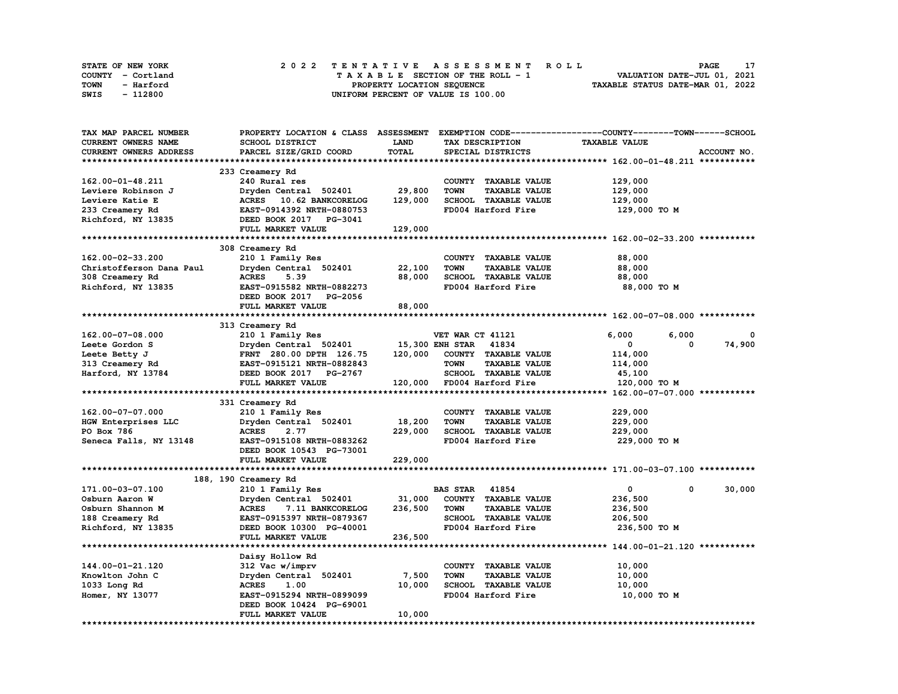STATE OF NEW YORK
COUNTY - Cortland
TOWN - Harford
SWIS - 112800

2 0 2 2 T E N T A T I V E A S S E S S M E N T R O L L
T A X A B L E SECTION OF THE ROLL - 1
PROPERTY LOCATION SEQUENCE
UNIFORM PERCENT OF VALUE IS 100.00

VALUATION DATE-JUL 01, 2021
TAXABLE STATUS DATE-MAR 01, 2022

```
TAX MAP PARCEL NUMBER          PROPERTY LOCATION & CLASS  ASSESSMENT  EXEMPTION CODE------------------COUNTY--------TOWN------SCHOOL
CURRENT OWNERS NAME            SCHOOL DISTRICT               LAND      TAX DESCRIPTION              TAXABLE VALUE
CURRENT OWNERS ADDRESS         PARCEL SIZE/GRID COORD        TOTAL     SPECIAL DISTRICTS                                    ACCOUNT NO.
******************************************************************************************************* 162.00-01-48.211 ***********
                               233 Creamery Rd
162.00-01-48.211               240 Rural res                           COUNTY  TAXABLE VALUE           129,000
Leviere Robinson J             Dryden Central  502401      29,800     TOWN    TAXABLE VALUE           129,000
Leviere Katie E                ACRES   10.62 BANKCORELOG  129,000     SCHOOL  TAXABLE VALUE           129,000
233 Creamery Rd                EAST-0914392 NRTH-0880753               FD004 Harford Fire              129,000 TO M
Richford, NY 13835             DEED BOOK 2017   PG-3041
                               FULL MARKET VALUE          129,000
******************************************************************************************************* 162.00-02-33.200 ***********
                               308 Creamery Rd
162.00-02-33.200               210 1 Family Res                        COUNTY  TAXABLE VALUE            88,000
Christofferson Dana Paul       Dryden Central  502401      22,100     TOWN    TAXABLE VALUE            88,000
308 Creamery Rd                ACRES    5.39               88,000     SCHOOL  TAXABLE VALUE            88,000
Richford, NY 13835             EAST-0915582 NRTH-0882273               FD004 Harford Fire               88,000 TO M
                               DEED BOOK 2017   PG-2056
                               FULL MARKET VALUE           88,000
******************************************************************************************************* 162.00-07-08.000 ***********
                               313 Creamery Rd
162.00-07-08.000               210 1 Family Res                   VET WAR CT 41121                  6,000       6,000           0
Leete Gordon S                 Dryden Central  502401      15,300 ENH STAR   41834                      0           0      74,900
Leete Betty J                  FRNT 280.00 DPTH 126.75    120,000     COUNTY  TAXABLE VALUE           114,000
313 Creamery Rd                EAST-0915121 NRTH-0882843               TOWN    TAXABLE VALUE           114,000
Harford, NY 13784              DEED BOOK 2017   PG-2767                SCHOOL  TAXABLE VALUE            45,100
                               FULL MARKET VALUE          120,000 FD004 Harford Fire              120,000 TO M
******************************************************************************************************* 162.00-07-07.000 ***********
                               331 Creamery Rd
162.00-07-07.000               210 1 Family Res                        COUNTY  TAXABLE VALUE           229,000
HGW Enterprises LLC            Dryden Central  502401      18,200     TOWN    TAXABLE VALUE           229,000
PO Box 786                     ACRES    2.77              229,000     SCHOOL  TAXABLE VALUE           229,000
Seneca Falls, NY 13148         EAST-0915108 NRTH-0883262               FD004 Harford Fire              229,000 TO M
                               DEED BOOK 10543 PG-73001
                               FULL MARKET VALUE          229,000
******************************************************************************************************* 171.00-03-07.100 ***********
                          188, 190 Creamery Rd
171.00-03-07.100               210 1 Family Res                   BAS STAR   41854                      0           0      30,000
Osburn Aaron W                 Dryden Central  502401      31,000     COUNTY  TAXABLE VALUE           236,500
Osburn Shannon M               ACRES    7.11 BANKCORELOG  236,500     TOWN    TAXABLE VALUE           236,500
188 Creamery Rd                EAST-0915397 NRTH-0879367               SCHOOL  TAXABLE VALUE           206,500
Richford, NY 13835             DEED BOOK 10300 PG-40001                FD004 Harford Fire              236,500 TO M
                               FULL MARKET VALUE          236,500
******************************************************************************************************* 144.00-01-21.120 ***********
                               Daisy Hollow Rd
144.00-01-21.120               312 Vac w/imprv                         COUNTY  TAXABLE VALUE            10,000
Knowlton John C                Dryden Central  502401       7,500     TOWN    TAXABLE VALUE            10,000
1033 Long Rd                   ACRES    1.00               10,000     SCHOOL  TAXABLE VALUE            10,000
Homer, NY 13077                EAST-0915294 NRTH-0899099               FD004 Harford Fire               10,000 TO M
                               DEED BOOK 10424 PG-69001
                               FULL MARKET VALUE           10,000
************************************************************************************************************************************
```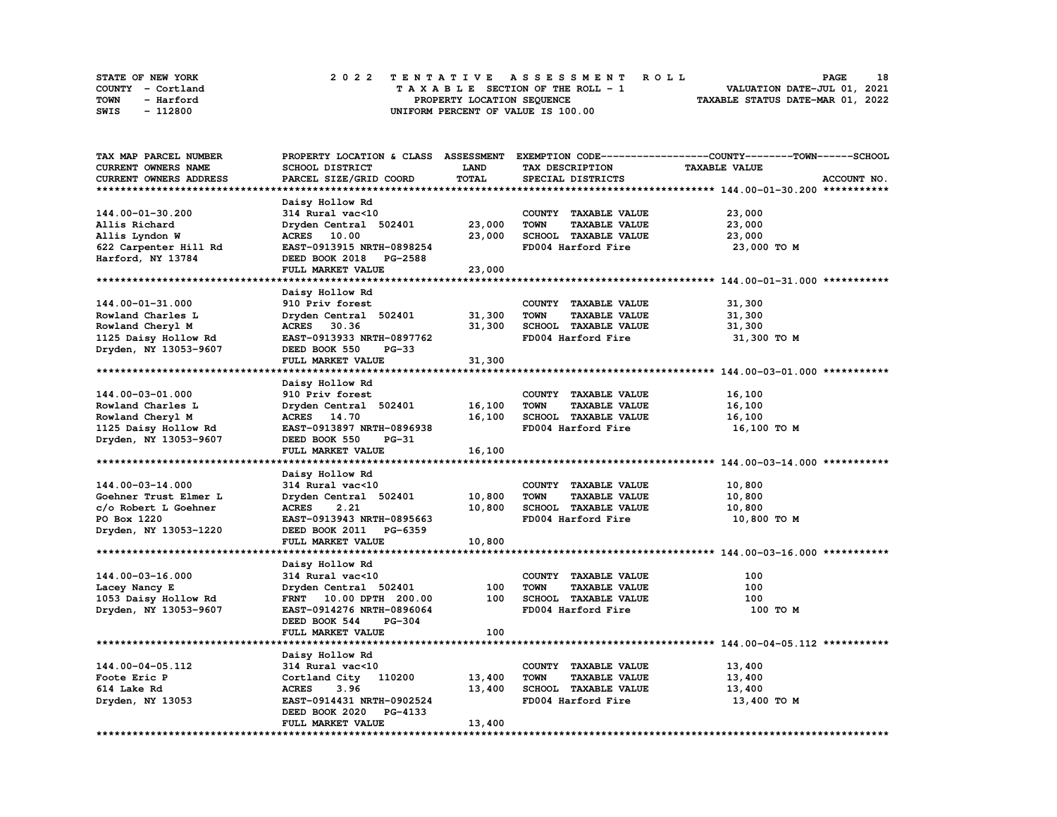STATE OF NEW YORK
COUNTY - Cortland
TOWN - Harford
SWIS - 112800

2022 TENTATIVE ASSESSMENT ROLL
TAXABLE SECTION OF THE ROLL - 1
PROPERTY LOCATION SEQUENCE
UNIFORM PERCENT OF VALUE IS 100.00

VALUATION DATE-JUL 01, 2021
TAXABLE STATUS DATE-MAR 01, 2022

| TAX MAP PARCEL NUMBER / CURRENT OWNERS NAME / CURRENT OWNERS ADDRESS | PROPERTY LOCATION & CLASS / SCHOOL DISTRICT / PARCEL SIZE/GRID COORD | ASSESSMENT LAND / TOTAL | EXEMPTION CODE / TAX DESCRIPTION / SPECIAL DISTRICTS | COUNTY--TOWN--SCHOOL TAXABLE VALUE | ACCOUNT NO. |
|---|---|---|---|---|---|
| **144.00-01-30.200** | Daisy Hollow Rd | | | | |
| 144.00-01-30.200 | 314 Rural vac<10 | | COUNTY TAXABLE VALUE | 23,000 | |
| Allis Richard | Dryden Central 502401 | 23,000 | TOWN TAXABLE VALUE | 23,000 | |
| Allis Lyndon W | ACRES 10.00 | 23,000 | SCHOOL TAXABLE VALUE | 23,000 | |
| 622 Carpenter Hill Rd | EAST-0913915 NRTH-0898254 | | FD004 Harford Fire | 23,000 TO M | |
| Harford, NY 13784 | DEED BOOK 2018 PG-2588 | | | | |
| | FULL MARKET VALUE | 23,000 | | | |
| **144.00-01-31.000** | Daisy Hollow Rd | | | | |
| 144.00-01-31.000 | 910 Priv forest | | COUNTY TAXABLE VALUE | 31,300 | |
| Rowland Charles L | Dryden Central 502401 | 31,300 | TOWN TAXABLE VALUE | 31,300 | |
| Rowland Cheryl M | ACRES 30.36 | 31,300 | SCHOOL TAXABLE VALUE | 31,300 | |
| 1125 Daisy Hollow Rd | EAST-0913933 NRTH-0897762 | | FD004 Harford Fire | 31,300 TO M | |
| Dryden, NY 13053-9607 | DEED BOOK 550 PG-33 | | | | |
| | FULL MARKET VALUE | 31,300 | | | |
| **144.00-03-01.000** | Daisy Hollow Rd | | | | |
| 144.00-03-01.000 | 910 Priv forest | | COUNTY TAXABLE VALUE | 16,100 | |
| Rowland Charles L | Dryden Central 502401 | 16,100 | TOWN TAXABLE VALUE | 16,100 | |
| Rowland Cheryl M | ACRES 14.70 | 16,100 | SCHOOL TAXABLE VALUE | 16,100 | |
| 1125 Daisy Hollow Rd | EAST-0913897 NRTH-0896938 | | FD004 Harford Fire | 16,100 TO M | |
| Dryden, NY 13053-9607 | DEED BOOK 550 PG-31 | | | | |
| | FULL MARKET VALUE | 16,100 | | | |
| **144.00-03-14.000** | Daisy Hollow Rd | | | | |
| 144.00-03-14.000 | 314 Rural vac<10 | | COUNTY TAXABLE VALUE | 10,800 | |
| Goehner Trust Elmer L | Dryden Central 502401 | 10,800 | TOWN TAXABLE VALUE | 10,800 | |
| c/o Robert L Goehner | ACRES 2.21 | 10,800 | SCHOOL TAXABLE VALUE | 10,800 | |
| PO Box 1220 | EAST-0913943 NRTH-0895663 | | FD004 Harford Fire | 10,800 TO M | |
| Dryden, NY 13053-1220 | DEED BOOK 2011 PG-6359 | | | | |
| | FULL MARKET VALUE | 10,800 | | | |
| **144.00-03-16.000** | Daisy Hollow Rd | | | | |
| 144.00-03-16.000 | 314 Rural vac<10 | | COUNTY TAXABLE VALUE | 100 | |
| Lacey Nancy E | Dryden Central 502401 | 100 | TOWN TAXABLE VALUE | 100 | |
| 1053 Daisy Hollow Rd | FRNT 10.00 DPTH 200.00 | 100 | SCHOOL TAXABLE VALUE | 100 | |
| Dryden, NY 13053-9607 | EAST-0914276 NRTH-0896064 | | FD004 Harford Fire | 100 TO M | |
| | DEED BOOK 544 PG-304 | | | | |
| | FULL MARKET VALUE | 100 | | | |
| **144.00-04-05.112** | Daisy Hollow Rd | | | | |
| 144.00-04-05.112 | 314 Rural vac<10 | | COUNTY TAXABLE VALUE | 13,400 | |
| Foote Eric P | Cortland City 110200 | 13,400 | TOWN TAXABLE VALUE | 13,400 | |
| 614 Lake Rd | ACRES 3.96 | 13,400 | SCHOOL TAXABLE VALUE | 13,400 | |
| Dryden, NY 13053 | EAST-0914431 NRTH-0902524 | | FD004 Harford Fire | 13,400 TO M | |
| | DEED BOOK 2020 PG-4133 | | | | |
| | FULL MARKET VALUE | 13,400 | | | |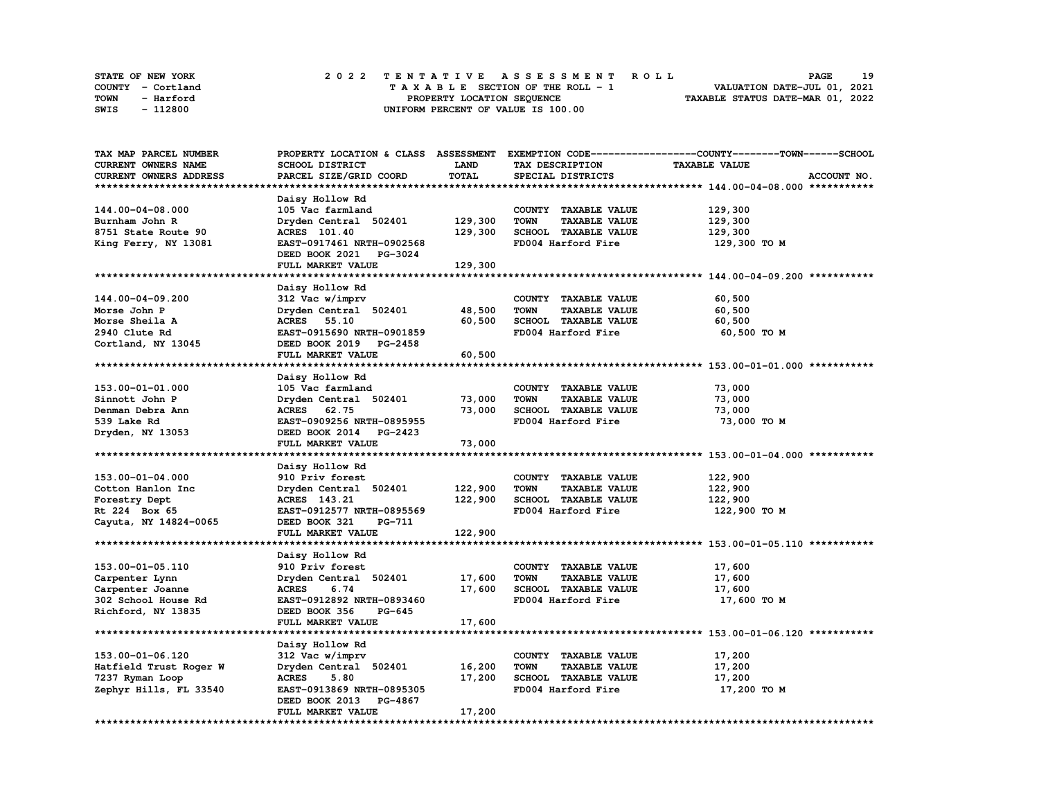STATE OF NEW YORK
COUNTY - Cortland
TOWN - Harford
SWIS - 112800

# 2022 TENTATIVE ASSESSMENT ROLL

TAXABLE SECTION OF THE ROLL - 1
PROPERTY LOCATION SEQUENCE
UNIFORM PERCENT OF VALUE IS 100.00

VALUATION DATE-JUL 01, 2021
TAXABLE STATUS DATE-MAR 01, 2022

| TAX MAP PARCEL NUMBER / CURRENT OWNERS NAME / CURRENT OWNERS ADDRESS | PROPERTY LOCATION & CLASS / SCHOOL DISTRICT / PARCEL SIZE/GRID COORD | ASSESSMENT LAND | TOTAL | EXEMPTION CODE / TAX DESCRIPTION / SPECIAL DISTRICTS | TAXABLE VALUE (COUNTY--TOWN--SCHOOL) | ACCOUNT NO. |
|---|---|---|---|---|---|---|
| **144.00-04-08.000** | Daisy Hollow Rd | | | | | |
| 144.00-04-08.000 | 105 Vac farmland | | | COUNTY TAXABLE VALUE | 129,300 | |
| Burnham John R | Dryden Central 502401 | 129,300 | | TOWN TAXABLE VALUE | 129,300 | |
| 8751 State Route 90 | ACRES 101.40 | | 129,300 | SCHOOL TAXABLE VALUE | 129,300 | |
| King Ferry, NY 13081 | EAST-0917461 NRTH-0902568 | | | FD004 Harford Fire | 129,300 TO M | |
| | DEED BOOK 2021 PG-3024 | | | | | |
| | FULL MARKET VALUE | | 129,300 | | | |
| **144.00-04-09.200** | Daisy Hollow Rd | | | | | |
| 144.00-04-09.200 | 312 Vac w/imprv | | | COUNTY TAXABLE VALUE | 60,500 | |
| Morse John P | Dryden Central 502401 | 48,500 | | TOWN TAXABLE VALUE | 60,500 | |
| Morse Sheila A | ACRES 55.10 | | 60,500 | SCHOOL TAXABLE VALUE | 60,500 | |
| 2940 Clute Rd | EAST-0915690 NRTH-0901859 | | | FD004 Harford Fire | 60,500 TO M | |
| Cortland, NY 13045 | DEED BOOK 2019 PG-2458 | | | | | |
| | FULL MARKET VALUE | | 60,500 | | | |
| **153.00-01-01.000** | Daisy Hollow Rd | | | | | |
| 153.00-01-01.000 | 105 Vac farmland | | | COUNTY TAXABLE VALUE | 73,000 | |
| Sinnott John P | Dryden Central 502401 | 73,000 | | TOWN TAXABLE VALUE | 73,000 | |
| Denman Debra Ann | ACRES 62.75 | | 73,000 | SCHOOL TAXABLE VALUE | 73,000 | |
| 539 Lake Rd | EAST-0909256 NRTH-0895955 | | | FD004 Harford Fire | 73,000 TO M | |
| Dryden, NY 13053 | DEED BOOK 2014 PG-2423 | | | | | |
| | FULL MARKET VALUE | | 73,000 | | | |
| **153.00-01-04.000** | Daisy Hollow Rd | | | | | |
| 153.00-01-04.000 | 910 Priv forest | | | COUNTY TAXABLE VALUE | 122,900 | |
| Cotton Hanlon Inc | Dryden Central 502401 | 122,900 | | TOWN TAXABLE VALUE | 122,900 | |
| Forestry Dept | ACRES 143.21 | | 122,900 | SCHOOL TAXABLE VALUE | 122,900 | |
| Rt 224 Box 65 | EAST-0912577 NRTH-0895569 | | | FD004 Harford Fire | 122,900 TO M | |
| Cayuta, NY 14824-0065 | DEED BOOK 321 PG-711 | | | | | |
| | FULL MARKET VALUE | | 122,900 | | | |
| **153.00-01-05.110** | Daisy Hollow Rd | | | | | |
| 153.00-01-05.110 | 910 Priv forest | | | COUNTY TAXABLE VALUE | 17,600 | |
| Carpenter Lynn | Dryden Central 502401 | 17,600 | | TOWN TAXABLE VALUE | 17,600 | |
| Carpenter Joanne | ACRES 6.74 | | 17,600 | SCHOOL TAXABLE VALUE | 17,600 | |
| 302 School House Rd | EAST-0912892 NRTH-0893460 | | | FD004 Harford Fire | 17,600 TO M | |
| Richford, NY 13835 | DEED BOOK 356 PG-645 | | | | | |
| | FULL MARKET VALUE | | 17,600 | | | |
| **153.00-01-06.120** | Daisy Hollow Rd | | | | | |
| 153.00-01-06.120 | 312 Vac w/imprv | | | COUNTY TAXABLE VALUE | 17,200 | |
| Hatfield Trust Roger W | Dryden Central 502401 | 16,200 | | TOWN TAXABLE VALUE | 17,200 | |
| 7237 Ryman Loop | ACRES 5.80 | | 17,200 | SCHOOL TAXABLE VALUE | 17,200 | |
| Zephyr Hills, FL 33540 | EAST-0913869 NRTH-0895305 | | | FD004 Harford Fire | 17,200 TO M | |
| | DEED BOOK 2013 PG-4867 | | | | | |
| | FULL MARKET VALUE | | 17,200 | | | |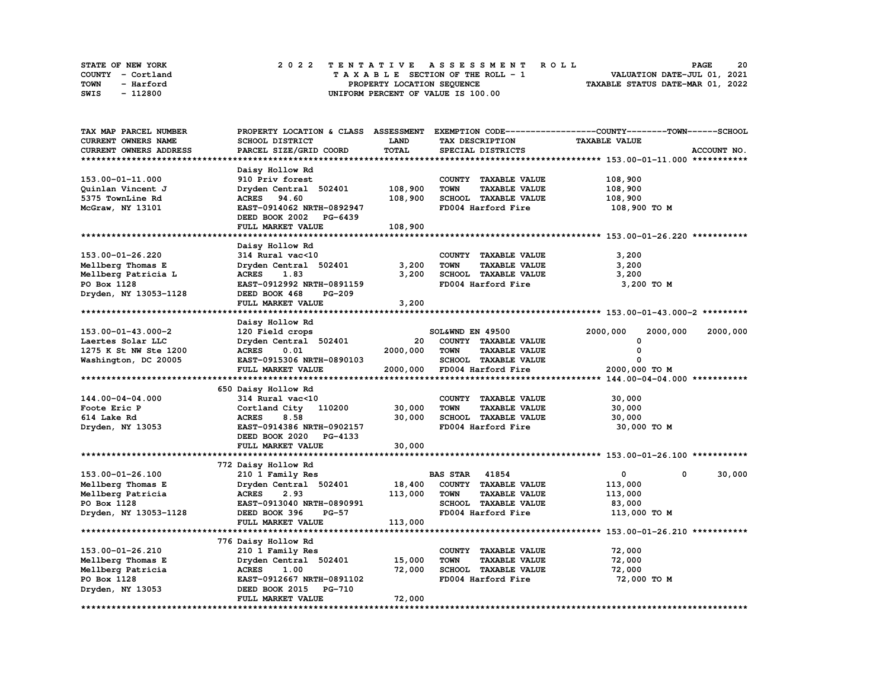STATE OF NEW YORK
COUNTY - Cortland
TOWN - Harford
SWIS - 112800

2022 TENTATIVE ASSESSMENT ROLL
TAXABLE SECTION OF THE ROLL - 1
PROPERTY LOCATION SEQUENCE
UNIFORM PERCENT OF VALUE IS 100.00

VALUATION DATE-JUL 01, 2021
TAXABLE STATUS DATE-MAR 01, 2022

| TAX MAP PARCEL NUMBER / CURRENT OWNERS NAME / CURRENT OWNERS ADDRESS | PROPERTY LOCATION & CLASS / SCHOOL DISTRICT / PARCEL SIZE/GRID COORD | ASSESSMENT LAND | TOTAL | EXEMPTION CODE / TAX DESCRIPTION / SPECIAL DISTRICTS | COUNTY TAXABLE VALUE | TOWN | SCHOOL |
|---|---|---|---|---|---|---|---|
| **153.00-01-11.000** | Daisy Hollow Rd | | | | | | |
| 153.00-01-11.000 | 910 Priv forest | | | COUNTY TAXABLE VALUE | 108,900 | | |
| Quinlan Vincent J | Dryden Central 502401 | 108,900 | | TOWN TAXABLE VALUE | 108,900 | | |
| 5375 TownLine Rd | ACRES 94.60 | | 108,900 | SCHOOL TAXABLE VALUE | 108,900 | | |
| McGraw, NY 13101 | EAST-0914062 NRTH-0892947 | | | FD004 Harford Fire | 108,900 TO M | | |
| | DEED BOOK 2002 PG-6439 | | | | | | |
| | FULL MARKET VALUE | | 108,900 | | | | |
| **153.00-01-26.220** | Daisy Hollow Rd | | | | | | |
| 153.00-01-26.220 | 314 Rural vac<10 | | | COUNTY TAXABLE VALUE | 3,200 | | |
| Mellberg Thomas E | Dryden Central 502401 | 3,200 | | TOWN TAXABLE VALUE | 3,200 | | |
| Mellberg Patricia L | ACRES 1.83 | | 3,200 | SCHOOL TAXABLE VALUE | 3,200 | | |
| PO Box 1128 | EAST-0912992 NRTH-0891159 | | | FD004 Harford Fire | 3,200 TO M | | |
| Dryden, NY 13053-1128 | DEED BOOK 468 PG-209 | | | | | | |
| | FULL MARKET VALUE | | 3,200 | | | | |
| **153.00-01-43.000-2** | Daisy Hollow Rd | | | | | | |
| 153.00-01-43.000-2 | 120 Field crops | | | SOL&WND EN 49500 | 2000,000 | 2000,000 | 2000,000 |
| Laertes Solar LLC | Dryden Central 502401 | 20 | | COUNTY TAXABLE VALUE | 0 | | |
| 1275 K St NW Ste 1200 | ACRES 0.01 | | 2000,000 | TOWN TAXABLE VALUE | 0 | | |
| Washington, DC 20005 | EAST-0915306 NRTH-0890103 | | | SCHOOL TAXABLE VALUE | 0 | | |
| | FULL MARKET VALUE | | 2000,000 | FD004 Harford Fire | 2000,000 TO M | | |
| **144.00-04-04.000** | 650 Daisy Hollow Rd | | | | | | |
| 144.00-04-04.000 | 314 Rural vac<10 | | | COUNTY TAXABLE VALUE | 30,000 | | |
| Foote Eric P | Cortland City 110200 | 30,000 | | TOWN TAXABLE VALUE | 30,000 | | |
| 614 Lake Rd | ACRES 8.58 | | 30,000 | SCHOOL TAXABLE VALUE | 30,000 | | |
| Dryden, NY 13053 | EAST-0914386 NRTH-0902157 | | | FD004 Harford Fire | 30,000 TO M | | |
| | DEED BOOK 2020 PG-4133 | | | | | | |
| | FULL MARKET VALUE | | 30,000 | | | | |
| **153.00-01-26.100** | 772 Daisy Hollow Rd | | | | | | |
| 153.00-01-26.100 | 210 1 Family Res | | | BAS STAR 41854 | 0 | 0 | 30,000 |
| Mellberg Thomas E | Dryden Central 502401 | 18,400 | | COUNTY TAXABLE VALUE | 113,000 | | |
| Mellberg Patricia | ACRES 2.93 | | 113,000 | TOWN TAXABLE VALUE | 113,000 | | |
| PO Box 1128 | EAST-0913040 NRTH-0890991 | | | SCHOOL TAXABLE VALUE | 83,000 | | |
| Dryden, NY 13053-1128 | DEED BOOK 396 PG-57 | | | FD004 Harford Fire | 113,000 TO M | | |
| | FULL MARKET VALUE | | 113,000 | | | | |
| **153.00-01-26.210** | 776 Daisy Hollow Rd | | | | | | |
| 153.00-01-26.210 | 210 1 Family Res | | | COUNTY TAXABLE VALUE | 72,000 | | |
| Mellberg Thomas E | Dryden Central 502401 | 15,000 | | TOWN TAXABLE VALUE | 72,000 | | |
| Mellberg Patricia | ACRES 1.00 | | 72,000 | SCHOOL TAXABLE VALUE | 72,000 | | |
| PO Box 1128 | EAST-0912667 NRTH-0891102 | | | FD004 Harford Fire | 72,000 TO M | | |
| Dryden, NY 13053 | DEED BOOK 2015 PG-710 | | | | | | |
| | FULL MARKET VALUE | | 72,000 | | | | |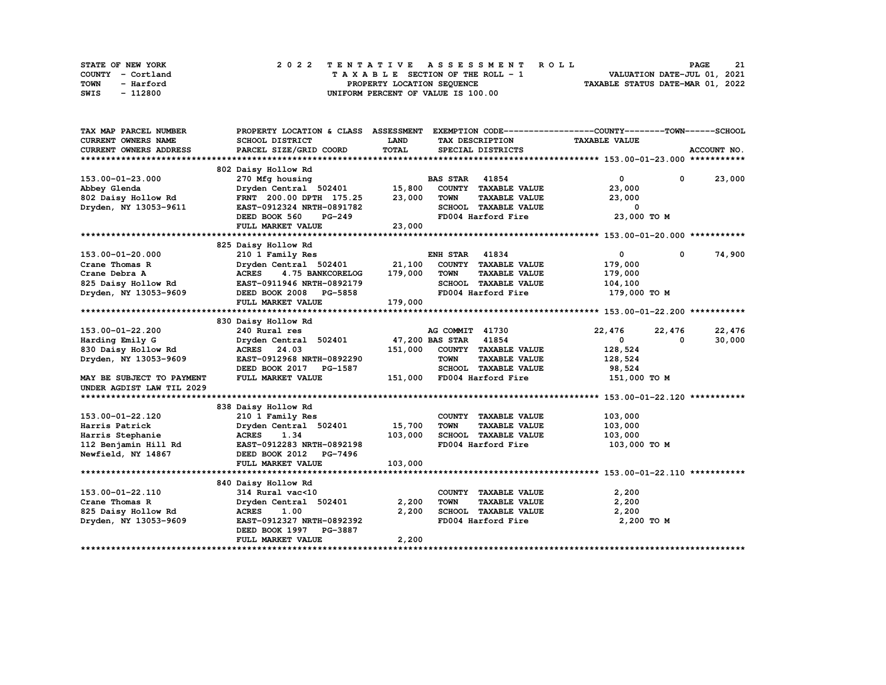STATE OF NEW YORK — COUNTY - Cortland — TOWN - Harford — SWIS - 112800

**2022 TENTATIVE ASSESSMENT ROLL**
TAXABLE SECTION OF THE ROLL - 1
PROPERTY LOCATION SEQUENCE
UNIFORM PERCENT OF VALUE IS 100.00

VALUATION DATE-JUL 01, 2021
TAXABLE STATUS DATE-MAR 01, 2022

| TAX MAP PARCEL NUMBER / CURRENT OWNERS NAME / CURRENT OWNERS ADDRESS | PROPERTY LOCATION & CLASS / SCHOOL DISTRICT / PARCEL SIZE/GRID COORD | ASSESSMENT LAND | ASSESSMENT TOTAL | EXEMPTION CODE / TAX DESCRIPTION / SPECIAL DISTRICTS | COUNTY TAXABLE VALUE | TOWN | SCHOOL | ACCOUNT NO. |
|---|---|---|---|---|---|---|---|---|
| **153.00-01-23.000** | 802 Daisy Hollow Rd | | | | | | | |
| | 270 Mfg housing | | | BAS STAR 41854 | 0 | 0 | 23,000 | |
| Abbey Glenda | Dryden Central 502401 | 15,800 | | COUNTY TAXABLE VALUE | 23,000 | | | |
| 802 Daisy Hollow Rd | FRNT 200.00 DPTH 175.25 | | 23,000 | TOWN TAXABLE VALUE | 23,000 | | | |
| Dryden, NY 13053-9611 | EAST-0912324 NRTH-0891782 | | | SCHOOL TAXABLE VALUE | 0 | | | |
| | DEED BOOK 560 PG-249 | | | FD004 Harford Fire | 23,000 TO M | | | |
| | FULL MARKET VALUE | | 23,000 | | | | | |
| **153.00-01-20.000** | 825 Daisy Hollow Rd | | | | | | | |
| | 210 1 Family Res | | | ENH STAR 41834 | 0 | 0 | 74,900 | |
| Crane Thomas R | Dryden Central 502401 | 21,100 | | COUNTY TAXABLE VALUE | 179,000 | | | |
| Crane Debra A | ACRES 4.75 BANKCORELOG | | 179,000 | TOWN TAXABLE VALUE | 179,000 | | | |
| 825 Daisy Hollow Rd | EAST-0911946 NRTH-0892179 | | | SCHOOL TAXABLE VALUE | 104,100 | | | |
| Dryden, NY 13053-9609 | DEED BOOK 2008 PG-5858 | | | FD004 Harford Fire | 179,000 TO M | | | |
| | FULL MARKET VALUE | | 179,000 | | | | | |
| **153.00-01-22.200** | 830 Daisy Hollow Rd | | | | | | | |
| | 240 Rural res | | | AG COMMIT 41730 | 22,476 | 22,476 | 22,476 | |
| Harding Emily G | Dryden Central 502401 | 47,200 | | BAS STAR 41854 | 0 | 0 | 30,000 | |
| 830 Daisy Hollow Rd | ACRES 24.03 | | 151,000 | COUNTY TAXABLE VALUE | 128,524 | | | |
| Dryden, NY 13053-9609 | EAST-0912968 NRTH-0892290 | | | TOWN TAXABLE VALUE | 128,524 | | | |
| | DEED BOOK 2017 PG-1587 | | | SCHOOL TAXABLE VALUE | 98,524 | | | |
| MAY BE SUBJECT TO PAYMENT | FULL MARKET VALUE | | 151,000 | FD004 Harford Fire | 151,000 TO M | | | |
| UNDER AGDIST LAW TIL 2029 | | | | | | | | |
| **153.00-01-22.120** | 838 Daisy Hollow Rd | | | | | | | |
| | 210 1 Family Res | | | COUNTY TAXABLE VALUE | 103,000 | | | |
| Harris Patrick | Dryden Central 502401 | 15,700 | | TOWN TAXABLE VALUE | 103,000 | | | |
| Harris Stephanie | ACRES 1.34 | | 103,000 | SCHOOL TAXABLE VALUE | 103,000 | | | |
| 112 Benjamin Hill Rd | EAST-0912283 NRTH-0892198 | | | FD004 Harford Fire | 103,000 TO M | | | |
| Newfield, NY 14867 | DEED BOOK 2012 PG-7496 | | | | | | | |
| | FULL MARKET VALUE | | 103,000 | | | | | |
| **153.00-01-22.110** | 840 Daisy Hollow Rd | | | | | | | |
| | 314 Rural vac<10 | | | COUNTY TAXABLE VALUE | 2,200 | | | |
| Crane Thomas R | Dryden Central 502401 | 2,200 | | TOWN TAXABLE VALUE | 2,200 | | | |
| 825 Daisy Hollow Rd | ACRES 1.00 | | 2,200 | SCHOOL TAXABLE VALUE | 2,200 | | | |
| Dryden, NY 13053-9609 | EAST-0912327 NRTH-0892392 | | | FD004 Harford Fire | 2,200 TO M | | | |
| | DEED BOOK 1997 PG-3887 | | | | | | | |
| | FULL MARKET VALUE | | 2,200 | | | | | |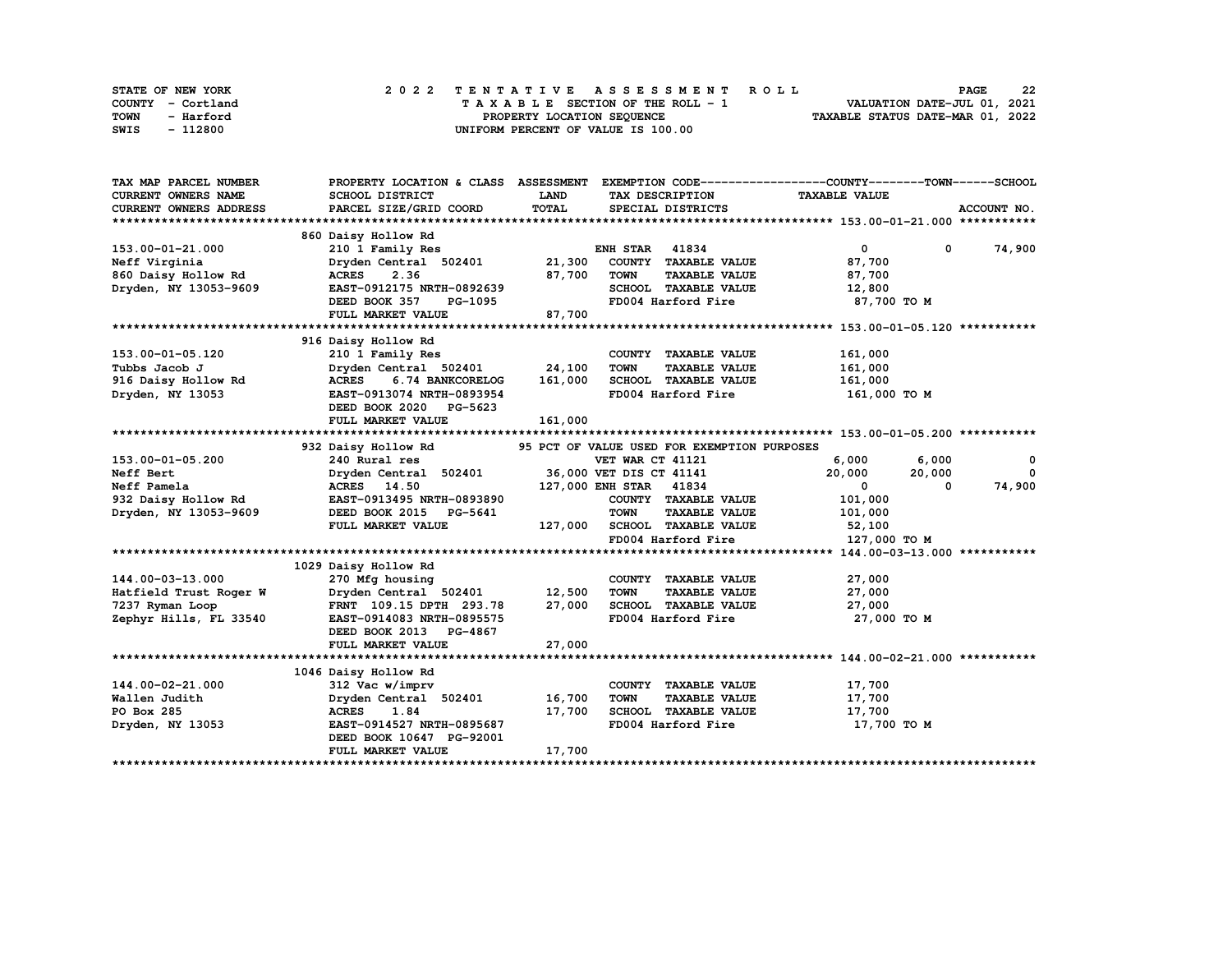STATE OF NEW YORK
COUNTY - Cortland
TOWN - Harford
SWIS - 112800

2 0 2 2 T E N T A T I V E A S S E S S M E N T R O L L
T A X A B L E SECTION OF THE ROLL - 1
PROPERTY LOCATION SEQUENCE
UNIFORM PERCENT OF VALUE IS 100.00

VALUATION DATE-JUL 01, 2021
TAXABLE STATUS DATE-MAR 01, 2022

```
TAX MAP PARCEL NUMBER          PROPERTY LOCATION & CLASS  ASSESSMENT  EXEMPTION CODE------------------COUNTY--------TOWN------SCHOOL
CURRENT OWNERS NAME            SCHOOL DISTRICT               LAND      TAX DESCRIPTION              TAXABLE VALUE
CURRENT OWNERS ADDRESS         PARCEL SIZE/GRID COORD        TOTAL     SPECIAL DISTRICTS                                      ACCOUNT NO.
******************************************************************************************************* 153.00-01-21.000 ***********
                               860 Daisy Hollow Rd
153.00-01-21.000               210 1 Family Res                         ENH STAR  41834                   0           0      74,900
Neff Virginia                  Dryden Central  502401       21,300     COUNTY  TAXABLE VALUE          87,700
860 Daisy Hollow Rd            ACRES     2.36               87,700     TOWN    TAXABLE VALUE          87,700
Dryden, NY 13053-9609          EAST-0912175 NRTH-0892639               SCHOOL  TAXABLE VALUE          12,800
                               DEED BOOK 357     PG-1095               FD004 Harford Fire              87,700 TO M
                               FULL MARKET VALUE            87,700
******************************************************************************************************* 153.00-01-05.120 ***********
                               916 Daisy Hollow Rd
153.00-01-05.120               210 1 Family Res                         COUNTY  TAXABLE VALUE         161,000
Tubbs Jacob J                  Dryden Central  502401       24,100     TOWN    TAXABLE VALUE         161,000
916 Daisy Hollow Rd            ACRES     6.74 BANKCORELOG  161,000     SCHOOL  TAXABLE VALUE         161,000
Dryden, NY 13053               EAST-0913074 NRTH-0893954               FD004 Harford Fire             161,000 TO M
                               DEED BOOK 2020   PG-5623
                               FULL MARKET VALUE           161,000
******************************************************************************************************* 153.00-01-05.200 ***********
                               932 Daisy Hollow Rd          95 PCT OF VALUE USED FOR EXEMPTION PURPOSES
153.00-01-05.200               240 Rural res                            VET WAR CT 41121              6,000       6,000           0
Neff Bert                      Dryden Central  502401       36,000 VET DIS CT 41141              20,000      20,000           0
Neff Pamela                    ACRES    14.50              127,000 ENH STAR  41834                   0           0      74,900
932 Daisy Hollow Rd            EAST-0913495 NRTH-0893890               COUNTY  TAXABLE VALUE         101,000
Dryden, NY 13053-9609          DEED BOOK 2015   PG-5641                TOWN    TAXABLE VALUE         101,000
                               FULL MARKET VALUE           127,000     SCHOOL  TAXABLE VALUE          52,100
                                                                       FD004 Harford Fire             127,000 TO M
******************************************************************************************************* 144.00-03-13.000 ***********
                               1029 Daisy Hollow Rd
144.00-03-13.000               270 Mfg housing                          COUNTY  TAXABLE VALUE          27,000
Hatfield Trust Roger W         Dryden Central  502401       12,500     TOWN    TAXABLE VALUE          27,000
7237 Ryman Loop                FRNT 109.15 DPTH 293.78      27,000     SCHOOL  TAXABLE VALUE          27,000
Zephyr Hills, FL 33540         EAST-0914083 NRTH-0895575               FD004 Harford Fire              27,000 TO M
                               DEED BOOK 2013   PG-4867
                               FULL MARKET VALUE            27,000
******************************************************************************************************* 144.00-02-21.000 ***********
                               1046 Daisy Hollow Rd
144.00-02-21.000               312 Vac w/imprv                          COUNTY  TAXABLE VALUE          17,700
Wallen Judith                  Dryden Central  502401       16,700     TOWN    TAXABLE VALUE          17,700
PO Box 285                     ACRES     1.84               17,700     SCHOOL  TAXABLE VALUE          17,700
Dryden, NY 13053               EAST-0914527 NRTH-0895687               FD004 Harford Fire              17,700 TO M
                               DEED BOOK 10647 PG-92001
                               FULL MARKET VALUE            17,700
************************************************************************************************************************************
```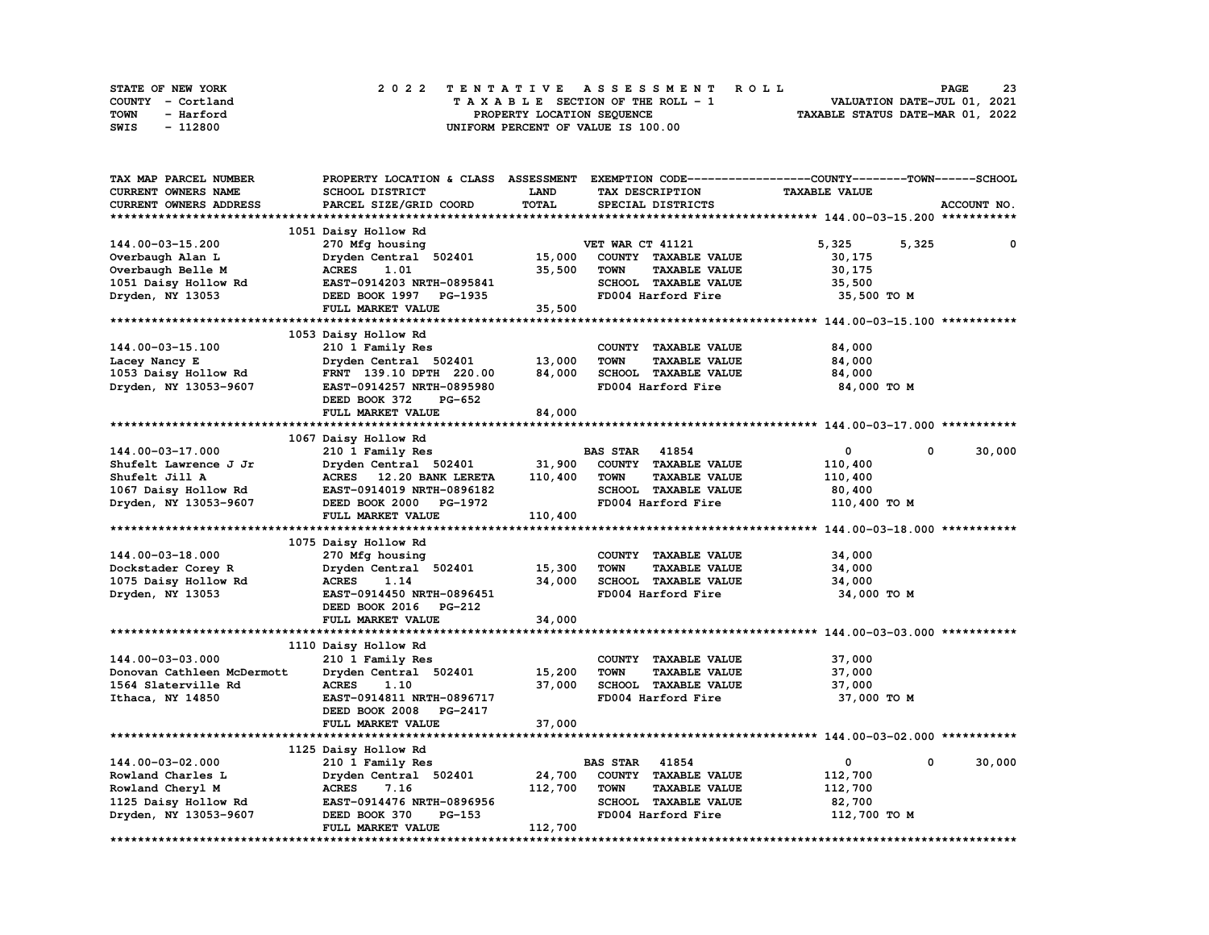STATE OF NEW YORK — COUNTY - Cortland — TOWN - Harford — SWIS - 112800

**2022 TENTATIVE ASSESSMENT ROLL**
TAXABLE SECTION OF THE ROLL - 1
PROPERTY LOCATION SEQUENCE
UNIFORM PERCENT OF VALUE IS 100.00

VALUATION DATE-JUL 01, 2021
TAXABLE STATUS DATE-MAR 01, 2022

| TAX MAP PARCEL NUMBER / CURRENT OWNERS NAME / CURRENT OWNERS ADDRESS | PROPERTY LOCATION & CLASS / SCHOOL DISTRICT / PARCEL SIZE/GRID COORD | ASSESSMENT LAND / TOTAL | EXEMPTION CODE / TAX DESCRIPTION / SPECIAL DISTRICTS | COUNTY TAXABLE VALUE | TOWN | SCHOOL / ACCOUNT NO. |
|---|---|---|---|---|---|---|
| **144.00-03-15.200** | 1051 Daisy Hollow Rd | | | | | |
| 144.00-03-15.200 | 270 Mfg housing | | VET WAR CT 41121 | 5,325 | 5,325 | 0 |
| Overbaugh Alan L | Dryden Central 502401 | 15,000 | COUNTY TAXABLE VALUE | 30,175 | | |
| Overbaugh Belle M | ACRES 1.01 | 35,500 | TOWN TAXABLE VALUE | 30,175 | | |
| 1051 Daisy Hollow Rd | EAST-0914203 NRTH-0895841 | | SCHOOL TAXABLE VALUE | 35,500 | | |
| Dryden, NY 13053 | DEED BOOK 1997 PG-1935 | | FD004 Harford Fire | 35,500 TO M | | |
| | FULL MARKET VALUE | 35,500 | | | | |
| **144.00-03-15.100** | 1053 Daisy Hollow Rd | | | | | |
| 144.00-03-15.100 | 210 1 Family Res | | COUNTY TAXABLE VALUE | 84,000 | | |
| Lacey Nancy E | Dryden Central 502401 | 13,000 | TOWN TAXABLE VALUE | 84,000 | | |
| 1053 Daisy Hollow Rd | FRNT 139.10 DPTH 220.00 | 84,000 | SCHOOL TAXABLE VALUE | 84,000 | | |
| Dryden, NY 13053-9607 | EAST-0914257 NRTH-0895980 | | FD004 Harford Fire | 84,000 TO M | | |
| | DEED BOOK 372 PG-652 | | | | | |
| | FULL MARKET VALUE | 84,000 | | | | |
| **144.00-03-17.000** | 1067 Daisy Hollow Rd | | | | | |
| 144.00-03-17.000 | 210 1 Family Res | | BAS STAR 41854 | 0 | 0 | 30,000 |
| Shufelt Lawrence J Jr | Dryden Central 502401 | 31,900 | COUNTY TAXABLE VALUE | 110,400 | | |
| Shufelt Jill A | ACRES 12.20 BANK LERETA | 110,400 | TOWN TAXABLE VALUE | 110,400 | | |
| 1067 Daisy Hollow Rd | EAST-0914019 NRTH-0896182 | | SCHOOL TAXABLE VALUE | 80,400 | | |
| Dryden, NY 13053-9607 | DEED BOOK 2000 PG-1972 | | FD004 Harford Fire | 110,400 TO M | | |
| | FULL MARKET VALUE | 110,400 | | | | |
| **144.00-03-18.000** | 1075 Daisy Hollow Rd | | | | | |
| 144.00-03-18.000 | 270 Mfg housing | | COUNTY TAXABLE VALUE | 34,000 | | |
| Dockstader Corey R | Dryden Central 502401 | 15,300 | TOWN TAXABLE VALUE | 34,000 | | |
| 1075 Daisy Hollow Rd | ACRES 1.14 | 34,000 | SCHOOL TAXABLE VALUE | 34,000 | | |
| Dryden, NY 13053 | EAST-0914450 NRTH-0896451 | | FD004 Harford Fire | 34,000 TO M | | |
| | DEED BOOK 2016 PG-212 | | | | | |
| | FULL MARKET VALUE | 34,000 | | | | |
| **144.00-03-03.000** | 1110 Daisy Hollow Rd | | | | | |
| 144.00-03-03.000 | 210 1 Family Res | | COUNTY TAXABLE VALUE | 37,000 | | |
| Donovan Cathleen McDermott | Dryden Central 502401 | 15,200 | TOWN TAXABLE VALUE | 37,000 | | |
| 1564 Slaterville Rd | ACRES 1.10 | 37,000 | SCHOOL TAXABLE VALUE | 37,000 | | |
| Ithaca, NY 14850 | EAST-0914811 NRTH-0896717 | | FD004 Harford Fire | 37,000 TO M | | |
| | DEED BOOK 2008 PG-2417 | | | | | |
| | FULL MARKET VALUE | 37,000 | | | | |
| **144.00-03-02.000** | 1125 Daisy Hollow Rd | | | | | |
| 144.00-03-02.000 | 210 1 Family Res | | BAS STAR 41854 | 0 | 0 | 30,000 |
| Rowland Charles L | Dryden Central 502401 | 24,700 | COUNTY TAXABLE VALUE | 112,700 | | |
| Rowland Cheryl M | ACRES 7.16 | 112,700 | TOWN TAXABLE VALUE | 112,700 | | |
| 1125 Daisy Hollow Rd | EAST-0914476 NRTH-0896956 | | SCHOOL TAXABLE VALUE | 82,700 | | |
| Dryden, NY 13053-9607 | DEED BOOK 370 PG-153 | | FD004 Harford Fire | 112,700 TO M | | |
| | FULL MARKET VALUE | 112,700 | | | | |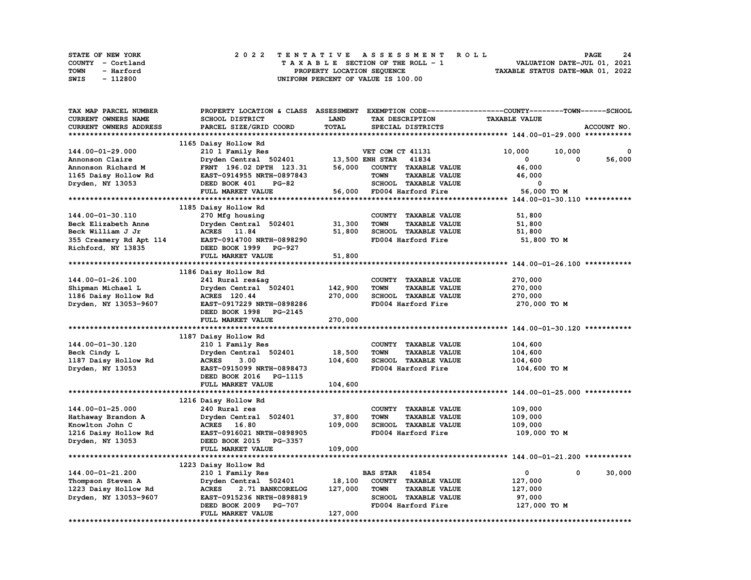STATE OF NEW YORK — COUNTY - Cortland — TOWN - Harford — SWIS - 112800

# 2022 TENTATIVE ASSESSMENT ROLL

TAXABLE SECTION OF THE ROLL - 1
PROPERTY LOCATION SEQUENCE
UNIFORM PERCENT OF VALUE IS 100.00

VALUATION DATE-JUL 01, 2021
TAXABLE STATUS DATE-MAR 01, 2022

| TAX MAP PARCEL NUMBER / CURRENT OWNERS NAME / CURRENT OWNERS ADDRESS | PROPERTY LOCATION & CLASS / SCHOOL DISTRICT / PARCEL SIZE/GRID COORD | ASSESSMENT LAND / TOTAL | EXEMPTION CODE / TAX DESCRIPTION / SPECIAL DISTRICTS | COUNTY | TOWN | SCHOOL / TAXABLE VALUE |
|---|---|---|---|---|---|---|
| **144.00-01-29.000** | 1165 Daisy Hollow Rd | | | | | |
| | 210 1 Family Res | | VET COM CT 41131 | 10,000 | 10,000 | 0 |
| Annonson Claire | Dryden Central 502401 | 13,500 | ENH STAR 41834 | 0 | 0 | 56,000 |
| Annonson Richard M | FRNT 196.02 DPTH 123.31 | 56,000 | COUNTY TAXABLE VALUE | 46,000 | | |
| 1165 Daisy Hollow Rd | EAST-0914955 NRTH-0897843 | | TOWN TAXABLE VALUE | | 46,000 | |
| Dryden, NY 13053 | DEED BOOK 401 PG-82 | | SCHOOL TAXABLE VALUE | | | 0 |
| | FULL MARKET VALUE | 56,000 | FD004 Harford Fire | 56,000 TO M | | |
| **144.00-01-30.110** | 1185 Daisy Hollow Rd | | | | | |
| | 270 Mfg housing | | COUNTY TAXABLE VALUE | 51,800 | | |
| Beck Elizabeth Anne | Dryden Central 502401 | 31,300 | TOWN TAXABLE VALUE | | 51,800 | |
| Beck William J Jr | ACRES 11.84 | 51,800 | SCHOOL TAXABLE VALUE | | | 51,800 |
| 355 Creamery Rd Apt 114 | EAST-0914700 NRTH-0898290 | | FD004 Harford Fire | 51,800 TO M | | |
| Richford, NY 13835 | DEED BOOK 1999 PG-927 | | | | | |
| | FULL MARKET VALUE | 51,800 | | | | |
| **144.00-01-26.100** | 1186 Daisy Hollow Rd | | | | | |
| | 241 Rural res&ag | | COUNTY TAXABLE VALUE | 270,000 | | |
| Shipman Michael L | Dryden Central 502401 | 142,900 | TOWN TAXABLE VALUE | | 270,000 | |
| 1186 Daisy Hollow Rd | ACRES 120.44 | 270,000 | SCHOOL TAXABLE VALUE | | | 270,000 |
| Dryden, NY 13053-9607 | EAST-0917229 NRTH-0898286 | | FD004 Harford Fire | 270,000 TO M | | |
| | DEED BOOK 1998 PG-2145 | | | | | |
| | FULL MARKET VALUE | 270,000 | | | | |
| **144.00-01-30.120** | 1187 Daisy Hollow Rd | | | | | |
| | 210 1 Family Res | | COUNTY TAXABLE VALUE | 104,600 | | |
| Beck Cindy L | Dryden Central 502401 | 18,500 | TOWN TAXABLE VALUE | | 104,600 | |
| 1187 Daisy Hollow Rd | ACRES 3.00 | 104,600 | SCHOOL TAXABLE VALUE | | | 104,600 |
| Dryden, NY 13053 | EAST-0915099 NRTH-0898473 | | FD004 Harford Fire | 104,600 TO M | | |
| | DEED BOOK 2016 PG-1115 | | | | | |
| | FULL MARKET VALUE | 104,600 | | | | |
| **144.00-01-25.000** | 1216 Daisy Hollow Rd | | | | | |
| | 240 Rural res | | COUNTY TAXABLE VALUE | 109,000 | | |
| Hathaway Brandon A | Dryden Central 502401 | 37,800 | TOWN TAXABLE VALUE | | 109,000 | |
| Knowlton John C | ACRES 16.80 | 109,000 | SCHOOL TAXABLE VALUE | | | 109,000 |
| 1216 Daisy Hollow Rd | EAST-0916021 NRTH-0898905 | | FD004 Harford Fire | 109,000 TO M | | |
| Dryden, NY 13053 | DEED BOOK 2015 PG-3357 | | | | | |
| | FULL MARKET VALUE | 109,000 | | | | |
| **144.00-01-21.200** | 1223 Daisy Hollow Rd | | | | | |
| | 210 1 Family Res | | BAS STAR 41854 | 0 | 0 | 30,000 |
| Thompson Steven A | Dryden Central 502401 | 18,100 | COUNTY TAXABLE VALUE | 127,000 | | |
| 1223 Daisy Hollow Rd | ACRES 2.71 BANKCORELOG | 127,000 | TOWN TAXABLE VALUE | | 127,000 | |
| Dryden, NY 13053-9607 | EAST-0915236 NRTH-0898819 | | SCHOOL TAXABLE VALUE | | | 97,000 |
| | DEED BOOK 2009 PG-707 | | FD004 Harford Fire | 127,000 TO M | | |
| | FULL MARKET VALUE | 127,000 | | | | |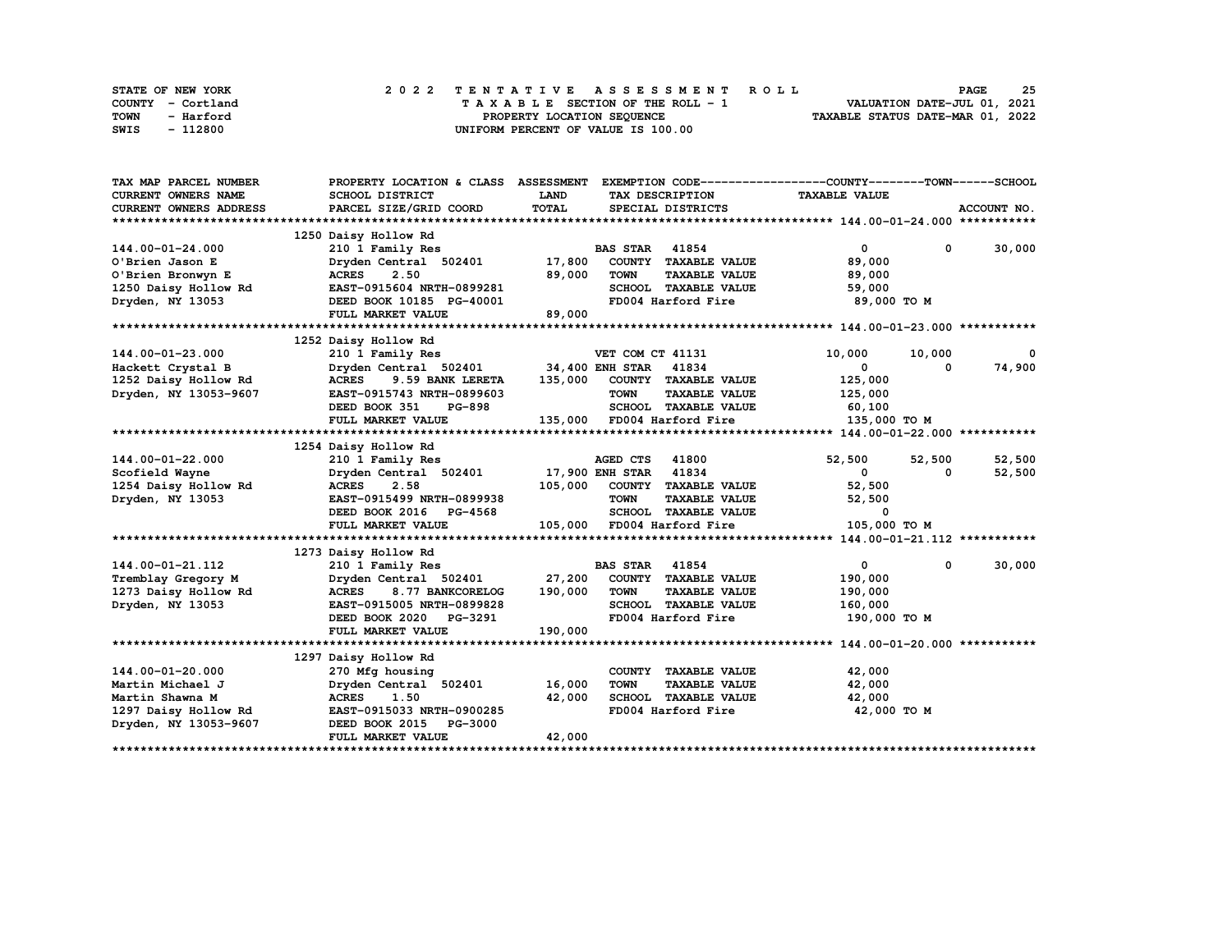STATE OF NEW YORK — COUNTY - Cortland — TOWN - Harford — SWIS - 112800

# 2022 TENTATIVE ASSESSMENT ROLL

TAXABLE SECTION OF THE ROLL - 1
PROPERTY LOCATION SEQUENCE
UNIFORM PERCENT OF VALUE IS 100.00

VALUATION DATE-JUL 01, 2021
TAXABLE STATUS DATE-MAR 01, 2022

| TAX MAP PARCEL NUMBER / CURRENT OWNERS NAME / CURRENT OWNERS ADDRESS | PROPERTY LOCATION & CLASS / SCHOOL DISTRICT / PARCEL SIZE/GRID COORD | ASSESSMENT LAND | ASSESSMENT TOTAL | EXEMPTION CODE / TAX DESCRIPTION / SPECIAL DISTRICTS | COUNTY TAXABLE VALUE | TOWN | SCHOOL | ACCOUNT NO. |
|---|---|---|---|---|---|---|---|---|
| **144.00-01-24.000** | 1250 Daisy Hollow Rd | | | | | | | |
| 144.00-01-24.000 | 210 1 Family Res | | | BAS STAR 41854 | 0 | 0 | 30,000 | |
| O'Brien Jason E | Dryden Central 502401 | 17,800 | | COUNTY TAXABLE VALUE | 89,000 | | | |
| O'Brien Bronwyn E | ACRES 2.50 | | 89,000 | TOWN TAXABLE VALUE | 89,000 | | | |
| 1250 Daisy Hollow Rd | EAST-0915604 NRTH-0899281 | | | SCHOOL TAXABLE VALUE | 59,000 | | | |
| Dryden, NY 13053 | DEED BOOK 10185 PG-40001 | | | FD004 Harford Fire | 89,000 TO M | | | |
| | FULL MARKET VALUE | | 89,000 | | | | | |
| **144.00-01-23.000** | 1252 Daisy Hollow Rd | | | | | | | |
| 144.00-01-23.000 | 210 1 Family Res | | | VET COM CT 41131 | 10,000 | 10,000 | 0 | |
| Hackett Crystal B | Dryden Central 502401 | 34,400 | | ENH STAR 41834 | 0 | 0 | 74,900 | |
| 1252 Daisy Hollow Rd | ACRES 9.59 BANK LERETA | | 135,000 | COUNTY TAXABLE VALUE | 125,000 | | | |
| Dryden, NY 13053-9607 | EAST-0915743 NRTH-0899603 | | | TOWN TAXABLE VALUE | 125,000 | | | |
| | DEED BOOK 351 PG-898 | | | SCHOOL TAXABLE VALUE | 60,100 | | | |
| | FULL MARKET VALUE | | 135,000 | FD004 Harford Fire | 135,000 TO M | | | |
| **144.00-01-22.000** | 1254 Daisy Hollow Rd | | | | | | | |
| 144.00-01-22.000 | 210 1 Family Res | | | AGED CTS 41800 | 52,500 | 52,500 | 52,500 | |
| Scofield Wayne | Dryden Central 502401 | 17,900 | | ENH STAR 41834 | 0 | 0 | 52,500 | |
| 1254 Daisy Hollow Rd | ACRES 2.58 | | 105,000 | COUNTY TAXABLE VALUE | 52,500 | | | |
| Dryden, NY 13053 | EAST-0915499 NRTH-0899938 | | | TOWN TAXABLE VALUE | 52,500 | | | |
| | DEED BOOK 2016 PG-4568 | | | SCHOOL TAXABLE VALUE | 0 | | | |
| | FULL MARKET VALUE | | 105,000 | FD004 Harford Fire | 105,000 TO M | | | |
| **144.00-01-21.112** | 1273 Daisy Hollow Rd | | | | | | | |
| 144.00-01-21.112 | 210 1 Family Res | | | BAS STAR 41854 | 0 | 0 | 30,000 | |
| Tremblay Gregory M | Dryden Central 502401 | 27,200 | | COUNTY TAXABLE VALUE | 190,000 | | | |
| 1273 Daisy Hollow Rd | ACRES 8.77 BANKCORELOG | | 190,000 | TOWN TAXABLE VALUE | 190,000 | | | |
| Dryden, NY 13053 | EAST-0915005 NRTH-0899828 | | | SCHOOL TAXABLE VALUE | 160,000 | | | |
| | DEED BOOK 2020 PG-3291 | | | FD004 Harford Fire | 190,000 TO M | | | |
| | FULL MARKET VALUE | | 190,000 | | | | | |
| **144.00-01-20.000** | 1297 Daisy Hollow Rd | | | | | | | |
| 144.00-01-20.000 | 270 Mfg housing | | | COUNTY TAXABLE VALUE | 42,000 | | | |
| Martin Michael J | Dryden Central 502401 | 16,000 | | TOWN TAXABLE VALUE | 42,000 | | | |
| Martin Shawna M | ACRES 1.50 | | 42,000 | SCHOOL TAXABLE VALUE | 42,000 | | | |
| 1297 Daisy Hollow Rd | EAST-0915033 NRTH-0900285 | | | FD004 Harford Fire | 42,000 TO M | | | |
| Dryden, NY 13053-9607 | DEED BOOK 2015 PG-3000 | | | | | | | |
| | FULL MARKET VALUE | | 42,000 | | | | | |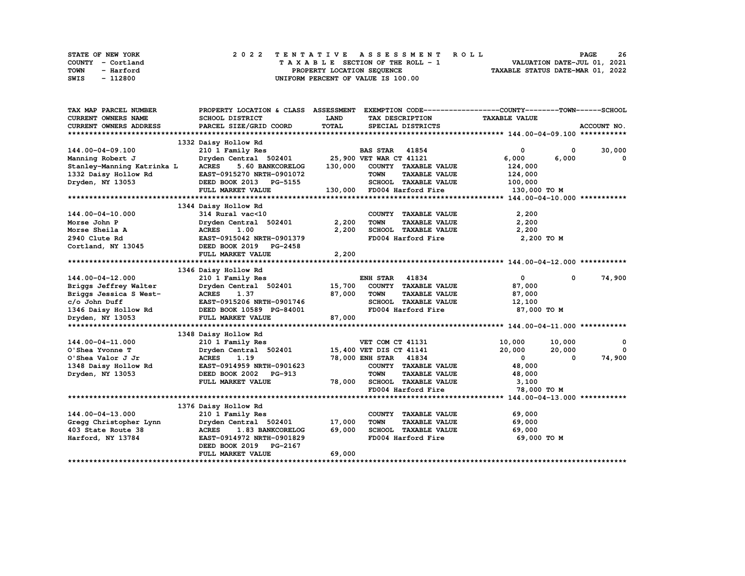STATE OF NEW YORK
COUNTY - Cortland
TOWN - Harford
SWIS - 112800

2022 TENTATIVE ASSESSMENT ROLL
TAXABLE SECTION OF THE ROLL - 1
PROPERTY LOCATION SEQUENCE
UNIFORM PERCENT OF VALUE IS 100.00

VALUATION DATE-JUL 01, 2021
TAXABLE STATUS DATE-MAR 01, 2022

```
TAX MAP PARCEL NUMBER          PROPERTY LOCATION & CLASS  ASSESSMENT  EXEMPTION CODE------------------COUNTY--------TOWN------SCHOOL
CURRENT OWNERS NAME            SCHOOL DISTRICT               LAND      TAX DESCRIPTION            TAXABLE VALUE
CURRENT OWNERS ADDRESS         PARCEL SIZE/GRID COORD        TOTAL     SPECIAL DISTRICTS                                      ACCOUNT NO.
******************************************************************************************************* 144.00-04-09.100 ***********
                               1332 Daisy Hollow Rd
144.00-04-09.100               210 1 Family Res                     BAS STAR   41854                 0          0       30,000
Manning Robert J               Dryden Central  502401      25,900 VET WAR CT 41121               6,000      6,000            0
Stanley-Manning Katrinka L     ACRES     5.60 BANKCORELOG  130,000   COUNTY  TAXABLE VALUE         124,000
1332 Daisy Hollow Rd           EAST-0915270 NRTH-0901072              TOWN    TAXABLE VALUE         124,000
Dryden, NY 13053               DEED BOOK 2013   PG-5155               SCHOOL  TAXABLE VALUE         100,000
                               FULL MARKET VALUE           130,000   FD004 Harford Fire             130,000 TO M
******************************************************************************************************* 144.00-04-10.000 ***********
                               1344 Daisy Hollow Rd
144.00-04-10.000               314 Rural vac<10                       COUNTY  TAXABLE VALUE           2,200
Morse John P                   Dryden Central  502401       2,200     TOWN    TAXABLE VALUE           2,200
Morse Sheila A                 ACRES     1.00                 2,200     SCHOOL  TAXABLE VALUE           2,200
2940 Clute Rd                  EAST-0915042 NRTH-0901379              FD004 Harford Fire               2,200 TO M
Cortland, NY 13045             DEED BOOK 2019   PG-2458
                               FULL MARKET VALUE             2,200
******************************************************************************************************* 144.00-04-12.000 ***********
                               1346 Daisy Hollow Rd
144.00-04-12.000               210 1 Family Res                     ENH STAR   41834                 0          0       74,900
Briggs Jeffrey Walter          Dryden Central  502401      15,700     COUNTY  TAXABLE VALUE          87,000
Briggs Jessica S West-         ACRES     1.37                87,000     TOWN    TAXABLE VALUE          87,000
c/o John Duff                  EAST-0915206 NRTH-0901746              SCHOOL  TAXABLE VALUE          12,100
1346 Daisy Hollow Rd           DEED BOOK 10589  PG-84001              FD004 Harford Fire              87,000 TO M
Dryden, NY 13053               FULL MARKET VALUE            87,000
******************************************************************************************************* 144.00-04-11.000 ***********
                               1348 Daisy Hollow Rd
144.00-04-11.000               210 1 Family Res                     VET COM CT 41131              10,000     10,000            0
O'Shea Yvonne T                Dryden Central  502401      15,400 VET DIS CT 41141              20,000     20,000            0
O'Shea Valor J Jr              ACRES     1.19                78,000 ENH STAR   41834                 0          0       74,900
1348 Daisy Hollow Rd           EAST-0914959 NRTH-0901623              COUNTY  TAXABLE VALUE          48,000
Dryden, NY 13053               DEED BOOK 2002   PG-913                TOWN    TAXABLE VALUE          48,000
                               FULL MARKET VALUE            78,000    SCHOOL  TAXABLE VALUE           3,100
                                                                      FD004 Harford Fire              78,000 TO M
******************************************************************************************************* 144.00-04-13.000 ***********
                               1376 Daisy Hollow Rd
144.00-04-13.000               210 1 Family Res                       COUNTY  TAXABLE VALUE          69,000
Gregg Christopher Lynn         Dryden Central  502401      17,000     TOWN    TAXABLE VALUE          69,000
403 State Route 38             ACRES     1.83 BANKCORELOG   69,000     SCHOOL  TAXABLE VALUE          69,000
Harford, NY 13784              EAST-0914972 NRTH-0901829              FD004 Harford Fire              69,000 TO M
                               DEED BOOK 2019   PG-2167
                               FULL MARKET VALUE            69,000
************************************************************************************************************************************
```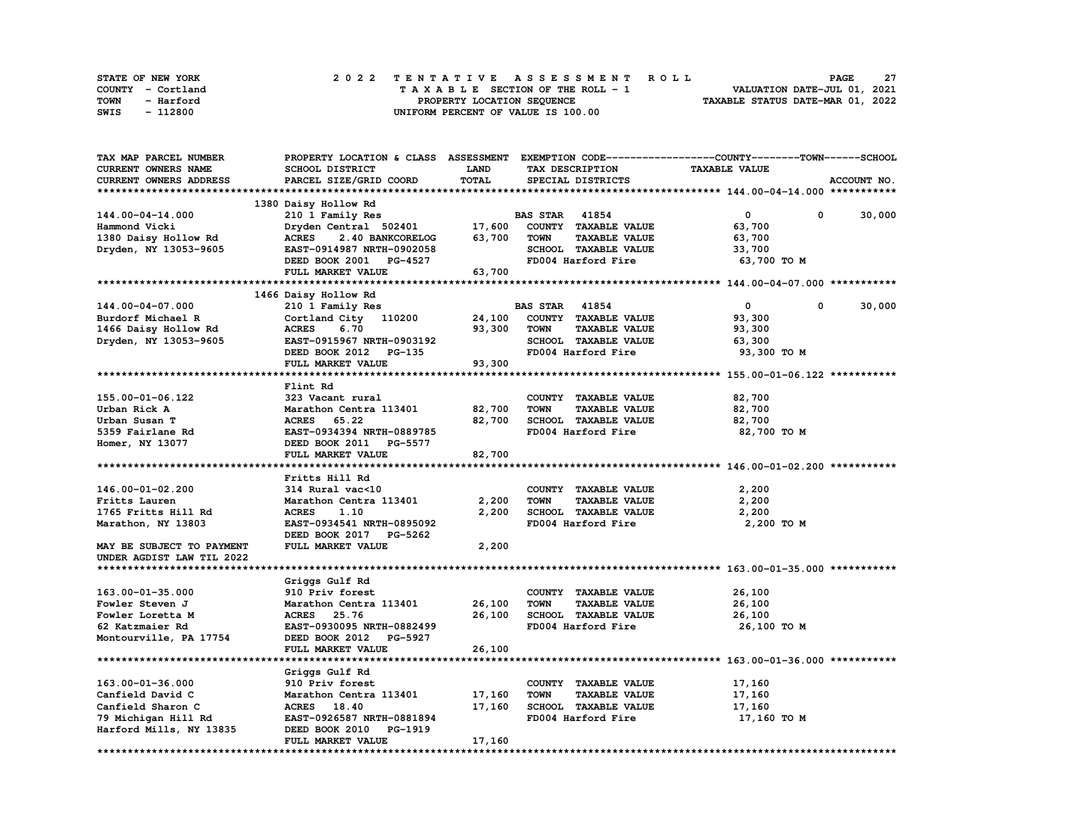STATE OF NEW YORK
COUNTY - Cortland
TOWN - Harford
SWIS - 112800

2022 TENTATIVE ASSESSMENT ROLL
TAXABLE SECTION OF THE ROLL - 1
PROPERTY LOCATION SEQUENCE
UNIFORM PERCENT OF VALUE IS 100.00

VALUATION DATE-JUL 01, 2021
TAXABLE STATUS DATE-MAR 01, 2022

| TAX MAP PARCEL NUMBER / CURRENT OWNERS NAME / CURRENT OWNERS ADDRESS | PROPERTY LOCATION & CLASS / SCHOOL DISTRICT / PARCEL SIZE/GRID COORD | ASSESSMENT LAND | TOTAL | EXEMPTION CODE / TAX DESCRIPTION / SPECIAL DISTRICTS | COUNTY | TOWN | SCHOOL / TAXABLE VALUE |
|---|---|---|---|---|---|---|---|
| **144.00-04-14.000** | 1380 Daisy Hollow Rd | | | | | | |
| 144.00-04-14.000 | 210 1 Family Res | | | BAS STAR 41854 | 0 | 0 | 30,000 |
| Hammond Vicki | Dryden Central 502401 | 17,600 | | COUNTY TAXABLE VALUE | 63,700 | | |
| 1380 Daisy Hollow Rd | ACRES 2.40 BANKCORELOG | | 63,700 | TOWN TAXABLE VALUE | | 63,700 | |
| Dryden, NY 13053-9605 | EAST-0914987 NRTH-0902058 | | | SCHOOL TAXABLE VALUE | | | 33,700 |
| | DEED BOOK 2001 PG-4527 | | | FD004 Harford Fire | 63,700 TO M | | |
| | FULL MARKET VALUE | | 63,700 | | | | |
| **144.00-04-07.000** | 1466 Daisy Hollow Rd | | | | | | |
| 144.00-04-07.000 | 210 1 Family Res | | | BAS STAR 41854 | 0 | 0 | 30,000 |
| Burdorf Michael R | Cortland City 110200 | 24,100 | | COUNTY TAXABLE VALUE | 93,300 | | |
| 1466 Daisy Hollow Rd | ACRES 6.70 | | 93,300 | TOWN TAXABLE VALUE | | 93,300 | |
| Dryden, NY 13053-9605 | EAST-0915967 NRTH-0903192 | | | SCHOOL TAXABLE VALUE | | | 63,300 |
| | DEED BOOK 2012 PG-135 | | | FD004 Harford Fire | 93,300 TO M | | |
| | FULL MARKET VALUE | | 93,300 | | | | |
| **155.00-01-06.122** | Flint Rd | | | | | | |
| 155.00-01-06.122 | 323 Vacant rural | | | COUNTY TAXABLE VALUE | 82,700 | | |
| Urban Rick A | Marathon Centra 113401 | 82,700 | | TOWN TAXABLE VALUE | | 82,700 | |
| Urban Susan T | ACRES 65.22 | | 82,700 | SCHOOL TAXABLE VALUE | | | 82,700 |
| 5359 Fairlane Rd | EAST-0934394 NRTH-0889785 | | | FD004 Harford Fire | 82,700 TO M | | |
| Homer, NY 13077 | DEED BOOK 2011 PG-5577 | | | | | | |
| | FULL MARKET VALUE | | 82,700 | | | | |
| **146.00-01-02.200** | Fritts Hill Rd | | | | | | |
| 146.00-01-02.200 | 314 Rural vac<10 | | | COUNTY TAXABLE VALUE | 2,200 | | |
| Fritts Lauren | Marathon Centra 113401 | 2,200 | | TOWN TAXABLE VALUE | | 2,200 | |
| 1765 Fritts Hill Rd | ACRES 1.10 | | 2,200 | SCHOOL TAXABLE VALUE | | | 2,200 |
| Marathon, NY 13803 | EAST-0934541 NRTH-0895092 | | | FD004 Harford Fire | 2,200 TO M | | |
| | DEED BOOK 2017 PG-5262 | | | | | | |
| MAY BE SUBJECT TO PAYMENT UNDER AGDIST LAW TIL 2022 | FULL MARKET VALUE | | 2,200 | | | | |
| **163.00-01-35.000** | Griggs Gulf Rd | | | | | | |
| 163.00-01-35.000 | 910 Priv forest | | | COUNTY TAXABLE VALUE | 26,100 | | |
| Fowler Steven J | Marathon Centra 113401 | 26,100 | | TOWN TAXABLE VALUE | | 26,100 | |
| Fowler Loretta M | ACRES 25.76 | | 26,100 | SCHOOL TAXABLE VALUE | | | 26,100 |
| 62 Katzmaier Rd | EAST-0930095 NRTH-0882499 | | | FD004 Harford Fire | 26,100 TO M | | |
| Montourville, PA 17754 | DEED BOOK 2012 PG-5927 | | | | | | |
| | FULL MARKET VALUE | | 26,100 | | | | |
| **163.00-01-36.000** | Griggs Gulf Rd | | | | | | |
| 163.00-01-36.000 | 910 Priv forest | | | COUNTY TAXABLE VALUE | 17,160 | | |
| Canfield David C | Marathon Centra 113401 | 17,160 | | TOWN TAXABLE VALUE | | 17,160 | |
| Canfield Sharon C | ACRES 18.40 | | 17,160 | SCHOOL TAXABLE VALUE | | | 17,160 |
| 79 Michigan Hill Rd | EAST-0926587 NRTH-0881894 | | | FD004 Harford Fire | 17,160 TO M | | |
| Harford Mills, NY 13835 | DEED BOOK 2010 PG-1919 | | | | | | |
| | FULL MARKET VALUE | | 17,160 | | | | |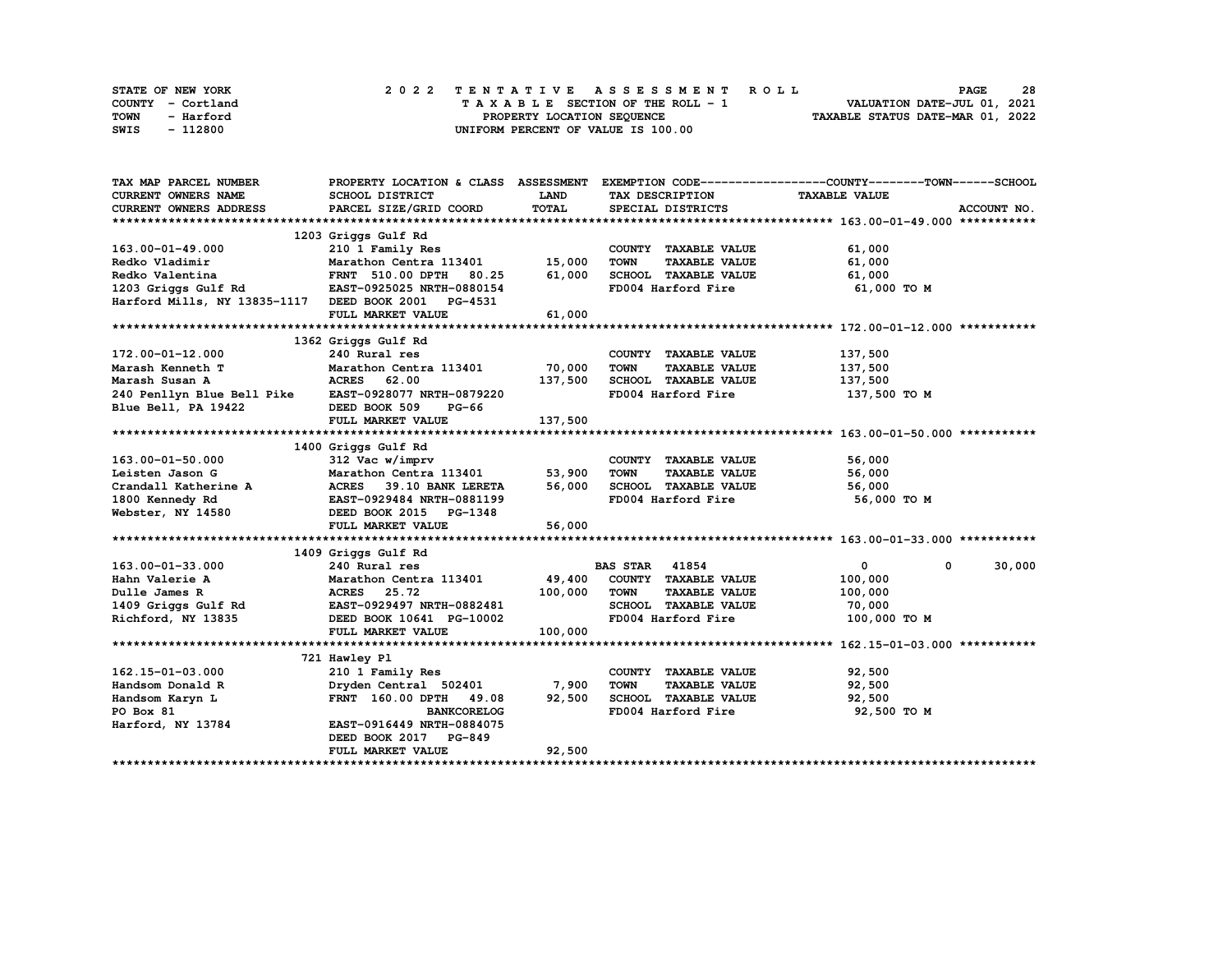STATE OF NEW YORK — COUNTY - Cortland — TOWN - Harford — SWIS - 112800

**2022 TENTATIVE ASSESSMENT ROLL**
TAXABLE SECTION OF THE ROLL - 1
PROPERTY LOCATION SEQUENCE
UNIFORM PERCENT OF VALUE IS 100.00

VALUATION DATE-JUL 01, 2021
TAXABLE STATUS DATE-MAR 01, 2022

| TAX MAP PARCEL NUMBER / CURRENT OWNERS NAME / CURRENT OWNERS ADDRESS | PROPERTY LOCATION & CLASS / SCHOOL DISTRICT / PARCEL SIZE/GRID COORD | ASSESSMENT LAND | ASSESSMENT TOTAL | EXEMPTION CODE / TAX DESCRIPTION / SPECIAL DISTRICTS | COUNTY TAXABLE VALUE | TOWN | SCHOOL |
|---|---|---|---|---|---|---|---|
| **163.00-01-49.000** | 1203 Griggs Gulf Rd | | | | | | |
| 163.00-01-49.000 | 210 1 Family Res | | | COUNTY TAXABLE VALUE | 61,000 | | |
| Redko Vladimir | Marathon Centra 113401 | 15,000 | | TOWN TAXABLE VALUE | 61,000 | | |
| Redko Valentina | FRNT 510.00 DPTH 80.25 | | 61,000 | SCHOOL TAXABLE VALUE | 61,000 | | |
| 1203 Griggs Gulf Rd | EAST-0925025 NRTH-0880154 | | | FD004 Harford Fire | 61,000 TO M | | |
| Harford Mills, NY 13835-1117 | DEED BOOK 2001 PG-4531 | | | | | | |
| | FULL MARKET VALUE | | 61,000 | | | | |
| **172.00-01-12.000** | 1362 Griggs Gulf Rd | | | | | | |
| 172.00-01-12.000 | 240 Rural res | | | COUNTY TAXABLE VALUE | 137,500 | | |
| Marash Kenneth T | Marathon Centra 113401 | 70,000 | | TOWN TAXABLE VALUE | 137,500 | | |
| Marash Susan A | ACRES 62.00 | | 137,500 | SCHOOL TAXABLE VALUE | 137,500 | | |
| 240 Penllyn Blue Bell Pike | EAST-0928077 NRTH-0879220 | | | FD004 Harford Fire | 137,500 TO M | | |
| Blue Bell, PA 19422 | DEED BOOK 509 PG-66 | | | | | | |
| | FULL MARKET VALUE | | 137,500 | | | | |
| **163.00-01-50.000** | 1400 Griggs Gulf Rd | | | | | | |
| 163.00-01-50.000 | 312 Vac w/imprv | | | COUNTY TAXABLE VALUE | 56,000 | | |
| Leisten Jason G | Marathon Centra 113401 | 53,900 | | TOWN TAXABLE VALUE | 56,000 | | |
| Crandall Katherine A | ACRES 39.10 BANK LERETA | | 56,000 | SCHOOL TAXABLE VALUE | 56,000 | | |
| 1800 Kennedy Rd | EAST-0929484 NRTH-0881199 | | | FD004 Harford Fire | 56,000 TO M | | |
| Webster, NY 14580 | DEED BOOK 2015 PG-1348 | | | | | | |
| | FULL MARKET VALUE | | 56,000 | | | | |
| **163.00-01-33.000** | 1409 Griggs Gulf Rd | | | | | | |
| 163.00-01-33.000 | 240 Rural res | | | BAS STAR 41854 | 0 | 0 | 30,000 |
| Hahn Valerie A | Marathon Centra 113401 | 49,400 | | COUNTY TAXABLE VALUE | 100,000 | | |
| Dulle James R | ACRES 25.72 | | 100,000 | TOWN TAXABLE VALUE | 100,000 | | |
| 1409 Griggs Gulf Rd | EAST-0929497 NRTH-0882481 | | | SCHOOL TAXABLE VALUE | 70,000 | | |
| Richford, NY 13835 | DEED BOOK 10641 PG-10002 | | | FD004 Harford Fire | 100,000 TO M | | |
| | FULL MARKET VALUE | | 100,000 | | | | |
| **162.15-01-03.000** | 721 Hawley Pl | | | | | | |
| 162.15-01-03.000 | 210 1 Family Res | | | COUNTY TAXABLE VALUE | 92,500 | | |
| Handsom Donald R | Dryden Central 502401 | 7,900 | | TOWN TAXABLE VALUE | 92,500 | | |
| Handsom Karyn L | FRNT 160.00 DPTH 49.08 | | 92,500 | SCHOOL TAXABLE VALUE | 92,500 | | |
| PO Box 81 | BANKCORELOG | | | FD004 Harford Fire | 92,500 TO M | | |
| Harford, NY 13784 | EAST-0916449 NRTH-0884075 | | | | | | |
| | DEED BOOK 2017 PG-849 | | | | | | |
| | FULL MARKET VALUE | | 92,500 | | | | |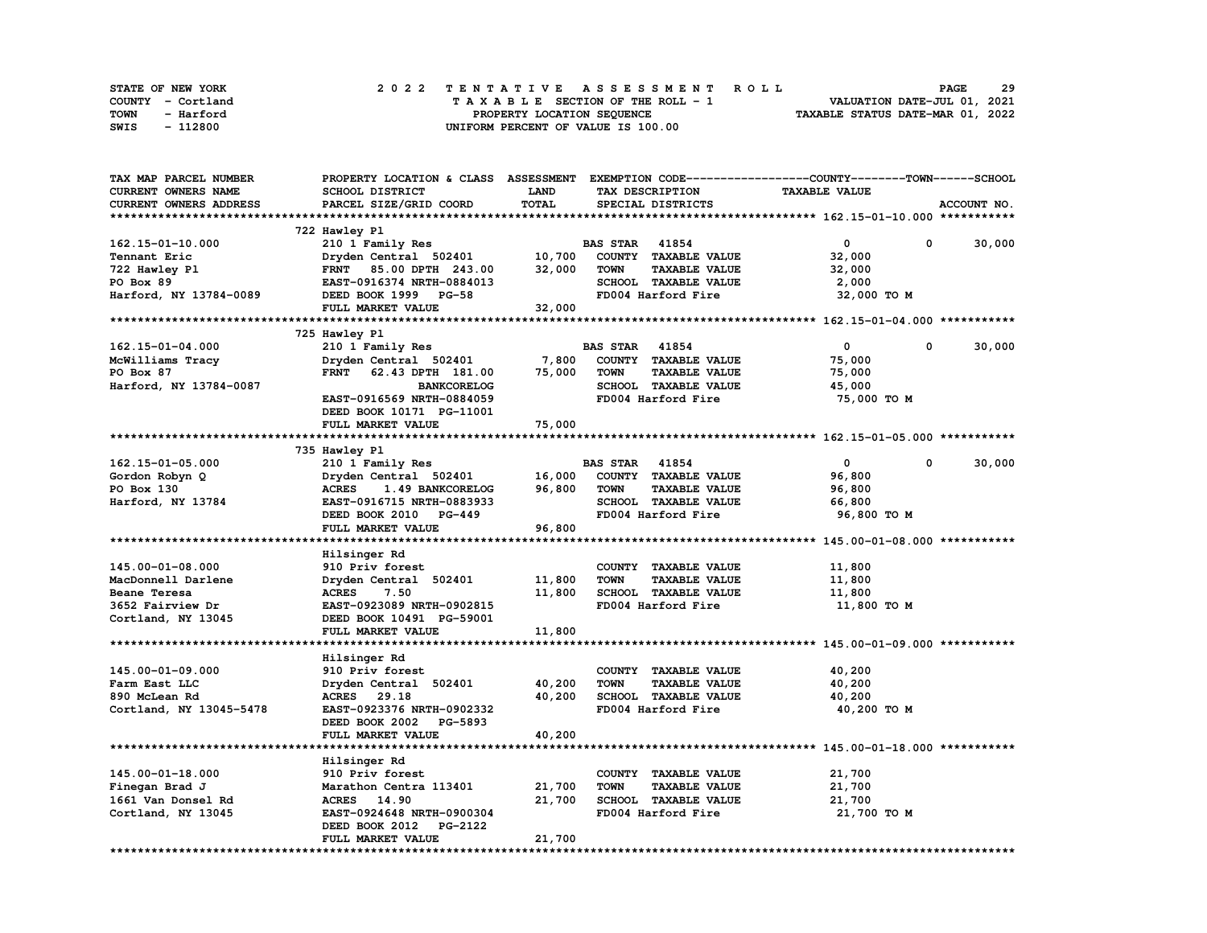STATE OF NEW YORK
COUNTY - Cortland
TOWN - Harford
SWIS - 112800

# 2022 TENTATIVE ASSESSMENT ROLL

TAXABLE SECTION OF THE ROLL - 1
PROPERTY LOCATION SEQUENCE
UNIFORM PERCENT OF VALUE IS 100.00

VALUATION DATE-JUL 01, 2021
TAXABLE STATUS DATE-MAR 01, 2022

| TAX MAP PARCEL NUMBER / CURRENT OWNERS NAME / CURRENT OWNERS ADDRESS | PROPERTY LOCATION & CLASS / SCHOOL DISTRICT / PARCEL SIZE/GRID COORD | ASSESSMENT LAND | TOTAL | EXEMPTION CODE / TAX DESCRIPTION / SPECIAL DISTRICTS | COUNTY / TAXABLE VALUE | TOWN | SCHOOL |
|---|---|---|---|---|---|---|---|
| **162.15-01-10.000** | 722 Hawley Pl | | | | | | |
| 162.15-01-10.000 | 210 1 Family Res | | | BAS STAR 41854 | 0 | 0 | 30,000 |
| Tennant Eric | Dryden Central 502401 | 10,700 | | COUNTY TAXABLE VALUE | 32,000 | | |
| 722 Hawley Pl | FRNT 85.00 DPTH 243.00 | | 32,000 | TOWN TAXABLE VALUE | 32,000 | | |
| PO Box 89 | EAST-0916374 NRTH-0884013 | | | SCHOOL TAXABLE VALUE | 2,000 | | |
| Harford, NY 13784-0089 | DEED BOOK 1999 PG-58 | | | FD004 Harford Fire | 32,000 TO M | | |
| | FULL MARKET VALUE | | 32,000 | | | | |
| **162.15-01-04.000** | 725 Hawley Pl | | | | | | |
| 162.15-01-04.000 | 210 1 Family Res | | | BAS STAR 41854 | 0 | 0 | 30,000 |
| McWilliams Tracy | Dryden Central 502401 | 7,800 | | COUNTY TAXABLE VALUE | 75,000 | | |
| PO Box 87 | FRNT 62.43 DPTH 181.00 | | 75,000 | TOWN TAXABLE VALUE | 75,000 | | |
| Harford, NY 13784-0087 | BANKCORELOG | | | SCHOOL TAXABLE VALUE | 45,000 | | |
| | EAST-0916569 NRTH-0884059 | | | FD004 Harford Fire | 75,000 TO M | | |
| | DEED BOOK 10171 PG-11001 | | | | | | |
| | FULL MARKET VALUE | | 75,000 | | | | |
| **162.15-01-05.000** | 735 Hawley Pl | | | | | | |
| 162.15-01-05.000 | 210 1 Family Res | | | BAS STAR 41854 | 0 | 0 | 30,000 |
| Gordon Robyn Q | Dryden Central 502401 | 16,000 | | COUNTY TAXABLE VALUE | 96,800 | | |
| PO Box 130 | ACRES 1.49 BANKCORELOG | | 96,800 | TOWN TAXABLE VALUE | 96,800 | | |
| Harford, NY 13784 | EAST-0916715 NRTH-0883933 | | | SCHOOL TAXABLE VALUE | 66,800 | | |
| | DEED BOOK 2010 PG-449 | | | FD004 Harford Fire | 96,800 TO M | | |
| | FULL MARKET VALUE | | 96,800 | | | | |
| **145.00-01-08.000** | Hilsinger Rd | | | | | | |
| 145.00-01-08.000 | 910 Priv forest | | | COUNTY TAXABLE VALUE | 11,800 | | |
| MacDonnell Darlene | Dryden Central 502401 | 11,800 | | TOWN TAXABLE VALUE | 11,800 | | |
| Beane Teresa | ACRES 7.50 | | 11,800 | SCHOOL TAXABLE VALUE | 11,800 | | |
| 3652 Fairview Dr | EAST-0923089 NRTH-0902815 | | | FD004 Harford Fire | 11,800 TO M | | |
| Cortland, NY 13045 | DEED BOOK 10491 PG-59001 | | | | | | |
| | FULL MARKET VALUE | | 11,800 | | | | |
| **145.00-01-09.000** | Hilsinger Rd | | | | | | |
| 145.00-01-09.000 | 910 Priv forest | | | COUNTY TAXABLE VALUE | 40,200 | | |
| Farm East LLC | Dryden Central 502401 | 40,200 | | TOWN TAXABLE VALUE | 40,200 | | |
| 890 McLean Rd | ACRES 29.18 | | 40,200 | SCHOOL TAXABLE VALUE | 40,200 | | |
| Cortland, NY 13045-5478 | EAST-0923376 NRTH-0902332 | | | FD004 Harford Fire | 40,200 TO M | | |
| | DEED BOOK 2002 PG-5893 | | | | | | |
| | FULL MARKET VALUE | | 40,200 | | | | |
| **145.00-01-18.000** | Hilsinger Rd | | | | | | |
| 145.00-01-18.000 | 910 Priv forest | | | COUNTY TAXABLE VALUE | 21,700 | | |
| Finegan Brad J | Marathon Centra 113401 | 21,700 | | TOWN TAXABLE VALUE | 21,700 | | |
| 1661 Van Donsel Rd | ACRES 14.90 | | 21,700 | SCHOOL TAXABLE VALUE | 21,700 | | |
| Cortland, NY 13045 | EAST-0924648 NRTH-0900304 | | | FD004 Harford Fire | 21,700 TO M | | |
| | DEED BOOK 2012 PG-2122 | | | | | | |
| | FULL MARKET VALUE | | 21,700 | | | | |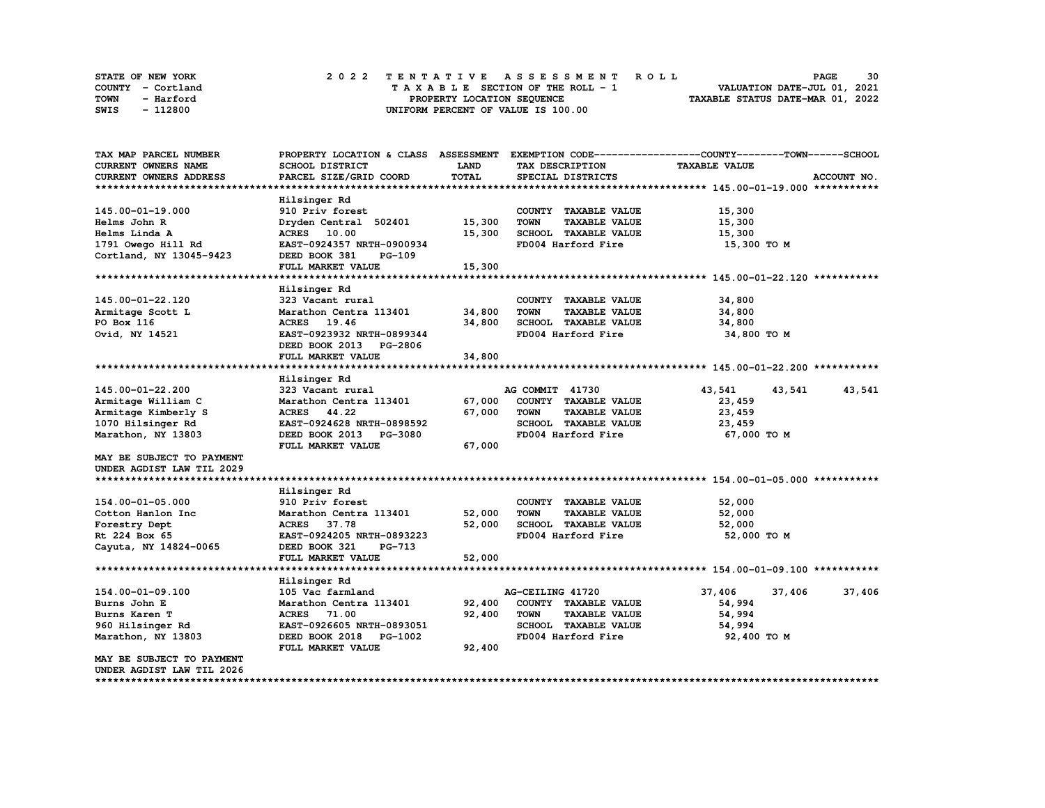STATE OF NEW YORK — COUNTY - Cortland — TOWN - Harford — SWIS - 112800

# 2022 TENTATIVE ASSESSMENT ROLL

TAXABLE SECTION OF THE ROLL - 1
PROPERTY LOCATION SEQUENCE
UNIFORM PERCENT OF VALUE IS 100.00

VALUATION DATE-JUL 01, 2021
TAXABLE STATUS DATE-MAR 01, 2022

| TAX MAP PARCEL NUMBER / CURRENT OWNERS NAME / CURRENT OWNERS ADDRESS | PROPERTY LOCATION & CLASS / SCHOOL DISTRICT / PARCEL SIZE/GRID COORD | ASSESSMENT LAND / TOTAL | EXEMPTION CODE / TAX DESCRIPTION / SPECIAL DISTRICTS | COUNTY | TOWN | SCHOOL |
|---|---|---|---|---|---|---|
| **145.00-01-19.000** | Hilsinger Rd | | | | | |
| 145.00-01-19.000 | 910 Priv forest | | COUNTY TAXABLE VALUE | 15,300 | | |
| Helms John R | Dryden Central 502401 | 15,300 | TOWN TAXABLE VALUE | 15,300 | | |
| Helms Linda A | ACRES 10.00 | 15,300 | SCHOOL TAXABLE VALUE | 15,300 | | |
| 1791 Owego Hill Rd | EAST-0924357 NRTH-0900934 | | FD004 Harford Fire | 15,300 TO M | | |
| Cortland, NY 13045-9423 | DEED BOOK 381 PG-109 | | | | | |
| | FULL MARKET VALUE | 15,300 | | | | |
| **145.00-01-22.120** | Hilsinger Rd | | | | | |
| 145.00-01-22.120 | 323 Vacant rural | | COUNTY TAXABLE VALUE | 34,800 | | |
| Armitage Scott L | Marathon Centra 113401 | 34,800 | TOWN TAXABLE VALUE | 34,800 | | |
| PO Box 116 | ACRES 19.46 | 34,800 | SCHOOL TAXABLE VALUE | 34,800 | | |
| Ovid, NY 14521 | EAST-0923932 NRTH-0899344 | | FD004 Harford Fire | 34,800 TO M | | |
| | DEED BOOK 2013 PG-2806 | | | | | |
| | FULL MARKET VALUE | 34,800 | | | | |
| **145.00-01-22.200** | Hilsinger Rd | | | | | |
| 145.00-01-22.200 | 323 Vacant rural | | AG COMMIT 41730 | 43,541 | 43,541 | 43,541 |
| Armitage William C | Marathon Centra 113401 | 67,000 | COUNTY TAXABLE VALUE | 23,459 | | |
| Armitage Kimberly S | ACRES 44.22 | 67,000 | TOWN TAXABLE VALUE | 23,459 | | |
| 1070 Hilsinger Rd | EAST-0924628 NRTH-0898592 | | SCHOOL TAXABLE VALUE | 23,459 | | |
| Marathon, NY 13803 | DEED BOOK 2013 PG-3080 | | FD004 Harford Fire | 67,000 TO M | | |
| | FULL MARKET VALUE | 67,000 | | | | |
| MAY BE SUBJECT TO PAYMENT UNDER AGDIST LAW TIL 2029 | | | | | | |
| **154.00-01-05.000** | Hilsinger Rd | | | | | |
| 154.00-01-05.000 | 910 Priv forest | | COUNTY TAXABLE VALUE | 52,000 | | |
| Cotton Hanlon Inc | Marathon Centra 113401 | 52,000 | TOWN TAXABLE VALUE | 52,000 | | |
| Forestry Dept | ACRES 37.78 | 52,000 | SCHOOL TAXABLE VALUE | 52,000 | | |
| Rt 224 Box 65 | EAST-0924205 NRTH-0893223 | | FD004 Harford Fire | 52,000 TO M | | |
| Cayuta, NY 14824-0065 | DEED BOOK 321 PG-713 | | | | | |
| | FULL MARKET VALUE | 52,000 | | | | |
| **154.00-01-09.100** | Hilsinger Rd | | | | | |
| 154.00-01-09.100 | 105 Vac farmland | | AG-CEILING 41720 | 37,406 | 37,406 | 37,406 |
| Burns John E | Marathon Centra 113401 | 92,400 | COUNTY TAXABLE VALUE | 54,994 | | |
| Burns Karen T | ACRES 71.00 | 92,400 | TOWN TAXABLE VALUE | 54,994 | | |
| 960 Hilsinger Rd | EAST-0926605 NRTH-0893051 | | SCHOOL TAXABLE VALUE | 54,994 | | |
| Marathon, NY 13803 | DEED BOOK 2018 PG-1002 | | FD004 Harford Fire | 92,400 TO M | | |
| | FULL MARKET VALUE | 92,400 | | | | |
| MAY BE SUBJECT TO PAYMENT UNDER AGDIST LAW TIL 2026 | | | | | | |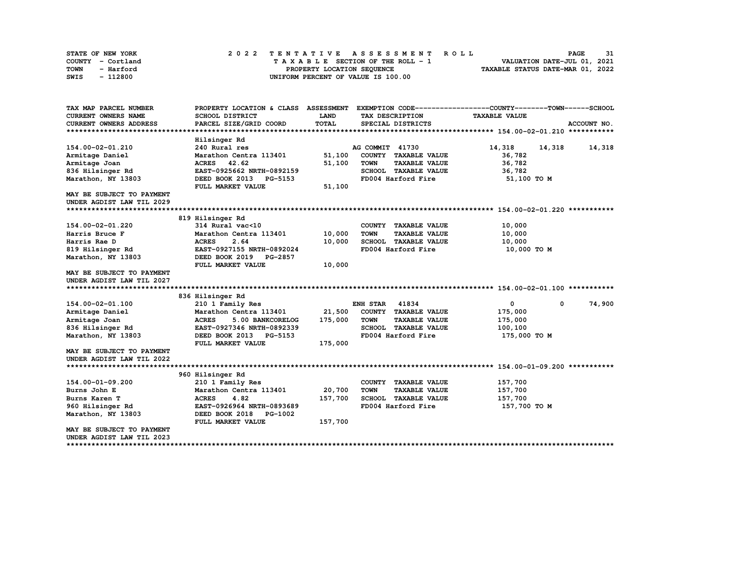STATE OF NEW YORK — COUNTY - Cortland — TOWN - Harford — SWIS - 112800

**2022 TENTATIVE ASSESSMENT ROLL**
TAXABLE SECTION OF THE ROLL - 1
PROPERTY LOCATION SEQUENCE
UNIFORM PERCENT OF VALUE IS 100.00

VALUATION DATE-JUL 01, 2021
TAXABLE STATUS DATE-MAR 01, 2022

| TAX MAP PARCEL NUMBER / CURRENT OWNERS NAME / CURRENT OWNERS ADDRESS | PROPERTY LOCATION & CLASS / SCHOOL DISTRICT / PARCEL SIZE/GRID COORD | ASSESSMENT LAND | TOTAL | EXEMPTION CODE / TAX DESCRIPTION / SPECIAL DISTRICTS | COUNTY TAXABLE VALUE | TOWN | SCHOOL | ACCOUNT NO. |
|---|---|---|---|---|---|---|---|---|
| **154.00-02-01.210** | Hilsinger Rd | | | | | | | |
| 154.00-02-01.210 | 240 Rural res | | | AG COMMIT 41730 | 14,318 | 14,318 | 14,318 | |
| Armitage Daniel | Marathon Centra 113401 | 51,100 | | COUNTY TAXABLE VALUE | 36,782 | | | |
| Armitage Joan | ACRES 42.62 | | 51,100 | TOWN TAXABLE VALUE | 36,782 | | | |
| 836 Hilsinger Rd | EAST-0925662 NRTH-0892159 | | | SCHOOL TAXABLE VALUE | 36,782 | | | |
| Marathon, NY 13803 | DEED BOOK 2013 PG-5153 | | | FD004 Harford Fire | 51,100 TO M | | | |
| | FULL MARKET VALUE | 51,100 | | | | | | |
| MAY BE SUBJECT TO PAYMENT UNDER AGDIST LAW TIL 2029 | | | | | | | | |
| **154.00-02-01.220** | 819 Hilsinger Rd | | | | | | | |
| 154.00-02-01.220 | 314 Rural vac<10 | | | COUNTY TAXABLE VALUE | 10,000 | | | |
| Harris Bruce F | Marathon Centra 113401 | 10,000 | | TOWN TAXABLE VALUE | 10,000 | | | |
| Harris Rae D | ACRES 2.64 | | 10,000 | SCHOOL TAXABLE VALUE | 10,000 | | | |
| 819 Hilsinger Rd | EAST-0927155 NRTH-0892024 | | | FD004 Harford Fire | 10,000 TO M | | | |
| Marathon, NY 13803 | DEED BOOK 2019 PG-2857 | | | | | | | |
| | FULL MARKET VALUE | 10,000 | | | | | | |
| MAY BE SUBJECT TO PAYMENT UNDER AGDIST LAW TIL 2027 | | | | | | | | |
| **154.00-02-01.100** | 836 Hilsinger Rd | | | | | | | |
| 154.00-02-01.100 | 210 1 Family Res | | | ENH STAR 41834 | 0 | 0 | 74,900 | |
| Armitage Daniel | Marathon Centra 113401 | 21,500 | | COUNTY TAXABLE VALUE | 175,000 | | | |
| Armitage Joan | ACRES 5.00 BANKCORELOG | | 175,000 | TOWN TAXABLE VALUE | 175,000 | | | |
| 836 Hilsinger Rd | EAST-0927346 NRTH-0892339 | | | SCHOOL TAXABLE VALUE | 100,100 | | | |
| Marathon, NY 13803 | DEED BOOK 2013 PG-5153 | | | FD004 Harford Fire | 175,000 TO M | | | |
| | FULL MARKET VALUE | 175,000 | | | | | | |
| MAY BE SUBJECT TO PAYMENT UNDER AGDIST LAW TIL 2022 | | | | | | | | |
| **154.00-01-09.200** | 960 Hilsinger Rd | | | | | | | |
| 154.00-01-09.200 | 210 1 Family Res | | | COUNTY TAXABLE VALUE | 157,700 | | | |
| Burns John E | Marathon Centra 113401 | 20,700 | | TOWN TAXABLE VALUE | 157,700 | | | |
| Burns Karen T | ACRES 4.82 | | 157,700 | SCHOOL TAXABLE VALUE | 157,700 | | | |
| 960 Hilsinger Rd | EAST-0926964 NRTH-0893689 | | | FD004 Harford Fire | 157,700 TO M | | | |
| Marathon, NY 13803 | DEED BOOK 2018 PG-1002 | | | | | | | |
| | FULL MARKET VALUE | 157,700 | | | | | | |
| MAY BE SUBJECT TO PAYMENT UNDER AGDIST LAW TIL 2023 | | | | | | | | |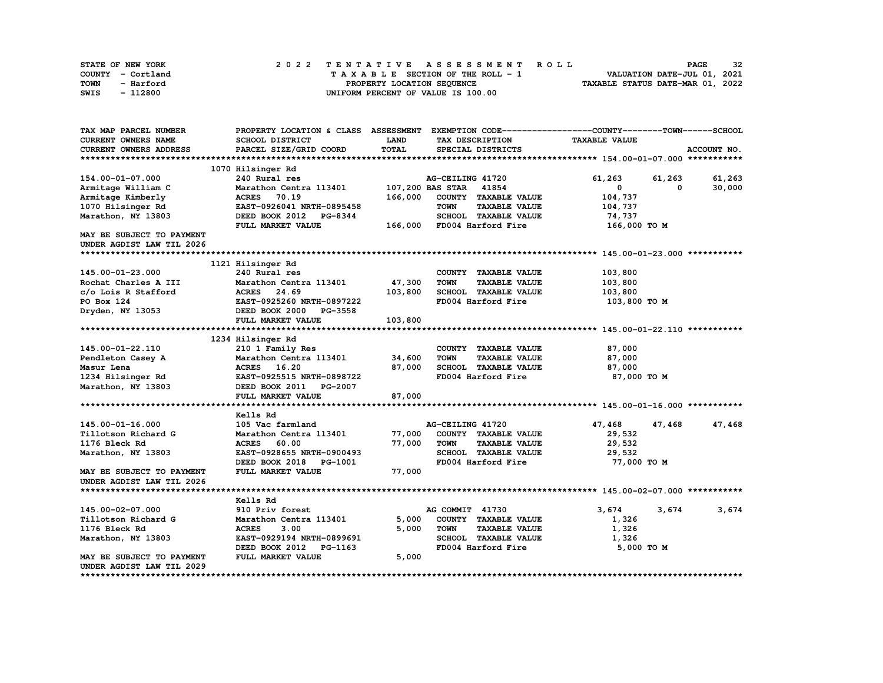STATE OF NEW YORK — 2022 TENTATIVE ASSESSMENT ROLL
COUNTY - Cortland — TAXABLE SECTION OF THE ROLL - 1 — VALUATION DATE-JUL 01, 2021
TOWN - Harford — PROPERTY LOCATION SEQUENCE — TAXABLE STATUS DATE-MAR 01, 2022
SWIS - 112800 — UNIFORM PERCENT OF VALUE IS 100.00

| TAX MAP PARCEL NUMBER / CURRENT OWNERS NAME / CURRENT OWNERS ADDRESS | PROPERTY LOCATION & CLASS / SCHOOL DISTRICT / PARCEL SIZE/GRID COORD | ASSESSMENT LAND | TOTAL | EXEMPTION CODE / TAX DESCRIPTION / SPECIAL DISTRICTS | COUNTY TAXABLE VALUE | TOWN | SCHOOL |
|---|---|---|---|---|---|---|---|
| **154.00-01-07.000** | 1070 Hilsinger Rd | | | | | | |
| 154.00-01-07.000 | 240 Rural res | | | AG-CEILING 41720 | 61,263 | 61,263 | 61,263 |
| Armitage William C | Marathon Centra 113401 | 107,200 | | BAS STAR 41854 | 0 | 0 | 30,000 |
| Armitage Kimberly | ACRES 70.19 | | 166,000 | COUNTY TAXABLE VALUE | 104,737 | | |
| 1070 Hilsinger Rd | EAST-0926041 NRTH-0895458 | | | TOWN TAXABLE VALUE | 104,737 | | |
| Marathon, NY 13803 | DEED BOOK 2012 PG-8344 | | | SCHOOL TAXABLE VALUE | 74,737 | | |
| | FULL MARKET VALUE | | 166,000 | FD004 Harford Fire | 166,000 TO M | | |
| MAY BE SUBJECT TO PAYMENT UNDER AGDIST LAW TIL 2026 | | | | | | | |
| **145.00-01-23.000** | 1121 Hilsinger Rd | | | | | | |
| 145.00-01-23.000 | 240 Rural res | | | COUNTY TAXABLE VALUE | 103,800 | | |
| Rochat Charles A III | Marathon Centra 113401 | 47,300 | | TOWN TAXABLE VALUE | 103,800 | | |
| c/o Lois R Stafford | ACRES 24.69 | | 103,800 | SCHOOL TAXABLE VALUE | 103,800 | | |
| PO Box 124 | EAST-0925260 NRTH-0897222 | | | FD004 Harford Fire | 103,800 TO M | | |
| Dryden, NY 13053 | DEED BOOK 2000 PG-3558 | | | | | | |
| | FULL MARKET VALUE | | 103,800 | | | | |
| **145.00-01-22.110** | 1234 Hilsinger Rd | | | | | | |
| 145.00-01-22.110 | 210 1 Family Res | | | COUNTY TAXABLE VALUE | 87,000 | | |
| Pendleton Casey A | Marathon Centra 113401 | 34,600 | | TOWN TAXABLE VALUE | 87,000 | | |
| Masur Lena | ACRES 16.20 | | 87,000 | SCHOOL TAXABLE VALUE | 87,000 | | |
| 1234 Hilsinger Rd | EAST-0925515 NRTH-0898722 | | | FD004 Harford Fire | 87,000 TO M | | |
| Marathon, NY 13803 | DEED BOOK 2011 PG-2007 | | | | | | |
| | FULL MARKET VALUE | | 87,000 | | | | |
| **145.00-01-16.000** | Kells Rd | | | | | | |
| 145.00-01-16.000 | 105 Vac farmland | | | AG-CEILING 41720 | 47,468 | 47,468 | 47,468 |
| Tillotson Richard G | Marathon Centra 113401 | 77,000 | | COUNTY TAXABLE VALUE | 29,532 | | |
| 1176 Bleck Rd | ACRES 60.00 | | 77,000 | TOWN TAXABLE VALUE | 29,532 | | |
| Marathon, NY 13803 | EAST-0928655 NRTH-0900493 | | | SCHOOL TAXABLE VALUE | 29,532 | | |
| | DEED BOOK 2018 PG-1001 | | | FD004 Harford Fire | 77,000 TO M | | |
| MAY BE SUBJECT TO PAYMENT UNDER AGDIST LAW TIL 2026 | FULL MARKET VALUE | | 77,000 | | | | |
| **145.00-02-07.000** | Kells Rd | | | | | | |
| 145.00-02-07.000 | 910 Priv forest | | | AG COMMIT 41730 | 3,674 | 3,674 | 3,674 |
| Tillotson Richard G | Marathon Centra 113401 | 5,000 | | COUNTY TAXABLE VALUE | 1,326 | | |
| 1176 Bleck Rd | ACRES 3.00 | | 5,000 | TOWN TAXABLE VALUE | 1,326 | | |
| Marathon, NY 13803 | EAST-0929194 NRTH-0899691 | | | SCHOOL TAXABLE VALUE | 1,326 | | |
| | DEED BOOK 2012 PG-1163 | | | FD004 Harford Fire | 5,000 TO M | | |
| MAY BE SUBJECT TO PAYMENT UNDER AGDIST LAW TIL 2029 | FULL MARKET VALUE | | 5,000 | | | | |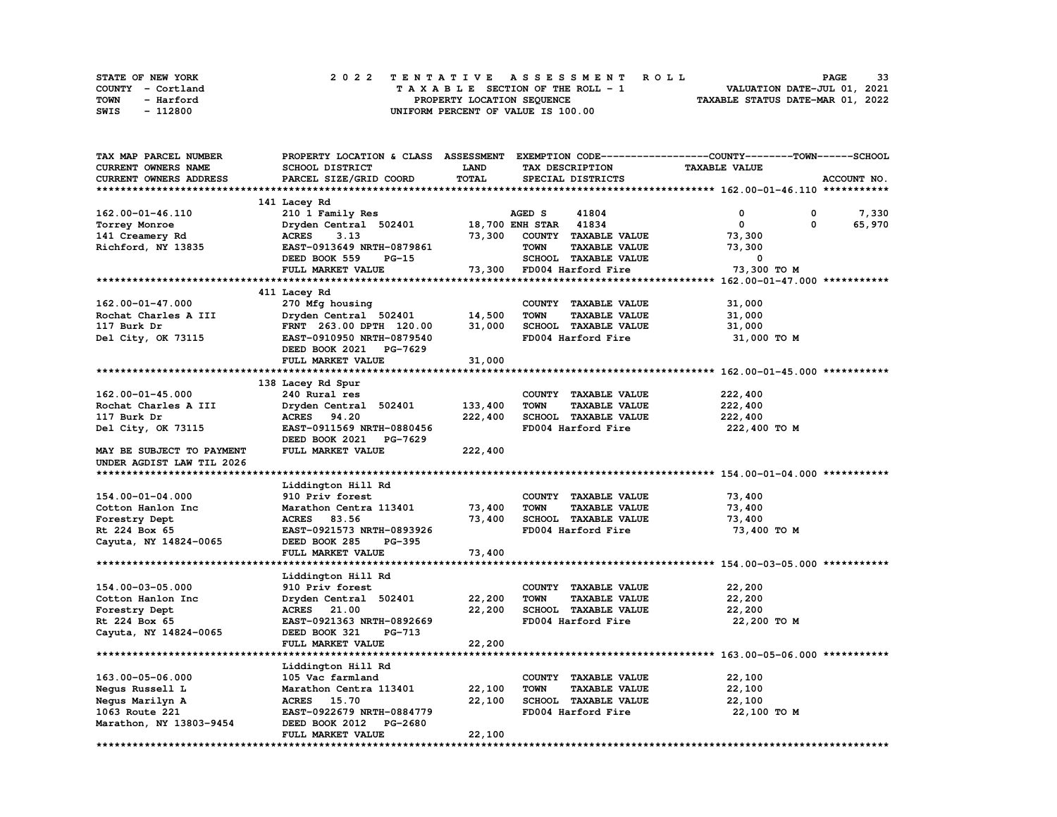STATE OF NEW YORK | COUNTY - Cortland | TOWN - Harford | SWIS - 112800

# 2022 TENTATIVE ASSESSMENT ROLL

TAXABLE SECTION OF THE ROLL - 1
PROPERTY LOCATION SEQUENCE
UNIFORM PERCENT OF VALUE IS 100.00

VALUATION DATE-JUL 01, 2021
TAXABLE STATUS DATE-MAR 01, 2022

| TAX MAP PARCEL NUMBER / CURRENT OWNERS NAME / CURRENT OWNERS ADDRESS | PROPERTY LOCATION & CLASS / SCHOOL DISTRICT / PARCEL SIZE/GRID COORD | ASSESSMENT LAND | ASSESSMENT TOTAL | EXEMPTION CODE / TAX DESCRIPTION / SPECIAL DISTRICTS | COUNTY TAXABLE VALUE | TOWN | SCHOOL | ACCOUNT NO. |
|---|---|---|---|---|---|---|---|---|
| **162.00-01-46.110** | 141 Lacey Rd | | | | | | | |
| 162.00-01-46.110 | 210 1 Family Res | | | AGED S 41804 | 0 | 0 | 7,330 | |
| Torrey Monroe | Dryden Central 502401 | 18,700 | | ENH STAR 41834 | 0 | 0 | 65,970 | |
| 141 Creamery Rd | ACRES 3.13 | | 73,300 | COUNTY TAXABLE VALUE | 73,300 | | | |
| Richford, NY 13835 | EAST-0913649 NRTH-0879861 | | | TOWN TAXABLE VALUE | 73,300 | | | |
| | DEED BOOK 559 PG-15 | | | SCHOOL TAXABLE VALUE | 0 | | | |
| | FULL MARKET VALUE | | 73,300 | FD004 Harford Fire | 73,300 TO M | | | |
| **162.00-01-47.000** | 411 Lacey Rd | | | | | | | |
| 162.00-01-47.000 | 270 Mfg housing | | | COUNTY TAXABLE VALUE | 31,000 | | | |
| Rochat Charles A III | Dryden Central 502401 | 14,500 | | TOWN TAXABLE VALUE | 31,000 | | | |
| 117 Burk Dr | FRNT 263.00 DPTH 120.00 | | 31,000 | SCHOOL TAXABLE VALUE | 31,000 | | | |
| Del City, OK 73115 | EAST-0910950 NRTH-0879540 | | | FD004 Harford Fire | 31,000 TO M | | | |
| | DEED BOOK 2021 PG-7629 | | | | | | | |
| | FULL MARKET VALUE | | 31,000 | | | | | |
| **162.00-01-45.000** | 138 Lacey Rd Spur | | | | | | | |
| 162.00-01-45.000 | 240 Rural res | | | COUNTY TAXABLE VALUE | 222,400 | | | |
| Rochat Charles A III | Dryden Central 502401 | 133,400 | | TOWN TAXABLE VALUE | 222,400 | | | |
| 117 Burk Dr | ACRES 94.20 | | 222,400 | SCHOOL TAXABLE VALUE | 222,400 | | | |
| Del City, OK 73115 | EAST-0911569 NRTH-0880456 | | | FD004 Harford Fire | 222,400 TO M | | | |
| | DEED BOOK 2021 PG-7629 | | | | | | | |
| MAY BE SUBJECT TO PAYMENT | FULL MARKET VALUE | | 222,400 | | | | | |
| UNDER AGDIST LAW TIL 2026 | | | | | | | | |
| **154.00-01-04.000** | Liddington Hill Rd | | | | | | | |
| 154.00-01-04.000 | 910 Priv forest | | | COUNTY TAXABLE VALUE | 73,400 | | | |
| Cotton Hanlon Inc | Marathon Centra 113401 | 73,400 | | TOWN TAXABLE VALUE | 73,400 | | | |
| Forestry Dept | ACRES 83.56 | | 73,400 | SCHOOL TAXABLE VALUE | 73,400 | | | |
| Rt 224 Box 65 | EAST-0921573 NRTH-0893926 | | | FD004 Harford Fire | 73,400 TO M | | | |
| Cayuta, NY 14824-0065 | DEED BOOK 285 PG-395 | | | | | | | |
| | FULL MARKET VALUE | | 73,400 | | | | | |
| **154.00-03-05.000** | Liddington Hill Rd | | | | | | | |
| 154.00-03-05.000 | 910 Priv forest | | | COUNTY TAXABLE VALUE | 22,200 | | | |
| Cotton Hanlon Inc | Dryden Central 502401 | 22,200 | | TOWN TAXABLE VALUE | 22,200 | | | |
| Forestry Dept | ACRES 21.00 | | 22,200 | SCHOOL TAXABLE VALUE | 22,200 | | | |
| Rt 224 Box 65 | EAST-0921363 NRTH-0892669 | | | FD004 Harford Fire | 22,200 TO M | | | |
| Cayuta, NY 14824-0065 | DEED BOOK 321 PG-713 | | | | | | | |
| | FULL MARKET VALUE | | 22,200 | | | | | |
| **163.00-05-06.000** | Liddington Hill Rd | | | | | | | |
| 163.00-05-06.000 | 105 Vac farmland | | | COUNTY TAXABLE VALUE | 22,100 | | | |
| Negus Russell L | Marathon Centra 113401 | 22,100 | | TOWN TAXABLE VALUE | 22,100 | | | |
| Negus Marilyn A | ACRES 15.70 | | 22,100 | SCHOOL TAXABLE VALUE | 22,100 | | | |
| 1063 Route 221 | EAST-0922679 NRTH-0884779 | | | FD004 Harford Fire | 22,100 TO M | | | |
| Marathon, NY 13803-9454 | DEED BOOK 2012 PG-2680 | | | | | | | |
| | FULL MARKET VALUE | | 22,100 | | | | | |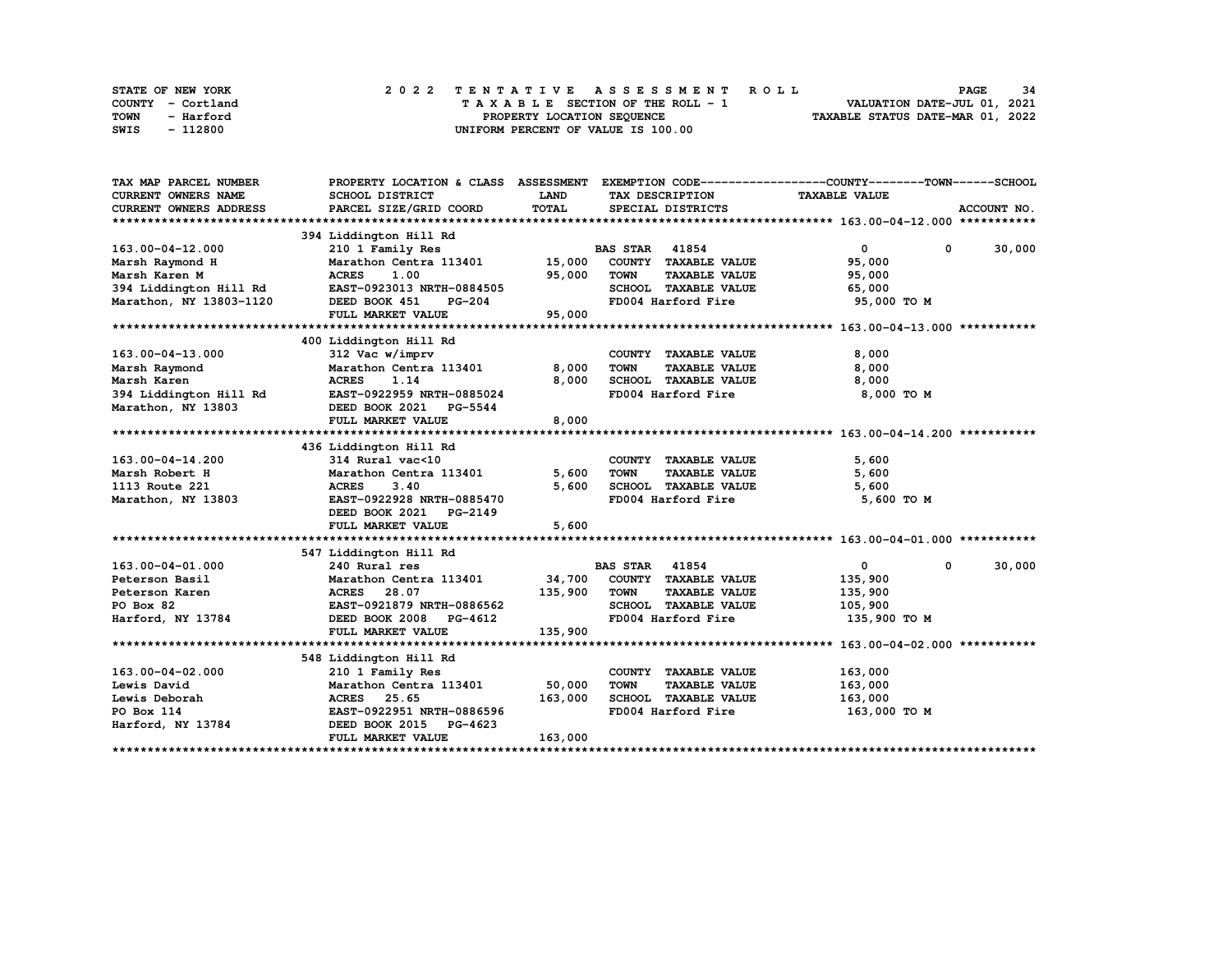STATE OF NEW YORK
COUNTY - Cortland
TOWN - Harford
SWIS - 112800

2022 TENTATIVE ASSESSMENT ROLL
TAXABLE SECTION OF THE ROLL - 1
PROPERTY LOCATION SEQUENCE
UNIFORM PERCENT OF VALUE IS 100.00

VALUATION DATE-JUL 01, 2021
TAXABLE STATUS DATE-MAR 01, 2022

| TAX MAP PARCEL NUMBER<br>CURRENT OWNERS NAME<br>CURRENT OWNERS ADDRESS | PROPERTY LOCATION & CLASS<br>SCHOOL DISTRICT<br>PARCEL SIZE/GRID COORD | ASSESSMENT<br>LAND<br>TOTAL | EXEMPTION CODE<br>TAX DESCRIPTION<br>SPECIAL DISTRICTS | COUNTY / TOWN / SCHOOL<br>TAXABLE VALUE | ACCOUNT NO. |
|---|---|---|---|---|---|
| 163.00-04-12.000 | 394 Liddington Hill Rd | | | | |
| 163.00-04-12.000 | 210 1 Family Res | | BAS STAR 41854 | 0 / 0 / 30,000 | |
| Marsh Raymond H | Marathon Centra 113401 | 15,000 | COUNTY TAXABLE VALUE | 95,000 | |
| Marsh Karen M | ACRES 1.00 | 95,000 | TOWN TAXABLE VALUE | 95,000 | |
| 394 Liddington Hill Rd | EAST-0923013 NRTH-0884505 | | SCHOOL TAXABLE VALUE | 65,000 | |
| Marathon, NY 13803-1120 | DEED BOOK 451 PG-204 | | FD004 Harford Fire | 95,000 TO M | |
| | FULL MARKET VALUE | 95,000 | | | |
| 163.00-04-13.000 | 400 Liddington Hill Rd | | | | |
| 163.00-04-13.000 | 312 Vac w/imprv | | COUNTY TAXABLE VALUE | 8,000 | |
| Marsh Raymond | Marathon Centra 113401 | 8,000 | TOWN TAXABLE VALUE | 8,000 | |
| Marsh Karen | ACRES 1.14 | 8,000 | SCHOOL TAXABLE VALUE | 8,000 | |
| 394 Liddington Hill Rd | EAST-0922959 NRTH-0885024 | | FD004 Harford Fire | 8,000 TO M | |
| Marathon, NY 13803 | DEED BOOK 2021 PG-5544 | | | | |
| | FULL MARKET VALUE | 8,000 | | | |
| 163.00-04-14.200 | 436 Liddington Hill Rd | | | | |
| 163.00-04-14.200 | 314 Rural vac<10 | | COUNTY TAXABLE VALUE | 5,600 | |
| Marsh Robert H | Marathon Centra 113401 | 5,600 | TOWN TAXABLE VALUE | 5,600 | |
| 1113 Route 221 | ACRES 3.40 | 5,600 | SCHOOL TAXABLE VALUE | 5,600 | |
| Marathon, NY 13803 | EAST-0922928 NRTH-0885470 | | FD004 Harford Fire | 5,600 TO M | |
| | DEED BOOK 2021 PG-2149 | | | | |
| | FULL MARKET VALUE | 5,600 | | | |
| 163.00-04-01.000 | 547 Liddington Hill Rd | | | | |
| 163.00-04-01.000 | 240 Rural res | | BAS STAR 41854 | 0 / 0 / 30,000 | |
| Peterson Basil | Marathon Centra 113401 | 34,700 | COUNTY TAXABLE VALUE | 135,900 | |
| Peterson Karen | ACRES 28.07 | 135,900 | TOWN TAXABLE VALUE | 135,900 | |
| PO Box 82 | EAST-0921879 NRTH-0886562 | | SCHOOL TAXABLE VALUE | 105,900 | |
| Harford, NY 13784 | DEED BOOK 2008 PG-4612 | | FD004 Harford Fire | 135,900 TO M | |
| | FULL MARKET VALUE | 135,900 | | | |
| 163.00-04-02.000 | 548 Liddington Hill Rd | | | | |
| 163.00-04-02.000 | 210 1 Family Res | | COUNTY TAXABLE VALUE | 163,000 | |
| Lewis David | Marathon Centra 113401 | 50,000 | TOWN TAXABLE VALUE | 163,000 | |
| Lewis Deborah | ACRES 25.65 | 163,000 | SCHOOL TAXABLE VALUE | 163,000 | |
| PO Box 114 | EAST-0922951 NRTH-0886596 | | FD004 Harford Fire | 163,000 TO M | |
| Harford, NY 13784 | DEED BOOK 2015 PG-4623 | | | | |
| | FULL MARKET VALUE | 163,000 | | | |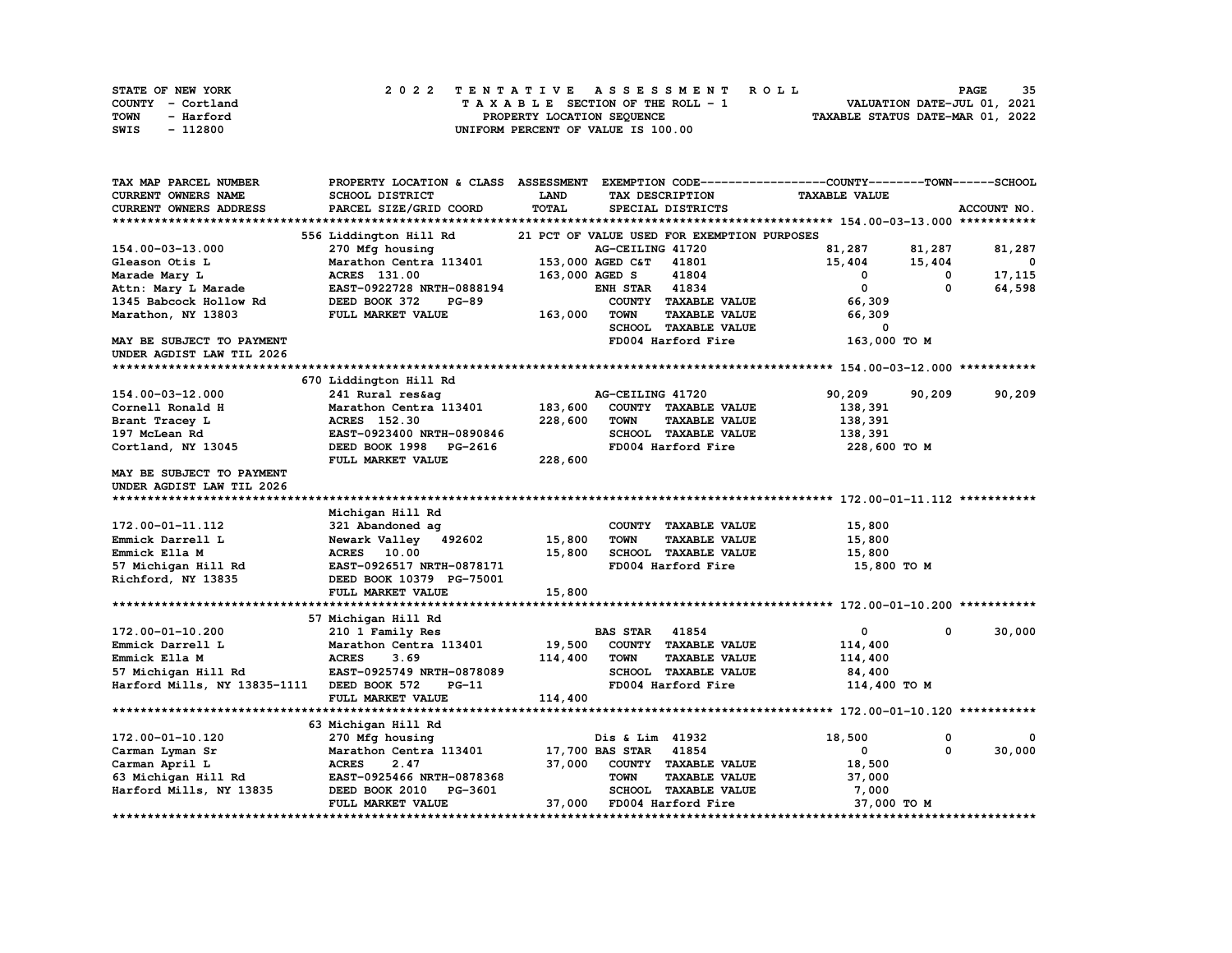STATE OF NEW YORK
COUNTY - Cortland
TOWN - Harford
SWIS - 112800

2022 TENTATIVE ASSESSMENT ROLL
TAXABLE SECTION OF THE ROLL - 1
PROPERTY LOCATION SEQUENCE
UNIFORM PERCENT OF VALUE IS 100.00

VALUATION DATE-JUL 01, 2021
TAXABLE STATUS DATE-MAR 01, 2022

| TAX MAP PARCEL NUMBER / CURRENT OWNERS NAME / CURRENT OWNERS ADDRESS | PROPERTY LOCATION & CLASS / SCHOOL DISTRICT / PARCEL SIZE/GRID COORD | ASSESSMENT LAND / TOTAL | EXEMPTION CODE / TAX DESCRIPTION / SPECIAL DISTRICTS | COUNTY TAXABLE VALUE | TOWN | SCHOOL |
|---|---|---|---|---|---|---|
| **154.00-03-13.000** | 556 Liddington Hill Rd | | 21 PCT OF VALUE USED FOR EXEMPTION PURPOSES | | | |
| 154.00-03-13.000 | 270 Mfg housing | | AG-CEILING 41720 | 81,287 | 81,287 | 81,287 |
| Gleason Otis L | Marathon Centra 113401 | 153,000 | AGED C&T 41801 | 15,404 | 15,404 | 0 |
| Marade Mary L | ACRES 131.00 | 163,000 | AGED S 41804 | 0 | 0 | 17,115 |
| Attn: Mary L Marade | EAST-0922728 NRTH-0888194 | | ENH STAR 41834 | 0 | 0 | 64,598 |
| 1345 Babcock Hollow Rd | DEED BOOK 372 PG-89 | | COUNTY TAXABLE VALUE | 66,309 | | |
| Marathon, NY 13803 | FULL MARKET VALUE | 163,000 | TOWN TAXABLE VALUE | 66,309 | | |
| | | | SCHOOL TAXABLE VALUE | 0 | | |
| MAY BE SUBJECT TO PAYMENT UNDER AGDIST LAW TIL 2026 | | | FD004 Harford Fire | 163,000 TO M | | |
| **154.00-03-12.000** | 670 Liddington Hill Rd | | | | | |
| 154.00-03-12.000 | 241 Rural res&ag | | AG-CEILING 41720 | 90,209 | 90,209 | 90,209 |
| Cornell Ronald H | Marathon Centra 113401 | 183,600 | COUNTY TAXABLE VALUE | 138,391 | | |
| Brant Tracey L | ACRES 152.30 | 228,600 | TOWN TAXABLE VALUE | 138,391 | | |
| 197 McLean Rd | EAST-0923400 NRTH-0890846 | | SCHOOL TAXABLE VALUE | 138,391 | | |
| Cortland, NY 13045 | DEED BOOK 1998 PG-2616 | | FD004 Harford Fire | 228,600 TO M | | |
| | FULL MARKET VALUE | 228,600 | | | | |
| MAY BE SUBJECT TO PAYMENT UNDER AGDIST LAW TIL 2026 | | | | | | |
| **172.00-01-11.112** | Michigan Hill Rd | | | | | |
| 172.00-01-11.112 | 321 Abandoned ag | | COUNTY TAXABLE VALUE | 15,800 | | |
| Emmick Darrell L | Newark Valley 492602 | 15,800 | TOWN TAXABLE VALUE | 15,800 | | |
| Emmick Ella M | ACRES 10.00 | 15,800 | SCHOOL TAXABLE VALUE | 15,800 | | |
| 57 Michigan Hill Rd | EAST-0926517 NRTH-0878171 | | FD004 Harford Fire | 15,800 TO M | | |
| Richford, NY 13835 | DEED BOOK 10379 PG-75001 | | | | | |
| | FULL MARKET VALUE | 15,800 | | | | |
| **172.00-01-10.200** | 57 Michigan Hill Rd | | | | | |
| 172.00-01-10.200 | 210 1 Family Res | | BAS STAR 41854 | 0 | 0 | 30,000 |
| Emmick Darrell L | Marathon Centra 113401 | 19,500 | COUNTY TAXABLE VALUE | 114,400 | | |
| Emmick Ella M | ACRES 3.69 | 114,400 | TOWN TAXABLE VALUE | 114,400 | | |
| 57 Michigan Hill Rd | EAST-0925749 NRTH-0878089 | | SCHOOL TAXABLE VALUE | 84,400 | | |
| Harford Mills, NY 13835-1111 | DEED BOOK 572 PG-11 | | FD004 Harford Fire | 114,400 TO M | | |
| | FULL MARKET VALUE | 114,400 | | | | |
| **172.00-01-10.120** | 63 Michigan Hill Rd | | | | | |
| 172.00-01-10.120 | 270 Mfg housing | | Dis & Lim 41932 | 18,500 | 0 | 0 |
| Carman Lyman Sr | Marathon Centra 113401 | 17,700 | BAS STAR 41854 | 0 | 0 | 30,000 |
| Carman April L | ACRES 2.47 | 37,000 | COUNTY TAXABLE VALUE | 18,500 | | |
| 63 Michigan Hill Rd | EAST-0925466 NRTH-0878368 | | TOWN TAXABLE VALUE | 37,000 | | |
| Harford Mills, NY 13835 | DEED BOOK 2010 PG-3601 | | SCHOOL TAXABLE VALUE | 7,000 | | |
| | FULL MARKET VALUE | 37,000 | FD004 Harford Fire | 37,000 TO M | | |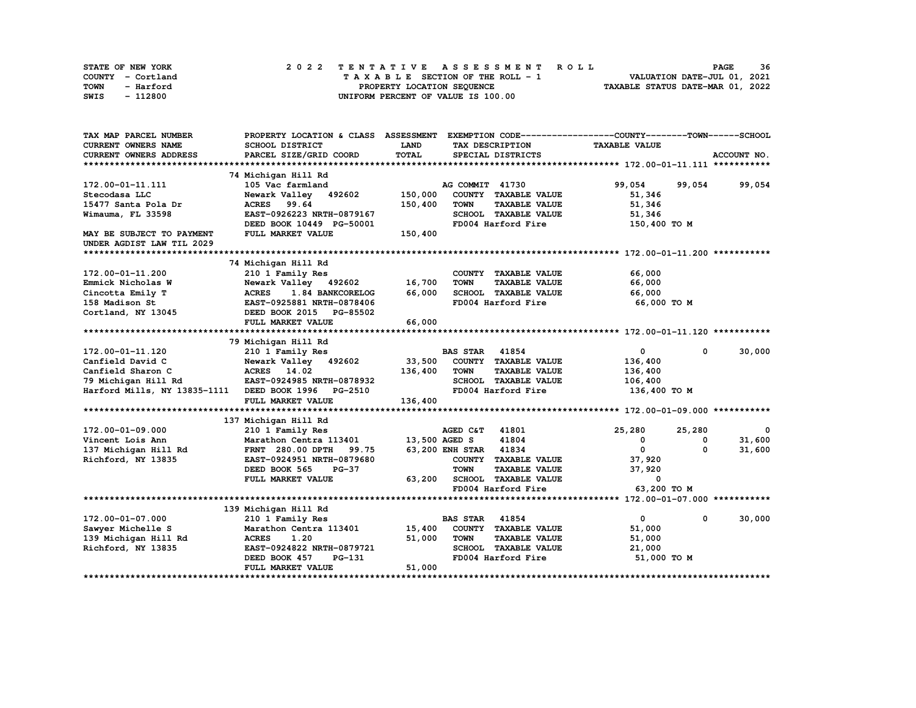STATE OF NEW YORK — 2022 TENTATIVE ASSESSMENT ROLL
COUNTY - Cortland — TAXABLE SECTION OF THE ROLL - 1 — VALUATION DATE-JUL 01, 2021
TOWN - Harford — PROPERTY LOCATION SEQUENCE — TAXABLE STATUS DATE-MAR 01, 2022
SWIS - 112800 — UNIFORM PERCENT OF VALUE IS 100.00

| TAX MAP PARCEL NUMBER / CURRENT OWNERS NAME / CURRENT OWNERS ADDRESS | PROPERTY LOCATION & CLASS / SCHOOL DISTRICT / PARCEL SIZE/GRID COORD | ASSESSMENT LAND / TOTAL | EXEMPTION CODE / TAX DESCRIPTION / SPECIAL DISTRICTS | COUNTY TAXABLE VALUE | TOWN | SCHOOL | ACCOUNT NO. |
|---|---|---|---|---|---|---|---|
| **172.00-01-11.111** | 74 Michigan Hill Rd | | | | | | |
| 172.00-01-11.111 | 105 Vac farmland | | AG COMMIT 41730 | 99,054 | 99,054 | 99,054 | |
| Stecodasa LLC | Newark Valley 492602 | 150,000 | COUNTY TAXABLE VALUE | 51,346 | | | |
| 15477 Santa Pola Dr | ACRES 99.64 | 150,400 | TOWN TAXABLE VALUE | 51,346 | | | |
| Wimauma, FL 33598 | EAST-0926223 NRTH-0879167 | | SCHOOL TAXABLE VALUE | 51,346 | | | |
| | DEED BOOK 10449 PG-50001 | | FD004 Harford Fire | 150,400 TO M | | | |
| MAY BE SUBJECT TO PAYMENT UNDER AGDIST LAW TIL 2029 | FULL MARKET VALUE | 150,400 | | | | | |
| **172.00-01-11.200** | 74 Michigan Hill Rd | | | | | | |
| 172.00-01-11.200 | 210 1 Family Res | | COUNTY TAXABLE VALUE | 66,000 | | | |
| Emmick Nicholas W | Newark Valley 492602 | 16,700 | TOWN TAXABLE VALUE | 66,000 | | | |
| Cincotta Emily T | ACRES 1.84 BANKCORELOG | 66,000 | SCHOOL TAXABLE VALUE | 66,000 | | | |
| 158 Madison St | EAST-0925881 NRTH-0878406 | | FD004 Harford Fire | 66,000 TO M | | | |
| Cortland, NY 13045 | DEED BOOK 2015 PG-85502 | | | | | | |
| | FULL MARKET VALUE | 66,000 | | | | | |
| **172.00-01-11.120** | 79 Michigan Hill Rd | | | | | | |
| 172.00-01-11.120 | 210 1 Family Res | | BAS STAR 41854 | 0 | 0 | 30,000 | |
| Canfield David C | Newark Valley 492602 | 33,500 | COUNTY TAXABLE VALUE | 136,400 | | | |
| Canfield Sharon C | ACRES 14.02 | 136,400 | TOWN TAXABLE VALUE | 136,400 | | | |
| 79 Michigan Hill Rd | EAST-0924985 NRTH-0878932 | | SCHOOL TAXABLE VALUE | 106,400 | | | |
| Harford Mills, NY 13835-1111 | DEED BOOK 1996 PG-2510 | | FD004 Harford Fire | 136,400 TO M | | | |
| | FULL MARKET VALUE | 136,400 | | | | | |
| **172.00-01-09.000** | 137 Michigan Hill Rd | | | | | | |
| 172.00-01-09.000 | 210 1 Family Res | | AGED C&T 41801 | 25,280 | 25,280 | 0 | |
| Vincent Lois Ann | Marathon Centra 113401 | 13,500 | AGED S 41804 | 0 | 0 | 31,600 | |
| 137 Michigan Hill Rd | FRNT 280.00 DPTH 99.75 | 63,200 | ENH STAR 41834 | 0 | 0 | 31,600 | |
| Richford, NY 13835 | EAST-0924951 NRTH-0879680 | | COUNTY TAXABLE VALUE | 37,920 | | | |
| | DEED BOOK 565 PG-37 | | TOWN TAXABLE VALUE | 37,920 | | | |
| | FULL MARKET VALUE | 63,200 | SCHOOL TAXABLE VALUE | 0 | | | |
| | | | FD004 Harford Fire | 63,200 TO M | | | |
| **172.00-01-07.000** | 139 Michigan Hill Rd | | | | | | |
| 172.00-01-07.000 | 210 1 Family Res | | BAS STAR 41854 | 0 | 0 | 30,000 | |
| Sawyer Michelle S | Marathon Centra 113401 | 15,400 | COUNTY TAXABLE VALUE | 51,000 | | | |
| 139 Michigan Hill Rd | ACRES 1.20 | 51,000 | TOWN TAXABLE VALUE | 51,000 | | | |
| Richford, NY 13835 | EAST-0924822 NRTH-0879721 | | SCHOOL TAXABLE VALUE | 21,000 | | | |
| | DEED BOOK 457 PG-131 | | FD004 Harford Fire | 51,000 TO M | | | |
| | FULL MARKET VALUE | 51,000 | | | | | |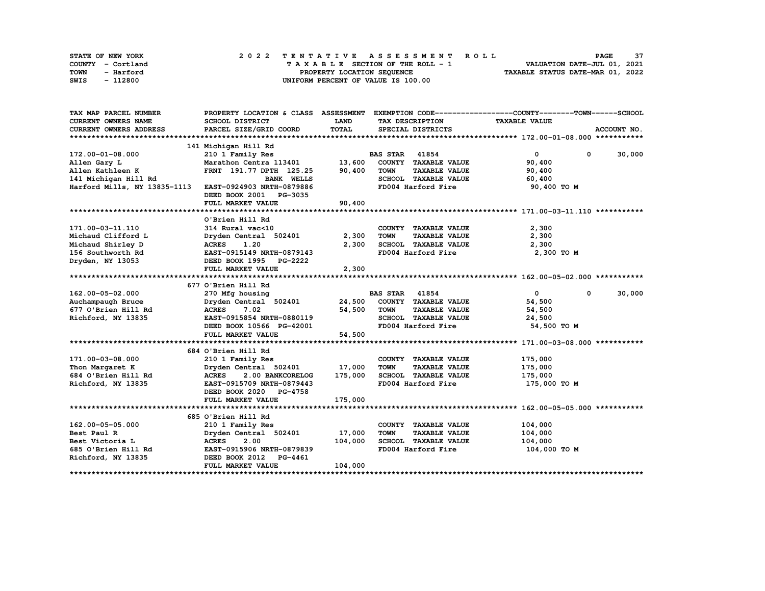STATE OF NEW YORK | 2022 TENTATIVE ASSESSMENT ROLL | VALUATION DATE-JUL 01, 2021
COUNTY - Cortland | TAXABLE SECTION OF THE ROLL - 1 | TAXABLE STATUS DATE-MAR 01, 2022
TOWN - Harford | PROPERTY LOCATION SEQUENCE
SWIS - 112800 | UNIFORM PERCENT OF VALUE IS 100.00

```
TAX MAP PARCEL NUMBER          PROPERTY LOCATION & CLASS  ASSESSMENT  EXEMPTION CODE------------------COUNTY--------TOWN------SCHOOL
CURRENT OWNERS NAME            SCHOOL DISTRICT               LAND      TAX DESCRIPTION              TAXABLE VALUE
CURRENT OWNERS ADDRESS         PARCEL SIZE/GRID COORD        TOTAL     SPECIAL DISTRICTS                                    ACCOUNT NO.
******************************************************************************************************* 172.00-01-08.000 ***********
                               141 Michigan Hill Rd
172.00-01-08.000               210 1 Family Res                        BAS STAR  41854             0            0       30,000
Allen Gary L                   Marathon Centra 113401      13,600      COUNTY  TAXABLE VALUE        90,400
Allen Kathleen K               FRNT 191.77 DPTH 125.25     90,400      TOWN    TAXABLE VALUE        90,400
141 Michigan Hill Rd                          BANK WELLS               SCHOOL  TAXABLE VALUE        60,400
Harford Mills, NY 13835-1113   EAST-0924903 NRTH-0879886               FD004 Harford Fire            90,400 TO M
                               DEED BOOK 2001   PG-3035
                               FULL MARKET VALUE           90,400
******************************************************************************************************* 171.00-03-11.110 ***********
                               O'Brien Hill Rd
171.00-03-11.110               314 Rural vac<10                        COUNTY  TAXABLE VALUE         2,300
Michaud Clifford L             Dryden Central  502401       2,300      TOWN    TAXABLE VALUE         2,300
Michaud Shirley D              ACRES     1.20               2,300      SCHOOL  TAXABLE VALUE         2,300
156 Southworth Rd              EAST-0915149 NRTH-0879143               FD004 Harford Fire             2,300 TO M
Dryden, NY 13053               DEED BOOK 1995   PG-2222
                               FULL MARKET VALUE            2,300
******************************************************************************************************* 162.00-05-02.000 ***********
                               677 O'Brien Hill Rd
162.00-05-02.000               270 Mfg housing                         BAS STAR  41854             0            0       30,000
Auchampaugh Bruce              Dryden Central  502401      24,500      COUNTY  TAXABLE VALUE        54,500
677 O'Brien Hill Rd            ACRES     7.02              54,500      TOWN    TAXABLE VALUE        54,500
Richford, NY 13835             EAST-0915854 NRTH-0880119               SCHOOL  TAXABLE VALUE        24,500
                               DEED BOOK 10566 PG-42001                FD004 Harford Fire            54,500 TO M
                               FULL MARKET VALUE           54,500
******************************************************************************************************* 171.00-03-08.000 ***********
                               684 O'Brien Hill Rd
171.00-03-08.000               210 1 Family Res                        COUNTY  TAXABLE VALUE       175,000
Thon Margaret K                Dryden Central  502401      17,000      TOWN    TAXABLE VALUE       175,000
684 O'Brien Hill Rd            ACRES     2.00 BANKCORELOG 175,000      SCHOOL  TAXABLE VALUE       175,000
Richford, NY 13835             EAST-0915709 NRTH-0879443               FD004 Harford Fire           175,000 TO M
                               DEED BOOK 2020   PG-4758
                               FULL MARKET VALUE          175,000
******************************************************************************************************* 162.00-05-05.000 ***********
                               685 O'Brien Hill Rd
162.00-05-05.000               210 1 Family Res                        COUNTY  TAXABLE VALUE       104,000
Best Paul R                    Dryden Central  502401      17,000      TOWN    TAXABLE VALUE       104,000
Best Victoria L                ACRES     2.00             104,000      SCHOOL  TAXABLE VALUE       104,000
685 O'Brien Hill Rd            EAST-0915906 NRTH-0879839               FD004 Harford Fire           104,000 TO M
Richford, NY 13835             DEED BOOK 2012   PG-4461
                               FULL MARKET VALUE          104,000
************************************************************************************************************************************
```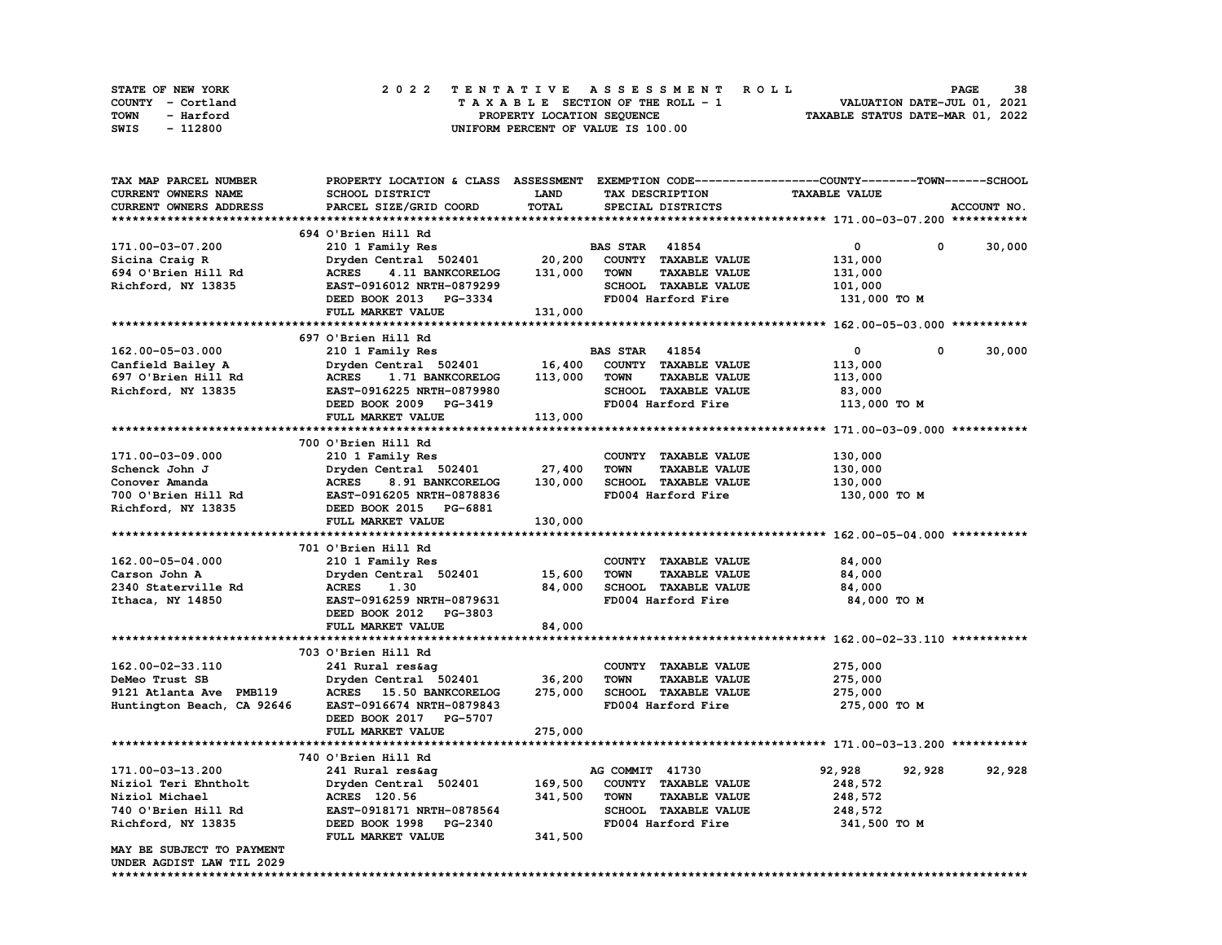STATE OF NEW YORK — COUNTY - Cortland — TOWN - Harford — SWIS - 112800

2 0 2 2 T E N T A T I V E A S S E S S M E N T R O L L
T A X A B L E SECTION OF THE ROLL - 1
PROPERTY LOCATION SEQUENCE
UNIFORM PERCENT OF VALUE IS 100.00

VALUATION DATE-JUL 01, 2021
TAXABLE STATUS DATE-MAR 01, 2022

| TAX MAP PARCEL NUMBER / CURRENT OWNERS NAME / CURRENT OWNERS ADDRESS | PROPERTY LOCATION & CLASS / SCHOOL DISTRICT / PARCEL SIZE/GRID COORD | ASSESSMENT LAND / TOTAL | EXEMPTION CODE / TAX DESCRIPTION / SPECIAL DISTRICTS | COUNTY TAXABLE VALUE | TOWN | SCHOOL / ACCOUNT NO. |
|---|---|---|---|---|---|---|
| **171.00-03-07.200** | 694 O'Brien Hill Rd | | | | | |
| 171.00-03-07.200 | 210 1 Family Res | | BAS STAR 41854 | 0 | 0 | 30,000 |
| Sicina Craig R | Dryden Central 502401 | 20,200 | COUNTY TAXABLE VALUE | 131,000 | | |
| 694 O'Brien Hill Rd | ACRES 4.11 BANKCORELOG | 131,000 | TOWN TAXABLE VALUE | 131,000 | | |
| Richford, NY 13835 | EAST-0916012 NRTH-0879299 | | SCHOOL TAXABLE VALUE | 101,000 | | |
| | DEED BOOK 2013 PG-3334 | | FD004 Harford Fire | 131,000 TO M | | |
| | FULL MARKET VALUE | 131,000 | | | | |
| **162.00-05-03.000** | 697 O'Brien Hill Rd | | | | | |
| 162.00-05-03.000 | 210 1 Family Res | | BAS STAR 41854 | 0 | 0 | 30,000 |
| Canfield Bailey A | Dryden Central 502401 | 16,400 | COUNTY TAXABLE VALUE | 113,000 | | |
| 697 O'Brien Hill Rd | ACRES 1.71 BANKCORELOG | 113,000 | TOWN TAXABLE VALUE | 113,000 | | |
| Richford, NY 13835 | EAST-0916225 NRTH-0879980 | | SCHOOL TAXABLE VALUE | 83,000 | | |
| | DEED BOOK 2009 PG-3419 | | FD004 Harford Fire | 113,000 TO M | | |
| | FULL MARKET VALUE | 113,000 | | | | |
| **171.00-03-09.000** | 700 O'Brien Hill Rd | | | | | |
| 171.00-03-09.000 | 210 1 Family Res | | COUNTY TAXABLE VALUE | 130,000 | | |
| Schenck John J | Dryden Central 502401 | 27,400 | TOWN TAXABLE VALUE | 130,000 | | |
| Conover Amanda | ACRES 8.91 BANKCORELOG | 130,000 | SCHOOL TAXABLE VALUE | 130,000 | | |
| 700 O'Brien Hill Rd | EAST-0916205 NRTH-0878836 | | FD004 Harford Fire | 130,000 TO M | | |
| Richford, NY 13835 | DEED BOOK 2015 PG-6881 | | | | | |
| | FULL MARKET VALUE | 130,000 | | | | |
| **162.00-05-04.000** | 701 O'Brien Hill Rd | | | | | |
| 162.00-05-04.000 | 210 1 Family Res | | COUNTY TAXABLE VALUE | 84,000 | | |
| Carson John A | Dryden Central 502401 | 15,600 | TOWN TAXABLE VALUE | 84,000 | | |
| 2340 Staterville Rd | ACRES 1.30 | 84,000 | SCHOOL TAXABLE VALUE | 84,000 | | |
| Ithaca, NY 14850 | EAST-0916259 NRTH-0879631 | | FD004 Harford Fire | 84,000 TO M | | |
| | DEED BOOK 2012 PG-3803 | | | | | |
| | FULL MARKET VALUE | 84,000 | | | | |
| **162.00-02-33.110** | 703 O'Brien Hill Rd | | | | | |
| 162.00-02-33.110 | 241 Rural res&ag | | COUNTY TAXABLE VALUE | 275,000 | | |
| DeMeo Trust SB | Dryden Central 502401 | 36,200 | TOWN TAXABLE VALUE | 275,000 | | |
| 9121 Atlanta Ave PMB119 | ACRES 15.50 BANKCORELOG | 275,000 | SCHOOL TAXABLE VALUE | 275,000 | | |
| Huntington Beach, CA 92646 | EAST-0916674 NRTH-0879843 | | FD004 Harford Fire | 275,000 TO M | | |
| | DEED BOOK 2017 PG-5707 | | | | | |
| | FULL MARKET VALUE | 275,000 | | | | |
| **171.00-03-13.200** | 740 O'Brien Hill Rd | | | | | |
| 171.00-03-13.200 | 241 Rural res&ag | | AG COMMIT 41730 | 92,928 | 92,928 | 92,928 |
| Niziol Teri Ehntholt | Dryden Central 502401 | 169,500 | COUNTY TAXABLE VALUE | 248,572 | | |
| Niziol Michael | ACRES 120.56 | 341,500 | TOWN TAXABLE VALUE | 248,572 | | |
| 740 O'Brien Hill Rd | EAST-0918171 NRTH-0878564 | | SCHOOL TAXABLE VALUE | 248,572 | | |
| Richford, NY 13835 | DEED BOOK 1998 PG-2340 | | FD004 Harford Fire | 341,500 TO M | | |
| | FULL MARKET VALUE | 341,500 | | | | |
| MAY BE SUBJECT TO PAYMENT UNDER AGDIST LAW TIL 2029 | | | | | | |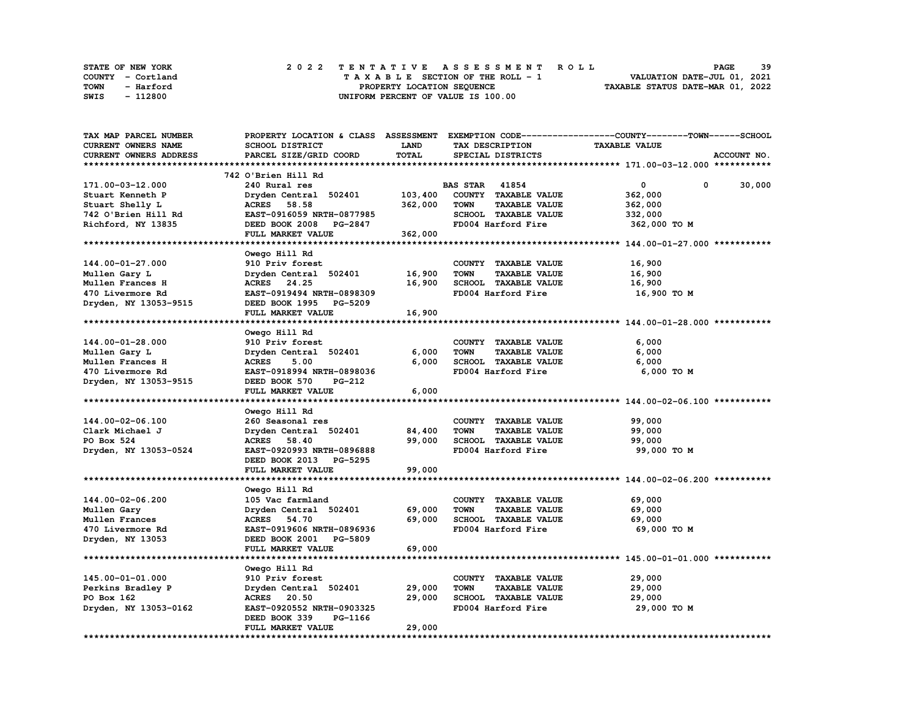STATE OF NEW YORK
COUNTY - Cortland
TOWN - Harford
SWIS - 112800

# 2022 TENTATIVE ASSESSMENT ROLL

TAXABLE SECTION OF THE ROLL - 1
PROPERTY LOCATION SEQUENCE
UNIFORM PERCENT OF VALUE IS 100.00

VALUATION DATE-JUL 01, 2021
TAXABLE STATUS DATE-MAR 01, 2022

| TAX MAP PARCEL NUMBER<br>CURRENT OWNERS NAME<br>CURRENT OWNERS ADDRESS | PROPERTY LOCATION & CLASS<br>SCHOOL DISTRICT<br>PARCEL SIZE/GRID COORD | ASSESSMENT<br>LAND<br>TOTAL | EXEMPTION CODE<br>TAX DESCRIPTION<br>SPECIAL DISTRICTS | COUNTY | TOWN | SCHOOL<br>TAXABLE VALUE<br>ACCOUNT NO. |
|---|---|---|---|---|---|---|
| **171.00-03-12.000** | 742 O'Brien Hill Rd | | | | | |
| 171.00-03-12.000 | 240 Rural res | | BAS STAR 41854 | 0 | 0 | 30,000 |
| Stuart Kenneth P | Dryden Central 502401 | 103,400 | COUNTY TAXABLE VALUE | 362,000 | | |
| Stuart Shelly L | ACRES 58.58 | 362,000 | TOWN TAXABLE VALUE | 362,000 | | |
| 742 O'Brien Hill Rd | EAST-0916059 NRTH-0877985 | | SCHOOL TAXABLE VALUE | 332,000 | | |
| Richford, NY 13835 | DEED BOOK 2008 PG-2847 | | FD004 Harford Fire | 362,000 TO M | | |
| | FULL MARKET VALUE | 362,000 | | | | |
| **144.00-01-27.000** | Owego Hill Rd | | | | | |
| 144.00-01-27.000 | 910 Priv forest | | COUNTY TAXABLE VALUE | 16,900 | | |
| Mullen Gary L | Dryden Central 502401 | 16,900 | TOWN TAXABLE VALUE | 16,900 | | |
| Mullen Frances H | ACRES 24.25 | 16,900 | SCHOOL TAXABLE VALUE | 16,900 | | |
| 470 Livermore Rd | EAST-0919494 NRTH-0898309 | | FD004 Harford Fire | 16,900 TO M | | |
| Dryden, NY 13053-9515 | DEED BOOK 1995 PG-5209 | | | | | |
| | FULL MARKET VALUE | 16,900 | | | | |
| **144.00-01-28.000** | Owego Hill Rd | | | | | |
| 144.00-01-28.000 | 910 Priv forest | | COUNTY TAXABLE VALUE | 6,000 | | |
| Mullen Gary L | Dryden Central 502401 | 6,000 | TOWN TAXABLE VALUE | 6,000 | | |
| Mullen Frances H | ACRES 5.00 | 6,000 | SCHOOL TAXABLE VALUE | 6,000 | | |
| 470 Livermore Rd | EAST-0918994 NRTH-0898036 | | FD004 Harford Fire | 6,000 TO M | | |
| Dryden, NY 13053-9515 | DEED BOOK 570 PG-212 | | | | | |
| | FULL MARKET VALUE | 6,000 | | | | |
| **144.00-02-06.100** | Owego Hill Rd | | | | | |
| 144.00-02-06.100 | 260 Seasonal res | | COUNTY TAXABLE VALUE | 99,000 | | |
| Clark Michael J | Dryden Central 502401 | 84,400 | TOWN TAXABLE VALUE | 99,000 | | |
| PO Box 524 | ACRES 58.40 | 99,000 | SCHOOL TAXABLE VALUE | 99,000 | | |
| Dryden, NY 13053-0524 | EAST-0920993 NRTH-0896888 | | FD004 Harford Fire | 99,000 TO M | | |
| | DEED BOOK 2013 PG-5295 | | | | | |
| | FULL MARKET VALUE | 99,000 | | | | |
| **144.00-02-06.200** | Owego Hill Rd | | | | | |
| 144.00-02-06.200 | 105 Vac farmland | | COUNTY TAXABLE VALUE | 69,000 | | |
| Mullen Gary | Dryden Central 502401 | 69,000 | TOWN TAXABLE VALUE | 69,000 | | |
| Mullen Frances | ACRES 54.70 | 69,000 | SCHOOL TAXABLE VALUE | 69,000 | | |
| 470 Livermore Rd | EAST-0919606 NRTH-0896936 | | FD004 Harford Fire | 69,000 TO M | | |
| Dryden, NY 13053 | DEED BOOK 2001 PG-5809 | | | | | |
| | FULL MARKET VALUE | 69,000 | | | | |
| **145.00-01-01.000** | Owego Hill Rd | | | | | |
| 145.00-01-01.000 | 910 Priv forest | | COUNTY TAXABLE VALUE | 29,000 | | |
| Perkins Bradley P | Dryden Central 502401 | 29,000 | TOWN TAXABLE VALUE | 29,000 | | |
| PO Box 162 | ACRES 20.50 | 29,000 | SCHOOL TAXABLE VALUE | 29,000 | | |
| Dryden, NY 13053-0162 | EAST-0920552 NRTH-0903325 | | FD004 Harford Fire | 29,000 TO M | | |
| | DEED BOOK 339 PG-1166 | | | | | |
| | FULL MARKET VALUE | 29,000 | | | | |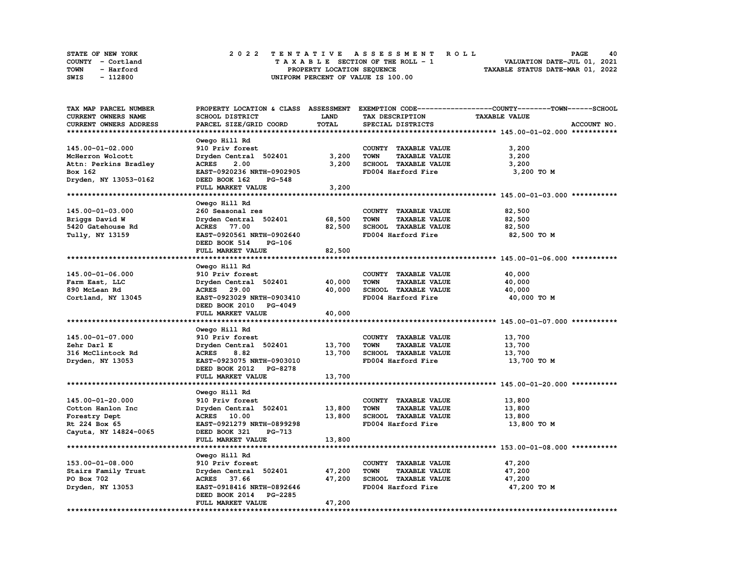STATE OF NEW YORK
COUNTY - Cortland
TOWN - Harford
SWIS - 112800

# 2022 TENTATIVE ASSESSMENT ROLL

TAXABLE SECTION OF THE ROLL - 1
PROPERTY LOCATION SEQUENCE
UNIFORM PERCENT OF VALUE IS 100.00

VALUATION DATE-JUL 01, 2021
TAXABLE STATUS DATE-MAR 01, 2022

| TAX MAP PARCEL NUMBER / CURRENT OWNERS NAME / CURRENT OWNERS ADDRESS | PROPERTY LOCATION & CLASS / SCHOOL DISTRICT / PARCEL SIZE/GRID COORD | ASSESSMENT LAND | TOTAL | EXEMPTION CODE / TAX DESCRIPTION / SPECIAL DISTRICTS | TAXABLE VALUE (COUNTY--TOWN--SCHOOL) | ACCOUNT NO. |
|---|---|---|---|---|---|---|
| **145.00-01-02.000** | Owego Hill Rd | | | | | |
| 145.00-01-02.000 | 910 Priv forest | | | COUNTY TAXABLE VALUE | 3,200 | |
| McHerron Wolcott | Dryden Central 502401 | 3,200 | | TOWN TAXABLE VALUE | 3,200 | |
| Attn: Perkins Bradley | ACRES 2.00 | | 3,200 | SCHOOL TAXABLE VALUE | 3,200 | |
| Box 162 | EAST-0920236 NRTH-0902905 | | | FD004 Harford Fire | 3,200 TO M | |
| Dryden, NY 13053-0162 | DEED BOOK 162 PG-548 | | | | | |
| | FULL MARKET VALUE | | 3,200 | | | |
| **145.00-01-03.000** | Owego Hill Rd | | | | | |
| 145.00-01-03.000 | 260 Seasonal res | | | COUNTY TAXABLE VALUE | 82,500 | |
| Briggs David W | Dryden Central 502401 | 68,500 | | TOWN TAXABLE VALUE | 82,500 | |
| 5420 Gatehouse Rd | ACRES 77.00 | | 82,500 | SCHOOL TAXABLE VALUE | 82,500 | |
| Tully, NY 13159 | EAST-0920561 NRTH-0902640 | | | FD004 Harford Fire | 82,500 TO M | |
| | DEED BOOK 514 PG-106 | | | | | |
| | FULL MARKET VALUE | | 82,500 | | | |
| **145.00-01-06.000** | Owego Hill Rd | | | | | |
| 145.00-01-06.000 | 910 Priv forest | | | COUNTY TAXABLE VALUE | 40,000 | |
| Farm East, LLC | Dryden Central 502401 | 40,000 | | TOWN TAXABLE VALUE | 40,000 | |
| 890 McLean Rd | ACRES 29.00 | | 40,000 | SCHOOL TAXABLE VALUE | 40,000 | |
| Cortland, NY 13045 | EAST-0923029 NRTH-0903410 | | | FD004 Harford Fire | 40,000 TO M | |
| | DEED BOOK 2010 PG-4049 | | | | | |
| | FULL MARKET VALUE | | 40,000 | | | |
| **145.00-01-07.000** | Owego Hill Rd | | | | | |
| 145.00-01-07.000 | 910 Priv forest | | | COUNTY TAXABLE VALUE | 13,700 | |
| Zehr Darl E | Dryden Central 502401 | 13,700 | | TOWN TAXABLE VALUE | 13,700 | |
| 316 McClintock Rd | ACRES 8.82 | | 13,700 | SCHOOL TAXABLE VALUE | 13,700 | |
| Dryden, NY 13053 | EAST-0923075 NRTH-0903010 | | | FD004 Harford Fire | 13,700 TO M | |
| | DEED BOOK 2012 PG-8278 | | | | | |
| | FULL MARKET VALUE | | 13,700 | | | |
| **145.00-01-20.000** | Owego Hill Rd | | | | | |
| 145.00-01-20.000 | 910 Priv forest | | | COUNTY TAXABLE VALUE | 13,800 | |
| Cotton Hanlon Inc | Dryden Central 502401 | 13,800 | | TOWN TAXABLE VALUE | 13,800 | |
| Forestry Dept | ACRES 10.00 | | 13,800 | SCHOOL TAXABLE VALUE | 13,800 | |
| Rt 224 Box 65 | EAST-0921279 NRTH-0899298 | | | FD004 Harford Fire | 13,800 TO M | |
| Cayuta, NY 14824-0065 | DEED BOOK 321 PG-713 | | | | | |
| | FULL MARKET VALUE | | 13,800 | | | |
| **153.00-01-08.000** | Owego Hill Rd | | | | | |
| 153.00-01-08.000 | 910 Priv forest | | | COUNTY TAXABLE VALUE | 47,200 | |
| Stairs Family Trust | Dryden Central 502401 | 47,200 | | TOWN TAXABLE VALUE | 47,200 | |
| PO Box 702 | ACRES 37.66 | | 47,200 | SCHOOL TAXABLE VALUE | 47,200 | |
| Dryden, NY 13053 | EAST-0918416 NRTH-0892646 | | | FD004 Harford Fire | 47,200 TO M | |
| | DEED BOOK 2014 PG-2285 | | | | | |
| | FULL MARKET VALUE | | 47,200 | | | |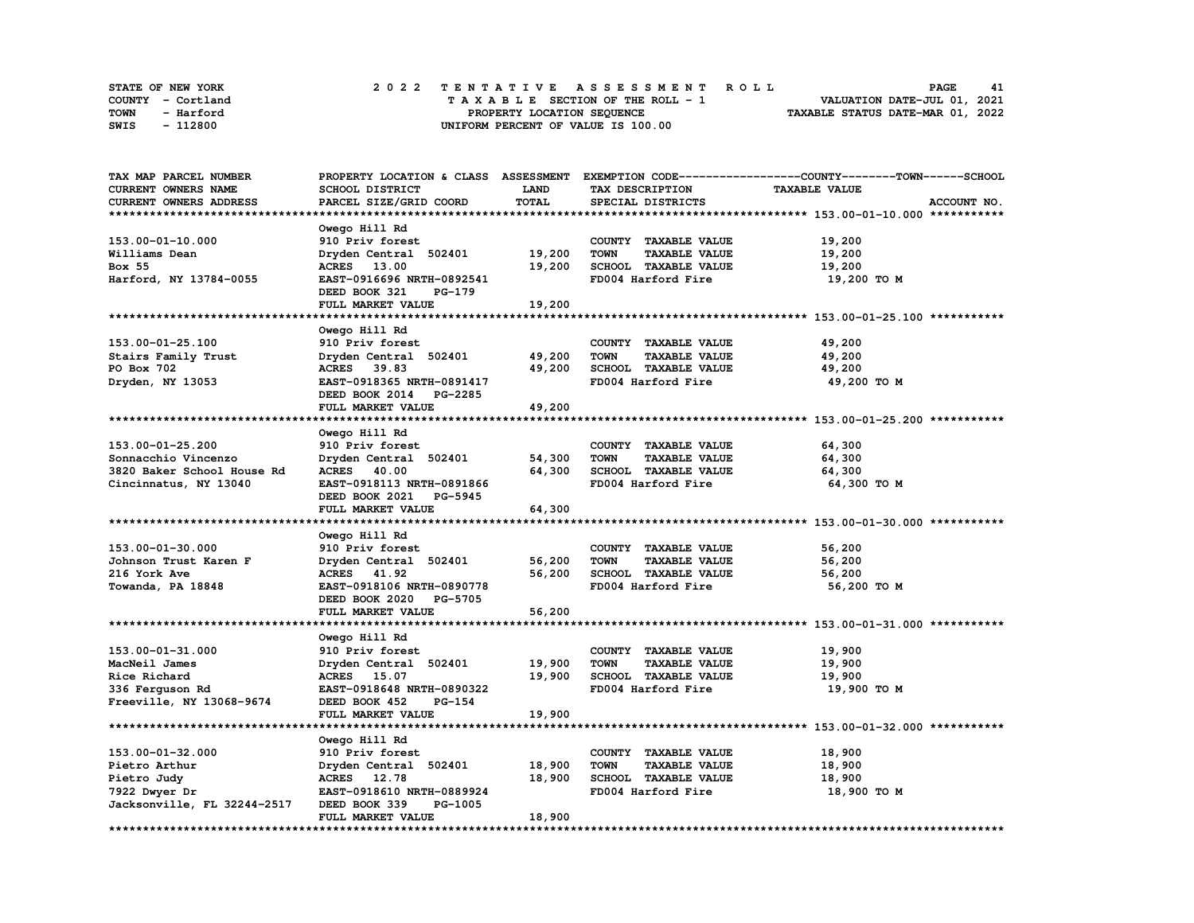STATE OF NEW YORK
COUNTY - Cortland
TOWN - Harford
SWIS - 112800

2 0 2 2 T E N T A T I V E A S S E S S M E N T R O L L
T A X A B L E SECTION OF THE ROLL - 1
PROPERTY LOCATION SEQUENCE
UNIFORM PERCENT OF VALUE IS 100.00

VALUATION DATE-JUL 01, 2021
TAXABLE STATUS DATE-MAR 01, 2022

| TAX MAP PARCEL NUMBER<br>CURRENT OWNERS NAME<br>CURRENT OWNERS ADDRESS | PROPERTY LOCATION & CLASS<br>SCHOOL DISTRICT<br>PARCEL SIZE/GRID COORD | ASSESSMENT<br>LAND<br>TOTAL | EXEMPTION CODE-----COUNTY-----TOWN-----SCHOOL<br>TAX DESCRIPTION<br>SPECIAL DISTRICTS | TAXABLE VALUE | ACCOUNT NO. |
|---|---|---|---|---|---|
| **153.00-01-10.000** | Owego Hill Rd | | | | |
| 153.00-01-10.000 | 910 Priv forest | | COUNTY TAXABLE VALUE | 19,200 | |
| Williams Dean | Dryden Central 502401 | 19,200 | TOWN TAXABLE VALUE | 19,200 | |
| Box 55 | ACRES 13.00 | 19,200 | SCHOOL TAXABLE VALUE | 19,200 | |
| Harford, NY 13784-0055 | EAST-0916696 NRTH-0892541 | | FD004 Harford Fire | 19,200 TO M | |
| | DEED BOOK 321 PG-179 | | | | |
| | FULL MARKET VALUE | 19,200 | | | |
| **153.00-01-25.100** | Owego Hill Rd | | | | |
| 153.00-01-25.100 | 910 Priv forest | | COUNTY TAXABLE VALUE | 49,200 | |
| Stairs Family Trust | Dryden Central 502401 | 49,200 | TOWN TAXABLE VALUE | 49,200 | |
| PO Box 702 | ACRES 39.83 | 49,200 | SCHOOL TAXABLE VALUE | 49,200 | |
| Dryden, NY 13053 | EAST-0918365 NRTH-0891417 | | FD004 Harford Fire | 49,200 TO M | |
| | DEED BOOK 2014 PG-2285 | | | | |
| | FULL MARKET VALUE | 49,200 | | | |
| **153.00-01-25.200** | Owego Hill Rd | | | | |
| 153.00-01-25.200 | 910 Priv forest | | COUNTY TAXABLE VALUE | 64,300 | |
| Sonnacchio Vincenzo | Dryden Central 502401 | 54,300 | TOWN TAXABLE VALUE | 64,300 | |
| 3820 Baker School House Rd | ACRES 40.00 | 64,300 | SCHOOL TAXABLE VALUE | 64,300 | |
| Cincinnatus, NY 13040 | EAST-0918113 NRTH-0891866 | | FD004 Harford Fire | 64,300 TO M | |
| | DEED BOOK 2021 PG-5945 | | | | |
| | FULL MARKET VALUE | 64,300 | | | |
| **153.00-01-30.000** | Owego Hill Rd | | | | |
| 153.00-01-30.000 | 910 Priv forest | | COUNTY TAXABLE VALUE | 56,200 | |
| Johnson Trust Karen F | Dryden Central 502401 | 56,200 | TOWN TAXABLE VALUE | 56,200 | |
| 216 York Ave | ACRES 41.92 | 56,200 | SCHOOL TAXABLE VALUE | 56,200 | |
| Towanda, PA 18848 | EAST-0918106 NRTH-0890778 | | FD004 Harford Fire | 56,200 TO M | |
| | DEED BOOK 2020 PG-5705 | | | | |
| | FULL MARKET VALUE | 56,200 | | | |
| **153.00-01-31.000** | Owego Hill Rd | | | | |
| 153.00-01-31.000 | 910 Priv forest | | COUNTY TAXABLE VALUE | 19,900 | |
| MacNeil James | Dryden Central 502401 | 19,900 | TOWN TAXABLE VALUE | 19,900 | |
| Rice Richard | ACRES 15.07 | 19,900 | SCHOOL TAXABLE VALUE | 19,900 | |
| 336 Ferguson Rd | EAST-0918648 NRTH-0890322 | | FD004 Harford Fire | 19,900 TO M | |
| Freeville, NY 13068-9674 | DEED BOOK 452 PG-154 | | | | |
| | FULL MARKET VALUE | 19,900 | | | |
| **153.00-01-32.000** | Owego Hill Rd | | | | |
| 153.00-01-32.000 | 910 Priv forest | | COUNTY TAXABLE VALUE | 18,900 | |
| Pietro Arthur | Dryden Central 502401 | 18,900 | TOWN TAXABLE VALUE | 18,900 | |
| Pietro Judy | ACRES 12.78 | 18,900 | SCHOOL TAXABLE VALUE | 18,900 | |
| 7922 Dwyer Dr | EAST-0918610 NRTH-0889924 | | FD004 Harford Fire | 18,900 TO M | |
| Jacksonville, FL 32244-2517 | DEED BOOK 339 PG-1005 | | | | |
| | FULL MARKET VALUE | 18,900 | | | |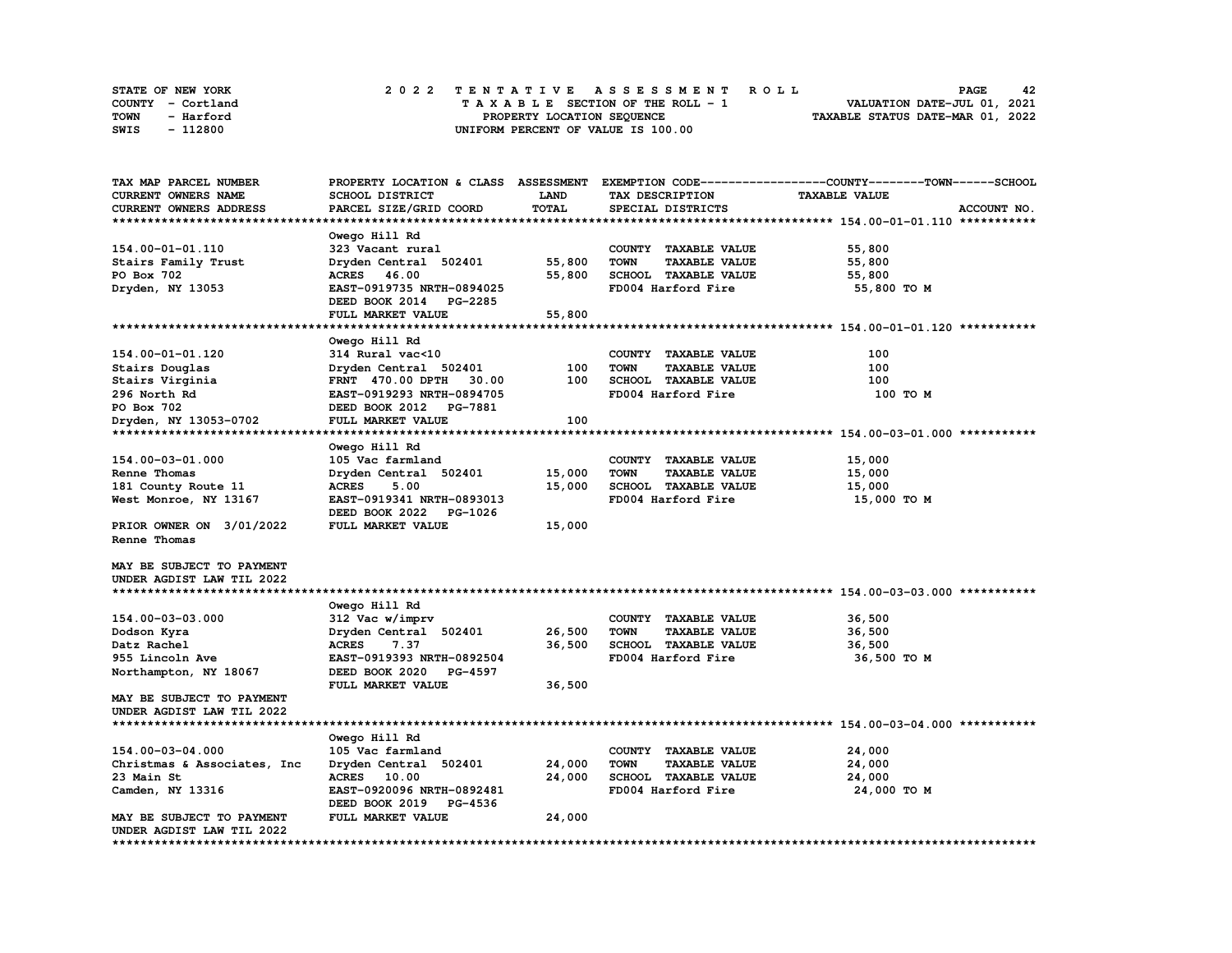STATE OF NEW YORK — 2022 TENTATIVE ASSESSMENT ROLL

COUNTY - Cortland — TAXABLE SECTION OF THE ROLL - 1 — VALUATION DATE-JUL 01, 2021

TOWN - Harford — PROPERTY LOCATION SEQUENCE — TAXABLE STATUS DATE-MAR 01, 2022

SWIS - 112800 — UNIFORM PERCENT OF VALUE IS 100.00

| TAX MAP PARCEL NUMBER / CURRENT OWNERS NAME / CURRENT OWNERS ADDRESS | PROPERTY LOCATION & CLASS / SCHOOL DISTRICT / PARCEL SIZE/GRID COORD | ASSESSMENT LAND | TOTAL | EXEMPTION CODE / TAX DESCRIPTION / SPECIAL DISTRICTS | TAXABLE VALUE (COUNTY--TOWN--SCHOOL) | ACCOUNT NO. |
|---|---|---|---|---|---|---|
| **154.00-01-01.110** | Owego Hill Rd | | | | | |
| 154.00-01-01.110 | 323 Vacant rural | | | COUNTY TAXABLE VALUE | 55,800 | |
| Stairs Family Trust | Dryden Central 502401 | 55,800 | | TOWN TAXABLE VALUE | 55,800 | |
| PO Box 702 | ACRES 46.00 | | 55,800 | SCHOOL TAXABLE VALUE | 55,800 | |
| Dryden, NY 13053 | EAST-0919735 NRTH-0894025 | | | FD004 Harford Fire | 55,800 TO M | |
| | DEED BOOK 2014 PG-2285 | | | | | |
| | FULL MARKET VALUE | | 55,800 | | | |
| **154.00-01-01.120** | Owego Hill Rd | | | | | |
| 154.00-01-01.120 | 314 Rural vac<10 | | | COUNTY TAXABLE VALUE | 100 | |
| Stairs Douglas | Dryden Central 502401 | 100 | | TOWN TAXABLE VALUE | 100 | |
| Stairs Virginia | FRNT 470.00 DPTH 30.00 | | 100 | SCHOOL TAXABLE VALUE | 100 | |
| 296 North Rd | EAST-0919293 NRTH-0894705 | | | FD004 Harford Fire | 100 TO M | |
| PO Box 702 | DEED BOOK 2012 PG-7881 | | | | | |
| Dryden, NY 13053-0702 | FULL MARKET VALUE | | 100 | | | |
| **154.00-03-01.000** | Owego Hill Rd | | | | | |
| 154.00-03-01.000 | 105 Vac farmland | | | COUNTY TAXABLE VALUE | 15,000 | |
| Renne Thomas | Dryden Central 502401 | 15,000 | | TOWN TAXABLE VALUE | 15,000 | |
| 181 County Route 11 | ACRES 5.00 | | 15,000 | SCHOOL TAXABLE VALUE | 15,000 | |
| West Monroe, NY 13167 | EAST-0919341 NRTH-0893013 | | | FD004 Harford Fire | 15,000 TO M | |
| | DEED BOOK 2022 PG-1026 | | | | | |
| PRIOR OWNER ON 3/01/2022 | FULL MARKET VALUE | | 15,000 | | | |
| Renne Thomas | | | | | | |
| MAY BE SUBJECT TO PAYMENT UNDER AGDIST LAW TIL 2022 | | | | | | |
| **154.00-03-03.000** | Owego Hill Rd | | | | | |
| 154.00-03-03.000 | 312 Vac w/imprv | | | COUNTY TAXABLE VALUE | 36,500 | |
| Dodson Kyra | Dryden Central 502401 | 26,500 | | TOWN TAXABLE VALUE | 36,500 | |
| Datz Rachel | ACRES 7.37 | | 36,500 | SCHOOL TAXABLE VALUE | 36,500 | |
| 955 Lincoln Ave | EAST-0919393 NRTH-0892504 | | | FD004 Harford Fire | 36,500 TO M | |
| Northampton, NY 18067 | DEED BOOK 2020 PG-4597 | | | | | |
| | FULL MARKET VALUE | | 36,500 | | | |
| MAY BE SUBJECT TO PAYMENT UNDER AGDIST LAW TIL 2022 | | | | | | |
| **154.00-03-04.000** | Owego Hill Rd | | | | | |
| 154.00-03-04.000 | 105 Vac farmland | | | COUNTY TAXABLE VALUE | 24,000 | |
| Christmas & Associates, Inc | Dryden Central 502401 | 24,000 | | TOWN TAXABLE VALUE | 24,000 | |
| 23 Main St | ACRES 10.00 | | 24,000 | SCHOOL TAXABLE VALUE | 24,000 | |
| Camden, NY 13316 | EAST-0920096 NRTH-0892481 | | | FD004 Harford Fire | 24,000 TO M | |
| | DEED BOOK 2019 PG-4536 | | | | | |
| MAY BE SUBJECT TO PAYMENT UNDER AGDIST LAW TIL 2022 | FULL MARKET VALUE | | 24,000 | | | |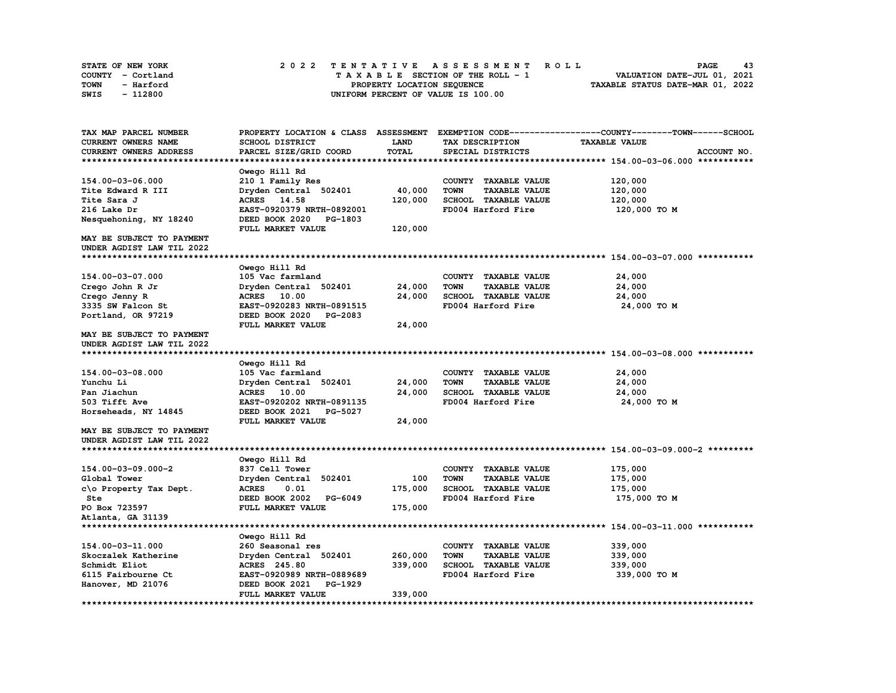STATE OF NEW YORK
COUNTY - Cortland
TOWN - Harford
SWIS - 112800

# 2022 TENTATIVE ASSESSMENT ROLL

TAXABLE SECTION OF THE ROLL - 1
PROPERTY LOCATION SEQUENCE
UNIFORM PERCENT OF VALUE IS 100.00

VALUATION DATE-JUL 01, 2021
TAXABLE STATUS DATE-MAR 01, 2022

| TAX MAP PARCEL NUMBER<br>CURRENT OWNERS NAME<br>CURRENT OWNERS ADDRESS | PROPERTY LOCATION & CLASS<br>SCHOOL DISTRICT<br>PARCEL SIZE/GRID COORD | ASSESSMENT<br>LAND<br>TOTAL | EXEMPTION CODE<br>TAX DESCRIPTION<br>SPECIAL DISTRICTS | COUNTY--------TOWN------SCHOOL<br>TAXABLE VALUE<br>ACCOUNT NO. |
|---|---|---|---|---|
| **154.00-03-06.000** | Owego Hill Rd | | | |
| 154.00-03-06.000 | 210 1 Family Res | | COUNTY TAXABLE VALUE | 120,000 |
| Tite Edward R III | Dryden Central 502401 | 40,000 | TOWN TAXABLE VALUE | 120,000 |
| Tite Sara J | ACRES 14.58 | 120,000 | SCHOOL TAXABLE VALUE | 120,000 |
| 216 Lake Dr | EAST-0920379 NRTH-0892001 | | FD004 Harford Fire | 120,000 TO M |
| Nesquehoning, NY 18240 | DEED BOOK 2020 PG-1803 | | | |
| | FULL MARKET VALUE | 120,000 | | |
| MAY BE SUBJECT TO PAYMENT UNDER AGDIST LAW TIL 2022 | | | | |
| **154.00-03-07.000** | Owego Hill Rd | | | |
| 154.00-03-07.000 | 105 Vac farmland | | COUNTY TAXABLE VALUE | 24,000 |
| Crego John R Jr | Dryden Central 502401 | 24,000 | TOWN TAXABLE VALUE | 24,000 |
| Crego Jenny R | ACRES 10.00 | 24,000 | SCHOOL TAXABLE VALUE | 24,000 |
| 3335 SW Falcon St | EAST-0920283 NRTH-0891515 | | FD004 Harford Fire | 24,000 TO M |
| Portland, OR 97219 | DEED BOOK 2020 PG-2083 | | | |
| | FULL MARKET VALUE | 24,000 | | |
| MAY BE SUBJECT TO PAYMENT UNDER AGDIST LAW TIL 2022 | | | | |
| **154.00-03-08.000** | Owego Hill Rd | | | |
| 154.00-03-08.000 | 105 Vac farmland | | COUNTY TAXABLE VALUE | 24,000 |
| Yunchu Li | Dryden Central 502401 | 24,000 | TOWN TAXABLE VALUE | 24,000 |
| Pan Jiachun | ACRES 10.00 | 24,000 | SCHOOL TAXABLE VALUE | 24,000 |
| 503 Tifft Ave | EAST-0920202 NRTH-0891135 | | FD004 Harford Fire | 24,000 TO M |
| Horseheads, NY 14845 | DEED BOOK 2021 PG-5027 | | | |
| | FULL MARKET VALUE | 24,000 | | |
| MAY BE SUBJECT TO PAYMENT UNDER AGDIST LAW TIL 2022 | | | | |
| **154.00-03-09.000-2** | Owego Hill Rd | | | |
| 154.00-03-09.000-2 | 837 Cell Tower | | COUNTY TAXABLE VALUE | 175,000 |
| Global Tower | Dryden Central 502401 | 100 | TOWN TAXABLE VALUE | 175,000 |
| c\o Property Tax Dept. | ACRES 0.01 | 175,000 | SCHOOL TAXABLE VALUE | 175,000 |
| Ste | DEED BOOK 2002 PG-6049 | | FD004 Harford Fire | 175,000 TO M |
| PO Box 723597 | FULL MARKET VALUE | 175,000 | | |
| Atlanta, GA 31139 | | | | |
| **154.00-03-11.000** | Owego Hill Rd | | | |
| 154.00-03-11.000 | 260 Seasonal res | | COUNTY TAXABLE VALUE | 339,000 |
| Skoczalek Katherine | Dryden Central 502401 | 260,000 | TOWN TAXABLE VALUE | 339,000 |
| Schmidt Eliot | ACRES 245.80 | 339,000 | SCHOOL TAXABLE VALUE | 339,000 |
| 6115 Fairbourne Ct | EAST-0920989 NRTH-0889689 | | FD004 Harford Fire | 339,000 TO M |
| Hanover, MD 21076 | DEED BOOK 2021 PG-1929 | | | |
| | FULL MARKET VALUE | 339,000 | | |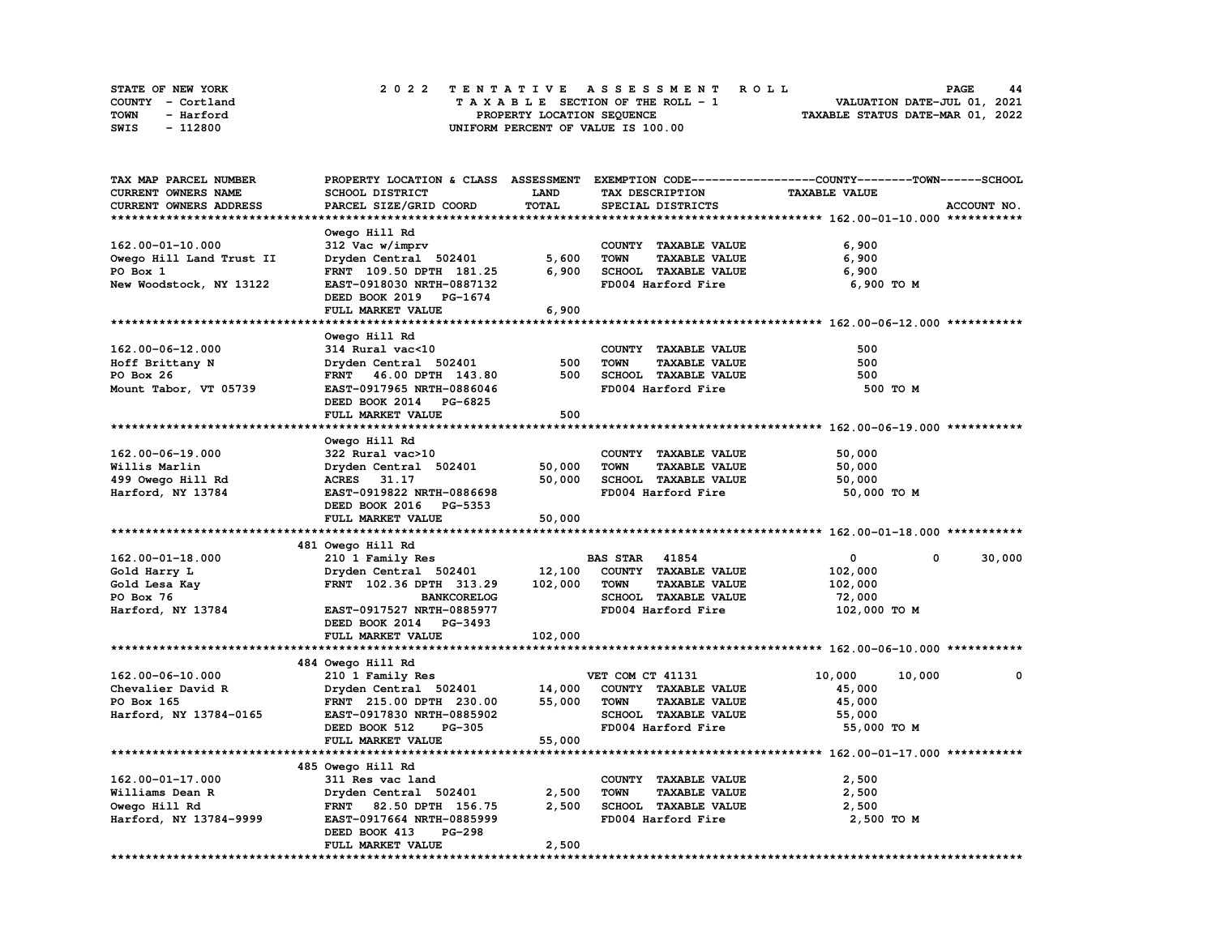STATE OF NEW YORK | COUNTY - Cortland | TOWN - Harford | SWIS - 112800

# 2022 TENTATIVE ASSESSMENT ROLL

TAXABLE SECTION OF THE ROLL - 1
PROPERTY LOCATION SEQUENCE
UNIFORM PERCENT OF VALUE IS 100.00

VALUATION DATE-JUL 01, 2021
TAXABLE STATUS DATE-MAR 01, 2022

| TAX MAP PARCEL NUMBER / CURRENT OWNERS NAME / CURRENT OWNERS ADDRESS | PROPERTY LOCATION & CLASS / SCHOOL DISTRICT / PARCEL SIZE/GRID COORD | ASSESSMENT LAND | TOTAL | EXEMPTION CODE / TAX DESCRIPTION / SPECIAL DISTRICTS | COUNTY TAXABLE VALUE | TOWN | SCHOOL | ACCOUNT NO. |
|---|---|---|---|---|---|---|---|---|
| **162.00-01-10.000** | Owego Hill Rd | | | | | | | |
| 162.00-01-10.000 | 312 Vac w/imprv | | | COUNTY TAXABLE VALUE | 6,900 | | | |
| Owego Hill Land Trust II | Dryden Central 502401 | 5,600 | | TOWN TAXABLE VALUE | 6,900 | | | |
| PO Box 1 | FRNT 109.50 DPTH 181.25 | | 6,900 | SCHOOL TAXABLE VALUE | 6,900 | | | |
| New Woodstock, NY 13122 | EAST-0918030 NRTH-0887132 | | | FD004 Harford Fire | 6,900 TO M | | | |
| | DEED BOOK 2019 PG-1674 | | | | | | | |
| | FULL MARKET VALUE | | 6,900 | | | | | |
| **162.00-06-12.000** | Owego Hill Rd | | | | | | | |
| 162.00-06-12.000 | 314 Rural vac<10 | | | COUNTY TAXABLE VALUE | 500 | | | |
| Hoff Brittany N | Dryden Central 502401 | 500 | | TOWN TAXABLE VALUE | 500 | | | |
| PO Box 26 | FRNT 46.00 DPTH 143.80 | | 500 | SCHOOL TAXABLE VALUE | 500 | | | |
| Mount Tabor, VT 05739 | EAST-0917965 NRTH-0886046 | | | FD004 Harford Fire | 500 TO M | | | |
| | DEED BOOK 2014 PG-6825 | | | | | | | |
| | FULL MARKET VALUE | | 500 | | | | | |
| **162.00-06-19.000** | Owego Hill Rd | | | | | | | |
| 162.00-06-19.000 | 322 Rural vac>10 | | | COUNTY TAXABLE VALUE | 50,000 | | | |
| Willis Marlin | Dryden Central 502401 | 50,000 | | TOWN TAXABLE VALUE | 50,000 | | | |
| 499 Owego Hill Rd | ACRES 31.17 | | 50,000 | SCHOOL TAXABLE VALUE | 50,000 | | | |
| Harford, NY 13784 | EAST-0919822 NRTH-0886698 | | | FD004 Harford Fire | 50,000 TO M | | | |
| | DEED BOOK 2016 PG-5353 | | | | | | | |
| | FULL MARKET VALUE | | 50,000 | | | | | |
| **162.00-01-18.000** | 481 Owego Hill Rd | | | | | | | |
| 162.00-01-18.000 | 210 1 Family Res | | | BAS STAR 41854 | 0 | 0 | 30,000 | |
| Gold Harry L | Dryden Central 502401 | 12,100 | | COUNTY TAXABLE VALUE | 102,000 | | | |
| Gold Lesa Kay | FRNT 102.36 DPTH 313.29 | | 102,000 | TOWN TAXABLE VALUE | 102,000 | | | |
| PO Box 76 | BANKCORELOG | | | SCHOOL TAXABLE VALUE | 72,000 | | | |
| Harford, NY 13784 | EAST-0917527 NRTH-0885977 | | | FD004 Harford Fire | 102,000 TO M | | | |
| | DEED BOOK 2014 PG-3493 | | | | | | | |
| | FULL MARKET VALUE | | 102,000 | | | | | |
| **162.00-06-10.000** | 484 Owego Hill Rd | | | | | | | |
| 162.00-06-10.000 | 210 1 Family Res | | | VET COM CT 41131 | 10,000 | 10,000 | 0 | |
| Chevalier David R | Dryden Central 502401 | 14,000 | | COUNTY TAXABLE VALUE | 45,000 | | | |
| PO Box 165 | FRNT 215.00 DPTH 230.00 | | 55,000 | TOWN TAXABLE VALUE | 45,000 | | | |
| Harford, NY 13784-0165 | EAST-0917830 NRTH-0885902 | | | SCHOOL TAXABLE VALUE | 55,000 | | | |
| | DEED BOOK 512 PG-305 | | | FD004 Harford Fire | 55,000 TO M | | | |
| | FULL MARKET VALUE | | 55,000 | | | | | |
| **162.00-01-17.000** | 485 Owego Hill Rd | | | | | | | |
| 162.00-01-17.000 | 311 Res vac land | | | COUNTY TAXABLE VALUE | 2,500 | | | |
| Williams Dean R | Dryden Central 502401 | 2,500 | | TOWN TAXABLE VALUE | 2,500 | | | |
| Owego Hill Rd | FRNT 82.50 DPTH 156.75 | | 2,500 | SCHOOL TAXABLE VALUE | 2,500 | | | |
| Harford, NY 13784-9999 | EAST-0917664 NRTH-0885999 | | | FD004 Harford Fire | 2,500 TO M | | | |
| | DEED BOOK 413 PG-298 | | | | | | | |
| | FULL MARKET VALUE | | 2,500 | | | | | |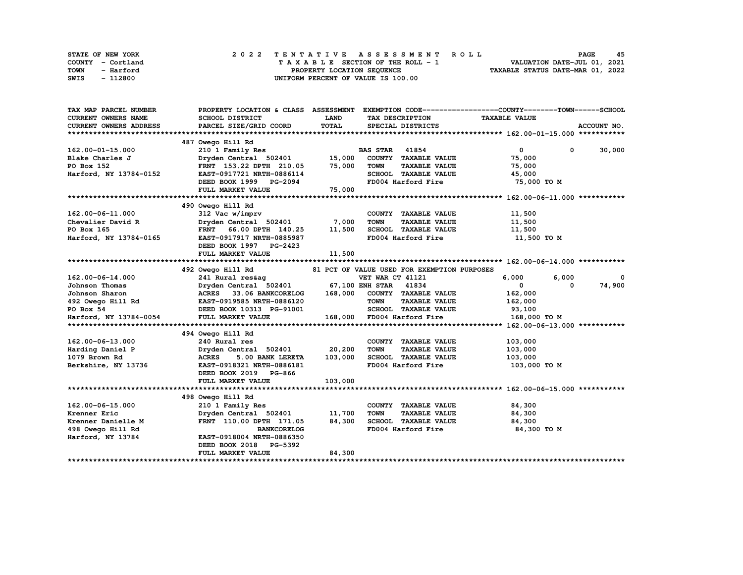STATE OF NEW YORK
COUNTY - Cortland
TOWN - Harford
SWIS - 112800

2022 TENTATIVE ASSESSMENT ROLL
TAXABLE SECTION OF THE ROLL - 1
PROPERTY LOCATION SEQUENCE
UNIFORM PERCENT OF VALUE IS 100.00

VALUATION DATE-JUL 01, 2021
TAXABLE STATUS DATE-MAR 01, 2022

| TAX MAP PARCEL NUMBER / CURRENT OWNERS NAME / CURRENT OWNERS ADDRESS | PROPERTY LOCATION & CLASS / SCHOOL DISTRICT / PARCEL SIZE/GRID COORD | ASSESSMENT LAND / TOTAL | EXEMPTION CODE / TAX DESCRIPTION / SPECIAL DISTRICTS | COUNTY TAXABLE VALUE | TOWN | SCHOOL / ACCOUNT NO. |
|---|---|---|---|---|---|---|
| **162.00-01-15.000** | 487 Owego Hill Rd | | | | | |
| 162.00-01-15.000 | 210 1 Family Res | | BAS STAR 41854 | 0 | 0 | 30,000 |
| Blake Charles J | Dryden Central 502401 | 15,000 | COUNTY TAXABLE VALUE | 75,000 | | |
| PO Box 152 | FRNT 153.22 DPTH 210.05 | 75,000 | TOWN TAXABLE VALUE | 75,000 | | |
| Harford, NY 13784-0152 | EAST-0917721 NRTH-0886114 | | SCHOOL TAXABLE VALUE | 45,000 | | |
| | DEED BOOK 1999 PG-2094 | | FD004 Harford Fire | 75,000 TO M | | |
| | FULL MARKET VALUE | 75,000 | | | | |
| **162.00-06-11.000** | 490 Owego Hill Rd | | | | | |
| 162.00-06-11.000 | 312 Vac w/imprv | | COUNTY TAXABLE VALUE | 11,500 | | |
| Chevalier David R | Dryden Central 502401 | 7,000 | TOWN TAXABLE VALUE | 11,500 | | |
| PO Box 165 | FRNT 66.00 DPTH 140.25 | 11,500 | SCHOOL TAXABLE VALUE | 11,500 | | |
| Harford, NY 13784-0165 | EAST-0917917 NRTH-0885987 | | FD004 Harford Fire | 11,500 TO M | | |
| | DEED BOOK 1997 PG-2423 | | | | | |
| | FULL MARKET VALUE | 11,500 | | | | |
| **162.00-06-14.000** | 492 Owego Hill Rd | | 81 PCT OF VALUE USED FOR EXEMPTION PURPOSES | | | |
| 162.00-06-14.000 | 241 Rural res&ag | | VET WAR CT 41121 | 6,000 | 6,000 | 0 |
| Johnson Thomas | Dryden Central 502401 | 67,100 | ENH STAR 41834 | 0 | 0 | 74,900 |
| Johnson Sharon | ACRES 33.06 BANKCORELOG | 168,000 | COUNTY TAXABLE VALUE | 162,000 | | |
| 492 Owego Hill Rd | EAST-0919585 NRTH-0886120 | | TOWN TAXABLE VALUE | 162,000 | | |
| PO Box 54 | DEED BOOK 10313 PG-91001 | | SCHOOL TAXABLE VALUE | 93,100 | | |
| Harford, NY 13784-0054 | FULL MARKET VALUE | 168,000 | FD004 Harford Fire | 168,000 TO M | | |
| **162.00-06-13.000** | 494 Owego Hill Rd | | | | | |
| 162.00-06-13.000 | 240 Rural res | | COUNTY TAXABLE VALUE | 103,000 | | |
| Harding Daniel P | Dryden Central 502401 | 20,200 | TOWN TAXABLE VALUE | 103,000 | | |
| 1079 Brown Rd | ACRES 5.00 BANK LERETA | 103,000 | SCHOOL TAXABLE VALUE | 103,000 | | |
| Berkshire, NY 13736 | EAST-0918321 NRTH-0886181 | | FD004 Harford Fire | 103,000 TO M | | |
| | DEED BOOK 2019 PG-866 | | | | | |
| | FULL MARKET VALUE | 103,000 | | | | |
| **162.00-06-15.000** | 498 Owego Hill Rd | | | | | |
| 162.00-06-15.000 | 210 1 Family Res | | COUNTY TAXABLE VALUE | 84,300 | | |
| Krenner Eric | Dryden Central 502401 | 11,700 | TOWN TAXABLE VALUE | 84,300 | | |
| Krenner Danielle M | FRNT 110.00 DPTH 171.05 | 84,300 | SCHOOL TAXABLE VALUE | 84,300 | | |
| 498 Owego Hill Rd | BANKCORELOG | | FD004 Harford Fire | 84,300 TO M | | |
| Harford, NY 13784 | EAST-0918004 NRTH-0886350 | | | | | |
| | DEED BOOK 2018 PG-5392 | | | | | |
| | FULL MARKET VALUE | 84,300 | | | | |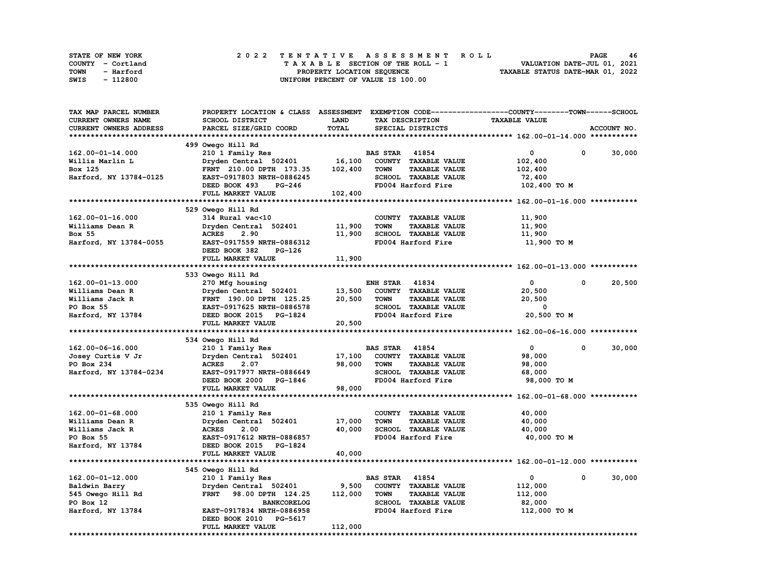STATE OF NEW YORK
COUNTY - Cortland
TOWN - Harford
SWIS - 112800

## 2022 TENTATIVE ASSESSMENT ROLL

TAXABLE SECTION OF THE ROLL - 1
PROPERTY LOCATION SEQUENCE
UNIFORM PERCENT OF VALUE IS 100.00

VALUATION DATE-JUL 01, 2021
TAXABLE STATUS DATE-MAR 01, 2022

| TAX MAP PARCEL NUMBER / CURRENT OWNERS NAME / CURRENT OWNERS ADDRESS | PROPERTY LOCATION & CLASS / SCHOOL DISTRICT / PARCEL SIZE/GRID COORD | ASSESSMENT LAND / TOTAL | EXEMPTION CODE / TAX DESCRIPTION / SPECIAL DISTRICTS | COUNTY TAXABLE VALUE | TOWN | SCHOOL |
|---|---|---|---|---|---|---|
| **162.00-01-14.000** | 499 Owego Hill Rd | | | | | |
| 162.00-01-14.000 | 210 1 Family Res | | BAS STAR 41854 | 0 | 0 | 30,000 |
| Willis Marlin L | Dryden Central 502401 | 16,100 | COUNTY TAXABLE VALUE | 102,400 | | |
| Box 125 | FRNT 210.00 DPTH 173.35 | 102,400 | TOWN TAXABLE VALUE | 102,400 | | |
| Harford, NY 13784-0125 | EAST-0917803 NRTH-0886245 | | SCHOOL TAXABLE VALUE | 72,400 | | |
| | DEED BOOK 493 PG-246 | | FD004 Harford Fire | 102,400 TO M | | |
| | FULL MARKET VALUE | 102,400 | | | | |
| **162.00-01-16.000** | 529 Owego Hill Rd | | | | | |
| 162.00-01-16.000 | 314 Rural vac<10 | | COUNTY TAXABLE VALUE | 11,900 | | |
| Williams Dean R | Dryden Central 502401 | 11,900 | TOWN TAXABLE VALUE | 11,900 | | |
| Box 55 | ACRES 2.90 | 11,900 | SCHOOL TAXABLE VALUE | 11,900 | | |
| Harford, NY 13784-0055 | EAST-0917559 NRTH-0886312 | | FD004 Harford Fire | 11,900 TO M | | |
| | DEED BOOK 382 PG-126 | | | | | |
| | FULL MARKET VALUE | 11,900 | | | | |
| **162.00-01-13.000** | 533 Owego Hill Rd | | | | | |
| 162.00-01-13.000 | 270 Mfg housing | | ENH STAR 41834 | 0 | 0 | 20,500 |
| Williams Dean R | Dryden Central 502401 | 13,500 | COUNTY TAXABLE VALUE | 20,500 | | |
| Williams Jack R | FRNT 190.00 DPTH 125.25 | 20,500 | TOWN TAXABLE VALUE | 20,500 | | |
| PO Box 55 | EAST-0917625 NRTH-0886578 | | SCHOOL TAXABLE VALUE | 0 | | |
| Harford, NY 13784 | DEED BOOK 2015 PG-1824 | | FD004 Harford Fire | 20,500 TO M | | |
| | FULL MARKET VALUE | 20,500 | | | | |
| **162.00-06-16.000** | 534 Owego Hill Rd | | | | | |
| 162.00-06-16.000 | 210 1 Family Res | | BAS STAR 41854 | 0 | 0 | 30,000 |
| Josey Curtis V Jr | Dryden Central 502401 | 17,100 | COUNTY TAXABLE VALUE | 98,000 | | |
| PO Box 234 | ACRES 2.07 | 98,000 | TOWN TAXABLE VALUE | 98,000 | | |
| Harford, NY 13784-0234 | EAST-0917977 NRTH-0886649 | | SCHOOL TAXABLE VALUE | 68,000 | | |
| | DEED BOOK 2000 PG-1846 | | FD004 Harford Fire | 98,000 TO M | | |
| | FULL MARKET VALUE | 98,000 | | | | |
| **162.00-01-68.000** | 535 Owego Hill Rd | | | | | |
| 162.00-01-68.000 | 210 1 Family Res | | COUNTY TAXABLE VALUE | 40,000 | | |
| Williams Dean R | Dryden Central 502401 | 17,000 | TOWN TAXABLE VALUE | 40,000 | | |
| Williams Jack R | ACRES 2.00 | 40,000 | SCHOOL TAXABLE VALUE | 40,000 | | |
| PO Box 55 | EAST-0917612 NRTH-0886857 | | FD004 Harford Fire | 40,000 TO M | | |
| Harford, NY 13784 | DEED BOOK 2015 PG-1824 | | | | | |
| | FULL MARKET VALUE | 40,000 | | | | |
| **162.00-01-12.000** | 545 Owego Hill Rd | | | | | |
| 162.00-01-12.000 | 210 1 Family Res | | BAS STAR 41854 | 0 | 0 | 30,000 |
| Baldwin Barry | Dryden Central 502401 | 9,500 | COUNTY TAXABLE VALUE | 112,000 | | |
| 545 Owego Hill Rd | FRNT 98.00 DPTH 124.25 | 112,000 | TOWN TAXABLE VALUE | 112,000 | | |
| PO Box 12 | BANKCORELOG | | SCHOOL TAXABLE VALUE | 82,000 | | |
| Harford, NY 13784 | EAST-0917834 NRTH-0886958 | | FD004 Harford Fire | 112,000 TO M | | |
| | DEED BOOK 2010 PG-5617 | | | | | |
| | FULL MARKET VALUE | 112,000 | | | | |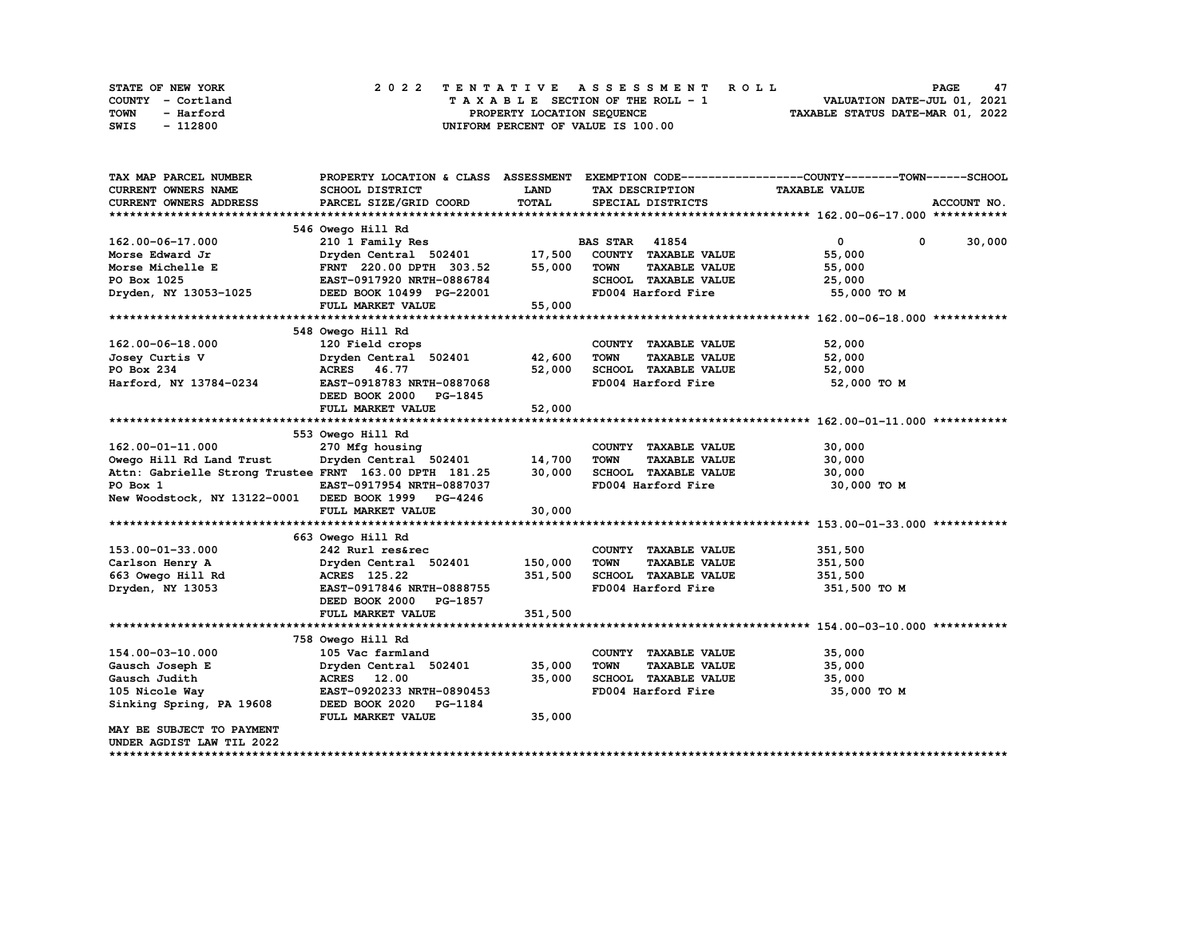STATE OF NEW YORK
COUNTY - Cortland
TOWN - Harford
SWIS - 112800

2022 TENTATIVE ASSESSMENT ROLL
TAXABLE SECTION OF THE ROLL - 1
PROPERTY LOCATION SEQUENCE
UNIFORM PERCENT OF VALUE IS 100.00

VALUATION DATE-JUL 01, 2021
TAXABLE STATUS DATE-MAR 01, 2022

| TAX MAP PARCEL NUMBER / CURRENT OWNERS NAME / CURRENT OWNERS ADDRESS | PROPERTY LOCATION & CLASS / SCHOOL DISTRICT / PARCEL SIZE/GRID COORD | ASSESSMENT LAND / TOTAL | EXEMPTION CODE / TAX DESCRIPTION / SPECIAL DISTRICTS | COUNTY TAXABLE VALUE | TOWN | SCHOOL | ACCOUNT NO. |
|---|---|---|---|---|---|---|---|
| **162.00-06-17.000** | 546 Owego Hill Rd | | | | | | |
| 162.00-06-17.000 | 210 1 Family Res | | BAS STAR 41854 | 0 | 0 | 30,000 | |
| Morse Edward Jr | Dryden Central 502401 | 17,500 | COUNTY TAXABLE VALUE | 55,000 | | | |
| Morse Michelle E | FRNT 220.00 DPTH 303.52 | 55,000 | TOWN TAXABLE VALUE | 55,000 | | | |
| PO Box 1025 | EAST-0917920 NRTH-0886784 | | SCHOOL TAXABLE VALUE | 25,000 | | | |
| Dryden, NY 13053-1025 | DEED BOOK 10499 PG-22001 | | FD004 Harford Fire | 55,000 TO M | | | |
| | FULL MARKET VALUE | 55,000 | | | | | |
| **162.00-06-18.000** | 548 Owego Hill Rd | | | | | | |
| 162.00-06-18.000 | 120 Field crops | | COUNTY TAXABLE VALUE | 52,000 | | | |
| Josey Curtis V | Dryden Central 502401 | 42,600 | TOWN TAXABLE VALUE | 52,000 | | | |
| PO Box 234 | ACRES 46.77 | 52,000 | SCHOOL TAXABLE VALUE | 52,000 | | | |
| Harford, NY 13784-0234 | EAST-0918783 NRTH-0887068 | | FD004 Harford Fire | 52,000 TO M | | | |
| | DEED BOOK 2000 PG-1845 | | | | | | |
| | FULL MARKET VALUE | 52,000 | | | | | |
| **162.00-01-11.000** | 553 Owego Hill Rd | | | | | | |
| 162.00-01-11.000 | 270 Mfg housing | | COUNTY TAXABLE VALUE | 30,000 | | | |
| Owego Hill Rd Land Trust | Dryden Central 502401 | 14,700 | TOWN TAXABLE VALUE | 30,000 | | | |
| Attn: Gabrielle Strong Trustee | FRNT 163.00 DPTH 181.25 | 30,000 | SCHOOL TAXABLE VALUE | 30,000 | | | |
| PO Box 1 | EAST-0917954 NRTH-0887037 | | FD004 Harford Fire | 30,000 TO M | | | |
| New Woodstock, NY 13122-0001 | DEED BOOK 1999 PG-4246 | | | | | | |
| | FULL MARKET VALUE | 30,000 | | | | | |
| **153.00-01-33.000** | 663 Owego Hill Rd | | | | | | |
| 153.00-01-33.000 | 242 Rurl res&rec | | COUNTY TAXABLE VALUE | 351,500 | | | |
| Carlson Henry A | Dryden Central 502401 | 150,000 | TOWN TAXABLE VALUE | 351,500 | | | |
| 663 Owego Hill Rd | ACRES 125.22 | 351,500 | SCHOOL TAXABLE VALUE | 351,500 | | | |
| Dryden, NY 13053 | EAST-0917846 NRTH-0888755 | | FD004 Harford Fire | 351,500 TO M | | | |
| | DEED BOOK 2000 PG-1857 | | | | | | |
| | FULL MARKET VALUE | 351,500 | | | | | |
| **154.00-03-10.000** | 758 Owego Hill Rd | | | | | | |
| 154.00-03-10.000 | 105 Vac farmland | | COUNTY TAXABLE VALUE | 35,000 | | | |
| Gausch Joseph E | Dryden Central 502401 | 35,000 | TOWN TAXABLE VALUE | 35,000 | | | |
| Gausch Judith | ACRES 12.00 | 35,000 | SCHOOL TAXABLE VALUE | 35,000 | | | |
| 105 Nicole Way | EAST-0920233 NRTH-0890453 | | FD004 Harford Fire | 35,000 TO M | | | |
| Sinking Spring, PA 19608 | DEED BOOK 2020 PG-1184 | | | | | | |
| | FULL MARKET VALUE | 35,000 | | | | | |
| MAY BE SUBJECT TO PAYMENT UNDER AGDIST LAW TIL 2022 | | | | | | | |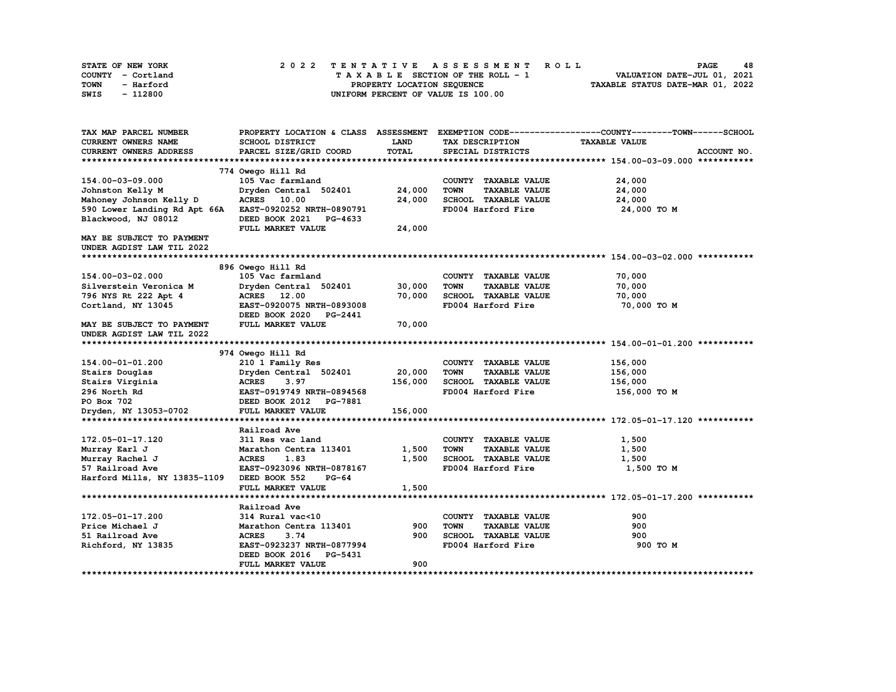STATE OF NEW YORK | COUNTY - Cortland | TOWN - Harford | SWIS - 112800

**2022 TENTATIVE ASSESSMENT ROLL**
TAXABLE SECTION OF THE ROLL - 1
PROPERTY LOCATION SEQUENCE
UNIFORM PERCENT OF VALUE IS 100.00

VALUATION DATE-JUL 01, 2021
TAXABLE STATUS DATE-MAR 01, 2022

| TAX MAP PARCEL NUMBER / CURRENT OWNERS NAME / CURRENT OWNERS ADDRESS | PROPERTY LOCATION & CLASS / SCHOOL DISTRICT / PARCEL SIZE/GRID COORD | ASSESSMENT LAND / TOTAL | EXEMPTION CODE / TAX DESCRIPTION / SPECIAL DISTRICTS | TAXABLE VALUE (COUNTY / TOWN / SCHOOL) |
|---|---|---|---|---|
| **154.00-03-09.000** | 774 Owego Hill Rd | | | |
| 154.00-03-09.000 | 105 Vac farmland | | COUNTY TAXABLE VALUE | 24,000 |
| Johnston Kelly M | Dryden Central 502401 | 24,000 | TOWN TAXABLE VALUE | 24,000 |
| Mahoney Johnson Kelly D | ACRES 10.00 | 24,000 | SCHOOL TAXABLE VALUE | 24,000 |
| 590 Lower Landing Rd Apt 66A | EAST-0920252 NRTH-0890791 | | FD004 Harford Fire | 24,000 TO M |
| Blackwood, NJ 08012 | DEED BOOK 2021 PG-4633 | | | |
| | FULL MARKET VALUE | 24,000 | | |
| MAY BE SUBJECT TO PAYMENT UNDER AGDIST LAW TIL 2022 | | | | |
| **154.00-03-02.000** | 896 Owego Hill Rd | | | |
| 154.00-03-02.000 | 105 Vac farmland | | COUNTY TAXABLE VALUE | 70,000 |
| Silverstein Veronica M | Dryden Central 502401 | 30,000 | TOWN TAXABLE VALUE | 70,000 |
| 796 NYS Rt 222 Apt 4 | ACRES 12.00 | 70,000 | SCHOOL TAXABLE VALUE | 70,000 |
| Cortland, NY 13045 | EAST-0920075 NRTH-0893008 | | FD004 Harford Fire | 70,000 TO M |
| | DEED BOOK 2020 PG-2441 | | | |
| MAY BE SUBJECT TO PAYMENT UNDER AGDIST LAW TIL 2022 | FULL MARKET VALUE | 70,000 | | |
| **154.00-01-01.200** | 974 Owego Hill Rd | | | |
| 154.00-01-01.200 | 210 1 Family Res | | COUNTY TAXABLE VALUE | 156,000 |
| Stairs Douglas | Dryden Central 502401 | 20,000 | TOWN TAXABLE VALUE | 156,000 |
| Stairs Virginia | ACRES 3.97 | 156,000 | SCHOOL TAXABLE VALUE | 156,000 |
| 296 North Rd | EAST-0919749 NRTH-0894568 | | FD004 Harford Fire | 156,000 TO M |
| PO Box 702 | DEED BOOK 2012 PG-7881 | | | |
| Dryden, NY 13053-0702 | FULL MARKET VALUE | 156,000 | | |
| **172.05-01-17.120** | Railroad Ave | | | |
| 172.05-01-17.120 | 311 Res vac land | | COUNTY TAXABLE VALUE | 1,500 |
| Murray Earl J | Marathon Centra 113401 | 1,500 | TOWN TAXABLE VALUE | 1,500 |
| Murray Rachel J | ACRES 1.83 | 1,500 | SCHOOL TAXABLE VALUE | 1,500 |
| 57 Railroad Ave | EAST-0923096 NRTH-0878167 | | FD004 Harford Fire | 1,500 TO M |
| Harford Mills, NY 13835-1109 | DEED BOOK 552 PG-64 | | | |
| | FULL MARKET VALUE | 1,500 | | |
| **172.05-01-17.200** | Railroad Ave | | | |
| 172.05-01-17.200 | 314 Rural vac<10 | | COUNTY TAXABLE VALUE | 900 |
| Price Michael J | Marathon Centra 113401 | 900 | TOWN TAXABLE VALUE | 900 |
| 51 Railroad Ave | ACRES 3.74 | 900 | SCHOOL TAXABLE VALUE | 900 |
| Richford, NY 13835 | EAST-0923237 NRTH-0877994 | | FD004 Harford Fire | 900 TO M |
| | DEED BOOK 2016 PG-5431 | | | |
| | FULL MARKET VALUE | 900 | | |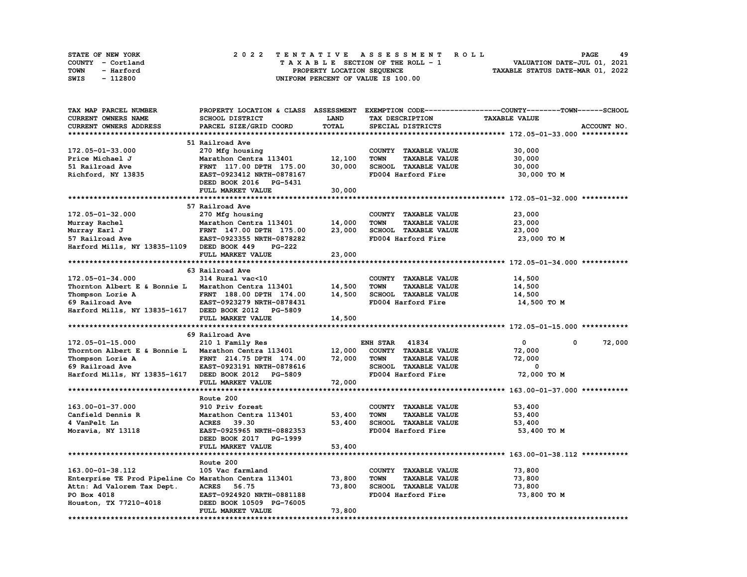STATE OF NEW YORK COUNTY - Cortland TOWN - Harford SWIS - 112800

# 2022 TENTATIVE ASSESSMENT ROLL

TAXABLE SECTION OF THE ROLL - 1
PROPERTY LOCATION SEQUENCE
UNIFORM PERCENT OF VALUE IS 100.00

VALUATION DATE-JUL 01, 2021
TAXABLE STATUS DATE-MAR 01, 2022

| TAX MAP PARCEL NUMBER / CURRENT OWNERS NAME / CURRENT OWNERS ADDRESS | PROPERTY LOCATION & CLASS / SCHOOL DISTRICT / PARCEL SIZE/GRID COORD | ASSESSMENT LAND | TOTAL | EXEMPTION CODE / TAX DESCRIPTION / SPECIAL DISTRICTS | COUNTY TAXABLE VALUE | TOWN | SCHOOL | ACCOUNT NO. |
|---|---|---|---|---|---|---|---|---|
| **172.05-01-33.000** | 51 Railroad Ave | | | | | | | |
| 172.05-01-33.000 | 270 Mfg housing | | | COUNTY TAXABLE VALUE | 30,000 | | | |
| Price Michael J | Marathon Centra 113401 | 12,100 | | TOWN TAXABLE VALUE | 30,000 | | | |
| 51 Railroad Ave | FRNT 117.00 DPTH 175.00 | | 30,000 | SCHOOL TAXABLE VALUE | 30,000 | | | |
| Richford, NY 13835 | EAST-0923412 NRTH-0878167 | | | FD004 Harford Fire | 30,000 TO M | | | |
| | DEED BOOK 2016 PG-5431 | | | | | | | |
| | FULL MARKET VALUE | | 30,000 | | | | | |
| **172.05-01-32.000** | 57 Railroad Ave | | | | | | | |
| 172.05-01-32.000 | 270 Mfg housing | | | COUNTY TAXABLE VALUE | 23,000 | | | |
| Murray Rachel | Marathon Centra 113401 | 14,000 | | TOWN TAXABLE VALUE | 23,000 | | | |
| Murray Earl J | FRNT 147.00 DPTH 175.00 | | 23,000 | SCHOOL TAXABLE VALUE | 23,000 | | | |
| 57 Railroad Ave | EAST-0923355 NRTH-0878282 | | | FD004 Harford Fire | 23,000 TO M | | | |
| Harford Mills, NY 13835-1109 | DEED BOOK 449 PG-222 | | | | | | | |
| | FULL MARKET VALUE | | 23,000 | | | | | |
| **172.05-01-34.000** | 63 Railroad Ave | | | | | | | |
| 172.05-01-34.000 | 314 Rural vac<10 | | | COUNTY TAXABLE VALUE | 14,500 | | | |
| Thornton Albert E & Bonnie L | Marathon Centra 113401 | 14,500 | | TOWN TAXABLE VALUE | 14,500 | | | |
| Thompson Lorie A | FRNT 188.00 DPTH 174.00 | | 14,500 | SCHOOL TAXABLE VALUE | 14,500 | | | |
| 69 Railroad Ave | EAST-0923279 NRTH-0878431 | | | FD004 Harford Fire | 14,500 TO M | | | |
| Harford Mills, NY 13835-1617 | DEED BOOK 2012 PG-5809 | | | | | | | |
| | FULL MARKET VALUE | | 14,500 | | | | | |
| **172.05-01-15.000** | 69 Railroad Ave | | | | | | | |
| 172.05-01-15.000 | 210 1 Family Res | | | ENH STAR 41834 | 0 | 0 | 72,000 | |
| Thornton Albert E & Bonnie L | Marathon Centra 113401 | 12,000 | | COUNTY TAXABLE VALUE | 72,000 | | | |
| Thompson Lorie A | FRNT 214.75 DPTH 174.00 | | 72,000 | TOWN TAXABLE VALUE | 72,000 | | | |
| 69 Railroad Ave | EAST-0923191 NRTH-0878616 | | | SCHOOL TAXABLE VALUE | 0 | | | |
| Harford Mills, NY 13835-1617 | DEED BOOK 2012 PG-5809 | | | FD004 Harford Fire | 72,000 TO M | | | |
| | FULL MARKET VALUE | | 72,000 | | | | | |
| **163.00-01-37.000** | Route 200 | | | | | | | |
| 163.00-01-37.000 | 910 Priv forest | | | COUNTY TAXABLE VALUE | 53,400 | | | |
| Canfield Dennis R | Marathon Centra 113401 | 53,400 | | TOWN TAXABLE VALUE | 53,400 | | | |
| 4 VanPelt Ln | ACRES 39.30 | | 53,400 | SCHOOL TAXABLE VALUE | 53,400 | | | |
| Moravia, NY 13118 | EAST-0925965 NRTH-0882353 | | | FD004 Harford Fire | 53,400 TO M | | | |
| | DEED BOOK 2017 PG-1999 | | | | | | | |
| | FULL MARKET VALUE | | 53,400 | | | | | |
| **163.00-01-38.112** | Route 200 | | | | | | | |
| 163.00-01-38.112 | 105 Vac farmland | | | COUNTY TAXABLE VALUE | 73,800 | | | |
| Enterprise TE Prod Pipeline Co | Marathon Centra 113401 | 73,800 | | TOWN TAXABLE VALUE | 73,800 | | | |
| Attn: Ad Valorem Tax Dept. | ACRES 56.75 | | 73,800 | SCHOOL TAXABLE VALUE | 73,800 | | | |
| PO Box 4018 | EAST-0924920 NRTH-0881188 | | | FD004 Harford Fire | 73,800 TO M | | | |
| Houston, TX 77210-4018 | DEED BOOK 10509 PG-76005 | | | | | | | |
| | FULL MARKET VALUE | | 73,800 | | | | | |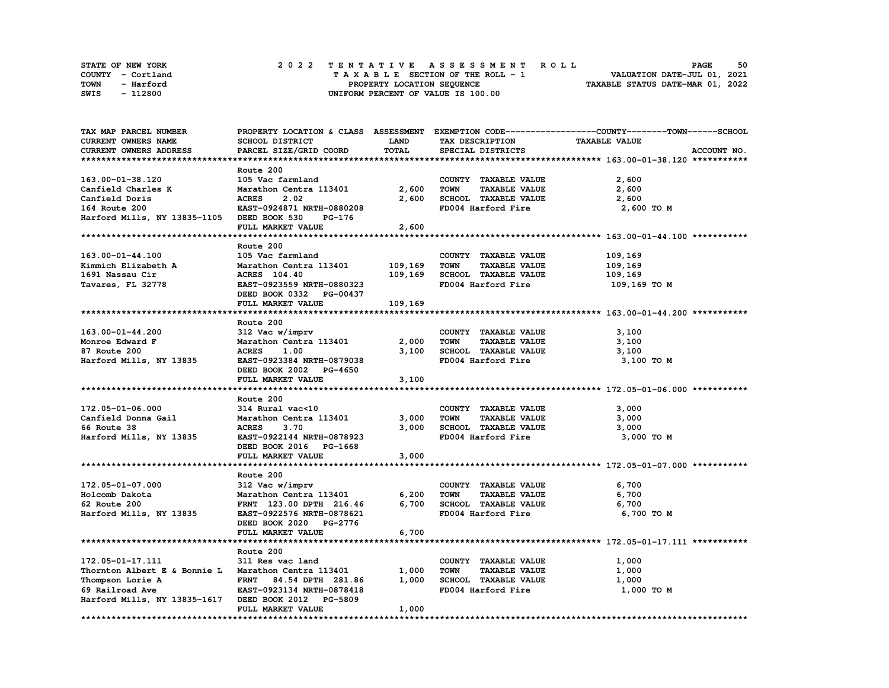STATE OF NEW YORK
COUNTY - Cortland
TOWN - Harford
SWIS - 112800

# 2022 TENTATIVE ASSESSMENT ROLL

TAXABLE SECTION OF THE ROLL - 1
PROPERTY LOCATION SEQUENCE
UNIFORM PERCENT OF VALUE IS 100.00

VALUATION DATE-JUL 01, 2021
TAXABLE STATUS DATE-MAR 01, 2022

| TAX MAP PARCEL NUMBER / CURRENT OWNERS NAME / CURRENT OWNERS ADDRESS | PROPERTY LOCATION & CLASS / SCHOOL DISTRICT / PARCEL SIZE/GRID COORD | ASSESSMENT LAND / TOTAL | EXEMPTION CODE / TAX DESCRIPTION / SPECIAL DISTRICTS | COUNTY--------TOWN------SCHOOL TAXABLE VALUE | ACCOUNT NO. |
|---|---|---|---|---|---|
| **163.00-01-38.120** | Route 200 | | | | |
| 163.00-01-38.120 | 105 Vac farmland | | COUNTY TAXABLE VALUE | 2,600 | |
| Canfield Charles K | Marathon Centra 113401 | 2,600 | TOWN TAXABLE VALUE | 2,600 | |
| Canfield Doris | ACRES 2.02 | 2,600 | SCHOOL TAXABLE VALUE | 2,600 | |
| 164 Route 200 | EAST-0924871 NRTH-0880208 | | FD004 Harford Fire | 2,600 TO M | |
| Harford Mills, NY 13835-1105 | DEED BOOK 530 PG-176 | | | | |
| | FULL MARKET VALUE | 2,600 | | | |
| **163.00-01-44.100** | Route 200 | | | | |
| 163.00-01-44.100 | 105 Vac farmland | | COUNTY TAXABLE VALUE | 109,169 | |
| Kimmich Elizabeth A | Marathon Centra 113401 | 109,169 | TOWN TAXABLE VALUE | 109,169 | |
| 1691 Nassau Cir | ACRES 104.40 | 109,169 | SCHOOL TAXABLE VALUE | 109,169 | |
| Tavares, FL 32778 | EAST-0923559 NRTH-0880323 | | FD004 Harford Fire | 109,169 TO M | |
| | DEED BOOK 0332 PG-00437 | | | | |
| | FULL MARKET VALUE | 109,169 | | | |
| **163.00-01-44.200** | Route 200 | | | | |
| 163.00-01-44.200 | 312 Vac w/imprv | | COUNTY TAXABLE VALUE | 3,100 | |
| Monroe Edward F | Marathon Centra 113401 | 2,000 | TOWN TAXABLE VALUE | 3,100 | |
| 87 Route 200 | ACRES 1.00 | 3,100 | SCHOOL TAXABLE VALUE | 3,100 | |
| Harford Mills, NY 13835 | EAST-0923384 NRTH-0879038 | | FD004 Harford Fire | 3,100 TO M | |
| | DEED BOOK 2002 PG-4650 | | | | |
| | FULL MARKET VALUE | 3,100 | | | |
| **172.05-01-06.000** | Route 200 | | | | |
| 172.05-01-06.000 | 314 Rural vac<10 | | COUNTY TAXABLE VALUE | 3,000 | |
| Canfield Donna Gail | Marathon Centra 113401 | 3,000 | TOWN TAXABLE VALUE | 3,000 | |
| 66 Route 38 | ACRES 3.70 | 3,000 | SCHOOL TAXABLE VALUE | 3,000 | |
| Harford Mills, NY 13835 | EAST-0922144 NRTH-0878923 | | FD004 Harford Fire | 3,000 TO M | |
| | DEED BOOK 2016 PG-1668 | | | | |
| | FULL MARKET VALUE | 3,000 | | | |
| **172.05-01-07.000** | Route 200 | | | | |
| 172.05-01-07.000 | 312 Vac w/imprv | | COUNTY TAXABLE VALUE | 6,700 | |
| Holcomb Dakota | Marathon Centra 113401 | 6,200 | TOWN TAXABLE VALUE | 6,700 | |
| 62 Route 200 | FRNT 123.00 DPTH 216.46 | 6,700 | SCHOOL TAXABLE VALUE | 6,700 | |
| Harford Mills, NY 13835 | EAST-0922576 NRTH-0878621 | | FD004 Harford Fire | 6,700 TO M | |
| | DEED BOOK 2020 PG-2776 | | | | |
| | FULL MARKET VALUE | 6,700 | | | |
| **172.05-01-17.111** | Route 200 | | | | |
| 172.05-01-17.111 | 311 Res vac land | | COUNTY TAXABLE VALUE | 1,000 | |
| Thornton Albert E & Bonnie L | Marathon Centra 113401 | 1,000 | TOWN TAXABLE VALUE | 1,000 | |
| Thompson Lorie A | FRNT 84.54 DPTH 281.86 | 1,000 | SCHOOL TAXABLE VALUE | 1,000 | |
| 69 Railroad Ave | EAST-0923134 NRTH-0878418 | | FD004 Harford Fire | 1,000 TO M | |
| Harford Mills, NY 13835-1617 | DEED BOOK 2012 PG-5809 | | | | |
| | FULL MARKET VALUE | 1,000 | | | |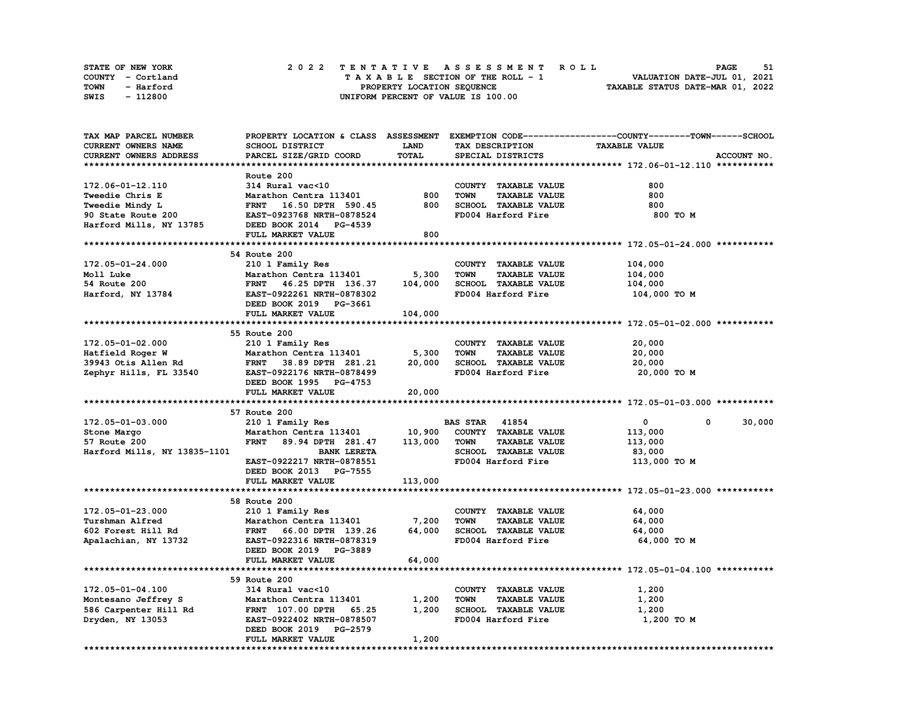STATE OF NEW YORK  
COUNTY - Cortland  
TOWN - Harford  
SWIS - 112800

**2022 TENTATIVE ASSESSMENT ROLL**  
TAXABLE SECTION OF THE ROLL - 1  
PROPERTY LOCATION SEQUENCE  
UNIFORM PERCENT OF VALUE IS 100.00

VALUATION DATE-JUL 01, 2021  
TAXABLE STATUS DATE-MAR 01, 2022

| TAX MAP PARCEL NUMBER / CURRENT OWNERS NAME / CURRENT OWNERS ADDRESS | PROPERTY LOCATION & CLASS / SCHOOL DISTRICT / PARCEL SIZE/GRID COORD | ASSESSMENT LAND | ASSESSMENT TOTAL | EXEMPTION CODE / TAX DESCRIPTION / SPECIAL DISTRICTS | COUNTY TAXABLE VALUE | TOWN | SCHOOL |
|---|---|---|---|---|---|---|---|
| **172.06-01-12.110** | Route 200 | | | | | | |
| 172.06-01-12.110 | 314 Rural vac<10 | | | COUNTY TAXABLE VALUE | 800 | | |
| Tweedie Chris E | Marathon Centra 113401 | 800 | | TOWN TAXABLE VALUE | 800 | | |
| Tweedie Mindy L | FRNT 16.50 DPTH 590.45 | | 800 | SCHOOL TAXABLE VALUE | 800 | | |
| 90 State Route 200 | EAST-0923768 NRTH-0878524 | | | FD004 Harford Fire | 800 TO M | | |
| Harford Mills, NY 13785 | DEED BOOK 2014 PG-4539 | | | | | | |
| | FULL MARKET VALUE | | 800 | | | | |
| **172.05-01-24.000** | 54 Route 200 | | | | | | |
| 172.05-01-24.000 | 210 1 Family Res | | | COUNTY TAXABLE VALUE | 104,000 | | |
| Moll Luke | Marathon Centra 113401 | 5,300 | | TOWN TAXABLE VALUE | 104,000 | | |
| 54 Route 200 | FRNT 46.25 DPTH 136.37 | | 104,000 | SCHOOL TAXABLE VALUE | 104,000 | | |
| Harford, NY 13784 | EAST-0922261 NRTH-0878302 | | | FD004 Harford Fire | 104,000 TO M | | |
| | DEED BOOK 2019 PG-3661 | | | | | | |
| | FULL MARKET VALUE | | 104,000 | | | | |
| **172.05-01-02.000** | 55 Route 200 | | | | | | |
| 172.05-01-02.000 | 210 1 Family Res | | | COUNTY TAXABLE VALUE | 20,000 | | |
| Hatfield Roger W | Marathon Centra 113401 | 5,300 | | TOWN TAXABLE VALUE | 20,000 | | |
| 39943 Otis Allen Rd | FRNT 38.89 DPTH 281.21 | | 20,000 | SCHOOL TAXABLE VALUE | 20,000 | | |
| Zephyr Hills, FL 33540 | EAST-0922176 NRTH-0878499 | | | FD004 Harford Fire | 20,000 TO M | | |
| | DEED BOOK 1995 PG-4753 | | | | | | |
| | FULL MARKET VALUE | | 20,000 | | | | |
| **172.05-01-03.000** | 57 Route 200 | | | | | | |
| 172.05-01-03.000 | 210 1 Family Res | | | BAS STAR 41854 | 0 | 0 | 30,000 |
| Stone Margo | Marathon Centra 113401 | 10,900 | | COUNTY TAXABLE VALUE | 113,000 | | |
| 57 Route 200 | FRNT 89.94 DPTH 281.47 | | 113,000 | TOWN TAXABLE VALUE | 113,000 | | |
| Harford Mills, NY 13835-1101 | BANK LERETA | | | SCHOOL TAXABLE VALUE | 83,000 | | |
| | EAST-0922217 NRTH-0878551 | | | FD004 Harford Fire | 113,000 TO M | | |
| | DEED BOOK 2013 PG-7555 | | | | | | |
| | FULL MARKET VALUE | | 113,000 | | | | |
| **172.05-01-23.000** | 58 Route 200 | | | | | | |
| 172.05-01-23.000 | 210 1 Family Res | | | COUNTY TAXABLE VALUE | 64,000 | | |
| Turshman Alfred | Marathon Centra 113401 | 7,200 | | TOWN TAXABLE VALUE | 64,000 | | |
| 602 Forest Hill Rd | FRNT 66.00 DPTH 139.26 | | 64,000 | SCHOOL TAXABLE VALUE | 64,000 | | |
| Apalachian, NY 13732 | EAST-0922316 NRTH-0878319 | | | FD004 Harford Fire | 64,000 TO M | | |
| | DEED BOOK 2019 PG-3889 | | | | | | |
| | FULL MARKET VALUE | | 64,000 | | | | |
| **172.05-01-04.100** | 59 Route 200 | | | | | | |
| 172.05-01-04.100 | 314 Rural vac<10 | | | COUNTY TAXABLE VALUE | 1,200 | | |
| Montesano Jeffrey S | Marathon Centra 113401 | 1,200 | | TOWN TAXABLE VALUE | 1,200 | | |
| 586 Carpenter Hill Rd | FRNT 107.00 DPTH 65.25 | | 1,200 | SCHOOL TAXABLE VALUE | 1,200 | | |
| Dryden, NY 13053 | EAST-0922402 NRTH-0878507 | | | FD004 Harford Fire | 1,200 TO M | | |
| | DEED BOOK 2019 PG-2579 | | | | | | |
| | FULL MARKET VALUE | | 1,200 | | | | |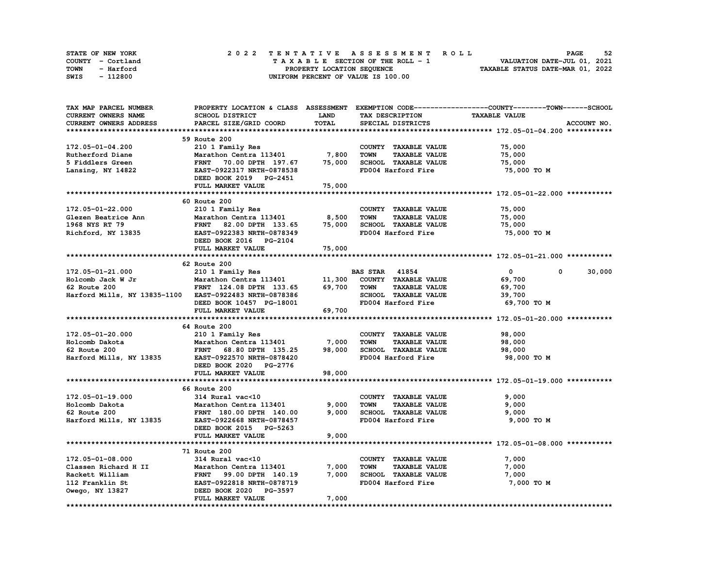STATE OF NEW YORK — 2022 TENTATIVE ASSESSMENT ROLL
COUNTY - Cortland — TAXABLE SECTION OF THE ROLL - 1 — VALUATION DATE-JUL 01, 2021
TOWN - Harford — PROPERTY LOCATION SEQUENCE — TAXABLE STATUS DATE-MAR 01, 2022
SWIS - 112800 — UNIFORM PERCENT OF VALUE IS 100.00

| TAX MAP PARCEL NUMBER / CURRENT OWNERS NAME / CURRENT OWNERS ADDRESS | PROPERTY LOCATION & CLASS / SCHOOL DISTRICT / PARCEL SIZE/GRID COORD | ASSESSMENT LAND | ASSESSMENT TOTAL | EXEMPTION CODE / TAX DESCRIPTION / SPECIAL DISTRICTS | COUNTY TAXABLE VALUE | TOWN | SCHOOL |
|---|---|---|---|---|---|---|---|
| **172.05-01-04.200** | 59 Route 200 | | | | | | |
| 172.05-01-04.200 | 210 1 Family Res | | | COUNTY TAXABLE VALUE | 75,000 | | |
| Rutherford Diane | Marathon Centra 113401 | 7,800 | | TOWN TAXABLE VALUE | 75,000 | | |
| 5 Fiddlers Green | FRNT 70.00 DPTH 197.67 | | 75,000 | SCHOOL TAXABLE VALUE | 75,000 | | |
| Lansing, NY 14822 | EAST-0922317 NRTH-0878538 | | | FD004 Harford Fire | 75,000 TO M | | |
| | DEED BOOK 2019 PG-2451 | | | | | | |
| | FULL MARKET VALUE | | 75,000 | | | | |
| **172.05-01-22.000** | 60 Route 200 | | | | | | |
| 172.05-01-22.000 | 210 1 Family Res | | | COUNTY TAXABLE VALUE | 75,000 | | |
| Glezen Beatrice Ann | Marathon Centra 113401 | 8,500 | | TOWN TAXABLE VALUE | 75,000 | | |
| 1968 NYS RT 79 | FRNT 82.00 DPTH 133.65 | | 75,000 | SCHOOL TAXABLE VALUE | 75,000 | | |
| Richford, NY 13835 | EAST-0922383 NRTH-0878349 | | | FD004 Harford Fire | 75,000 TO M | | |
| | DEED BOOK 2016 PG-2104 | | | | | | |
| | FULL MARKET VALUE | | 75,000 | | | | |
| **172.05-01-21.000** | 62 Route 200 | | | | | | |
| 172.05-01-21.000 | 210 1 Family Res | | | BAS STAR 41854 | 0 | 0 | 30,000 |
| Holcomb Jack W Jr | Marathon Centra 113401 | 11,300 | | COUNTY TAXABLE VALUE | 69,700 | | |
| 62 Route 200 | FRNT 124.08 DPTH 133.65 | | 69,700 | TOWN TAXABLE VALUE | 69,700 | | |
| Harford Mills, NY 13835-1100 | EAST-0922483 NRTH-0878386 | | | SCHOOL TAXABLE VALUE | 39,700 | | |
| | DEED BOOK 10457 PG-18001 | | | FD004 Harford Fire | 69,700 TO M | | |
| | FULL MARKET VALUE | | 69,700 | | | | |
| **172.05-01-20.000** | 64 Route 200 | | | | | | |
| 172.05-01-20.000 | 210 1 Family Res | | | COUNTY TAXABLE VALUE | 98,000 | | |
| Holcomb Dakota | Marathon Centra 113401 | 7,000 | | TOWN TAXABLE VALUE | 98,000 | | |
| 62 Route 200 | FRNT 68.80 DPTH 135.25 | | 98,000 | SCHOOL TAXABLE VALUE | 98,000 | | |
| Harford Mills, NY 13835 | EAST-0922570 NRTH-0878420 | | | FD004 Harford Fire | 98,000 TO M | | |
| | DEED BOOK 2020 PG-2776 | | | | | | |
| | FULL MARKET VALUE | | 98,000 | | | | |
| **172.05-01-19.000** | 66 Route 200 | | | | | | |
| 172.05-01-19.000 | 314 Rural vac<10 | | | COUNTY TAXABLE VALUE | 9,000 | | |
| Holcomb Dakota | Marathon Centra 113401 | 9,000 | | TOWN TAXABLE VALUE | 9,000 | | |
| 62 Route 200 | FRNT 180.00 DPTH 140.00 | | 9,000 | SCHOOL TAXABLE VALUE | 9,000 | | |
| Harford Mills, NY 13835 | EAST-0922668 NRTH-0878457 | | | FD004 Harford Fire | 9,000 TO M | | |
| | DEED BOOK 2015 PG-5263 | | | | | | |
| | FULL MARKET VALUE | | 9,000 | | | | |
| **172.05-01-08.000** | 71 Route 200 | | | | | | |
| 172.05-01-08.000 | 314 Rural vac<10 | | | COUNTY TAXABLE VALUE | 7,000 | | |
| Classen Richard H II | Marathon Centra 113401 | 7,000 | | TOWN TAXABLE VALUE | 7,000 | | |
| Rackett William | FRNT 99.00 DPTH 140.19 | | 7,000 | SCHOOL TAXABLE VALUE | 7,000 | | |
| 112 Franklin St | EAST-0922818 NRTH-0878719 | | | FD004 Harford Fire | 7,000 TO M | | |
| Owego, NY 13827 | DEED BOOK 2020 PG-3597 | | | | | | |
| | FULL MARKET VALUE | | 7,000 | | | | |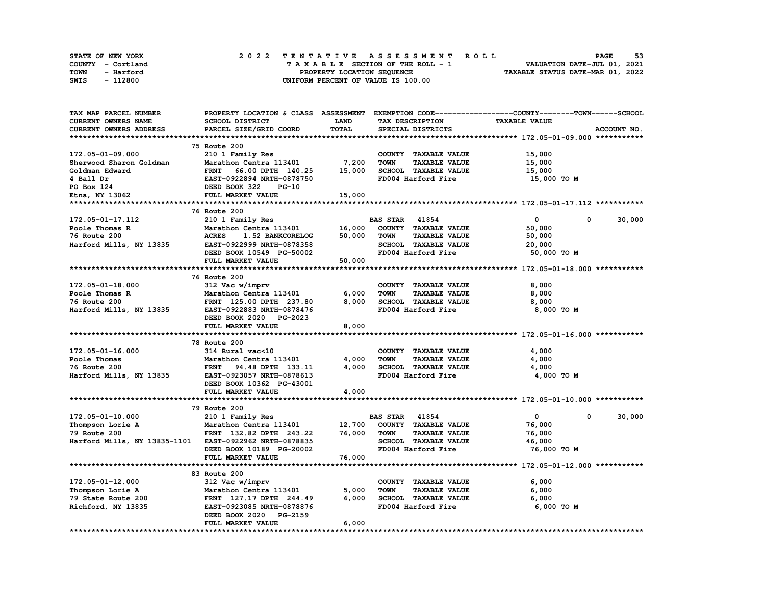STATE OF NEW YORK · COUNTY - Cortland · TOWN - Harford · SWIS - 112800

# 2022 TENTATIVE ASSESSMENT ROLL

TAXABLE SECTION OF THE ROLL - 1
PROPERTY LOCATION SEQUENCE
UNIFORM PERCENT OF VALUE IS 100.00

VALUATION DATE-JUL 01, 2021
TAXABLE STATUS DATE-MAR 01, 2022

| TAX MAP PARCEL NUMBER / CURRENT OWNERS NAME / CURRENT OWNERS ADDRESS | PROPERTY LOCATION & CLASS / SCHOOL DISTRICT / PARCEL SIZE/GRID COORD | ASSESSMENT LAND | ASSESSMENT TOTAL | EXEMPTION CODE / TAX DESCRIPTION / SPECIAL DISTRICTS | COUNTY | TOWN | SCHOOL | ACCOUNT NO. |
|---|---|---|---|---|---|---|---|---|
| **172.05-01-09.000** | 75 Route 200 | | | | | | | |
| 172.05-01-09.000 | 210 1 Family Res | | | COUNTY TAXABLE VALUE | 15,000 | | | |
| Sherwood Sharon Goldman | Marathon Centra 113401 | 7,200 | | TOWN TAXABLE VALUE | | 15,000 | | |
| Goldman Edward | FRNT 66.00 DPTH 140.25 | | 15,000 | SCHOOL TAXABLE VALUE | | | 15,000 | |
| 4 Ball Dr | EAST-0922894 NRTH-0878750 | | | FD004 Harford Fire | 15,000 TO M | | | |
| PO Box 124 | DEED BOOK 322 PG-10 | | | | | | | |
| Etna, NY 13062 | FULL MARKET VALUE | | 15,000 | | | | | |
| **172.05-01-17.112** | 76 Route 200 | | | | | | | |
| 172.05-01-17.112 | 210 1 Family Res | | | BAS STAR 41854 | 0 | 0 | 30,000 | |
| Poole Thomas R | Marathon Centra 113401 | 16,000 | | COUNTY TAXABLE VALUE | 50,000 | | | |
| 76 Route 200 | ACRES 1.52 BANKCORELOG | | 50,000 | TOWN TAXABLE VALUE | | 50,000 | | |
| Harford Mills, NY 13835 | EAST-0922999 NRTH-0878358 | | | SCHOOL TAXABLE VALUE | | | 20,000 | |
| | DEED BOOK 10549 PG-50002 | | | FD004 Harford Fire | 50,000 TO M | | | |
| | FULL MARKET VALUE | | 50,000 | | | | | |
| **172.05-01-18.000** | 76 Route 200 | | | | | | | |
| 172.05-01-18.000 | 312 Vac w/imprv | | | COUNTY TAXABLE VALUE | 8,000 | | | |
| Poole Thomas R | Marathon Centra 113401 | 6,000 | | TOWN TAXABLE VALUE | | 8,000 | | |
| 76 Route 200 | FRNT 125.00 DPTH 237.80 | | 8,000 | SCHOOL TAXABLE VALUE | | | 8,000 | |
| Harford Mills, NY 13835 | EAST-0922883 NRTH-0878476 | | | FD004 Harford Fire | 8,000 TO M | | | |
| | DEED BOOK 2020 PG-2023 | | | | | | | |
| | FULL MARKET VALUE | | 8,000 | | | | | |
| **172.05-01-16.000** | 78 Route 200 | | | | | | | |
| 172.05-01-16.000 | 314 Rural vac<10 | | | COUNTY TAXABLE VALUE | 4,000 | | | |
| Poole Thomas | Marathon Centra 113401 | 4,000 | | TOWN TAXABLE VALUE | | 4,000 | | |
| 76 Route 200 | FRNT 94.48 DPTH 133.11 | | 4,000 | SCHOOL TAXABLE VALUE | | | 4,000 | |
| Harford Mills, NY 13835 | EAST-0923057 NRTH-0878613 | | | FD004 Harford Fire | 4,000 TO M | | | |
| | DEED BOOK 10362 PG-43001 | | | | | | | |
| | FULL MARKET VALUE | | 4,000 | | | | | |
| **172.05-01-10.000** | 79 Route 200 | | | | | | | |
| 172.05-01-10.000 | 210 1 Family Res | | | BAS STAR 41854 | 0 | 0 | 30,000 | |
| Thompson Lorie A | Marathon Centra 113401 | 12,700 | | COUNTY TAXABLE VALUE | 76,000 | | | |
| 79 Route 200 | FRNT 132.82 DPTH 243.22 | | 76,000 | TOWN TAXABLE VALUE | | 76,000 | | |
| Harford Mills, NY 13835-1101 | EAST-0922962 NRTH-0878835 | | | SCHOOL TAXABLE VALUE | | | 46,000 | |
| | DEED BOOK 10189 PG-20002 | | | FD004 Harford Fire | 76,000 TO M | | | |
| | FULL MARKET VALUE | | 76,000 | | | | | |
| **172.05-01-12.000** | 83 Route 200 | | | | | | | |
| 172.05-01-12.000 | 312 Vac w/imprv | | | COUNTY TAXABLE VALUE | 6,000 | | | |
| Thompson Lorie A | Marathon Centra 113401 | 5,000 | | TOWN TAXABLE VALUE | | 6,000 | | |
| 79 State Route 200 | FRNT 127.17 DPTH 244.49 | | 6,000 | SCHOOL TAXABLE VALUE | | | 6,000 | |
| Richford, NY 13835 | EAST-0923085 NRTH-0878876 | | | FD004 Harford Fire | 6,000 TO M | | | |
| | DEED BOOK 2020 PG-2159 | | | | | | | |
| | FULL MARKET VALUE | | 6,000 | | | | | |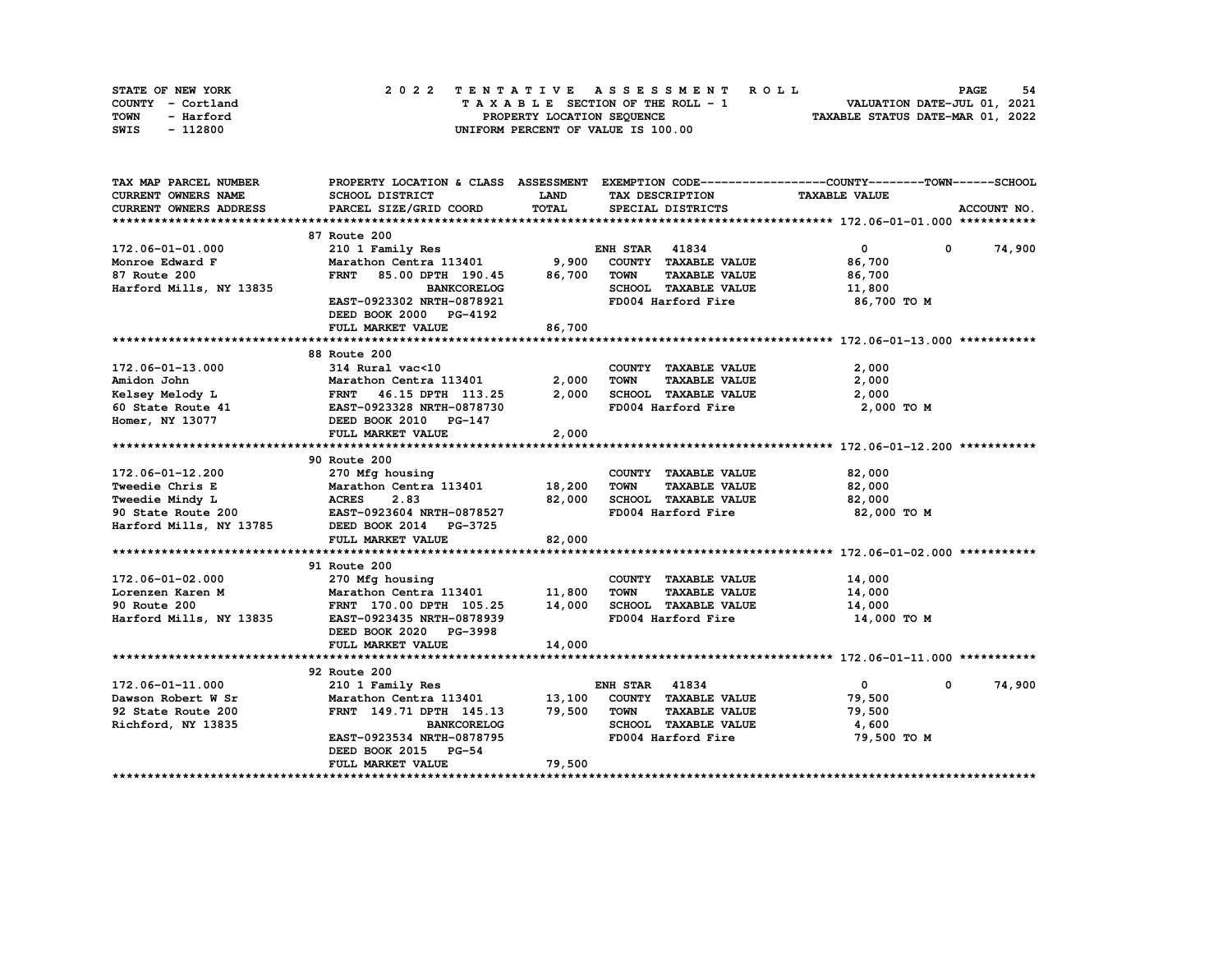STATE OF NEW YORK
COUNTY - Cortland
TOWN - Harford
SWIS - 112800

# 2022 TENTATIVE ASSESSMENT ROLL

TAXABLE SECTION OF THE ROLL - 1
PROPERTY LOCATION SEQUENCE
UNIFORM PERCENT OF VALUE IS 100.00

VALUATION DATE-JUL 01, 2021
TAXABLE STATUS DATE-MAR 01, 2022

| TAX MAP PARCEL NUMBER<br>CURRENT OWNERS NAME<br>CURRENT OWNERS ADDRESS | PROPERTY LOCATION & CLASS<br>SCHOOL DISTRICT<br>PARCEL SIZE/GRID COORD | ASSESSMENT<br>LAND<br>TOTAL | EXEMPTION CODE<br>TAX DESCRIPTION<br>SPECIAL DISTRICTS | COUNTY<br>TAXABLE VALUE | TOWN | SCHOOL<br>ACCOUNT NO. |
|---|---|---|---|---|---|---|
| **172.06-01-01.000** | 87 Route 200 | | | | | |
| 172.06-01-01.000 | 210 1 Family Res | | ENH STAR 41834 | 0 | 0 | 74,900 |
| Monroe Edward F | Marathon Centra 113401 | 9,900 | COUNTY TAXABLE VALUE | 86,700 | | |
| 87 Route 200 | FRNT 85.00 DPTH 190.45 | 86,700 | TOWN TAXABLE VALUE | 86,700 | | |
| Harford Mills, NY 13835 | BANKCORELOG | | SCHOOL TAXABLE VALUE | 11,800 | | |
| | EAST-0923302 NRTH-0878921 | | FD004 Harford Fire | 86,700 TO M | | |
| | DEED BOOK 2000 PG-4192 | | | | | |
| | FULL MARKET VALUE | 86,700 | | | | |
| **172.06-01-13.000** | 88 Route 200 | | | | | |
| 172.06-01-13.000 | 314 Rural vac<10 | | COUNTY TAXABLE VALUE | 2,000 | | |
| Amidon John | Marathon Centra 113401 | 2,000 | TOWN TAXABLE VALUE | 2,000 | | |
| Kelsey Melody L | FRNT 46.15 DPTH 113.25 | 2,000 | SCHOOL TAXABLE VALUE | 2,000 | | |
| 60 State Route 41 | EAST-0923328 NRTH-0878730 | | FD004 Harford Fire | 2,000 TO M | | |
| Homer, NY 13077 | DEED BOOK 2010 PG-147 | | | | | |
| | FULL MARKET VALUE | 2,000 | | | | |
| **172.06-01-12.200** | 90 Route 200 | | | | | |
| 172.06-01-12.200 | 270 Mfg housing | | COUNTY TAXABLE VALUE | 82,000 | | |
| Tweedie Chris E | Marathon Centra 113401 | 18,200 | TOWN TAXABLE VALUE | 82,000 | | |
| Tweedie Mindy L | ACRES 2.83 | 82,000 | SCHOOL TAXABLE VALUE | 82,000 | | |
| 90 State Route 200 | EAST-0923604 NRTH-0878527 | | FD004 Harford Fire | 82,000 TO M | | |
| Harford Mills, NY 13785 | DEED BOOK 2014 PG-3725 | | | | | |
| | FULL MARKET VALUE | 82,000 | | | | |
| **172.06-01-02.000** | 91 Route 200 | | | | | |
| 172.06-01-02.000 | 270 Mfg housing | | COUNTY TAXABLE VALUE | 14,000 | | |
| Lorenzen Karen M | Marathon Centra 113401 | 11,800 | TOWN TAXABLE VALUE | 14,000 | | |
| 90 Route 200 | FRNT 170.00 DPTH 105.25 | 14,000 | SCHOOL TAXABLE VALUE | 14,000 | | |
| Harford Mills, NY 13835 | EAST-0923435 NRTH-0878939 | | FD004 Harford Fire | 14,000 TO M | | |
| | DEED BOOK 2020 PG-3998 | | | | | |
| | FULL MARKET VALUE | 14,000 | | | | |
| **172.06-01-11.000** | 92 Route 200 | | | | | |
| 172.06-01-11.000 | 210 1 Family Res | | ENH STAR 41834 | 0 | 0 | 74,900 |
| Dawson Robert W Sr | Marathon Centra 113401 | 13,100 | COUNTY TAXABLE VALUE | 79,500 | | |
| 92 State Route 200 | FRNT 149.71 DPTH 145.13 | 79,500 | TOWN TAXABLE VALUE | 79,500 | | |
| Richford, NY 13835 | BANKCORELOG | | SCHOOL TAXABLE VALUE | 4,600 | | |
| | EAST-0923534 NRTH-0878795 | | FD004 Harford Fire | 79,500 TO M | | |
| | DEED BOOK 2015 PG-54 | | | | | |
| | FULL MARKET VALUE | 79,500 | | | | |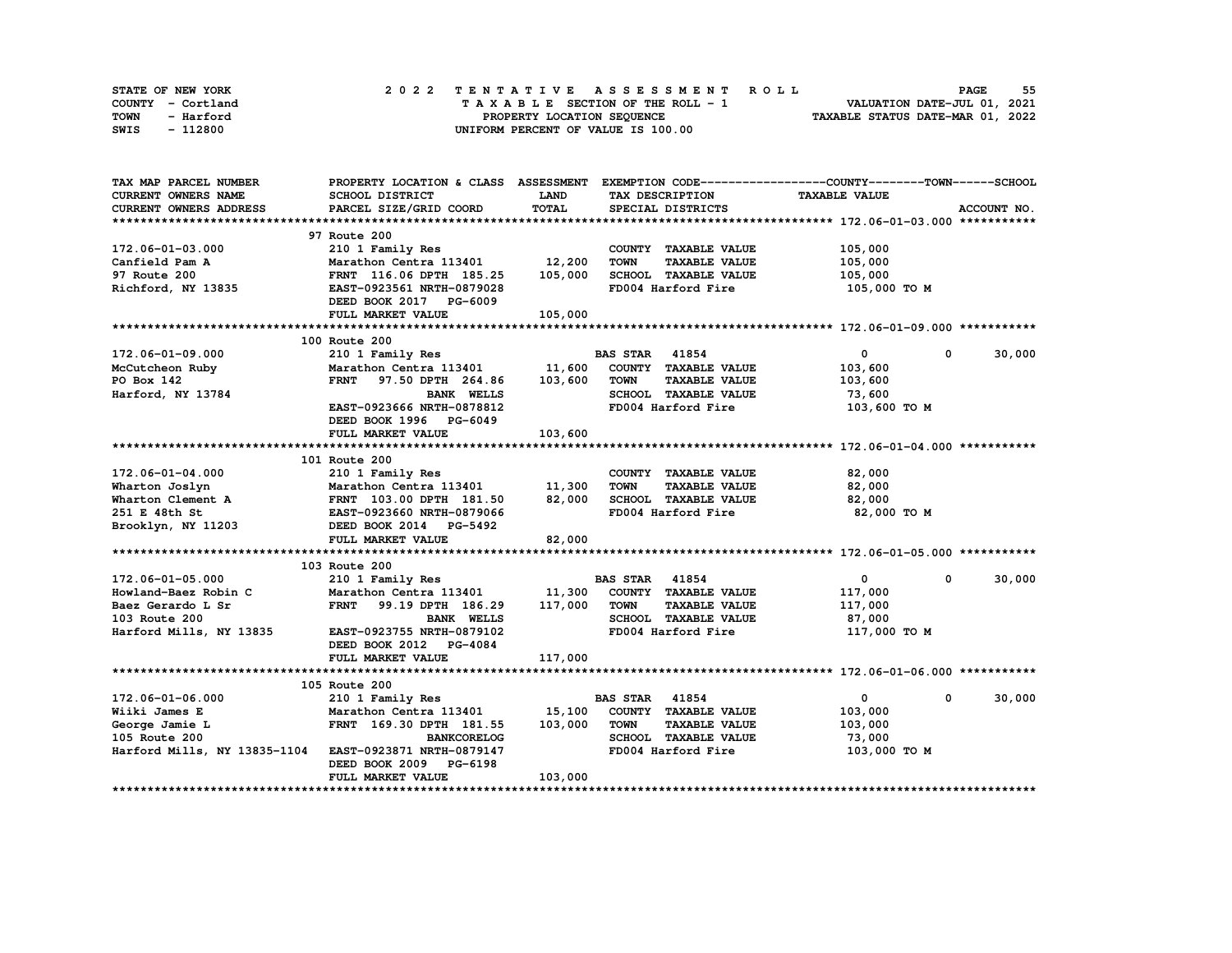STATE OF NEW YORK | COUNTY - Cortland | TOWN - Harford | SWIS - 112800

# 2022 TENTATIVE ASSESSMENT ROLL

TAXABLE SECTION OF THE ROLL - 1
PROPERTY LOCATION SEQUENCE
UNIFORM PERCENT OF VALUE IS 100.00

VALUATION DATE-JUL 01, 2021
TAXABLE STATUS DATE-MAR 01, 2022

| TAX MAP PARCEL NUMBER / CURRENT OWNERS NAME / CURRENT OWNERS ADDRESS | PROPERTY LOCATION & CLASS / SCHOOL DISTRICT / PARCEL SIZE/GRID COORD | ASSESSMENT LAND | TOTAL | EXEMPTION CODE / TAX DESCRIPTION / SPECIAL DISTRICTS | COUNTY / TOWN TAXABLE VALUE | SCHOOL | ACCOUNT NO. |
|---|---|---|---|---|---|---|---|
| **172.06-01-03.000** | 97 Route 200 | | | | | | |
| 172.06-01-03.000 | 210 1 Family Res | | | COUNTY TAXABLE VALUE | 105,000 | | |
| Canfield Pam A | Marathon Centra 113401 | 12,200 | | TOWN TAXABLE VALUE | 105,000 | | |
| 97 Route 200 | FRNT 116.06 DPTH 185.25 | | 105,000 | SCHOOL TAXABLE VALUE | 105,000 | | |
| Richford, NY 13835 | EAST-0923561 NRTH-0879028 | | | FD004 Harford Fire | 105,000 TO M | | |
| | DEED BOOK 2017 PG-6009 | | | | | | |
| | FULL MARKET VALUE | | 105,000 | | | | |
| **172.06-01-09.000** | 100 Route 200 | | | | | | |
| 172.06-01-09.000 | 210 1 Family Res | | | BAS STAR 41854 | 0 / 0 | 30,000 | |
| McCutcheon Ruby | Marathon Centra 113401 | 11,600 | | COUNTY TAXABLE VALUE | 103,600 | | |
| PO Box 142 | FRNT 97.50 DPTH 264.86 | | 103,600 | TOWN TAXABLE VALUE | 103,600 | | |
| Harford, NY 13784 | BANK WELLS | | | SCHOOL TAXABLE VALUE | 73,600 | | |
| | EAST-0923666 NRTH-0878812 | | | FD004 Harford Fire | 103,600 TO M | | |
| | DEED BOOK 1996 PG-6049 | | | | | | |
| | FULL MARKET VALUE | | 103,600 | | | | |
| **172.06-01-04.000** | 101 Route 200 | | | | | | |
| 172.06-01-04.000 | 210 1 Family Res | | | COUNTY TAXABLE VALUE | 82,000 | | |
| Wharton Joslyn | Marathon Centra 113401 | 11,300 | | TOWN TAXABLE VALUE | 82,000 | | |
| Wharton Clement A | FRNT 103.00 DPTH 181.50 | | 82,000 | SCHOOL TAXABLE VALUE | 82,000 | | |
| 251 E 48th St | EAST-0923660 NRTH-0879066 | | | FD004 Harford Fire | 82,000 TO M | | |
| Brooklyn, NY 11203 | DEED BOOK 2014 PG-5492 | | | | | | |
| | FULL MARKET VALUE | | 82,000 | | | | |
| **172.06-01-05.000** | 103 Route 200 | | | | | | |
| 172.06-01-05.000 | 210 1 Family Res | | | BAS STAR 41854 | 0 / 0 | 30,000 | |
| Howland-Baez Robin C | Marathon Centra 113401 | 11,300 | | COUNTY TAXABLE VALUE | 117,000 | | |
| Baez Gerardo L Sr | FRNT 99.19 DPTH 186.29 | | 117,000 | TOWN TAXABLE VALUE | 117,000 | | |
| 103 Route 200 | BANK WELLS | | | SCHOOL TAXABLE VALUE | 87,000 | | |
| Harford Mills, NY 13835 | EAST-0923755 NRTH-0879102 | | | FD004 Harford Fire | 117,000 TO M | | |
| | DEED BOOK 2012 PG-4084 | | | | | | |
| | FULL MARKET VALUE | | 117,000 | | | | |
| **172.06-01-06.000** | 105 Route 200 | | | | | | |
| 172.06-01-06.000 | 210 1 Family Res | | | BAS STAR 41854 | 0 / 0 | 30,000 | |
| Wiiki James E | Marathon Centra 113401 | 15,100 | | COUNTY TAXABLE VALUE | 103,000 | | |
| George Jamie L | FRNT 169.30 DPTH 181.55 | | 103,000 | TOWN TAXABLE VALUE | 103,000 | | |
| 105 Route 200 | BANKCORELOG | | | SCHOOL TAXABLE VALUE | 73,000 | | |
| Harford Mills, NY 13835-1104 | EAST-0923871 NRTH-0879147 | | | FD004 Harford Fire | 103,000 TO M | | |
| | DEED BOOK 2009 PG-6198 | | | | | | |
| | FULL MARKET VALUE | | 103,000 | | | | |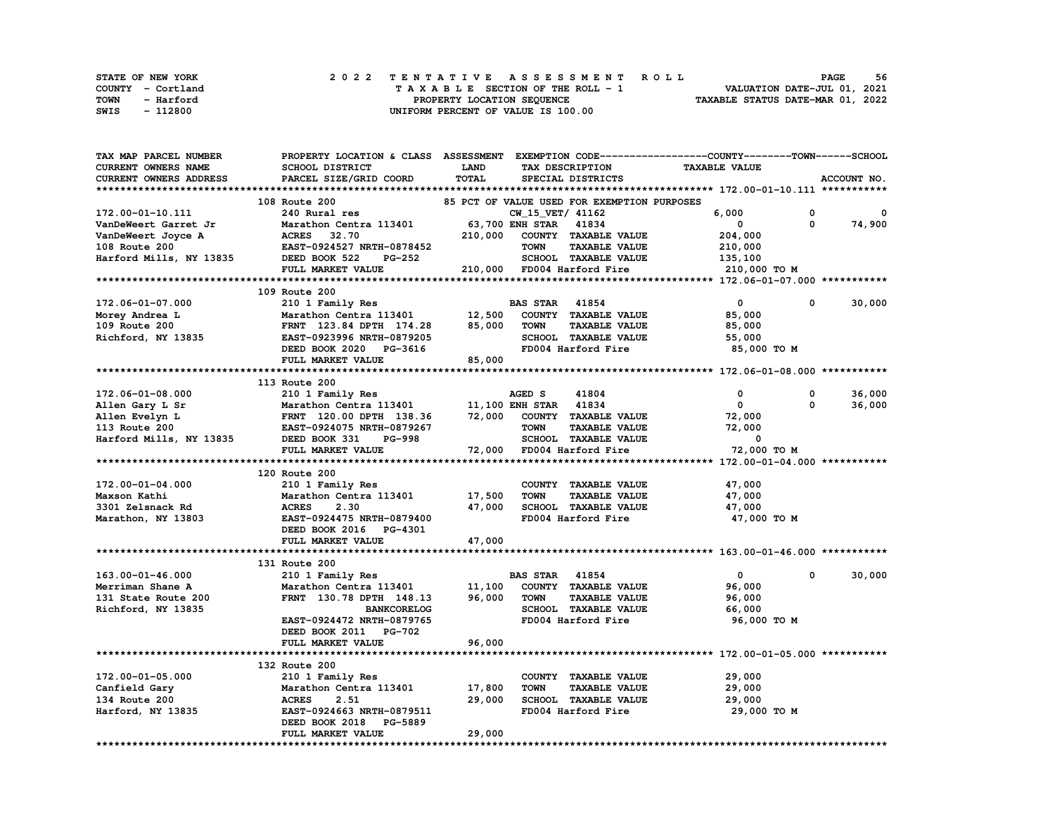STATE OF NEW YORK — COUNTY - Cortland — TOWN - Harford — SWIS - 112800

# 2022 TENTATIVE ASSESSMENT ROLL

TAXABLE SECTION OF THE ROLL - 1
PROPERTY LOCATION SEQUENCE
UNIFORM PERCENT OF VALUE IS 100.00

VALUATION DATE-JUL 01, 2021
TAXABLE STATUS DATE-MAR 01, 2022

| TAX MAP PARCEL NUMBER / CURRENT OWNERS NAME / CURRENT OWNERS ADDRESS | PROPERTY LOCATION & CLASS / SCHOOL DISTRICT / PARCEL SIZE/GRID COORD | ASSESSMENT LAND / TOTAL | EXEMPTION CODE / TAX DESCRIPTION / SPECIAL DISTRICTS | COUNTY TAXABLE VALUE | TOWN | SCHOOL / ACCOUNT NO. |
|---|---|---|---|---|---|---|
| **172.00-01-10.111** | 108 Route 200 | | 85 PCT OF VALUE USED FOR EXEMPTION PURPOSES | | | |
| 172.00-01-10.111 | 240 Rural res | | CW_15_VET/ 41162 | 6,000 | 0 | 0 |
| VanDeWeert Garret Jr | Marathon Centra 113401 | 63,700 | ENH STAR 41834 | 0 | 0 | 74,900 |
| VanDeWeert Joyce A | ACRES 32.70 | 210,000 | COUNTY TAXABLE VALUE | 204,000 | | |
| 108 Route 200 | EAST-0924527 NRTH-0878452 | | TOWN TAXABLE VALUE | 210,000 | | |
| Harford Mills, NY 13835 | DEED BOOK 522 PG-252 | | SCHOOL TAXABLE VALUE | 135,100 | | |
| | FULL MARKET VALUE | 210,000 | FD004 Harford Fire | 210,000 TO M | | |
| **172.06-01-07.000** | 109 Route 200 | | | | | |
| 172.06-01-07.000 | 210 1 Family Res | | BAS STAR 41854 | 0 | 0 | 30,000 |
| Morey Andrea L | Marathon Centra 113401 | 12,500 | COUNTY TAXABLE VALUE | 85,000 | | |
| 109 Route 200 | FRNT 123.84 DPTH 174.28 | 85,000 | TOWN TAXABLE VALUE | 85,000 | | |
| Richford, NY 13835 | EAST-0923996 NRTH-0879205 | | SCHOOL TAXABLE VALUE | 55,000 | | |
| | DEED BOOK 2020 PG-3616 | | FD004 Harford Fire | 85,000 TO M | | |
| | FULL MARKET VALUE | 85,000 | | | | |
| **172.06-01-08.000** | 113 Route 200 | | | | | |
| 172.06-01-08.000 | 210 1 Family Res | | AGED S 41804 | 0 | 0 | 36,000 |
| Allen Gary L Sr | Marathon Centra 113401 | 11,100 | ENH STAR 41834 | 0 | 0 | 36,000 |
| Allen Evelyn L | FRNT 120.00 DPTH 138.36 | 72,000 | COUNTY TAXABLE VALUE | 72,000 | | |
| 113 Route 200 | EAST-0924075 NRTH-0879267 | | TOWN TAXABLE VALUE | 72,000 | | |
| Harford Mills, NY 13835 | DEED BOOK 331 PG-998 | | SCHOOL TAXABLE VALUE | 0 | | |
| | FULL MARKET VALUE | 72,000 | FD004 Harford Fire | 72,000 TO M | | |
| **172.00-01-04.000** | 120 Route 200 | | | | | |
| 172.00-01-04.000 | 210 1 Family Res | | COUNTY TAXABLE VALUE | 47,000 | | |
| Maxson Kathi | Marathon Centra 113401 | 17,500 | TOWN TAXABLE VALUE | 47,000 | | |
| 3301 Zelsnack Rd | ACRES 2.30 | 47,000 | SCHOOL TAXABLE VALUE | 47,000 | | |
| Marathon, NY 13803 | EAST-0924475 NRTH-0879400 | | FD004 Harford Fire | 47,000 TO M | | |
| | DEED BOOK 2016 PG-4301 | | | | | |
| | FULL MARKET VALUE | 47,000 | | | | |
| **163.00-01-46.000** | 131 Route 200 | | | | | |
| 163.00-01-46.000 | 210 1 Family Res | | BAS STAR 41854 | 0 | 0 | 30,000 |
| Merriman Shane A | Marathon Centra 113401 | 11,100 | COUNTY TAXABLE VALUE | 96,000 | | |
| 131 State Route 200 | FRNT 130.78 DPTH 148.13 | 96,000 | TOWN TAXABLE VALUE | 96,000 | | |
| Richford, NY 13835 | BANKCORELOG | | SCHOOL TAXABLE VALUE | 66,000 | | |
| | EAST-0924472 NRTH-0879765 | | FD004 Harford Fire | 96,000 TO M | | |
| | DEED BOOK 2011 PG-702 | | | | | |
| | FULL MARKET VALUE | 96,000 | | | | |
| **172.00-01-05.000** | 132 Route 200 | | | | | |
| 172.00-01-05.000 | 210 1 Family Res | | COUNTY TAXABLE VALUE | 29,000 | | |
| Canfield Gary | Marathon Centra 113401 | 17,800 | TOWN TAXABLE VALUE | 29,000 | | |
| 134 Route 200 | ACRES 2.51 | 29,000 | SCHOOL TAXABLE VALUE | 29,000 | | |
| Harford, NY 13835 | EAST-0924663 NRTH-0879511 | | FD004 Harford Fire | 29,000 TO M | | |
| | DEED BOOK 2018 PG-5889 | | | | | |
| | FULL MARKET VALUE | 29,000 | | | | |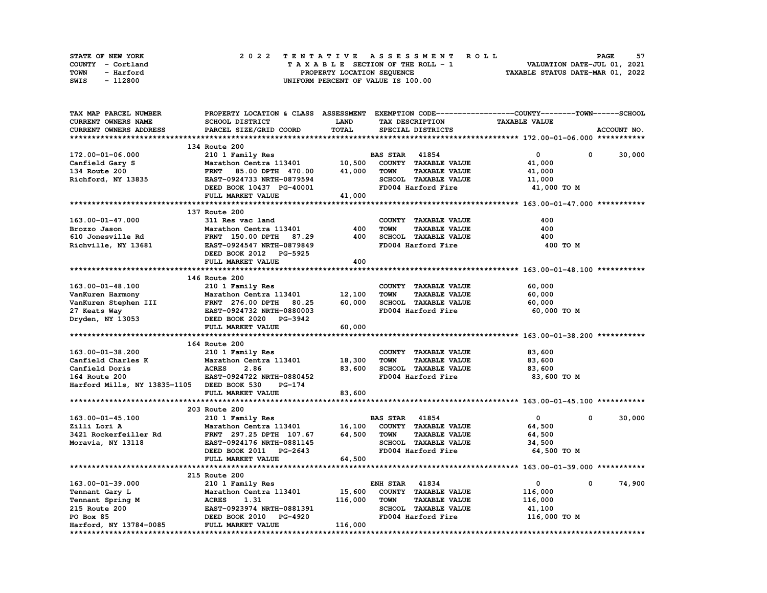STATE OF NEW YORK
COUNTY - Cortland
TOWN - Harford
SWIS - 112800

# 2022 TENTATIVE ASSESSMENT ROLL

TAXABLE SECTION OF THE ROLL - 1
PROPERTY LOCATION SEQUENCE
UNIFORM PERCENT OF VALUE IS 100.00

VALUATION DATE-JUL 01, 2021
TAXABLE STATUS DATE-MAR 01, 2022

| TAX MAP PARCEL NUMBER / CURRENT OWNERS NAME / CURRENT OWNERS ADDRESS | PROPERTY LOCATION & CLASS / SCHOOL DISTRICT / PARCEL SIZE/GRID COORD | ASSESSMENT LAND | TOTAL | EXEMPTION CODE / TAX DESCRIPTION / SPECIAL DISTRICTS | COUNTY TAXABLE VALUE | TOWN | SCHOOL |
|---|---|---|---|---|---|---|---|
| **172.00-01-06.000** | 134 Route 200 | | | | | | |
| 172.00-01-06.000 | 210 1 Family Res | | | BAS STAR 41854 | 0 | 0 | 30,000 |
| Canfield Gary S | Marathon Centra 113401 | 10,500 | | COUNTY TAXABLE VALUE | 41,000 | | |
| 134 Route 200 | FRNT 85.00 DPTH 470.00 | | 41,000 | TOWN TAXABLE VALUE | 41,000 | | |
| Richford, NY 13835 | EAST-0924733 NRTH-0879594 | | | SCHOOL TAXABLE VALUE | 11,000 | | |
| | DEED BOOK 10437 PG-40001 | | | FD004 Harford Fire | 41,000 TO M | | |
| | FULL MARKET VALUE | | 41,000 | | | | |
| **163.00-01-47.000** | 137 Route 200 | | | | | | |
| 163.00-01-47.000 | 311 Res vac land | | | COUNTY TAXABLE VALUE | 400 | | |
| Brozzo Jason | Marathon Centra 113401 | 400 | | TOWN TAXABLE VALUE | 400 | | |
| 610 Jonesville Rd | FRNT 150.00 DPTH 87.29 | | 400 | SCHOOL TAXABLE VALUE | 400 | | |
| Richville, NY 13681 | EAST-0924547 NRTH-0879849 | | | FD004 Harford Fire | 400 TO M | | |
| | DEED BOOK 2012 PG-5925 | | | | | | |
| | FULL MARKET VALUE | | 400 | | | | |
| **163.00-01-48.100** | 146 Route 200 | | | | | | |
| 163.00-01-48.100 | 210 1 Family Res | | | COUNTY TAXABLE VALUE | 60,000 | | |
| VanKuren Harmony | Marathon Centra 113401 | 12,100 | | TOWN TAXABLE VALUE | 60,000 | | |
| VanKuren Stephen III | FRNT 276.00 DPTH 80.25 | | 60,000 | SCHOOL TAXABLE VALUE | 60,000 | | |
| 27 Keats Way | EAST-0924732 NRTH-0880003 | | | FD004 Harford Fire | 60,000 TO M | | |
| Dryden, NY 13053 | DEED BOOK 2020 PG-3942 | | | | | | |
| | FULL MARKET VALUE | | 60,000 | | | | |
| **163.00-01-38.200** | 164 Route 200 | | | | | | |
| 163.00-01-38.200 | 210 1 Family Res | | | COUNTY TAXABLE VALUE | 83,600 | | |
| Canfield Charles K | Marathon Centra 113401 | 18,300 | | TOWN TAXABLE VALUE | 83,600 | | |
| Canfield Doris | ACRES 2.86 | | 83,600 | SCHOOL TAXABLE VALUE | 83,600 | | |
| 164 Route 200 | EAST-0924722 NRTH-0880452 | | | FD004 Harford Fire | 83,600 TO M | | |
| Harford Mills, NY 13835-1105 | DEED BOOK 530 PG-174 | | | | | | |
| | FULL MARKET VALUE | | 83,600 | | | | |
| **163.00-01-45.100** | 203 Route 200 | | | | | | |
| 163.00-01-45.100 | 210 1 Family Res | | | BAS STAR 41854 | 0 | 0 | 30,000 |
| Zilli Lori A | Marathon Centra 113401 | 16,100 | | COUNTY TAXABLE VALUE | 64,500 | | |
| 3421 Rockerfeiller Rd | FRNT 297.25 DPTH 107.67 | | 64,500 | TOWN TAXABLE VALUE | 64,500 | | |
| Moravia, NY 13118 | EAST-0924176 NRTH-0881145 | | | SCHOOL TAXABLE VALUE | 34,500 | | |
| | DEED BOOK 2011 PG-2643 | | | FD004 Harford Fire | 64,500 TO M | | |
| | FULL MARKET VALUE | | 64,500 | | | | |
| **163.00-01-39.000** | 215 Route 200 | | | | | | |
| 163.00-01-39.000 | 210 1 Family Res | | | ENH STAR 41834 | 0 | 0 | 74,900 |
| Tennant Gary L | Marathon Centra 113401 | 15,600 | | COUNTY TAXABLE VALUE | 116,000 | | |
| Tennant Spring M | ACRES 1.31 | | 116,000 | TOWN TAXABLE VALUE | 116,000 | | |
| 215 Route 200 | EAST-0923974 NRTH-0881391 | | | SCHOOL TAXABLE VALUE | 41,100 | | |
| PO Box 85 | DEED BOOK 2010 PG-4920 | | | FD004 Harford Fire | 116,000 TO M | | |
| Harford, NY 13784-0085 | FULL MARKET VALUE | | 116,000 | | | | |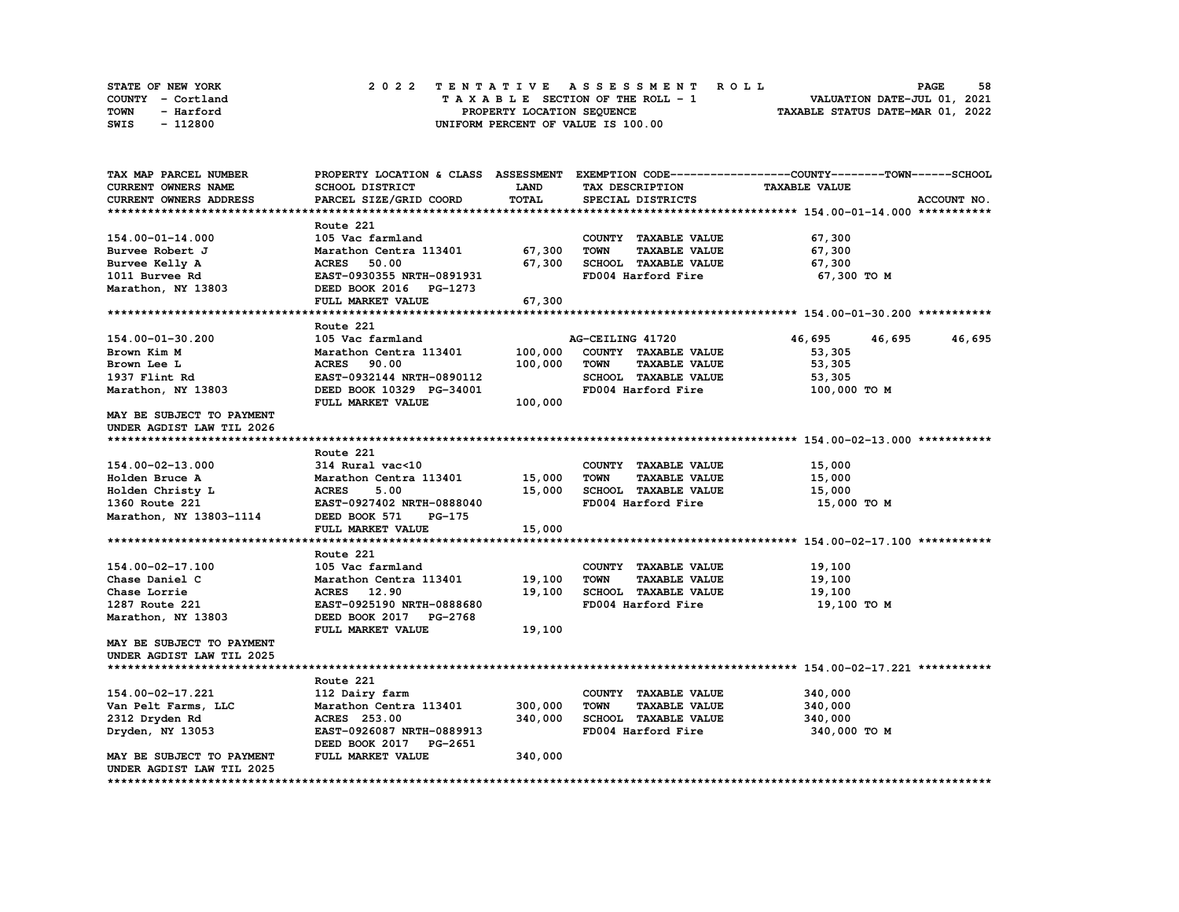STATE OF NEW YORK
COUNTY - Cortland
TOWN - Harford
SWIS - 112800

2 0 2 2 T E N T A T I V E A S S E S S M E N T R O L L
T A X A B L E SECTION OF THE ROLL - 1
PROPERTY LOCATION SEQUENCE
UNIFORM PERCENT OF VALUE IS 100.00

VALUATION DATE-JUL 01, 2021
TAXABLE STATUS DATE-MAR 01, 2022

| TAX MAP PARCEL NUMBER / CURRENT OWNERS NAME / CURRENT OWNERS ADDRESS | PROPERTY LOCATION & CLASS / SCHOOL DISTRICT / PARCEL SIZE/GRID COORD | ASSESSMENT LAND / TOTAL | EXEMPTION CODE / TAX DESCRIPTION / SPECIAL DISTRICTS | COUNTY TAXABLE VALUE | TOWN | SCHOOL / ACCOUNT NO. |
|---|---|---|---|---|---|---|
| **154.00-01-14.000** | Route 221 | | | | | |
| 154.00-01-14.000 | 105 Vac farmland | | COUNTY TAXABLE VALUE | 67,300 | | |
| Burvee Robert J | Marathon Centra 113401 | 67,300 | TOWN TAXABLE VALUE | 67,300 | | |
| Burvee Kelly A | ACRES 50.00 | 67,300 | SCHOOL TAXABLE VALUE | 67,300 | | |
| 1011 Burvee Rd | EAST-0930355 NRTH-0891931 | | FD004 Harford Fire | 67,300 TO M | | |
| Marathon, NY 13803 | DEED BOOK 2016 PG-1273 | | | | | |
| | FULL MARKET VALUE | 67,300 | | | | |
| **154.00-01-30.200** | Route 221 | | | | | |
| 154.00-01-30.200 | 105 Vac farmland | | AG-CEILING 41720 | 46,695 | 46,695 | 46,695 |
| Brown Kim M | Marathon Centra 113401 | 100,000 | COUNTY TAXABLE VALUE | 53,305 | | |
| Brown Lee L | ACRES 90.00 | 100,000 | TOWN TAXABLE VALUE | 53,305 | | |
| 1937 Flint Rd | EAST-0932144 NRTH-0890112 | | SCHOOL TAXABLE VALUE | 53,305 | | |
| Marathon, NY 13803 | DEED BOOK 10329 PG-34001 | | FD004 Harford Fire | 100,000 TO M | | |
| | FULL MARKET VALUE | 100,000 | | | | |
| MAY BE SUBJECT TO PAYMENT UNDER AGDIST LAW TIL 2026 | | | | | | |
| **154.00-02-13.000** | Route 221 | | | | | |
| 154.00-02-13.000 | 314 Rural vac<10 | | COUNTY TAXABLE VALUE | 15,000 | | |
| Holden Bruce A | Marathon Centra 113401 | 15,000 | TOWN TAXABLE VALUE | 15,000 | | |
| Holden Christy L | ACRES 5.00 | 15,000 | SCHOOL TAXABLE VALUE | 15,000 | | |
| 1360 Route 221 | EAST-0927402 NRTH-0888040 | | FD004 Harford Fire | 15,000 TO M | | |
| Marathon, NY 13803-1114 | DEED BOOK 571 PG-175 | | | | | |
| | FULL MARKET VALUE | 15,000 | | | | |
| **154.00-02-17.100** | Route 221 | | | | | |
| 154.00-02-17.100 | 105 Vac farmland | | COUNTY TAXABLE VALUE | 19,100 | | |
| Chase Daniel C | Marathon Centra 113401 | 19,100 | TOWN TAXABLE VALUE | 19,100 | | |
| Chase Lorrie | ACRES 12.90 | 19,100 | SCHOOL TAXABLE VALUE | 19,100 | | |
| 1287 Route 221 | EAST-0925190 NRTH-0888680 | | FD004 Harford Fire | 19,100 TO M | | |
| Marathon, NY 13803 | DEED BOOK 2017 PG-2768 | | | | | |
| | FULL MARKET VALUE | 19,100 | | | | |
| MAY BE SUBJECT TO PAYMENT UNDER AGDIST LAW TIL 2025 | | | | | | |
| **154.00-02-17.221** | Route 221 | | | | | |
| 154.00-02-17.221 | 112 Dairy farm | | COUNTY TAXABLE VALUE | 340,000 | | |
| Van Pelt Farms, LLC | Marathon Centra 113401 | 300,000 | TOWN TAXABLE VALUE | 340,000 | | |
| 2312 Dryden Rd | ACRES 253.00 | 340,000 | SCHOOL TAXABLE VALUE | 340,000 | | |
| Dryden, NY 13053 | EAST-0926087 NRTH-0889913 | | FD004 Harford Fire | 340,000 TO M | | |
| | DEED BOOK 2017 PG-2651 | | | | | |
| MAY BE SUBJECT TO PAYMENT UNDER AGDIST LAW TIL 2025 | FULL MARKET VALUE | 340,000 | | | | |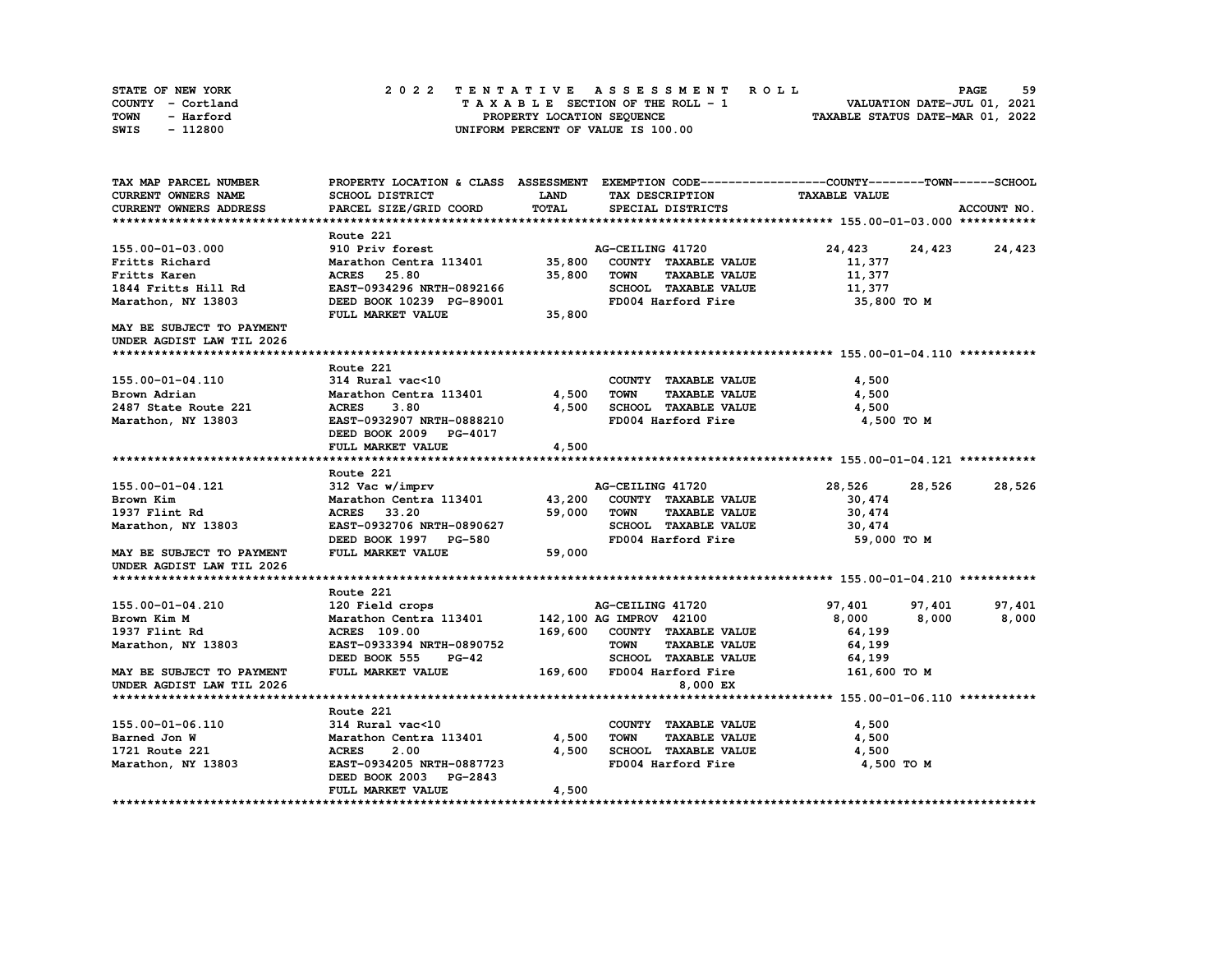STATE OF NEW YORK
COUNTY - Cortland
TOWN - Harford
SWIS - 112800

# 2022 TENTATIVE ASSESSMENT ROLL

TAXABLE SECTION OF THE ROLL - 1
PROPERTY LOCATION SEQUENCE
UNIFORM PERCENT OF VALUE IS 100.00

VALUATION DATE-JUL 01, 2021
TAXABLE STATUS DATE-MAR 01, 2022

```
TAX MAP PARCEL NUMBER      PROPERTY LOCATION & CLASS  ASSESSMENT  EXEMPTION CODE------------------COUNTY--------TOWN------SCHOOL
CURRENT OWNERS NAME        SCHOOL DISTRICT             LAND       TAX DESCRIPTION              TAXABLE VALUE
CURRENT OWNERS ADDRESS     PARCEL SIZE/GRID COORD      TOTAL      SPECIAL DISTRICTS                                      ACCOUNT NO.
****************************************************************************************************** 155.00-01-03.000 ***********
                           Route 221
155.00-01-03.000           910 Priv forest                        AG-CEILING 41720              24,423     24,423      24,423
Fritts Richard             Marathon Centra 113401      35,800     COUNTY  TAXABLE VALUE         11,377
Fritts Karen               ACRES   25.80               35,800     TOWN    TAXABLE VALUE         11,377
1844 Fritts Hill Rd        EAST-0934296 NRTH-0892166              SCHOOL  TAXABLE VALUE         11,377
Marathon, NY 13803         DEED BOOK 10239 PG-89001               FD004 Harford Fire             35,800 TO M
                           FULL MARKET VALUE           35,800
MAY BE SUBJECT TO PAYMENT
UNDER AGDIST LAW TIL 2026
****************************************************************************************************** 155.00-01-04.110 ***********
                           Route 221
155.00-01-04.110           314 Rural vac<10                       COUNTY  TAXABLE VALUE          4,500
Brown Adrian               Marathon Centra 113401       4,500     TOWN    TAXABLE VALUE          4,500
2487 State Route 221       ACRES    3.80                4,500     SCHOOL  TAXABLE VALUE          4,500
Marathon, NY 13803         EAST-0932907 NRTH-0888210              FD004 Harford Fire              4,500 TO M
                           DEED BOOK 2009   PG-4017
                           FULL MARKET VALUE            4,500
****************************************************************************************************** 155.00-01-04.121 ***********
                           Route 221
155.00-01-04.121           312 Vac w/imprv                        AG-CEILING 41720              28,526     28,526      28,526
Brown Kim                  Marathon Centra 113401      43,200     COUNTY  TAXABLE VALUE         30,474
1937 Flint Rd              ACRES   33.20               59,000     TOWN    TAXABLE VALUE         30,474
Marathon, NY 13803         EAST-0932706 NRTH-0890627              SCHOOL  TAXABLE VALUE         30,474
                           DEED BOOK 1997   PG-580                FD004 Harford Fire             59,000 TO M
MAY BE SUBJECT TO PAYMENT  FULL MARKET VALUE           59,000
UNDER AGDIST LAW TIL 2026
****************************************************************************************************** 155.00-01-04.210 ***********
                           Route 221
155.00-01-04.210           120 Field crops                        AG-CEILING 41720              97,401     97,401      97,401
Brown Kim M                Marathon Centra 113401     142,100 AG IMPROV  42100               8,000      8,000       8,000
1937 Flint Rd              ACRES  109.00              169,600     COUNTY  TAXABLE VALUE         64,199
Marathon, NY 13803         EAST-0933394 NRTH-0890752              TOWN    TAXABLE VALUE         64,199
                           DEED BOOK 555    PG-42                 SCHOOL  TAXABLE VALUE         64,199
MAY BE SUBJECT TO PAYMENT  FULL MARKET VALUE          169,600     FD004 Harford Fire            161,600 TO M
UNDER AGDIST LAW TIL 2026                                                  8,000 EX
****************************************************************************************************** 155.00-01-06.110 ***********
                           Route 221
155.00-01-06.110           314 Rural vac<10                       COUNTY  TAXABLE VALUE          4,500
Barned Jon W               Marathon Centra 113401       4,500     TOWN    TAXABLE VALUE          4,500
1721 Route 221             ACRES    2.00                4,500     SCHOOL  TAXABLE VALUE          4,500
Marathon, NY 13803         EAST-0934205 NRTH-0887723              FD004 Harford Fire              4,500 TO M
                           DEED BOOK 2003   PG-2843
                           FULL MARKET VALUE            4,500
************************************************************************************************************************************
```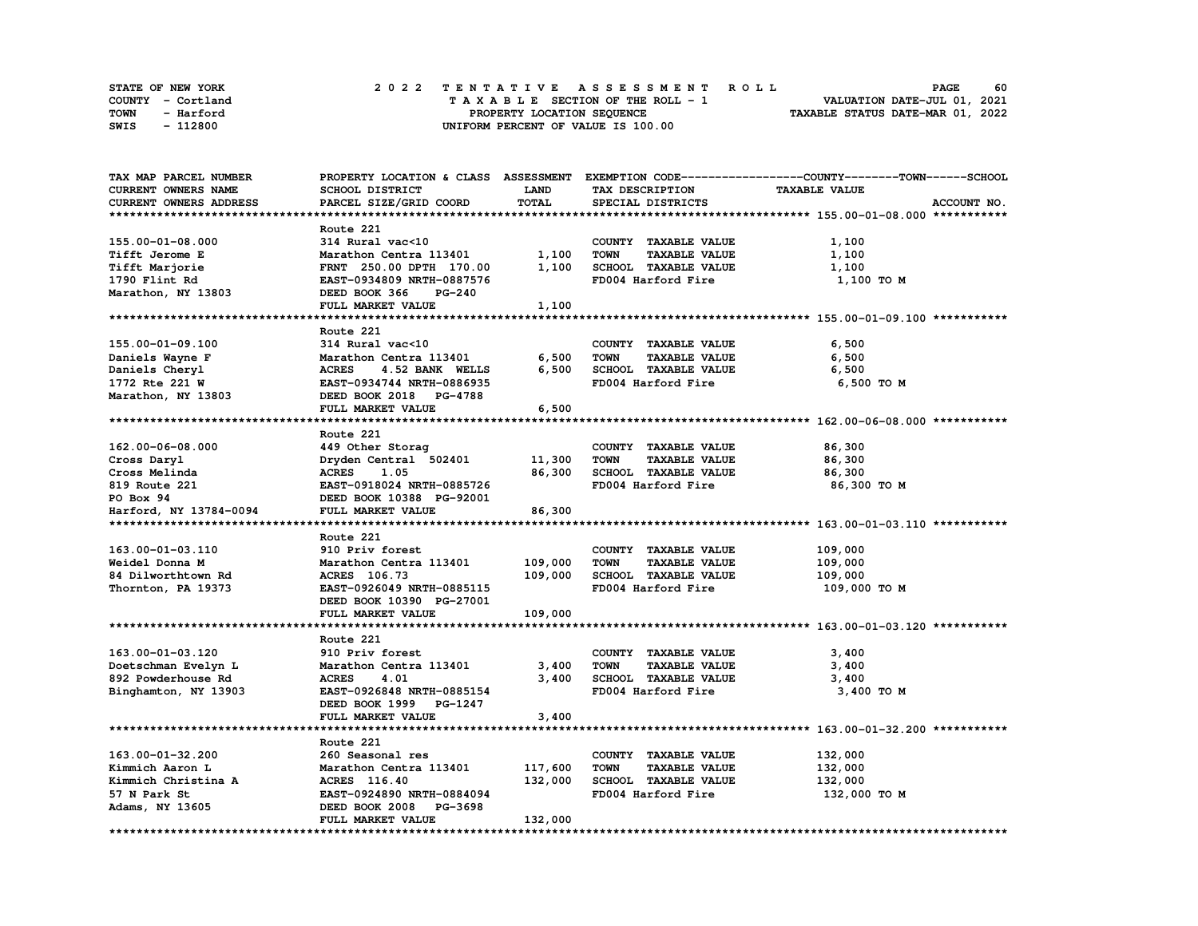STATE OF NEW YORK
COUNTY - Cortland
TOWN - Harford
SWIS - 112800

# 2022 TENTATIVE ASSESSMENT ROLL

TAXABLE SECTION OF THE ROLL - 1
PROPERTY LOCATION SEQUENCE
UNIFORM PERCENT OF VALUE IS 100.00

VALUATION DATE-JUL 01, 2021
TAXABLE STATUS DATE-MAR 01, 2022

| TAX MAP PARCEL NUMBER / CURRENT OWNERS NAME / CURRENT OWNERS ADDRESS | PROPERTY LOCATION & CLASS / SCHOOL DISTRICT / PARCEL SIZE/GRID COORD | ASSESSMENT LAND / TOTAL | EXEMPTION CODE / TAX DESCRIPTION / SPECIAL DISTRICTS | COUNTY--------TOWN------SCHOOL TAXABLE VALUE | ACCOUNT NO. |
|---|---|---|---|---|---|
| **155.00-01-08.000** | | | | | |
| | Route 221 | | | | |
| 155.00-01-08.000 | 314 Rural vac<10 | | COUNTY TAXABLE VALUE | 1,100 | |
| Tifft Jerome E | Marathon Centra 113401 | 1,100 | TOWN TAXABLE VALUE | 1,100 | |
| Tifft Marjorie | FRNT 250.00 DPTH 170.00 | 1,100 | SCHOOL TAXABLE VALUE | 1,100 | |
| 1790 Flint Rd | EAST-0934809 NRTH-0887576 | | FD004 Harford Fire | 1,100 TO M | |
| Marathon, NY 13803 | DEED BOOK 366 PG-240 | | | | |
| | FULL MARKET VALUE | 1,100 | | | |
| **155.00-01-09.100** | | | | | |
| | Route 221 | | | | |
| 155.00-01-09.100 | 314 Rural vac<10 | | COUNTY TAXABLE VALUE | 6,500 | |
| Daniels Wayne F | Marathon Centra 113401 | 6,500 | TOWN TAXABLE VALUE | 6,500 | |
| Daniels Cheryl | ACRES 4.52 BANK WELLS | 6,500 | SCHOOL TAXABLE VALUE | 6,500 | |
| 1772 Rte 221 W | EAST-0934744 NRTH-0886935 | | FD004 Harford Fire | 6,500 TO M | |
| Marathon, NY 13803 | DEED BOOK 2018 PG-4788 | | | | |
| | FULL MARKET VALUE | 6,500 | | | |
| **162.00-06-08.000** | | | | | |
| | Route 221 | | | | |
| 162.00-06-08.000 | 449 Other Storag | | COUNTY TAXABLE VALUE | 86,300 | |
| Cross Daryl | Dryden Central 502401 | 11,300 | TOWN TAXABLE VALUE | 86,300 | |
| Cross Melinda | ACRES 1.05 | 86,300 | SCHOOL TAXABLE VALUE | 86,300 | |
| 819 Route 221 | EAST-0918024 NRTH-0885726 | | FD004 Harford Fire | 86,300 TO M | |
| PO Box 94 | DEED BOOK 10388 PG-92001 | | | | |
| Harford, NY 13784-0094 | FULL MARKET VALUE | 86,300 | | | |
| **163.00-01-03.110** | | | | | |
| | Route 221 | | | | |
| 163.00-01-03.110 | 910 Priv forest | | COUNTY TAXABLE VALUE | 109,000 | |
| Weidel Donna M | Marathon Centra 113401 | 109,000 | TOWN TAXABLE VALUE | 109,000 | |
| 84 Dilworthtown Rd | ACRES 106.73 | 109,000 | SCHOOL TAXABLE VALUE | 109,000 | |
| Thornton, PA 19373 | EAST-0926049 NRTH-0885115 | | FD004 Harford Fire | 109,000 TO M | |
| | DEED BOOK 10390 PG-27001 | | | | |
| | FULL MARKET VALUE | 109,000 | | | |
| **163.00-01-03.120** | | | | | |
| | Route 221 | | | | |
| 163.00-01-03.120 | 910 Priv forest | | COUNTY TAXABLE VALUE | 3,400 | |
| Doetschman Evelyn L | Marathon Centra 113401 | 3,400 | TOWN TAXABLE VALUE | 3,400 | |
| 892 Powderhouse Rd | ACRES 4.01 | 3,400 | SCHOOL TAXABLE VALUE | 3,400 | |
| Binghamton, NY 13903 | EAST-0926848 NRTH-0885154 | | FD004 Harford Fire | 3,400 TO M | |
| | DEED BOOK 1999 PG-1247 | | | | |
| | FULL MARKET VALUE | 3,400 | | | |
| **163.00-01-32.200** | | | | | |
| | Route 221 | | | | |
| 163.00-01-32.200 | 260 Seasonal res | | COUNTY TAXABLE VALUE | 132,000 | |
| Kimmich Aaron L | Marathon Centra 113401 | 117,600 | TOWN TAXABLE VALUE | 132,000 | |
| Kimmich Christina A | ACRES 116.40 | 132,000 | SCHOOL TAXABLE VALUE | 132,000 | |
| 57 N Park St | EAST-0924890 NRTH-0884094 | | FD004 Harford Fire | 132,000 TO M | |
| Adams, NY 13605 | DEED BOOK 2008 PG-3698 | | | | |
| | FULL MARKET VALUE | 132,000 | | | |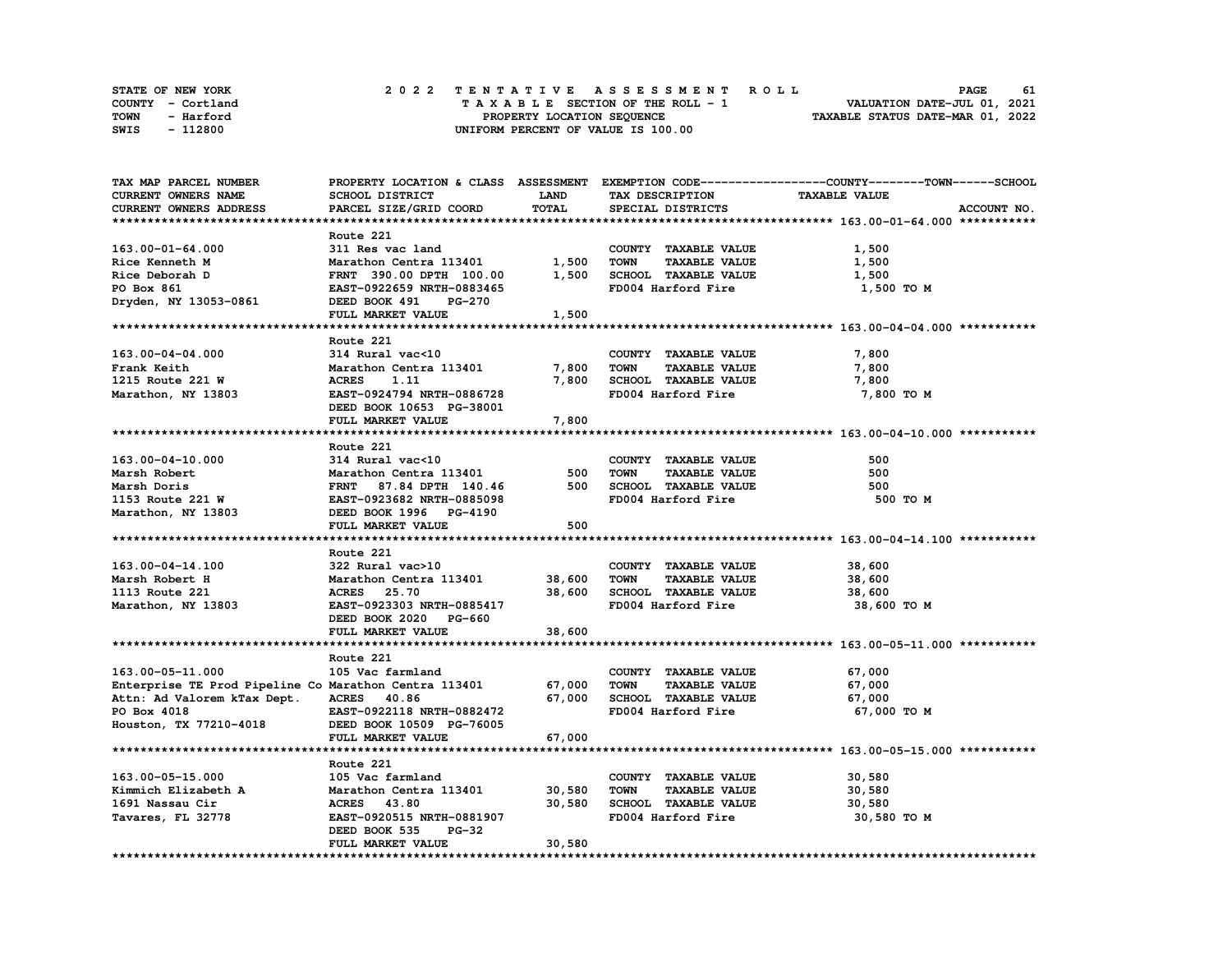STATE OF NEW YORK — COUNTY - Cortland — TOWN - Harford — SWIS - 112800

**2 0 2 2 T E N T A T I V E A S S E S S M E N T R O L L**
T A X A B L E SECTION OF THE ROLL - 1
PROPERTY LOCATION SEQUENCE
UNIFORM PERCENT OF VALUE IS 100.00

VALUATION DATE-JUL 01, 2021
TAXABLE STATUS DATE-MAR 01, 2022

| TAX MAP PARCEL NUMBER / CURRENT OWNERS NAME / CURRENT OWNERS ADDRESS | PROPERTY LOCATION & CLASS / SCHOOL DISTRICT / PARCEL SIZE/GRID COORD | ASSESSMENT LAND / TOTAL | EXEMPTION CODE / TAX DESCRIPTION / SPECIAL DISTRICTS | COUNTY / TOWN / SCHOOL TAXABLE VALUE | ACCOUNT NO. |
|---|---|---|---|---|---|
| **163.00-01-64.000** | Route 221 | | | | |
| 163.00-01-64.000 | 311 Res vac land | | COUNTY TAXABLE VALUE | 1,500 | |
| Rice Kenneth M | Marathon Centra 113401 | 1,500 | TOWN TAXABLE VALUE | 1,500 | |
| Rice Deborah D | FRNT 390.00 DPTH 100.00 | 1,500 | SCHOOL TAXABLE VALUE | 1,500 | |
| PO Box 861 | EAST-0922659 NRTH-0883465 | | FD004 Harford Fire | 1,500 TO M | |
| Dryden, NY 13053-0861 | DEED BOOK 491 PG-270 | | | | |
| | FULL MARKET VALUE | 1,500 | | | |
| **163.00-04-04.000** | Route 221 | | | | |
| 163.00-04-04.000 | 314 Rural vac<10 | | COUNTY TAXABLE VALUE | 7,800 | |
| Frank Keith | Marathon Centra 113401 | 7,800 | TOWN TAXABLE VALUE | 7,800 | |
| 1215 Route 221 W | ACRES 1.11 | 7,800 | SCHOOL TAXABLE VALUE | 7,800 | |
| Marathon, NY 13803 | EAST-0924794 NRTH-0886728 | | FD004 Harford Fire | 7,800 TO M | |
| | DEED BOOK 10653 PG-38001 | | | | |
| | FULL MARKET VALUE | 7,800 | | | |
| **163.00-04-10.000** | Route 221 | | | | |
| 163.00-04-10.000 | 314 Rural vac<10 | | COUNTY TAXABLE VALUE | 500 | |
| Marsh Robert | Marathon Centra 113401 | 500 | TOWN TAXABLE VALUE | 500 | |
| Marsh Doris | FRNT 87.84 DPTH 140.46 | 500 | SCHOOL TAXABLE VALUE | 500 | |
| 1153 Route 221 W | EAST-0923682 NRTH-0885098 | | FD004 Harford Fire | 500 TO M | |
| Marathon, NY 13803 | DEED BOOK 1996 PG-4190 | | | | |
| | FULL MARKET VALUE | 500 | | | |
| **163.00-04-14.100** | Route 221 | | | | |
| 163.00-04-14.100 | 322 Rural vac>10 | | COUNTY TAXABLE VALUE | 38,600 | |
| Marsh Robert H | Marathon Centra 113401 | 38,600 | TOWN TAXABLE VALUE | 38,600 | |
| 1113 Route 221 | ACRES 25.70 | 38,600 | SCHOOL TAXABLE VALUE | 38,600 | |
| Marathon, NY 13803 | EAST-0923303 NRTH-0885417 | | FD004 Harford Fire | 38,600 TO M | |
| | DEED BOOK 2020 PG-660 | | | | |
| | FULL MARKET VALUE | 38,600 | | | |
| **163.00-05-11.000** | Route 221 | | | | |
| 163.00-05-11.000 | 105 Vac farmland | | COUNTY TAXABLE VALUE | 67,000 | |
| Enterprise TE Prod Pipeline Co | Marathon Centra 113401 | 67,000 | TOWN TAXABLE VALUE | 67,000 | |
| Attn: Ad Valorem kTax Dept. | ACRES 40.86 | 67,000 | SCHOOL TAXABLE VALUE | 67,000 | |
| PO Box 4018 | EAST-0922118 NRTH-0882472 | | FD004 Harford Fire | 67,000 TO M | |
| Houston, TX 77210-4018 | DEED BOOK 10509 PG-76005 | | | | |
| | FULL MARKET VALUE | 67,000 | | | |
| **163.00-05-15.000** | Route 221 | | | | |
| 163.00-05-15.000 | 105 Vac farmland | | COUNTY TAXABLE VALUE | 30,580 | |
| Kimmich Elizabeth A | Marathon Centra 113401 | 30,580 | TOWN TAXABLE VALUE | 30,580 | |
| 1691 Nassau Cir | ACRES 43.80 | 30,580 | SCHOOL TAXABLE VALUE | 30,580 | |
| Tavares, FL 32778 | EAST-0920515 NRTH-0881907 | | FD004 Harford Fire | 30,580 TO M | |
| | DEED BOOK 535 PG-32 | | | | |
| | FULL MARKET VALUE | 30,580 | | | |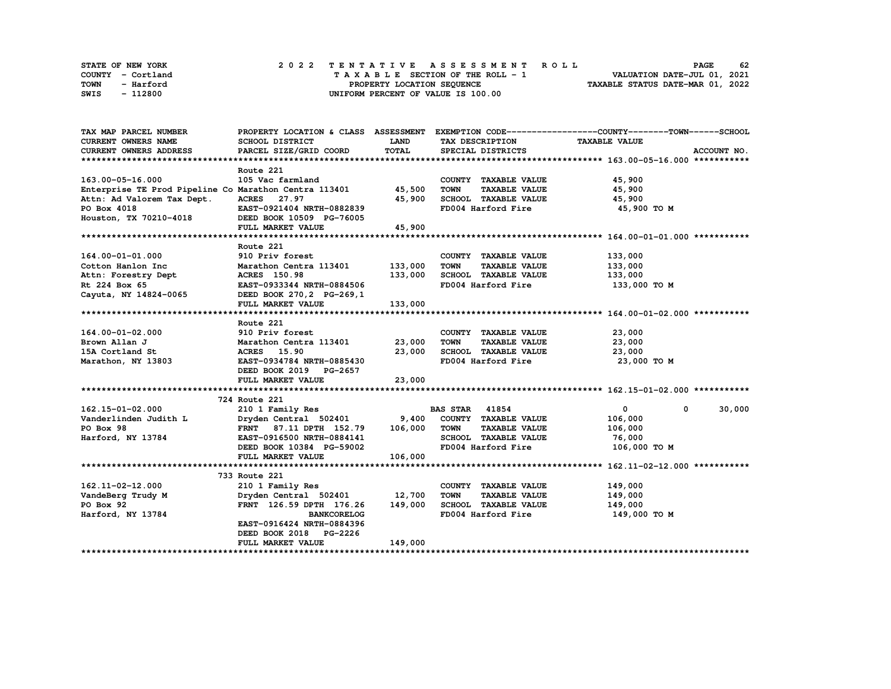STATE OF NEW YORK
COUNTY - Cortland
TOWN - Harford
SWIS - 112800

# 2022 TENTATIVE ASSESSMENT ROLL

TAXABLE SECTION OF THE ROLL - 1
PROPERTY LOCATION SEQUENCE
UNIFORM PERCENT OF VALUE IS 100.00

VALUATION DATE-JUL 01, 2021
TAXABLE STATUS DATE-MAR 01, 2022

```
TAX MAP PARCEL NUMBER          PROPERTY LOCATION & CLASS  ASSESSMENT  EXEMPTION CODE------------------COUNTY--------TOWN------SCHOOL
CURRENT OWNERS NAME            SCHOOL DISTRICT              LAND       TAX DESCRIPTION              TAXABLE VALUE
CURRENT OWNERS ADDRESS         PARCEL SIZE/GRID COORD       TOTAL      SPECIAL DISTRICTS                                    ACCOUNT NO.
******************************************************************************************************* 163.00-05-16.000 ***********
                               Route 221
163.00-05-16.000               105 Vac farmland                        COUNTY  TAXABLE VALUE             45,900
Enterprise TE Prod Pipeline Co Marathon Centra 113401     45,500       TOWN    TAXABLE VALUE             45,900
Attn: Ad Valorem Tax Dept.     ACRES   27.97              45,900       SCHOOL  TAXABLE VALUE             45,900
PO Box 4018                    EAST-0921404 NRTH-0882839               FD004 Harford Fire                 45,900 TO M
Houston, TX 70210-4018         DEED BOOK 10509  PG-76005
                               FULL MARKET VALUE          45,900
******************************************************************************************************* 164.00-01-01.000 ***********
                               Route 221
164.00-01-01.000               910 Priv forest                         COUNTY  TAXABLE VALUE            133,000
Cotton Hanlon Inc              Marathon Centra 113401    133,000       TOWN    TAXABLE VALUE            133,000
Attn: Forestry Dept            ACRES  150.98             133,000       SCHOOL  TAXABLE VALUE            133,000
Rt 224 Box 65                  EAST-0933344 NRTH-0884506               FD004 Harford Fire                133,000 TO M
Cayuta, NY 14824-0065          DEED BOOK 270,2  PG-269,1
                               FULL MARKET VALUE         133,000
******************************************************************************************************* 164.00-01-02.000 ***********
                               Route 221
164.00-01-02.000               910 Priv forest                         COUNTY  TAXABLE VALUE             23,000
Brown Allan J                  Marathon Centra 113401     23,000       TOWN    TAXABLE VALUE             23,000
15A Cortland St                ACRES   15.90              23,000       SCHOOL  TAXABLE VALUE             23,000
Marathon, NY 13803             EAST-0934784 NRTH-0885430               FD004 Harford Fire                 23,000 TO M
                               DEED BOOK 2019   PG-2657
                               FULL MARKET VALUE          23,000
******************************************************************************************************* 162.15-01-02.000 ***********
                               724 Route 221
162.15-01-02.000               210 1 Family Res                        BAS STAR  41854                    0             0     30,000
Vanderlinden Judith L          Dryden Central  502401      9,400       COUNTY  TAXABLE VALUE            106,000
PO Box 98                      FRNT   87.11 DPTH 152.79  106,000       TOWN    TAXABLE VALUE            106,000
Harford, NY 13784              EAST-0916500 NRTH-0884141               SCHOOL  TAXABLE VALUE             76,000
                               DEED BOOK 10384  PG-59002               FD004 Harford Fire                106,000 TO M
                               FULL MARKET VALUE         106,000
******************************************************************************************************* 162.11-02-12.000 ***********
                               733 Route 221
162.11-02-12.000               210 1 Family Res                        COUNTY  TAXABLE VALUE            149,000
VandeBerg Trudy M              Dryden Central  502401     12,700       TOWN    TAXABLE VALUE            149,000
PO Box 92                      FRNT  126.59 DPTH 176.26  149,000       SCHOOL  TAXABLE VALUE            149,000
Harford, NY 13784                             BANKCORELOG              FD004 Harford Fire                149,000 TO M
                               EAST-0916424 NRTH-0884396
                               DEED BOOK 2018   PG-2226
                               FULL MARKET VALUE         149,000
************************************************************************************************************************************
```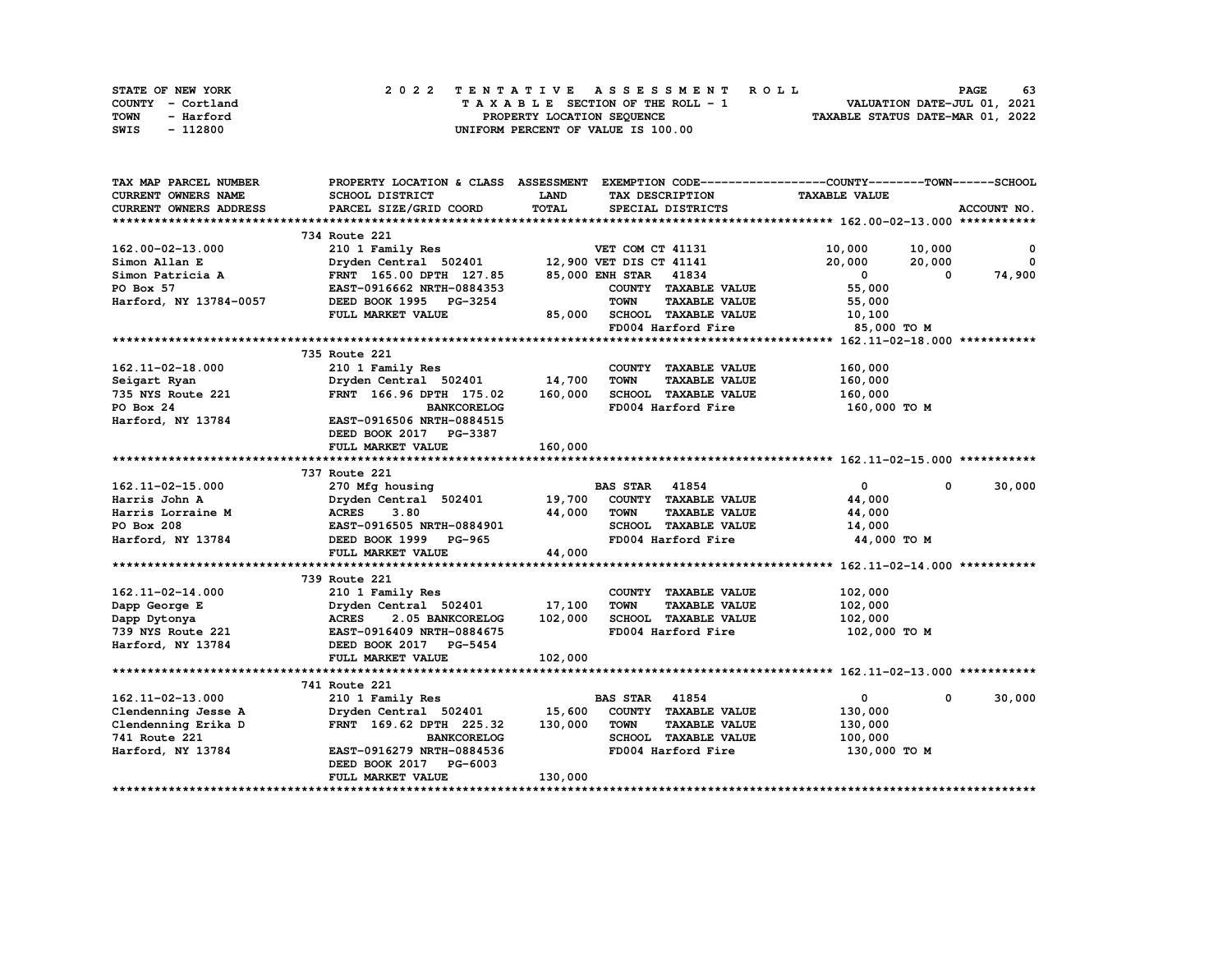STATE OF NEW YORK — COUNTY - Cortland — TOWN - Harford — SWIS - 112800

**2022 TENTATIVE ASSESSMENT ROLL**
TAXABLE SECTION OF THE ROLL - 1
PROPERTY LOCATION SEQUENCE
UNIFORM PERCENT OF VALUE IS 100.00

VALUATION DATE-JUL 01, 2021
TAXABLE STATUS DATE-MAR 01, 2022

| TAX MAP PARCEL NUMBER / CURRENT OWNERS NAME / CURRENT OWNERS ADDRESS | PROPERTY LOCATION & CLASS / SCHOOL DISTRICT / PARCEL SIZE/GRID COORD | ASSESSMENT LAND | TOTAL | EXEMPTION CODE / TAX DESCRIPTION / SPECIAL DISTRICTS | COUNTY TAXABLE VALUE | TOWN | SCHOOL | ACCOUNT NO. |
|---|---|---|---|---|---|---|---|---|
| **162.00-02-13.000** | 734 Route 221 | | | | | | | |
| 162.00-02-13.000 | 210 1 Family Res | | | VET COM CT 41131 | 10,000 | 10,000 | 0 | |
| Simon Allan E | Dryden Central 502401 | 12,900 | | VET DIS CT 41141 | 20,000 | 20,000 | 0 | |
| Simon Patricia A | FRNT 165.00 DPTH 127.85 | | 85,000 | ENH STAR 41834 | 0 | 0 | 74,900 | |
| PO Box 57 | EAST-0916662 NRTH-0884353 | | | COUNTY TAXABLE VALUE | 55,000 | | | |
| Harford, NY 13784-0057 | DEED BOOK 1995 PG-3254 | | | TOWN TAXABLE VALUE | 55,000 | | | |
| | FULL MARKET VALUE | | 85,000 | SCHOOL TAXABLE VALUE | 10,100 | | | |
| | | | | FD004 Harford Fire | 85,000 TO M | | | |
| **162.11-02-18.000** | 735 Route 221 | | | | | | | |
| 162.11-02-18.000 | 210 1 Family Res | | | COUNTY TAXABLE VALUE | 160,000 | | | |
| Seigart Ryan | Dryden Central 502401 | 14,700 | | TOWN TAXABLE VALUE | 160,000 | | | |
| 735 NYS Route 221 | FRNT 166.96 DPTH 175.02 | | 160,000 | SCHOOL TAXABLE VALUE | 160,000 | | | |
| PO Box 24 | BANKCORELOG | | | FD004 Harford Fire | 160,000 TO M | | | |
| Harford, NY 13784 | EAST-0916506 NRTH-0884515 | | | | | | | |
| | DEED BOOK 2017 PG-3387 | | | | | | | |
| | FULL MARKET VALUE | | 160,000 | | | | | |
| **162.11-02-15.000** | 737 Route 221 | | | | | | | |
| 162.11-02-15.000 | 270 Mfg housing | | | BAS STAR 41854 | 0 | 0 | 30,000 | |
| Harris John A | Dryden Central 502401 | 19,700 | | COUNTY TAXABLE VALUE | 44,000 | | | |
| Harris Lorraine M | ACRES 3.80 | | 44,000 | TOWN TAXABLE VALUE | 44,000 | | | |
| PO Box 208 | EAST-0916505 NRTH-0884901 | | | SCHOOL TAXABLE VALUE | 14,000 | | | |
| Harford, NY 13784 | DEED BOOK 1999 PG-965 | | | FD004 Harford Fire | 44,000 TO M | | | |
| | FULL MARKET VALUE | | 44,000 | | | | | |
| **162.11-02-14.000** | 739 Route 221 | | | | | | | |
| 162.11-02-14.000 | 210 1 Family Res | | | COUNTY TAXABLE VALUE | 102,000 | | | |
| Dapp George E | Dryden Central 502401 | 17,100 | | TOWN TAXABLE VALUE | 102,000 | | | |
| Dapp Dytonya | ACRES 2.05 BANKCORELOG | | 102,000 | SCHOOL TAXABLE VALUE | 102,000 | | | |
| 739 NYS Route 221 | EAST-0916409 NRTH-0884675 | | | FD004 Harford Fire | 102,000 TO M | | | |
| Harford, NY 13784 | DEED BOOK 2017 PG-5454 | | | | | | | |
| | FULL MARKET VALUE | | 102,000 | | | | | |
| **162.11-02-13.000** | 741 Route 221 | | | | | | | |
| 162.11-02-13.000 | 210 1 Family Res | | | BAS STAR 41854 | 0 | 0 | 30,000 | |
| Clendenning Jesse A | Dryden Central 502401 | 15,600 | | COUNTY TAXABLE VALUE | 130,000 | | | |
| Clendenning Erika D | FRNT 169.62 DPTH 225.32 | | 130,000 | TOWN TAXABLE VALUE | 130,000 | | | |
| 741 Route 221 | BANKCORELOG | | | SCHOOL TAXABLE VALUE | 100,000 | | | |
| Harford, NY 13784 | EAST-0916279 NRTH-0884536 | | | FD004 Harford Fire | 130,000 TO M | | | |
| | DEED BOOK 2017 PG-6003 | | | | | | | |
| | FULL MARKET VALUE | | 130,000 | | | | | |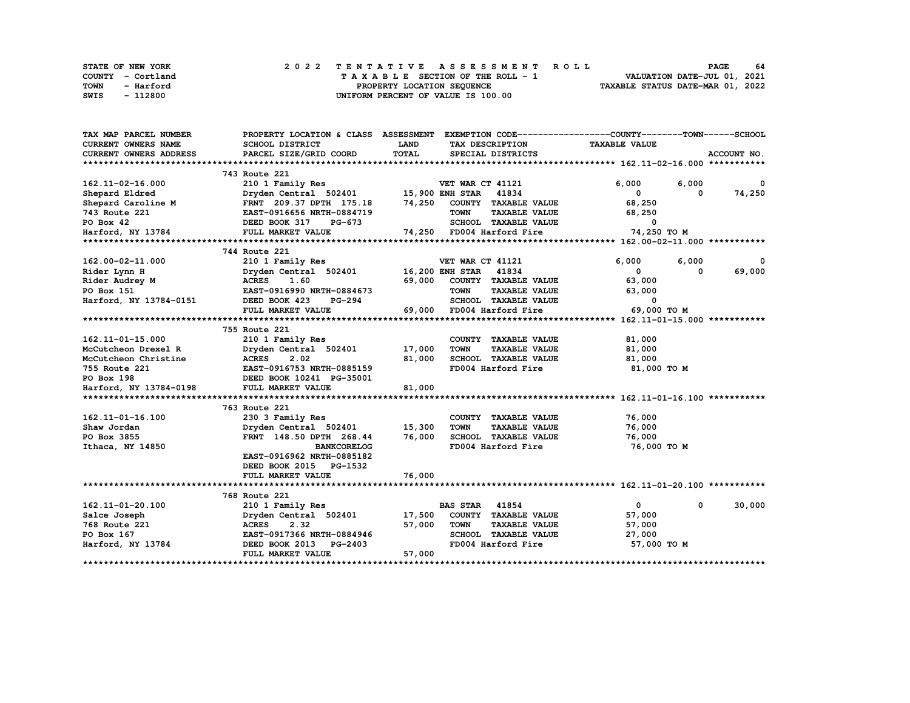STATE OF NEW YORK — COUNTY - Cortland — TOWN - Harford — SWIS - 112800

**2022 TENTATIVE ASSESSMENT ROLL**
TAXABLE SECTION OF THE ROLL - 1
PROPERTY LOCATION SEQUENCE
UNIFORM PERCENT OF VALUE IS 100.00

VALUATION DATE-JUL 01, 2021
TAXABLE STATUS DATE-MAR 01, 2022

| TAX MAP PARCEL NUMBER / CURRENT OWNERS NAME / CURRENT OWNERS ADDRESS | PROPERTY LOCATION & CLASS / SCHOOL DISTRICT / PARCEL SIZE/GRID COORD | ASSESSMENT LAND / TOTAL | EXEMPTION CODE / TAX DESCRIPTION / SPECIAL DISTRICTS | COUNTY | TOWN | SCHOOL |
|---|---|---|---|---|---|---|
| **162.11-02-16.000** | 743 Route 221 | | | | | |
| 162.11-02-16.000 | 210 1 Family Res | | VET WAR CT 41121 | 6,000 | 6,000 | 0 |
| Shepard Eldred | Dryden Central 502401 | 15,900 | ENH STAR 41834 | 0 | 0 | 74,250 |
| Shepard Caroline M | FRNT 209.37 DPTH 175.18 | 74,250 | COUNTY TAXABLE VALUE | 68,250 | | |
| 743 Route 221 | EAST-0916656 NRTH-0884719 | | TOWN TAXABLE VALUE | | 68,250 | |
| PO Box 42 | DEED BOOK 317 PG-673 | | SCHOOL TAXABLE VALUE | | | 0 |
| Harford, NY 13784 | FULL MARKET VALUE | 74,250 | FD004 Harford Fire | 74,250 TO M | | |
| **162.00-02-11.000** | 744 Route 221 | | | | | |
| 162.00-02-11.000 | 210 1 Family Res | | VET WAR CT 41121 | 6,000 | 6,000 | 0 |
| Rider Lynn H | Dryden Central 502401 | 16,200 | ENH STAR 41834 | 0 | 0 | 69,000 |
| Rider Audrey M | ACRES 1.60 | 69,000 | COUNTY TAXABLE VALUE | 63,000 | | |
| PO Box 151 | EAST-0916990 NRTH-0884673 | | TOWN TAXABLE VALUE | | 63,000 | |
| Harford, NY 13784-0151 | DEED BOOK 423 PG-294 | | SCHOOL TAXABLE VALUE | | | 0 |
| | FULL MARKET VALUE | 69,000 | FD004 Harford Fire | 69,000 TO M | | |
| **162.11-01-15.000** | 755 Route 221 | | | | | |
| 162.11-01-15.000 | 210 1 Family Res | | COUNTY TAXABLE VALUE | 81,000 | | |
| McCutcheon Drexel R | Dryden Central 502401 | 17,000 | TOWN TAXABLE VALUE | | 81,000 | |
| McCutcheon Christine | ACRES 2.02 | 81,000 | SCHOOL TAXABLE VALUE | | | 81,000 |
| 755 Route 221 | EAST-0916753 NRTH-0885159 | | FD004 Harford Fire | 81,000 TO M | | |
| PO Box 198 | DEED BOOK 10241 PG-35001 | | | | | |
| Harford, NY 13784-0198 | FULL MARKET VALUE | 81,000 | | | | |
| **162.11-01-16.100** | 763 Route 221 | | | | | |
| 162.11-01-16.100 | 230 3 Family Res | | COUNTY TAXABLE VALUE | 76,000 | | |
| Shaw Jordan | Dryden Central 502401 | 15,300 | TOWN TAXABLE VALUE | | 76,000 | |
| PO Box 3855 | FRNT 148.50 DPTH 268.44 | 76,000 | SCHOOL TAXABLE VALUE | | | 76,000 |
| Ithaca, NY 14850 | BANKCORELOG | | FD004 Harford Fire | 76,000 TO M | | |
| | EAST-0916962 NRTH-0885182 | | | | | |
| | DEED BOOK 2015 PG-1532 | | | | | |
| | FULL MARKET VALUE | 76,000 | | | | |
| **162.11-01-20.100** | 768 Route 221 | | | | | |
| 162.11-01-20.100 | 210 1 Family Res | | BAS STAR 41854 | 0 | 0 | 30,000 |
| Salce Joseph | Dryden Central 502401 | 17,500 | COUNTY TAXABLE VALUE | 57,000 | | |
| 768 Route 221 | ACRES 2.32 | 57,000 | TOWN TAXABLE VALUE | | 57,000 | |
| PO Box 167 | EAST-0917366 NRTH-0884946 | | SCHOOL TAXABLE VALUE | | | 27,000 |
| Harford, NY 13784 | DEED BOOK 2013 PG-2403 | | FD004 Harford Fire | 57,000 TO M | | |
| | FULL MARKET VALUE | 57,000 | | | | |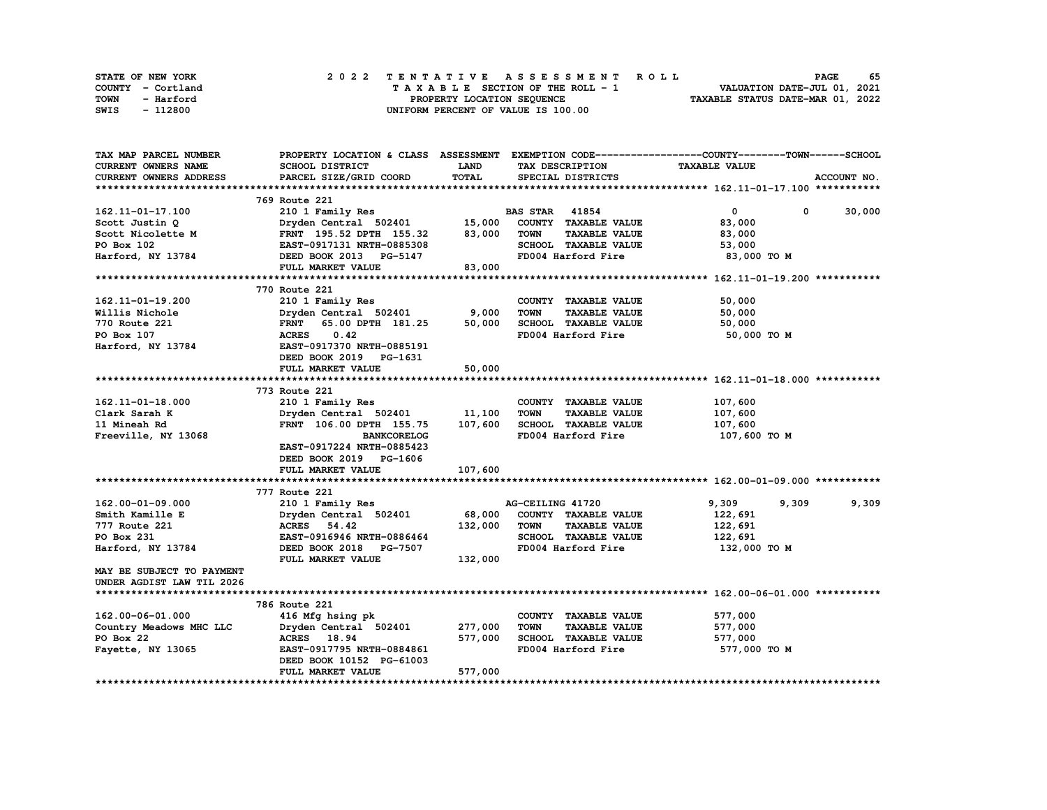STATE OF NEW YORK
COUNTY - Cortland
TOWN - Harford
SWIS - 112800

2022 TENTATIVE ASSESSMENT ROLL
TAXABLE SECTION OF THE ROLL - 1
PROPERTY LOCATION SEQUENCE
UNIFORM PERCENT OF VALUE IS 100.00

VALUATION DATE-JUL 01, 2021
TAXABLE STATUS DATE-MAR 01, 2022

| TAX MAP PARCEL NUMBER / CURRENT OWNERS NAME / CURRENT OWNERS ADDRESS | PROPERTY LOCATION & CLASS / SCHOOL DISTRICT / PARCEL SIZE/GRID COORD | ASSESSMENT LAND | TOTAL | EXEMPTION CODE / TAX DESCRIPTION / SPECIAL DISTRICTS | COUNTY TAXABLE VALUE | TOWN | SCHOOL | ACCOUNT NO. |
|---|---|---|---|---|---|---|---|---|
| **162.11-01-17.100** | 769 Route 221 | | | | | | | |
| 162.11-01-17.100 | 210 1 Family Res | | | BAS STAR 41854 | 0 | 0 | 30,000 | |
| Scott Justin Q | Dryden Central 502401 | 15,000 | | COUNTY TAXABLE VALUE | 83,000 | | | |
| Scott Nicolette M | FRNT 195.52 DPTH 155.32 | | 83,000 | TOWN TAXABLE VALUE | 83,000 | | | |
| PO Box 102 | EAST-0917131 NRTH-0885308 | | | SCHOOL TAXABLE VALUE | 53,000 | | | |
| Harford, NY 13784 | DEED BOOK 2013 PG-5147 | | | FD004 Harford Fire | 83,000 TO M | | | |
| | FULL MARKET VALUE | | 83,000 | | | | | |
| **162.11-01-19.200** | 770 Route 221 | | | | | | | |
| 162.11-01-19.200 | 210 1 Family Res | | | COUNTY TAXABLE VALUE | 50,000 | | | |
| Willis Nichole | Dryden Central 502401 | 9,000 | | TOWN TAXABLE VALUE | 50,000 | | | |
| 770 Route 221 | FRNT 65.00 DPTH 181.25 | | 50,000 | SCHOOL TAXABLE VALUE | 50,000 | | | |
| PO Box 107 | ACRES 0.42 | | | FD004 Harford Fire | 50,000 TO M | | | |
| Harford, NY 13784 | EAST-0917370 NRTH-0885191 | | | | | | | |
| | DEED BOOK 2019 PG-1631 | | | | | | | |
| | FULL MARKET VALUE | | 50,000 | | | | | |
| **162.11-01-18.000** | 773 Route 221 | | | | | | | |
| 162.11-01-18.000 | 210 1 Family Res | | | COUNTY TAXABLE VALUE | 107,600 | | | |
| Clark Sarah K | Dryden Central 502401 | 11,100 | | TOWN TAXABLE VALUE | 107,600 | | | |
| 11 Mineah Rd | FRNT 106.00 DPTH 155.75 | | 107,600 | SCHOOL TAXABLE VALUE | 107,600 | | | |
| Freeville, NY 13068 | BANKCORELOG | | | FD004 Harford Fire | 107,600 TO M | | | |
| | EAST-0917224 NRTH-0885423 | | | | | | | |
| | DEED BOOK 2019 PG-1606 | | | | | | | |
| | FULL MARKET VALUE | | 107,600 | | | | | |
| **162.00-01-09.000** | 777 Route 221 | | | | | | | |
| 162.00-01-09.000 | 210 1 Family Res | | | AG-CEILING 41720 | 9,309 | 9,309 | 9,309 | |
| Smith Kamille E | Dryden Central 502401 | 68,000 | | COUNTY TAXABLE VALUE | 122,691 | | | |
| 777 Route 221 | ACRES 54.42 | | 132,000 | TOWN TAXABLE VALUE | 122,691 | | | |
| PO Box 231 | EAST-0916946 NRTH-0886464 | | | SCHOOL TAXABLE VALUE | 122,691 | | | |
| Harford, NY 13784 | DEED BOOK 2018 PG-7507 | | | FD004 Harford Fire | 132,000 TO M | | | |
| | FULL MARKET VALUE | | 132,000 | | | | | |
| MAY BE SUBJECT TO PAYMENT UNDER AGDIST LAW TIL 2026 | | | | | | | | |
| **162.00-06-01.000** | 786 Route 221 | | | | | | | |
| 162.00-06-01.000 | 416 Mfg hsing pk | | | COUNTY TAXABLE VALUE | 577,000 | | | |
| Country Meadows MHC LLC | Dryden Central 502401 | 277,000 | | TOWN TAXABLE VALUE | 577,000 | | | |
| PO Box 22 | ACRES 18.94 | | 577,000 | SCHOOL TAXABLE VALUE | 577,000 | | | |
| Fayette, NY 13065 | EAST-0917795 NRTH-0884861 | | | FD004 Harford Fire | 577,000 TO M | | | |
| | DEED BOOK 10152 PG-61003 | | | | | | | |
| | FULL MARKET VALUE | | 577,000 | | | | | |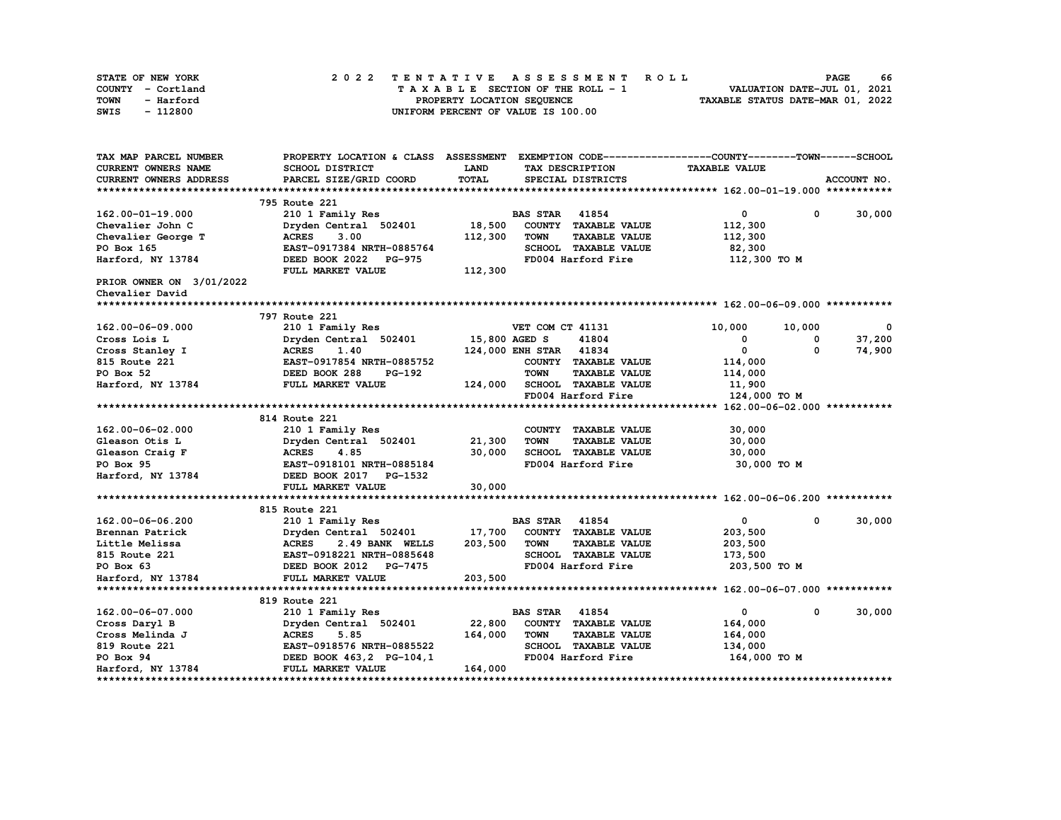STATE OF NEW YORK — COUNTY - Cortland — TOWN - Harford — SWIS - 112800

**2022 TENTATIVE ASSESSMENT ROLL**
TAXABLE SECTION OF THE ROLL - 1
PROPERTY LOCATION SEQUENCE
UNIFORM PERCENT OF VALUE IS 100.00

VALUATION DATE-JUL 01, 2021
TAXABLE STATUS DATE-MAR 01, 2022

| TAX MAP PARCEL NUMBER / CURRENT OWNERS NAME / CURRENT OWNERS ADDRESS | PROPERTY LOCATION & CLASS / SCHOOL DISTRICT / PARCEL SIZE/GRID COORD | ASSESSMENT LAND / TOTAL | EXEMPTION CODE / TAX DESCRIPTION / SPECIAL DISTRICTS | COUNTY | TOWN | SCHOOL |
|---|---|---|---|---|---|---|
| **162.00-01-19.000** | 795 Route 221 | | | | | |
| 162.00-01-19.000 | 210 1 Family Res | | BAS STAR 41854 | 0 | 0 | 30,000 |
| Chevalier John C | Dryden Central 502401 | 18,500 | COUNTY TAXABLE VALUE | 112,300 | | |
| Chevalier George T | ACRES 3.00 | 112,300 | TOWN TAXABLE VALUE | | 112,300 | |
| PO Box 165 | EAST-0917384 NRTH-0885764 | | SCHOOL TAXABLE VALUE | | | 82,300 |
| Harford, NY 13784 | DEED BOOK 2022 PG-975 | | FD004 Harford Fire | 112,300 TO M | | |
| | FULL MARKET VALUE | 112,300 | | | | |
| PRIOR OWNER ON 3/01/2022 | | | | | | |
| Chevalier David | | | | | | |
| **162.00-06-09.000** | 797 Route 221 | | | | | |
| 162.00-06-09.000 | 210 1 Family Res | | VET COM CT 41131 | 10,000 | 10,000 | 0 |
| Cross Lois L | Dryden Central 502401 | 15,800 | AGED S 41804 | 0 | 0 | 37,200 |
| Cross Stanley I | ACRES 1.40 | 124,000 | ENH STAR 41834 | 0 | 0 | 74,900 |
| 815 Route 221 | EAST-0917854 NRTH-0885752 | | COUNTY TAXABLE VALUE | 114,000 | | |
| PO Box 52 | DEED BOOK 288 PG-192 | | TOWN TAXABLE VALUE | | 114,000 | |
| Harford, NY 13784 | FULL MARKET VALUE | 124,000 | SCHOOL TAXABLE VALUE | | | 11,900 |
| | | | FD004 Harford Fire | 124,000 TO M | | |
| **162.00-06-02.000** | 814 Route 221 | | | | | |
| 162.00-06-02.000 | 210 1 Family Res | | COUNTY TAXABLE VALUE | 30,000 | | |
| Gleason Otis L | Dryden Central 502401 | 21,300 | TOWN TAXABLE VALUE | | 30,000 | |
| Gleason Craig F | ACRES 4.85 | 30,000 | SCHOOL TAXABLE VALUE | | | 30,000 |
| PO Box 95 | EAST-0918101 NRTH-0885184 | | FD004 Harford Fire | 30,000 TO M | | |
| Harford, NY 13784 | DEED BOOK 2017 PG-1532 | | | | | |
| | FULL MARKET VALUE | 30,000 | | | | |
| **162.00-06-06.200** | 815 Route 221 | | | | | |
| 162.00-06-06.200 | 210 1 Family Res | | BAS STAR 41854 | 0 | 0 | 30,000 |
| Brennan Patrick | Dryden Central 502401 | 17,700 | COUNTY TAXABLE VALUE | 203,500 | | |
| Little Melissa | ACRES 2.49 BANK WELLS | 203,500 | TOWN TAXABLE VALUE | | 203,500 | |
| 815 Route 221 | EAST-0918221 NRTH-0885648 | | SCHOOL TAXABLE VALUE | | | 173,500 |
| PO Box 63 | DEED BOOK 2012 PG-7475 | | FD004 Harford Fire | 203,500 TO M | | |
| Harford, NY 13784 | FULL MARKET VALUE | 203,500 | | | | |
| **162.00-06-07.000** | 819 Route 221 | | | | | |
| 162.00-06-07.000 | 210 1 Family Res | | BAS STAR 41854 | 0 | 0 | 30,000 |
| Cross Daryl B | Dryden Central 502401 | 22,800 | COUNTY TAXABLE VALUE | 164,000 | | |
| Cross Melinda J | ACRES 5.85 | 164,000 | TOWN TAXABLE VALUE | | 164,000 | |
| 819 Route 221 | EAST-0918576 NRTH-0885522 | | SCHOOL TAXABLE VALUE | | | 134,000 |
| PO Box 94 | DEED BOOK 463,2 PG-104,1 | | FD004 Harford Fire | 164,000 TO M | | |
| Harford, NY 13784 | FULL MARKET VALUE | 164,000 | | | | |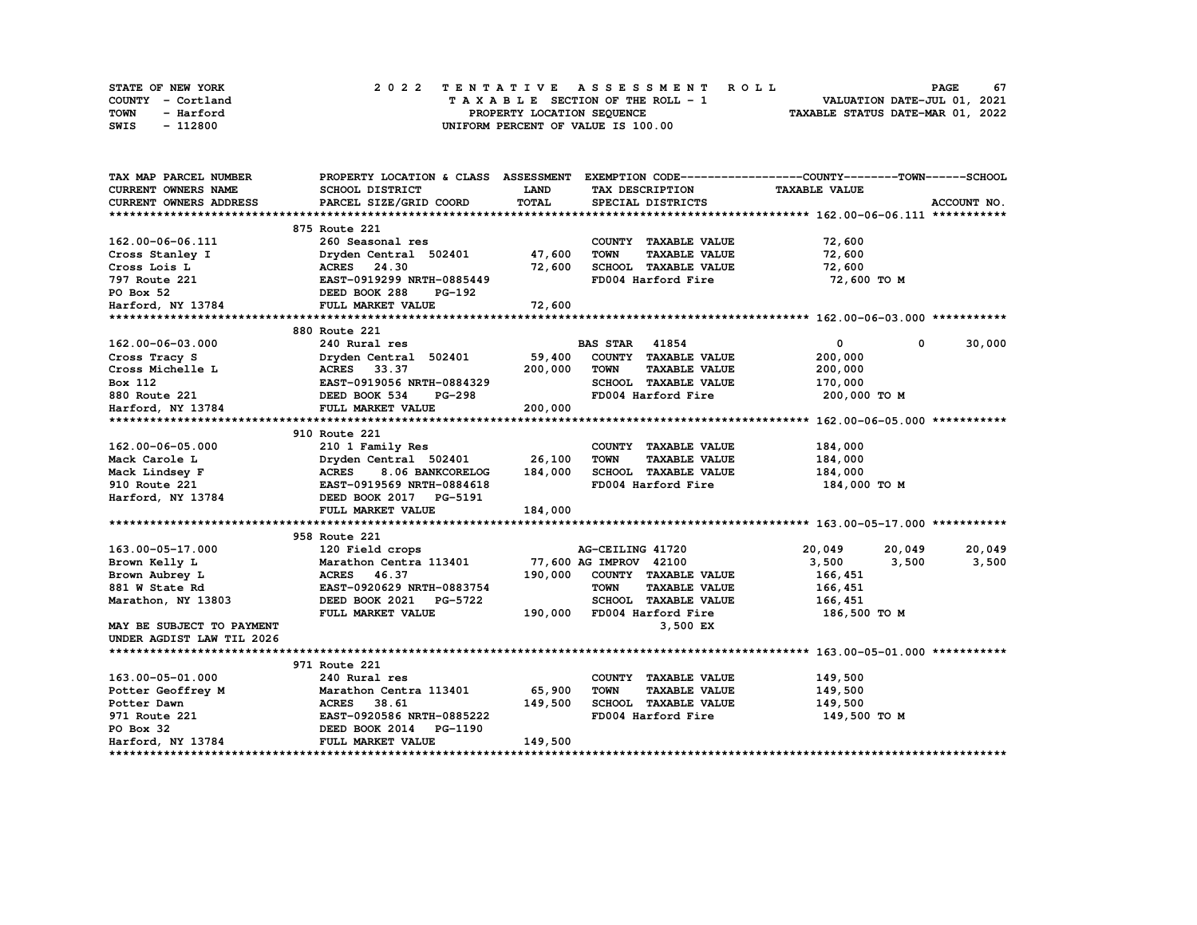STATE OF NEW YORK — COUNTY - Cortland — TOWN - Harford — SWIS - 112800

# 2022 TENTATIVE ASSESSMENT ROLL

TAXABLE SECTION OF THE ROLL - 1
PROPERTY LOCATION SEQUENCE
UNIFORM PERCENT OF VALUE IS 100.00

VALUATION DATE-JUL 01, 2021
TAXABLE STATUS DATE-MAR 01, 2022

| TAX MAP PARCEL NUMBER / CURRENT OWNERS NAME / CURRENT OWNERS ADDRESS | PROPERTY LOCATION & CLASS / SCHOOL DISTRICT / PARCEL SIZE/GRID COORD | ASSESSMENT LAND / TOTAL | EXEMPTION CODE / TAX DESCRIPTION / SPECIAL DISTRICTS | COUNTY TAXABLE VALUE | TOWN | SCHOOL | ACCOUNT NO. |
|---|---|---|---|---|---|---|---|
| **162.00-06-06.111** | 875 Route 221 | | | | | | |
| 162.00-06-06.111 | 260 Seasonal res | | COUNTY TAXABLE VALUE | 72,600 | | | |
| Cross Stanley I | Dryden Central 502401 | 47,600 | TOWN TAXABLE VALUE | 72,600 | | | |
| Cross Lois L | ACRES 24.30 | 72,600 | SCHOOL TAXABLE VALUE | 72,600 | | | |
| 797 Route 221 | EAST-0919299 NRTH-0885449 | | FD004 Harford Fire | 72,600 TO M | | | |
| PO Box 52 | DEED BOOK 288 PG-192 | | | | | | |
| Harford, NY 13784 | FULL MARKET VALUE | 72,600 | | | | | |
| **162.00-06-03.000** | 880 Route 221 | | | | | | |
| 162.00-06-03.000 | 240 Rural res | | BAS STAR 41854 | 0 | 0 | 30,000 | |
| Cross Tracy S | Dryden Central 502401 | 59,400 | COUNTY TAXABLE VALUE | 200,000 | | | |
| Cross Michelle L | ACRES 33.37 | 200,000 | TOWN TAXABLE VALUE | 200,000 | | | |
| Box 112 | EAST-0919056 NRTH-0884329 | | SCHOOL TAXABLE VALUE | 170,000 | | | |
| 880 Route 221 | DEED BOOK 534 PG-298 | | FD004 Harford Fire | 200,000 TO M | | | |
| Harford, NY 13784 | FULL MARKET VALUE | 200,000 | | | | | |
| **162.00-06-05.000** | 910 Route 221 | | | | | | |
| 162.00-06-05.000 | 210 1 Family Res | | COUNTY TAXABLE VALUE | 184,000 | | | |
| Mack Carole L | Dryden Central 502401 | 26,100 | TOWN TAXABLE VALUE | 184,000 | | | |
| Mack Lindsey F | ACRES 8.06 BANKCORELOG | 184,000 | SCHOOL TAXABLE VALUE | 184,000 | | | |
| 910 Route 221 | EAST-0919569 NRTH-0884618 | | FD004 Harford Fire | 184,000 TO M | | | |
| Harford, NY 13784 | DEED BOOK 2017 PG-5191 | | | | | | |
| | FULL MARKET VALUE | 184,000 | | | | | |
| **163.00-05-17.000** | 958 Route 221 | | | | | | |
| 163.00-05-17.000 | 120 Field crops | | AG-CEILING 41720 | 20,049 | 20,049 | 20,049 | |
| Brown Kelly L | Marathon Centra 113401 | 77,600 | AG IMPROV 42100 | 3,500 | 3,500 | 3,500 | |
| Brown Aubrey L | ACRES 46.37 | 190,000 | COUNTY TAXABLE VALUE | 166,451 | | | |
| 881 W State Rd | EAST-0920629 NRTH-0883754 | | TOWN TAXABLE VALUE | 166,451 | | | |
| Marathon, NY 13803 | DEED BOOK 2021 PG-5722 | | SCHOOL TAXABLE VALUE | 166,451 | | | |
| | FULL MARKET VALUE | 190,000 | FD004 Harford Fire | 186,500 TO M | | | |
| MAY BE SUBJECT TO PAYMENT | | | 3,500 EX | | | | |
| UNDER AGDIST LAW TIL 2026 | | | | | | | |
| **163.00-05-01.000** | 971 Route 221 | | | | | | |
| 163.00-05-01.000 | 240 Rural res | | COUNTY TAXABLE VALUE | 149,500 | | | |
| Potter Geoffrey M | Marathon Centra 113401 | 65,900 | TOWN TAXABLE VALUE | 149,500 | | | |
| Potter Dawn | ACRES 38.61 | 149,500 | SCHOOL TAXABLE VALUE | 149,500 | | | |
| 971 Route 221 | EAST-0920586 NRTH-0885222 | | FD004 Harford Fire | 149,500 TO M | | | |
| PO Box 32 | DEED BOOK 2014 PG-1190 | | | | | | |
| Harford, NY 13784 | FULL MARKET VALUE | 149,500 | | | | | |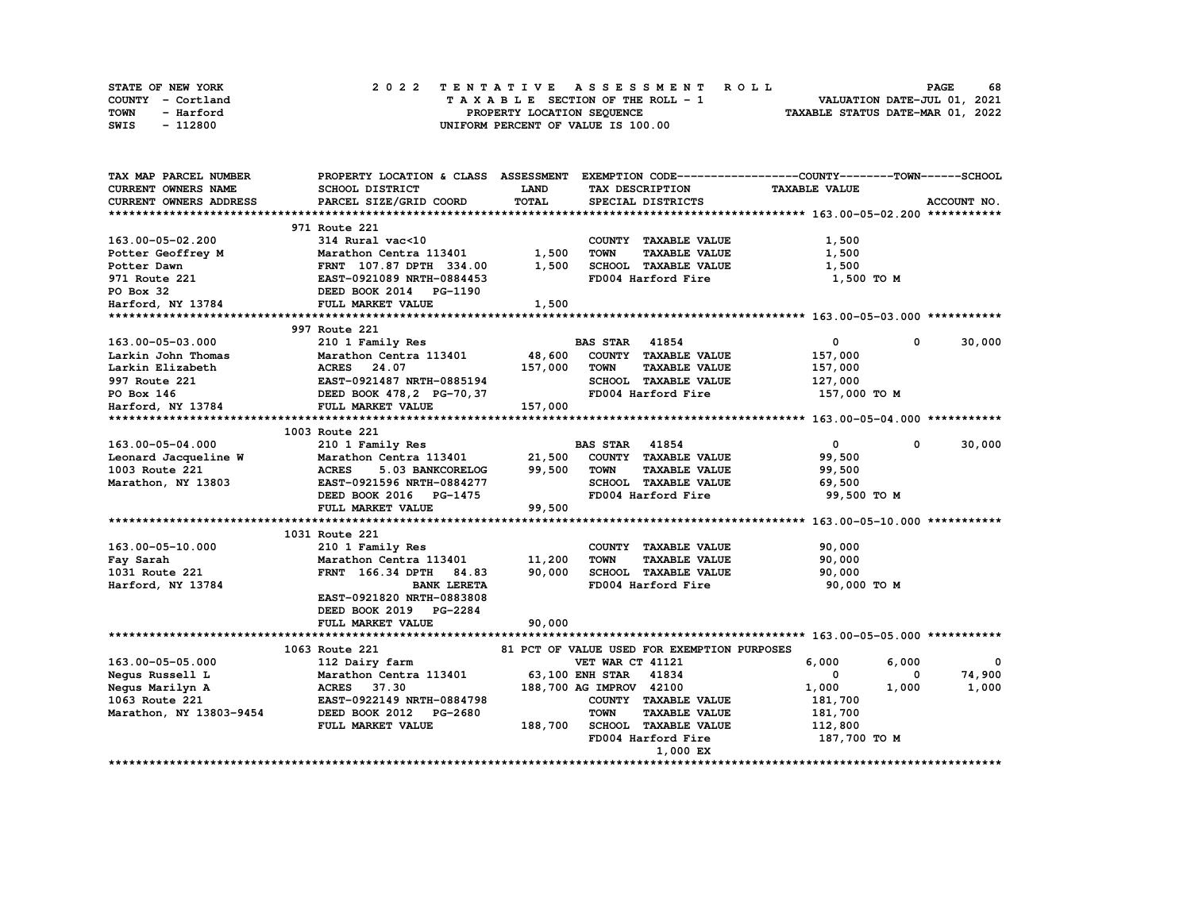STATE OF NEW YORK — COUNTY - Cortland — TOWN - Harford — SWIS - 112800

**2022 TENTATIVE ASSESSMENT ROLL**
TAXABLE SECTION OF THE ROLL - 1
PROPERTY LOCATION SEQUENCE
UNIFORM PERCENT OF VALUE IS 100.00

VALUATION DATE-JUL 01, 2021
TAXABLE STATUS DATE-MAR 01, 2022

| TAX MAP PARCEL NUMBER / CURRENT OWNERS NAME / CURRENT OWNERS ADDRESS | PROPERTY LOCATION & CLASS / SCHOOL DISTRICT / PARCEL SIZE/GRID COORD | ASSESSMENT LAND | ASSESSMENT TOTAL | EXEMPTION CODE / TAX DESCRIPTION / SPECIAL DISTRICTS | COUNTY | TOWN | SCHOOL |
|---|---|---|---|---|---|---|---|
| **163.00-05-02.200** | 971 Route 221 | | | | | | |
| 163.00-05-02.200 | 314 Rural vac<10 | | | COUNTY TAXABLE VALUE | 1,500 | | |
| Potter Geoffrey M | Marathon Centra 113401 | 1,500 | | TOWN TAXABLE VALUE | | 1,500 | |
| Potter Dawn | FRNT 107.87 DPTH 334.00 | | 1,500 | SCHOOL TAXABLE VALUE | | | 1,500 |
| 971 Route 221 | EAST-0921089 NRTH-0884453 | | | FD004 Harford Fire | 1,500 TO M | | |
| PO Box 32 | DEED BOOK 2014 PG-1190 | | | | | | |
| Harford, NY 13784 | FULL MARKET VALUE | | 1,500 | | | | |
| **163.00-05-03.000** | 997 Route 221 | | | | | | |
| 163.00-05-03.000 | 210 1 Family Res | | | BAS STAR 41854 | 0 | 0 | 30,000 |
| Larkin John Thomas | Marathon Centra 113401 | 48,600 | | COUNTY TAXABLE VALUE | 157,000 | | |
| Larkin Elizabeth | ACRES 24.07 | | 157,000 | TOWN TAXABLE VALUE | | 157,000 | |
| 997 Route 221 | EAST-0921487 NRTH-0885194 | | | SCHOOL TAXABLE VALUE | | | 127,000 |
| PO Box 146 | DEED BOOK 478,2 PG-70,37 | | | FD004 Harford Fire | 157,000 TO M | | |
| Harford, NY 13784 | FULL MARKET VALUE | | 157,000 | | | | |
| **163.00-05-04.000** | 1003 Route 221 | | | | | | |
| 163.00-05-04.000 | 210 1 Family Res | | | BAS STAR 41854 | 0 | 0 | 30,000 |
| Leonard Jacqueline W | Marathon Centra 113401 | 21,500 | | COUNTY TAXABLE VALUE | 99,500 | | |
| 1003 Route 221 | ACRES 5.03 BANKCORELOG | | 99,500 | TOWN TAXABLE VALUE | | 99,500 | |
| Marathon, NY 13803 | EAST-0921596 NRTH-0884277 | | | SCHOOL TAXABLE VALUE | | | 69,500 |
| | DEED BOOK 2016 PG-1475 | | | FD004 Harford Fire | 99,500 TO M | | |
| | FULL MARKET VALUE | | 99,500 | | | | |
| **163.00-05-10.000** | 1031 Route 221 | | | | | | |
| 163.00-05-10.000 | 210 1 Family Res | | | COUNTY TAXABLE VALUE | 90,000 | | |
| Fay Sarah | Marathon Centra 113401 | 11,200 | | TOWN TAXABLE VALUE | | 90,000 | |
| 1031 Route 221 | FRNT 166.34 DPTH 84.83 | | 90,000 | SCHOOL TAXABLE VALUE | | | 90,000 |
| Harford, NY 13784 | BANK LERETA | | | FD004 Harford Fire | 90,000 TO M | | |
| | EAST-0921820 NRTH-0883808 | | | | | | |
| | DEED BOOK 2019 PG-2284 | | | | | | |
| | FULL MARKET VALUE | | 90,000 | | | | |
| **163.00-05-05.000** | 1063 Route 221 | | | 81 PCT OF VALUE USED FOR EXEMPTION PURPOSES | | | |
| 163.00-05-05.000 | 112 Dairy farm | | | VET WAR CT 41121 | 6,000 | 6,000 | 0 |
| Negus Russell L | Marathon Centra 113401 | 63,100 | | ENH STAR 41834 | 0 | 0 | 74,900 |
| Negus Marilyn A | ACRES 37.30 | | 188,700 | AG IMPROV 42100 | 1,000 | 1,000 | 1,000 |
| 1063 Route 221 | EAST-0922149 NRTH-0884798 | | | COUNTY TAXABLE VALUE | 181,700 | | |
| Marathon, NY 13803-9454 | DEED BOOK 2012 PG-2680 | | | TOWN TAXABLE VALUE | | 181,700 | |
| | FULL MARKET VALUE | | 188,700 | SCHOOL TAXABLE VALUE | | | 112,800 |
| | | | | FD004 Harford Fire | 187,700 TO M | | |
| | | | | 1,000 EX | | | |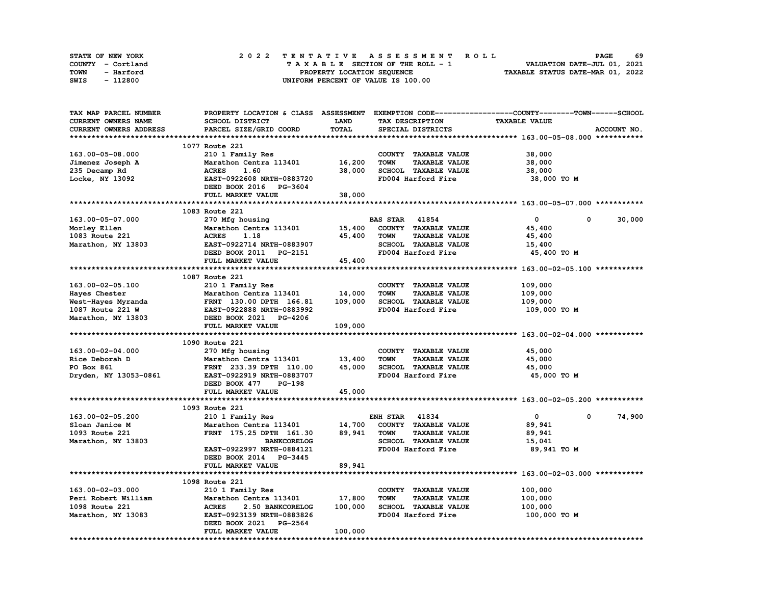STATE OF NEW YORK — COUNTY - Cortland — TOWN - Harford — SWIS - 112800

# 2022 TENTATIVE ASSESSMENT ROLL

TAXABLE SECTION OF THE ROLL - 1
PROPERTY LOCATION SEQUENCE
UNIFORM PERCENT OF VALUE IS 100.00

VALUATION DATE-JUL 01, 2021
TAXABLE STATUS DATE-MAR 01, 2022

| TAX MAP PARCEL NUMBER / CURRENT OWNERS NAME / CURRENT OWNERS ADDRESS | PROPERTY LOCATION & CLASS / SCHOOL DISTRICT / PARCEL SIZE/GRID COORD | ASSESSMENT LAND | TOTAL | EXEMPTION CODE / TAX DESCRIPTION / SPECIAL DISTRICTS | COUNTY TAXABLE VALUE | TOWN | SCHOOL | ACCOUNT NO. |
|---|---|---|---|---|---|---|---|---|
| **163.00-05-08.000** | 1077 Route 221 | | | | | | | |
| 163.00-05-08.000 | 210 1 Family Res | | | COUNTY TAXABLE VALUE | 38,000 | | | |
| Jimenez Joseph A | Marathon Centra 113401 | 16,200 | | TOWN TAXABLE VALUE | 38,000 | | | |
| 235 Decamp Rd | ACRES 1.60 | | 38,000 | SCHOOL TAXABLE VALUE | 38,000 | | | |
| Locke, NY 13092 | EAST-0922608 NRTH-0883720 | | | FD004 Harford Fire | 38,000 TO M | | | |
| | DEED BOOK 2016 PG-3604 | | | | | | | |
| | FULL MARKET VALUE | | 38,000 | | | | | |
| **163.00-05-07.000** | 1083 Route 221 | | | | | | | |
| 163.00-05-07.000 | 270 Mfg housing | | | BAS STAR 41854 | 0 | 0 | 30,000 | |
| Morley Ellen | Marathon Centra 113401 | 15,400 | | COUNTY TAXABLE VALUE | 45,400 | | | |
| 1083 Route 221 | ACRES 1.18 | | 45,400 | TOWN TAXABLE VALUE | 45,400 | | | |
| Marathon, NY 13803 | EAST-0922714 NRTH-0883907 | | | SCHOOL TAXABLE VALUE | 15,400 | | | |
| | DEED BOOK 2011 PG-2151 | | | FD004 Harford Fire | 45,400 TO M | | | |
| | FULL MARKET VALUE | | 45,400 | | | | | |
| **163.00-02-05.100** | 1087 Route 221 | | | | | | | |
| 163.00-02-05.100 | 210 1 Family Res | | | COUNTY TAXABLE VALUE | 109,000 | | | |
| Hayes Chester | Marathon Centra 113401 | 14,000 | | TOWN TAXABLE VALUE | 109,000 | | | |
| West-Hayes Myranda | FRNT 130.00 DPTH 166.81 | | 109,000 | SCHOOL TAXABLE VALUE | 109,000 | | | |
| 1087 Route 221 W | EAST-0922888 NRTH-0883992 | | | FD004 Harford Fire | 109,000 TO M | | | |
| Marathon, NY 13803 | DEED BOOK 2021 PG-4206 | | | | | | | |
| | FULL MARKET VALUE | | 109,000 | | | | | |
| **163.00-02-04.000** | 1090 Route 221 | | | | | | | |
| 163.00-02-04.000 | 270 Mfg housing | | | COUNTY TAXABLE VALUE | 45,000 | | | |
| Rice Deborah D | Marathon Centra 113401 | 13,400 | | TOWN TAXABLE VALUE | 45,000 | | | |
| PO Box 861 | FRNT 233.39 DPTH 110.00 | | 45,000 | SCHOOL TAXABLE VALUE | 45,000 | | | |
| Dryden, NY 13053-0861 | EAST-0922919 NRTH-0883707 | | | FD004 Harford Fire | 45,000 TO M | | | |
| | DEED BOOK 477 PG-198 | | | | | | | |
| | FULL MARKET VALUE | | 45,000 | | | | | |
| **163.00-02-05.200** | 1093 Route 221 | | | | | | | |
| 163.00-02-05.200 | 210 1 Family Res | | | ENH STAR 41834 | 0 | 0 | 74,900 | |
| Sloan Janice M | Marathon Centra 113401 | 14,700 | | COUNTY TAXABLE VALUE | 89,941 | | | |
| 1093 Route 221 | FRNT 175.25 DPTH 161.30 | | 89,941 | TOWN TAXABLE VALUE | 89,941 | | | |
| Marathon, NY 13803 | BANKCORELOG | | | SCHOOL TAXABLE VALUE | 15,041 | | | |
| | EAST-0922997 NRTH-0884121 | | | FD004 Harford Fire | 89,941 TO M | | | |
| | DEED BOOK 2014 PG-3445 | | | | | | | |
| | FULL MARKET VALUE | | 89,941 | | | | | |
| **163.00-02-03.000** | 1098 Route 221 | | | | | | | |
| 163.00-02-03.000 | 210 1 Family Res | | | COUNTY TAXABLE VALUE | 100,000 | | | |
| Peri Robert William | Marathon Centra 113401 | 17,800 | | TOWN TAXABLE VALUE | 100,000 | | | |
| 1098 Route 221 | ACRES 2.50 BANKCORELOG | | 100,000 | SCHOOL TAXABLE VALUE | 100,000 | | | |
| Marathon, NY 13083 | EAST-0923139 NRTH-0883826 | | | FD004 Harford Fire | 100,000 TO M | | | |
| | DEED BOOK 2021 PG-2564 | | | | | | | |
| | FULL MARKET VALUE | | 100,000 | | | | | |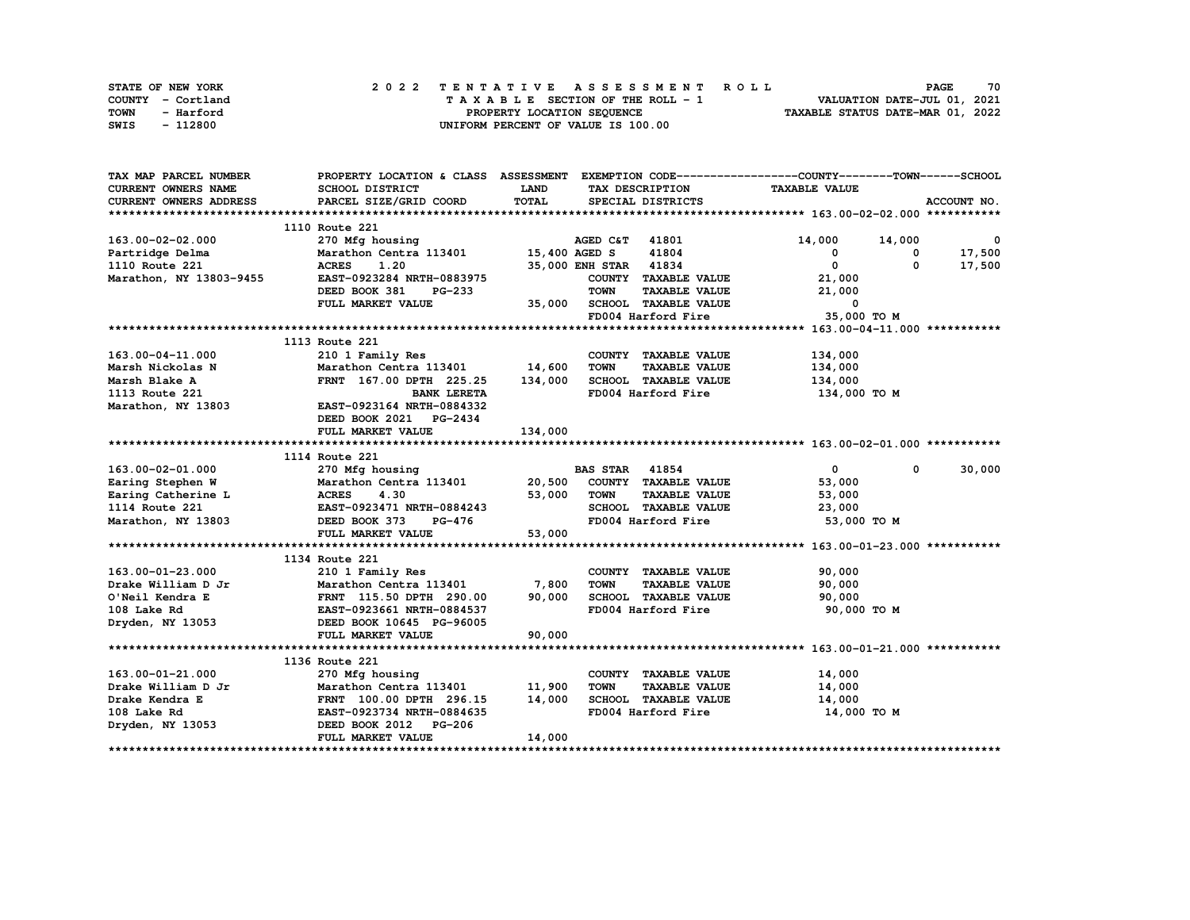STATE OF NEW YORK
COUNTY - Cortland
TOWN - Harford
SWIS - 112800

# 2022 TENTATIVE ASSESSMENT ROLL
TAXABLE SECTION OF THE ROLL - 1
PROPERTY LOCATION SEQUENCE
UNIFORM PERCENT OF VALUE IS 100.00

VALUATION DATE-JUL 01, 2021
TAXABLE STATUS DATE-MAR 01, 2022

| TAX MAP PARCEL NUMBER / CURRENT OWNERS NAME / CURRENT OWNERS ADDRESS | PROPERTY LOCATION & CLASS / SCHOOL DISTRICT / PARCEL SIZE/GRID COORD | ASSESSMENT LAND | TOTAL | EXEMPTION CODE / TAX DESCRIPTION / SPECIAL DISTRICTS | COUNTY TAXABLE VALUE | TOWN | SCHOOL |
|---|---|---|---|---|---|---|---|
| **163.00-02-02.000** | 1110 Route 221 | | | | | | |
| 163.00-02-02.000 | 270 Mfg housing | | | AGED C&T 41801 | 14,000 | 14,000 | 0 |
| Partridge Delma | Marathon Centra 113401 | 15,400 | | AGED S 41804 | 0 | 0 | 17,500 |
| 1110 Route 221 | ACRES 1.20 | | 35,000 | ENH STAR 41834 | 0 | 0 | 17,500 |
| Marathon, NY 13803-9455 | EAST-0923284 NRTH-0883975 | | | COUNTY TAXABLE VALUE | 21,000 | | |
| | DEED BOOK 381 PG-233 | | | TOWN TAXABLE VALUE | 21,000 | | |
| | FULL MARKET VALUE | | 35,000 | SCHOOL TAXABLE VALUE | 0 | | |
| | | | | FD004 Harford Fire | 35,000 TO M | | |
| **163.00-04-11.000** | 1113 Route 221 | | | | | | |
| 163.00-04-11.000 | 210 1 Family Res | | | COUNTY TAXABLE VALUE | 134,000 | | |
| Marsh Nickolas N | Marathon Centra 113401 | 14,600 | | TOWN TAXABLE VALUE | 134,000 | | |
| Marsh Blake A | FRNT 167.00 DPTH 225.25 | | 134,000 | SCHOOL TAXABLE VALUE | 134,000 | | |
| 1113 Route 221 | BANK LERETA | | | FD004 Harford Fire | 134,000 TO M | | |
| Marathon, NY 13803 | EAST-0923164 NRTH-0884332 | | | | | | |
| | DEED BOOK 2021 PG-2434 | | | | | | |
| | FULL MARKET VALUE | | 134,000 | | | | |
| **163.00-02-01.000** | 1114 Route 221 | | | | | | |
| 163.00-02-01.000 | 270 Mfg housing | | | BAS STAR 41854 | 0 | 0 | 30,000 |
| Earing Stephen W | Marathon Centra 113401 | 20,500 | | COUNTY TAXABLE VALUE | 53,000 | | |
| Earing Catherine L | ACRES 4.30 | | 53,000 | TOWN TAXABLE VALUE | 53,000 | | |
| 1114 Route 221 | EAST-0923471 NRTH-0884243 | | | SCHOOL TAXABLE VALUE | 23,000 | | |
| Marathon, NY 13803 | DEED BOOK 373 PG-476 | | | FD004 Harford Fire | 53,000 TO M | | |
| | FULL MARKET VALUE | | 53,000 | | | | |
| **163.00-01-23.000** | 1134 Route 221 | | | | | | |
| 163.00-01-23.000 | 210 1 Family Res | | | COUNTY TAXABLE VALUE | 90,000 | | |
| Drake William D Jr | Marathon Centra 113401 | 7,800 | | TOWN TAXABLE VALUE | 90,000 | | |
| O'Neil Kendra E | FRNT 115.50 DPTH 290.00 | | 90,000 | SCHOOL TAXABLE VALUE | 90,000 | | |
| 108 Lake Rd | EAST-0923661 NRTH-0884537 | | | FD004 Harford Fire | 90,000 TO M | | |
| Dryden, NY 13053 | DEED BOOK 10645 PG-96005 | | | | | | |
| | FULL MARKET VALUE | | 90,000 | | | | |
| **163.00-01-21.000** | 1136 Route 221 | | | | | | |
| 163.00-01-21.000 | 270 Mfg housing | | | COUNTY TAXABLE VALUE | 14,000 | | |
| Drake William D Jr | Marathon Centra 113401 | 11,900 | | TOWN TAXABLE VALUE | 14,000 | | |
| Drake Kendra E | FRNT 100.00 DPTH 296.15 | | 14,000 | SCHOOL TAXABLE VALUE | 14,000 | | |
| 108 Lake Rd | EAST-0923734 NRTH-0884635 | | | FD004 Harford Fire | 14,000 TO M | | |
| Dryden, NY 13053 | DEED BOOK 2012 PG-206 | | | | | | |
| | FULL MARKET VALUE | | 14,000 | | | | |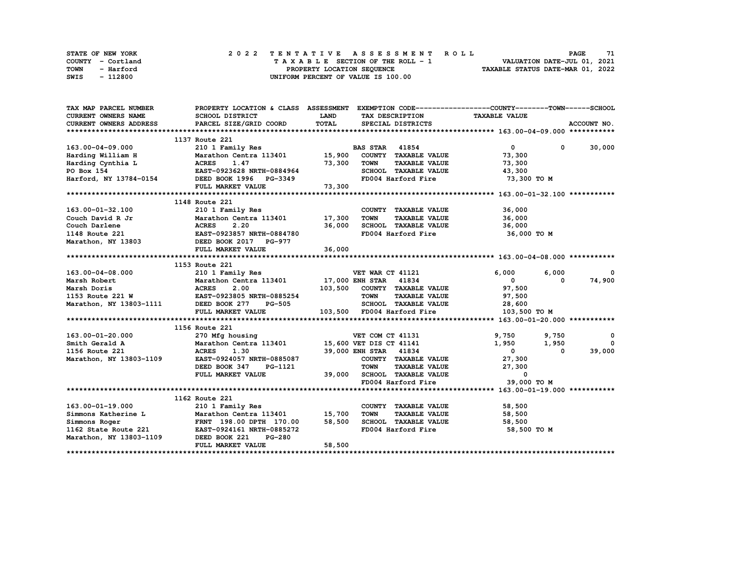STATE OF NEW YORK
COUNTY - Cortland
TOWN - Harford
SWIS - 112800

2022 TENTATIVE ASSESSMENT ROLL
TAXABLE SECTION OF THE ROLL - 1
PROPERTY LOCATION SEQUENCE
UNIFORM PERCENT OF VALUE IS 100.00

VALUATION DATE-JUL 01, 2021
TAXABLE STATUS DATE-MAR 01, 2022

| TAX MAP PARCEL NUMBER / CURRENT OWNERS NAME / CURRENT OWNERS ADDRESS | PROPERTY LOCATION & CLASS / SCHOOL DISTRICT / PARCEL SIZE/GRID COORD | ASSESSMENT LAND | TOTAL | EXEMPTION CODE / TAX DESCRIPTION / SPECIAL DISTRICTS | COUNTY TAXABLE VALUE | TOWN | SCHOOL / ACCOUNT NO. |
|---|---|---|---|---|---|---|---|
| **163.00-04-09.000** | 1137 Route 221 | | | | | | |
| 163.00-04-09.000 | 210 1 Family Res | | | BAS STAR 41854 | 0 | 0 | 30,000 |
| Harding William H | Marathon Centra 113401 | 15,900 | | COUNTY TAXABLE VALUE | 73,300 | | |
| Harding Cynthia L | ACRES 1.47 | | 73,300 | TOWN TAXABLE VALUE | 73,300 | | |
| PO Box 154 | EAST-0923628 NRTH-0884964 | | | SCHOOL TAXABLE VALUE | 43,300 | | |
| Harford, NY 13784-0154 | DEED BOOK 1996 PG-3349 | | | FD004 Harford Fire | 73,300 TO M | | |
| | FULL MARKET VALUE | | 73,300 | | | | |
| **163.00-01-32.100** | 1148 Route 221 | | | | | | |
| 163.00-01-32.100 | 210 1 Family Res | | | COUNTY TAXABLE VALUE | 36,000 | | |
| Couch David R Jr | Marathon Centra 113401 | 17,300 | | TOWN TAXABLE VALUE | 36,000 | | |
| Couch Darlene | ACRES 2.20 | | 36,000 | SCHOOL TAXABLE VALUE | 36,000 | | |
| 1148 Route 221 | EAST-0923857 NRTH-0884780 | | | FD004 Harford Fire | 36,000 TO M | | |
| Marathon, NY 13803 | DEED BOOK 2017 PG-977 | | | | | | |
| | FULL MARKET VALUE | | 36,000 | | | | |
| **163.00-04-08.000** | 1153 Route 221 | | | | | | |
| 163.00-04-08.000 | 210 1 Family Res | | | VET WAR CT 41121 | 6,000 | 6,000 | 0 |
| Marsh Robert | Marathon Centra 113401 | 17,000 | | ENH STAR 41834 | 0 | 0 | 74,900 |
| Marsh Doris | ACRES 2.00 | | 103,500 | COUNTY TAXABLE VALUE | 97,500 | | |
| 1153 Route 221 W | EAST-0923805 NRTH-0885254 | | | TOWN TAXABLE VALUE | 97,500 | | |
| Marathon, NY 13803-1111 | DEED BOOK 277 PG-505 | | | SCHOOL TAXABLE VALUE | 28,600 | | |
| | FULL MARKET VALUE | | 103,500 | FD004 Harford Fire | 103,500 TO M | | |
| **163.00-01-20.000** | 1156 Route 221 | | | | | | |
| 163.00-01-20.000 | 270 Mfg housing | | | VET COM CT 41131 | 9,750 | 9,750 | 0 |
| Smith Gerald A | Marathon Centra 113401 | 15,600 | | VET DIS CT 41141 | 1,950 | 1,950 | 0 |
| 1156 Route 221 | ACRES 1.30 | | 39,000 | ENH STAR 41834 | 0 | 0 | 39,000 |
| Marathon, NY 13803-1109 | EAST-0924057 NRTH-0885087 | | | COUNTY TAXABLE VALUE | 27,300 | | |
| | DEED BOOK 347 PG-1121 | | | TOWN TAXABLE VALUE | 27,300 | | |
| | FULL MARKET VALUE | | 39,000 | SCHOOL TAXABLE VALUE | 0 | | |
| | | | | FD004 Harford Fire | 39,000 TO M | | |
| **163.00-01-19.000** | 1162 Route 221 | | | | | | |
| 163.00-01-19.000 | 210 1 Family Res | | | COUNTY TAXABLE VALUE | 58,500 | | |
| Simmons Katherine L | Marathon Centra 113401 | 15,700 | | TOWN TAXABLE VALUE | 58,500 | | |
| Simmons Roger | FRNT 198.00 DPTH 170.00 | | 58,500 | SCHOOL TAXABLE VALUE | 58,500 | | |
| 1162 State Route 221 | EAST-0924161 NRTH-0885272 | | | FD004 Harford Fire | 58,500 TO M | | |
| Marathon, NY 13803-1109 | DEED BOOK 221 PG-280 | | | | | | |
| | FULL MARKET VALUE | | 58,500 | | | | |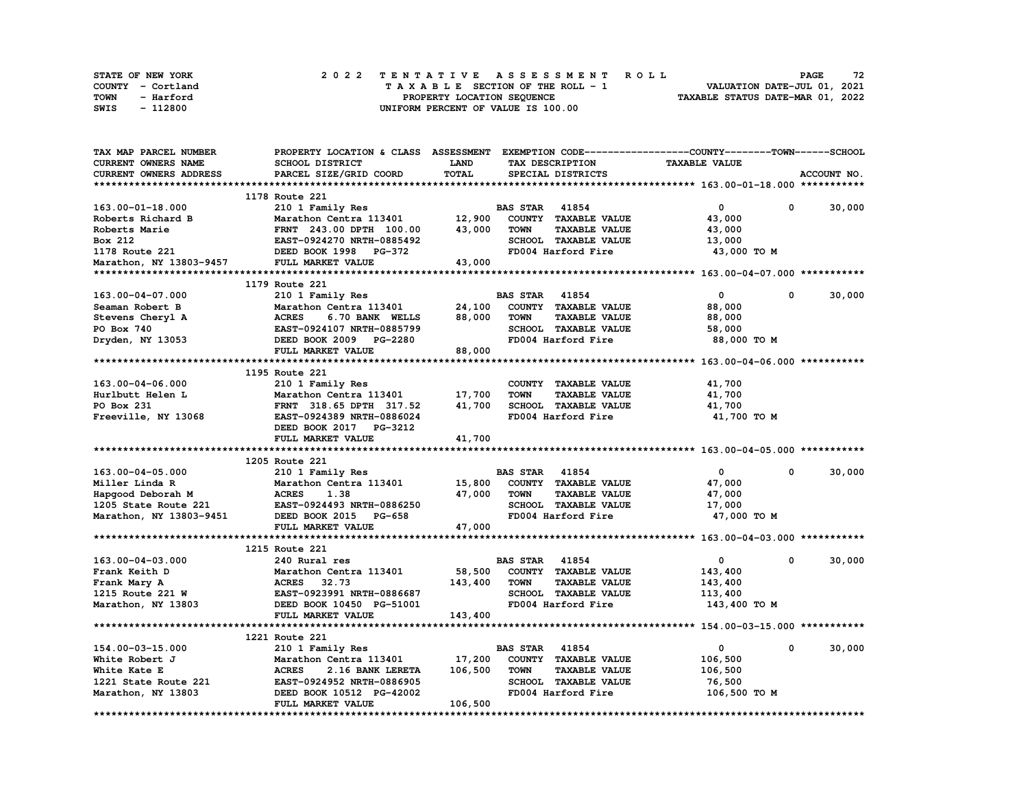STATE OF NEW YORK | COUNTY - Cortland | TOWN - Harford | SWIS - 112800

# 2022 TENTATIVE ASSESSMENT ROLL

TAXABLE SECTION OF THE ROLL - 1
PROPERTY LOCATION SEQUENCE
UNIFORM PERCENT OF VALUE IS 100.00

VALUATION DATE-JUL 01, 2021
TAXABLE STATUS DATE-MAR 01, 2022

| TAX MAP PARCEL NUMBER / CURRENT OWNERS NAME / CURRENT OWNERS ADDRESS | PROPERTY LOCATION & CLASS / SCHOOL DISTRICT / PARCEL SIZE/GRID COORD | ASSESSMENT LAND | TOTAL | EXEMPTION CODE / TAX DESCRIPTION / SPECIAL DISTRICTS | COUNTY | TOWN | SCHOOL / TAXABLE VALUE |
|---|---|---|---|---|---|---|---|
| **163.00-01-18.000** | 1178 Route 221 | | | | | | |
| 163.00-01-18.000 | 210 1 Family Res | | | BAS STAR 41854 | 0 | 0 | 30,000 |
| Roberts Richard B | Marathon Centra 113401 | 12,900 | | COUNTY TAXABLE VALUE | 43,000 | | |
| Roberts Marie | FRNT 243.00 DPTH 100.00 | | 43,000 | TOWN TAXABLE VALUE | | 43,000 | |
| Box 212 | EAST-0924270 NRTH-0885492 | | | SCHOOL TAXABLE VALUE | | | 13,000 |
| 1178 Route 221 | DEED BOOK 1998 PG-372 | | | FD004 Harford Fire | 43,000 TO M | | |
| Marathon, NY 13803-9457 | FULL MARKET VALUE | | 43,000 | | | | |
| **163.00-04-07.000** | 1179 Route 221 | | | | | | |
| 163.00-04-07.000 | 210 1 Family Res | | | BAS STAR 41854 | 0 | 0 | 30,000 |
| Seaman Robert B | Marathon Centra 113401 | 24,100 | | COUNTY TAXABLE VALUE | 88,000 | | |
| Stevens Cheryl A | ACRES 6.70 BANK WELLS | | 88,000 | TOWN TAXABLE VALUE | | 88,000 | |
| PO Box 740 | EAST-0924107 NRTH-0885799 | | | SCHOOL TAXABLE VALUE | | | 58,000 |
| Dryden, NY 13053 | DEED BOOK 2009 PG-2280 | | | FD004 Harford Fire | 88,000 TO M | | |
| | FULL MARKET VALUE | | 88,000 | | | | |
| **163.00-04-06.000** | 1195 Route 221 | | | | | | |
| 163.00-04-06.000 | 210 1 Family Res | | | COUNTY TAXABLE VALUE | 41,700 | | |
| Hurlbutt Helen L | Marathon Centra 113401 | 17,700 | | TOWN TAXABLE VALUE | | 41,700 | |
| PO Box 231 | FRNT 318.65 DPTH 317.52 | | 41,700 | SCHOOL TAXABLE VALUE | | | 41,700 |
| Freeville, NY 13068 | EAST-0924389 NRTH-0886024 | | | FD004 Harford Fire | 41,700 TO M | | |
| | DEED BOOK 2017 PG-3212 | | | | | | |
| | FULL MARKET VALUE | | 41,700 | | | | |
| **163.00-04-05.000** | 1205 Route 221 | | | | | | |
| 163.00-04-05.000 | 210 1 Family Res | | | BAS STAR 41854 | 0 | 0 | 30,000 |
| Miller Linda R | Marathon Centra 113401 | 15,800 | | COUNTY TAXABLE VALUE | 47,000 | | |
| Hapgood Deborah M | ACRES 1.38 | | 47,000 | TOWN TAXABLE VALUE | | 47,000 | |
| 1205 State Route 221 | EAST-0924493 NRTH-0886250 | | | SCHOOL TAXABLE VALUE | | | 17,000 |
| Marathon, NY 13803-9451 | DEED BOOK 2015 PG-658 | | | FD004 Harford Fire | 47,000 TO M | | |
| | FULL MARKET VALUE | | 47,000 | | | | |
| **163.00-04-03.000** | 1215 Route 221 | | | | | | |
| 163.00-04-03.000 | 240 Rural res | | | BAS STAR 41854 | 0 | 0 | 30,000 |
| Frank Keith D | Marathon Centra 113401 | 58,500 | | COUNTY TAXABLE VALUE | 143,400 | | |
| Frank Mary A | ACRES 32.73 | | 143,400 | TOWN TAXABLE VALUE | | 143,400 | |
| 1215 Route 221 W | EAST-0923991 NRTH-0886687 | | | SCHOOL TAXABLE VALUE | | | 113,400 |
| Marathon, NY 13803 | DEED BOOK 10450 PG-51001 | | | FD004 Harford Fire | 143,400 TO M | | |
| | FULL MARKET VALUE | | 143,400 | | | | |
| **154.00-03-15.000** | 1221 Route 221 | | | | | | |
| 154.00-03-15.000 | 210 1 Family Res | | | BAS STAR 41854 | 0 | 0 | 30,000 |
| White Robert J | Marathon Centra 113401 | 17,200 | | COUNTY TAXABLE VALUE | 106,500 | | |
| White Kate E | ACRES 2.16 BANK LERETA | | 106,500 | TOWN TAXABLE VALUE | | 106,500 | |
| 1221 State Route 221 | EAST-0924952 NRTH-0886905 | | | SCHOOL TAXABLE VALUE | | | 76,500 |
| Marathon, NY 13803 | DEED BOOK 10512 PG-42002 | | | FD004 Harford Fire | 106,500 TO M | | |
| | FULL MARKET VALUE | | 106,500 | | | | |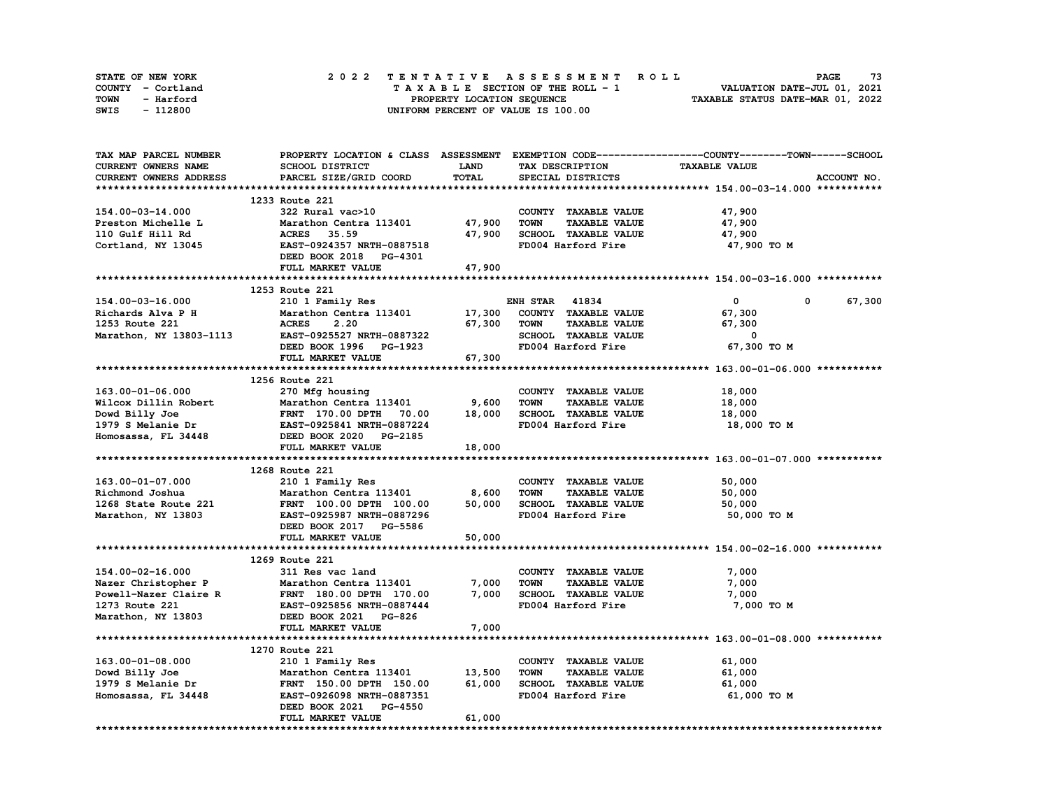STATE OF NEW YORK
COUNTY - Cortland
TOWN - Harford
SWIS - 112800

2022 TENTATIVE ASSESSMENT ROLL
TAXABLE SECTION OF THE ROLL - 1
PROPERTY LOCATION SEQUENCE
UNIFORM PERCENT OF VALUE IS 100.00

VALUATION DATE-JUL 01, 2021
TAXABLE STATUS DATE-MAR 01, 2022

| TAX MAP PARCEL NUMBER / CURRENT OWNERS NAME / CURRENT OWNERS ADDRESS | PROPERTY LOCATION & CLASS / SCHOOL DISTRICT / PARCEL SIZE/GRID COORD | ASSESSMENT LAND | TOTAL | EXEMPTION CODE / TAX DESCRIPTION / SPECIAL DISTRICTS | COUNTY | TOWN | SCHOOL / TAXABLE VALUE |
|---|---|---|---|---|---|---|---|
| **154.00-03-14.000** | 1233 Route 221 | | | | | | |
| 154.00-03-14.000 | 322 Rural vac>10 | | | COUNTY TAXABLE VALUE | 47,900 | | |
| Preston Michelle L | Marathon Centra 113401 | 47,900 | | TOWN TAXABLE VALUE | | 47,900 | |
| 110 Gulf Hill Rd | ACRES 35.59 | | 47,900 | SCHOOL TAXABLE VALUE | | | 47,900 |
| Cortland, NY 13045 | EAST-0924357 NRTH-0887518 | | | FD004 Harford Fire | 47,900 TO M | | |
| | DEED BOOK 2018 PG-4301 | | | | | | |
| | FULL MARKET VALUE | | 47,900 | | | | |
| **154.00-03-16.000** | 1253 Route 221 | | | | | | |
| 154.00-03-16.000 | 210 1 Family Res | | | ENH STAR 41834 | 0 | 0 | 67,300 |
| Richards Alva P H | Marathon Centra 113401 | 17,300 | | COUNTY TAXABLE VALUE | 67,300 | | |
| 1253 Route 221 | ACRES 2.20 | | 67,300 | TOWN TAXABLE VALUE | | 67,300 | |
| Marathon, NY 13803-1113 | EAST-0925527 NRTH-0887322 | | | SCHOOL TAXABLE VALUE | | | 0 |
| | DEED BOOK 1996 PG-1923 | | | FD004 Harford Fire | 67,300 TO M | | |
| | FULL MARKET VALUE | | 67,300 | | | | |
| **163.00-01-06.000** | 1256 Route 221 | | | | | | |
| 163.00-01-06.000 | 270 Mfg housing | | | COUNTY TAXABLE VALUE | 18,000 | | |
| Wilcox Dillin Robert | Marathon Centra 113401 | 9,600 | | TOWN TAXABLE VALUE | | 18,000 | |
| Dowd Billy Joe | FRNT 170.00 DPTH 70.00 | | 18,000 | SCHOOL TAXABLE VALUE | | | 18,000 |
| 1979 S Melanie Dr | EAST-0925841 NRTH-0887224 | | | FD004 Harford Fire | 18,000 TO M | | |
| Homosassa, FL 34448 | DEED BOOK 2020 PG-2185 | | | | | | |
| | FULL MARKET VALUE | | 18,000 | | | | |
| **163.00-01-07.000** | 1268 Route 221 | | | | | | |
| 163.00-01-07.000 | 210 1 Family Res | | | COUNTY TAXABLE VALUE | 50,000 | | |
| Richmond Joshua | Marathon Centra 113401 | 8,600 | | TOWN TAXABLE VALUE | | 50,000 | |
| 1268 State Route 221 | FRNT 100.00 DPTH 100.00 | | 50,000 | SCHOOL TAXABLE VALUE | | | 50,000 |
| Marathon, NY 13803 | EAST-0925987 NRTH-0887296 | | | FD004 Harford Fire | 50,000 TO M | | |
| | DEED BOOK 2017 PG-5586 | | | | | | |
| | FULL MARKET VALUE | | 50,000 | | | | |
| **154.00-02-16.000** | 1269 Route 221 | | | | | | |
| 154.00-02-16.000 | 311 Res vac land | | | COUNTY TAXABLE VALUE | 7,000 | | |
| Nazer Christopher P | Marathon Centra 113401 | 7,000 | | TOWN TAXABLE VALUE | | 7,000 | |
| Powell-Nazer Claire R | FRNT 180.00 DPTH 170.00 | | 7,000 | SCHOOL TAXABLE VALUE | | | 7,000 |
| 1273 Route 221 | EAST-0925856 NRTH-0887444 | | | FD004 Harford Fire | 7,000 TO M | | |
| Marathon, NY 13803 | DEED BOOK 2021 PG-826 | | | | | | |
| | FULL MARKET VALUE | | 7,000 | | | | |
| **163.00-01-08.000** | 1270 Route 221 | | | | | | |
| 163.00-01-08.000 | 210 1 Family Res | | | COUNTY TAXABLE VALUE | 61,000 | | |
| Dowd Billy Joe | Marathon Centra 113401 | 13,500 | | TOWN TAXABLE VALUE | | 61,000 | |
| 1979 S Melanie Dr | FRNT 150.00 DPTH 150.00 | | 61,000 | SCHOOL TAXABLE VALUE | | | 61,000 |
| Homosassa, FL 34448 | EAST-0926098 NRTH-0887351 | | | FD004 Harford Fire | 61,000 TO M | | |
| | DEED BOOK 2021 PG-4550 | | | | | | |
| | FULL MARKET VALUE | | 61,000 | | | | |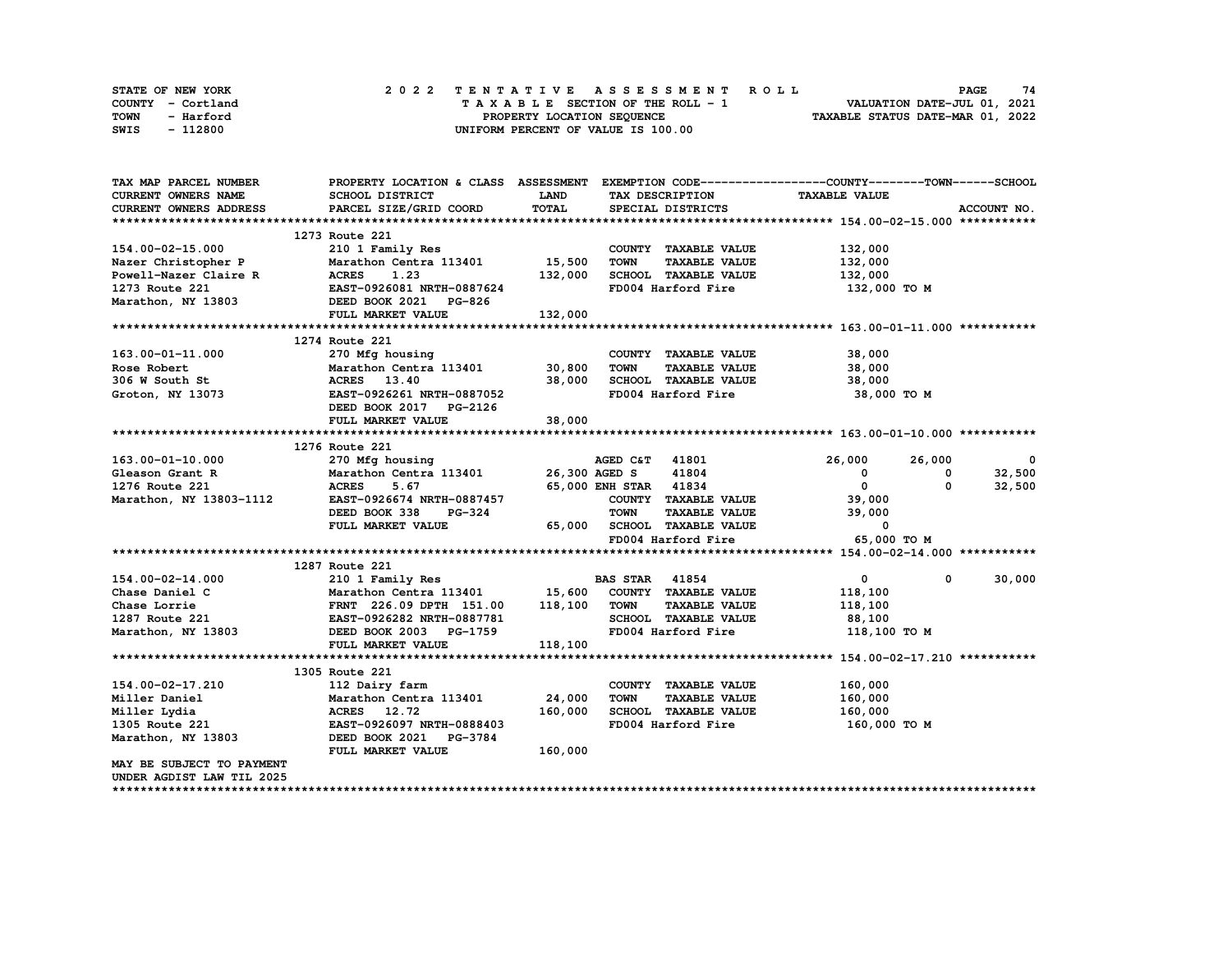STATE OF NEW YORK
COUNTY - Cortland
TOWN - Harford
SWIS - 112800

# 2022 TENTATIVE ASSESSMENT ROLL

TAXABLE SECTION OF THE ROLL - 1
PROPERTY LOCATION SEQUENCE
UNIFORM PERCENT OF VALUE IS 100.00

VALUATION DATE-JUL 01, 2021
TAXABLE STATUS DATE-MAR 01, 2022

| TAX MAP PARCEL NUMBER<br>CURRENT OWNERS NAME<br>CURRENT OWNERS ADDRESS | PROPERTY LOCATION & CLASS<br>SCHOOL DISTRICT<br>PARCEL SIZE/GRID COORD | ASSESSMENT<br>LAND<br>TOTAL | EXEMPTION CODE<br>TAX DESCRIPTION<br>SPECIAL DISTRICTS | COUNTY<br>TAXABLE VALUE | TOWN | SCHOOL<br>ACCOUNT NO. |
|---|---|---|---|---|---|---|
| **154.00-02-15.000** | 1273 Route 221 | | | | | |
| 154.00-02-15.000 | 210 1 Family Res | | COUNTY TAXABLE VALUE | 132,000 | | |
| Nazer Christopher P | Marathon Centra 113401 | 15,500 | TOWN TAXABLE VALUE | 132,000 | | |
| Powell-Nazer Claire R | ACRES 1.23 | 132,000 | SCHOOL TAXABLE VALUE | 132,000 | | |
| 1273 Route 221 | EAST-0926081 NRTH-0887624 | | FD004 Harford Fire | 132,000 TO M | | |
| Marathon, NY 13803 | DEED BOOK 2021 PG-826 | | | | | |
| | FULL MARKET VALUE | 132,000 | | | | |
| **163.00-01-11.000** | 1274 Route 221 | | | | | |
| 163.00-01-11.000 | 270 Mfg housing | | COUNTY TAXABLE VALUE | 38,000 | | |
| Rose Robert | Marathon Centra 113401 | 30,800 | TOWN TAXABLE VALUE | 38,000 | | |
| 306 W South St | ACRES 13.40 | 38,000 | SCHOOL TAXABLE VALUE | 38,000 | | |
| Groton, NY 13073 | EAST-0926261 NRTH-0887052 | | FD004 Harford Fire | 38,000 TO M | | |
| | DEED BOOK 2017 PG-2126 | | | | | |
| | FULL MARKET VALUE | 38,000 | | | | |
| **163.00-01-10.000** | 1276 Route 221 | | | | | |
| 163.00-01-10.000 | 270 Mfg housing | | AGED C&T 41801 | 26,000 | 26,000 | 0 |
| Gleason Grant R | Marathon Centra 113401 | 26,300 | AGED S 41804 | 0 | 0 | 32,500 |
| 1276 Route 221 | ACRES 5.67 | 65,000 | ENH STAR 41834 | 0 | 0 | 32,500 |
| Marathon, NY 13803-1112 | EAST-0926674 NRTH-0887457 | | COUNTY TAXABLE VALUE | 39,000 | | |
| | DEED BOOK 338 PG-324 | | TOWN TAXABLE VALUE | 39,000 | | |
| | FULL MARKET VALUE | 65,000 | SCHOOL TAXABLE VALUE | 0 | | |
| | | | FD004 Harford Fire | 65,000 TO M | | |
| **154.00-02-14.000** | 1287 Route 221 | | | | | |
| 154.00-02-14.000 | 210 1 Family Res | | BAS STAR 41854 | 0 | 0 | 30,000 |
| Chase Daniel C | Marathon Centra 113401 | 15,600 | COUNTY TAXABLE VALUE | 118,100 | | |
| Chase Lorrie | FRNT 226.09 DPTH 151.00 | 118,100 | TOWN TAXABLE VALUE | 118,100 | | |
| 1287 Route 221 | EAST-0926282 NRTH-0887781 | | SCHOOL TAXABLE VALUE | 88,100 | | |
| Marathon, NY 13803 | DEED BOOK 2003 PG-1759 | | FD004 Harford Fire | 118,100 TO M | | |
| | FULL MARKET VALUE | 118,100 | | | | |
| **154.00-02-17.210** | 1305 Route 221 | | | | | |
| 154.00-02-17.210 | 112 Dairy farm | | COUNTY TAXABLE VALUE | 160,000 | | |
| Miller Daniel | Marathon Centra 113401 | 24,000 | TOWN TAXABLE VALUE | 160,000 | | |
| Miller Lydia | ACRES 12.72 | 160,000 | SCHOOL TAXABLE VALUE | 160,000 | | |
| 1305 Route 221 | EAST-0926097 NRTH-0888403 | | FD004 Harford Fire | 160,000 TO M | | |
| Marathon, NY 13803 | DEED BOOK 2021 PG-3784 | | | | | |
| | FULL MARKET VALUE | 160,000 | | | | |
| MAY BE SUBJECT TO PAYMENT | | | | | | |
| UNDER AGDIST LAW TIL 2025 | | | | | | |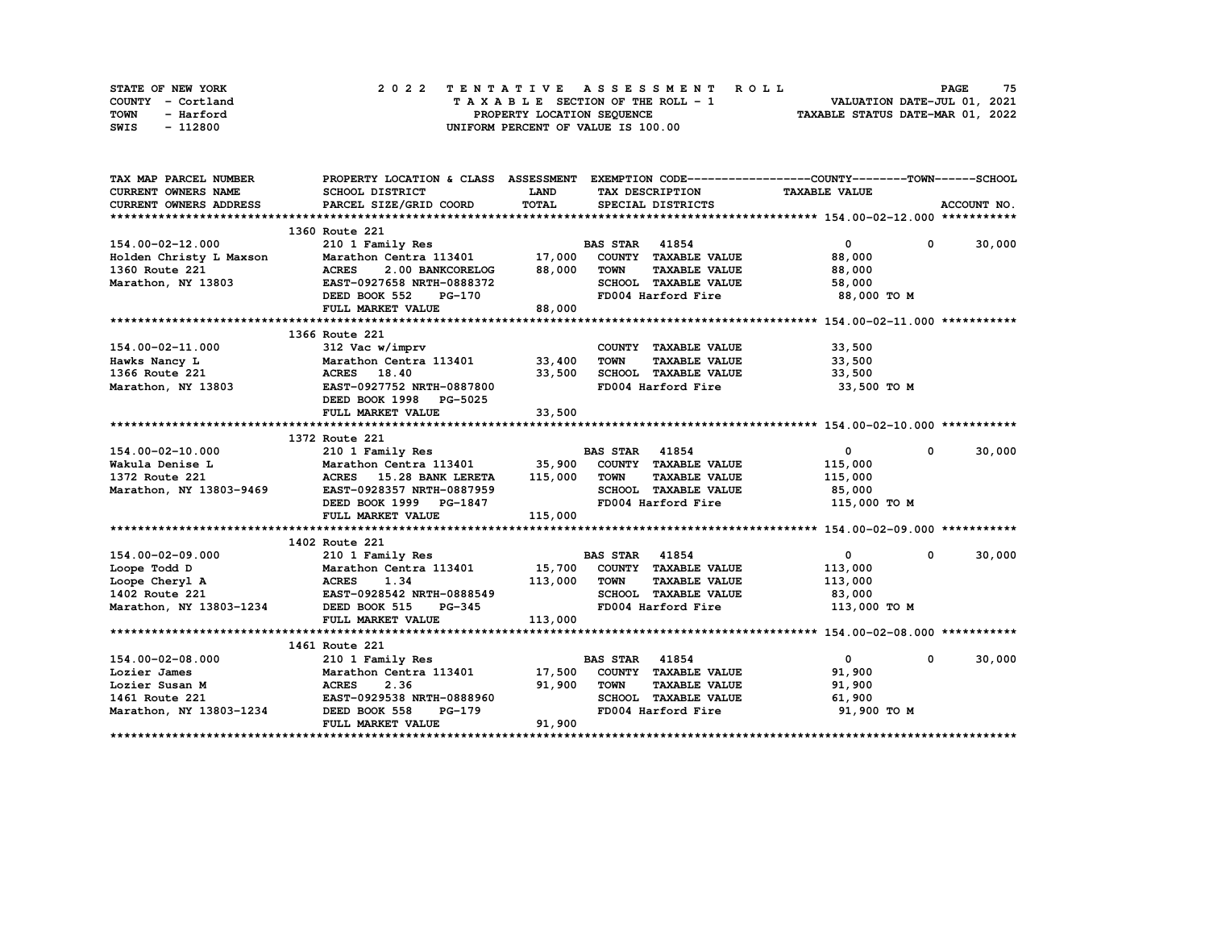STATE OF NEW YORK | COUNTY - Cortland | TOWN - Harford | SWIS - 112800

# 2022 TENTATIVE ASSESSMENT ROLL

TAXABLE SECTION OF THE ROLL - 1
PROPERTY LOCATION SEQUENCE
UNIFORM PERCENT OF VALUE IS 100.00

VALUATION DATE-JUL 01, 2021
TAXABLE STATUS DATE-MAR 01, 2022

| TAX MAP PARCEL NUMBER / CURRENT OWNERS NAME / CURRENT OWNERS ADDRESS | PROPERTY LOCATION & CLASS / SCHOOL DISTRICT / PARCEL SIZE/GRID COORD | ASSESSMENT LAND | TOTAL | EXEMPTION CODE / TAX DESCRIPTION / SPECIAL DISTRICTS | COUNTY / TAXABLE VALUE | TOWN | SCHOOL / ACCOUNT NO. |
|---|---|---|---|---|---|---|---|
| **154.00-02-12.000** | 1360 Route 221 | | | | | | |
| 154.00-02-12.000 | 210 1 Family Res | | | BAS STAR 41854 | 0 | 0 | 30,000 |
| Holden Christy L Maxson | Marathon Centra 113401 | 17,000 | | COUNTY TAXABLE VALUE | 88,000 | | |
| 1360 Route 221 | ACRES 2.00 BANKCORELOG | | 88,000 | TOWN TAXABLE VALUE | 88,000 | | |
| Marathon, NY 13803 | EAST-0927658 NRTH-0888372 | | | SCHOOL TAXABLE VALUE | 58,000 | | |
| | DEED BOOK 552 PG-170 | | | FD004 Harford Fire | 88,000 TO M | | |
| | FULL MARKET VALUE | | 88,000 | | | | |
| **154.00-02-11.000** | 1366 Route 221 | | | | | | |
| 154.00-02-11.000 | 312 Vac w/imprv | | | COUNTY TAXABLE VALUE | 33,500 | | |
| Hawks Nancy L | Marathon Centra 113401 | 33,400 | | TOWN TAXABLE VALUE | 33,500 | | |
| 1366 Route 221 | ACRES 18.40 | | 33,500 | SCHOOL TAXABLE VALUE | 33,500 | | |
| Marathon, NY 13803 | EAST-0927752 NRTH-0887800 | | | FD004 Harford Fire | 33,500 TO M | | |
| | DEED BOOK 1998 PG-5025 | | | | | | |
| | FULL MARKET VALUE | | 33,500 | | | | |
| **154.00-02-10.000** | 1372 Route 221 | | | | | | |
| 154.00-02-10.000 | 210 1 Family Res | | | BAS STAR 41854 | 0 | 0 | 30,000 |
| Wakula Denise L | Marathon Centra 113401 | 35,900 | | COUNTY TAXABLE VALUE | 115,000 | | |
| 1372 Route 221 | ACRES 15.28 BANK LERETA | | 115,000 | TOWN TAXABLE VALUE | 115,000 | | |
| Marathon, NY 13803-9469 | EAST-0928357 NRTH-0887959 | | | SCHOOL TAXABLE VALUE | 85,000 | | |
| | DEED BOOK 1999 PG-1847 | | | FD004 Harford Fire | 115,000 TO M | | |
| | FULL MARKET VALUE | | 115,000 | | | | |
| **154.00-02-09.000** | 1402 Route 221 | | | | | | |
| 154.00-02-09.000 | 210 1 Family Res | | | BAS STAR 41854 | 0 | 0 | 30,000 |
| Loope Todd D | Marathon Centra 113401 | 15,700 | | COUNTY TAXABLE VALUE | 113,000 | | |
| Loope Cheryl A | ACRES 1.34 | | 113,000 | TOWN TAXABLE VALUE | 113,000 | | |
| 1402 Route 221 | EAST-0928542 NRTH-0888549 | | | SCHOOL TAXABLE VALUE | 83,000 | | |
| Marathon, NY 13803-1234 | DEED BOOK 515 PG-345 | | | FD004 Harford Fire | 113,000 TO M | | |
| | FULL MARKET VALUE | | 113,000 | | | | |
| **154.00-02-08.000** | 1461 Route 221 | | | | | | |
| 154.00-02-08.000 | 210 1 Family Res | | | BAS STAR 41854 | 0 | 0 | 30,000 |
| Lozier James | Marathon Centra 113401 | 17,500 | | COUNTY TAXABLE VALUE | 91,900 | | |
| Lozier Susan M | ACRES 2.36 | | 91,900 | TOWN TAXABLE VALUE | 91,900 | | |
| 1461 Route 221 | EAST-0929538 NRTH-0888960 | | | SCHOOL TAXABLE VALUE | 61,900 | | |
| Marathon, NY 13803-1234 | DEED BOOK 558 PG-179 | | | FD004 Harford Fire | 91,900 TO M | | |
| | FULL MARKET VALUE | | 91,900 | | | | |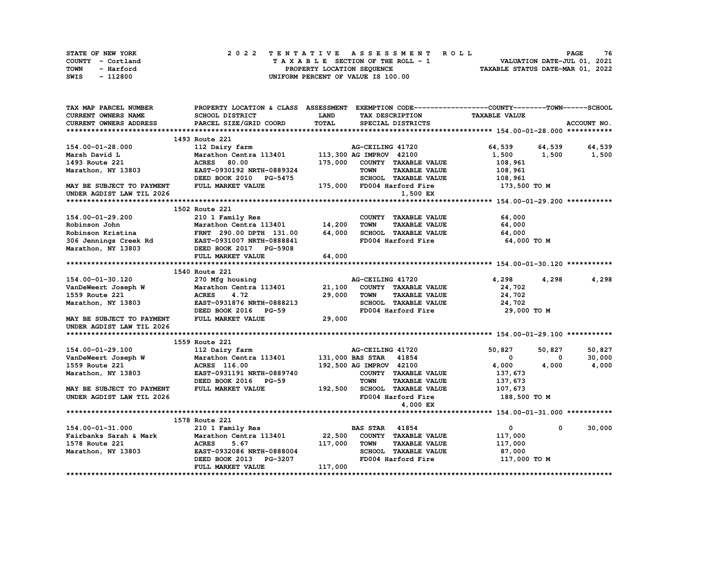STATE OF NEW YORK — COUNTY - Cortland — TOWN - Harford — SWIS - 112800

**2022 TENTATIVE ASSESSMENT ROLL**
TAXABLE SECTION OF THE ROLL - 1
PROPERTY LOCATION SEQUENCE
UNIFORM PERCENT OF VALUE IS 100.00

VALUATION DATE-JUL 01, 2021
TAXABLE STATUS DATE-MAR 01, 2022

| TAX MAP PARCEL NUMBER / CURRENT OWNERS NAME / CURRENT OWNERS ADDRESS | PROPERTY LOCATION & CLASS / SCHOOL DISTRICT / PARCEL SIZE/GRID COORD | ASSESSMENT LAND / TOTAL | EXEMPTION CODE / TAX DESCRIPTION / SPECIAL DISTRICTS | COUNTY TAXABLE VALUE | TOWN | SCHOOL / ACCOUNT NO. |
|---|---|---|---|---|---|---|
| **154.00-01-28.000** | 1493 Route 221 | | | | | |
| 154.00-01-28.000 | 112 Dairy farm | | AG-CEILING 41720 | 64,539 | 64,539 | 64,539 |
| Marsh David L | Marathon Centra 113401 | 113,300 | AG IMPROV 42100 | 1,500 | 1,500 | 1,500 |
| 1493 Route 221 | ACRES 80.00 | 175,000 | COUNTY TAXABLE VALUE | 108,961 | | |
| Marathon, NY 13803 | EAST-0930192 NRTH-0889324 | | TOWN TAXABLE VALUE | 108,961 | | |
| | DEED BOOK 2010 PG-5475 | | SCHOOL TAXABLE VALUE | 108,961 | | |
| MAY BE SUBJECT TO PAYMENT | FULL MARKET VALUE | 175,000 | FD004 Harford Fire | 173,500 TO M | | |
| UNDER AGDIST LAW TIL 2026 | | | 1,500 EX | | | |
| **154.00-01-29.200** | 1502 Route 221 | | | | | |
| 154.00-01-29.200 | 210 1 Family Res | | COUNTY TAXABLE VALUE | 64,000 | | |
| Robinson John | Marathon Centra 113401 | 14,200 | TOWN TAXABLE VALUE | 64,000 | | |
| Robinson Kristina | FRNT 290.00 DPTH 131.00 | 64,000 | SCHOOL TAXABLE VALUE | 64,000 | | |
| 306 Jennings Creek Rd | EAST-0931007 NRTH-0888841 | | FD004 Harford Fire | 64,000 TO M | | |
| Marathon, NY 13803 | DEED BOOK 2017 PG-5908 | | | | | |
| | FULL MARKET VALUE | 64,000 | | | | |
| **154.00-01-30.120** | 1540 Route 221 | | | | | |
| 154.00-01-30.120 | 270 Mfg housing | | AG-CEILING 41720 | 4,298 | 4,298 | 4,298 |
| VanDeWeert Joseph W | Marathon Centra 113401 | 21,100 | COUNTY TAXABLE VALUE | 24,702 | | |
| 1559 Route 221 | ACRES 4.72 | 29,000 | TOWN TAXABLE VALUE | 24,702 | | |
| Marathon, NY 13803 | EAST-0931876 NRTH-0888213 | | SCHOOL TAXABLE VALUE | 24,702 | | |
| | DEED BOOK 2016 PG-59 | | FD004 Harford Fire | 29,000 TO M | | |
| MAY BE SUBJECT TO PAYMENT | FULL MARKET VALUE | 29,000 | | | | |
| UNDER AGDIST LAW TIL 2026 | | | | | | |
| **154.00-01-29.100** | 1559 Route 221 | | | | | |
| 154.00-01-29.100 | 112 Dairy farm | | AG-CEILING 41720 | 50,827 | 50,827 | 50,827 |
| VanDeWeert Joseph W | Marathon Centra 113401 | 131,000 | BAS STAR 41854 | 0 | 0 | 30,000 |
| 1559 Route 221 | ACRES 116.00 | 192,500 | AG IMPROV 42100 | 4,000 | 4,000 | 4,000 |
| Marathon, NY 13803 | EAST-0931191 NRTH-0889740 | | COUNTY TAXABLE VALUE | 137,673 | | |
| | DEED BOOK 2016 PG-59 | | TOWN TAXABLE VALUE | 137,673 | | |
| MAY BE SUBJECT TO PAYMENT | FULL MARKET VALUE | 192,500 | SCHOOL TAXABLE VALUE | 107,673 | | |
| UNDER AGDIST LAW TIL 2026 | | | FD004 Harford Fire | 188,500 TO M | | |
| | | | 4,000 EX | | | |
| **154.00-01-31.000** | 1578 Route 221 | | | | | |
| 154.00-01-31.000 | 210 1 Family Res | | BAS STAR 41854 | 0 | 0 | 30,000 |
| Fairbanks Sarah & Mark | Marathon Centra 113401 | 22,500 | COUNTY TAXABLE VALUE | 117,000 | | |
| 1578 Route 221 | ACRES 5.67 | 117,000 | TOWN TAXABLE VALUE | 117,000 | | |
| Marathon, NY 13803 | EAST-0932086 NRTH-0888004 | | SCHOOL TAXABLE VALUE | 87,000 | | |
| | DEED BOOK 2013 PG-3207 | | FD004 Harford Fire | 117,000 TO M | | |
| | FULL MARKET VALUE | 117,000 | | | | |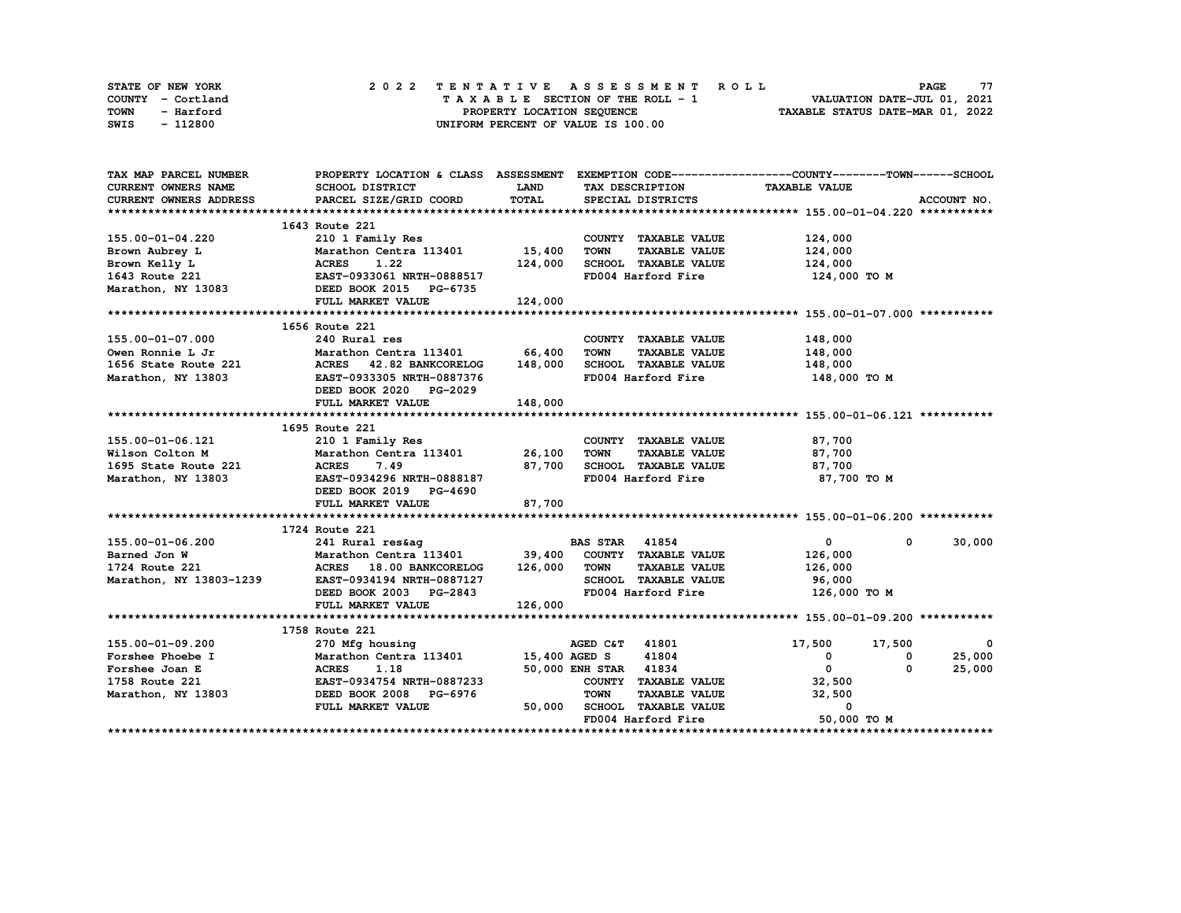STATE OF NEW YORK
COUNTY - Cortland
TOWN - Harford
SWIS - 112800

2 0 2 2 T E N T A T I V E A S S E S S M E N T R O L L
T A X A B L E SECTION OF THE ROLL - 1
PROPERTY LOCATION SEQUENCE
UNIFORM PERCENT OF VALUE IS 100.00

VALUATION DATE-JUL 01, 2021
TAXABLE STATUS DATE-MAR 01, 2022

| TAX MAP PARCEL NUMBER<br>CURRENT OWNERS NAME<br>CURRENT OWNERS ADDRESS | PROPERTY LOCATION & CLASS<br>SCHOOL DISTRICT<br>PARCEL SIZE/GRID COORD | ASSESSMENT<br>LAND<br>TOTAL | EXEMPTION CODE<br>TAX DESCRIPTION<br>SPECIAL DISTRICTS | COUNTY<br>TAXABLE VALUE | TOWN | SCHOOL<br>ACCOUNT NO. |
|---|---|---|---|---|---|---|
| **155.00-01-04.220** | 1643 Route 221 | | | | | |
| 155.00-01-04.220 | 210 1 Family Res | | COUNTY TAXABLE VALUE | 124,000 | | |
| Brown Aubrey L | Marathon Centra 113401 | 15,400 | TOWN TAXABLE VALUE | 124,000 | | |
| Brown Kelly L | ACRES 1.22 | 124,000 | SCHOOL TAXABLE VALUE | 124,000 | | |
| 1643 Route 221 | EAST-0933061 NRTH-0888517 | | FD004 Harford Fire | 124,000 TO M | | |
| Marathon, NY 13083 | DEED BOOK 2015 PG-6735 | | | | | |
| | FULL MARKET VALUE | 124,000 | | | | |
| **155.00-01-07.000** | 1656 Route 221 | | | | | |
| 155.00-01-07.000 | 240 Rural res | | COUNTY TAXABLE VALUE | 148,000 | | |
| Owen Ronnie L Jr | Marathon Centra 113401 | 66,400 | TOWN TAXABLE VALUE | 148,000 | | |
| 1656 State Route 221 | ACRES 42.82 BANKCORELOG | 148,000 | SCHOOL TAXABLE VALUE | 148,000 | | |
| Marathon, NY 13803 | EAST-0933305 NRTH-0887376 | | FD004 Harford Fire | 148,000 TO M | | |
| | DEED BOOK 2020 PG-2029 | | | | | |
| | FULL MARKET VALUE | 148,000 | | | | |
| **155.00-01-06.121** | 1695 Route 221 | | | | | |
| 155.00-01-06.121 | 210 1 Family Res | | COUNTY TAXABLE VALUE | 87,700 | | |
| Wilson Colton M | Marathon Centra 113401 | 26,100 | TOWN TAXABLE VALUE | 87,700 | | |
| 1695 State Route 221 | ACRES 7.49 | 87,700 | SCHOOL TAXABLE VALUE | 87,700 | | |
| Marathon, NY 13803 | EAST-0934296 NRTH-0888187 | | FD004 Harford Fire | 87,700 TO M | | |
| | DEED BOOK 2019 PG-4690 | | | | | |
| | FULL MARKET VALUE | 87,700 | | | | |
| **155.00-01-06.200** | 1724 Route 221 | | | | | |
| 155.00-01-06.200 | 241 Rural res&ag | | BAS STAR 41854 | 0 | 0 | 30,000 |
| Barned Jon W | Marathon Centra 113401 | 39,400 | COUNTY TAXABLE VALUE | 126,000 | | |
| 1724 Route 221 | ACRES 18.00 BANKCORELOG | 126,000 | TOWN TAXABLE VALUE | 126,000 | | |
| Marathon, NY 13803-1239 | EAST-0934194 NRTH-0887127 | | SCHOOL TAXABLE VALUE | 96,000 | | |
| | DEED BOOK 2003 PG-2843 | | FD004 Harford Fire | 126,000 TO M | | |
| | FULL MARKET VALUE | 126,000 | | | | |
| **155.00-01-09.200** | 1758 Route 221 | | | | | |
| 155.00-01-09.200 | 270 Mfg housing | | AGED C&T 41801 | 17,500 | 17,500 | 0 |
| Forshee Phoebe I | Marathon Centra 113401 | 15,400 | AGED S 41804 | 0 | 0 | 25,000 |
| Forshee Joan E | ACRES 1.18 | 50,000 | ENH STAR 41834 | 0 | 0 | 25,000 |
| 1758 Route 221 | EAST-0934754 NRTH-0887233 | | COUNTY TAXABLE VALUE | 32,500 | | |
| Marathon, NY 13803 | DEED BOOK 2008 PG-6976 | | TOWN TAXABLE VALUE | 32,500 | | |
| | FULL MARKET VALUE | 50,000 | SCHOOL TAXABLE VALUE | 0 | | |
| | | | FD004 Harford Fire | 50,000 TO M | | |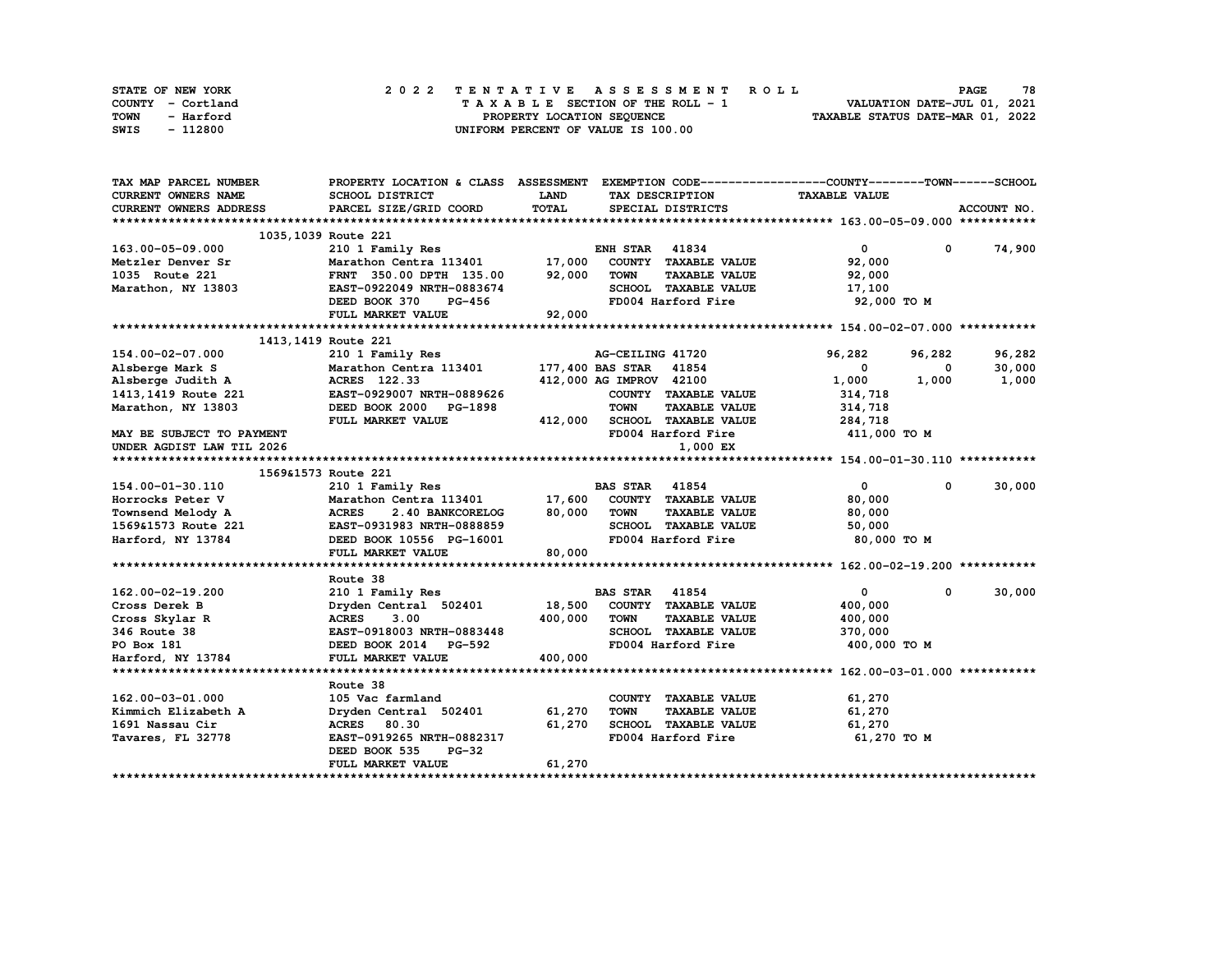STATE OF NEW YORK — 2022 TENTATIVE ASSESSMENT ROLL
COUNTY - Cortland — TAXABLE SECTION OF THE ROLL - 1 — VALUATION DATE-JUL 01, 2021
TOWN - Harford — PROPERTY LOCATION SEQUENCE — TAXABLE STATUS DATE-MAR 01, 2022
SWIS - 112800 — UNIFORM PERCENT OF VALUE IS 100.00

| TAX MAP PARCEL NUMBER / CURRENT OWNERS NAME / CURRENT OWNERS ADDRESS | PROPERTY LOCATION & CLASS / SCHOOL DISTRICT / PARCEL SIZE/GRID COORD | ASSESSMENT LAND / TOTAL | EXEMPTION CODE / TAX DESCRIPTION / SPECIAL DISTRICTS | COUNTY TAXABLE VALUE | TOWN | SCHOOL / ACCOUNT NO. |
|---|---|---|---|---|---|---|
| **163.00-05-09.000** | 1035,1039 Route 221 | | | | | |
| 163.00-05-09.000 | 210 1 Family Res | | ENH STAR 41834 | 0 | 0 | 74,900 |
| Metzler Denver Sr | Marathon Centra 113401 | 17,000 | COUNTY TAXABLE VALUE | 92,000 | | |
| 1035 Route 221 | FRNT 350.00 DPTH 135.00 | 92,000 | TOWN TAXABLE VALUE | 92,000 | | |
| Marathon, NY 13803 | EAST-0922049 NRTH-0883674 | | SCHOOL TAXABLE VALUE | 17,100 | | |
| | DEED BOOK 370 PG-456 | | FD004 Harford Fire | 92,000 TO M | | |
| | FULL MARKET VALUE | 92,000 | | | | |
| **154.00-02-07.000** | 1413,1419 Route 221 | | | | | |
| 154.00-02-07.000 | 210 1 Family Res | | AG-CEILING 41720 | 96,282 | 96,282 | 96,282 |
| Alsberge Mark S | Marathon Centra 113401 | 177,400 | BAS STAR 41854 | 0 | 0 | 30,000 |
| Alsberge Judith A | ACRES 122.33 | 412,000 | AG IMPROV 42100 | 1,000 | 1,000 | 1,000 |
| 1413,1419 Route 221 | EAST-0929007 NRTH-0889626 | | COUNTY TAXABLE VALUE | 314,718 | | |
| Marathon, NY 13803 | DEED BOOK 2000 PG-1898 | | TOWN TAXABLE VALUE | 314,718 | | |
| | FULL MARKET VALUE | 412,000 | SCHOOL TAXABLE VALUE | 284,718 | | |
| MAY BE SUBJECT TO PAYMENT | | | FD004 Harford Fire | 411,000 TO M | | |
| UNDER AGDIST LAW TIL 2026 | | | 1,000 EX | | | |
| **154.00-01-30.110** | 1569&1573 Route 221 | | | | | |
| 154.00-01-30.110 | 210 1 Family Res | | BAS STAR 41854 | 0 | 0 | 30,000 |
| Horrocks Peter V | Marathon Centra 113401 | 17,600 | COUNTY TAXABLE VALUE | 80,000 | | |
| Townsend Melody A | ACRES 2.40 BANKCORELOG | 80,000 | TOWN TAXABLE VALUE | 80,000 | | |
| 1569&1573 Route 221 | EAST-0931983 NRTH-0888859 | | SCHOOL TAXABLE VALUE | 50,000 | | |
| Harford, NY 13784 | DEED BOOK 10556 PG-16001 | | FD004 Harford Fire | 80,000 TO M | | |
| | FULL MARKET VALUE | 80,000 | | | | |
| **162.00-02-19.200** | Route 38 | | | | | |
| 162.00-02-19.200 | 210 1 Family Res | | BAS STAR 41854 | 0 | 0 | 30,000 |
| Cross Derek B | Dryden Central 502401 | 18,500 | COUNTY TAXABLE VALUE | 400,000 | | |
| Cross Skylar R | ACRES 3.00 | 400,000 | TOWN TAXABLE VALUE | 400,000 | | |
| 346 Route 38 | EAST-0918003 NRTH-0883448 | | SCHOOL TAXABLE VALUE | 370,000 | | |
| PO Box 181 | DEED BOOK 2014 PG-592 | | FD004 Harford Fire | 400,000 TO M | | |
| Harford, NY 13784 | FULL MARKET VALUE | 400,000 | | | | |
| **162.00-03-01.000** | Route 38 | | | | | |
| 162.00-03-01.000 | 105 Vac farmland | | COUNTY TAXABLE VALUE | 61,270 | | |
| Kimmich Elizabeth A | Dryden Central 502401 | 61,270 | TOWN TAXABLE VALUE | 61,270 | | |
| 1691 Nassau Cir | ACRES 80.30 | 61,270 | SCHOOL TAXABLE VALUE | 61,270 | | |
| Tavares, FL 32778 | EAST-0919265 NRTH-0882317 | | FD004 Harford Fire | 61,270 TO M | | |
| | DEED BOOK 535 PG-32 | | | | | |
| | FULL MARKET VALUE | 61,270 | | | | |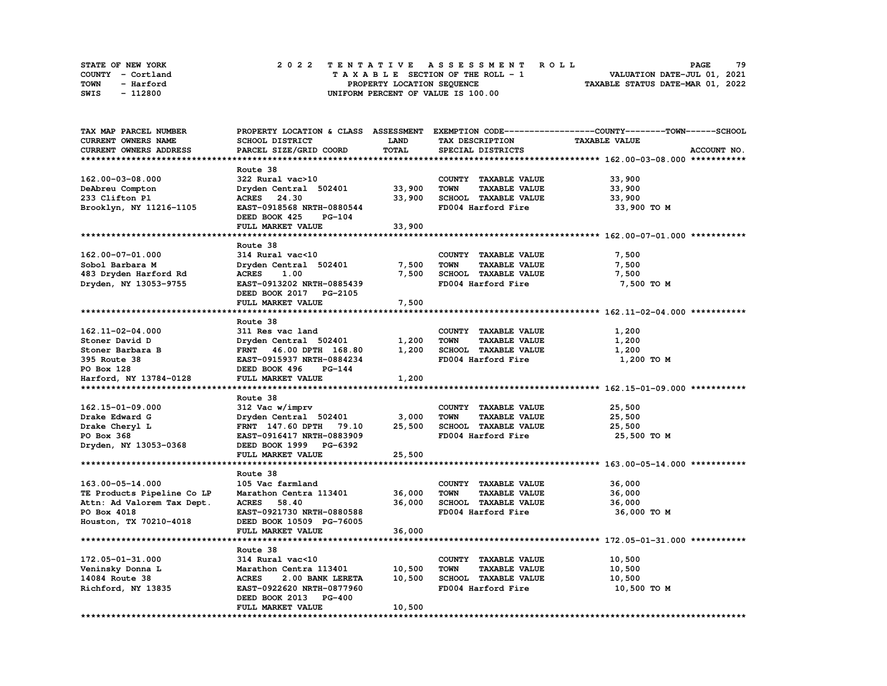STATE OF NEW YORK — 2022 TENTATIVE ASSESSMENT ROLL
COUNTY - Cortland — TAXABLE SECTION OF THE ROLL - 1 — VALUATION DATE-JUL 01, 2021
TOWN - Harford — PROPERTY LOCATION SEQUENCE — TAXABLE STATUS DATE-MAR 01, 2022
SWIS - 112800 — UNIFORM PERCENT OF VALUE IS 100.00

| TAX MAP PARCEL NUMBER / CURRENT OWNERS NAME / CURRENT OWNERS ADDRESS | PROPERTY LOCATION & CLASS / SCHOOL DISTRICT / PARCEL SIZE/GRID COORD | ASSESSMENT LAND | ASSESSMENT TOTAL | EXEMPTION CODE / TAX DESCRIPTION / SPECIAL DISTRICTS | TAXABLE VALUE (COUNTY / TOWN / SCHOOL) | ACCOUNT NO. |
|---|---|---|---|---|---|---|
| **162.00-03-08.000** | Route 38 | | | | | |
| 162.00-03-08.000 | 322 Rural vac>10 | | | COUNTY TAXABLE VALUE | 33,900 | |
| DeAbreu Compton | Dryden Central 502401 | 33,900 | | TOWN TAXABLE VALUE | 33,900 | |
| 233 Clifton Pl | ACRES 24.30 | | 33,900 | SCHOOL TAXABLE VALUE | 33,900 | |
| Brooklyn, NY 11216-1105 | EAST-0918568 NRTH-0880544 | | | FD004 Harford Fire | 33,900 TO M | |
| | DEED BOOK 425 PG-104 | | | | | |
| | FULL MARKET VALUE | | 33,900 | | | |
| **162.00-07-01.000** | Route 38 | | | | | |
| 162.00-07-01.000 | 314 Rural vac<10 | | | COUNTY TAXABLE VALUE | 7,500 | |
| Sobol Barbara M | Dryden Central 502401 | 7,500 | | TOWN TAXABLE VALUE | 7,500 | |
| 483 Dryden Harford Rd | ACRES 1.00 | | 7,500 | SCHOOL TAXABLE VALUE | 7,500 | |
| Dryden, NY 13053-9755 | EAST-0913202 NRTH-0885439 | | | FD004 Harford Fire | 7,500 TO M | |
| | DEED BOOK 2017 PG-2105 | | | | | |
| | FULL MARKET VALUE | | 7,500 | | | |
| **162.11-02-04.000** | Route 38 | | | | | |
| 162.11-02-04.000 | 311 Res vac land | | | COUNTY TAXABLE VALUE | 1,200 | |
| Stoner David D | Dryden Central 502401 | 1,200 | | TOWN TAXABLE VALUE | 1,200 | |
| Stoner Barbara B | FRNT 46.00 DPTH 168.80 | | 1,200 | SCHOOL TAXABLE VALUE | 1,200 | |
| 395 Route 38 | EAST-0915937 NRTH-0884234 | | | FD004 Harford Fire | 1,200 TO M | |
| PO Box 128 | DEED BOOK 496 PG-144 | | | | | |
| Harford, NY 13784-0128 | FULL MARKET VALUE | | 1,200 | | | |
| **162.15-01-09.000** | Route 38 | | | | | |
| 162.15-01-09.000 | 312 Vac w/imprv | | | COUNTY TAXABLE VALUE | 25,500 | |
| Drake Edward G | Dryden Central 502401 | 3,000 | | TOWN TAXABLE VALUE | 25,500 | |
| Drake Cheryl L | FRNT 147.60 DPTH 79.10 | | 25,500 | SCHOOL TAXABLE VALUE | 25,500 | |
| PO Box 368 | EAST-0916417 NRTH-0883909 | | | FD004 Harford Fire | 25,500 TO M | |
| Dryden, NY 13053-0368 | DEED BOOK 1999 PG-6392 | | | | | |
| | FULL MARKET VALUE | | 25,500 | | | |
| **163.00-05-14.000** | Route 38 | | | | | |
| 163.00-05-14.000 | 105 Vac farmland | | | COUNTY TAXABLE VALUE | 36,000 | |
| TE Products Pipeline Co LP | Marathon Centra 113401 | 36,000 | | TOWN TAXABLE VALUE | 36,000 | |
| Attn: Ad Valorem Tax Dept. | ACRES 58.40 | | 36,000 | SCHOOL TAXABLE VALUE | 36,000 | |
| PO Box 4018 | EAST-0921730 NRTH-0880588 | | | FD004 Harford Fire | 36,000 TO M | |
| Houston, TX 70210-4018 | DEED BOOK 10509 PG-76005 | | | | | |
| | FULL MARKET VALUE | | 36,000 | | | |
| **172.05-01-31.000** | Route 38 | | | | | |
| 172.05-01-31.000 | 314 Rural vac<10 | | | COUNTY TAXABLE VALUE | 10,500 | |
| Veninsky Donna L | Marathon Centra 113401 | 10,500 | | TOWN TAXABLE VALUE | 10,500 | |
| 14084 Route 38 | ACRES 2.00 BANK LERETA | | 10,500 | SCHOOL TAXABLE VALUE | 10,500 | |
| Richford, NY 13835 | EAST-0922620 NRTH-0877960 | | | FD004 Harford Fire | 10,500 TO M | |
| | DEED BOOK 2013 PG-400 | | | | | |
| | FULL MARKET VALUE | | 10,500 | | | |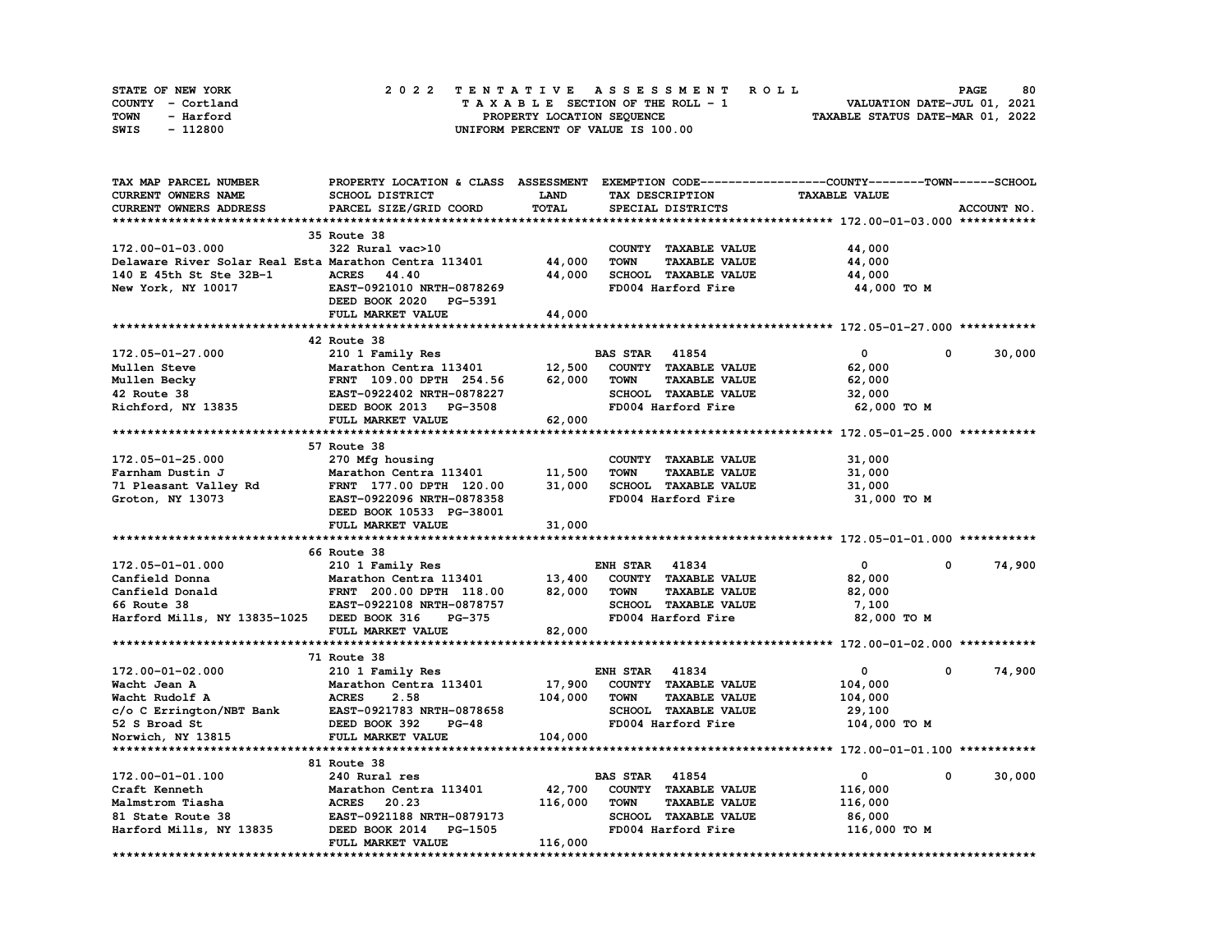STATE OF NEW YORK — COUNTY - Cortland — TOWN - Harford — SWIS - 112800

**2022 TENTATIVE ASSESSMENT ROLL**
TAXABLE SECTION OF THE ROLL - 1
PROPERTY LOCATION SEQUENCE
UNIFORM PERCENT OF VALUE IS 100.00

VALUATION DATE-JUL 01, 2021
TAXABLE STATUS DATE-MAR 01, 2022

| TAX MAP PARCEL NUMBER / CURRENT OWNERS NAME / CURRENT OWNERS ADDRESS | PROPERTY LOCATION & CLASS / SCHOOL DISTRICT / PARCEL SIZE/GRID COORD | ASSESSMENT LAND | TOTAL | EXEMPTION CODE / TAX DESCRIPTION / SPECIAL DISTRICTS | COUNTY TAXABLE VALUE | TOWN | SCHOOL |
|---|---|---|---|---|---|---|---|
| **172.00-01-03.000** | 35 Route 38 | | | | | | |
| 172.00-01-03.000 | 322 Rural vac>10 | | | COUNTY TAXABLE VALUE | 44,000 | | |
| Delaware River Solar Real Esta | Marathon Centra 113401 | 44,000 | | TOWN TAXABLE VALUE | 44,000 | | |
| 140 E 45th St Ste 32B-1 | ACRES 44.40 | | 44,000 | SCHOOL TAXABLE VALUE | 44,000 | | |
| New York, NY 10017 | EAST-0921010 NRTH-0878269 | | | FD004 Harford Fire | 44,000 TO M | | |
| | DEED BOOK 2020 PG-5391 | | | | | | |
| | FULL MARKET VALUE | | 44,000 | | | | |
| **172.05-01-27.000** | 42 Route 38 | | | | | | |
| 172.05-01-27.000 | 210 1 Family Res | | | BAS STAR 41854 | 0 | 0 | 30,000 |
| Mullen Steve | Marathon Centra 113401 | 12,500 | | COUNTY TAXABLE VALUE | 62,000 | | |
| Mullen Becky | FRNT 109.00 DPTH 254.56 | | 62,000 | TOWN TAXABLE VALUE | 62,000 | | |
| 42 Route 38 | EAST-0922402 NRTH-0878227 | | | SCHOOL TAXABLE VALUE | 32,000 | | |
| Richford, NY 13835 | DEED BOOK 2013 PG-3508 | | | FD004 Harford Fire | 62,000 TO M | | |
| | FULL MARKET VALUE | | 62,000 | | | | |
| **172.05-01-25.000** | 57 Route 38 | | | | | | |
| 172.05-01-25.000 | 270 Mfg housing | | | COUNTY TAXABLE VALUE | 31,000 | | |
| Farnham Dustin J | Marathon Centra 113401 | 11,500 | | TOWN TAXABLE VALUE | 31,000 | | |
| 71 Pleasant Valley Rd | FRNT 177.00 DPTH 120.00 | | 31,000 | SCHOOL TAXABLE VALUE | 31,000 | | |
| Groton, NY 13073 | EAST-0922096 NRTH-0878358 | | | FD004 Harford Fire | 31,000 TO M | | |
| | DEED BOOK 10533 PG-38001 | | | | | | |
| | FULL MARKET VALUE | | 31,000 | | | | |
| **172.05-01-01.000** | 66 Route 38 | | | | | | |
| 172.05-01-01.000 | 210 1 Family Res | | | ENH STAR 41834 | 0 | 0 | 74,900 |
| Canfield Donna | Marathon Centra 113401 | 13,400 | | COUNTY TAXABLE VALUE | 82,000 | | |
| Canfield Donald | FRNT 200.00 DPTH 118.00 | | 82,000 | TOWN TAXABLE VALUE | 82,000 | | |
| 66 Route 38 | EAST-0922108 NRTH-0878757 | | | SCHOOL TAXABLE VALUE | 7,100 | | |
| Harford Mills, NY 13835-1025 | DEED BOOK 316 PG-375 | | | FD004 Harford Fire | 82,000 TO M | | |
| | FULL MARKET VALUE | | 82,000 | | | | |
| **172.00-01-02.000** | 71 Route 38 | | | | | | |
| 172.00-01-02.000 | 210 1 Family Res | | | ENH STAR 41834 | 0 | 0 | 74,900 |
| Wacht Jean A | Marathon Centra 113401 | 17,900 | | COUNTY TAXABLE VALUE | 104,000 | | |
| Wacht Rudolf A | ACRES 2.58 | | 104,000 | TOWN TAXABLE VALUE | 104,000 | | |
| c/o C Errington/NBT Bank | EAST-0921783 NRTH-0878658 | | | SCHOOL TAXABLE VALUE | 29,100 | | |
| 52 S Broad St | DEED BOOK 392 PG-48 | | | FD004 Harford Fire | 104,000 TO M | | |
| Norwich, NY 13815 | FULL MARKET VALUE | | 104,000 | | | | |
| **172.00-01-01.100** | 81 Route 38 | | | | | | |
| 172.00-01-01.100 | 240 Rural res | | | BAS STAR 41854 | 0 | 0 | 30,000 |
| Craft Kenneth | Marathon Centra 113401 | 42,700 | | COUNTY TAXABLE VALUE | 116,000 | | |
| Malmstrom Tiasha | ACRES 20.23 | | 116,000 | TOWN TAXABLE VALUE | 116,000 | | |
| 81 State Route 38 | EAST-0921188 NRTH-0879173 | | | SCHOOL TAXABLE VALUE | 86,000 | | |
| Harford Mills, NY 13835 | DEED BOOK 2014 PG-1505 | | | FD004 Harford Fire | 116,000 TO M | | |
| | FULL MARKET VALUE | | 116,000 | | | | |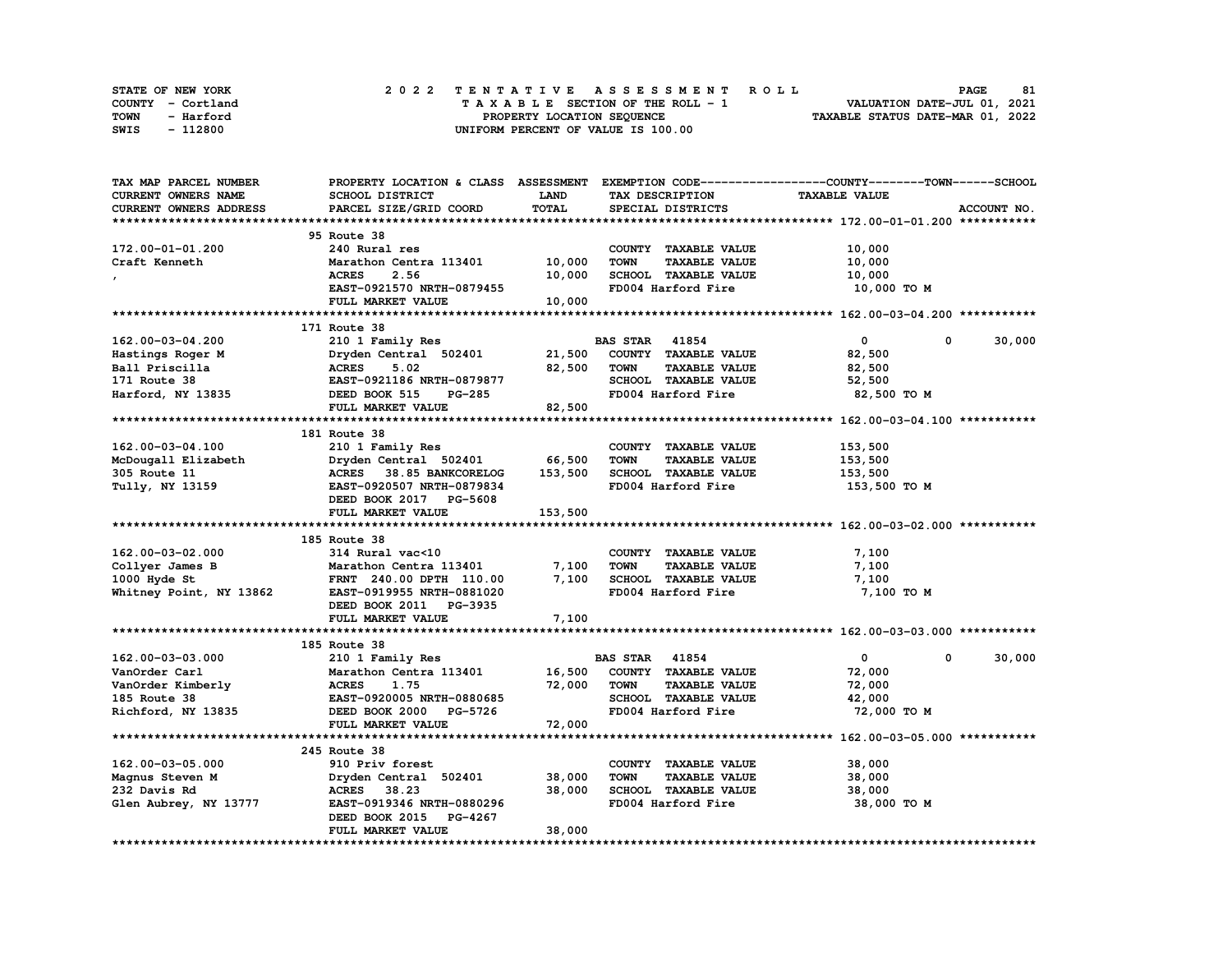STATE OF NEW YORK
COUNTY - Cortland
TOWN - Harford
SWIS - 112800

2022 TENTATIVE ASSESSMENT ROLL
TAXABLE SECTION OF THE ROLL - 1
PROPERTY LOCATION SEQUENCE
UNIFORM PERCENT OF VALUE IS 100.00

VALUATION DATE-JUL 01, 2021
TAXABLE STATUS DATE-MAR 01, 2022

| TAX MAP PARCEL NUMBER / CURRENT OWNERS NAME / CURRENT OWNERS ADDRESS | PROPERTY LOCATION & CLASS / SCHOOL DISTRICT / PARCEL SIZE/GRID COORD | ASSESSMENT LAND | TOTAL | EXEMPTION CODE / TAX DESCRIPTION / SPECIAL DISTRICTS | COUNTY TAXABLE VALUE | TOWN | SCHOOL | ACCOUNT NO. |
|---|---|---|---|---|---|---|---|---|
| **172.00-01-01.200** | 95 Route 38 | | | | | | | |
| 172.00-01-01.200 | 240 Rural res | | | COUNTY TAXABLE VALUE | 10,000 | | | |
| Craft Kenneth | Marathon Centra 113401 | 10,000 | | TOWN TAXABLE VALUE | 10,000 | | | |
| , | ACRES 2.56 | | 10,000 | SCHOOL TAXABLE VALUE | 10,000 | | | |
| | EAST-0921570 NRTH-0879455 | | | FD004 Harford Fire | 10,000 TO M | | | |
| | FULL MARKET VALUE | | 10,000 | | | | | |
| **162.00-03-04.200** | 171 Route 38 | | | | | | | |
| 162.00-03-04.200 | 210 1 Family Res | | | BAS STAR 41854 | 0 | 0 | 30,000 | |
| Hastings Roger M | Dryden Central 502401 | 21,500 | | COUNTY TAXABLE VALUE | 82,500 | | | |
| Ball Priscilla | ACRES 5.02 | | 82,500 | TOWN TAXABLE VALUE | 82,500 | | | |
| 171 Route 38 | EAST-0921186 NRTH-0879877 | | | SCHOOL TAXABLE VALUE | 52,500 | | | |
| Harford, NY 13835 | DEED BOOK 515 PG-285 | | | FD004 Harford Fire | 82,500 TO M | | | |
| | FULL MARKET VALUE | | 82,500 | | | | | |
| **162.00-03-04.100** | 181 Route 38 | | | | | | | |
| 162.00-03-04.100 | 210 1 Family Res | | | COUNTY TAXABLE VALUE | 153,500 | | | |
| McDougall Elizabeth | Dryden Central 502401 | 66,500 | | TOWN TAXABLE VALUE | 153,500 | | | |
| 305 Route 11 | ACRES 38.85 BANKCORELOG | | 153,500 | SCHOOL TAXABLE VALUE | 153,500 | | | |
| Tully, NY 13159 | EAST-0920507 NRTH-0879834 | | | FD004 Harford Fire | 153,500 TO M | | | |
| | DEED BOOK 2017 PG-5608 | | | | | | | |
| | FULL MARKET VALUE | | 153,500 | | | | | |
| **162.00-03-02.000** | 185 Route 38 | | | | | | | |
| 162.00-03-02.000 | 314 Rural vac<10 | | | COUNTY TAXABLE VALUE | 7,100 | | | |
| Collyer James B | Marathon Centra 113401 | 7,100 | | TOWN TAXABLE VALUE | 7,100 | | | |
| 1000 Hyde St | FRNT 240.00 DPTH 110.00 | | 7,100 | SCHOOL TAXABLE VALUE | 7,100 | | | |
| Whitney Point, NY 13862 | EAST-0919955 NRTH-0881020 | | | FD004 Harford Fire | 7,100 TO M | | | |
| | DEED BOOK 2011 PG-3935 | | | | | | | |
| | FULL MARKET VALUE | | 7,100 | | | | | |
| **162.00-03-03.000** | 185 Route 38 | | | | | | | |
| 162.00-03-03.000 | 210 1 Family Res | | | BAS STAR 41854 | 0 | 0 | 30,000 | |
| VanOrder Carl | Marathon Centra 113401 | 16,500 | | COUNTY TAXABLE VALUE | 72,000 | | | |
| VanOrder Kimberly | ACRES 1.75 | | 72,000 | TOWN TAXABLE VALUE | 72,000 | | | |
| 185 Route 38 | EAST-0920005 NRTH-0880685 | | | SCHOOL TAXABLE VALUE | 42,000 | | | |
| Richford, NY 13835 | DEED BOOK 2000 PG-5726 | | | FD004 Harford Fire | 72,000 TO M | | | |
| | FULL MARKET VALUE | | 72,000 | | | | | |
| **162.00-03-05.000** | 245 Route 38 | | | | | | | |
| 162.00-03-05.000 | 910 Priv forest | | | COUNTY TAXABLE VALUE | 38,000 | | | |
| Magnus Steven M | Dryden Central 502401 | 38,000 | | TOWN TAXABLE VALUE | 38,000 | | | |
| 232 Davis Rd | ACRES 38.23 | | 38,000 | SCHOOL TAXABLE VALUE | 38,000 | | | |
| Glen Aubrey, NY 13777 | EAST-0919346 NRTH-0880296 | | | FD004 Harford Fire | 38,000 TO M | | | |
| | DEED BOOK 2015 PG-4267 | | | | | | | |
| | FULL MARKET VALUE | | 38,000 | | | | | |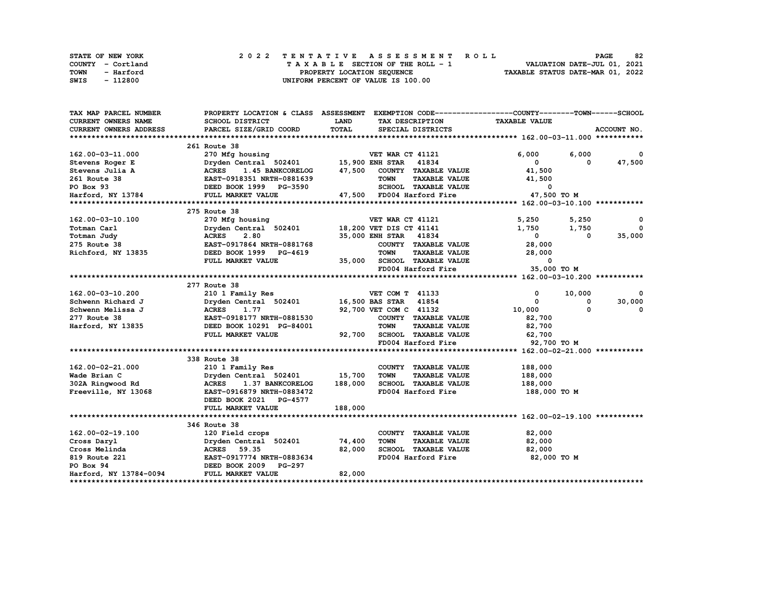STATE OF NEW YORK
COUNTY - Cortland
TOWN - Harford
SWIS - 112800

# 2022 TENTATIVE ASSESSMENT ROLL

TAXABLE SECTION OF THE ROLL - 1
PROPERTY LOCATION SEQUENCE
UNIFORM PERCENT OF VALUE IS 100.00

VALUATION DATE-JUL 01, 2021
TAXABLE STATUS DATE-MAR 01, 2022

| TAX MAP PARCEL NUMBER / CURRENT OWNERS NAME / CURRENT OWNERS ADDRESS | PROPERTY LOCATION & CLASS / SCHOOL DISTRICT / PARCEL SIZE/GRID COORD | ASSESSMENT LAND | ASSESSMENT TOTAL | EXEMPTION CODE / TAX DESCRIPTION / SPECIAL DISTRICTS | COUNTY TAXABLE VALUE | TOWN | SCHOOL |
|---|---|---|---|---|---|---|---|
| **162.00-03-11.000** | 261 Route 38 | | | | | | |
| 162.00-03-11.000 | 270 Mfg housing | | | VET WAR CT 41121 | 6,000 | 6,000 | 0 |
| Stevens Roger E | Dryden Central 502401 | 15,900 | | ENH STAR 41834 | 0 | 0 | 47,500 |
| Stevens Julia A | ACRES 1.45 BANKCORELOG | | 47,500 | COUNTY TAXABLE VALUE | 41,500 | | |
| 261 Route 38 | EAST-0918351 NRTH-0881639 | | | TOWN TAXABLE VALUE | 41,500 | | |
| PO Box 93 | DEED BOOK 1999 PG-3590 | | | SCHOOL TAXABLE VALUE | 0 | | |
| Harford, NY 13784 | FULL MARKET VALUE | | 47,500 | FD004 Harford Fire | 47,500 TO M | | |
| **162.00-03-10.100** | 275 Route 38 | | | | | | |
| 162.00-03-10.100 | 270 Mfg housing | | | VET WAR CT 41121 | 5,250 | 5,250 | 0 |
| Totman Carl | Dryden Central 502401 | 18,200 | | VET DIS CT 41141 | 1,750 | 1,750 | 0 |
| Totman Judy | ACRES 2.80 | | 35,000 | ENH STAR 41834 | 0 | 0 | 35,000 |
| 275 Route 38 | EAST-0917864 NRTH-0881768 | | | COUNTY TAXABLE VALUE | 28,000 | | |
| Richford, NY 13835 | DEED BOOK 1999 PG-4619 | | | TOWN TAXABLE VALUE | 28,000 | | |
| | FULL MARKET VALUE | | 35,000 | SCHOOL TAXABLE VALUE | 0 | | |
| | | | | FD004 Harford Fire | 35,000 TO M | | |
| **162.00-03-10.200** | 277 Route 38 | | | | | | |
| 162.00-03-10.200 | 210 1 Family Res | | | VET COM T 41133 | 0 | 10,000 | 0 |
| Schwenn Richard J | Dryden Central 502401 | 16,500 | | BAS STAR 41854 | 0 | 0 | 30,000 |
| Schwenn Melissa J | ACRES 1.77 | | 92,700 | VET COM C 41132 | 10,000 | 0 | 0 |
| 277 Route 38 | EAST-0918177 NRTH-0881530 | | | COUNTY TAXABLE VALUE | 82,700 | | |
| Harford, NY 13835 | DEED BOOK 10291 PG-84001 | | | TOWN TAXABLE VALUE | 82,700 | | |
| | FULL MARKET VALUE | | 92,700 | SCHOOL TAXABLE VALUE | 62,700 | | |
| | | | | FD004 Harford Fire | 92,700 TO M | | |
| **162.00-02-21.000** | 338 Route 38 | | | | | | |
| 162.00-02-21.000 | 210 1 Family Res | | | COUNTY TAXABLE VALUE | 188,000 | | |
| Wade Brian C | Dryden Central 502401 | 15,700 | | TOWN TAXABLE VALUE | 188,000 | | |
| 302A Ringwood Rd | ACRES 1.37 BANKCORELOG | | 188,000 | SCHOOL TAXABLE VALUE | 188,000 | | |
| Freeville, NY 13068 | EAST-0916879 NRTH-0883472 | | | FD004 Harford Fire | 188,000 TO M | | |
| | DEED BOOK 2021 PG-4577 | | | | | | |
| | FULL MARKET VALUE | | 188,000 | | | | |
| **162.00-02-19.100** | 346 Route 38 | | | | | | |
| 162.00-02-19.100 | 120 Field crops | | | COUNTY TAXABLE VALUE | 82,000 | | |
| Cross Daryl | Dryden Central 502401 | 74,400 | | TOWN TAXABLE VALUE | 82,000 | | |
| Cross Melinda | ACRES 59.35 | | 82,000 | SCHOOL TAXABLE VALUE | 82,000 | | |
| 819 Route 221 | EAST-0917774 NRTH-0883634 | | | FD004 Harford Fire | 82,000 TO M | | |
| PO Box 94 | DEED BOOK 2009 PG-297 | | | | | | |
| Harford, NY 13784-0094 | FULL MARKET VALUE | | 82,000 | | | | |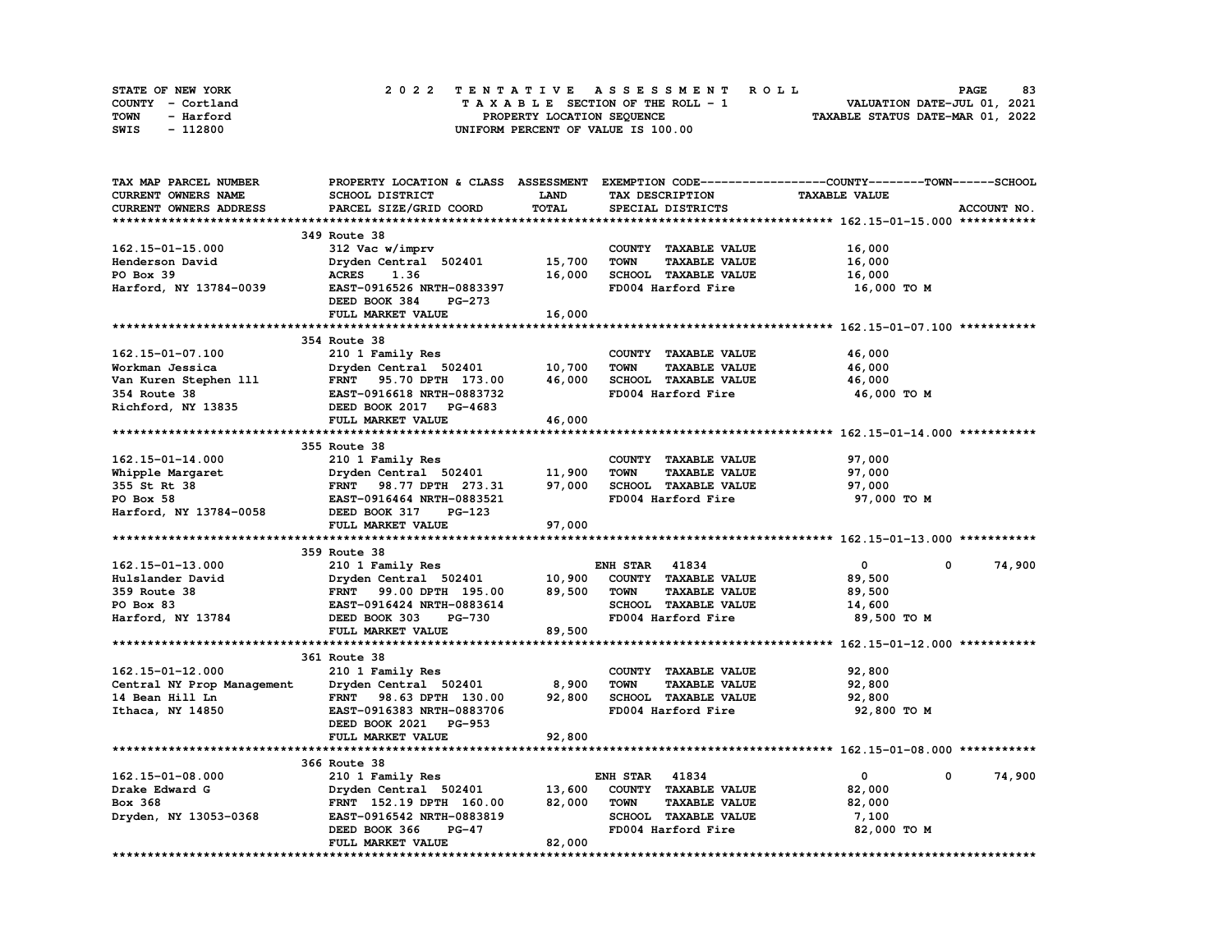STATE OF NEW YORK
COUNTY - Cortland
TOWN - Harford
SWIS - 112800

# 2022 TENTATIVE ASSESSMENT ROLL
TAXABLE SECTION OF THE ROLL - 1
PROPERTY LOCATION SEQUENCE
UNIFORM PERCENT OF VALUE IS 100.00

VALUATION DATE-JUL 01, 2021
TAXABLE STATUS DATE-MAR 01, 2022

| TAX MAP PARCEL NUMBER / CURRENT OWNERS NAME / CURRENT OWNERS ADDRESS | PROPERTY LOCATION & CLASS / SCHOOL DISTRICT / PARCEL SIZE/GRID COORD | ASSESSMENT LAND / TOTAL | EXEMPTION CODE / TAX DESCRIPTION / SPECIAL DISTRICTS | COUNTY / TAXABLE VALUE | TOWN | SCHOOL / ACCOUNT NO. |
|---|---|---|---|---|---|---|
| **162.15-01-15.000** | 349 Route 38 | | | | | |
| 162.15-01-15.000 | 312 Vac w/imprv | | COUNTY TAXABLE VALUE | 16,000 | | |
| Henderson David | Dryden Central 502401 | 15,700 | TOWN TAXABLE VALUE | 16,000 | | |
| PO Box 39 | ACRES 1.36 | 16,000 | SCHOOL TAXABLE VALUE | 16,000 | | |
| Harford, NY 13784-0039 | EAST-0916526 NRTH-0883397 | | FD004 Harford Fire | 16,000 TO M | | |
| | DEED BOOK 384 PG-273 | | | | | |
| | FULL MARKET VALUE | 16,000 | | | | |
| **162.15-01-07.100** | 354 Route 38 | | | | | |
| 162.15-01-07.100 | 210 1 Family Res | | COUNTY TAXABLE VALUE | 46,000 | | |
| Workman Jessica | Dryden Central 502401 | 10,700 | TOWN TAXABLE VALUE | 46,000 | | |
| Van Kuren Stephen lll | FRNT 95.70 DPTH 173.00 | 46,000 | SCHOOL TAXABLE VALUE | 46,000 | | |
| 354 Route 38 | EAST-0916618 NRTH-0883732 | | FD004 Harford Fire | 46,000 TO M | | |
| Richford, NY 13835 | DEED BOOK 2017 PG-4683 | | | | | |
| | FULL MARKET VALUE | 46,000 | | | | |
| **162.15-01-14.000** | 355 Route 38 | | | | | |
| 162.15-01-14.000 | 210 1 Family Res | | COUNTY TAXABLE VALUE | 97,000 | | |
| Whipple Margaret | Dryden Central 502401 | 11,900 | TOWN TAXABLE VALUE | 97,000 | | |
| 355 St Rt 38 | FRNT 98.77 DPTH 273.31 | 97,000 | SCHOOL TAXABLE VALUE | 97,000 | | |
| PO Box 58 | EAST-0916464 NRTH-0883521 | | FD004 Harford Fire | 97,000 TO M | | |
| Harford, NY 13784-0058 | DEED BOOK 317 PG-123 | | | | | |
| | FULL MARKET VALUE | 97,000 | | | | |
| **162.15-01-13.000** | 359 Route 38 | | | | | |
| 162.15-01-13.000 | 210 1 Family Res | | ENH STAR 41834 | 0 | 0 | 74,900 |
| Hulslander David | Dryden Central 502401 | 10,900 | COUNTY TAXABLE VALUE | 89,500 | | |
| 359 Route 38 | FRNT 99.00 DPTH 195.00 | 89,500 | TOWN TAXABLE VALUE | 89,500 | | |
| PO Box 83 | EAST-0916424 NRTH-0883614 | | SCHOOL TAXABLE VALUE | 14,600 | | |
| Harford, NY 13784 | DEED BOOK 303 PG-730 | | FD004 Harford Fire | 89,500 TO M | | |
| | FULL MARKET VALUE | 89,500 | | | | |
| **162.15-01-12.000** | 361 Route 38 | | | | | |
| 162.15-01-12.000 | 210 1 Family Res | | COUNTY TAXABLE VALUE | 92,800 | | |
| Central NY Prop Management | Dryden Central 502401 | 8,900 | TOWN TAXABLE VALUE | 92,800 | | |
| 14 Bean Hill Ln | FRNT 98.63 DPTH 130.00 | 92,800 | SCHOOL TAXABLE VALUE | 92,800 | | |
| Ithaca, NY 14850 | EAST-0916383 NRTH-0883706 | | FD004 Harford Fire | 92,800 TO M | | |
| | DEED BOOK 2021 PG-953 | | | | | |
| | FULL MARKET VALUE | 92,800 | | | | |
| **162.15-01-08.000** | 366 Route 38 | | | | | |
| 162.15-01-08.000 | 210 1 Family Res | | ENH STAR 41834 | 0 | 0 | 74,900 |
| Drake Edward G | Dryden Central 502401 | 13,600 | COUNTY TAXABLE VALUE | 82,000 | | |
| Box 368 | FRNT 152.19 DPTH 160.00 | 82,000 | TOWN TAXABLE VALUE | 82,000 | | |
| Dryden, NY 13053-0368 | EAST-0916542 NRTH-0883819 | | SCHOOL TAXABLE VALUE | 7,100 | | |
| | DEED BOOK 366 PG-47 | | FD004 Harford Fire | 82,000 TO M | | |
| | FULL MARKET VALUE | 82,000 | | | | |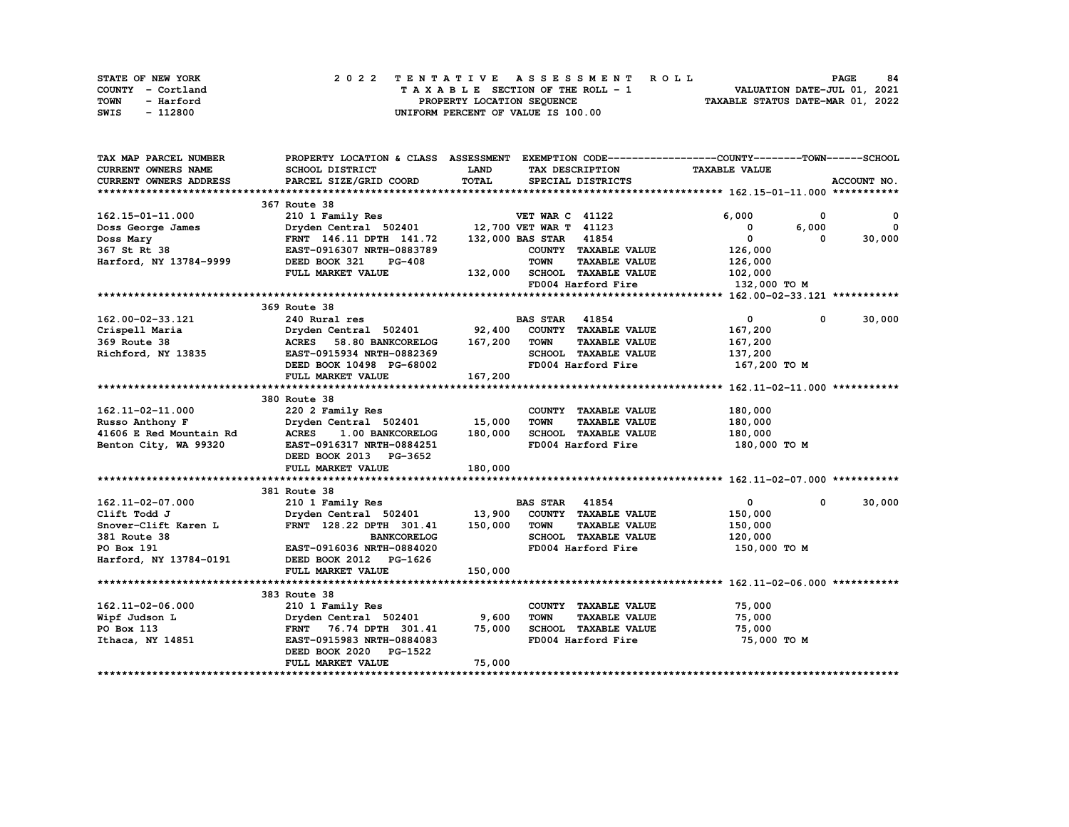STATE OF NEW YORK
COUNTY - Cortland
TOWN - Harford
SWIS - 112800

# 2022 TENTATIVE ASSESSMENT ROLL

TAXABLE SECTION OF THE ROLL - 1
PROPERTY LOCATION SEQUENCE
UNIFORM PERCENT OF VALUE IS 100.00

VALUATION DATE-JUL 01, 2021
TAXABLE STATUS DATE-MAR 01, 2022

| TAX MAP PARCEL NUMBER / CURRENT OWNERS NAME / CURRENT OWNERS ADDRESS | PROPERTY LOCATION & CLASS / SCHOOL DISTRICT / PARCEL SIZE/GRID COORD | ASSESSMENT LAND / TOTAL | EXEMPTION CODE / TAX DESCRIPTION / SPECIAL DISTRICTS | COUNTY TAXABLE VALUE | TOWN | SCHOOL / ACCOUNT NO. |
|---|---|---|---|---|---|---|
| **162.15-01-11.000** | 367 Route 38 | | | | | |
| 162.15-01-11.000 | 210 1 Family Res | | VET WAR C 41122 | 6,000 | 0 | 0 |
| Doss George James | Dryden Central 502401 | 12,700 | VET WAR T 41123 | 0 | 6,000 | 0 |
| Doss Mary | FRNT 146.11 DPTH 141.72 | 132,000 | BAS STAR 41854 | 0 | 0 | 30,000 |
| 367 St Rt 38 | EAST-0916307 NRTH-0883789 | | COUNTY TAXABLE VALUE | 126,000 | | |
| Harford, NY 13784-9999 | DEED BOOK 321 PG-408 | | TOWN TAXABLE VALUE | 126,000 | | |
| | FULL MARKET VALUE | 132,000 | SCHOOL TAXABLE VALUE | 102,000 | | |
| | | | FD004 Harford Fire | 132,000 TO M | | |
| **162.00-02-33.121** | 369 Route 38 | | | | | |
| 162.00-02-33.121 | 240 Rural res | | BAS STAR 41854 | 0 | 0 | 30,000 |
| Crispell Maria | Dryden Central 502401 | 92,400 | COUNTY TAXABLE VALUE | 167,200 | | |
| 369 Route 38 | ACRES 58.80 BANKCORELOG | 167,200 | TOWN TAXABLE VALUE | 167,200 | | |
| Richford, NY 13835 | EAST-0915934 NRTH-0882369 | | SCHOOL TAXABLE VALUE | 137,200 | | |
| | DEED BOOK 10498 PG-68002 | | FD004 Harford Fire | 167,200 TO M | | |
| | FULL MARKET VALUE | 167,200 | | | | |
| **162.11-02-11.000** | 380 Route 38 | | | | | |
| 162.11-02-11.000 | 220 2 Family Res | | COUNTY TAXABLE VALUE | 180,000 | | |
| Russo Anthony F | Dryden Central 502401 | 15,000 | TOWN TAXABLE VALUE | 180,000 | | |
| 41606 E Red Mountain Rd | ACRES 1.00 BANKCORELOG | 180,000 | SCHOOL TAXABLE VALUE | 180,000 | | |
| Benton City, WA 99320 | EAST-0916317 NRTH-0884251 | | FD004 Harford Fire | 180,000 TO M | | |
| | DEED BOOK 2013 PG-3652 | | | | | |
| | FULL MARKET VALUE | 180,000 | | | | |
| **162.11-02-07.000** | 381 Route 38 | | | | | |
| 162.11-02-07.000 | 210 1 Family Res | | BAS STAR 41854 | 0 | 0 | 30,000 |
| Clift Todd J | Dryden Central 502401 | 13,900 | COUNTY TAXABLE VALUE | 150,000 | | |
| Snover-Clift Karen L | FRNT 128.22 DPTH 301.41 | 150,000 | TOWN TAXABLE VALUE | 150,000 | | |
| 381 Route 38 | BANKCORELOG | | SCHOOL TAXABLE VALUE | 120,000 | | |
| PO Box 191 | EAST-0916036 NRTH-0884020 | | FD004 Harford Fire | 150,000 TO M | | |
| Harford, NY 13784-0191 | DEED BOOK 2012 PG-1626 | | | | | |
| | FULL MARKET VALUE | 150,000 | | | | |
| **162.11-02-06.000** | 383 Route 38 | | | | | |
| 162.11-02-06.000 | 210 1 Family Res | | COUNTY TAXABLE VALUE | 75,000 | | |
| Wipf Judson L | Dryden Central 502401 | 9,600 | TOWN TAXABLE VALUE | 75,000 | | |
| PO Box 113 | FRNT 76.74 DPTH 301.41 | 75,000 | SCHOOL TAXABLE VALUE | 75,000 | | |
| Ithaca, NY 14851 | EAST-0915983 NRTH-0884083 | | FD004 Harford Fire | 75,000 TO M | | |
| | DEED BOOK 2020 PG-1522 | | | | | |
| | FULL MARKET VALUE | 75,000 | | | | |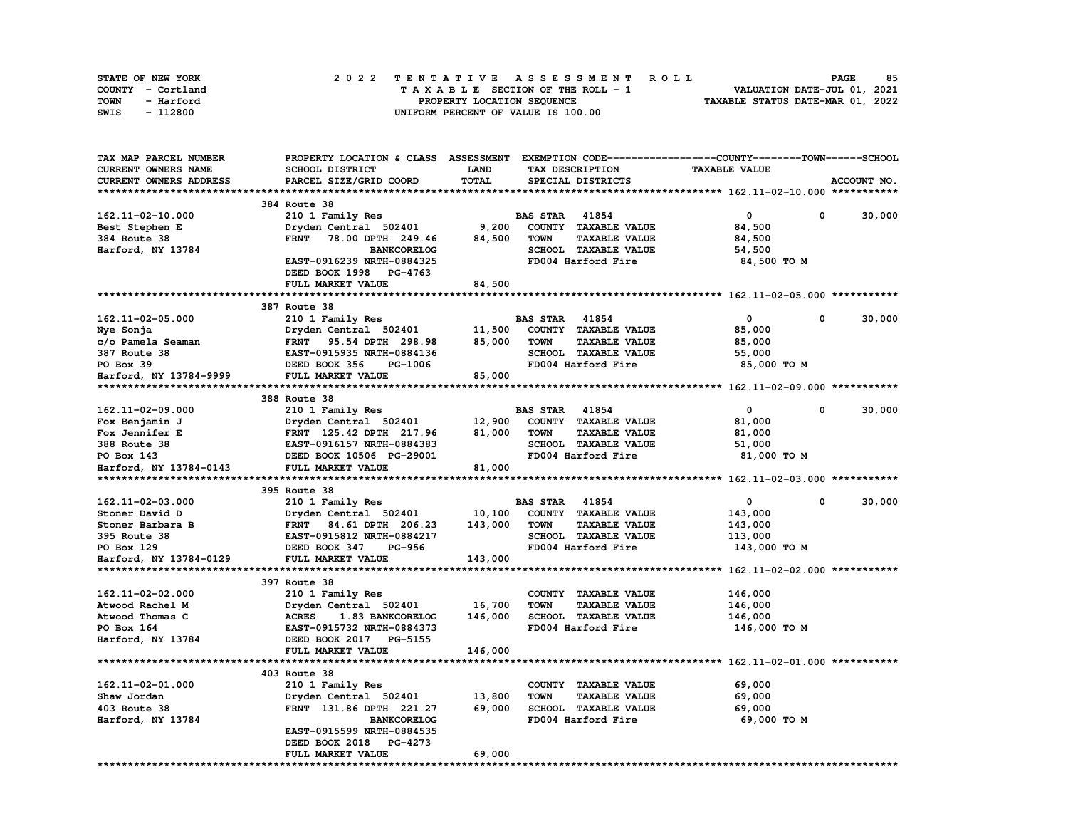STATE OF NEW YORK — COUNTY - Cortland — TOWN - Harford — SWIS - 112800

**2022 TENTATIVE ASSESSMENT ROLL**
TAXABLE SECTION OF THE ROLL - 1
PROPERTY LOCATION SEQUENCE
UNIFORM PERCENT OF VALUE IS 100.00

VALUATION DATE-JUL 01, 2021
TAXABLE STATUS DATE-MAR 01, 2022

| TAX MAP PARCEL NUMBER / CURRENT OWNERS NAME / CURRENT OWNERS ADDRESS | PROPERTY LOCATION & CLASS / SCHOOL DISTRICT / PARCEL SIZE/GRID COORD | ASSESSMENT LAND / TOTAL | EXEMPTION CODE / TAX DESCRIPTION / SPECIAL DISTRICTS | COUNTY | TOWN | SCHOOL / TAXABLE VALUE |
|---|---|---|---|---|---|---|
| **162.11-02-10.000** | 384 Route 38 | | | | | |
| | 210 1 Family Res | | BAS STAR 41854 | 0 | 0 | 30,000 |
| Best Stephen E | Dryden Central 502401 | 9,200 | COUNTY TAXABLE VALUE | 84,500 | | |
| 384 Route 38 | FRNT 78.00 DPTH 249.46 | 84,500 | TOWN TAXABLE VALUE | | 84,500 | |
| Harford, NY 13784 | BANKCORELOG | | SCHOOL TAXABLE VALUE | | | 54,500 |
| | EAST-0916239 NRTH-0884325 | | FD004 Harford Fire | 84,500 TO M | | |
| | DEED BOOK 1998 PG-4763 | | | | | |
| | FULL MARKET VALUE | 84,500 | | | | |
| **162.11-02-05.000** | 387 Route 38 | | | | | |
| | 210 1 Family Res | | BAS STAR 41854 | 0 | 0 | 30,000 |
| Nye Sonja | Dryden Central 502401 | 11,500 | COUNTY TAXABLE VALUE | 85,000 | | |
| c/o Pamela Seaman | FRNT 95.54 DPTH 298.98 | 85,000 | TOWN TAXABLE VALUE | | 85,000 | |
| 387 Route 38 | EAST-0915935 NRTH-0884136 | | SCHOOL TAXABLE VALUE | | | 55,000 |
| PO Box 39 | DEED BOOK 356 PG-1006 | | FD004 Harford Fire | 85,000 TO M | | |
| Harford, NY 13784-9999 | FULL MARKET VALUE | 85,000 | | | | |
| **162.11-02-09.000** | 388 Route 38 | | | | | |
| | 210 1 Family Res | | BAS STAR 41854 | 0 | 0 | 30,000 |
| Fox Benjamin J | Dryden Central 502401 | 12,900 | COUNTY TAXABLE VALUE | 81,000 | | |
| Fox Jennifer E | FRNT 125.42 DPTH 217.96 | 81,000 | TOWN TAXABLE VALUE | | 81,000 | |
| 388 Route 38 | EAST-0916157 NRTH-0884383 | | SCHOOL TAXABLE VALUE | | | 51,000 |
| PO Box 143 | DEED BOOK 10506 PG-29001 | | FD004 Harford Fire | 81,000 TO M | | |
| Harford, NY 13784-0143 | FULL MARKET VALUE | 81,000 | | | | |
| **162.11-02-03.000** | 395 Route 38 | | | | | |
| | 210 1 Family Res | | BAS STAR 41854 | 0 | 0 | 30,000 |
| Stoner David D | Dryden Central 502401 | 10,100 | COUNTY TAXABLE VALUE | 143,000 | | |
| Stoner Barbara B | FRNT 84.61 DPTH 206.23 | 143,000 | TOWN TAXABLE VALUE | | 143,000 | |
| 395 Route 38 | EAST-0915812 NRTH-0884217 | | SCHOOL TAXABLE VALUE | | | 113,000 |
| PO Box 129 | DEED BOOK 347 PG-956 | | FD004 Harford Fire | 143,000 TO M | | |
| Harford, NY 13784-0129 | FULL MARKET VALUE | 143,000 | | | | |
| **162.11-02-02.000** | 397 Route 38 | | | | | |
| | 210 1 Family Res | | COUNTY TAXABLE VALUE | 146,000 | | |
| Atwood Rachel M | Dryden Central 502401 | 16,700 | TOWN TAXABLE VALUE | | 146,000 | |
| Atwood Thomas C | ACRES 1.83 BANKCORELOG | 146,000 | SCHOOL TAXABLE VALUE | | | 146,000 |
| PO Box 164 | EAST-0915732 NRTH-0884373 | | FD004 Harford Fire | 146,000 TO M | | |
| Harford, NY 13784 | DEED BOOK 2017 PG-5155 | | | | | |
| | FULL MARKET VALUE | 146,000 | | | | |
| **162.11-02-01.000** | 403 Route 38 | | | | | |
| | 210 1 Family Res | | COUNTY TAXABLE VALUE | 69,000 | | |
| Shaw Jordan | Dryden Central 502401 | 13,800 | TOWN TAXABLE VALUE | | 69,000 | |
| 403 Route 38 | FRNT 131.86 DPTH 221.27 | 69,000 | SCHOOL TAXABLE VALUE | | | 69,000 |
| Harford, NY 13784 | BANKCORELOG | | FD004 Harford Fire | 69,000 TO M | | |
| | EAST-0915599 NRTH-0884535 | | | | | |
| | DEED BOOK 2018 PG-4273 | | | | | |
| | FULL MARKET VALUE | 69,000 | | | | |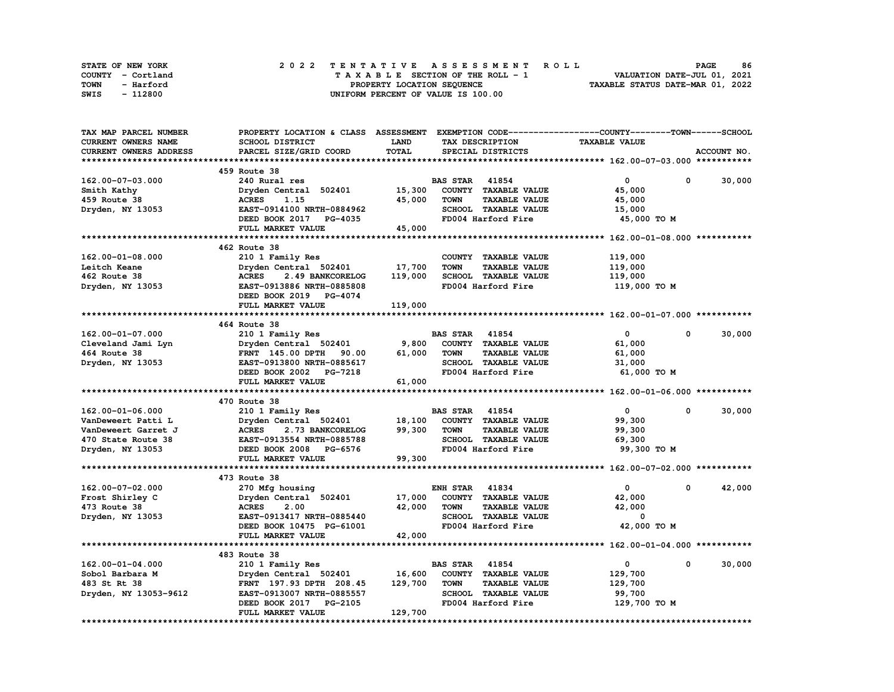STATE OF NEW YORK
COUNTY - Cortland
TOWN - Harford
SWIS - 112800

2022 TENTATIVE ASSESSMENT ROLL
TAXABLE SECTION OF THE ROLL - 1
PROPERTY LOCATION SEQUENCE
UNIFORM PERCENT OF VALUE IS 100.00

VALUATION DATE-JUL 01, 2021
TAXABLE STATUS DATE-MAR 01, 2022

| TAX MAP PARCEL NUMBER / CURRENT OWNERS NAME / CURRENT OWNERS ADDRESS | PROPERTY LOCATION & CLASS / SCHOOL DISTRICT / PARCEL SIZE/GRID COORD | ASSESSMENT LAND / TOTAL | EXEMPTION CODE / TAX DESCRIPTION / SPECIAL DISTRICTS | COUNTY TAXABLE VALUE | TOWN | SCHOOL |
|---|---|---|---|---|---|---|
| **162.00-07-03.000** | 459 Route 38 | | | | | |
| 162.00-07-03.000 | 240 Rural res | | BAS STAR 41854 | 0 | 0 | 30,000 |
| Smith Kathy | Dryden Central 502401 | 15,300 | COUNTY TAXABLE VALUE | 45,000 | | |
| 459 Route 38 | ACRES 1.15 | 45,000 | TOWN TAXABLE VALUE | 45,000 | | |
| Dryden, NY 13053 | EAST-0914100 NRTH-0884962 | | SCHOOL TAXABLE VALUE | 15,000 | | |
| | DEED BOOK 2017 PG-4035 | | FD004 Harford Fire | 45,000 TO M | | |
| | FULL MARKET VALUE | 45,000 | | | | |
| **162.00-01-08.000** | 462 Route 38 | | | | | |
| 162.00-01-08.000 | 210 1 Family Res | | COUNTY TAXABLE VALUE | 119,000 | | |
| Leitch Keane | Dryden Central 502401 | 17,700 | TOWN TAXABLE VALUE | 119,000 | | |
| 462 Route 38 | ACRES 2.49 BANKCORELOG | 119,000 | SCHOOL TAXABLE VALUE | 119,000 | | |
| Dryden, NY 13053 | EAST-0913886 NRTH-0885808 | | FD004 Harford Fire | 119,000 TO M | | |
| | DEED BOOK 2019 PG-4074 | | | | | |
| | FULL MARKET VALUE | 119,000 | | | | |
| **162.00-01-07.000** | 464 Route 38 | | | | | |
| 162.00-01-07.000 | 210 1 Family Res | | BAS STAR 41854 | 0 | 0 | 30,000 |
| Cleveland Jami Lyn | Dryden Central 502401 | 9,800 | COUNTY TAXABLE VALUE | 61,000 | | |
| 464 Route 38 | FRNT 145.00 DPTH 90.00 | 61,000 | TOWN TAXABLE VALUE | 61,000 | | |
| Dryden, NY 13053 | EAST-0913800 NRTH-0885617 | | SCHOOL TAXABLE VALUE | 31,000 | | |
| | DEED BOOK 2002 PG-7218 | | FD004 Harford Fire | 61,000 TO M | | |
| | FULL MARKET VALUE | 61,000 | | | | |
| **162.00-01-06.000** | 470 Route 38 | | | | | |
| 162.00-01-06.000 | 210 1 Family Res | | BAS STAR 41854 | 0 | 0 | 30,000 |
| VanDeweert Patti L | Dryden Central 502401 | 18,100 | COUNTY TAXABLE VALUE | 99,300 | | |
| VanDeweert Garret J | ACRES 2.73 BANKCORELOG | 99,300 | TOWN TAXABLE VALUE | 99,300 | | |
| 470 State Route 38 | EAST-0913554 NRTH-0885788 | | SCHOOL TAXABLE VALUE | 69,300 | | |
| Dryden, NY 13053 | DEED BOOK 2008 PG-6576 | | FD004 Harford Fire | 99,300 TO M | | |
| | FULL MARKET VALUE | 99,300 | | | | |
| **162.00-07-02.000** | 473 Route 38 | | | | | |
| 162.00-07-02.000 | 270 Mfg housing | | ENH STAR 41834 | 0 | 0 | 42,000 |
| Frost Shirley C | Dryden Central 502401 | 17,000 | COUNTY TAXABLE VALUE | 42,000 | | |
| 473 Route 38 | ACRES 2.00 | 42,000 | TOWN TAXABLE VALUE | 42,000 | | |
| Dryden, NY 13053 | EAST-0913417 NRTH-0885440 | | SCHOOL TAXABLE VALUE | 0 | | |
| | DEED BOOK 10475 PG-61001 | | FD004 Harford Fire | 42,000 TO M | | |
| | FULL MARKET VALUE | 42,000 | | | | |
| **162.00-01-04.000** | 483 Route 38 | | | | | |
| 162.00-01-04.000 | 210 1 Family Res | | BAS STAR 41854 | 0 | 0 | 30,000 |
| Sobol Barbara M | Dryden Central 502401 | 16,600 | COUNTY TAXABLE VALUE | 129,700 | | |
| 483 St Rt 38 | FRNT 197.93 DPTH 208.45 | 129,700 | TOWN TAXABLE VALUE | 129,700 | | |
| Dryden, NY 13053-9612 | EAST-0913007 NRTH-0885557 | | SCHOOL TAXABLE VALUE | 99,700 | | |
| | DEED BOOK 2017 PG-2105 | | FD004 Harford Fire | 129,700 TO M | | |
| | FULL MARKET VALUE | 129,700 | | | | |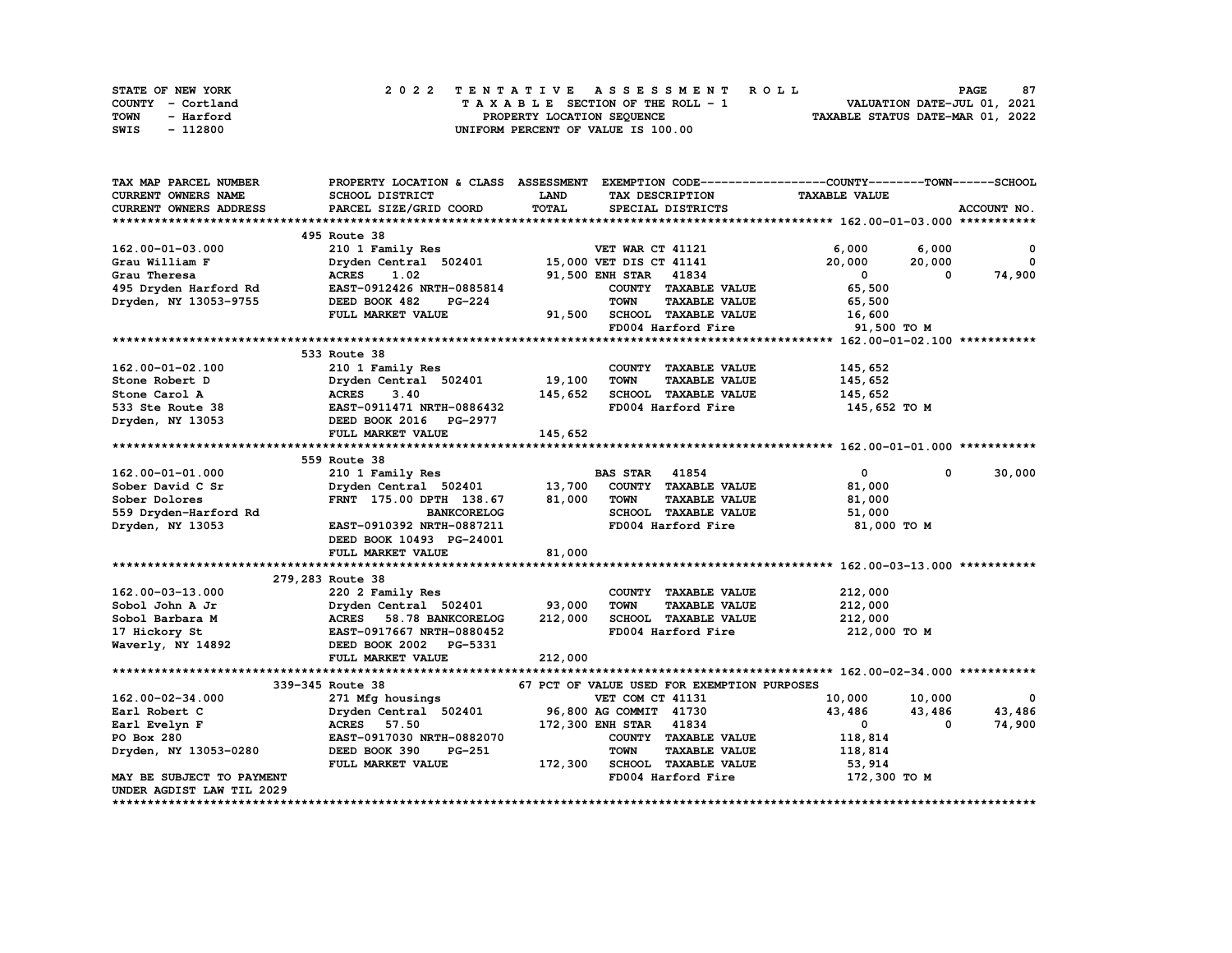STATE OF NEW YORK | COUNTY - Cortland | TOWN - Harford | SWIS - 112800

2022 TENTATIVE ASSESSMENT ROLL
TAXABLE SECTION OF THE ROLL - 1
PROPERTY LOCATION SEQUENCE
UNIFORM PERCENT OF VALUE IS 100.00

VALUATION DATE-JUL 01, 2021
TAXABLE STATUS DATE-MAR 01, 2022

| TAX MAP PARCEL NUMBER / CURRENT OWNERS NAME / CURRENT OWNERS ADDRESS | PROPERTY LOCATION & CLASS / SCHOOL DISTRICT / PARCEL SIZE/GRID COORD | ASSESSMENT LAND / TOTAL | EXEMPTION CODE / TAX DESCRIPTION / SPECIAL DISTRICTS | COUNTY TAXABLE VALUE | TOWN | SCHOOL |
|---|---|---|---|---|---|---|
| **162.00-01-03.000** | 495 Route 38 | | | | | |
| 162.00-01-03.000 | 210 1 Family Res | | VET WAR CT 41121 | 6,000 | 6,000 | 0 |
| Grau William F | Dryden Central 502401 | 15,000 | VET DIS CT 41141 | 20,000 | 20,000 | 0 |
| Grau Theresa | ACRES 1.02 | 91,500 | ENH STAR 41834 | 0 | 0 | 74,900 |
| 495 Dryden Harford Rd | EAST-0912426 NRTH-0885814 | | COUNTY TAXABLE VALUE | 65,500 | | |
| Dryden, NY 13053-9755 | DEED BOOK 482 PG-224 | | TOWN TAXABLE VALUE | 65,500 | | |
| | FULL MARKET VALUE | 91,500 | SCHOOL TAXABLE VALUE | 16,600 | | |
| | | | FD004 Harford Fire | 91,500 TO M | | |
| **162.00-01-02.100** | 533 Route 38 | | | | | |
| 162.00-01-02.100 | 210 1 Family Res | | COUNTY TAXABLE VALUE | 145,652 | | |
| Stone Robert D | Dryden Central 502401 | 19,100 | TOWN TAXABLE VALUE | 145,652 | | |
| Stone Carol A | ACRES 3.40 | 145,652 | SCHOOL TAXABLE VALUE | 145,652 | | |
| 533 Ste Route 38 | EAST-0911471 NRTH-0886432 | | FD004 Harford Fire | 145,652 TO M | | |
| Dryden, NY 13053 | DEED BOOK 2016 PG-2977 | | | | | |
| | FULL MARKET VALUE | 145,652 | | | | |
| **162.00-01-01.000** | 559 Route 38 | | | | | |
| 162.00-01-01.000 | 210 1 Family Res | | BAS STAR 41854 | 0 | 0 | 30,000 |
| Sober David C Sr | Dryden Central 502401 | 13,700 | COUNTY TAXABLE VALUE | 81,000 | | |
| Sober Dolores | FRNT 175.00 DPTH 138.67 | 81,000 | TOWN TAXABLE VALUE | 81,000 | | |
| 559 Dryden-Harford Rd | BANKCORELOG | | SCHOOL TAXABLE VALUE | 51,000 | | |
| Dryden, NY 13053 | EAST-0910392 NRTH-0887211 | | FD004 Harford Fire | 81,000 TO M | | |
| | DEED BOOK 10493 PG-24001 | | | | | |
| | FULL MARKET VALUE | 81,000 | | | | |
| **162.00-03-13.000** | 279,283 Route 38 | | | | | |
| 162.00-03-13.000 | 220 2 Family Res | | COUNTY TAXABLE VALUE | 212,000 | | |
| Sobol John A Jr | Dryden Central 502401 | 93,000 | TOWN TAXABLE VALUE | 212,000 | | |
| Sobol Barbara M | ACRES 58.78 BANKCORELOG | 212,000 | SCHOOL TAXABLE VALUE | 212,000 | | |
| 17 Hickory St | EAST-0917667 NRTH-0880452 | | FD004 Harford Fire | 212,000 TO M | | |
| Waverly, NY 14892 | DEED BOOK 2002 PG-5331 | | | | | |
| | FULL MARKET VALUE | 212,000 | | | | |
| **162.00-02-34.000** | 339-345 Route 38 | | 67 PCT OF VALUE USED FOR EXEMPTION PURPOSES | | | |
| 162.00-02-34.000 | 271 Mfg housings | | VET COM CT 41131 | 10,000 | 10,000 | 0 |
| Earl Robert C | Dryden Central 502401 | 96,800 | AG COMMIT 41730 | 43,486 | 43,486 | 43,486 |
| Earl Evelyn F | ACRES 57.50 | 172,300 | ENH STAR 41834 | 0 | 0 | 74,900 |
| PO Box 280 | EAST-0917030 NRTH-0882070 | | COUNTY TAXABLE VALUE | 118,814 | | |
| Dryden, NY 13053-0280 | DEED BOOK 390 PG-251 | | TOWN TAXABLE VALUE | 118,814 | | |
| | FULL MARKET VALUE | 172,300 | SCHOOL TAXABLE VALUE | 53,914 | | |
| MAY BE SUBJECT TO PAYMENT UNDER AGDIST LAW TIL 2029 | | | FD004 Harford Fire | 172,300 TO M | | |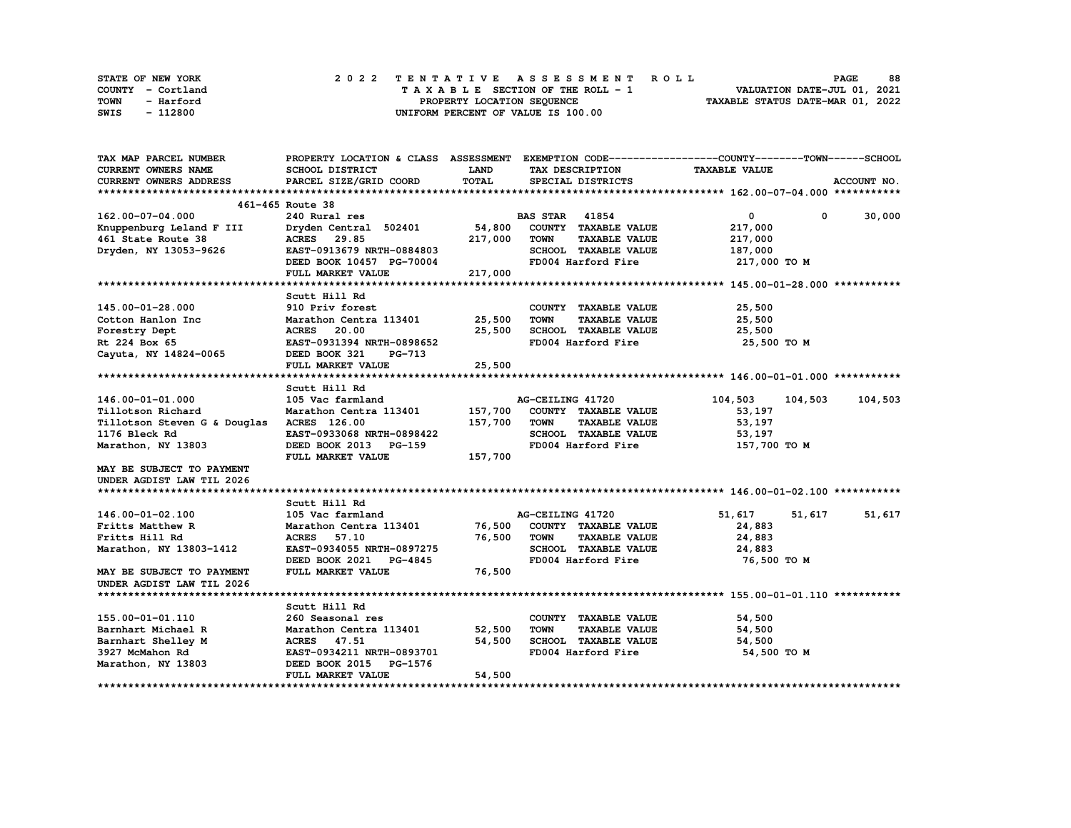STATE OF NEW YORK — COUNTY - Cortland — TOWN - Harford — SWIS - 112800

**2022 TENTATIVE ASSESSMENT ROLL**
TAXABLE SECTION OF THE ROLL - 1
PROPERTY LOCATION SEQUENCE
UNIFORM PERCENT OF VALUE IS 100.00

VALUATION DATE-JUL 01, 2021
TAXABLE STATUS DATE-MAR 01, 2022

```
TAX MAP PARCEL NUMBER          PROPERTY LOCATION & CLASS  ASSESSMENT  EXEMPTION CODE------------------COUNTY--------TOWN------SCHOOL
CURRENT OWNERS NAME            SCHOOL DISTRICT               LAND      TAX DESCRIPTION            TAXABLE VALUE
CURRENT OWNERS ADDRESS         PARCEL SIZE/GRID COORD        TOTAL     SPECIAL DISTRICTS                                   ACCOUNT NO.
******************************************************************************************************* 162.00-07-04.000 ***********
                    461-465 Route 38
162.00-07-04.000               240 Rural res                          BAS STAR  41854                  0             0       30,000
Knuppenburg Leland F III       Dryden Central  502401       54,800     COUNTY  TAXABLE VALUE           217,000
461 State Route 38             ACRES   29.85               217,000     TOWN    TAXABLE VALUE           217,000
Dryden, NY 13053-9626          EAST-0913679 NRTH-0884803               SCHOOL  TAXABLE VALUE           187,000
                               DEED BOOK 10457  PG-70004               FD004 Harford Fire              217,000 TO M
                               FULL MARKET VALUE           217,000
******************************************************************************************************* 145.00-01-28.000 ***********
                    Scutt Hill Rd
145.00-01-28.000               910 Priv forest                         COUNTY  TAXABLE VALUE            25,500
Cotton Hanlon Inc              Marathon Centra 113401       25,500     TOWN    TAXABLE VALUE            25,500
Forestry Dept                  ACRES   20.00                25,500     SCHOOL  TAXABLE VALUE            25,500
Rt 224 Box 65                  EAST-0931394 NRTH-0898652               FD004 Harford Fire               25,500 TO M
Cayuta, NY 14824-0065          DEED BOOK 321     PG-713
                               FULL MARKET VALUE            25,500
******************************************************************************************************* 146.00-01-01.000 ***********
                    Scutt Hill Rd
146.00-01-01.000               105 Vac farmland                       AG-CEILING 41720             104,503       104,503     104,503
Tillotson Richard              Marathon Centra 113401      157,700     COUNTY  TAXABLE VALUE            53,197
Tillotson Steven G & Douglas   ACRES  126.00               157,700     TOWN    TAXABLE VALUE            53,197
1176 Bleck Rd                  EAST-0933068 NRTH-0898422               SCHOOL  TAXABLE VALUE            53,197
Marathon, NY 13803             DEED BOOK 2013   PG-159                 FD004 Harford Fire              157,700 TO M
                               FULL MARKET VALUE           157,700
MAY BE SUBJECT TO PAYMENT
UNDER AGDIST LAW TIL 2026
******************************************************************************************************* 146.00-01-02.100 ***********
                    Scutt Hill Rd
146.00-01-02.100               105 Vac farmland                       AG-CEILING 41720              51,617        51,617      51,617
Fritts Matthew R               Marathon Centra 113401       76,500     COUNTY  TAXABLE VALUE            24,883
Fritts Hill Rd                 ACRES   57.10                76,500     TOWN    TAXABLE VALUE            24,883
Marathon, NY 13803-1412        EAST-0934055 NRTH-0897275               SCHOOL  TAXABLE VALUE            24,883
                               DEED BOOK 2021   PG-4845                FD004 Harford Fire               76,500 TO M
MAY BE SUBJECT TO PAYMENT      FULL MARKET VALUE            76,500
UNDER AGDIST LAW TIL 2026
******************************************************************************************************* 155.00-01-01.110 ***********
                    Scutt Hill Rd
155.00-01-01.110               260 Seasonal res                        COUNTY  TAXABLE VALUE            54,500
Barnhart Michael R             Marathon Centra 113401       52,500     TOWN    TAXABLE VALUE            54,500
Barnhart Shelley M             ACRES   47.51                54,500     SCHOOL  TAXABLE VALUE            54,500
3927 McMahon Rd                EAST-0934211 NRTH-0893701               FD004 Harford Fire               54,500 TO M
Marathon, NY 13803             DEED BOOK 2015   PG-1576
                               FULL MARKET VALUE            54,500
************************************************************************************************************************************
```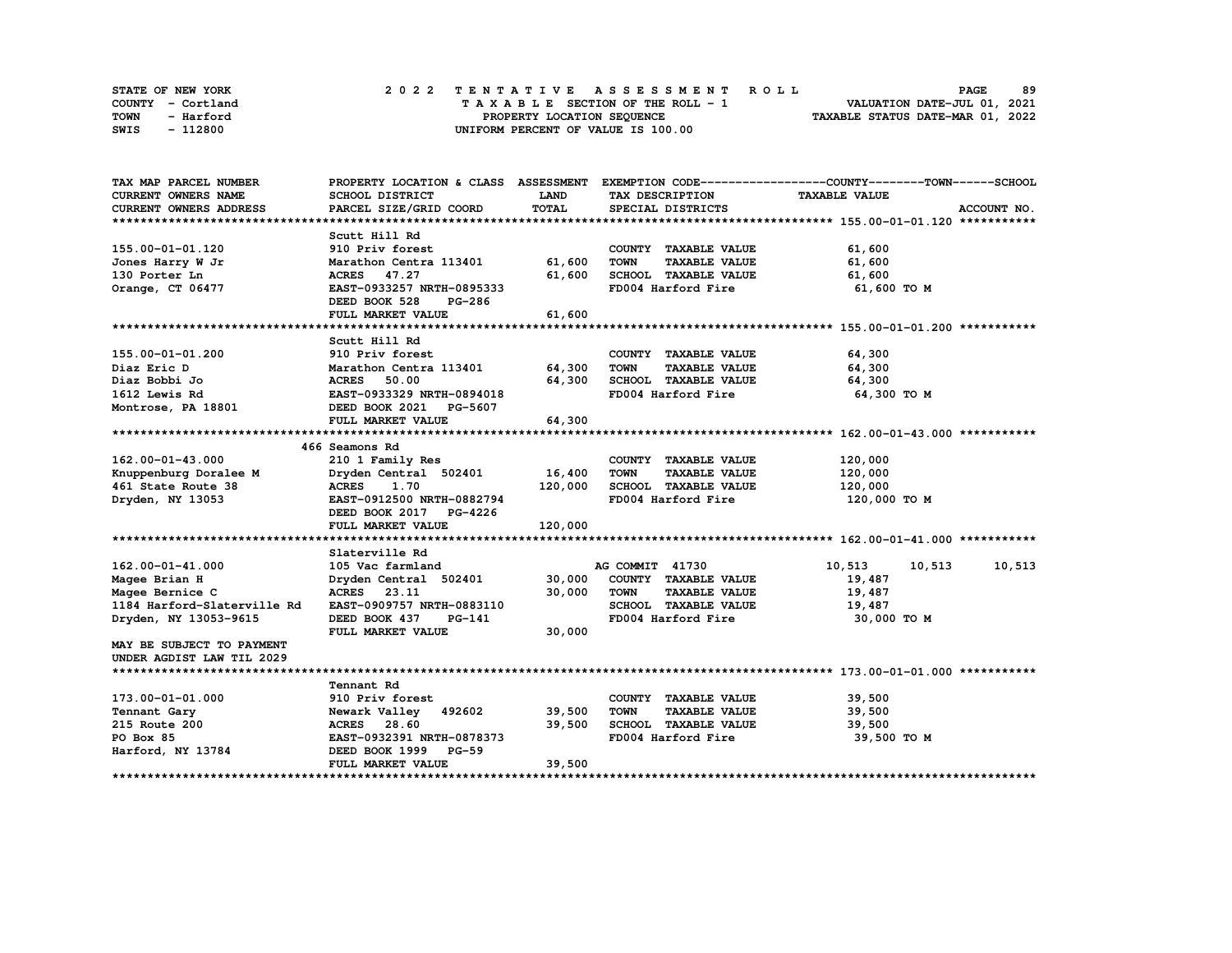STATE OF NEW YORK — 2022 TENTATIVE ASSESSMENT ROLL
COUNTY - Cortland — TAXABLE SECTION OF THE ROLL - 1 — VALUATION DATE-JUL 01, 2021
TOWN - Harford — PROPERTY LOCATION SEQUENCE — TAXABLE STATUS DATE-MAR 01, 2022
SWIS - 112800 — UNIFORM PERCENT OF VALUE IS 100.00

| TAX MAP PARCEL NUMBER / CURRENT OWNERS NAME / CURRENT OWNERS ADDRESS | PROPERTY LOCATION & CLASS / SCHOOL DISTRICT / PARCEL SIZE/GRID COORD | ASSESSMENT LAND / TOTAL | EXEMPTION CODE / TAX DESCRIPTION / SPECIAL DISTRICTS | COUNTY TAXABLE VALUE | TOWN | SCHOOL | ACCOUNT NO. |
|---|---|---|---|---|---|---|---|
| **155.00-01-01.120** | Scutt Hill Rd | | | | | | |
| 155.00-01-01.120 | 910 Priv forest | | COUNTY TAXABLE VALUE | 61,600 | | | |
| Jones Harry W Jr | Marathon Centra 113401 | 61,600 | TOWN TAXABLE VALUE | 61,600 | | | |
| 130 Porter Ln | ACRES 47.27 | 61,600 | SCHOOL TAXABLE VALUE | 61,600 | | | |
| Orange, CT 06477 | EAST-0933257 NRTH-0895333 | | FD004 Harford Fire | 61,600 TO M | | | |
| | DEED BOOK 528 PG-286 | | | | | | |
| | FULL MARKET VALUE | 61,600 | | | | | |
| **155.00-01-01.200** | Scutt Hill Rd | | | | | | |
| 155.00-01-01.200 | 910 Priv forest | | COUNTY TAXABLE VALUE | 64,300 | | | |
| Diaz Eric D | Marathon Centra 113401 | 64,300 | TOWN TAXABLE VALUE | 64,300 | | | |
| Diaz Bobbi Jo | ACRES 50.00 | 64,300 | SCHOOL TAXABLE VALUE | 64,300 | | | |
| 1612 Lewis Rd | EAST-0933329 NRTH-0894018 | | FD004 Harford Fire | 64,300 TO M | | | |
| Montrose, PA 18801 | DEED BOOK 2021 PG-5607 | | | | | | |
| | FULL MARKET VALUE | 64,300 | | | | | |
| **162.00-01-43.000** | 466 Seamons Rd | | | | | | |
| 162.00-01-43.000 | 210 1 Family Res | | COUNTY TAXABLE VALUE | 120,000 | | | |
| Knuppenburg Doralee M | Dryden Central 502401 | 16,400 | TOWN TAXABLE VALUE | 120,000 | | | |
| 461 State Route 38 | ACRES 1.70 | 120,000 | SCHOOL TAXABLE VALUE | 120,000 | | | |
| Dryden, NY 13053 | EAST-0912500 NRTH-0882794 | | FD004 Harford Fire | 120,000 TO M | | | |
| | DEED BOOK 2017 PG-4226 | | | | | | |
| | FULL MARKET VALUE | 120,000 | | | | | |
| **162.00-01-41.000** | Slaterville Rd | | | | | | |
| 162.00-01-41.000 | 105 Vac farmland | | AG COMMIT 41730 | 10,513 | 10,513 | 10,513 | |
| Magee Brian H | Dryden Central 502401 | 30,000 | COUNTY TAXABLE VALUE | 19,487 | | | |
| Magee Bernice C | ACRES 23.11 | 30,000 | TOWN TAXABLE VALUE | 19,487 | | | |
| 1184 Harford-Slaterville Rd | EAST-0909757 NRTH-0883110 | | SCHOOL TAXABLE VALUE | 19,487 | | | |
| Dryden, NY 13053-9615 | DEED BOOK 437 PG-141 | | FD004 Harford Fire | 30,000 TO M | | | |
| | FULL MARKET VALUE | 30,000 | | | | | |
| MAY BE SUBJECT TO PAYMENT UNDER AGDIST LAW TIL 2029 | | | | | | | |
| **173.00-01-01.000** | Tennant Rd | | | | | | |
| 173.00-01-01.000 | 910 Priv forest | | COUNTY TAXABLE VALUE | 39,500 | | | |
| Tennant Gary | Newark Valley 492602 | 39,500 | TOWN TAXABLE VALUE | 39,500 | | | |
| 215 Route 200 | ACRES 28.60 | 39,500 | SCHOOL TAXABLE VALUE | 39,500 | | | |
| PO Box 85 | EAST-0932391 NRTH-0878373 | | FD004 Harford Fire | 39,500 TO M | | | |
| Harford, NY 13784 | DEED BOOK 1999 PG-59 | | | | | | |
| | FULL MARKET VALUE | 39,500 | | | | | |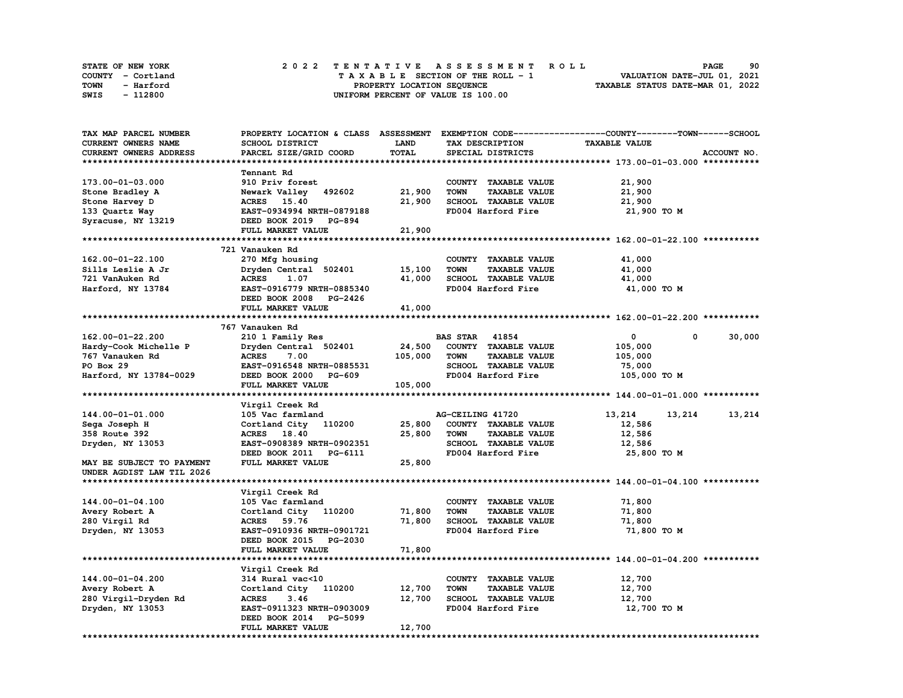STATE OF NEW YORK
COUNTY - Cortland
TOWN - Harford
SWIS - 112800

# 2022 TENTATIVE ASSESSMENT ROLL

TAXABLE SECTION OF THE ROLL - 1
PROPERTY LOCATION SEQUENCE
UNIFORM PERCENT OF VALUE IS 100.00

VALUATION DATE-JUL 01, 2021
TAXABLE STATUS DATE-MAR 01, 2022

| TAX MAP PARCEL NUMBER / CURRENT OWNERS NAME / CURRENT OWNERS ADDRESS | PROPERTY LOCATION & CLASS / SCHOOL DISTRICT / PARCEL SIZE/GRID COORD | ASSESSMENT LAND | ASSESSMENT TOTAL | EXEMPTION CODE / TAX DESCRIPTION / SPECIAL DISTRICTS | COUNTY TAXABLE VALUE | TOWN | SCHOOL |
|---|---|---|---|---|---|---|---|
| **173.00-01-03.000** | Tennant Rd | | | | | | |
| 173.00-01-03.000 | 910 Priv forest | | | COUNTY TAXABLE VALUE | 21,900 | | |
| Stone Bradley A | Newark Valley 492602 | 21,900 | | TOWN TAXABLE VALUE | 21,900 | | |
| Stone Harvey D | ACRES 15.40 | | 21,900 | SCHOOL TAXABLE VALUE | 21,900 | | |
| 133 Quartz Way | EAST-0934994 NRTH-0879188 | | | FD004 Harford Fire | 21,900 TO M | | |
| Syracuse, NY 13219 | DEED BOOK 2019 PG-894 | | | | | | |
| | FULL MARKET VALUE | | 21,900 | | | | |
| **162.00-01-22.100** | 721 Vanauken Rd | | | | | | |
| 162.00-01-22.100 | 270 Mfg housing | | | COUNTY TAXABLE VALUE | 41,000 | | |
| Sills Leslie A Jr | Dryden Central 502401 | 15,100 | | TOWN TAXABLE VALUE | 41,000 | | |
| 721 VanAuken Rd | ACRES 1.07 | | 41,000 | SCHOOL TAXABLE VALUE | 41,000 | | |
| Harford, NY 13784 | EAST-0916779 NRTH-0885340 | | | FD004 Harford Fire | 41,000 TO M | | |
| | DEED BOOK 2008 PG-2426 | | | | | | |
| | FULL MARKET VALUE | | 41,000 | | | | |
| **162.00-01-22.200** | 767 Vanauken Rd | | | | | | |
| 162.00-01-22.200 | 210 1 Family Res | | | BAS STAR 41854 | 0 | 0 | 30,000 |
| Hardy-Cook Michelle P | Dryden Central 502401 | 24,500 | | COUNTY TAXABLE VALUE | 105,000 | | |
| 767 Vanauken Rd | ACRES 7.00 | | 105,000 | TOWN TAXABLE VALUE | 105,000 | | |
| PO Box 29 | EAST-0916548 NRTH-0885531 | | | SCHOOL TAXABLE VALUE | 75,000 | | |
| Harford, NY 13784-0029 | DEED BOOK 2000 PG-609 | | | FD004 Harford Fire | 105,000 TO M | | |
| | FULL MARKET VALUE | | 105,000 | | | | |
| **144.00-01-01.000** | Virgil Creek Rd | | | | | | |
| 144.00-01-01.000 | 105 Vac farmland | | | AG-CEILING 41720 | 13,214 | 13,214 | 13,214 |
| Sega Joseph H | Cortland City 110200 | 25,800 | | COUNTY TAXABLE VALUE | 12,586 | | |
| 358 Route 392 | ACRES 18.40 | | 25,800 | TOWN TAXABLE VALUE | 12,586 | | |
| Dryden, NY 13053 | EAST-0908389 NRTH-0902351 | | | SCHOOL TAXABLE VALUE | 12,586 | | |
| | DEED BOOK 2011 PG-6111 | | | FD004 Harford Fire | 25,800 TO M | | |
| MAY BE SUBJECT TO PAYMENT | FULL MARKET VALUE | | 25,800 | | | | |
| UNDER AGDIST LAW TIL 2026 | | | | | | | |
| **144.00-01-04.100** | Virgil Creek Rd | | | | | | |
| 144.00-01-04.100 | 105 Vac farmland | | | COUNTY TAXABLE VALUE | 71,800 | | |
| Avery Robert A | Cortland City 110200 | 71,800 | | TOWN TAXABLE VALUE | 71,800 | | |
| 280 Virgil Rd | ACRES 59.76 | | 71,800 | SCHOOL TAXABLE VALUE | 71,800 | | |
| Dryden, NY 13053 | EAST-0910936 NRTH-0901721 | | | FD004 Harford Fire | 71,800 TO M | | |
| | DEED BOOK 2015 PG-2030 | | | | | | |
| | FULL MARKET VALUE | | 71,800 | | | | |
| **144.00-01-04.200** | Virgil Creek Rd | | | | | | |
| 144.00-01-04.200 | 314 Rural vac<10 | | | COUNTY TAXABLE VALUE | 12,700 | | |
| Avery Robert A | Cortland City 110200 | 12,700 | | TOWN TAXABLE VALUE | 12,700 | | |
| 280 Virgil-Dryden Rd | ACRES 3.46 | | 12,700 | SCHOOL TAXABLE VALUE | 12,700 | | |
| Dryden, NY 13053 | EAST-0911323 NRTH-0903009 | | | FD004 Harford Fire | 12,700 TO M | | |
| | DEED BOOK 2014 PG-5099 | | | | | | |
| | FULL MARKET VALUE | | 12,700 | | | | |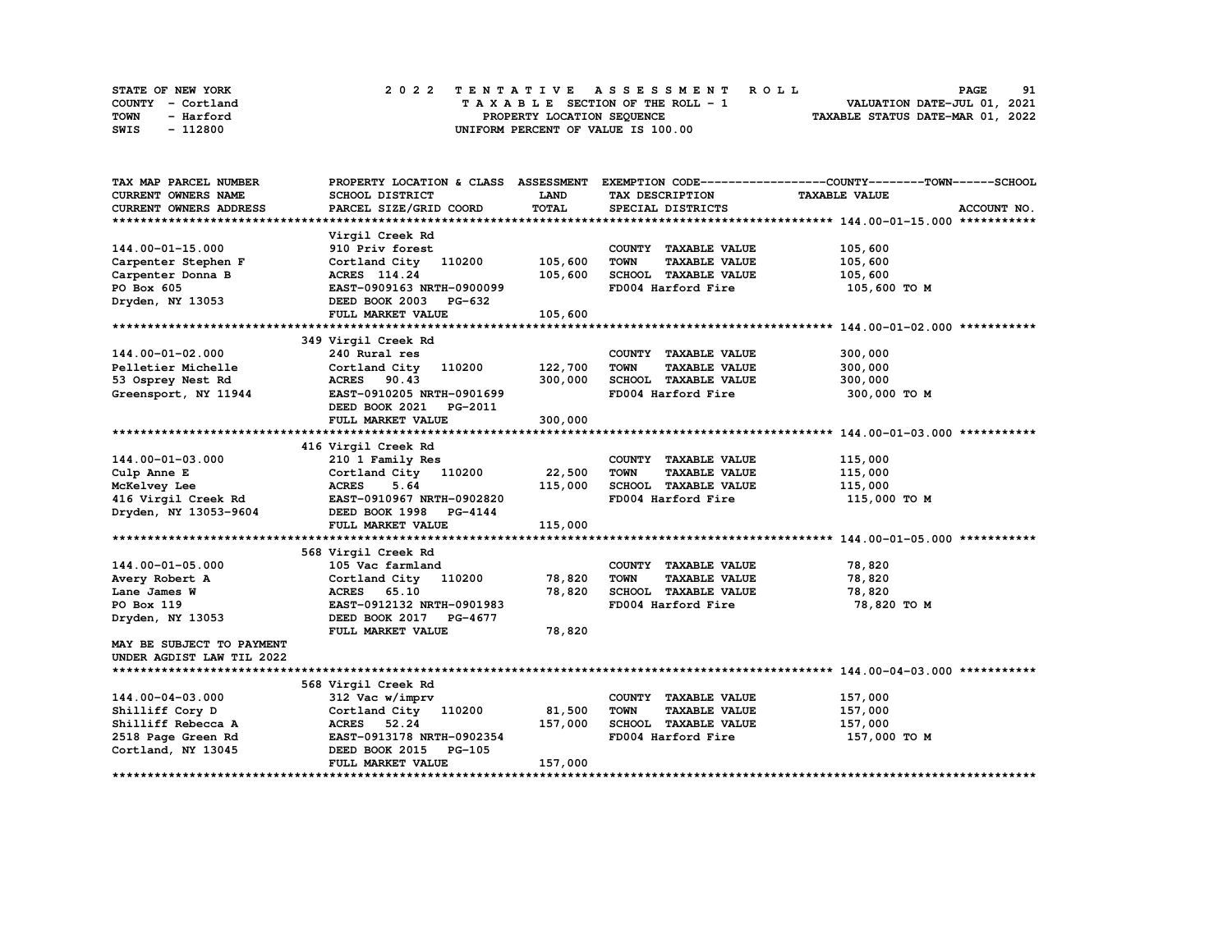STATE OF NEW YORK — 2022 TENTATIVE ASSESSMENT ROLL
COUNTY - Cortland — TAXABLE SECTION OF THE ROLL - 1 — VALUATION DATE-JUL 01, 2021
TOWN - Harford — PROPERTY LOCATION SEQUENCE — TAXABLE STATUS DATE-MAR 01, 2022
SWIS - 112800 — UNIFORM PERCENT OF VALUE IS 100.00

| TAX MAP PARCEL NUMBER / CURRENT OWNERS NAME / CURRENT OWNERS ADDRESS | PROPERTY LOCATION & CLASS / SCHOOL DISTRICT / PARCEL SIZE/GRID COORD | ASSESSMENT LAND / TOTAL | EXEMPTION CODE / TAX DESCRIPTION / SPECIAL DISTRICTS | COUNTY--TOWN--SCHOOL TAXABLE VALUE | ACCOUNT NO. |
|---|---|---|---|---|---|
| **144.00-01-15.000** | Virgil Creek Rd | | | | |
| 144.00-01-15.000 | 910 Priv forest | | COUNTY TAXABLE VALUE | 105,600 | |
| Carpenter Stephen F | Cortland City 110200 | 105,600 | TOWN TAXABLE VALUE | 105,600 | |
| Carpenter Donna B | ACRES 114.24 | 105,600 | SCHOOL TAXABLE VALUE | 105,600 | |
| PO Box 605 | EAST-0909163 NRTH-0900099 | | FD004 Harford Fire | 105,600 TO M | |
| Dryden, NY 13053 | DEED BOOK 2003 PG-632 | | | | |
| | FULL MARKET VALUE | 105,600 | | | |
| **144.00-01-02.000** | 349 Virgil Creek Rd | | | | |
| 144.00-01-02.000 | 240 Rural res | | COUNTY TAXABLE VALUE | 300,000 | |
| Pelletier Michelle | Cortland City 110200 | 122,700 | TOWN TAXABLE VALUE | 300,000 | |
| 53 Osprey Nest Rd | ACRES 90.43 | 300,000 | SCHOOL TAXABLE VALUE | 300,000 | |
| Greensport, NY 11944 | EAST-0910205 NRTH-0901699 | | FD004 Harford Fire | 300,000 TO M | |
| | DEED BOOK 2021 PG-2011 | | | | |
| | FULL MARKET VALUE | 300,000 | | | |
| **144.00-01-03.000** | 416 Virgil Creek Rd | | | | |
| 144.00-01-03.000 | 210 1 Family Res | | COUNTY TAXABLE VALUE | 115,000 | |
| Culp Anne E | Cortland City 110200 | 22,500 | TOWN TAXABLE VALUE | 115,000 | |
| McKelvey Lee | ACRES 5.64 | 115,000 | SCHOOL TAXABLE VALUE | 115,000 | |
| 416 Virgil Creek Rd | EAST-0910967 NRTH-0902820 | | FD004 Harford Fire | 115,000 TO M | |
| Dryden, NY 13053-9604 | DEED BOOK 1998 PG-4144 | | | | |
| | FULL MARKET VALUE | 115,000 | | | |
| **144.00-01-05.000** | 568 Virgil Creek Rd | | | | |
| 144.00-01-05.000 | 105 Vac farmland | | COUNTY TAXABLE VALUE | 78,820 | |
| Avery Robert A | Cortland City 110200 | 78,820 | TOWN TAXABLE VALUE | 78,820 | |
| Lane James W | ACRES 65.10 | 78,820 | SCHOOL TAXABLE VALUE | 78,820 | |
| PO Box 119 | EAST-0912132 NRTH-0901983 | | FD004 Harford Fire | 78,820 TO M | |
| Dryden, NY 13053 | DEED BOOK 2017 PG-4677 | | | | |
| | FULL MARKET VALUE | 78,820 | | | |
| MAY BE SUBJECT TO PAYMENT UNDER AGDIST LAW TIL 2022 | | | | | |
| **144.00-04-03.000** | 568 Virgil Creek Rd | | | | |
| 144.00-04-03.000 | 312 Vac w/imprv | | COUNTY TAXABLE VALUE | 157,000 | |
| Shilliff Cory D | Cortland City 110200 | 81,500 | TOWN TAXABLE VALUE | 157,000 | |
| Shilliff Rebecca A | ACRES 52.24 | 157,000 | SCHOOL TAXABLE VALUE | 157,000 | |
| 2518 Page Green Rd | EAST-0913178 NRTH-0902354 | | FD004 Harford Fire | 157,000 TO M | |
| Cortland, NY 13045 | DEED BOOK 2015 PG-105 | | | | |
| | FULL MARKET VALUE | 157,000 | | | |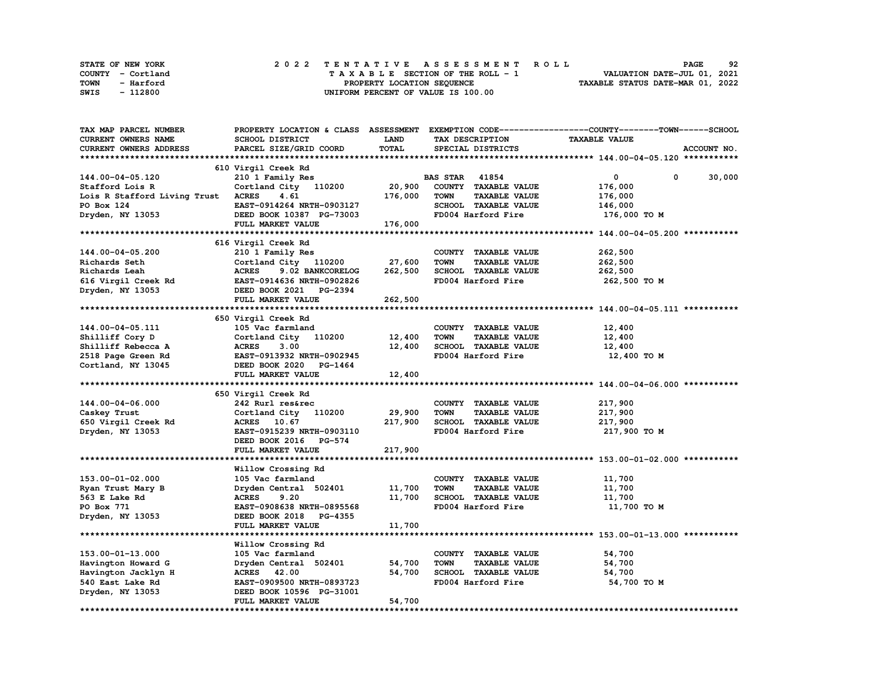STATE OF NEW YORK
COUNTY - Cortland
TOWN - Harford
SWIS - 112800

2022 TENTATIVE ASSESSMENT ROLL
TAXABLE SECTION OF THE ROLL - 1
PROPERTY LOCATION SEQUENCE
UNIFORM PERCENT OF VALUE IS 100.00

VALUATION DATE-JUL 01, 2021
TAXABLE STATUS DATE-MAR 01, 2022

| TAX MAP PARCEL NUMBER / CURRENT OWNERS NAME / CURRENT OWNERS ADDRESS | PROPERTY LOCATION & CLASS / SCHOOL DISTRICT / PARCEL SIZE/GRID COORD | ASSESSMENT LAND / TOTAL | EXEMPTION CODE / TAX DESCRIPTION / SPECIAL DISTRICTS | COUNTY | TOWN | SCHOOL / TAXABLE VALUE | ACCOUNT NO. |
|---|---|---|---|---|---|---|---|
| **144.00-04-05.120** | 610 Virgil Creek Rd | | | | | | |
| 144.00-04-05.120 | 210 1 Family Res | | BAS STAR 41854 | 0 | 0 | 30,000 | |
| Stafford Lois R | Cortland City 110200 | 20,900 | COUNTY TAXABLE VALUE | 176,000 | | | |
| Lois R Stafford Living Trust | ACRES 4.61 | 176,000 | TOWN TAXABLE VALUE | 176,000 | | | |
| PO Box 124 | EAST-0914264 NRTH-0903127 | | SCHOOL TAXABLE VALUE | 146,000 | | | |
| Dryden, NY 13053 | DEED BOOK 10387 PG-73003 | | FD004 Harford Fire | 176,000 TO M | | | |
| | FULL MARKET VALUE | 176,000 | | | | | |
| **144.00-04-05.200** | 616 Virgil Creek Rd | | | | | | |
| 144.00-04-05.200 | 210 1 Family Res | | COUNTY TAXABLE VALUE | 262,500 | | | |
| Richards Seth | Cortland City 110200 | 27,600 | TOWN TAXABLE VALUE | 262,500 | | | |
| Richards Leah | ACRES 9.02 BANKCORELOG | 262,500 | SCHOOL TAXABLE VALUE | 262,500 | | | |
| 616 Virgil Creek Rd | EAST-0914636 NRTH-0902826 | | FD004 Harford Fire | 262,500 TO M | | | |
| Dryden, NY 13053 | DEED BOOK 2021 PG-2394 | | | | | | |
| | FULL MARKET VALUE | 262,500 | | | | | |
| **144.00-04-05.111** | 650 Virgil Creek Rd | | | | | | |
| 144.00-04-05.111 | 105 Vac farmland | | COUNTY TAXABLE VALUE | 12,400 | | | |
| Shilliff Cory D | Cortland City 110200 | 12,400 | TOWN TAXABLE VALUE | 12,400 | | | |
| Shilliff Rebecca A | ACRES 3.00 | 12,400 | SCHOOL TAXABLE VALUE | 12,400 | | | |
| 2518 Page Green Rd | EAST-0913932 NRTH-0902945 | | FD004 Harford Fire | 12,400 TO M | | | |
| Cortland, NY 13045 | DEED BOOK 2020 PG-1464 | | | | | | |
| | FULL MARKET VALUE | 12,400 | | | | | |
| **144.00-04-06.000** | 650 Virgil Creek Rd | | | | | | |
| 144.00-04-06.000 | 242 Rurl res&rec | | COUNTY TAXABLE VALUE | 217,900 | | | |
| Caskey Trust | Cortland City 110200 | 29,900 | TOWN TAXABLE VALUE | 217,900 | | | |
| 650 Virgil Creek Rd | ACRES 10.67 | 217,900 | SCHOOL TAXABLE VALUE | 217,900 | | | |
| Dryden, NY 13053 | EAST-0915239 NRTH-0903110 | | FD004 Harford Fire | 217,900 TO M | | | |
| | DEED BOOK 2016 PG-574 | | | | | | |
| | FULL MARKET VALUE | 217,900 | | | | | |
| **153.00-01-02.000** | Willow Crossing Rd | | | | | | |
| 153.00-01-02.000 | 105 Vac farmland | | COUNTY TAXABLE VALUE | 11,700 | | | |
| Ryan Trust Mary B | Dryden Central 502401 | 11,700 | TOWN TAXABLE VALUE | 11,700 | | | |
| 563 E Lake Rd | ACRES 9.20 | 11,700 | SCHOOL TAXABLE VALUE | 11,700 | | | |
| PO Box 771 | EAST-0908638 NRTH-0895568 | | FD004 Harford Fire | 11,700 TO M | | | |
| Dryden, NY 13053 | DEED BOOK 2018 PG-4355 | | | | | | |
| | FULL MARKET VALUE | 11,700 | | | | | |
| **153.00-01-13.000** | Willow Crossing Rd | | | | | | |
| 153.00-01-13.000 | 105 Vac farmland | | COUNTY TAXABLE VALUE | 54,700 | | | |
| Havington Howard G | Dryden Central 502401 | 54,700 | TOWN TAXABLE VALUE | 54,700 | | | |
| Havington Jacklyn H | ACRES 42.00 | 54,700 | SCHOOL TAXABLE VALUE | 54,700 | | | |
| 540 East Lake Rd | EAST-0909500 NRTH-0893723 | | FD004 Harford Fire | 54,700 TO M | | | |
| Dryden, NY 13053 | DEED BOOK 10596 PG-31001 | | | | | | |
| | FULL MARKET VALUE | 54,700 | | | | | |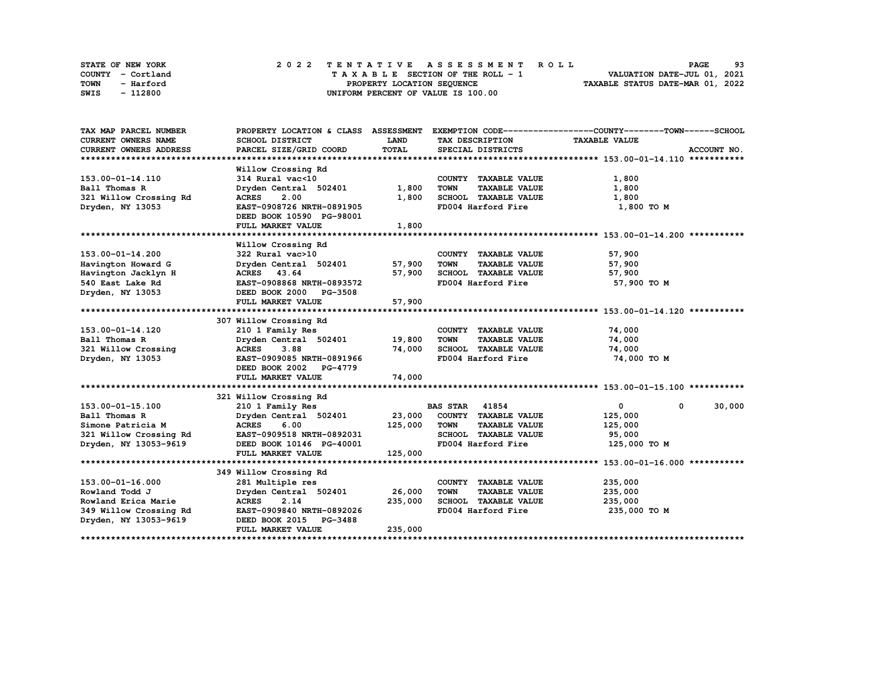STATE OF NEW YORK
COUNTY - Cortland
TOWN - Harford
SWIS - 112800

2 0 2 2 TENTATIVE ASSESSMENT ROLL
TAXABLE SECTION OF THE ROLL - 1
PROPERTY LOCATION SEQUENCE
UNIFORM PERCENT OF VALUE IS 100.00

VALUATION DATE-JUL 01, 2021
TAXABLE STATUS DATE-MAR 01, 2022

| TAX MAP PARCEL NUMBER / CURRENT OWNERS NAME / CURRENT OWNERS ADDRESS | PROPERTY LOCATION & CLASS / SCHOOL DISTRICT / PARCEL SIZE/GRID COORD | ASSESSMENT LAND | TOTAL | EXEMPTION CODE / TAX DESCRIPTION / SPECIAL DISTRICTS | COUNTY | TOWN | SCHOOL / TAXABLE VALUE / ACCOUNT NO. |
|---|---|---|---|---|---|---|---|
| **153.00-01-14.110** | Willow Crossing Rd | | | | | | |
| 153.00-01-14.110 | 314 Rural vac<10 | | | COUNTY TAXABLE VALUE | 1,800 | | |
| Ball Thomas R | Dryden Central 502401 | 1,800 | | TOWN TAXABLE VALUE | | 1,800 | |
| 321 Willow Crossing Rd | ACRES 2.00 | | 1,800 | SCHOOL TAXABLE VALUE | | | 1,800 |
| Dryden, NY 13053 | EAST-0908726 NRTH-0891905 | | | FD004 Harford Fire | 1,800 TO M | | |
| | DEED BOOK 10590 PG-98001 | | | | | | |
| | FULL MARKET VALUE | | 1,800 | | | | |
| **153.00-01-14.200** | Willow Crossing Rd | | | | | | |
| 153.00-01-14.200 | 322 Rural vac>10 | | | COUNTY TAXABLE VALUE | 57,900 | | |
| Havington Howard G | Dryden Central 502401 | 57,900 | | TOWN TAXABLE VALUE | | 57,900 | |
| Havington Jacklyn H | ACRES 43.64 | | 57,900 | SCHOOL TAXABLE VALUE | | | 57,900 |
| 540 East Lake Rd | EAST-0908868 NRTH-0893572 | | | FD004 Harford Fire | 57,900 TO M | | |
| Dryden, NY 13053 | DEED BOOK 2000 PG-3508 | | | | | | |
| | FULL MARKET VALUE | | 57,900 | | | | |
| **153.00-01-14.120** | 307 Willow Crossing Rd | | | | | | |
| 153.00-01-14.120 | 210 1 Family Res | | | COUNTY TAXABLE VALUE | 74,000 | | |
| Ball Thomas R | Dryden Central 502401 | 19,800 | | TOWN TAXABLE VALUE | | 74,000 | |
| 321 Willow Crossing | ACRES 3.88 | | 74,000 | SCHOOL TAXABLE VALUE | | | 74,000 |
| Dryden, NY 13053 | EAST-0909085 NRTH-0891966 | | | FD004 Harford Fire | 74,000 TO M | | |
| | DEED BOOK 2002 PG-4779 | | | | | | |
| | FULL MARKET VALUE | | 74,000 | | | | |
| **153.00-01-15.100** | 321 Willow Crossing Rd | | | | | | |
| 153.00-01-15.100 | 210 1 Family Res | | | BAS STAR 41854 | 0 | 0 | 30,000 |
| Ball Thomas R | Dryden Central 502401 | 23,000 | | COUNTY TAXABLE VALUE | 125,000 | | |
| Simone Patricia M | ACRES 6.00 | | 125,000 | TOWN TAXABLE VALUE | | 125,000 | |
| 321 Willow Crossing Rd | EAST-0909518 NRTH-0892031 | | | SCHOOL TAXABLE VALUE | | | 95,000 |
| Dryden, NY 13053-9619 | DEED BOOK 10146 PG-40001 | | | FD004 Harford Fire | 125,000 TO M | | |
| | FULL MARKET VALUE | | 125,000 | | | | |
| **153.00-01-16.000** | 349 Willow Crossing Rd | | | | | | |
| 153.00-01-16.000 | 281 Multiple res | | | COUNTY TAXABLE VALUE | 235,000 | | |
| Rowland Todd J | Dryden Central 502401 | 26,000 | | TOWN TAXABLE VALUE | | 235,000 | |
| Rowland Erica Marie | ACRES 2.14 | | 235,000 | SCHOOL TAXABLE VALUE | | | 235,000 |
| 349 Willow Crossing Rd | EAST-0909840 NRTH-0892026 | | | FD004 Harford Fire | 235,000 TO M | | |
| Dryden, NY 13053-9619 | DEED BOOK 2015 PG-3488 | | | | | | |
| | FULL MARKET VALUE | | 235,000 | | | | |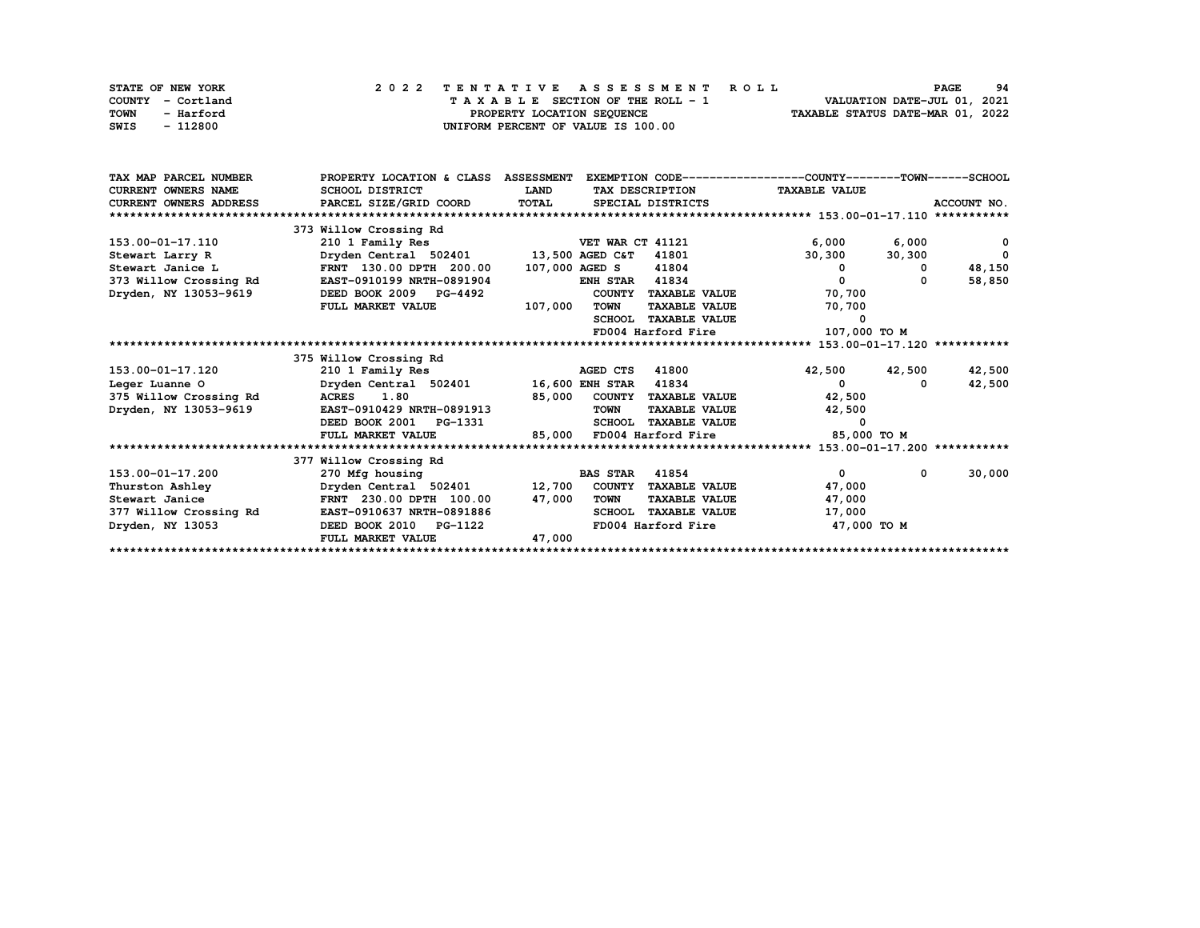STATE OF NEW YORK — 2022 TENTATIVE ASSESSMENT ROLL
COUNTY - Cortland — TAXABLE SECTION OF THE ROLL - 1 — VALUATION DATE-JUL 01, 2021
TOWN - Harford — PROPERTY LOCATION SEQUENCE — TAXABLE STATUS DATE-MAR 01, 2022
SWIS - 112800 — UNIFORM PERCENT OF VALUE IS 100.00

| TAX MAP PARCEL NUMBER / CURRENT OWNERS NAME / CURRENT OWNERS ADDRESS | PROPERTY LOCATION & CLASS / SCHOOL DISTRICT / PARCEL SIZE/GRID COORD | ASSESSMENT LAND / TOTAL | EXEMPTION CODE / TAX DESCRIPTION / SPECIAL DISTRICTS | COUNTY TAXABLE VALUE | TOWN | SCHOOL / ACCOUNT NO. |
|---|---|---|---|---|---|---|
| **153.00-01-17.110** | 373 Willow Crossing Rd | | | | | |
| 153.00-01-17.110 | 210 1 Family Res | | VET WAR CT 41121 | 6,000 | 6,000 | 0 |
| Stewart Larry R | Dryden Central 502401 | 13,500 | AGED C&T 41801 | 30,300 | 30,300 | 0 |
| Stewart Janice L | FRNT 130.00 DPTH 200.00 | 107,000 | AGED S 41804 | 0 | 0 | 48,150 |
| 373 Willow Crossing Rd | EAST-0910199 NRTH-0891904 | | ENH STAR 41834 | 0 | 0 | 58,850 |
| Dryden, NY 13053-9619 | DEED BOOK 2009 PG-4492 | | COUNTY TAXABLE VALUE | 70,700 | | |
| | FULL MARKET VALUE | 107,000 | TOWN TAXABLE VALUE | 70,700 | | |
| | | | SCHOOL TAXABLE VALUE | 0 | | |
| | | | FD004 Harford Fire | 107,000 TO M | | |
| **153.00-01-17.120** | 375 Willow Crossing Rd | | | | | |
| 153.00-01-17.120 | 210 1 Family Res | | AGED CTS 41800 | 42,500 | 42,500 | 42,500 |
| Leger Luanne O | Dryden Central 502401 | 16,600 | ENH STAR 41834 | 0 | 0 | 42,500 |
| 375 Willow Crossing Rd | ACRES 1.80 | 85,000 | COUNTY TAXABLE VALUE | 42,500 | | |
| Dryden, NY 13053-9619 | EAST-0910429 NRTH-0891913 | | TOWN TAXABLE VALUE | 42,500 | | |
| | DEED BOOK 2001 PG-1331 | | SCHOOL TAXABLE VALUE | 0 | | |
| | FULL MARKET VALUE | 85,000 | FD004 Harford Fire | 85,000 TO M | | |
| **153.00-01-17.200** | 377 Willow Crossing Rd | | | | | |
| 153.00-01-17.200 | 270 Mfg housing | | BAS STAR 41854 | 0 | 0 | 30,000 |
| Thurston Ashley | Dryden Central 502401 | 12,700 | COUNTY TAXABLE VALUE | 47,000 | | |
| Stewart Janice | FRNT 230.00 DPTH 100.00 | 47,000 | TOWN TAXABLE VALUE | 47,000 | | |
| 377 Willow Crossing Rd | EAST-0910637 NRTH-0891886 | | SCHOOL TAXABLE VALUE | 17,000 | | |
| Dryden, NY 13053 | DEED BOOK 2010 PG-1122 | | FD004 Harford Fire | 47,000 TO M | | |
| | FULL MARKET VALUE | 47,000 | | | | |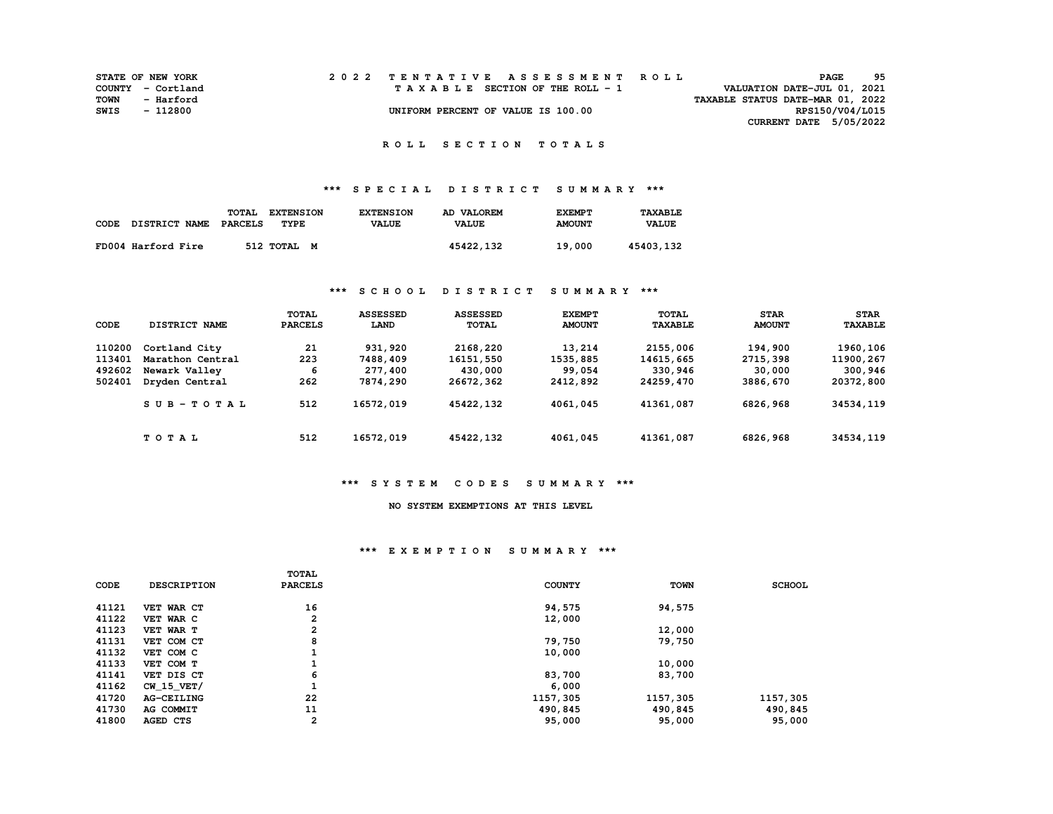STATE OF NEW YORK
COUNTY - Cortland
TOWN - Harford
SWIS - 112800

2022 TENTATIVE ASSESSMENT ROLL
TAXABLE SECTION OF THE ROLL - 1
UNIFORM PERCENT OF VALUE IS 100.00

VALUATION DATE-JUL 01, 2021
TAXABLE STATUS DATE-MAR 01, 2022
RPS150/V04/L015
CURRENT DATE 5/05/2022

## ROLL SECTION TOTALS

### *** SPECIAL DISTRICT SUMMARY ***

| CODE | DISTRICT NAME | TOTAL PARCELS | EXTENSION TYPE | EXTENSION VALUE | AD VALOREM VALUE | EXEMPT AMOUNT | TAXABLE VALUE |
|---|---|---|---|---|---|---|---|
| FD004 | Harford Fire | 512 | TOTAL M | | 45422,132 | 19,000 | 45403,132 |

### *** SCHOOL DISTRICT SUMMARY ***

| CODE | DISTRICT NAME | TOTAL PARCELS | ASSESSED LAND | ASSESSED TOTAL | EXEMPT AMOUNT | TOTAL TAXABLE | STAR AMOUNT | STAR TAXABLE |
|---|---|---|---|---|---|---|---|---|
| 110200 | Cortland City | 21 | 931,920 | 2168,220 | 13,214 | 2155,006 | 194,900 | 1960,106 |
| 113401 | Marathon Central | 223 | 7488,409 | 16151,550 | 1535,885 | 14615,665 | 2715,398 | 11900,267 |
| 492602 | Newark Valley | 6 | 277,400 | 430,000 | 99,054 | 330,946 | 30,000 | 300,946 |
| 502401 | Dryden Central | 262 | 7874,290 | 26672,362 | 2412,892 | 24259,470 | 3886,670 | 20372,800 |
| | SUB-TOTAL | 512 | 16572,019 | 45422,132 | 4061,045 | 41361,087 | 6826,968 | 34534,119 |
| | TOTAL | 512 | 16572,019 | 45422,132 | 4061,045 | 41361,087 | 6826,968 | 34534,119 |

### *** SYSTEM CODES SUMMARY ***

NO SYSTEM EXEMPTIONS AT THIS LEVEL

### *** EXEMPTION SUMMARY ***

| CODE | DESCRIPTION | TOTAL PARCELS | COUNTY | TOWN | SCHOOL |
|---|---|---|---|---|---|
| 41121 | VET WAR CT | 16 | 94,575 | 94,575 | |
| 41122 | VET WAR C | 2 | 12,000 | | |
| 41123 | VET WAR T | 2 | | 12,000 | |
| 41131 | VET COM CT | 8 | 79,750 | 79,750 | |
| 41132 | VET COM C | 1 | 10,000 | | |
| 41133 | VET COM T | 1 | | 10,000 | |
| 41141 | VET DIS CT | 6 | 83,700 | 83,700 | |
| 41162 | CW_15_VET/ | 1 | 6,000 | | |
| 41720 | AG-CEILING | 22 | 1157,305 | 1157,305 | 1157,305 |
| 41730 | AG COMMIT | 11 | 490,845 | 490,845 | 490,845 |
| 41800 | AGED CTS | 2 | 95,000 | 95,000 | 95,000 |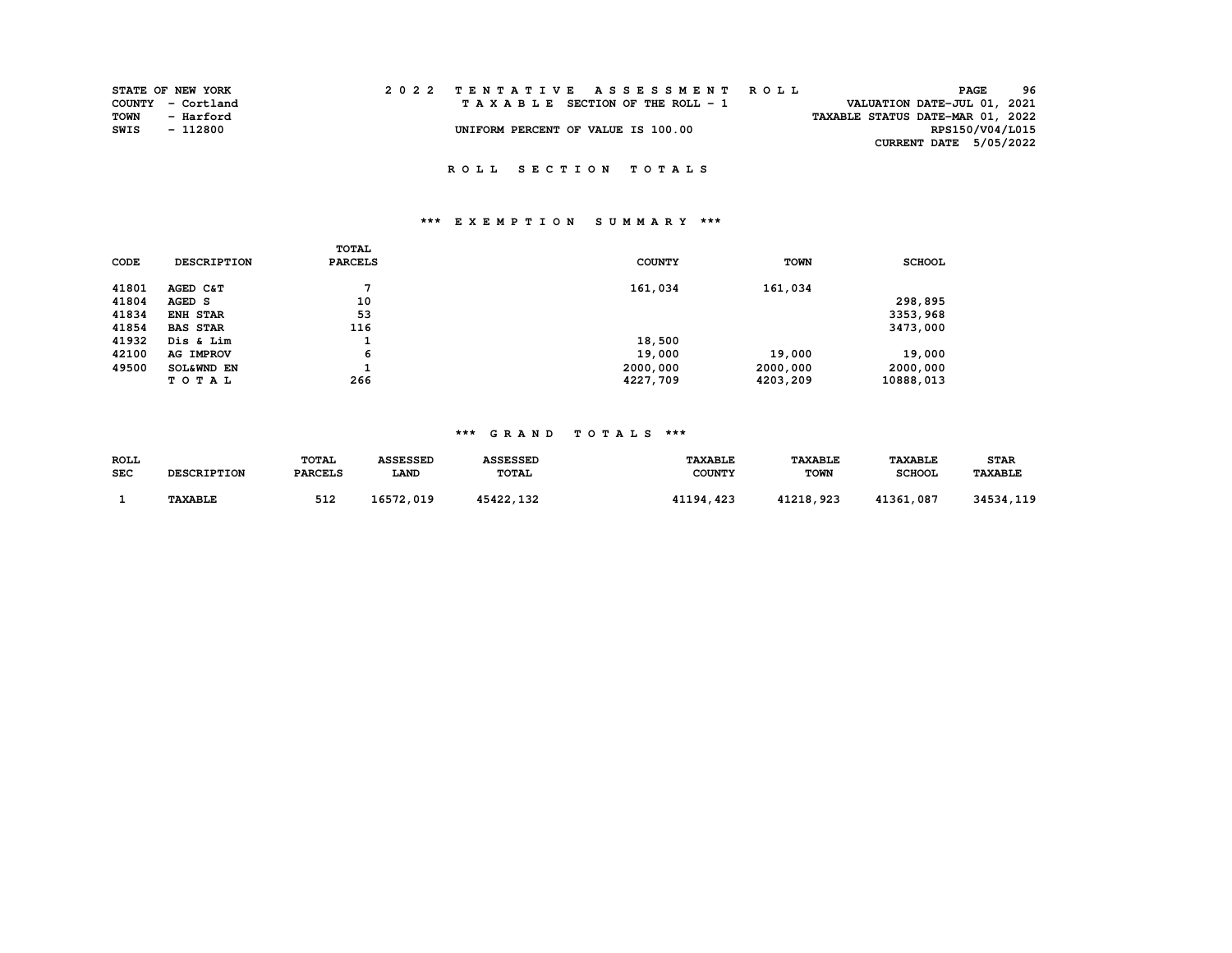STATE OF NEW YORK
COUNTY - Cortland
TOWN - Harford
SWIS - 112800

2 0 2 2 T E N T A T I V E A S S E S S M E N T R O L L

T A X A B L E SECTION OF THE ROLL - 1

UNIFORM PERCENT OF VALUE IS 100.00

VALUATION DATE-JUL 01, 2021
TAXABLE STATUS DATE-MAR 01, 2022
RPS150/V04/L015
CURRENT DATE 5/05/2022

## R O L L S E C T I O N T O T A L S

### *** E X E M P T I O N S U M M A R Y ***

| CODE | DESCRIPTION | TOTAL PARCELS | COUNTY | TOWN | SCHOOL |
|---|---|---|---|---|---|
| 41801 | AGED C&T | 7 | 161,034 | 161,034 | |
| 41804 | AGED S | 10 | | | 298,895 |
| 41834 | ENH STAR | 53 | | | 3353,968 |
| 41854 | BAS STAR | 116 | | | 3473,000 |
| 41932 | Dis & Lim | 1 | 18,500 | | |
| 42100 | AG IMPROV | 6 | 19,000 | 19,000 | 19,000 |
| 49500 | SOL&WND EN | 1 | 2000,000 | 2000,000 | 2000,000 |
| | T O T A L | 266 | 4227,709 | 4203,209 | 10888,013 |

### *** G R A N D T O T A L S ***

| ROLL SEC | DESCRIPTION | TOTAL PARCELS | ASSESSED LAND | ASSESSED TOTAL | TAXABLE COUNTY | TAXABLE TOWN | TAXABLE SCHOOL | STAR TAXABLE |
|---|---|---|---|---|---|---|---|---|
| 1 | TAXABLE | 512 | 16572,019 | 45422,132 | 41194,423 | 41218,923 | 41361,087 | 34534,119 |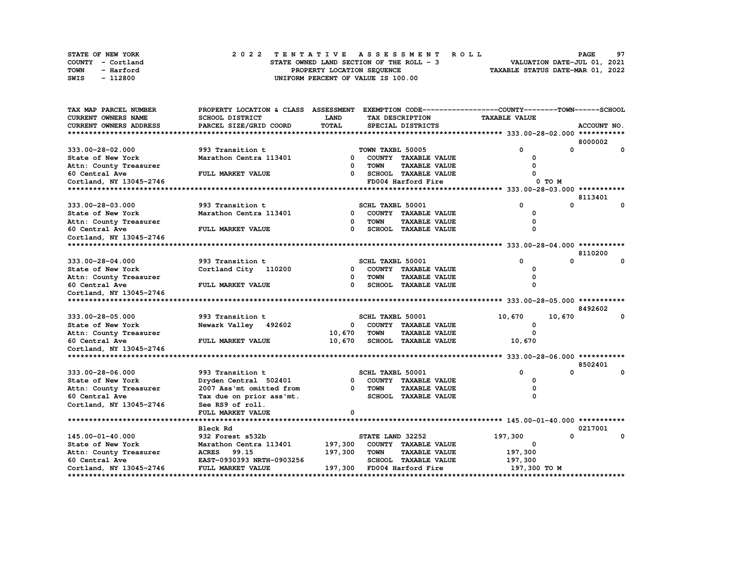STATE OF NEW YORK
COUNTY - Cortland
TOWN - Harford
SWIS - 112800

# 2022 TENTATIVE ASSESSMENT ROLL

STATE OWNED LAND SECTION OF THE ROLL - 3
PROPERTY LOCATION SEQUENCE
UNIFORM PERCENT OF VALUE IS 100.00

VALUATION DATE-JUL 01, 2021
TAXABLE STATUS DATE-MAR 01, 2022

| TAX MAP PARCEL NUMBER / CURRENT OWNERS NAME / CURRENT OWNERS ADDRESS | PROPERTY LOCATION & CLASS / SCHOOL DISTRICT / PARCEL SIZE/GRID COORD | ASSESSMENT LAND / TOTAL | EXEMPTION CODE / TAX DESCRIPTION / SPECIAL DISTRICTS | COUNTY | TOWN | SCHOOL | ACCOUNT NO. |
|---|---|---|---|---|---|---|---|
| **333.00-28-02.000** | | | | | | | 8000002 |
| 333.00-28-02.000 | 993 Transition t | | TOWN TAXBL 50005 | 0 | 0 | 0 | |
| State of New York | Marathon Centra 113401 | 0 | COUNTY TAXABLE VALUE | 0 | | | |
| Attn: County Treasurer | | 0 | TOWN TAXABLE VALUE | 0 | | | |
| 60 Central Ave | FULL MARKET VALUE | 0 | SCHOOL TAXABLE VALUE | 0 | | | |
| Cortland, NY 13045-2746 | | | FD004 Harford Fire | 0 TO M | | | |
| **333.00-28-03.000** | | | | | | | 8113401 |
| 333.00-28-03.000 | 993 Transition t | | SCHL TAXBL 50001 | 0 | 0 | 0 | |
| State of New York | Marathon Centra 113401 | 0 | COUNTY TAXABLE VALUE | 0 | | | |
| Attn: County Treasurer | | 0 | TOWN TAXABLE VALUE | 0 | | | |
| 60 Central Ave | FULL MARKET VALUE | 0 | SCHOOL TAXABLE VALUE | 0 | | | |
| Cortland, NY 13045-2746 | | | | | | | |
| **333.00-28-04.000** | | | | | | | 8110200 |
| 333.00-28-04.000 | 993 Transition t | | SCHL TAXBL 50001 | 0 | 0 | 0 | |
| State of New York | Cortland City 110200 | 0 | COUNTY TAXABLE VALUE | 0 | | | |
| Attn: County Treasurer | | 0 | TOWN TAXABLE VALUE | 0 | | | |
| 60 Central Ave | FULL MARKET VALUE | 0 | SCHOOL TAXABLE VALUE | 0 | | | |
| Cortland, NY 13045-2746 | | | | | | | |
| **333.00-28-05.000** | | | | | | | 8492602 |
| 333.00-28-05.000 | 993 Transition t | | SCHL TAXBL 50001 | 10,670 | 10,670 | 0 | |
| State of New York | Newark Valley 492602 | 0 | COUNTY TAXABLE VALUE | 0 | | | |
| Attn: County Treasurer | | 10,670 | TOWN TAXABLE VALUE | 0 | | | |
| 60 Central Ave | FULL MARKET VALUE | 10,670 | SCHOOL TAXABLE VALUE | 10,670 | | | |
| Cortland, NY 13045-2746 | | | | | | | |
| **333.00-28-06.000** | | | | | | | 8502401 |
| 333.00-28-06.000 | 993 Transition t | | SCHL TAXBL 50001 | 0 | 0 | 0 | |
| State of New York | Dryden Central 502401 | 0 | COUNTY TAXABLE VALUE | 0 | | | |
| Attn: County Treasurer | 2007 Ass'mt omitted from | 0 | TOWN TAXABLE VALUE | 0 | | | |
| 60 Central Ave | Tax due on prior ass'mt. | | SCHOOL TAXABLE VALUE | 0 | | | |
| Cortland, NY 13045-2746 | See RS9 of roll. | | | | | | |
| | FULL MARKET VALUE | 0 | | | | | |
| **145.00-01-40.000** | | | | | | | 0217001 |
| | Bleck Rd | | | | | | |
| 145.00-01-40.000 | 932 Forest s532b | | STATE LAND 32252 | 197,300 | 0 | 0 | |
| State of New York | Marathon Centra 113401 | 197,300 | COUNTY TAXABLE VALUE | 0 | | | |
| Attn: County Treasurer | ACRES 99.15 | 197,300 | TOWN TAXABLE VALUE | 197,300 | | | |
| 60 Central Ave | EAST-0930393 NRTH-0903256 | | SCHOOL TAXABLE VALUE | 197,300 | | | |
| Cortland, NY 13045-2746 | FULL MARKET VALUE | 197,300 | FD004 Harford Fire | 197,300 TO M | | | |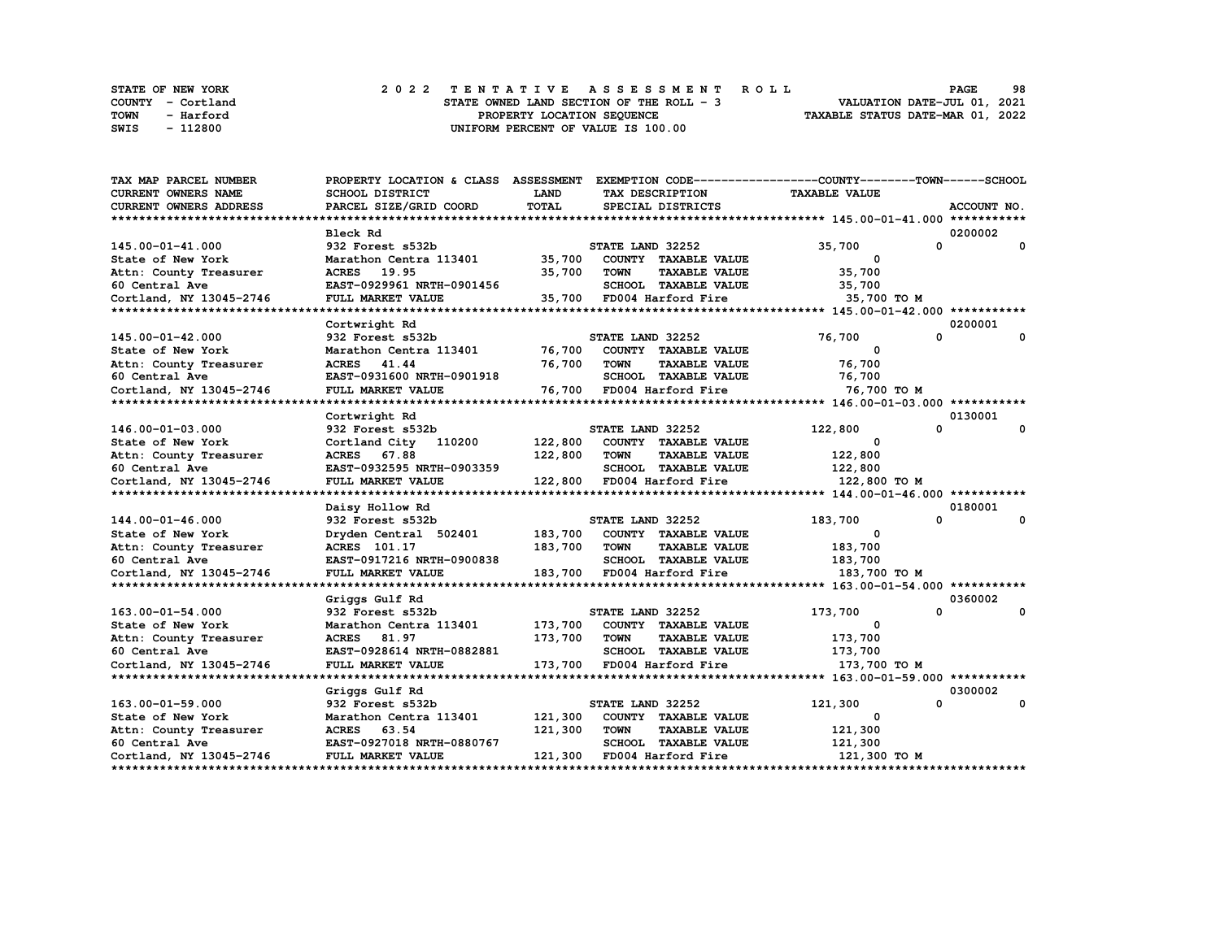STATE OF NEW YORK
COUNTY - Cortland
TOWN - Harford
SWIS - 112800

2022 TENTATIVE ASSESSMENT ROLL
STATE OWNED LAND SECTION OF THE ROLL - 3
PROPERTY LOCATION SEQUENCE
UNIFORM PERCENT OF VALUE IS 100.00

VALUATION DATE-JUL 01, 2021
TAXABLE STATUS DATE-MAR 01, 2022

| TAX MAP PARCEL NUMBER / CURRENT OWNERS NAME / CURRENT OWNERS ADDRESS | PROPERTY LOCATION & CLASS / SCHOOL DISTRICT / PARCEL SIZE/GRID COORD | ASSESSMENT LAND | TOTAL | EXEMPTION CODE / TAX DESCRIPTION / SPECIAL DISTRICTS | COUNTY TAXABLE VALUE | TOWN | SCHOOL | ACCOUNT NO. |
|---|---|---|---|---|---|---|---|---|
| **145.00-01-41.000** | Bleck Rd | | | | | | | 0200002 |
| 145.00-01-41.000 | 932 Forest s532b | | | STATE LAND 32252 | 35,700 | 0 | 0 | |
| State of New York | Marathon Centra 113401 | 35,700 | | COUNTY TAXABLE VALUE | 0 | | | |
| Attn: County Treasurer | ACRES 19.95 | | 35,700 | TOWN TAXABLE VALUE | 35,700 | | | |
| 60 Central Ave | EAST-0929961 NRTH-0901456 | | | SCHOOL TAXABLE VALUE | 35,700 | | | |
| Cortland, NY 13045-2746 | FULL MARKET VALUE | | 35,700 | FD004 Harford Fire | 35,700 TO M | | | |
| **145.00-01-42.000** | Cortwright Rd | | | | | | | 0200001 |
| 145.00-01-42.000 | 932 Forest s532b | | | STATE LAND 32252 | 76,700 | 0 | 0 | |
| State of New York | Marathon Centra 113401 | 76,700 | | COUNTY TAXABLE VALUE | 0 | | | |
| Attn: County Treasurer | ACRES 41.44 | | 76,700 | TOWN TAXABLE VALUE | 76,700 | | | |
| 60 Central Ave | EAST-0931600 NRTH-0901918 | | | SCHOOL TAXABLE VALUE | 76,700 | | | |
| Cortland, NY 13045-2746 | FULL MARKET VALUE | | 76,700 | FD004 Harford Fire | 76,700 TO M | | | |
| **146.00-01-03.000** | Cortwright Rd | | | | | | | 0130001 |
| 146.00-01-03.000 | 932 Forest s532b | | | STATE LAND 32252 | 122,800 | 0 | 0 | |
| State of New York | Cortland City 110200 | 122,800 | | COUNTY TAXABLE VALUE | 0 | | | |
| Attn: County Treasurer | ACRES 67.88 | | 122,800 | TOWN TAXABLE VALUE | 122,800 | | | |
| 60 Central Ave | EAST-0932595 NRTH-0903359 | | | SCHOOL TAXABLE VALUE | 122,800 | | | |
| Cortland, NY 13045-2746 | FULL MARKET VALUE | | 122,800 | FD004 Harford Fire | 122,800 TO M | | | |
| **144.00-01-46.000** | Daisy Hollow Rd | | | | | | | 0180001 |
| 144.00-01-46.000 | 932 Forest s532b | | | STATE LAND 32252 | 183,700 | 0 | 0 | |
| State of New York | Dryden Central 502401 | 183,700 | | COUNTY TAXABLE VALUE | 0 | | | |
| Attn: County Treasurer | ACRES 101.17 | | 183,700 | TOWN TAXABLE VALUE | 183,700 | | | |
| 60 Central Ave | EAST-0917216 NRTH-0900838 | | | SCHOOL TAXABLE VALUE | 183,700 | | | |
| Cortland, NY 13045-2746 | FULL MARKET VALUE | | 183,700 | FD004 Harford Fire | 183,700 TO M | | | |
| **163.00-01-54.000** | Griggs Gulf Rd | | | | | | | 0360002 |
| 163.00-01-54.000 | 932 Forest s532b | | | STATE LAND 32252 | 173,700 | 0 | 0 | |
| State of New York | Marathon Centra 113401 | 173,700 | | COUNTY TAXABLE VALUE | 0 | | | |
| Attn: County Treasurer | ACRES 81.97 | | 173,700 | TOWN TAXABLE VALUE | 173,700 | | | |
| 60 Central Ave | EAST-0928614 NRTH-0882881 | | | SCHOOL TAXABLE VALUE | 173,700 | | | |
| Cortland, NY 13045-2746 | FULL MARKET VALUE | | 173,700 | FD004 Harford Fire | 173,700 TO M | | | |
| **163.00-01-59.000** | Griggs Gulf Rd | | | | | | | 0300002 |
| 163.00-01-59.000 | 932 Forest s532b | | | STATE LAND 32252 | 121,300 | 0 | 0 | |
| State of New York | Marathon Centra 113401 | 121,300 | | COUNTY TAXABLE VALUE | 0 | | | |
| Attn: County Treasurer | ACRES 63.54 | | 121,300 | TOWN TAXABLE VALUE | 121,300 | | | |
| 60 Central Ave | EAST-0927018 NRTH-0880767 | | | SCHOOL TAXABLE VALUE | 121,300 | | | |
| Cortland, NY 13045-2746 | FULL MARKET VALUE | | 121,300 | FD004 Harford Fire | 121,300 TO M | | | |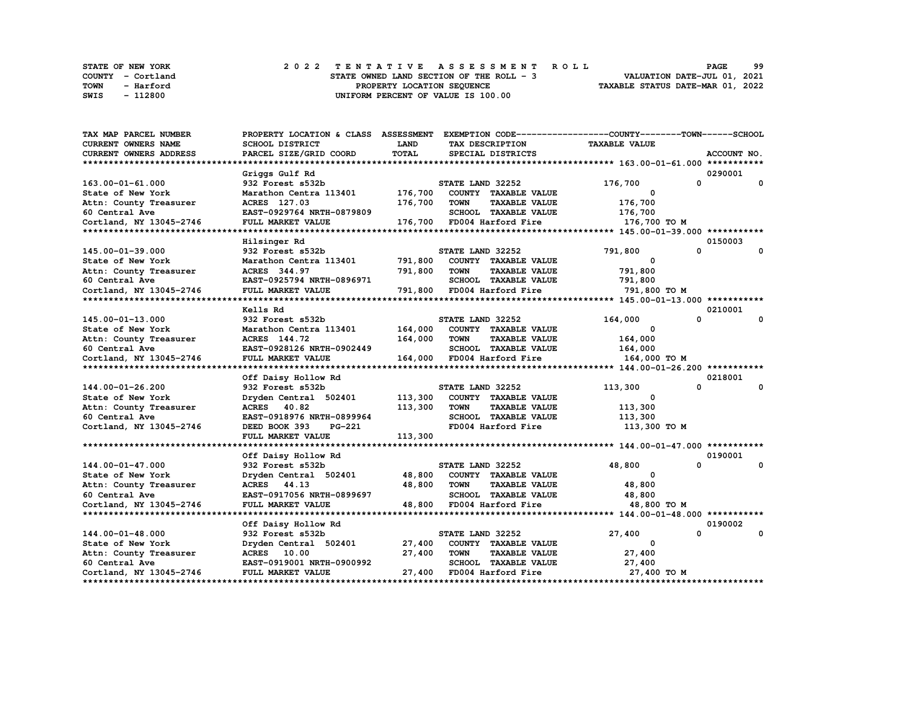STATE OF NEW YORK
COUNTY - Cortland
TOWN - Harford
SWIS - 112800

2022 TENTATIVE ASSESSMENT ROLL
STATE OWNED LAND SECTION OF THE ROLL - 3
PROPERTY LOCATION SEQUENCE
UNIFORM PERCENT OF VALUE IS 100.00

VALUATION DATE-JUL 01, 2021
TAXABLE STATUS DATE-MAR 01, 2022

| TAX MAP PARCEL NUMBER / CURRENT OWNERS NAME / CURRENT OWNERS ADDRESS | PROPERTY LOCATION & CLASS / SCHOOL DISTRICT / PARCEL SIZE/GRID COORD | ASSESSMENT LAND | TOTAL | EXEMPTION CODE / TAX DESCRIPTION / SPECIAL DISTRICTS | COUNTY TAXABLE VALUE | TOWN | SCHOOL | ACCOUNT NO. |
|---|---|---|---|---|---|---|---|---|
| 163.00-01-61.000 | Griggs Gulf Rd | | | | | | | 0290001 |
| | 932 Forest s532b | | | STATE LAND 32252 | 176,700 | 0 | 0 | |
| State of New York | Marathon Centra 113401 | 176,700 | | COUNTY TAXABLE VALUE | 0 | | | |
| Attn: County Treasurer | ACRES 127.03 | | 176,700 | TOWN TAXABLE VALUE | 176,700 | | | |
| 60 Central Ave | EAST-0929764 NRTH-0879809 | | | SCHOOL TAXABLE VALUE | 176,700 | | | |
| Cortland, NY 13045-2746 | FULL MARKET VALUE | | 176,700 | FD004 Harford Fire | 176,700 TO M | | | |
| 145.00-01-39.000 | Hilsinger Rd | | | | | | | 0150003 |
| | 932 Forest s532b | | | STATE LAND 32252 | 791,800 | 0 | 0 | |
| State of New York | Marathon Centra 113401 | 791,800 | | COUNTY TAXABLE VALUE | 0 | | | |
| Attn: County Treasurer | ACRES 344.97 | | 791,800 | TOWN TAXABLE VALUE | 791,800 | | | |
| 60 Central Ave | EAST-0925794 NRTH-0896971 | | | SCHOOL TAXABLE VALUE | 791,800 | | | |
| Cortland, NY 13045-2746 | FULL MARKET VALUE | | 791,800 | FD004 Harford Fire | 791,800 TO M | | | |
| 145.00-01-13.000 | Kells Rd | | | | | | | 0210001 |
| | 932 Forest s532b | | | STATE LAND 32252 | 164,000 | 0 | 0 | |
| State of New York | Marathon Centra 113401 | 164,000 | | COUNTY TAXABLE VALUE | 0 | | | |
| Attn: County Treasurer | ACRES 144.72 | | 164,000 | TOWN TAXABLE VALUE | 164,000 | | | |
| 60 Central Ave | EAST-0928126 NRTH-0902449 | | | SCHOOL TAXABLE VALUE | 164,000 | | | |
| Cortland, NY 13045-2746 | FULL MARKET VALUE | | 164,000 | FD004 Harford Fire | 164,000 TO M | | | |
| 144.00-01-26.200 | Off Daisy Hollow Rd | | | | | | | 0218001 |
| | 932 Forest s532b | | | STATE LAND 32252 | 113,300 | 0 | 0 | |
| State of New York | Dryden Central 502401 | 113,300 | | COUNTY TAXABLE VALUE | 0 | | | |
| Attn: County Treasurer | ACRES 40.82 | | 113,300 | TOWN TAXABLE VALUE | 113,300 | | | |
| 60 Central Ave | EAST-0918976 NRTH-0899964 | | | SCHOOL TAXABLE VALUE | 113,300 | | | |
| Cortland, NY 13045-2746 | DEED BOOK 393 PG-221 | | | FD004 Harford Fire | 113,300 TO M | | | |
| | FULL MARKET VALUE | | 113,300 | | | | | |
| 144.00-01-47.000 | Off Daisy Hollow Rd | | | | | | | 0190001 |
| | 932 Forest s532b | | | STATE LAND 32252 | 48,800 | 0 | 0 | |
| State of New York | Dryden Central 502401 | 48,800 | | COUNTY TAXABLE VALUE | 0 | | | |
| Attn: County Treasurer | ACRES 44.13 | | 48,800 | TOWN TAXABLE VALUE | 48,800 | | | |
| 60 Central Ave | EAST-0917056 NRTH-0899697 | | | SCHOOL TAXABLE VALUE | 48,800 | | | |
| Cortland, NY 13045-2746 | FULL MARKET VALUE | | 48,800 | FD004 Harford Fire | 48,800 TO M | | | |
| 144.00-01-48.000 | Off Daisy Hollow Rd | | | | | | | 0190002 |
| | 932 Forest s532b | | | STATE LAND 32252 | 27,400 | 0 | 0 | |
| State of New York | Dryden Central 502401 | 27,400 | | COUNTY TAXABLE VALUE | 0 | | | |
| Attn: County Treasurer | ACRES 10.00 | | 27,400 | TOWN TAXABLE VALUE | 27,400 | | | |
| 60 Central Ave | EAST-0919001 NRTH-0900992 | | | SCHOOL TAXABLE VALUE | 27,400 | | | |
| Cortland, NY 13045-2746 | FULL MARKET VALUE | | 27,400 | FD004 Harford Fire | 27,400 TO M | | | |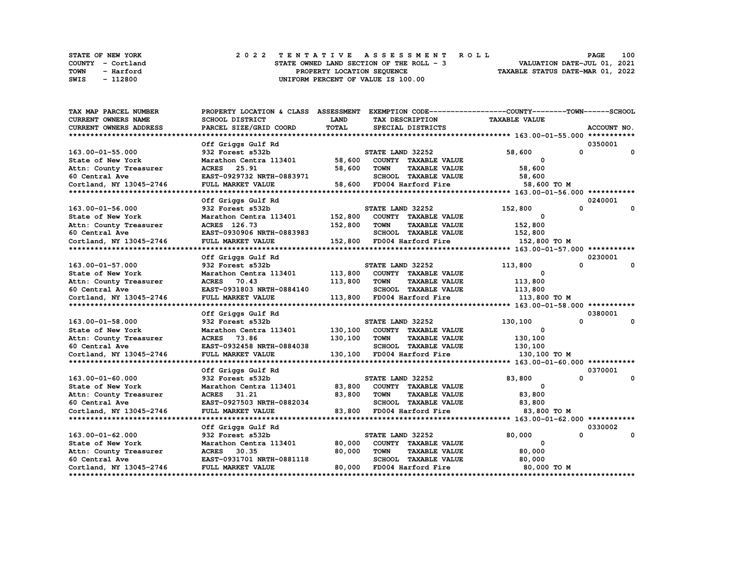STATE OF NEW YORK
COUNTY - Cortland
TOWN - Harford
SWIS - 112800

# 2022 TENTATIVE ASSESSMENT ROLL
STATE OWNED LAND SECTION OF THE ROLL - 3
PROPERTY LOCATION SEQUENCE
UNIFORM PERCENT OF VALUE IS 100.00

VALUATION DATE-JUL 01, 2021
TAXABLE STATUS DATE-MAR 01, 2022

| TAX MAP PARCEL NUMBER / CURRENT OWNERS NAME / CURRENT OWNERS ADDRESS | PROPERTY LOCATION & CLASS / SCHOOL DISTRICT / PARCEL SIZE/GRID COORD | ASSESSMENT LAND / TOTAL | EXEMPTION CODE / TAX DESCRIPTION / SPECIAL DISTRICTS | COUNTY | TOWN | SCHOOL | TAXABLE VALUE | ACCOUNT NO. |
|---|---|---|---|---|---|---|---|---|
| 163.00-01-55.000 | Off Griggs Gulf Rd | | | | | | | 0350001 |
| 163.00-01-55.000 | 932 Forest s532b | | STATE LAND 32252 | 58,600 | 0 | 0 | | |
| State of New York | Marathon Centra 113401 | 58,600 | COUNTY TAXABLE VALUE | | | | 0 | |
| Attn: County Treasurer | ACRES 25.91 | 58,600 | TOWN TAXABLE VALUE | | | | 58,600 | |
| 60 Central Ave | EAST-0929732 NRTH-0883971 | | SCHOOL TAXABLE VALUE | | | | 58,600 | |
| Cortland, NY 13045-2746 | FULL MARKET VALUE | 58,600 | FD004 Harford Fire | | | | 58,600 TO M | |
| 163.00-01-56.000 | Off Griggs Gulf Rd | | | | | | | 0240001 |
| 163.00-01-56.000 | 932 Forest s532b | | STATE LAND 32252 | 152,800 | 0 | 0 | | |
| State of New York | Marathon Centra 113401 | 152,800 | COUNTY TAXABLE VALUE | | | | 0 | |
| Attn: County Treasurer | ACRES 126.73 | 152,800 | TOWN TAXABLE VALUE | | | | 152,800 | |
| 60 Central Ave | EAST-0930906 NRTH-0883983 | | SCHOOL TAXABLE VALUE | | | | 152,800 | |
| Cortland, NY 13045-2746 | FULL MARKET VALUE | 152,800 | FD004 Harford Fire | | | | 152,800 TO M | |
| 163.00-01-57.000 | Off Griggs Gulf Rd | | | | | | | 0230001 |
| 163.00-01-57.000 | 932 Forest s532b | | STATE LAND 32252 | 113,800 | 0 | 0 | | |
| State of New York | Marathon Centra 113401 | 113,800 | COUNTY TAXABLE VALUE | | | | 0 | |
| Attn: County Treasurer | ACRES 70.43 | 113,800 | TOWN TAXABLE VALUE | | | | 113,800 | |
| 60 Central Ave | EAST-0931803 NRTH-0884140 | | SCHOOL TAXABLE VALUE | | | | 113,800 | |
| Cortland, NY 13045-2746 | FULL MARKET VALUE | 113,800 | FD004 Harford Fire | | | | 113,800 TO M | |
| 163.00-01-58.000 | Off Griggs Gulf Rd | | | | | | | 0380001 |
| 163.00-01-58.000 | 932 Forest s532b | | STATE LAND 32252 | 130,100 | 0 | 0 | | |
| State of New York | Marathon Centra 113401 | 130,100 | COUNTY TAXABLE VALUE | | | | 0 | |
| Attn: County Treasurer | ACRES 73.86 | 130,100 | TOWN TAXABLE VALUE | | | | 130,100 | |
| 60 Central Ave | EAST-0932458 NRTH-0884038 | | SCHOOL TAXABLE VALUE | | | | 130,100 | |
| Cortland, NY 13045-2746 | FULL MARKET VALUE | 130,100 | FD004 Harford Fire | | | | 130,100 TO M | |
| 163.00-01-60.000 | Off Griggs Gulf Rd | | | | | | | 0370001 |
| 163.00-01-60.000 | 932 Forest s532b | | STATE LAND 32252 | 83,800 | 0 | 0 | | |
| State of New York | Marathon Centra 113401 | 83,800 | COUNTY TAXABLE VALUE | | | | 0 | |
| Attn: County Treasurer | ACRES 31.21 | 83,800 | TOWN TAXABLE VALUE | | | | 83,800 | |
| 60 Central Ave | EAST-0927503 NRTH-0882034 | | SCHOOL TAXABLE VALUE | | | | 83,800 | |
| Cortland, NY 13045-2746 | FULL MARKET VALUE | 83,800 | FD004 Harford Fire | | | | 83,800 TO M | |
| 163.00-01-62.000 | Off Griggs Gulf Rd | | | | | | | 0330002 |
| 163.00-01-62.000 | 932 Forest s532b | | STATE LAND 32252 | 80,000 | 0 | 0 | | |
| State of New York | Marathon Centra 113401 | 80,000 | COUNTY TAXABLE VALUE | | | | 0 | |
| Attn: County Treasurer | ACRES 30.35 | 80,000 | TOWN TAXABLE VALUE | | | | 80,000 | |
| 60 Central Ave | EAST-0931701 NRTH-0881118 | | SCHOOL TAXABLE VALUE | | | | 80,000 | |
| Cortland, NY 13045-2746 | FULL MARKET VALUE | 80,000 | FD004 Harford Fire | | | | 80,000 TO M | |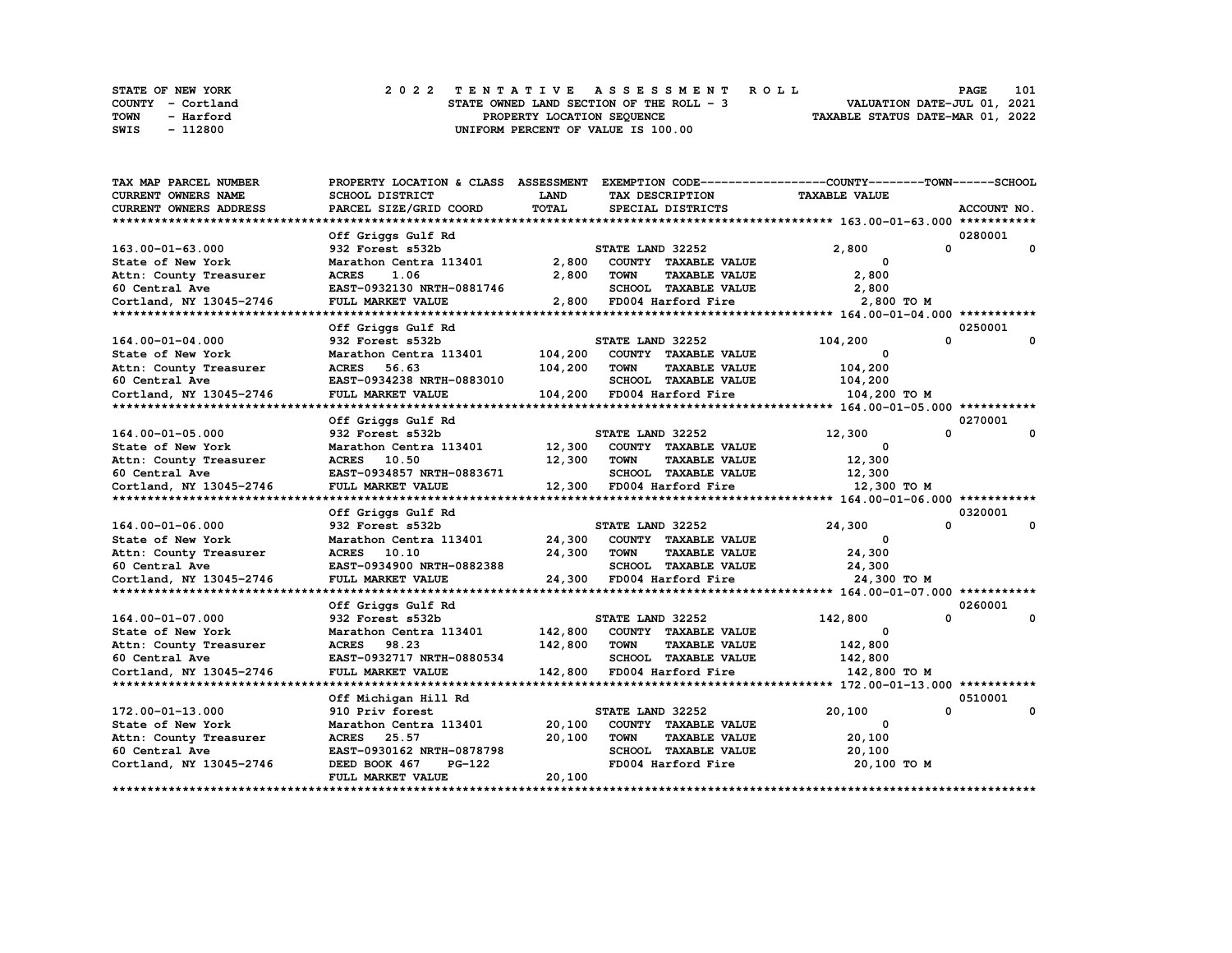STATE OF NEW YORK
COUNTY - Cortland
TOWN - Harford
SWIS - 112800

# 2022 TENTATIVE ASSESSMENT ROLL

STATE OWNED LAND SECTION OF THE ROLL - 3
PROPERTY LOCATION SEQUENCE
UNIFORM PERCENT OF VALUE IS 100.00

VALUATION DATE-JUL 01, 2021
TAXABLE STATUS DATE-MAR 01, 2022

| TAX MAP PARCEL NUMBER / CURRENT OWNERS NAME / CURRENT OWNERS ADDRESS | PROPERTY LOCATION & CLASS / SCHOOL DISTRICT / PARCEL SIZE/GRID COORD | ASSESSMENT LAND / TOTAL | EXEMPTION CODE / TAX DESCRIPTION / SPECIAL DISTRICTS | COUNTY TAXABLE VALUE | TOWN | SCHOOL | ACCOUNT NO. |
|---|---|---|---|---|---|---|---|
| **163.00-01-63.000** | Off Griggs Gulf Rd | | | | | | 0280001 |
| 163.00-01-63.000 | 932 Forest s532b | | STATE LAND 32252 | 2,800 | 0 | 0 | |
| State of New York | Marathon Centra 113401 | 2,800 | COUNTY TAXABLE VALUE | 0 | | | |
| Attn: County Treasurer | ACRES 1.06 | 2,800 | TOWN TAXABLE VALUE | 2,800 | | | |
| 60 Central Ave | EAST-0932130 NRTH-0881746 | | SCHOOL TAXABLE VALUE | 2,800 | | | |
| Cortland, NY 13045-2746 | FULL MARKET VALUE | 2,800 | FD004 Harford Fire | 2,800 TO M | | | |
| **164.00-01-04.000** | Off Griggs Gulf Rd | | | | | | 0250001 |
| 164.00-01-04.000 | 932 Forest s532b | | STATE LAND 32252 | 104,200 | 0 | 0 | |
| State of New York | Marathon Centra 113401 | 104,200 | COUNTY TAXABLE VALUE | 0 | | | |
| Attn: County Treasurer | ACRES 56.63 | 104,200 | TOWN TAXABLE VALUE | 104,200 | | | |
| 60 Central Ave | EAST-0934238 NRTH-0883010 | | SCHOOL TAXABLE VALUE | 104,200 | | | |
| Cortland, NY 13045-2746 | FULL MARKET VALUE | 104,200 | FD004 Harford Fire | 104,200 TO M | | | |
| **164.00-01-05.000** | Off Griggs Gulf Rd | | | | | | 0270001 |
| 164.00-01-05.000 | 932 Forest s532b | | STATE LAND 32252 | 12,300 | 0 | 0 | |
| State of New York | Marathon Centra 113401 | 12,300 | COUNTY TAXABLE VALUE | 0 | | | |
| Attn: County Treasurer | ACRES 10.50 | 12,300 | TOWN TAXABLE VALUE | 12,300 | | | |
| 60 Central Ave | EAST-0934857 NRTH-0883671 | | SCHOOL TAXABLE VALUE | 12,300 | | | |
| Cortland, NY 13045-2746 | FULL MARKET VALUE | 12,300 | FD004 Harford Fire | 12,300 TO M | | | |
| **164.00-01-06.000** | Off Griggs Gulf Rd | | | | | | 0320001 |
| 164.00-01-06.000 | 932 Forest s532b | | STATE LAND 32252 | 24,300 | 0 | 0 | |
| State of New York | Marathon Centra 113401 | 24,300 | COUNTY TAXABLE VALUE | 0 | | | |
| Attn: County Treasurer | ACRES 10.10 | 24,300 | TOWN TAXABLE VALUE | 24,300 | | | |
| 60 Central Ave | EAST-0934900 NRTH-0882388 | | SCHOOL TAXABLE VALUE | 24,300 | | | |
| Cortland, NY 13045-2746 | FULL MARKET VALUE | 24,300 | FD004 Harford Fire | 24,300 TO M | | | |
| **164.00-01-07.000** | Off Griggs Gulf Rd | | | | | | 0260001 |
| 164.00-01-07.000 | 932 Forest s532b | | STATE LAND 32252 | 142,800 | 0 | 0 | |
| State of New York | Marathon Centra 113401 | 142,800 | COUNTY TAXABLE VALUE | 0 | | | |
| Attn: County Treasurer | ACRES 98.23 | 142,800 | TOWN TAXABLE VALUE | 142,800 | | | |
| 60 Central Ave | EAST-0932717 NRTH-0880534 | | SCHOOL TAXABLE VALUE | 142,800 | | | |
| Cortland, NY 13045-2746 | FULL MARKET VALUE | 142,800 | FD004 Harford Fire | 142,800 TO M | | | |
| **172.00-01-13.000** | Off Michigan Hill Rd | | | | | | 0510001 |
| 172.00-01-13.000 | 910 Priv forest | | STATE LAND 32252 | 20,100 | 0 | 0 | |
| State of New York | Marathon Centra 113401 | 20,100 | COUNTY TAXABLE VALUE | 0 | | | |
| Attn: County Treasurer | ACRES 25.57 | 20,100 | TOWN TAXABLE VALUE | 20,100 | | | |
| 60 Central Ave | EAST-0930162 NRTH-0878798 | | SCHOOL TAXABLE VALUE | 20,100 | | | |
| Cortland, NY 13045-2746 | DEED BOOK 467 PG-122 | | FD004 Harford Fire | 20,100 TO M | | | |
| | FULL MARKET VALUE | 20,100 | | | | | |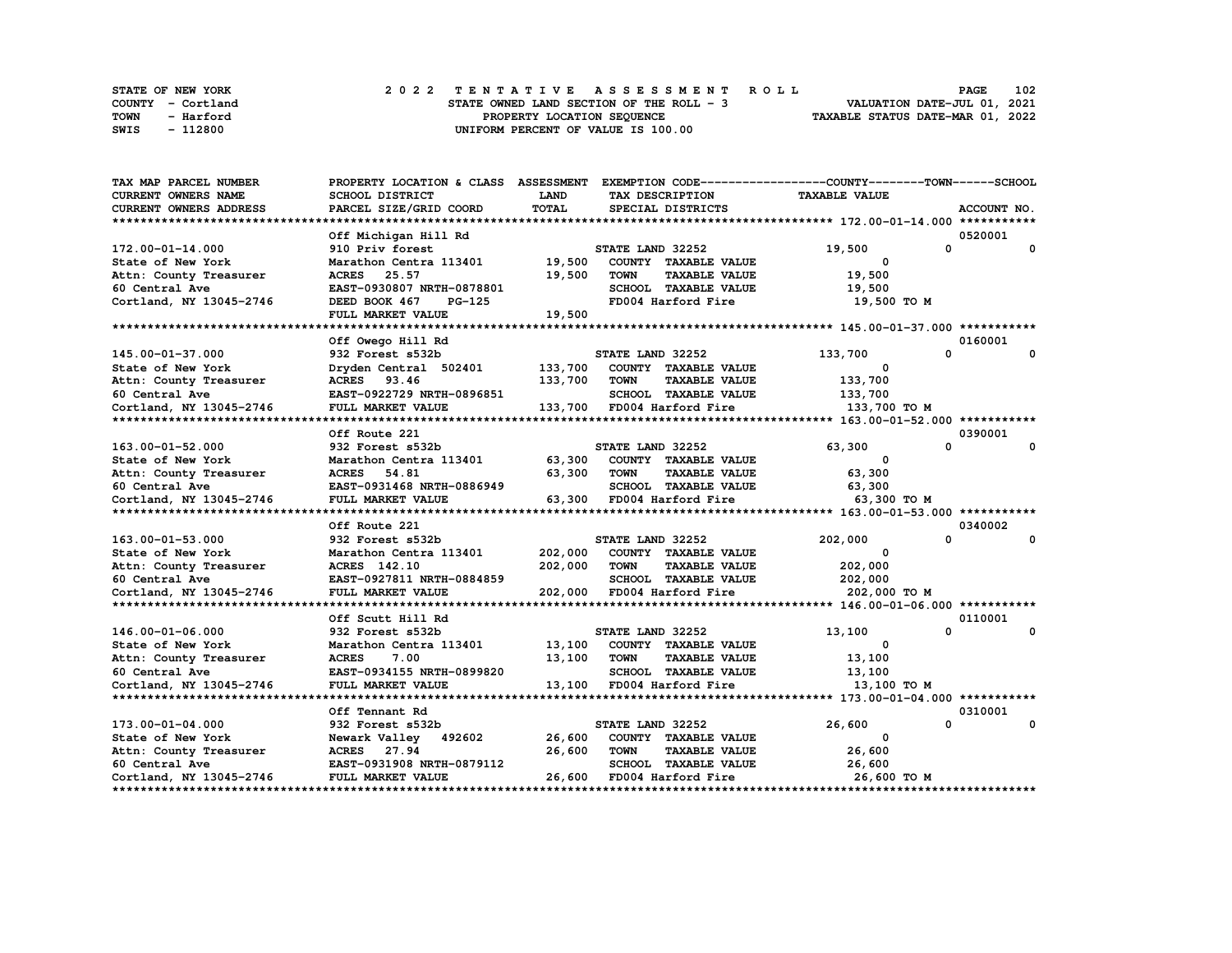STATE OF NEW YORK
COUNTY - Cortland
TOWN - Harford
SWIS - 112800

# 2022 TENTATIVE ASSESSMENT ROLL

STATE OWNED LAND SECTION OF THE ROLL - 3
PROPERTY LOCATION SEQUENCE
UNIFORM PERCENT OF VALUE IS 100.00

VALUATION DATE-JUL 01, 2021
TAXABLE STATUS DATE-MAR 01, 2022

| TAX MAP PARCEL NUMBER / CURRENT OWNERS NAME / CURRENT OWNERS ADDRESS | PROPERTY LOCATION & CLASS / SCHOOL DISTRICT / PARCEL SIZE/GRID COORD | ASSESSMENT LAND | TOTAL | EXEMPTION CODE / TAX DESCRIPTION / SPECIAL DISTRICTS | COUNTY TAXABLE VALUE | TOWN | SCHOOL | ACCOUNT NO. |
|---|---|---|---|---|---|---|---|---|
| **172.00-01-14.000** | Off Michigan Hill Rd | | | | | | | 0520001 |
| 172.00-01-14.000 | 910 Priv forest | | | STATE LAND 32252 | 19,500 | 0 | 0 | |
| State of New York | Marathon Centra 113401 | 19,500 | | COUNTY TAXABLE VALUE | 0 | | | |
| Attn: County Treasurer | ACRES 25.57 | | 19,500 | TOWN TAXABLE VALUE | 19,500 | | | |
| 60 Central Ave | EAST-0930807 NRTH-0878801 | | | SCHOOL TAXABLE VALUE | 19,500 | | | |
| Cortland, NY 13045-2746 | DEED BOOK 467 PG-125 | | | FD004 Harford Fire | 19,500 TO M | | | |
| | FULL MARKET VALUE | | 19,500 | | | | | |
| **145.00-01-37.000** | Off Owego Hill Rd | | | | | | | 0160001 |
| 145.00-01-37.000 | 932 Forest s532b | | | STATE LAND 32252 | 133,700 | 0 | 0 | |
| State of New York | Dryden Central 502401 | 133,700 | | COUNTY TAXABLE VALUE | 0 | | | |
| Attn: County Treasurer | ACRES 93.46 | | 133,700 | TOWN TAXABLE VALUE | 133,700 | | | |
| 60 Central Ave | EAST-0922729 NRTH-0896851 | | | SCHOOL TAXABLE VALUE | 133,700 | | | |
| Cortland, NY 13045-2746 | FULL MARKET VALUE | | 133,700 | FD004 Harford Fire | 133,700 TO M | | | |
| **163.00-01-52.000** | Off Route 221 | | | | | | | 0390001 |
| 163.00-01-52.000 | 932 Forest s532b | | | STATE LAND 32252 | 63,300 | 0 | 0 | |
| State of New York | Marathon Centra 113401 | 63,300 | | COUNTY TAXABLE VALUE | 0 | | | |
| Attn: County Treasurer | ACRES 54.81 | | 63,300 | TOWN TAXABLE VALUE | 63,300 | | | |
| 60 Central Ave | EAST-0931468 NRTH-0886949 | | | SCHOOL TAXABLE VALUE | 63,300 | | | |
| Cortland, NY 13045-2746 | FULL MARKET VALUE | | 63,300 | FD004 Harford Fire | 63,300 TO M | | | |
| **163.00-01-53.000** | Off Route 221 | | | | | | | 0340002 |
| 163.00-01-53.000 | 932 Forest s532b | | | STATE LAND 32252 | 202,000 | 0 | 0 | |
| State of New York | Marathon Centra 113401 | 202,000 | | COUNTY TAXABLE VALUE | 0 | | | |
| Attn: County Treasurer | ACRES 142.10 | | 202,000 | TOWN TAXABLE VALUE | 202,000 | | | |
| 60 Central Ave | EAST-0927811 NRTH-0884859 | | | SCHOOL TAXABLE VALUE | 202,000 | | | |
| Cortland, NY 13045-2746 | FULL MARKET VALUE | | 202,000 | FD004 Harford Fire | 202,000 TO M | | | |
| **146.00-01-06.000** | Off Scutt Hill Rd | | | | | | | 0110001 |
| 146.00-01-06.000 | 932 Forest s532b | | | STATE LAND 32252 | 13,100 | 0 | 0 | |
| State of New York | Marathon Centra 113401 | 13,100 | | COUNTY TAXABLE VALUE | 0 | | | |
| Attn: County Treasurer | ACRES 7.00 | | 13,100 | TOWN TAXABLE VALUE | 13,100 | | | |
| 60 Central Ave | EAST-0934155 NRTH-0899820 | | | SCHOOL TAXABLE VALUE | 13,100 | | | |
| Cortland, NY 13045-2746 | FULL MARKET VALUE | | 13,100 | FD004 Harford Fire | 13,100 TO M | | | |
| **173.00-01-04.000** | Off Tennant Rd | | | | | | | 0310001 |
| 173.00-01-04.000 | 932 Forest s532b | | | STATE LAND 32252 | 26,600 | 0 | 0 | |
| State of New York | Newark Valley 492602 | 26,600 | | COUNTY TAXABLE VALUE | 0 | | | |
| Attn: County Treasurer | ACRES 27.94 | | 26,600 | TOWN TAXABLE VALUE | 26,600 | | | |
| 60 Central Ave | EAST-0931908 NRTH-0879112 | | | SCHOOL TAXABLE VALUE | 26,600 | | | |
| Cortland, NY 13045-2746 | FULL MARKET VALUE | | 26,600 | FD004 Harford Fire | 26,600 TO M | | | |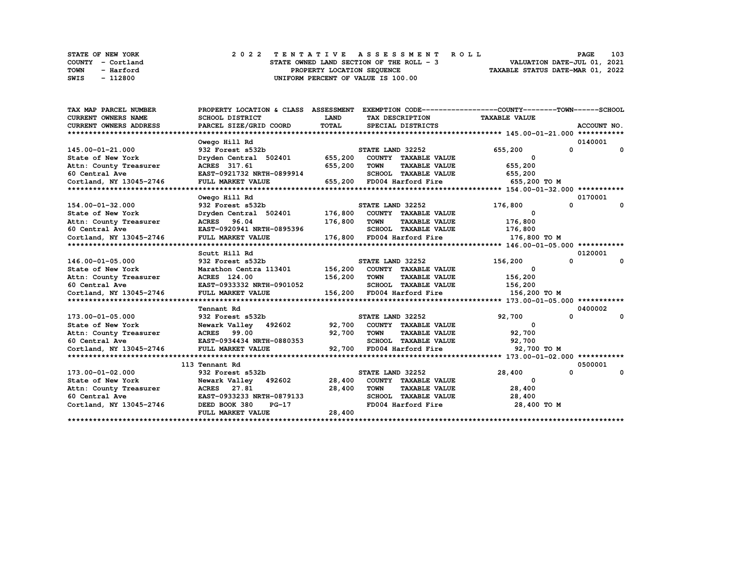STATE OF NEW YORK — 2022 TENTATIVE ASSESSMENT ROLL
COUNTY - Cortland — STATE OWNED LAND SECTION OF THE ROLL - 3 — VALUATION DATE-JUL 01, 2021
TOWN - Harford — PROPERTY LOCATION SEQUENCE — TAXABLE STATUS DATE-MAR 01, 2022
SWIS - 112800 — UNIFORM PERCENT OF VALUE IS 100.00

| TAX MAP PARCEL NUMBER / CURRENT OWNERS NAME / CURRENT OWNERS ADDRESS | PROPERTY LOCATION & CLASS / SCHOOL DISTRICT / PARCEL SIZE/GRID COORD | ASSESSMENT LAND / TOTAL | EXEMPTION CODE / TAX DESCRIPTION / SPECIAL DISTRICTS | COUNTY TAXABLE VALUE | TOWN | SCHOOL | ACCOUNT NO. |
|---|---|---|---|---|---|---|---|
| **145.00-01-21.000** | Owego Hill Rd | | | | | | 0140001 |
| 145.00-01-21.000 | 932 Forest s532b | | STATE LAND 32252 | 655,200 | 0 | 0 | |
| State of New York | Dryden Central 502401 | 655,200 | COUNTY TAXABLE VALUE | 0 | | | |
| Attn: County Treasurer | ACRES 317.61 | 655,200 | TOWN TAXABLE VALUE | 655,200 | | | |
| 60 Central Ave | EAST-0921732 NRTH-0899914 | | SCHOOL TAXABLE VALUE | 655,200 | | | |
| Cortland, NY 13045-2746 | FULL MARKET VALUE | 655,200 | FD004 Harford Fire | 655,200 TO M | | | |
| **154.00-01-32.000** | Owego Hill Rd | | | | | | 0170001 |
| 154.00-01-32.000 | 932 Forest s532b | | STATE LAND 32252 | 176,800 | 0 | 0 | |
| State of New York | Dryden Central 502401 | 176,800 | COUNTY TAXABLE VALUE | 0 | | | |
| Attn: County Treasurer | ACRES 96.04 | 176,800 | TOWN TAXABLE VALUE | 176,800 | | | |
| 60 Central Ave | EAST-0920941 NRTH-0895396 | | SCHOOL TAXABLE VALUE | 176,800 | | | |
| Cortland, NY 13045-2746 | FULL MARKET VALUE | 176,800 | FD004 Harford Fire | 176,800 TO M | | | |
| **146.00-01-05.000** | Scutt Hill Rd | | | | | | 0120001 |
| 146.00-01-05.000 | 932 Forest s532b | | STATE LAND 32252 | 156,200 | 0 | 0 | |
| State of New York | Marathon Centra 113401 | 156,200 | COUNTY TAXABLE VALUE | 0 | | | |
| Attn: County Treasurer | ACRES 124.00 | 156,200 | TOWN TAXABLE VALUE | 156,200 | | | |
| 60 Central Ave | EAST-0933332 NRTH-0901052 | | SCHOOL TAXABLE VALUE | 156,200 | | | |
| Cortland, NY 13045-2746 | FULL MARKET VALUE | 156,200 | FD004 Harford Fire | 156,200 TO M | | | |
| **173.00-01-05.000** | Tennant Rd | | | | | | 0400002 |
| 173.00-01-05.000 | 932 Forest s532b | | STATE LAND 32252 | 92,700 | 0 | 0 | |
| State of New York | Newark Valley 492602 | 92,700 | COUNTY TAXABLE VALUE | 0 | | | |
| Attn: County Treasurer | ACRES 99.00 | 92,700 | TOWN TAXABLE VALUE | 92,700 | | | |
| 60 Central Ave | EAST-0934434 NRTH-0880353 | | SCHOOL TAXABLE VALUE | 92,700 | | | |
| Cortland, NY 13045-2746 | FULL MARKET VALUE | 92,700 | FD004 Harford Fire | 92,700 TO M | | | |
| **173.00-01-02.000** | 113 Tennant Rd | | | | | | 0500001 |
| 173.00-01-02.000 | 932 Forest s532b | | STATE LAND 32252 | 28,400 | 0 | 0 | |
| State of New York | Newark Valley 492602 | 28,400 | COUNTY TAXABLE VALUE | 0 | | | |
| Attn: County Treasurer | ACRES 27.81 | 28,400 | TOWN TAXABLE VALUE | 28,400 | | | |
| 60 Central Ave | EAST-0933233 NRTH-0879133 | | SCHOOL TAXABLE VALUE | 28,400 | | | |
| Cortland, NY 13045-2746 | DEED BOOK 380 PG-17 | | FD004 Harford Fire | 28,400 TO M | | | |
| | FULL MARKET VALUE | 28,400 | | | | | |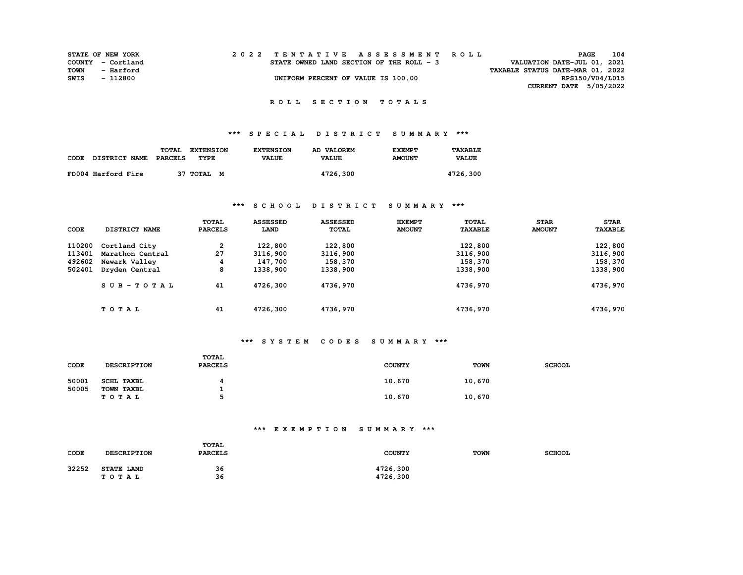STATE OF NEW YORK
COUNTY - Cortland
TOWN - Harford
SWIS - 112800

2022 TENTATIVE ASSESSMENT ROLL
STATE OWNED LAND SECTION OF THE ROLL - 3
UNIFORM PERCENT OF VALUE IS 100.00

VALUATION DATE-JUL 01, 2021
TAXABLE STATUS DATE-MAR 01, 2022
RPS150/V04/L015
CURRENT DATE 5/05/2022

## ROLL SECTION TOTALS

### *** SPECIAL DISTRICT SUMMARY ***

| CODE DISTRICT NAME | TOTAL PARCELS | EXTENSION TYPE | EXTENSION VALUE | AD VALOREM VALUE | EXEMPT AMOUNT | TAXABLE VALUE |
|---|---|---|---|---|---|---|
| FD004 Harford Fire | 37 | TOTAL M | | 4726,300 | | 4726,300 |

### *** SCHOOL DISTRICT SUMMARY ***

| CODE | DISTRICT NAME | TOTAL PARCELS | ASSESSED LAND | ASSESSED TOTAL | EXEMPT AMOUNT | TOTAL TAXABLE | STAR AMOUNT | STAR TAXABLE |
|---|---|---|---|---|---|---|---|---|
| 110200 | Cortland City | 2 | 122,800 | 122,800 | | 122,800 | | 122,800 |
| 113401 | Marathon Central | 27 | 3116,900 | 3116,900 | | 3116,900 | | 3116,900 |
| 492602 | Newark Valley | 4 | 147,700 | 158,370 | | 158,370 | | 158,370 |
| 502401 | Dryden Central | 8 | 1338,900 | 1338,900 | | 1338,900 | | 1338,900 |
| | SUB-TOTAL | 41 | 4726,300 | 4736,970 | | 4736,970 | | 4736,970 |
| | TOTAL | 41 | 4726,300 | 4736,970 | | 4736,970 | | 4736,970 |

### *** SYSTEM CODES SUMMARY ***

| CODE | DESCRIPTION | TOTAL PARCELS | COUNTY | TOWN | SCHOOL |
|---|---|---|---|---|---|
| 50001 | SCHL TAXBL | 4 | 10,670 | 10,670 | |
| 50005 | TOWN TAXBL | 1 | | | |
| | TOTAL | 5 | 10,670 | 10,670 | |

### *** EXEMPTION SUMMARY ***

| CODE | DESCRIPTION | TOTAL PARCELS | COUNTY | TOWN | SCHOOL |
|---|---|---|---|---|---|
| 32252 | STATE LAND | 36 | 4726,300 | | |
| | TOTAL | 36 | 4726,300 | | |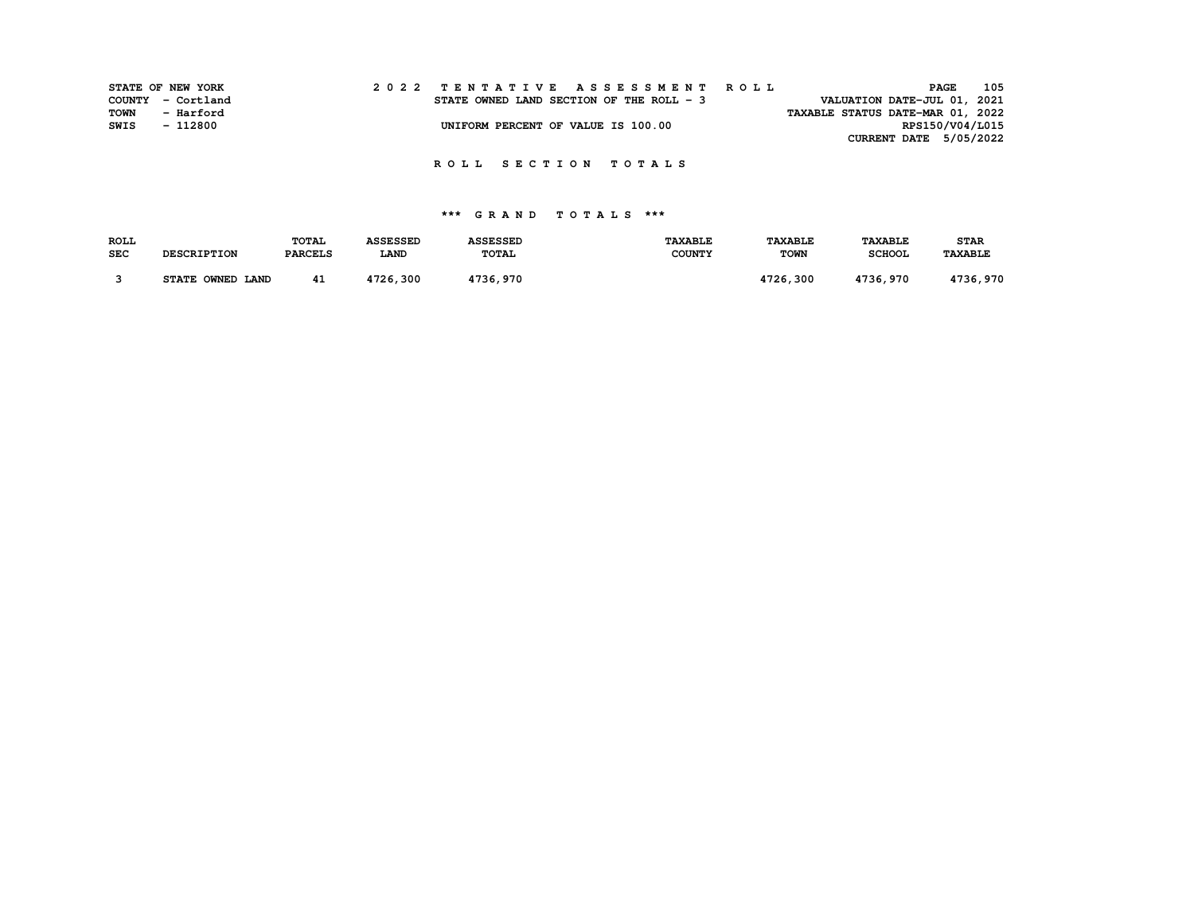## R O L L   S E C T I O N   T O T A L S

### *** G R A N D   T O T A L S ***

| ROLL SEC | DESCRIPTION | TOTAL PARCELS | ASSESSED LAND | ASSESSED TOTAL | TAXABLE COUNTY | TAXABLE TOWN | TAXABLE SCHOOL | STAR TAXABLE |
|---|---|---|---|---|---|---|---|---|
| 3 | STATE OWNED LAND | 41 | 4726,300 | 4736,970 | | 4726,300 | 4736,970 | 4736,970 |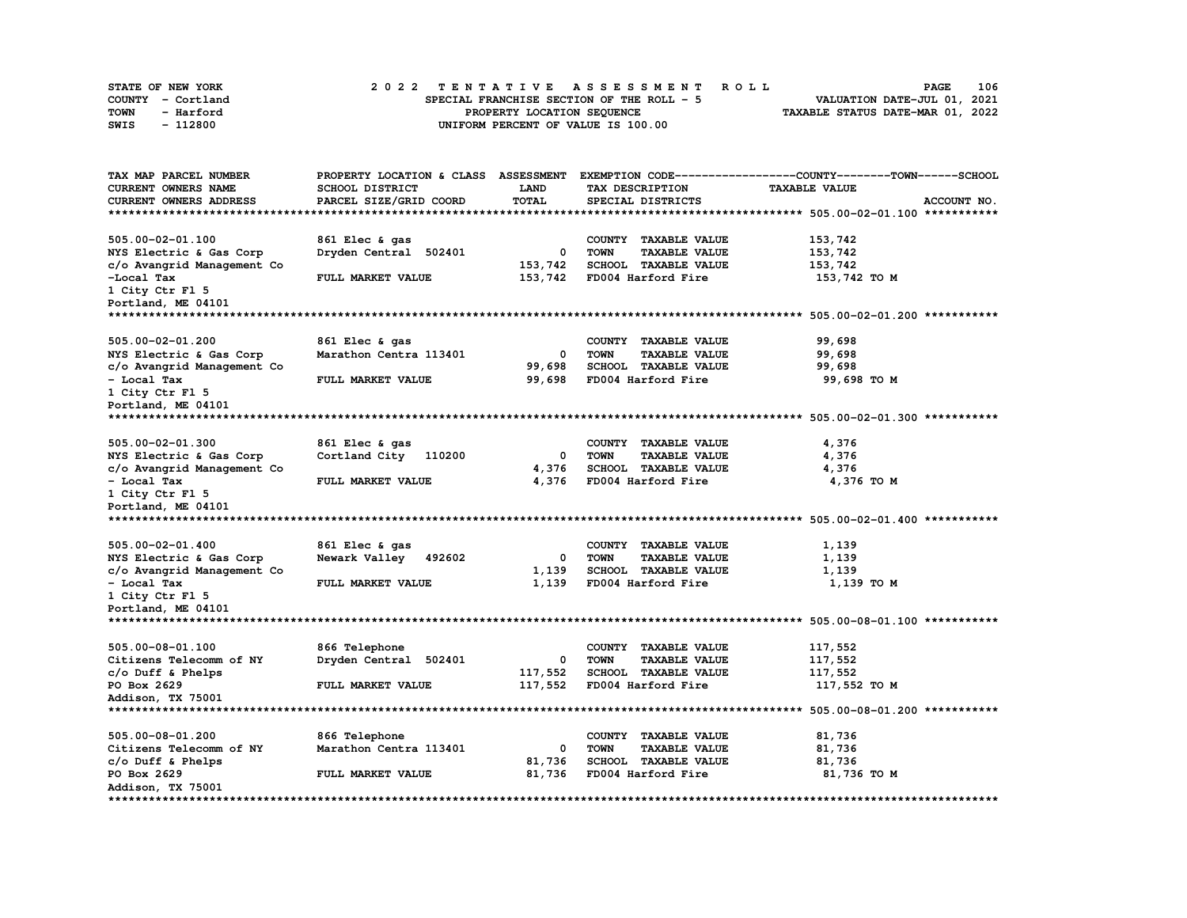STATE OF NEW YORK | COUNTY - Cortland | TOWN - Harford | SWIS - 112800

# 2022 TENTATIVE ASSESSMENT ROLL

SPECIAL FRANCHISE SECTION OF THE ROLL - 5
PROPERTY LOCATION SEQUENCE
UNIFORM PERCENT OF VALUE IS 100.00

VALUATION DATE-JUL 01, 2021
TAXABLE STATUS DATE-MAR 01, 2022

| TAX MAP PARCEL NUMBER / CURRENT OWNERS NAME / CURRENT OWNERS ADDRESS | PROPERTY LOCATION & CLASS / SCHOOL DISTRICT / PARCEL SIZE/GRID COORD | ASSESSMENT LAND / TOTAL | EXEMPTION CODE / TAX DESCRIPTION / SPECIAL DISTRICTS | TAXABLE VALUE | ACCOUNT NO. |
|---|---|---|---|---|---|
| **505.00-02-01.100** | | | | | |
| 505.00-02-01.100 | 861 Elec & gas | | COUNTY TAXABLE VALUE | 153,742 | |
| NYS Electric & Gas Corp | Dryden Central 502401 | 0 | TOWN TAXABLE VALUE | 153,742 | |
| c/o Avangrid Management Co | | 153,742 | SCHOOL TAXABLE VALUE | 153,742 | |
| -Local Tax | FULL MARKET VALUE | 153,742 | FD004 Harford Fire | 153,742 TO M | |
| 1 City Ctr Fl 5 | | | | | |
| Portland, ME 04101 | | | | | |
| **505.00-02-01.200** | | | | | |
| 505.00-02-01.200 | 861 Elec & gas | | COUNTY TAXABLE VALUE | 99,698 | |
| NYS Electric & Gas Corp | Marathon Centra 113401 | 0 | TOWN TAXABLE VALUE | 99,698 | |
| c/o Avangrid Management Co | | 99,698 | SCHOOL TAXABLE VALUE | 99,698 | |
| - Local Tax | FULL MARKET VALUE | 99,698 | FD004 Harford Fire | 99,698 TO M | |
| 1 City Ctr Fl 5 | | | | | |
| Portland, ME 04101 | | | | | |
| **505.00-02-01.300** | | | | | |
| 505.00-02-01.300 | 861 Elec & gas | | COUNTY TAXABLE VALUE | 4,376 | |
| NYS Electric & Gas Corp | Cortland City 110200 | 0 | TOWN TAXABLE VALUE | 4,376 | |
| c/o Avangrid Management Co | | 4,376 | SCHOOL TAXABLE VALUE | 4,376 | |
| - Local Tax | FULL MARKET VALUE | 4,376 | FD004 Harford Fire | 4,376 TO M | |
| 1 City Ctr Fl 5 | | | | | |
| Portland, ME 04101 | | | | | |
| **505.00-02-01.400** | | | | | |
| 505.00-02-01.400 | 861 Elec & gas | | COUNTY TAXABLE VALUE | 1,139 | |
| NYS Electric & Gas Corp | Newark Valley 492602 | 0 | TOWN TAXABLE VALUE | 1,139 | |
| c/o Avangrid Management Co | | 1,139 | SCHOOL TAXABLE VALUE | 1,139 | |
| - Local Tax | FULL MARKET VALUE | 1,139 | FD004 Harford Fire | 1,139 TO M | |
| 1 City Ctr Fl 5 | | | | | |
| Portland, ME 04101 | | | | | |
| **505.00-08-01.100** | | | | | |
| 505.00-08-01.100 | 866 Telephone | | COUNTY TAXABLE VALUE | 117,552 | |
| Citizens Telecomm of NY | Dryden Central 502401 | 0 | TOWN TAXABLE VALUE | 117,552 | |
| c/o Duff & Phelps | | 117,552 | SCHOOL TAXABLE VALUE | 117,552 | |
| PO Box 2629 | FULL MARKET VALUE | 117,552 | FD004 Harford Fire | 117,552 TO M | |
| Addison, TX 75001 | | | | | |
| **505.00-08-01.200** | | | | | |
| 505.00-08-01.200 | 866 Telephone | | COUNTY TAXABLE VALUE | 81,736 | |
| Citizens Telecomm of NY | Marathon Centra 113401 | 0 | TOWN TAXABLE VALUE | 81,736 | |
| c/o Duff & Phelps | | 81,736 | SCHOOL TAXABLE VALUE | 81,736 | |
| PO Box 2629 | FULL MARKET VALUE | 81,736 | FD004 Harford Fire | 81,736 TO M | |
| Addison, TX 75001 | | | | | |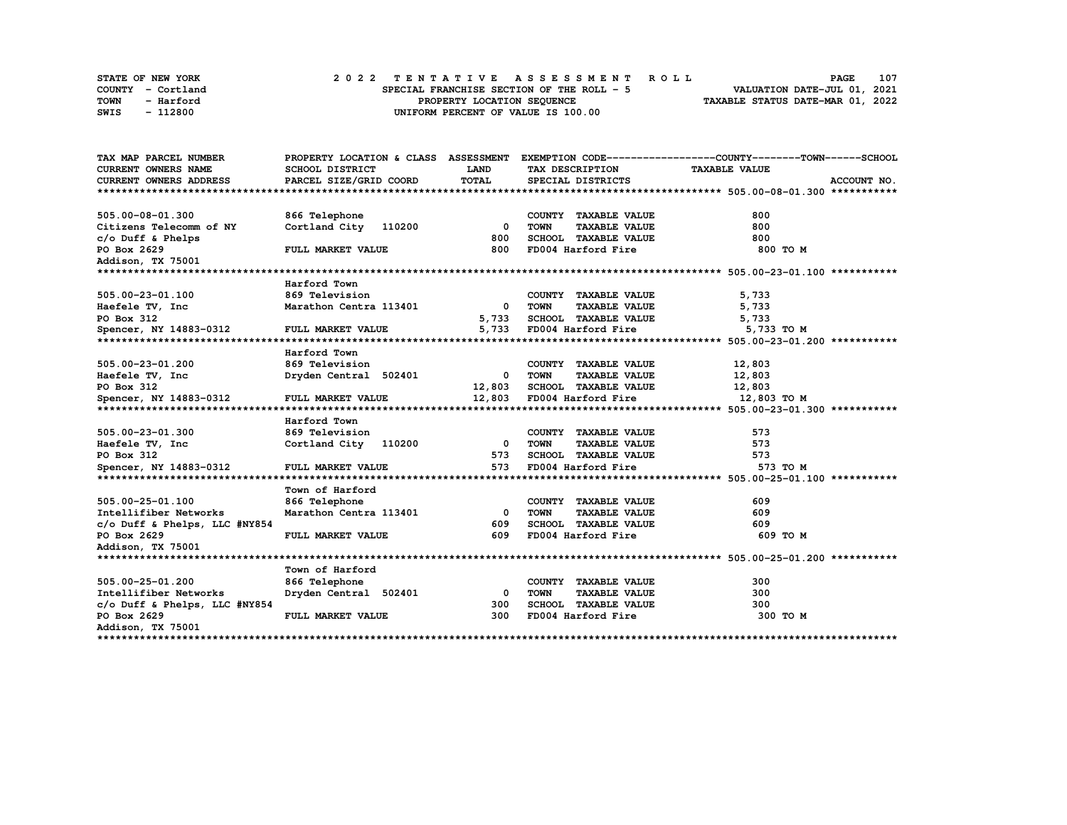STATE OF NEW YORK — 2022 TENTATIVE ASSESSMENT ROLL — PAGE 107
COUNTY - Cortland — SPECIAL FRANCHISE SECTION OF THE ROLL - 5 — VALUATION DATE-JUL 01, 2021
TOWN - Harford — PROPERTY LOCATION SEQUENCE — TAXABLE STATUS DATE-MAR 01, 2022
SWIS - 112800 — UNIFORM PERCENT OF VALUE IS 100.00

| TAX MAP PARCEL NUMBER / CURRENT OWNERS NAME / CURRENT OWNERS ADDRESS | PROPERTY LOCATION & CLASS / SCHOOL DISTRICT / PARCEL SIZE/GRID COORD | ASSESSMENT LAND / TOTAL | EXEMPTION CODE / TAX DESCRIPTION / SPECIAL DISTRICTS | TAXABLE VALUE (COUNTY--TOWN--SCHOOL) | ACCOUNT NO. |
|---|---|---|---|---|---|
| **505.00-08-01.300** | | | | | |
| 505.00-08-01.300 | 866 Telephone | | COUNTY TAXABLE VALUE | 800 | |
| Citizens Telecomm of NY | Cortland City 110200 | 0 | TOWN TAXABLE VALUE | 800 | |
| c/o Duff & Phelps | | 800 | SCHOOL TAXABLE VALUE | 800 | |
| PO Box 2629 | FULL MARKET VALUE | 800 | FD004 Harford Fire | 800 TO M | |
| Addison, TX 75001 | | | | | |
| **505.00-23-01.100** | | | | | |
| | Harford Town | | | | |
| 505.00-23-01.100 | 869 Television | | COUNTY TAXABLE VALUE | 5,733 | |
| Haefele TV, Inc | Marathon Centra 113401 | 0 | TOWN TAXABLE VALUE | 5,733 | |
| PO Box 312 | | 5,733 | SCHOOL TAXABLE VALUE | 5,733 | |
| Spencer, NY 14883-0312 | FULL MARKET VALUE | 5,733 | FD004 Harford Fire | 5,733 TO M | |
| **505.00-23-01.200** | | | | | |
| | Harford Town | | | | |
| 505.00-23-01.200 | 869 Television | | COUNTY TAXABLE VALUE | 12,803 | |
| Haefele TV, Inc | Dryden Central 502401 | 0 | TOWN TAXABLE VALUE | 12,803 | |
| PO Box 312 | | 12,803 | SCHOOL TAXABLE VALUE | 12,803 | |
| Spencer, NY 14883-0312 | FULL MARKET VALUE | 12,803 | FD004 Harford Fire | 12,803 TO M | |
| **505.00-23-01.300** | | | | | |
| | Harford Town | | | | |
| 505.00-23-01.300 | 869 Television | | COUNTY TAXABLE VALUE | 573 | |
| Haefele TV, Inc | Cortland City 110200 | 0 | TOWN TAXABLE VALUE | 573 | |
| PO Box 312 | | 573 | SCHOOL TAXABLE VALUE | 573 | |
| Spencer, NY 14883-0312 | FULL MARKET VALUE | 573 | FD004 Harford Fire | 573 TO M | |
| **505.00-25-01.100** | | | | | |
| | Town of Harford | | | | |
| 505.00-25-01.100 | 866 Telephone | | COUNTY TAXABLE VALUE | 609 | |
| Intellifiber Networks | Marathon Centra 113401 | 0 | TOWN TAXABLE VALUE | 609 | |
| c/o Duff & Phelps, LLC #NY854 | | 609 | SCHOOL TAXABLE VALUE | 609 | |
| PO Box 2629 | FULL MARKET VALUE | 609 | FD004 Harford Fire | 609 TO M | |
| Addison, TX 75001 | | | | | |
| **505.00-25-01.200** | | | | | |
| | Town of Harford | | | | |
| 505.00-25-01.200 | 866 Telephone | | COUNTY TAXABLE VALUE | 300 | |
| Intellifiber Networks | Dryden Central 502401 | 0 | TOWN TAXABLE VALUE | 300 | |
| c/o Duff & Phelps, LLC #NY854 | | 300 | SCHOOL TAXABLE VALUE | 300 | |
| PO Box 2629 | FULL MARKET VALUE | 300 | FD004 Harford Fire | 300 TO M | |
| Addison, TX 75001 | | | | | |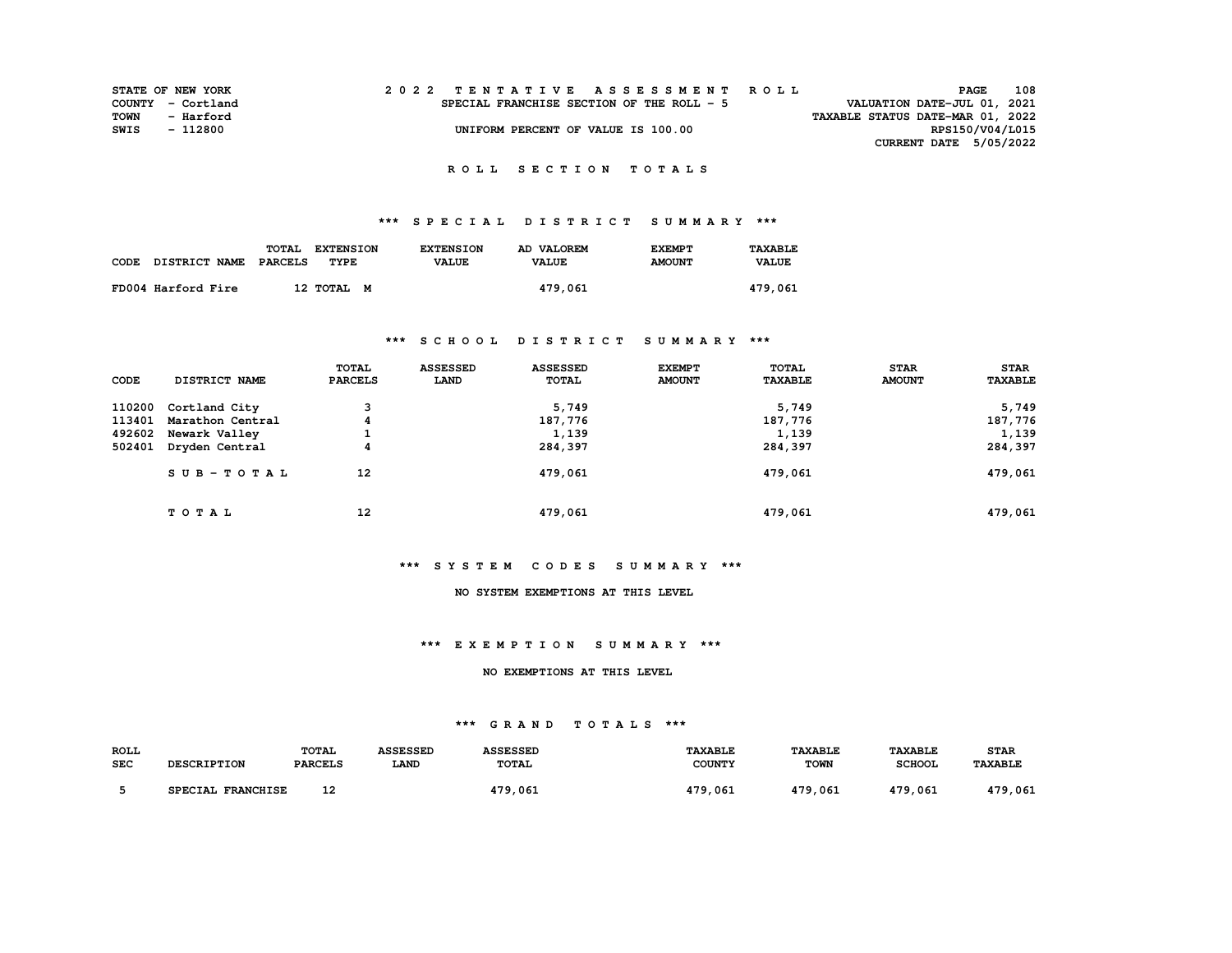STATE OF NEW YORK
COUNTY - Cortland
TOWN - Harford
SWIS - 112800

# 2022 TENTATIVE ASSESSMENT ROLL

SPECIAL FRANCHISE SECTION OF THE ROLL - 5

UNIFORM PERCENT OF VALUE IS 100.00

VALUATION DATE-JUL 01, 2021
TAXABLE STATUS DATE-MAR 01, 2022
RPS150/V04/L015
CURRENT DATE 5/05/2022

## ROLL SECTION TOTALS

### *** SPECIAL DISTRICT SUMMARY ***

| CODE | DISTRICT NAME | TOTAL PARCELS | EXTENSION TYPE | EXTENSION VALUE | AD VALOREM VALUE | EXEMPT AMOUNT | TAXABLE VALUE |
|---|---|---|---|---|---|---|---|
| FD004 | Harford Fire | 12 | TOTAL M | | 479,061 | | 479,061 |

### *** SCHOOL DISTRICT SUMMARY ***

| CODE | DISTRICT NAME | TOTAL PARCELS | ASSESSED LAND | ASSESSED TOTAL | EXEMPT AMOUNT | TOTAL TAXABLE | STAR AMOUNT | STAR TAXABLE |
|---|---|---|---|---|---|---|---|---|
| 110200 | Cortland City | 3 | | 5,749 | | 5,749 | | 5,749 |
| 113401 | Marathon Central | 4 | | 187,776 | | 187,776 | | 187,776 |
| 492602 | Newark Valley | 1 | | 1,139 | | 1,139 | | 1,139 |
| 502401 | Dryden Central | 4 | | 284,397 | | 284,397 | | 284,397 |
| | SUB-TOTAL | 12 | | 479,061 | | 479,061 | | 479,061 |
| | TOTAL | 12 | | 479,061 | | 479,061 | | 479,061 |

### *** SYSTEM CODES SUMMARY ***

NO SYSTEM EXEMPTIONS AT THIS LEVEL

### *** EXEMPTION SUMMARY ***

NO EXEMPTIONS AT THIS LEVEL

### *** GRAND TOTALS ***

| ROLL SEC | DESCRIPTION | TOTAL PARCELS | ASSESSED LAND | ASSESSED TOTAL | TAXABLE COUNTY | TAXABLE TOWN | TAXABLE SCHOOL | STAR TAXABLE |
|---|---|---|---|---|---|---|---|---|
| 5 | SPECIAL FRANCHISE | 12 | | 479,061 | 479,061 | 479,061 | 479,061 | 479,061 |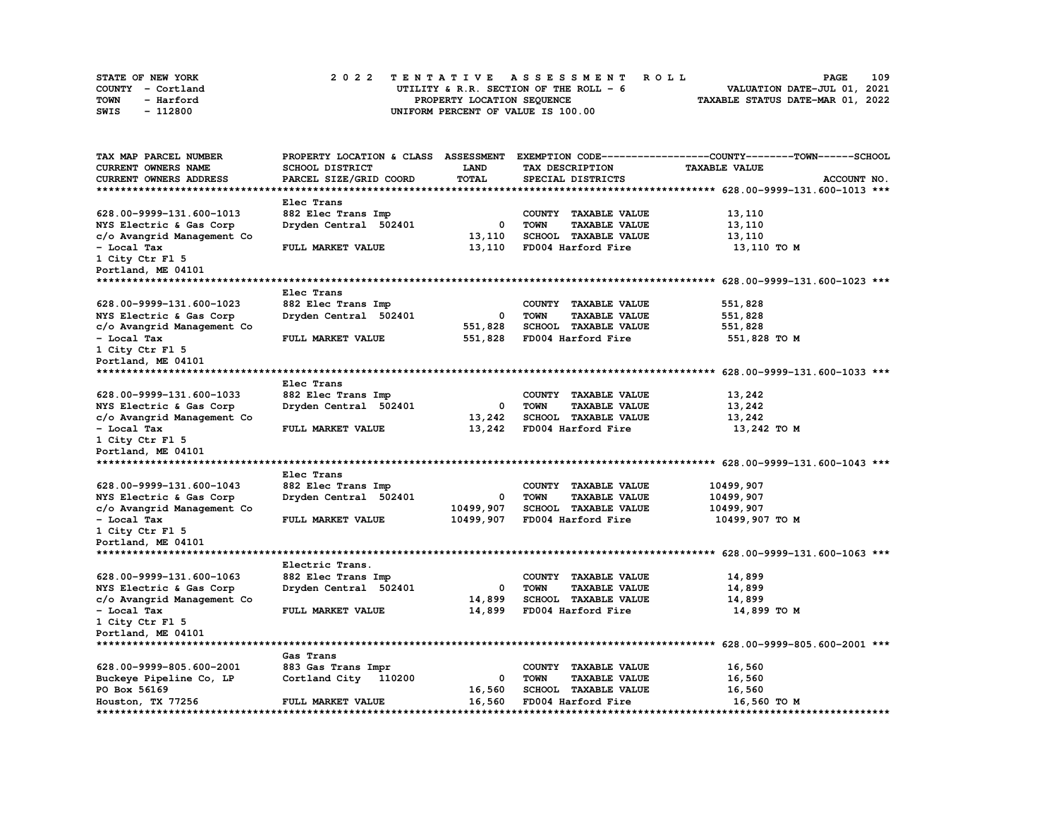STATE OF NEW YORK
COUNTY - Cortland
TOWN - Harford
SWIS - 112800

# 2022 TENTATIVE ASSESSMENT ROLL

UTILITY & R.R. SECTION OF THE ROLL - 6
PROPERTY LOCATION SEQUENCE
UNIFORM PERCENT OF VALUE IS 100.00

VALUATION DATE-JUL 01, 2021
TAXABLE STATUS DATE-MAR 01, 2022

| TAX MAP PARCEL NUMBER / CURRENT OWNERS NAME / CURRENT OWNERS ADDRESS | PROPERTY LOCATION & CLASS / SCHOOL DISTRICT / PARCEL SIZE/GRID COORD | ASSESSMENT LAND / TOTAL | EXEMPTION CODE / TAX DESCRIPTION / SPECIAL DISTRICTS | COUNTY--------TOWN------SCHOOL TAXABLE VALUE | ACCOUNT NO. |
|---|---|---|---|---|---|
| ***628.00-9999-131.600-1013*** | | | | | |
| | Elec Trans | | | | |
| 628.00-9999-131.600-1013 | 882 Elec Trans Imp | | COUNTY TAXABLE VALUE | 13,110 | |
| NYS Electric & Gas Corp | Dryden Central 502401 | 0 | TOWN TAXABLE VALUE | 13,110 | |
| c/o Avangrid Management Co | | 13,110 | SCHOOL TAXABLE VALUE | 13,110 | |
| - Local Tax | FULL MARKET VALUE | 13,110 | FD004 Harford Fire | 13,110 TO M | |
| 1 City Ctr Fl 5 | | | | | |
| Portland, ME 04101 | | | | | |
| ***628.00-9999-131.600-1023*** | | | | | |
| | Elec Trans | | | | |
| 628.00-9999-131.600-1023 | 882 Elec Trans Imp | | COUNTY TAXABLE VALUE | 551,828 | |
| NYS Electric & Gas Corp | Dryden Central 502401 | 0 | TOWN TAXABLE VALUE | 551,828 | |
| c/o Avangrid Management Co | | 551,828 | SCHOOL TAXABLE VALUE | 551,828 | |
| - Local Tax | FULL MARKET VALUE | 551,828 | FD004 Harford Fire | 551,828 TO M | |
| 1 City Ctr Fl 5 | | | | | |
| Portland, ME 04101 | | | | | |
| ***628.00-9999-131.600-1033*** | | | | | |
| | Elec Trans | | | | |
| 628.00-9999-131.600-1033 | 882 Elec Trans Imp | | COUNTY TAXABLE VALUE | 13,242 | |
| NYS Electric & Gas Corp | Dryden Central 502401 | 0 | TOWN TAXABLE VALUE | 13,242 | |
| c/o Avangrid Management Co | | 13,242 | SCHOOL TAXABLE VALUE | 13,242 | |
| - Local Tax | FULL MARKET VALUE | 13,242 | FD004 Harford Fire | 13,242 TO M | |
| 1 City Ctr Fl 5 | | | | | |
| Portland, ME 04101 | | | | | |
| ***628.00-9999-131.600-1043*** | | | | | |
| | Elec Trans | | | | |
| 628.00-9999-131.600-1043 | 882 Elec Trans Imp | | COUNTY TAXABLE VALUE | 10499,907 | |
| NYS Electric & Gas Corp | Dryden Central 502401 | 0 | TOWN TAXABLE VALUE | 10499,907 | |
| c/o Avangrid Management Co | | 10499,907 | SCHOOL TAXABLE VALUE | 10499,907 | |
| - Local Tax | FULL MARKET VALUE | 10499,907 | FD004 Harford Fire | 10499,907 TO M | |
| 1 City Ctr Fl 5 | | | | | |
| Portland, ME 04101 | | | | | |
| ***628.00-9999-131.600-1063*** | | | | | |
| | Electric Trans. | | | | |
| 628.00-9999-131.600-1063 | 882 Elec Trans Imp | | COUNTY TAXABLE VALUE | 14,899 | |
| NYS Electric & Gas Corp | Dryden Central 502401 | 0 | TOWN TAXABLE VALUE | 14,899 | |
| c/o Avangrid Management Co | | 14,899 | SCHOOL TAXABLE VALUE | 14,899 | |
| - Local Tax | FULL MARKET VALUE | 14,899 | FD004 Harford Fire | 14,899 TO M | |
| 1 City Ctr Fl 5 | | | | | |
| Portland, ME 04101 | | | | | |
| ***628.00-9999-805.600-2001*** | | | | | |
| | Gas Trans | | | | |
| 628.00-9999-805.600-2001 | 883 Gas Trans Impr | | COUNTY TAXABLE VALUE | 16,560 | |
| Buckeye Pipeline Co, LP | Cortland City 110200 | 0 | TOWN TAXABLE VALUE | 16,560 | |
| PO Box 56169 | | 16,560 | SCHOOL TAXABLE VALUE | 16,560 | |
| Houston, TX 77256 | FULL MARKET VALUE | 16,560 | FD004 Harford Fire | 16,560 TO M | |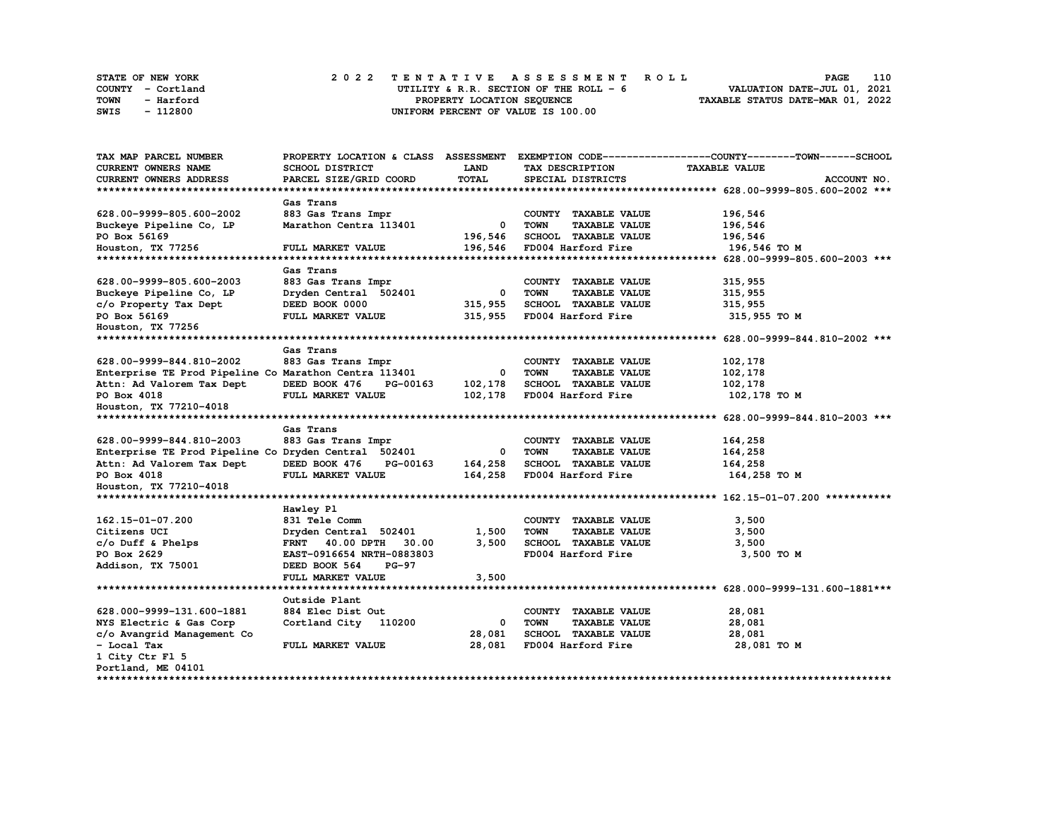STATE OF NEW YORK
COUNTY - Cortland
TOWN - Harford
SWIS - 112800

2022 TENTATIVE ASSESSMENT ROLL
UTILITY & R.R. SECTION OF THE ROLL - 6
PROPERTY LOCATION SEQUENCE
UNIFORM PERCENT OF VALUE IS 100.00

VALUATION DATE-JUL 01, 2021
TAXABLE STATUS DATE-MAR 01, 2022

| TAX MAP PARCEL NUMBER / CURRENT OWNERS NAME / CURRENT OWNERS ADDRESS | PROPERTY LOCATION & CLASS / SCHOOL DISTRICT / PARCEL SIZE/GRID COORD | ASSESSMENT LAND / TOTAL | EXEMPTION CODE / TAX DESCRIPTION / SPECIAL DISTRICTS | COUNTY--------TOWN------SCHOOL TAXABLE VALUE / ACCOUNT NO. |
|---|---|---|---|---|
| **628.00-9999-805.600-2002** | | | | |
| | Gas Trans | | | |
| 628.00-9999-805.600-2002 | 883 Gas Trans Impr | | COUNTY TAXABLE VALUE | 196,546 |
| Buckeye Pipeline Co, LP | Marathon Centra 113401 | 0 | TOWN TAXABLE VALUE | 196,546 |
| PO Box 56169 | | 196,546 | SCHOOL TAXABLE VALUE | 196,546 |
| Houston, TX 77256 | FULL MARKET VALUE | 196,546 | FD004 Harford Fire | 196,546 TO M |
| **628.00-9999-805.600-2003** | | | | |
| | Gas Trans | | | |
| 628.00-9999-805.600-2003 | 883 Gas Trans Impr | | COUNTY TAXABLE VALUE | 315,955 |
| Buckeye Pipeline Co, LP | Dryden Central 502401 | 0 | TOWN TAXABLE VALUE | 315,955 |
| c/o Property Tax Dept | DEED BOOK 0000 | 315,955 | SCHOOL TAXABLE VALUE | 315,955 |
| PO Box 56169 | FULL MARKET VALUE | 315,955 | FD004 Harford Fire | 315,955 TO M |
| Houston, TX 77256 | | | | |
| **628.00-9999-844.810-2002** | | | | |
| | Gas Trans | | | |
| 628.00-9999-844.810-2002 | 883 Gas Trans Impr | | COUNTY TAXABLE VALUE | 102,178 |
| Enterprise TE Prod Pipeline Co | Marathon Centra 113401 | 0 | TOWN TAXABLE VALUE | 102,178 |
| Attn: Ad Valorem Tax Dept | DEED BOOK 476 PG-00163 | 102,178 | SCHOOL TAXABLE VALUE | 102,178 |
| PO Box 4018 | FULL MARKET VALUE | 102,178 | FD004 Harford Fire | 102,178 TO M |
| Houston, TX 77210-4018 | | | | |
| **628.00-9999-844.810-2003** | | | | |
| | Gas Trans | | | |
| 628.00-9999-844.810-2003 | 883 Gas Trans Impr | | COUNTY TAXABLE VALUE | 164,258 |
| Enterprise TE Prod Pipeline Co | Dryden Central 502401 | 0 | TOWN TAXABLE VALUE | 164,258 |
| Attn: Ad Valorem Tax Dept | DEED BOOK 476 PG-00163 | 164,258 | SCHOOL TAXABLE VALUE | 164,258 |
| PO Box 4018 | FULL MARKET VALUE | 164,258 | FD004 Harford Fire | 164,258 TO M |
| Houston, TX 77210-4018 | | | | |
| **162.15-01-07.200** | | | | |
| | Hawley Pl | | | |
| 162.15-01-07.200 | 831 Tele Comm | | COUNTY TAXABLE VALUE | 3,500 |
| Citizens UCI | Dryden Central 502401 | 1,500 | TOWN TAXABLE VALUE | 3,500 |
| c/o Duff & Phelps | FRNT 40.00 DPTH 30.00 | 3,500 | SCHOOL TAXABLE VALUE | 3,500 |
| PO Box 2629 | EAST-0916654 NRTH-0883803 | | FD004 Harford Fire | 3,500 TO M |
| Addison, TX 75001 | DEED BOOK 564 PG-97 | | | |
| | FULL MARKET VALUE | 3,500 | | |
| **628.000-9999-131.600-1881** | | | | |
| | Outside Plant | | | |
| 628.000-9999-131.600-1881 | 884 Elec Dist Out | | COUNTY TAXABLE VALUE | 28,081 |
| NYS Electric & Gas Corp | Cortland City 110200 | 0 | TOWN TAXABLE VALUE | 28,081 |
| c/o Avangrid Management Co | | 28,081 | SCHOOL TAXABLE VALUE | 28,081 |
| - Local Tax | FULL MARKET VALUE | 28,081 | FD004 Harford Fire | 28,081 TO M |
| 1 City Ctr Fl 5 | | | | |
| Portland, ME 04101 | | | | |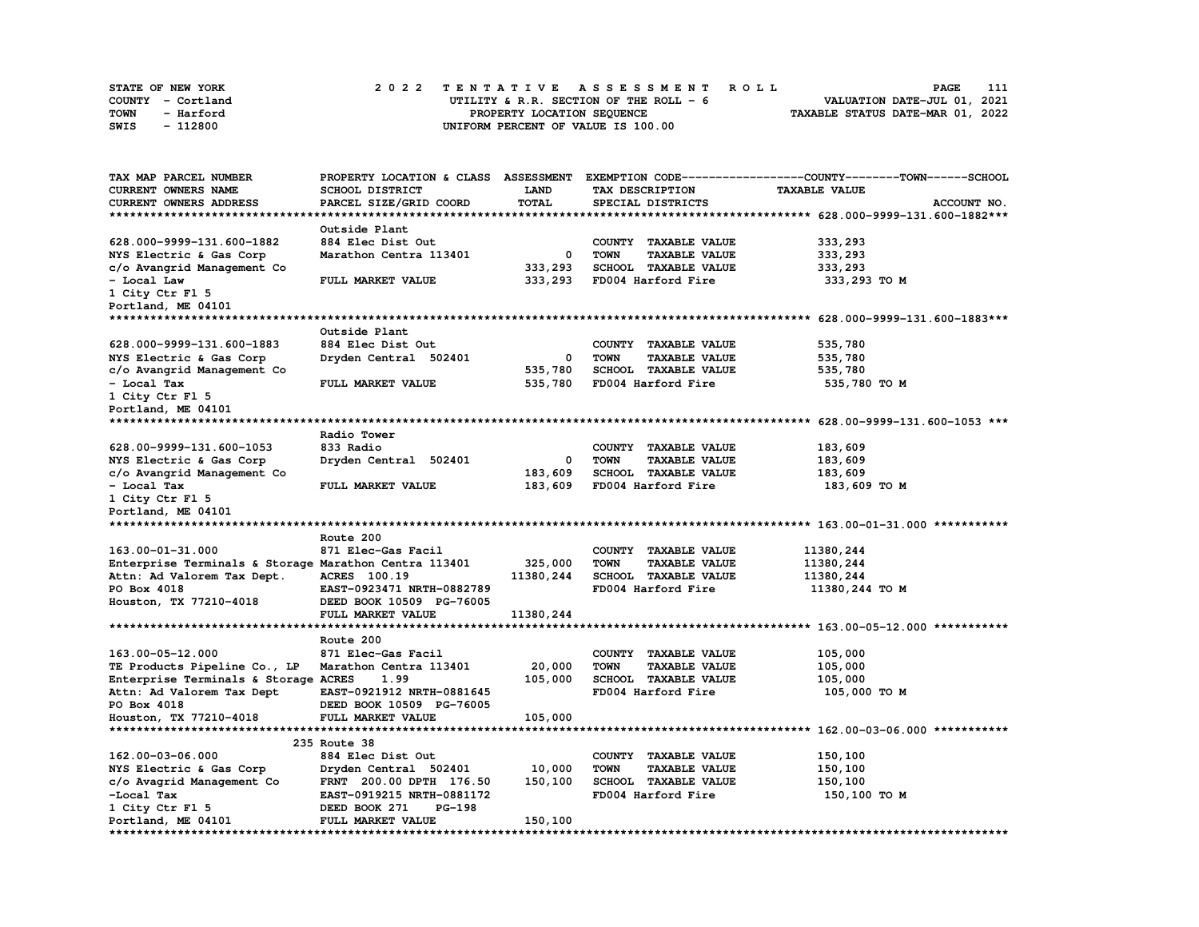STATE OF NEW YORK | COUNTY - Cortland | TOWN - Harford | SWIS - 112800

**2022 TENTATIVE ASSESSMENT ROLL**
UTILITY & R.R. SECTION OF THE ROLL - 6
PROPERTY LOCATION SEQUENCE
UNIFORM PERCENT OF VALUE IS 100.00

VALUATION DATE-JUL 01, 2021
TAXABLE STATUS DATE-MAR 01, 2022

| TAX MAP PARCEL NUMBER / CURRENT OWNERS NAME / CURRENT OWNERS ADDRESS | PROPERTY LOCATION & CLASS / SCHOOL DISTRICT / PARCEL SIZE/GRID COORD | ASSESSMENT LAND / TOTAL | EXEMPTION CODE / TAX DESCRIPTION / SPECIAL DISTRICTS | TAXABLE VALUE (COUNTY / TOWN / SCHOOL) |
|---|---|---|---|---|
| **628.000-9999-131.600-1882** | Outside Plant | | | |
| 628.000-9999-131.600-1882 | 884 Elec Dist Out | | COUNTY TAXABLE VALUE | 333,293 |
| NYS Electric & Gas Corp | Marathon Centra 113401 | 0 | TOWN TAXABLE VALUE | 333,293 |
| c/o Avangrid Management Co | | 333,293 | SCHOOL TAXABLE VALUE | 333,293 |
| - Local Law | FULL MARKET VALUE | 333,293 | FD004 Harford Fire | 333,293 TO M |
| 1 City Ctr Fl 5 | | | | |
| Portland, ME 04101 | | | | |
| **628.000-9999-131.600-1883** | Outside Plant | | | |
| 628.000-9999-131.600-1883 | 884 Elec Dist Out | | COUNTY TAXABLE VALUE | 535,780 |
| NYS Electric & Gas Corp | Dryden Central 502401 | 0 | TOWN TAXABLE VALUE | 535,780 |
| c/o Avangrid Management Co | | 535,780 | SCHOOL TAXABLE VALUE | 535,780 |
| - Local Tax | FULL MARKET VALUE | 535,780 | FD004 Harford Fire | 535,780 TO M |
| 1 City Ctr Fl 5 | | | | |
| Portland, ME 04101 | | | | |
| **628.00-9999-131.600-1053** | Radio Tower | | | |
| 628.00-9999-131.600-1053 | 833 Radio | | COUNTY TAXABLE VALUE | 183,609 |
| NYS Electric & Gas Corp | Dryden Central 502401 | 0 | TOWN TAXABLE VALUE | 183,609 |
| c/o Avangrid Management Co | | 183,609 | SCHOOL TAXABLE VALUE | 183,609 |
| - Local Tax | FULL MARKET VALUE | 183,609 | FD004 Harford Fire | 183,609 TO M |
| 1 City Ctr Fl 5 | | | | |
| Portland, ME 04101 | | | | |
| **163.00-01-31.000** | Route 200 | | | |
| 163.00-01-31.000 | 871 Elec-Gas Facil | | COUNTY TAXABLE VALUE | 11380,244 |
| Enterprise Terminals & Storage | Marathon Centra 113401 | 325,000 | TOWN TAXABLE VALUE | 11380,244 |
| Attn: Ad Valorem Tax Dept. | ACRES 100.19 | 11380,244 | SCHOOL TAXABLE VALUE | 11380,244 |
| PO Box 4018 | EAST-0923471 NRTH-0882789 | | FD004 Harford Fire | 11380,244 TO M |
| Houston, TX 77210-4018 | DEED BOOK 10509 PG-76005 | | | |
| | FULL MARKET VALUE | 11380,244 | | |
| **163.00-05-12.000** | Route 200 | | | |
| 163.00-05-12.000 | 871 Elec-Gas Facil | | COUNTY TAXABLE VALUE | 105,000 |
| TE Products Pipeline Co., LP | Marathon Centra 113401 | 20,000 | TOWN TAXABLE VALUE | 105,000 |
| Enterprise Terminals & Storage | ACRES 1.99 | 105,000 | SCHOOL TAXABLE VALUE | 105,000 |
| Attn: Ad Valorem Tax Dept | EAST-0921912 NRTH-0881645 | | FD004 Harford Fire | 105,000 TO M |
| PO Box 4018 | DEED BOOK 10509 PG-76005 | | | |
| Houston, TX 77210-4018 | FULL MARKET VALUE | 105,000 | | |
| **162.00-03-06.000** | 235 Route 38 | | | |
| 162.00-03-06.000 | 884 Elec Dist Out | | COUNTY TAXABLE VALUE | 150,100 |
| NYS Electric & Gas Corp | Dryden Central 502401 | 10,000 | TOWN TAXABLE VALUE | 150,100 |
| c/o Avagrid Management Co | FRNT 200.00 DPTH 176.50 | 150,100 | SCHOOL TAXABLE VALUE | 150,100 |
| -Local Tax | EAST-0919215 NRTH-0881172 | | FD004 Harford Fire | 150,100 TO M |
| 1 City Ctr Fl 5 | DEED BOOK 271 PG-198 | | | |
| Portland, ME 04101 | FULL MARKET VALUE | 150,100 | | |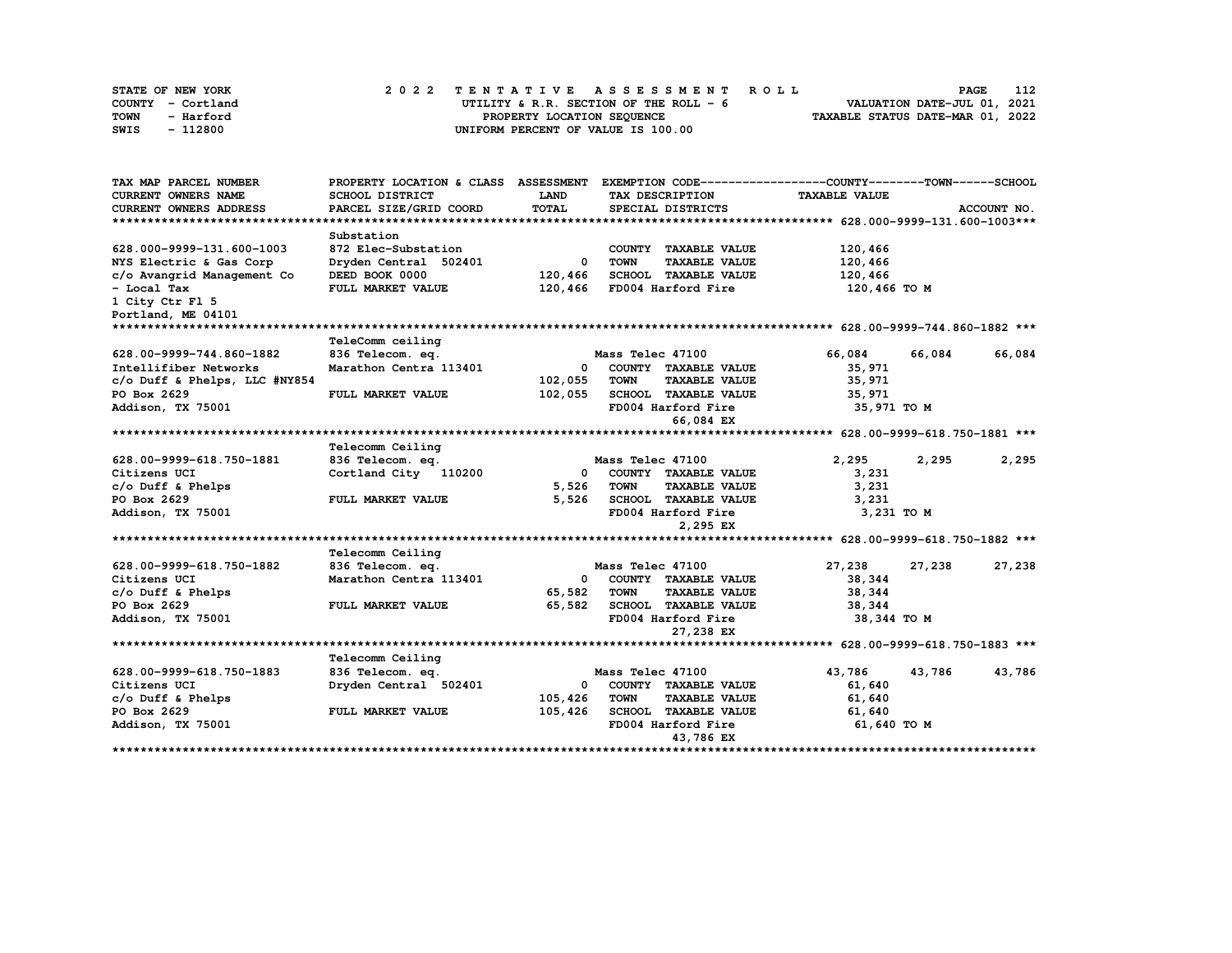STATE OF NEW YORK
COUNTY - Cortland
TOWN - Harford
SWIS - 112800

2022 TENTATIVE ASSESSMENT ROLL
UTILITY & R.R. SECTION OF THE ROLL - 6
PROPERTY LOCATION SEQUENCE
UNIFORM PERCENT OF VALUE IS 100.00

VALUATION DATE-JUL 01, 2021
TAXABLE STATUS DATE-MAR 01, 2022

| TAX MAP PARCEL NUMBER / CURRENT OWNERS NAME / CURRENT OWNERS ADDRESS | PROPERTY LOCATION & CLASS / SCHOOL DISTRICT / PARCEL SIZE/GRID COORD | ASSESSMENT LAND / TOTAL | EXEMPTION CODE / TAX DESCRIPTION / SPECIAL DISTRICTS | COUNTY TAXABLE VALUE | TOWN | SCHOOL / ACCOUNT NO. |
|---|---|---|---|---|---|---|
| **628.000-9999-131.600-1003** | | | | | | |
| | Substation | | | | | |
| 628.000-9999-131.600-1003 | 872 Elec-Substation | | COUNTY TAXABLE VALUE | 120,466 | | |
| NYS Electric & Gas Corp | Dryden Central 502401 | 0 | TOWN TAXABLE VALUE | 120,466 | | |
| c/o Avangrid Management Co | DEED BOOK 0000 | 120,466 | SCHOOL TAXABLE VALUE | 120,466 | | |
| - Local Tax | FULL MARKET VALUE | 120,466 | FD004 Harford Fire | 120,466 TO M | | |
| 1 City Ctr Fl 5 | | | | | | |
| Portland, ME 04101 | | | | | | |
| **628.00-9999-744.860-1882** | | | | | | |
| | TeleComm ceiling | | | | | |
| 628.00-9999-744.860-1882 | 836 Telecom. eq. | | Mass Telec 47100 | 66,084 | 66,084 | 66,084 |
| Intellifiber Networks | Marathon Centra 113401 | 0 | COUNTY TAXABLE VALUE | 35,971 | | |
| c/o Duff & Phelps, LLC #NY854 | | 102,055 | TOWN TAXABLE VALUE | 35,971 | | |
| PO Box 2629 | FULL MARKET VALUE | 102,055 | SCHOOL TAXABLE VALUE | 35,971 | | |
| Addison, TX 75001 | | | FD004 Harford Fire | 35,971 TO M | | |
| | | | 66,084 EX | | | |
| **628.00-9999-618.750-1881** | | | | | | |
| | Telecomm Ceiling | | | | | |
| 628.00-9999-618.750-1881 | 836 Telecom. eq. | | Mass Telec 47100 | 2,295 | 2,295 | 2,295 |
| Citizens UCI | Cortland City 110200 | 0 | COUNTY TAXABLE VALUE | 3,231 | | |
| c/o Duff & Phelps | | 5,526 | TOWN TAXABLE VALUE | 3,231 | | |
| PO Box 2629 | FULL MARKET VALUE | 5,526 | SCHOOL TAXABLE VALUE | 3,231 | | |
| Addison, TX 75001 | | | FD004 Harford Fire | 3,231 TO M | | |
| | | | 2,295 EX | | | |
| **628.00-9999-618.750-1882** | | | | | | |
| | Telecomm Ceiling | | | | | |
| 628.00-9999-618.750-1882 | 836 Telecom. eq. | | Mass Telec 47100 | 27,238 | 27,238 | 27,238 |
| Citizens UCI | Marathon Centra 113401 | 0 | COUNTY TAXABLE VALUE | 38,344 | | |
| c/o Duff & Phelps | | 65,582 | TOWN TAXABLE VALUE | 38,344 | | |
| PO Box 2629 | FULL MARKET VALUE | 65,582 | SCHOOL TAXABLE VALUE | 38,344 | | |
| Addison, TX 75001 | | | FD004 Harford Fire | 38,344 TO M | | |
| | | | 27,238 EX | | | |
| **628.00-9999-618.750-1883** | | | | | | |
| | Telecomm Ceiling | | | | | |
| 628.00-9999-618.750-1883 | 836 Telecom. eq. | | Mass Telec 47100 | 43,786 | 43,786 | 43,786 |
| Citizens UCI | Dryden Central 502401 | 0 | COUNTY TAXABLE VALUE | 61,640 | | |
| c/o Duff & Phelps | | 105,426 | TOWN TAXABLE VALUE | 61,640 | | |
| PO Box 2629 | FULL MARKET VALUE | 105,426 | SCHOOL TAXABLE VALUE | 61,640 | | |
| Addison, TX 75001 | | | FD004 Harford Fire | 61,640 TO M | | |
| | | | 43,786 EX | | | |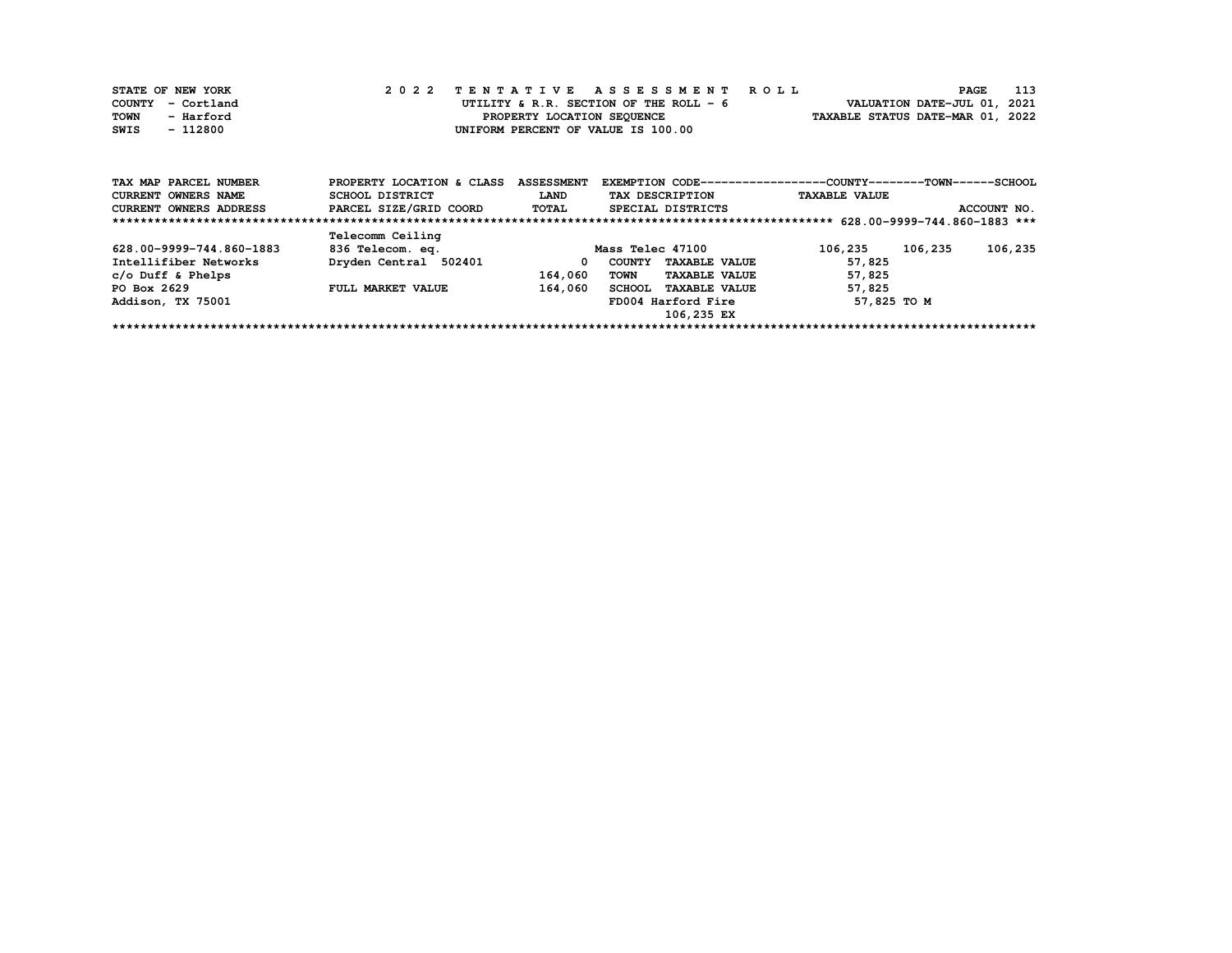STATE OF NEW YORK
COUNTY - Cortland
TOWN - Harford
SWIS - 112800

2 0 2 2 T E N T A T I V E A S S E S S M E N T R O L L
UTILITY & R.R. SECTION OF THE ROLL - 6
PROPERTY LOCATION SEQUENCE
UNIFORM PERCENT OF VALUE IS 100.00

VALUATION DATE-JUL 01, 2021
TAXABLE STATUS DATE-MAR 01, 2022

| TAX MAP PARCEL NUMBER | PROPERTY LOCATION & CLASS | ASSESSMENT | EXEMPTION CODE-----COUNTY-----TOWN-----SCHOOL | | | |
|---|---|---|---|---|---|---|
| CURRENT OWNERS NAME | SCHOOL DISTRICT | LAND | TAX DESCRIPTION | TAXABLE VALUE | | |
| CURRENT OWNERS ADDRESS | PARCEL SIZE/GRID COORD | TOTAL | SPECIAL DISTRICTS | | | ACCOUNT NO. |
| ***** 628.00-9999-744.860-1883 *** | | | | | | |
| | Telecomm Ceiling | | | | | |
| 628.00-9999-744.860-1883 | 836 Telecom. eq. | | Mass Telec 47100 | 106,235 | 106,235 | 106,235 |
| Intellifiber Networks | Dryden Central 502401 | 0 | COUNTY TAXABLE VALUE | 57,825 | | |
| c/o Duff & Phelps | | 164,060 | TOWN TAXABLE VALUE | 57,825 | | |
| PO Box 2629 | FULL MARKET VALUE | 164,060 | SCHOOL TAXABLE VALUE | 57,825 | | |
| Addison, TX 75001 | | | FD004 Harford Fire | 57,825 TO M | | |
| | | | 106,235 EX | | | |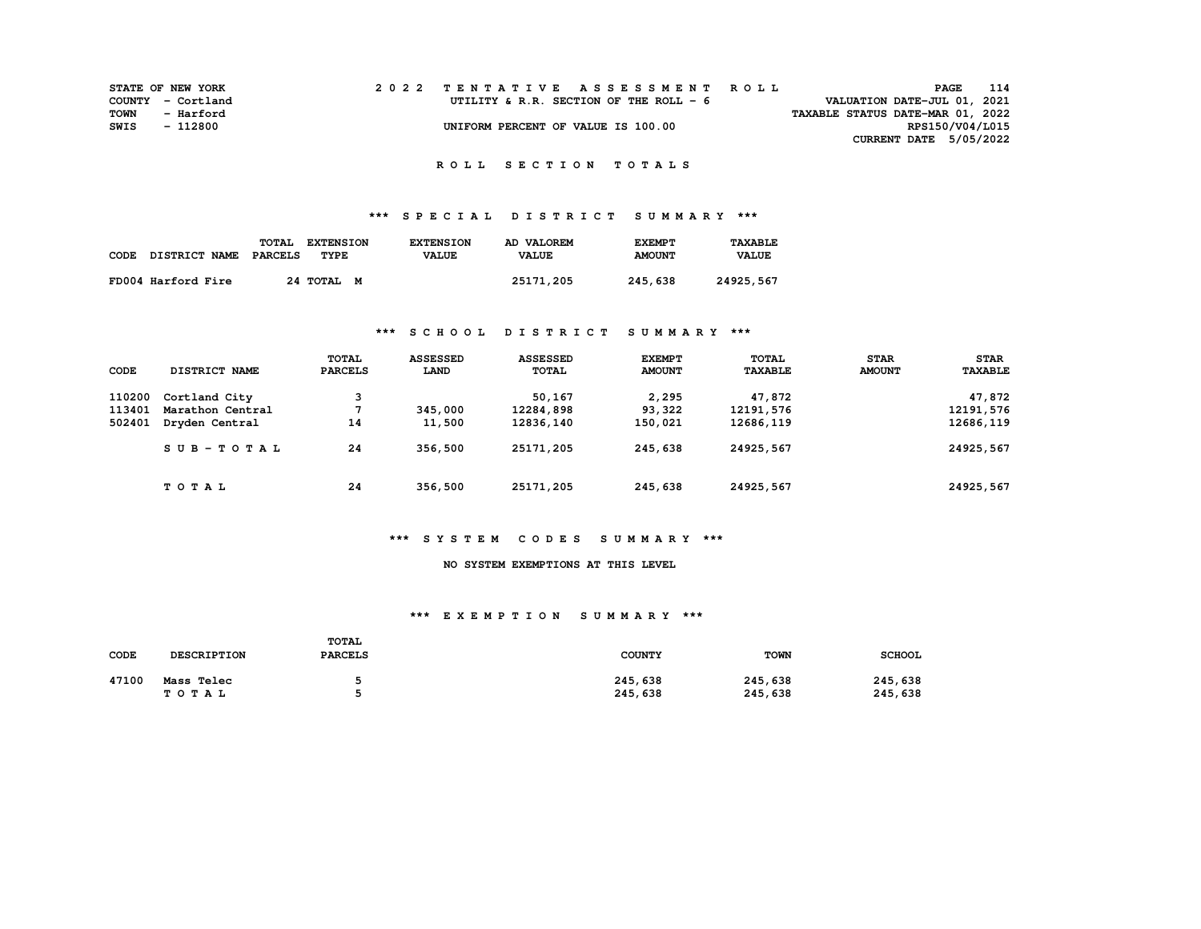STATE OF NEW YORK
COUNTY - Cortland
TOWN - Harford
SWIS - 112800

2022 TENTATIVE ASSESSMENT ROLL
UTILITY & R.R. SECTION OF THE ROLL - 6
UNIFORM PERCENT OF VALUE IS 100.00

VALUATION DATE-JUL 01, 2021
TAXABLE STATUS DATE-MAR 01, 2022
RPS150/V04/L015
CURRENT DATE 5/05/2022

# ROLL SECTION TOTALS

## *** SPECIAL DISTRICT SUMMARY ***

| CODE DISTRICT NAME | TOTAL PARCELS | EXTENSION TYPE | EXTENSION VALUE | AD VALOREM VALUE | EXEMPT AMOUNT | TAXABLE VALUE |
|---|---|---|---|---|---|---|
| FD004 Harford Fire | 24 | TOTAL M | | 25171,205 | 245,638 | 24925,567 |

## *** SCHOOL DISTRICT SUMMARY ***

| CODE | DISTRICT NAME | TOTAL PARCELS | ASSESSED LAND | ASSESSED TOTAL | EXEMPT AMOUNT | TOTAL TAXABLE | STAR AMOUNT | STAR TAXABLE |
|---|---|---|---|---|---|---|---|---|
| 110200 | Cortland City | 3 | | 50,167 | 2,295 | 47,872 | | 47,872 |
| 113401 | Marathon Central | 7 | 345,000 | 12284,898 | 93,322 | 12191,576 | | 12191,576 |
| 502401 | Dryden Central | 14 | 11,500 | 12836,140 | 150,021 | 12686,119 | | 12686,119 |
| | SUB-TOTAL | 24 | 356,500 | 25171,205 | 245,638 | 24925,567 | | 24925,567 |
| | TOTAL | 24 | 356,500 | 25171,205 | 245,638 | 24925,567 | | 24925,567 |

## *** SYSTEM CODES SUMMARY ***

NO SYSTEM EXEMPTIONS AT THIS LEVEL

## *** EXEMPTION SUMMARY ***

| CODE | DESCRIPTION | TOTAL PARCELS | COUNTY | TOWN | SCHOOL |
|---|---|---|---|---|---|
| 47100 | Mass Telec | 5 | 245,638 | 245,638 | 245,638 |
| | TOTAL | 5 | 245,638 | 245,638 | 245,638 |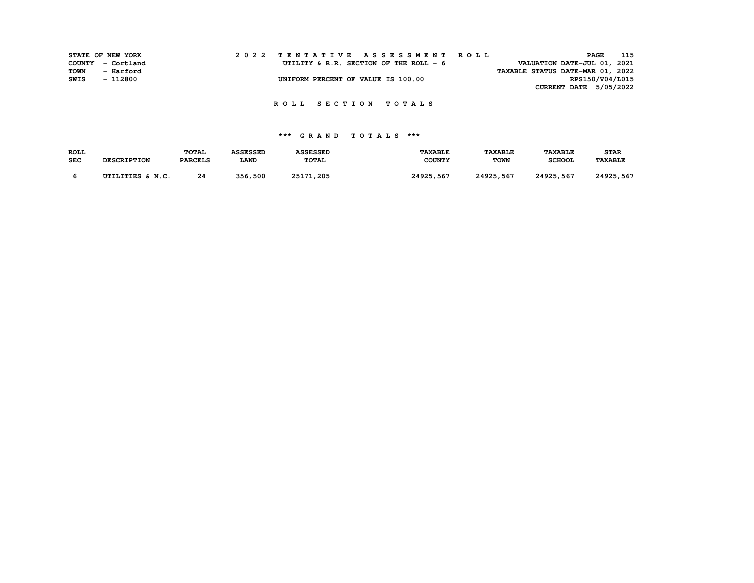STATE OF NEW YORK
COUNTY - Cortland
TOWN - Harford
SWIS - 112800

2022 TENTATIVE ASSESSMENT ROLL

UTILITY & R.R. SECTION OF THE ROLL - 6

UNIFORM PERCENT OF VALUE IS 100.00

VALUATION DATE-JUL 01, 2021
TAXABLE STATUS DATE-MAR 01, 2022
RPS150/V04/L015
CURRENT DATE 5/05/2022

## ROLL SECTION TOTALS

### *** GRAND TOTALS ***

| ROLL SEC | DESCRIPTION | TOTAL PARCELS | ASSESSED LAND | ASSESSED TOTAL | TAXABLE COUNTY | TAXABLE TOWN | TAXABLE SCHOOL | STAR TAXABLE |
|---|---|---|---|---|---|---|---|---|
| 6 | UTILITIES & N.C. | 24 | 356,500 | 25171,205 | 24925,567 | 24925,567 | 24925,567 | 24925,567 |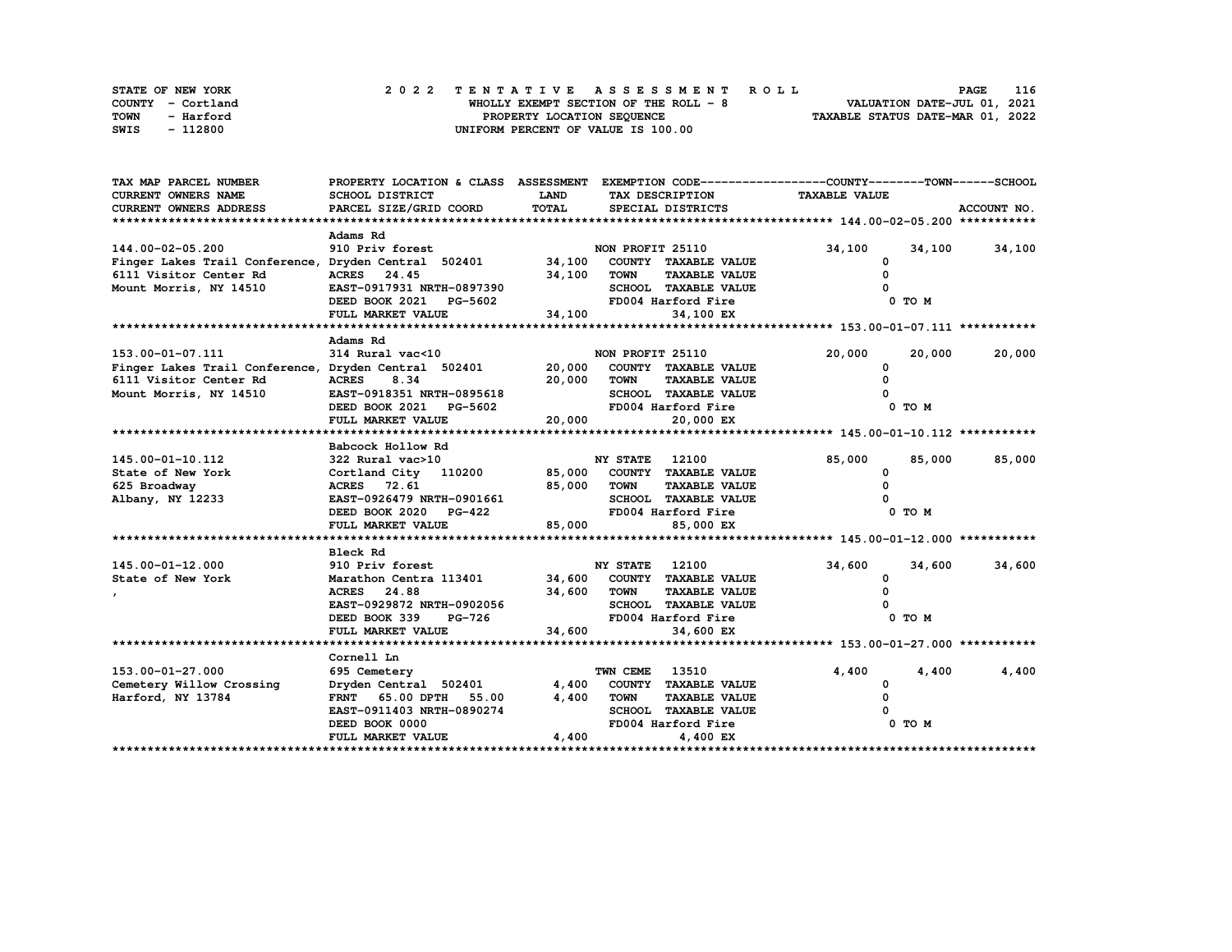STATE OF NEW YORK — 2022 TENTATIVE ASSESSMENT ROLL
COUNTY - Cortland — WHOLLY EXEMPT SECTION OF THE ROLL - 8 — VALUATION DATE-JUL 01, 2021
TOWN - Harford — PROPERTY LOCATION SEQUENCE — TAXABLE STATUS DATE-MAR 01, 2022
SWIS - 112800 — UNIFORM PERCENT OF VALUE IS 100.00

| TAX MAP PARCEL NUMBER / CURRENT OWNERS NAME / CURRENT OWNERS ADDRESS | PROPERTY LOCATION & CLASS / SCHOOL DISTRICT / PARCEL SIZE/GRID COORD | ASSESSMENT LAND / TOTAL | EXEMPTION CODE / TAX DESCRIPTION / SPECIAL DISTRICTS | COUNTY | TOWN | SCHOOL |
|---|---|---|---|---|---|---|
| **144.00-02-05.200** | Adams Rd | | | | | |
| 144.00-02-05.200 | 910 Priv forest | | NON PROFIT 25110 | 34,100 | 34,100 | 34,100 |
| Finger Lakes Trail Conference, | Dryden Central 502401 | 34,100 | COUNTY TAXABLE VALUE | 0 | | |
| 6111 Visitor Center Rd | ACRES 24.45 | 34,100 | TOWN TAXABLE VALUE | 0 | | |
| Mount Morris, NY 14510 | EAST-0917931 NRTH-0897390 | | SCHOOL TAXABLE VALUE | 0 | | |
| | DEED BOOK 2021 PG-5602 | | FD004 Harford Fire | 0 TO M | | |
| | FULL MARKET VALUE | 34,100 | 34,100 EX | | | |
| **153.00-01-07.111** | Adams Rd | | | | | |
| 153.00-01-07.111 | 314 Rural vac<10 | | NON PROFIT 25110 | 20,000 | 20,000 | 20,000 |
| Finger Lakes Trail Conference, | Dryden Central 502401 | 20,000 | COUNTY TAXABLE VALUE | 0 | | |
| 6111 Visitor Center Rd | ACRES 8.34 | 20,000 | TOWN TAXABLE VALUE | 0 | | |
| Mount Morris, NY 14510 | EAST-0918351 NRTH-0895618 | | SCHOOL TAXABLE VALUE | 0 | | |
| | DEED BOOK 2021 PG-5602 | | FD004 Harford Fire | 0 TO M | | |
| | FULL MARKET VALUE | 20,000 | 20,000 EX | | | |
| **145.00-01-10.112** | Babcock Hollow Rd | | | | | |
| 145.00-01-10.112 | 322 Rural vac>10 | | NY STATE 12100 | 85,000 | 85,000 | 85,000 |
| State of New York | Cortland City 110200 | 85,000 | COUNTY TAXABLE VALUE | 0 | | |
| 625 Broadway | ACRES 72.61 | 85,000 | TOWN TAXABLE VALUE | 0 | | |
| Albany, NY 12233 | EAST-0926479 NRTH-0901661 | | SCHOOL TAXABLE VALUE | 0 | | |
| | DEED BOOK 2020 PG-422 | | FD004 Harford Fire | 0 TO M | | |
| | FULL MARKET VALUE | 85,000 | 85,000 EX | | | |
| **145.00-01-12.000** | Bleck Rd | | | | | |
| 145.00-01-12.000 | 910 Priv forest | | NY STATE 12100 | 34,600 | 34,600 | 34,600 |
| State of New York | Marathon Centra 113401 | 34,600 | COUNTY TAXABLE VALUE | 0 | | |
| , | ACRES 24.88 | 34,600 | TOWN TAXABLE VALUE | 0 | | |
| | EAST-0929872 NRTH-0902056 | | SCHOOL TAXABLE VALUE | 0 | | |
| | DEED BOOK 339 PG-726 | | FD004 Harford Fire | 0 TO M | | |
| | FULL MARKET VALUE | 34,600 | 34,600 EX | | | |
| **153.00-01-27.000** | Cornell Ln | | | | | |
| 153.00-01-27.000 | 695 Cemetery | | TWN CEME 13510 | 4,400 | 4,400 | 4,400 |
| Cemetery Willow Crossing | Dryden Central 502401 | 4,400 | COUNTY TAXABLE VALUE | 0 | | |
| Harford, NY 13784 | FRNT 65.00 DPTH 55.00 | 4,400 | TOWN TAXABLE VALUE | 0 | | |
| | EAST-0911403 NRTH-0890274 | | SCHOOL TAXABLE VALUE | 0 | | |
| | DEED BOOK 0000 | | FD004 Harford Fire | 0 TO M | | |
| | FULL MARKET VALUE | 4,400 | 4,400 EX | | | |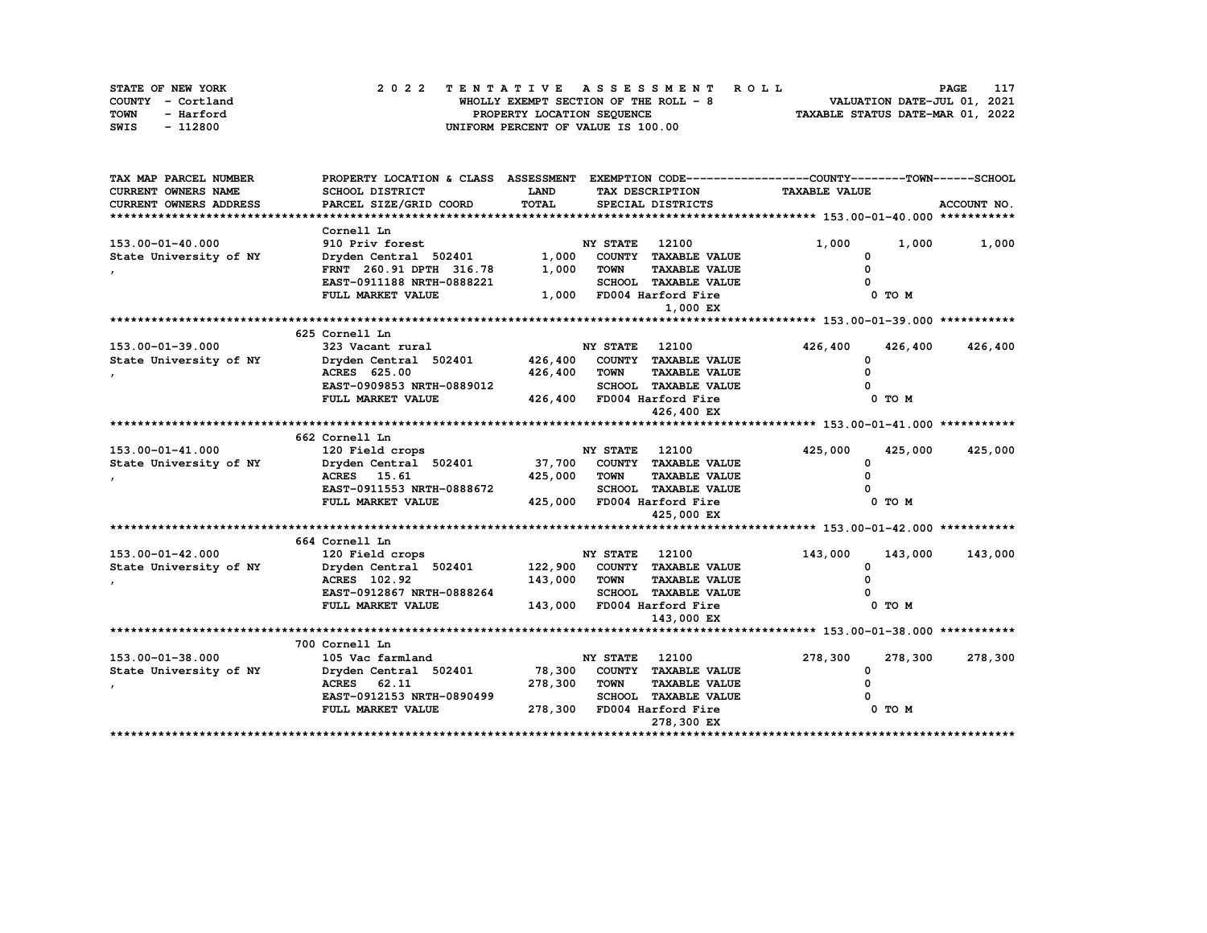STATE OF NEW YORK — COUNTY - Cortland — TOWN - Harford — SWIS - 112800

**2022 TENTATIVE ASSESSMENT ROLL**
WHOLLY EXEMPT SECTION OF THE ROLL - 8
PROPERTY LOCATION SEQUENCE
UNIFORM PERCENT OF VALUE IS 100.00

VALUATION DATE-JUL 01, 2021
TAXABLE STATUS DATE-MAR 01, 2022

| TAX MAP PARCEL NUMBER / CURRENT OWNERS NAME / CURRENT OWNERS ADDRESS | PROPERTY LOCATION & CLASS / SCHOOL DISTRICT / PARCEL SIZE/GRID COORD | ASSESSMENT LAND / TOTAL | EXEMPTION CODE / TAX DESCRIPTION / SPECIAL DISTRICTS | COUNTY TAXABLE VALUE | TOWN | SCHOOL | ACCOUNT NO. |
|---|---|---|---|---|---|---|---|
| **153.00-01-40.000** | Cornell Ln | | | | | | |
| 153.00-01-40.000 | 910 Priv forest | | NY STATE 12100 | 1,000 | 1,000 | 1,000 | |
| State University of NY | Dryden Central 502401 | 1,000 | COUNTY TAXABLE VALUE | 0 | | | |
| , | FRNT 260.91 DPTH 316.78 | 1,000 | TOWN TAXABLE VALUE | 0 | | | |
| | EAST-0911188 NRTH-0888221 | | SCHOOL TAXABLE VALUE | 0 | | | |
| | FULL MARKET VALUE | 1,000 | FD004 Harford Fire | 0 TO M | | | |
| | | | 1,000 EX | | | | |
| **153.00-01-39.000** | 625 Cornell Ln | | | | | | |
| 153.00-01-39.000 | 323 Vacant rural | | NY STATE 12100 | 426,400 | 426,400 | 426,400 | |
| State University of NY | Dryden Central 502401 | 426,400 | COUNTY TAXABLE VALUE | 0 | | | |
| , | ACRES 625.00 | 426,400 | TOWN TAXABLE VALUE | 0 | | | |
| | EAST-0909853 NRTH-0889012 | | SCHOOL TAXABLE VALUE | 0 | | | |
| | FULL MARKET VALUE | 426,400 | FD004 Harford Fire | 0 TO M | | | |
| | | | 426,400 EX | | | | |
| **153.00-01-41.000** | 662 Cornell Ln | | | | | | |
| 153.00-01-41.000 | 120 Field crops | | NY STATE 12100 | 425,000 | 425,000 | 425,000 | |
| State University of NY | Dryden Central 502401 | 37,700 | COUNTY TAXABLE VALUE | 0 | | | |
| , | ACRES 15.61 | 425,000 | TOWN TAXABLE VALUE | 0 | | | |
| | EAST-0911553 NRTH-0888672 | | SCHOOL TAXABLE VALUE | 0 | | | |
| | FULL MARKET VALUE | 425,000 | FD004 Harford Fire | 0 TO M | | | |
| | | | 425,000 EX | | | | |
| **153.00-01-42.000** | 664 Cornell Ln | | | | | | |
| 153.00-01-42.000 | 120 Field crops | | NY STATE 12100 | 143,000 | 143,000 | 143,000 | |
| State University of NY | Dryden Central 502401 | 122,900 | COUNTY TAXABLE VALUE | 0 | | | |
| , | ACRES 102.92 | 143,000 | TOWN TAXABLE VALUE | 0 | | | |
| | EAST-0912867 NRTH-0888264 | | SCHOOL TAXABLE VALUE | 0 | | | |
| | FULL MARKET VALUE | 143,000 | FD004 Harford Fire | 0 TO M | | | |
| | | | 143,000 EX | | | | |
| **153.00-01-38.000** | 700 Cornell Ln | | | | | | |
| 153.00-01-38.000 | 105 Vac farmland | | NY STATE 12100 | 278,300 | 278,300 | 278,300 | |
| State University of NY | Dryden Central 502401 | 78,300 | COUNTY TAXABLE VALUE | 0 | | | |
| , | ACRES 62.11 | 278,300 | TOWN TAXABLE VALUE | 0 | | | |
| | EAST-0912153 NRTH-0890499 | | SCHOOL TAXABLE VALUE | 0 | | | |
| | FULL MARKET VALUE | 278,300 | FD004 Harford Fire | 0 TO M | | | |
| | | | 278,300 EX | | | | |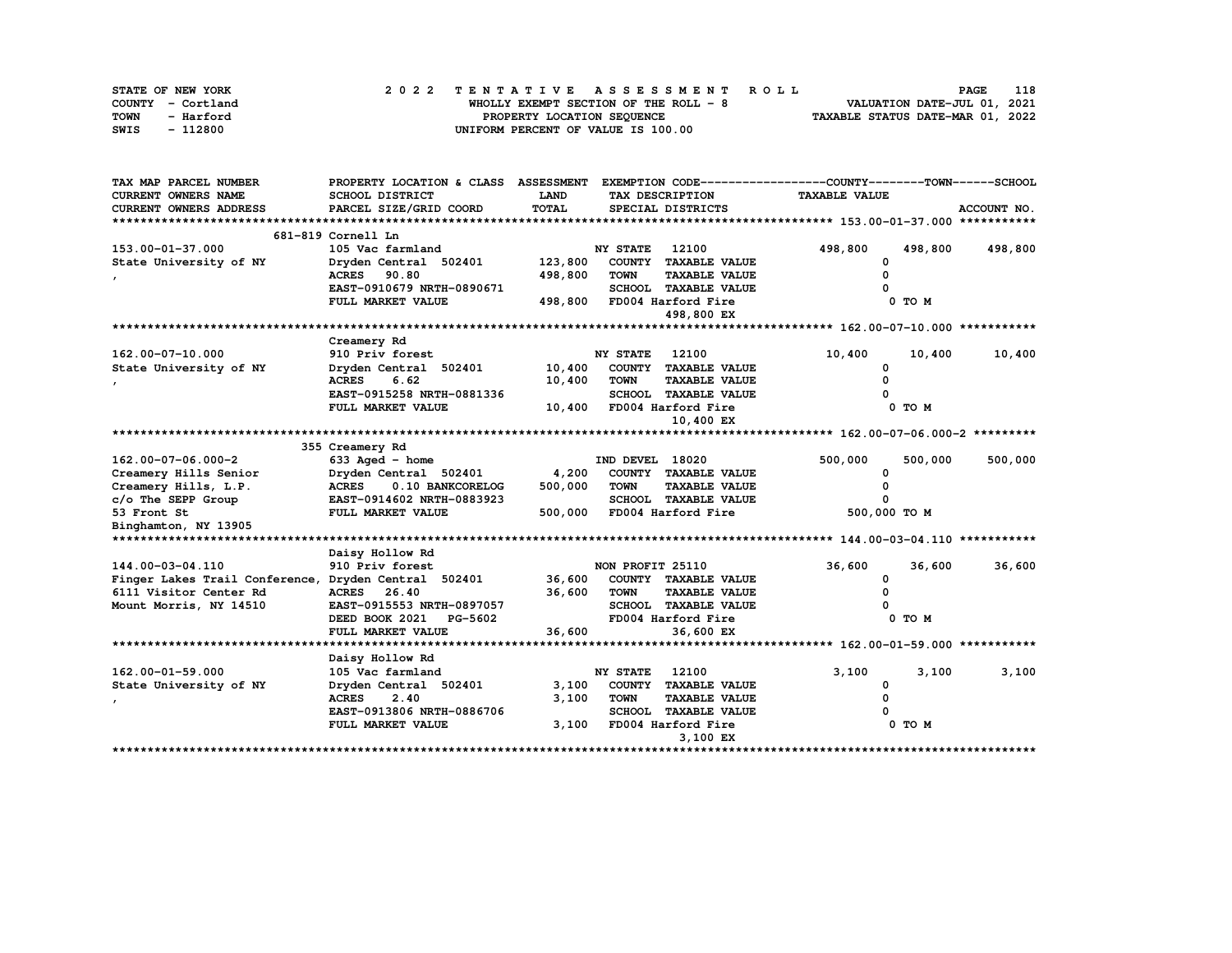STATE OF NEW YORK
COUNTY - Cortland
TOWN - Harford
SWIS - 112800

# 2022 TENTATIVE ASSESSMENT ROLL

WHOLLY EXEMPT SECTION OF THE ROLL - 8
PROPERTY LOCATION SEQUENCE
UNIFORM PERCENT OF VALUE IS 100.00

VALUATION DATE-JUL 01, 2021
TAXABLE STATUS DATE-MAR 01, 2022

| TAX MAP PARCEL NUMBER / CURRENT OWNERS NAME / CURRENT OWNERS ADDRESS | PROPERTY LOCATION & CLASS / SCHOOL DISTRICT / PARCEL SIZE/GRID COORD | ASSESSMENT LAND / TOTAL | EXEMPTION CODE / TAX DESCRIPTION / SPECIAL DISTRICTS | COUNTY TAXABLE VALUE | TOWN | SCHOOL |
|---|---|---|---|---|---|---|
| **153.00-01-37.000** | 681-819 Cornell Ln | | | | | |
| 153.00-01-37.000 | 105 Vac farmland | | NY STATE 12100 | 498,800 | 498,800 | 498,800 |
| State University of NY | Dryden Central 502401 | 123,800 | COUNTY TAXABLE VALUE | 0 | | |
| , | ACRES 90.80 | 498,800 | TOWN TAXABLE VALUE | 0 | | |
| | EAST-0910679 NRTH-0890671 | | SCHOOL TAXABLE VALUE | 0 | | |
| | FULL MARKET VALUE | 498,800 | FD004 Harford Fire | 0 TO M | | |
| | | | 498,800 EX | | | |
| **162.00-07-10.000** | Creamery Rd | | | | | |
| 162.00-07-10.000 | 910 Priv forest | | NY STATE 12100 | 10,400 | 10,400 | 10,400 |
| State University of NY | Dryden Central 502401 | 10,400 | COUNTY TAXABLE VALUE | 0 | | |
| , | ACRES 6.62 | 10,400 | TOWN TAXABLE VALUE | 0 | | |
| | EAST-0915258 NRTH-0881336 | | SCHOOL TAXABLE VALUE | 0 | | |
| | FULL MARKET VALUE | 10,400 | FD004 Harford Fire | 0 TO M | | |
| | | | 10,400 EX | | | |
| **162.00-07-06.000-2** | 355 Creamery Rd | | | | | |
| 162.00-07-06.000-2 | 633 Aged - home | | IND DEVEL 18020 | 500,000 | 500,000 | 500,000 |
| Creamery Hills Senior | Dryden Central 502401 | 4,200 | COUNTY TAXABLE VALUE | 0 | | |
| Creamery Hills, L.P. | ACRES 0.10 BANKCORELOG | 500,000 | TOWN TAXABLE VALUE | 0 | | |
| c/o The SEPP Group | EAST-0914602 NRTH-0883923 | | SCHOOL TAXABLE VALUE | 0 | | |
| 53 Front St | FULL MARKET VALUE | 500,000 | FD004 Harford Fire | 500,000 TO M | | |
| Binghamton, NY 13905 | | | | | | |
| **144.00-03-04.110** | Daisy Hollow Rd | | | | | |
| 144.00-03-04.110 | 910 Priv forest | | NON PROFIT 25110 | 36,600 | 36,600 | 36,600 |
| Finger Lakes Trail Conference, | Dryden Central 502401 | 36,600 | COUNTY TAXABLE VALUE | 0 | | |
| 6111 Visitor Center Rd | ACRES 26.40 | 36,600 | TOWN TAXABLE VALUE | 0 | | |
| Mount Morris, NY 14510 | EAST-0915553 NRTH-0897057 | | SCHOOL TAXABLE VALUE | 0 | | |
| | DEED BOOK 2021 PG-5602 | | FD004 Harford Fire | 0 TO M | | |
| | FULL MARKET VALUE | 36,600 | 36,600 EX | | | |
| **162.00-01-59.000** | Daisy Hollow Rd | | | | | |
| 162.00-01-59.000 | 105 Vac farmland | | NY STATE 12100 | 3,100 | 3,100 | 3,100 |
| State University of NY | Dryden Central 502401 | 3,100 | COUNTY TAXABLE VALUE | 0 | | |
| , | ACRES 2.40 | 3,100 | TOWN TAXABLE VALUE | 0 | | |
| | EAST-0913806 NRTH-0886706 | | SCHOOL TAXABLE VALUE | 0 | | |
| | FULL MARKET VALUE | 3,100 | FD004 Harford Fire | 0 TO M | | |
| | | | 3,100 EX | | | |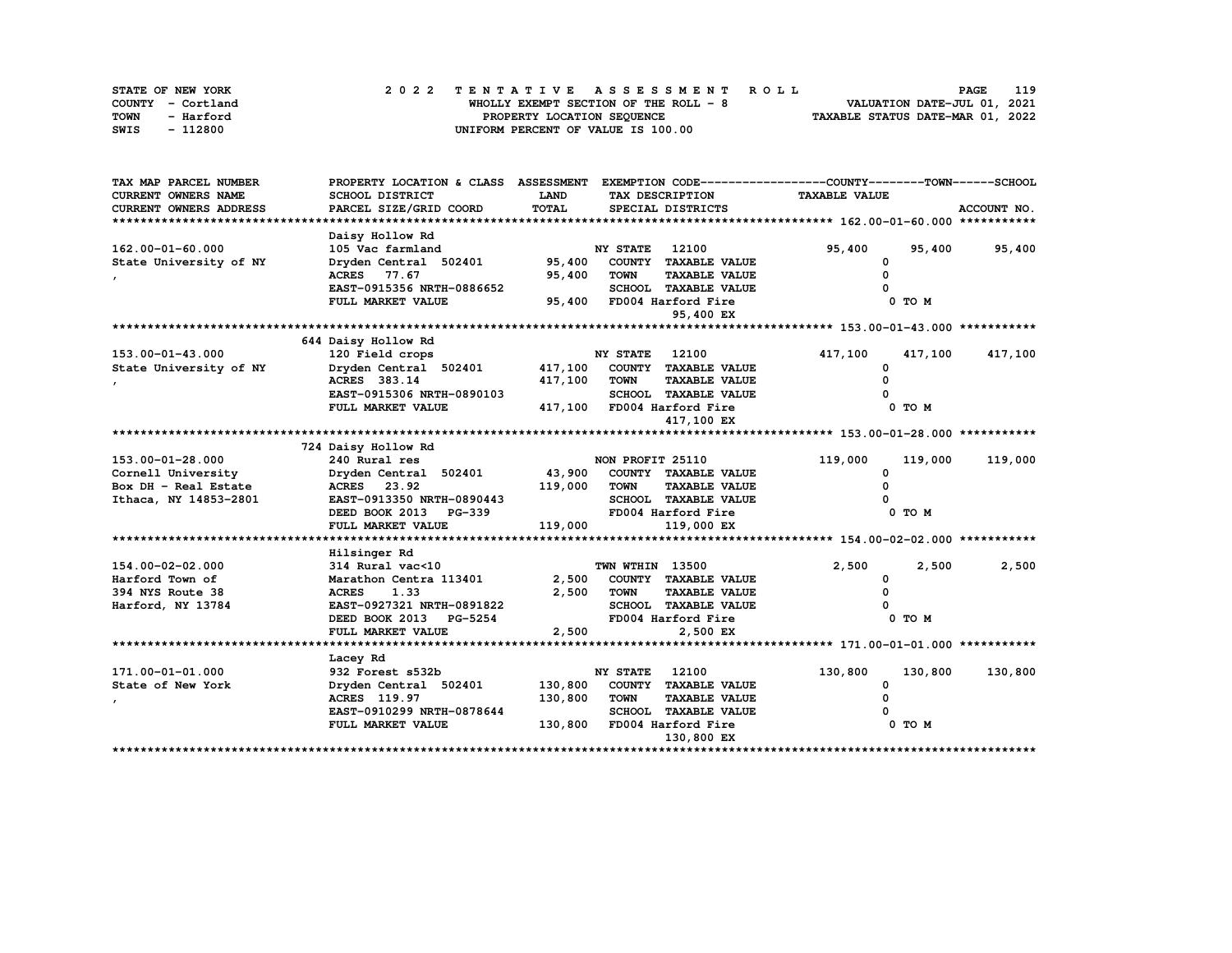STATE OF NEW YORK — 2022 TENTATIVE ASSESSMENT ROLL
COUNTY - Cortland — WHOLLY EXEMPT SECTION OF THE ROLL - 8 — VALUATION DATE-JUL 01, 2021
TOWN - Harford — PROPERTY LOCATION SEQUENCE — TAXABLE STATUS DATE-MAR 01, 2022
SWIS - 112800 — UNIFORM PERCENT OF VALUE IS 100.00

| TAX MAP PARCEL NUMBER / CURRENT OWNERS NAME / CURRENT OWNERS ADDRESS | PROPERTY LOCATION & CLASS / SCHOOL DISTRICT / PARCEL SIZE/GRID COORD | ASSESSMENT LAND | TOTAL | EXEMPTION CODE / TAX DESCRIPTION / SPECIAL DISTRICTS | COUNTY TAXABLE VALUE | TOWN | SCHOOL |
|---|---|---|---|---|---|---|---|
| **162.00-01-60.000** | Daisy Hollow Rd | | | | | | |
| 162.00-01-60.000 | 105 Vac farmland | | | NY STATE 12100 | 95,400 | 95,400 | 95,400 |
| State University of NY | Dryden Central 502401 | 95,400 | | COUNTY TAXABLE VALUE | 0 | | |
| , | ACRES 77.67 | | 95,400 | TOWN TAXABLE VALUE | 0 | | |
| | EAST-0915356 NRTH-0886652 | | | SCHOOL TAXABLE VALUE | 0 | | |
| | FULL MARKET VALUE | | 95,400 | FD004 Harford Fire | 0 TO M | | |
| | | | | 95,400 EX | | | |
| **153.00-01-43.000** | 644 Daisy Hollow Rd | | | | | | |
| 153.00-01-43.000 | 120 Field crops | | | NY STATE 12100 | 417,100 | 417,100 | 417,100 |
| State University of NY | Dryden Central 502401 | 417,100 | | COUNTY TAXABLE VALUE | 0 | | |
| , | ACRES 383.14 | | 417,100 | TOWN TAXABLE VALUE | 0 | | |
| | EAST-0915306 NRTH-0890103 | | | SCHOOL TAXABLE VALUE | 0 | | |
| | FULL MARKET VALUE | | 417,100 | FD004 Harford Fire | 0 TO M | | |
| | | | | 417,100 EX | | | |
| **153.00-01-28.000** | 724 Daisy Hollow Rd | | | | | | |
| 153.00-01-28.000 | 240 Rural res | | | NON PROFIT 25110 | 119,000 | 119,000 | 119,000 |
| Cornell University | Dryden Central 502401 | 43,900 | | COUNTY TAXABLE VALUE | 0 | | |
| Box DH - Real Estate | ACRES 23.92 | | 119,000 | TOWN TAXABLE VALUE | 0 | | |
| Ithaca, NY 14853-2801 | EAST-0913350 NRTH-0890443 | | | SCHOOL TAXABLE VALUE | 0 | | |
| | DEED BOOK 2013 PG-339 | | | FD004 Harford Fire | 0 TO M | | |
| | FULL MARKET VALUE | | 119,000 | 119,000 EX | | | |
| **154.00-02-02.000** | Hilsinger Rd | | | | | | |
| 154.00-02-02.000 | 314 Rural vac<10 | | | TWN WTHIN 13500 | 2,500 | 2,500 | 2,500 |
| Harford Town of | Marathon Centra 113401 | 2,500 | | COUNTY TAXABLE VALUE | 0 | | |
| 394 NYS Route 38 | ACRES 1.33 | | 2,500 | TOWN TAXABLE VALUE | 0 | | |
| Harford, NY 13784 | EAST-0927321 NRTH-0891822 | | | SCHOOL TAXABLE VALUE | 0 | | |
| | DEED BOOK 2013 PG-5254 | | | FD004 Harford Fire | 0 TO M | | |
| | FULL MARKET VALUE | | 2,500 | 2,500 EX | | | |
| **171.00-01-01.000** | Lacey Rd | | | | | | |
| 171.00-01-01.000 | 932 Forest s532b | | | NY STATE 12100 | 130,800 | 130,800 | 130,800 |
| State of New York | Dryden Central 502401 | 130,800 | | COUNTY TAXABLE VALUE | 0 | | |
| , | ACRES 119.97 | | 130,800 | TOWN TAXABLE VALUE | 0 | | |
| | EAST-0910299 NRTH-0878644 | | | SCHOOL TAXABLE VALUE | 0 | | |
| | FULL MARKET VALUE | | 130,800 | FD004 Harford Fire | 0 TO M | | |
| | | | | 130,800 EX | | | |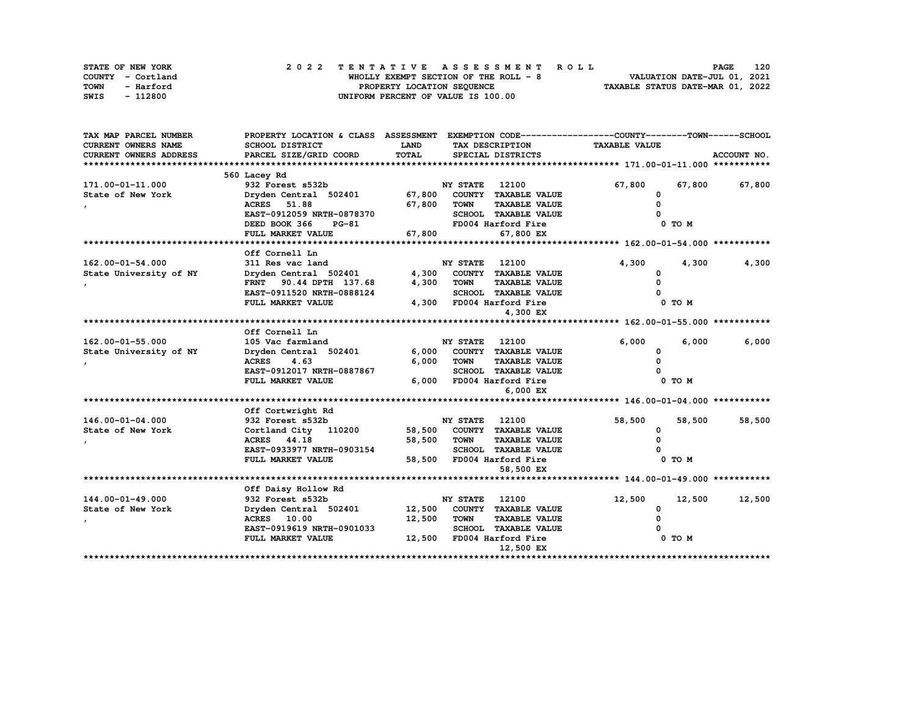STATE OF NEW YORK
COUNTY - Cortland
TOWN - Harford
SWIS - 112800

# 2022 TENTATIVE ASSESSMENT ROLL

WHOLLY EXEMPT SECTION OF THE ROLL - 8
PROPERTY LOCATION SEQUENCE
UNIFORM PERCENT OF VALUE IS 100.00

VALUATION DATE-JUL 01, 2021
TAXABLE STATUS DATE-MAR 01, 2022

| TAX MAP PARCEL NUMBER / CURRENT OWNERS NAME / CURRENT OWNERS ADDRESS | PROPERTY LOCATION & CLASS / SCHOOL DISTRICT / PARCEL SIZE/GRID COORD | ASSESSMENT LAND | ASSESSMENT TOTAL | EXEMPTION CODE / TAX DESCRIPTION / SPECIAL DISTRICTS | COUNTY TAXABLE VALUE | TOWN | SCHOOL | ACCOUNT NO. |
|---|---|---|---|---|---|---|---|---|
| 171.00-01-11.000 | 560 Lacey Rd | | | | | | | |
| 171.00-01-11.000 | 932 Forest s532b | | | NY STATE 12100 | 67,800 | 67,800 | 67,800 | |
| State of New York | Dryden Central 502401 | 67,800 | | COUNTY TAXABLE VALUE | 0 | | | |
| , | ACRES 51.88 | | 67,800 | TOWN TAXABLE VALUE | 0 | | | |
| | EAST-0912059 NRTH-0878370 | | | SCHOOL TAXABLE VALUE | 0 | | | |
| | DEED BOOK 366 PG-81 | | | FD004 Harford Fire | 0 TO M | | | |
| | FULL MARKET VALUE | | 67,800 | 67,800 EX | | | | |
| 162.00-01-54.000 | Off Cornell Ln | | | | | | | |
| 162.00-01-54.000 | 311 Res vac land | | | NY STATE 12100 | 4,300 | 4,300 | 4,300 | |
| State University of NY | Dryden Central 502401 | 4,300 | | COUNTY TAXABLE VALUE | 0 | | | |
| , | FRNT 90.44 DPTH 137.68 | | 4,300 | TOWN TAXABLE VALUE | 0 | | | |
| | EAST-0911520 NRTH-0888124 | | | SCHOOL TAXABLE VALUE | 0 | | | |
| | FULL MARKET VALUE | | 4,300 | FD004 Harford Fire | 0 TO M | | | |
| | | | | 4,300 EX | | | | |
| 162.00-01-55.000 | Off Cornell Ln | | | | | | | |
| 162.00-01-55.000 | 105 Vac farmland | | | NY STATE 12100 | 6,000 | 6,000 | 6,000 | |
| State University of NY | Dryden Central 502401 | 6,000 | | COUNTY TAXABLE VALUE | 0 | | | |
| , | ACRES 4.63 | | 6,000 | TOWN TAXABLE VALUE | 0 | | | |
| | EAST-0912017 NRTH-0887867 | | | SCHOOL TAXABLE VALUE | 0 | | | |
| | FULL MARKET VALUE | | 6,000 | FD004 Harford Fire | 0 TO M | | | |
| | | | | 6,000 EX | | | | |
| 146.00-01-04.000 | Off Cortwright Rd | | | | | | | |
| 146.00-01-04.000 | 932 Forest s532b | | | NY STATE 12100 | 58,500 | 58,500 | 58,500 | |
| State of New York | Cortland City 110200 | 58,500 | | COUNTY TAXABLE VALUE | 0 | | | |
| , | ACRES 44.18 | | 58,500 | TOWN TAXABLE VALUE | 0 | | | |
| | EAST-0933977 NRTH-0903154 | | | SCHOOL TAXABLE VALUE | 0 | | | |
| | FULL MARKET VALUE | | 58,500 | FD004 Harford Fire | 0 TO M | | | |
| | | | | 58,500 EX | | | | |
| 144.00-01-49.000 | Off Daisy Hollow Rd | | | | | | | |
| 144.00-01-49.000 | 932 Forest s532b | | | NY STATE 12100 | 12,500 | 12,500 | 12,500 | |
| State of New York | Dryden Central 502401 | 12,500 | | COUNTY TAXABLE VALUE | 0 | | | |
| , | ACRES 10.00 | | 12,500 | TOWN TAXABLE VALUE | 0 | | | |
| | EAST-0919619 NRTH-0901033 | | | SCHOOL TAXABLE VALUE | 0 | | | |
| | FULL MARKET VALUE | | 12,500 | FD004 Harford Fire | 0 TO M | | | |
| | | | | 12,500 EX | | | | |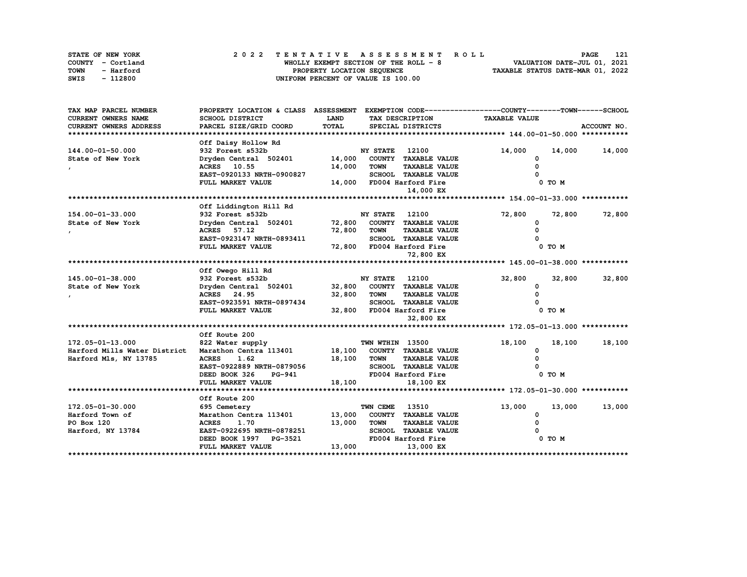STATE OF NEW YORK
COUNTY - Cortland
TOWN - Harford
SWIS - 112800

# 2022 TENTATIVE ASSESSMENT ROLL

WHOLLY EXEMPT SECTION OF THE ROLL - 8
PROPERTY LOCATION SEQUENCE
UNIFORM PERCENT OF VALUE IS 100.00

VALUATION DATE-JUL 01, 2021
TAXABLE STATUS DATE-MAR 01, 2022

| TAX MAP PARCEL NUMBER / CURRENT OWNERS NAME / CURRENT OWNERS ADDRESS | PROPERTY LOCATION & CLASS / SCHOOL DISTRICT / PARCEL SIZE/GRID COORD | ASSESSMENT LAND | TOTAL | EXEMPTION CODE / TAX DESCRIPTION / SPECIAL DISTRICTS | COUNTY TAXABLE VALUE | TOWN | SCHOOL |
|---|---|---|---|---|---|---|---|
| **144.00-01-50.000** | Off Daisy Hollow Rd | | | | | | |
| 144.00-01-50.000 | 932 Forest s532b | | | NY STATE 12100 | 14,000 | 14,000 | 14,000 |
| State of New York | Dryden Central 502401 | 14,000 | | COUNTY TAXABLE VALUE | 0 | | |
| , | ACRES 10.55 | | 14,000 | TOWN TAXABLE VALUE | 0 | | |
| | EAST-0920133 NRTH-0900827 | | | SCHOOL TAXABLE VALUE | 0 | | |
| | FULL MARKET VALUE | | 14,000 | FD004 Harford Fire | 0 TO M | | |
| | | | | 14,000 EX | | | |
| **154.00-01-33.000** | Off Liddington Hill Rd | | | | | | |
| 154.00-01-33.000 | 932 Forest s532b | | | NY STATE 12100 | 72,800 | 72,800 | 72,800 |
| State of New York | Dryden Central 502401 | 72,800 | | COUNTY TAXABLE VALUE | 0 | | |
| , | ACRES 57.12 | | 72,800 | TOWN TAXABLE VALUE | 0 | | |
| | EAST-0923147 NRTH-0893411 | | | SCHOOL TAXABLE VALUE | 0 | | |
| | FULL MARKET VALUE | | 72,800 | FD004 Harford Fire | 0 TO M | | |
| | | | | 72,800 EX | | | |
| **145.00-01-38.000** | Off Owego Hill Rd | | | | | | |
| 145.00-01-38.000 | 932 Forest s532b | | | NY STATE 12100 | 32,800 | 32,800 | 32,800 |
| State of New York | Dryden Central 502401 | 32,800 | | COUNTY TAXABLE VALUE | 0 | | |
| , | ACRES 24.95 | | 32,800 | TOWN TAXABLE VALUE | 0 | | |
| | EAST-0923591 NRTH-0897434 | | | SCHOOL TAXABLE VALUE | 0 | | |
| | FULL MARKET VALUE | | 32,800 | FD004 Harford Fire | 0 TO M | | |
| | | | | 32,800 EX | | | |
| **172.05-01-13.000** | Off Route 200 | | | | | | |
| 172.05-01-13.000 | 822 Water supply | | | TWN WTHIN 13500 | 18,100 | 18,100 | 18,100 |
| Harford Mills Water District | Marathon Centra 113401 | 18,100 | | COUNTY TAXABLE VALUE | 0 | | |
| Harford Mls, NY 13785 | ACRES 1.62 | | 18,100 | TOWN TAXABLE VALUE | 0 | | |
| | EAST-0922889 NRTH-0879056 | | | SCHOOL TAXABLE VALUE | 0 | | |
| | DEED BOOK 326 PG-941 | | | FD004 Harford Fire | 0 TO M | | |
| | FULL MARKET VALUE | | 18,100 | 18,100 EX | | | |
| **172.05-01-30.000** | Off Route 200 | | | | | | |
| 172.05-01-30.000 | 695 Cemetery | | | TWN CEME 13510 | 13,000 | 13,000 | 13,000 |
| Harford Town of | Marathon Centra 113401 | 13,000 | | COUNTY TAXABLE VALUE | 0 | | |
| PO Box 120 | ACRES 1.70 | | 13,000 | TOWN TAXABLE VALUE | 0 | | |
| Harford, NY 13784 | EAST-0922695 NRTH-0878251 | | | SCHOOL TAXABLE VALUE | 0 | | |
| | DEED BOOK 1997 PG-3521 | | | FD004 Harford Fire | 0 TO M | | |
| | FULL MARKET VALUE | | 13,000 | 13,000 EX | | | |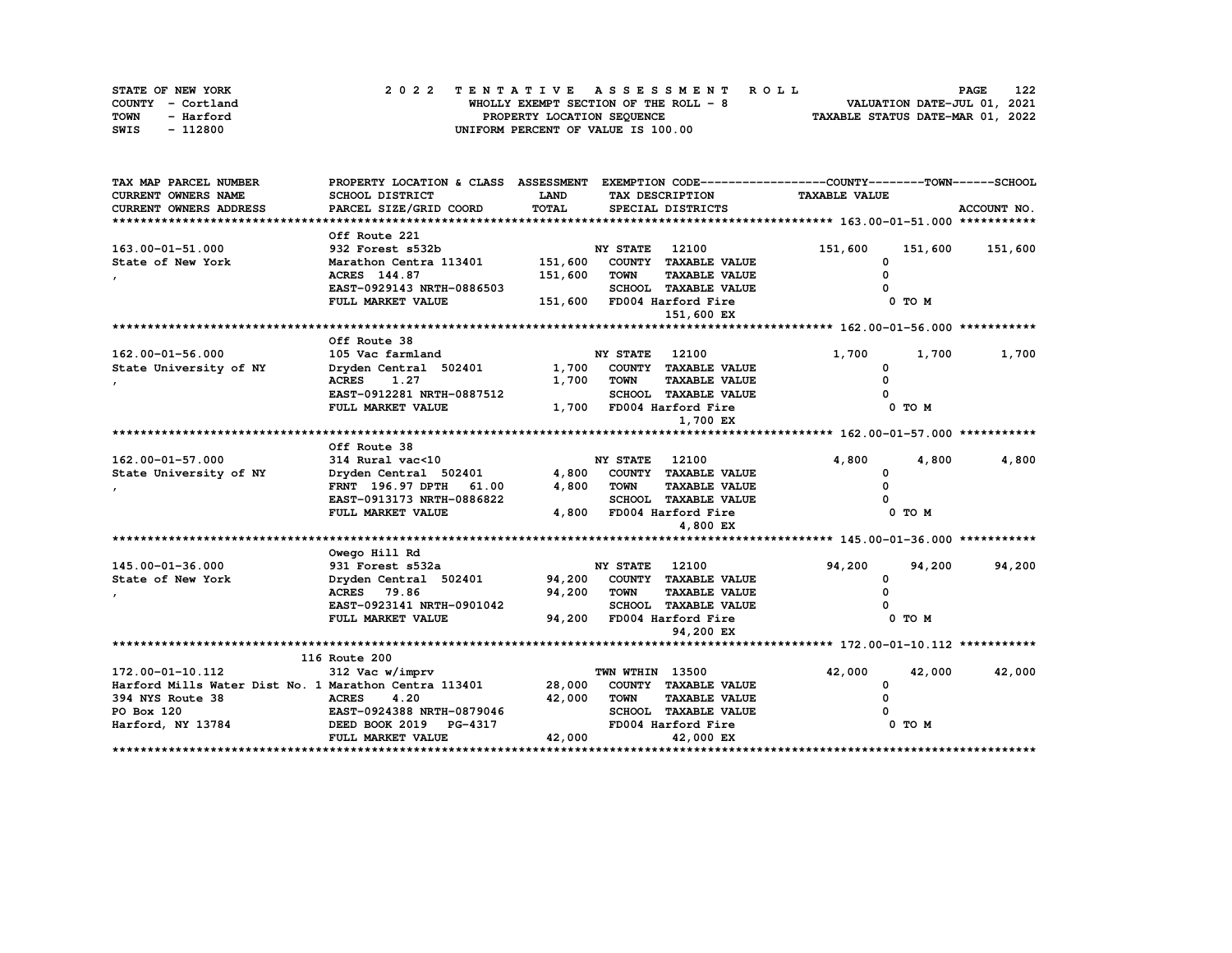STATE OF NEW YORK — COUNTY - Cortland — TOWN - Harford — SWIS - 112800

**2 0 2 2 T E N T A T I V E A S S E S S M E N T R O L L**
WHOLLY EXEMPT SECTION OF THE ROLL - 8
PROPERTY LOCATION SEQUENCE
UNIFORM PERCENT OF VALUE IS 100.00

VALUATION DATE-JUL 01, 2021
TAXABLE STATUS DATE-MAR 01, 2022

| TAX MAP PARCEL NUMBER / CURRENT OWNERS NAME / CURRENT OWNERS ADDRESS | PROPERTY LOCATION & CLASS / SCHOOL DISTRICT / PARCEL SIZE/GRID COORD | ASSESSMENT LAND / TOTAL | EXEMPTION CODE / TAX DESCRIPTION / SPECIAL DISTRICTS | COUNTY | TOWN | SCHOOL |
|---|---|---|---|---|---|---|
| **163.00-01-51.000** | Off Route 221 | | | | | |
| 163.00-01-51.000 | 932 Forest s532b | | NY STATE 12100 | 151,600 | 151,600 | 151,600 |
| State of New York | Marathon Centra 113401 | 151,600 | COUNTY TAXABLE VALUE | 0 | | |
| , | ACRES 144.87 | 151,600 | TOWN TAXABLE VALUE | 0 | | |
| | EAST-0929143 NRTH-0886503 | | SCHOOL TAXABLE VALUE | 0 | | |
| | FULL MARKET VALUE | 151,600 | FD004 Harford Fire | 0 TO M | | |
| | | | 151,600 EX | | | |
| **162.00-01-56.000** | Off Route 38 | | | | | |
| 162.00-01-56.000 | 105 Vac farmland | | NY STATE 12100 | 1,700 | 1,700 | 1,700 |
| State University of NY | Dryden Central 502401 | 1,700 | COUNTY TAXABLE VALUE | 0 | | |
| , | ACRES 1.27 | 1,700 | TOWN TAXABLE VALUE | 0 | | |
| | EAST-0912281 NRTH-0887512 | | SCHOOL TAXABLE VALUE | 0 | | |
| | FULL MARKET VALUE | 1,700 | FD004 Harford Fire | 0 TO M | | |
| | | | 1,700 EX | | | |
| **162.00-01-57.000** | Off Route 38 | | | | | |
| 162.00-01-57.000 | 314 Rural vac<10 | | NY STATE 12100 | 4,800 | 4,800 | 4,800 |
| State University of NY | Dryden Central 502401 | 4,800 | COUNTY TAXABLE VALUE | 0 | | |
| , | FRNT 196.97 DPTH 61.00 | 4,800 | TOWN TAXABLE VALUE | 0 | | |
| | EAST-0913173 NRTH-0886822 | | SCHOOL TAXABLE VALUE | 0 | | |
| | FULL MARKET VALUE | 4,800 | FD004 Harford Fire | 0 TO M | | |
| | | | 4,800 EX | | | |
| **145.00-01-36.000** | Owego Hill Rd | | | | | |
| 145.00-01-36.000 | 931 Forest s532a | | NY STATE 12100 | 94,200 | 94,200 | 94,200 |
| State of New York | Dryden Central 502401 | 94,200 | COUNTY TAXABLE VALUE | 0 | | |
| , | ACRES 79.86 | 94,200 | TOWN TAXABLE VALUE | 0 | | |
| | EAST-0923141 NRTH-0901042 | | SCHOOL TAXABLE VALUE | 0 | | |
| | FULL MARKET VALUE | 94,200 | FD004 Harford Fire | 0 TO M | | |
| | | | 94,200 EX | | | |
| **172.00-01-10.112** | 116 Route 200 | | | | | |
| 172.00-01-10.112 | 312 Vac w/imprv | | TWN WTHIN 13500 | 42,000 | 42,000 | 42,000 |
| Harford Mills Water Dist No. 1 | Marathon Centra 113401 | 28,000 | COUNTY TAXABLE VALUE | 0 | | |
| 394 NYS Route 38 | ACRES 4.20 | 42,000 | TOWN TAXABLE VALUE | 0 | | |
| PO Box 120 | EAST-0924388 NRTH-0879046 | | SCHOOL TAXABLE VALUE | 0 | | |
| Harford, NY 13784 | DEED BOOK 2019 PG-4317 | | FD004 Harford Fire | 0 TO M | | |
| | FULL MARKET VALUE | 42,000 | 42,000 EX | | | |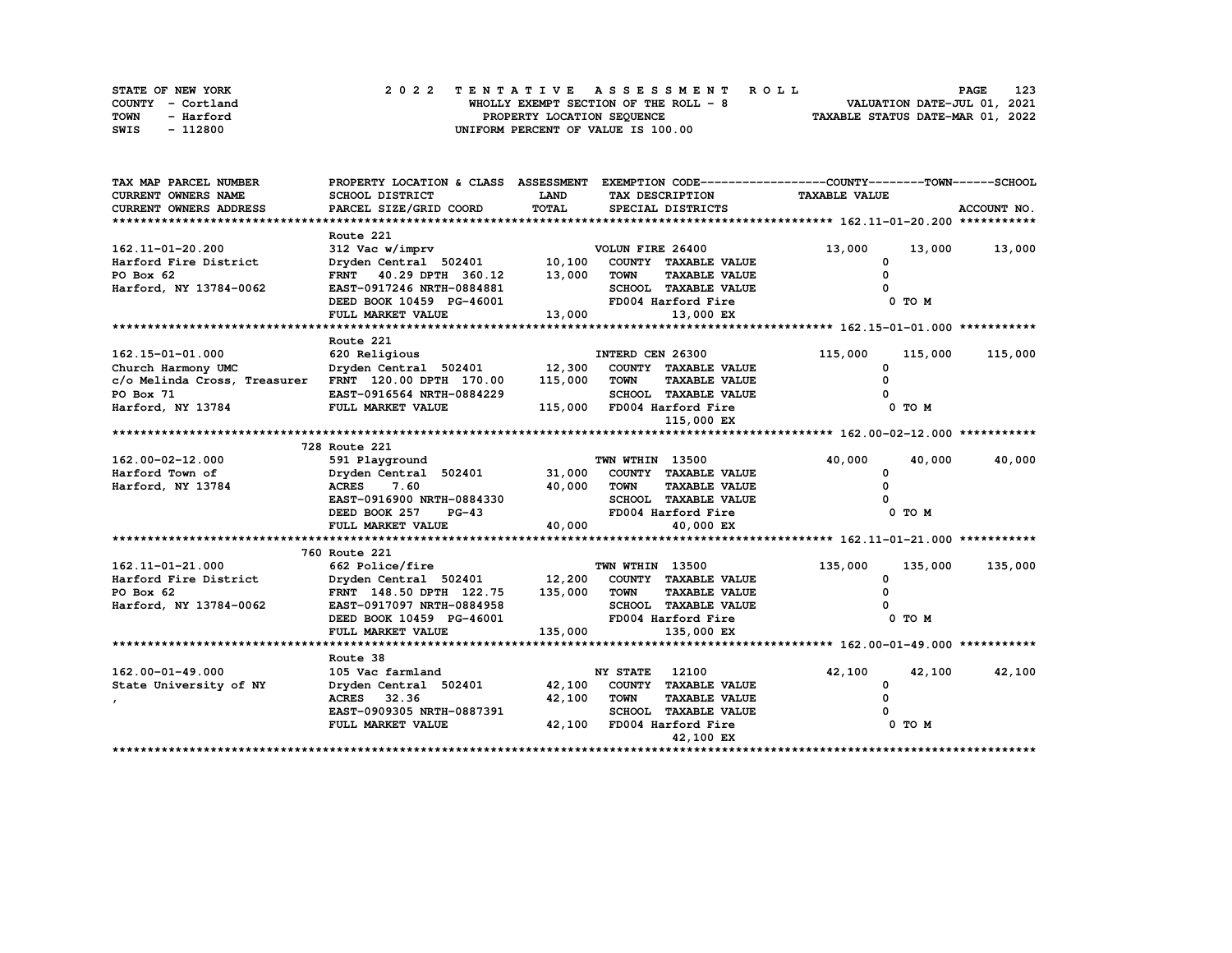STATE OF NEW YORK
COUNTY - Cortland
TOWN - Harford
SWIS - 112800

# 2022 TENTATIVE ASSESSMENT ROLL

WHOLLY EXEMPT SECTION OF THE ROLL - 8
PROPERTY LOCATION SEQUENCE
UNIFORM PERCENT OF VALUE IS 100.00

VALUATION DATE-JUL 01, 2021
TAXABLE STATUS DATE-MAR 01, 2022

| TAX MAP PARCEL NUMBER / CURRENT OWNERS NAME / CURRENT OWNERS ADDRESS | PROPERTY LOCATION & CLASS / SCHOOL DISTRICT / PARCEL SIZE/GRID COORD | ASSESSMENT LAND | TOTAL | EXEMPTION CODE / TAX DESCRIPTION / SPECIAL DISTRICTS | COUNTY TAXABLE VALUE | TOWN | SCHOOL |
|---|---|---|---|---|---|---|---|
| **162.11-01-20.200** | Route 221 | | | | | | |
| 162.11-01-20.200 | 312 Vac w/imprv | | | VOLUN FIRE 26400 | 13,000 | 13,000 | 13,000 |
| Harford Fire District | Dryden Central 502401 | 10,100 | | COUNTY TAXABLE VALUE | 0 | | |
| PO Box 62 | FRNT 40.29 DPTH 360.12 | | 13,000 | TOWN TAXABLE VALUE | 0 | | |
| Harford, NY 13784-0062 | EAST-0917246 NRTH-0884881 | | | SCHOOL TAXABLE VALUE | 0 | | |
| | DEED BOOK 10459 PG-46001 | | | FD004 Harford Fire | 0 TO M | | |
| | FULL MARKET VALUE | | 13,000 | 13,000 EX | | | |
| **162.15-01-01.000** | Route 221 | | | | | | |
| 162.15-01-01.000 | 620 Religious | | | INTERD CEN 26300 | 115,000 | 115,000 | 115,000 |
| Church Harmony UMC | Dryden Central 502401 | 12,300 | | COUNTY TAXABLE VALUE | 0 | | |
| c/o Melinda Cross, Treasurer | FRNT 120.00 DPTH 170.00 | | 115,000 | TOWN TAXABLE VALUE | 0 | | |
| PO Box 71 | EAST-0916564 NRTH-0884229 | | | SCHOOL TAXABLE VALUE | 0 | | |
| Harford, NY 13784 | FULL MARKET VALUE | | 115,000 | FD004 Harford Fire | 0 TO M | | |
| | | | | 115,000 EX | | | |
| **162.00-02-12.000** | 728 Route 221 | | | | | | |
| 162.00-02-12.000 | 591 Playground | | | TWN WTHIN 13500 | 40,000 | 40,000 | 40,000 |
| Harford Town of | Dryden Central 502401 | 31,000 | | COUNTY TAXABLE VALUE | 0 | | |
| Harford, NY 13784 | ACRES 7.60 | | 40,000 | TOWN TAXABLE VALUE | 0 | | |
| | EAST-0916900 NRTH-0884330 | | | SCHOOL TAXABLE VALUE | 0 | | |
| | DEED BOOK 257 PG-43 | | | FD004 Harford Fire | 0 TO M | | |
| | FULL MARKET VALUE | | 40,000 | 40,000 EX | | | |
| **162.11-01-21.000** | 760 Route 221 | | | | | | |
| 162.11-01-21.000 | 662 Police/fire | | | TWN WTHIN 13500 | 135,000 | 135,000 | 135,000 |
| Harford Fire District | Dryden Central 502401 | 12,200 | | COUNTY TAXABLE VALUE | 0 | | |
| PO Box 62 | FRNT 148.50 DPTH 122.75 | | 135,000 | TOWN TAXABLE VALUE | 0 | | |
| Harford, NY 13784-0062 | EAST-0917097 NRTH-0884958 | | | SCHOOL TAXABLE VALUE | 0 | | |
| | DEED BOOK 10459 PG-46001 | | | FD004 Harford Fire | 0 TO M | | |
| | FULL MARKET VALUE | | 135,000 | 135,000 EX | | | |
| **162.00-01-49.000** | Route 38 | | | | | | |
| 162.00-01-49.000 | 105 Vac farmland | | | NY STATE 12100 | 42,100 | 42,100 | 42,100 |
| State University of NY | Dryden Central 502401 | 42,100 | | COUNTY TAXABLE VALUE | 0 | | |
| , | ACRES 32.36 | | 42,100 | TOWN TAXABLE VALUE | 0 | | |
| | EAST-0909305 NRTH-0887391 | | | SCHOOL TAXABLE VALUE | 0 | | |
| | FULL MARKET VALUE | | 42,100 | FD004 Harford Fire | 0 TO M | | |
| | | | | 42,100 EX | | | |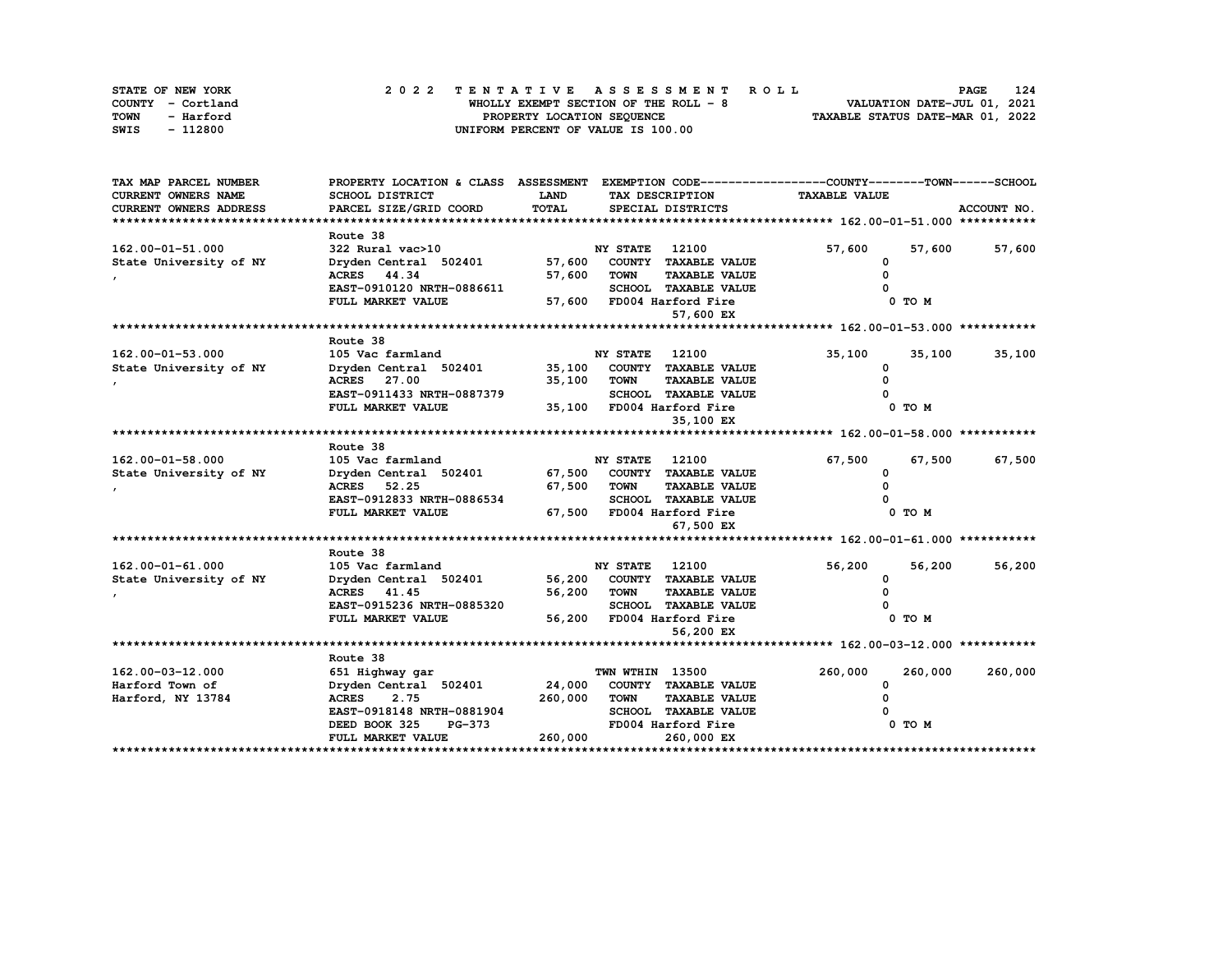STATE OF NEW YORK | COUNTY - Cortland | TOWN - Harford | SWIS - 112800

**2022 TENTATIVE ASSESSMENT ROLL**
WHOLLY EXEMPT SECTION OF THE ROLL - 8
PROPERTY LOCATION SEQUENCE
UNIFORM PERCENT OF VALUE IS 100.00

VALUATION DATE-JUL 01, 2021
TAXABLE STATUS DATE-MAR 01, 2022

| TAX MAP PARCEL NUMBER / CURRENT OWNERS NAME / CURRENT OWNERS ADDRESS | PROPERTY LOCATION & CLASS / SCHOOL DISTRICT / PARCEL SIZE/GRID COORD | ASSESSMENT LAND | TOTAL | EXEMPTION CODE / TAX DESCRIPTION / SPECIAL DISTRICTS | COUNTY TAXABLE VALUE | TOWN | SCHOOL | ACCOUNT NO. |
|---|---|---|---|---|---|---|---|---|
| **162.00-01-51.000** | Route 38 | | | | | | | |
| 162.00-01-51.000 | 322 Rural vac>10 | | | NY STATE 12100 | 57,600 | 57,600 | 57,600 | |
| State University of NY | Dryden Central 502401 | 57,600 | | COUNTY TAXABLE VALUE | 0 | | | |
| , | ACRES 44.34 | | 57,600 | TOWN TAXABLE VALUE | 0 | | | |
| | EAST-0910120 NRTH-0886611 | | | SCHOOL TAXABLE VALUE | 0 | | | |
| | FULL MARKET VALUE | | 57,600 | FD004 Harford Fire | 0 TO M | | | |
| | | | | 57,600 EX | | | | |
| **162.00-01-53.000** | Route 38 | | | | | | | |
| 162.00-01-53.000 | 105 Vac farmland | | | NY STATE 12100 | 35,100 | 35,100 | 35,100 | |
| State University of NY | Dryden Central 502401 | 35,100 | | COUNTY TAXABLE VALUE | 0 | | | |
| , | ACRES 27.00 | | 35,100 | TOWN TAXABLE VALUE | 0 | | | |
| | EAST-0911433 NRTH-0887379 | | | SCHOOL TAXABLE VALUE | 0 | | | |
| | FULL MARKET VALUE | | 35,100 | FD004 Harford Fire | 0 TO M | | | |
| | | | | 35,100 EX | | | | |
| **162.00-01-58.000** | Route 38 | | | | | | | |
| 162.00-01-58.000 | 105 Vac farmland | | | NY STATE 12100 | 67,500 | 67,500 | 67,500 | |
| State University of NY | Dryden Central 502401 | 67,500 | | COUNTY TAXABLE VALUE | 0 | | | |
| , | ACRES 52.25 | | 67,500 | TOWN TAXABLE VALUE | 0 | | | |
| | EAST-0912833 NRTH-0886534 | | | SCHOOL TAXABLE VALUE | 0 | | | |
| | FULL MARKET VALUE | | 67,500 | FD004 Harford Fire | 0 TO M | | | |
| | | | | 67,500 EX | | | | |
| **162.00-01-61.000** | Route 38 | | | | | | | |
| 162.00-01-61.000 | 105 Vac farmland | | | NY STATE 12100 | 56,200 | 56,200 | 56,200 | |
| State University of NY | Dryden Central 502401 | 56,200 | | COUNTY TAXABLE VALUE | 0 | | | |
| , | ACRES 41.45 | | 56,200 | TOWN TAXABLE VALUE | 0 | | | |
| | EAST-0915236 NRTH-0885320 | | | SCHOOL TAXABLE VALUE | 0 | | | |
| | FULL MARKET VALUE | | 56,200 | FD004 Harford Fire | 0 TO M | | | |
| | | | | 56,200 EX | | | | |
| **162.00-03-12.000** | Route 38 | | | | | | | |
| 162.00-03-12.000 | 651 Highway gar | | | TWN WTHIN 13500 | 260,000 | 260,000 | 260,000 | |
| Harford Town of | Dryden Central 502401 | 24,000 | | COUNTY TAXABLE VALUE | 0 | | | |
| Harford, NY 13784 | ACRES 2.75 | | 260,000 | TOWN TAXABLE VALUE | 0 | | | |
| | EAST-0918148 NRTH-0881904 | | | SCHOOL TAXABLE VALUE | 0 | | | |
| | DEED BOOK 325 PG-373 | | | FD004 Harford Fire | 0 TO M | | | |
| | FULL MARKET VALUE | | 260,000 | 260,000 EX | | | | |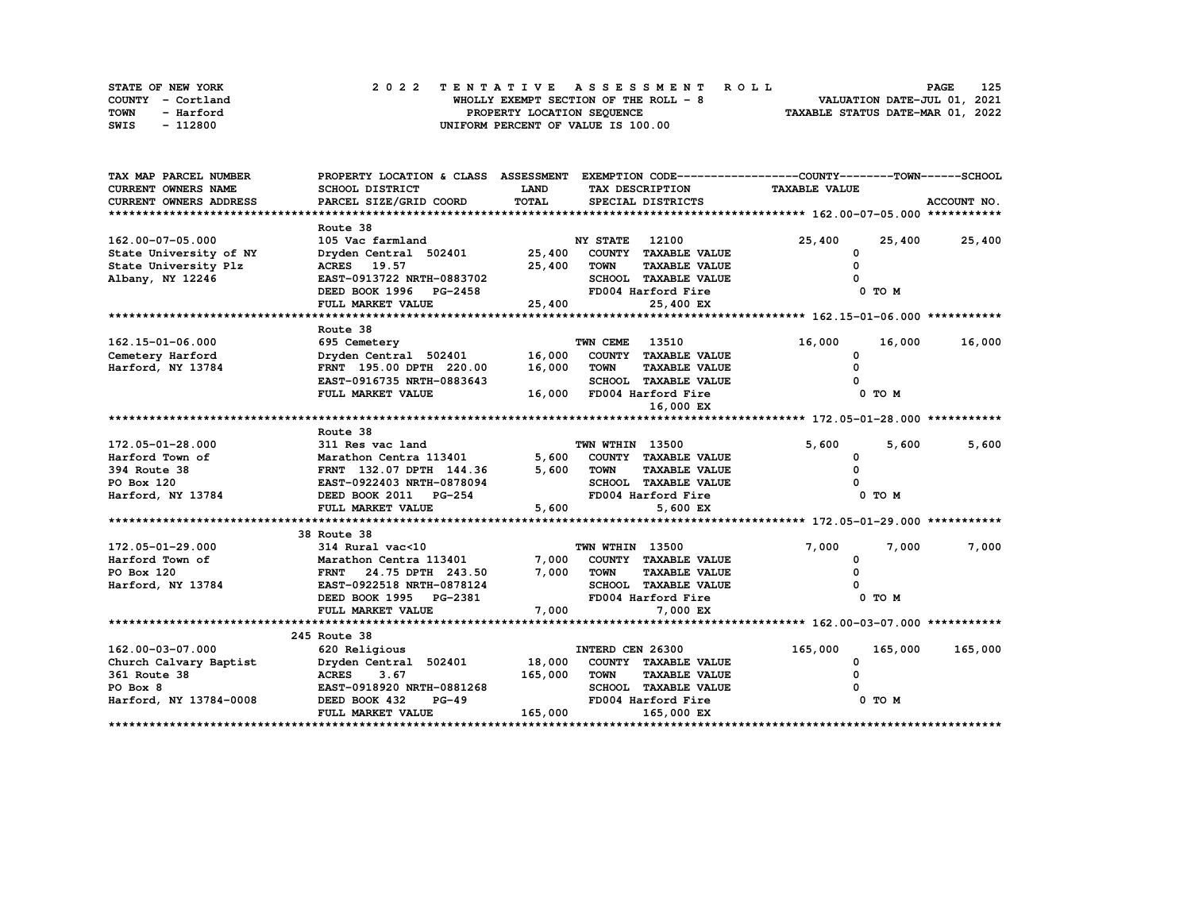STATE OF NEW YORK
COUNTY - Cortland
TOWN - Harford
SWIS - 112800

# 2022 TENTATIVE ASSESSMENT ROLL

WHOLLY EXEMPT SECTION OF THE ROLL - 8
PROPERTY LOCATION SEQUENCE
UNIFORM PERCENT OF VALUE IS 100.00

VALUATION DATE-JUL 01, 2021
TAXABLE STATUS DATE-MAR 01, 2022

| TAX MAP PARCEL NUMBER / CURRENT OWNERS NAME / CURRENT OWNERS ADDRESS | PROPERTY LOCATION & CLASS / SCHOOL DISTRICT / PARCEL SIZE/GRID COORD | ASSESSMENT LAND / TOTAL | EXEMPTION CODE / TAX DESCRIPTION / SPECIAL DISTRICTS | COUNTY TAXABLE VALUE | TOWN | SCHOOL |
|---|---|---|---|---|---|---|
| **162.00-07-05.000** | Route 38 | | | | | |
| 162.00-07-05.000 | 105 Vac farmland | | NY STATE 12100 | 25,400 | 25,400 | 25,400 |
| State University of NY | Dryden Central 502401 | 25,400 | COUNTY TAXABLE VALUE | 0 | | |
| State University Plz | ACRES 19.57 | 25,400 | TOWN TAXABLE VALUE | 0 | | |
| Albany, NY 12246 | EAST-0913722 NRTH-0883702 | | SCHOOL TAXABLE VALUE | 0 | | |
| | DEED BOOK 1996 PG-2458 | | FD004 Harford Fire | 0 TO M | | |
| | FULL MARKET VALUE | 25,400 | 25,400 EX | | | |
| **162.15-01-06.000** | Route 38 | | | | | |
| 162.15-01-06.000 | 695 Cemetery | | TWN CEME 13510 | 16,000 | 16,000 | 16,000 |
| Cemetery Harford | Dryden Central 502401 | 16,000 | COUNTY TAXABLE VALUE | 0 | | |
| Harford, NY 13784 | FRNT 195.00 DPTH 220.00 | 16,000 | TOWN TAXABLE VALUE | 0 | | |
| | EAST-0916735 NRTH-0883643 | | SCHOOL TAXABLE VALUE | 0 | | |
| | FULL MARKET VALUE | 16,000 | FD004 Harford Fire | 0 TO M | | |
| | | | 16,000 EX | | | |
| **172.05-01-28.000** | Route 38 | | | | | |
| 172.05-01-28.000 | 311 Res vac land | | TWN WTHIN 13500 | 5,600 | 5,600 | 5,600 |
| Harford Town of | Marathon Centra 113401 | 5,600 | COUNTY TAXABLE VALUE | 0 | | |
| 394 Route 38 | FRNT 132.07 DPTH 144.36 | 5,600 | TOWN TAXABLE VALUE | 0 | | |
| PO Box 120 | EAST-0922403 NRTH-0878094 | | SCHOOL TAXABLE VALUE | 0 | | |
| Harford, NY 13784 | DEED BOOK 2011 PG-254 | | FD004 Harford Fire | 0 TO M | | |
| | FULL MARKET VALUE | 5,600 | 5,600 EX | | | |
| **172.05-01-29.000** | 38 Route 38 | | | | | |
| 172.05-01-29.000 | 314 Rural vac<10 | | TWN WTHIN 13500 | 7,000 | 7,000 | 7,000 |
| Harford Town of | Marathon Centra 113401 | 7,000 | COUNTY TAXABLE VALUE | 0 | | |
| PO Box 120 | FRNT 24.75 DPTH 243.50 | 7,000 | TOWN TAXABLE VALUE | 0 | | |
| Harford, NY 13784 | EAST-0922518 NRTH-0878124 | | SCHOOL TAXABLE VALUE | 0 | | |
| | DEED BOOK 1995 PG-2381 | | FD004 Harford Fire | 0 TO M | | |
| | FULL MARKET VALUE | 7,000 | 7,000 EX | | | |
| **162.00-03-07.000** | 245 Route 38 | | | | | |
| 162.00-03-07.000 | 620 Religious | | INTERD CEN 26300 | 165,000 | 165,000 | 165,000 |
| Church Calvary Baptist | Dryden Central 502401 | 18,000 | COUNTY TAXABLE VALUE | 0 | | |
| 361 Route 38 | ACRES 3.67 | 165,000 | TOWN TAXABLE VALUE | 0 | | |
| PO Box 8 | EAST-0918920 NRTH-0881268 | | SCHOOL TAXABLE VALUE | 0 | | |
| Harford, NY 13784-0008 | DEED BOOK 432 PG-49 | | FD004 Harford Fire | 0 TO M | | |
| | FULL MARKET VALUE | 165,000 | 165,000 EX | | | |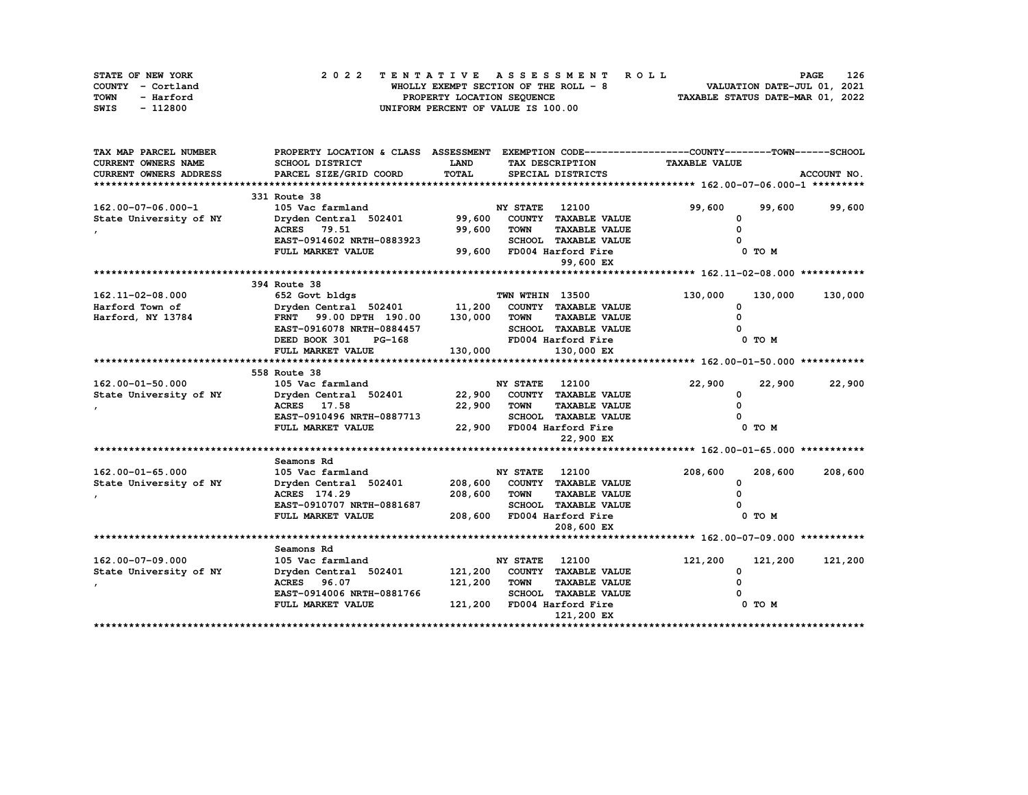STATE OF NEW YORK — COUNTY - Cortland — TOWN - Harford — SWIS - 112800

**2 0 2 2 T E N T A T I V E A S S E S S M E N T R O L L**

WHOLLY EXEMPT SECTION OF THE ROLL - 8
PROPERTY LOCATION SEQUENCE
UNIFORM PERCENT OF VALUE IS 100.00

VALUATION DATE-JUL 01, 2021
TAXABLE STATUS DATE-MAR 01, 2022

| TAX MAP PARCEL NUMBER / CURRENT OWNERS NAME / CURRENT OWNERS ADDRESS | PROPERTY LOCATION & CLASS / SCHOOL DISTRICT / PARCEL SIZE/GRID COORD | ASSESSMENT LAND | TOTAL | EXEMPTION CODE / TAX DESCRIPTION / SPECIAL DISTRICTS | COUNTY TAXABLE VALUE | TOWN | SCHOOL |
|---|---|---|---|---|---|---|---|
| **162.00-07-06.000-1** | 331 Route 38 | | | | | | |
| 162.00-07-06.000-1 | 105 Vac farmland | | | NY STATE 12100 | 99,600 | 99,600 | 99,600 |
| State University of NY | Dryden Central 502401 | 99,600 | | COUNTY TAXABLE VALUE | 0 | | |
| , | ACRES 79.51 | | 99,600 | TOWN TAXABLE VALUE | 0 | | |
| | EAST-0914602 NRTH-0883923 | | | SCHOOL TAXABLE VALUE | 0 | | |
| | FULL MARKET VALUE | | 99,600 | FD004 Harford Fire | 0 TO M | | |
| | | | | 99,600 EX | | | |
| **162.11-02-08.000** | 394 Route 38 | | | | | | |
| 162.11-02-08.000 | 652 Govt bldgs | | | TWN WTHIN 13500 | 130,000 | 130,000 | 130,000 |
| Harford Town of | Dryden Central 502401 | 11,200 | | COUNTY TAXABLE VALUE | 0 | | |
| Harford, NY 13784 | FRNT 99.00 DPTH 190.00 | | 130,000 | TOWN TAXABLE VALUE | 0 | | |
| | EAST-0916078 NRTH-0884457 | | | SCHOOL TAXABLE VALUE | 0 | | |
| | DEED BOOK 301 PG-168 | | | FD004 Harford Fire | 0 TO M | | |
| | FULL MARKET VALUE | | 130,000 | 130,000 EX | | | |
| **162.00-01-50.000** | 558 Route 38 | | | | | | |
| 162.00-01-50.000 | 105 Vac farmland | | | NY STATE 12100 | 22,900 | 22,900 | 22,900 |
| State University of NY | Dryden Central 502401 | 22,900 | | COUNTY TAXABLE VALUE | 0 | | |
| , | ACRES 17.58 | | 22,900 | TOWN TAXABLE VALUE | 0 | | |
| | EAST-0910496 NRTH-0887713 | | | SCHOOL TAXABLE VALUE | 0 | | |
| | FULL MARKET VALUE | | 22,900 | FD004 Harford Fire | 0 TO M | | |
| | | | | 22,900 EX | | | |
| **162.00-01-65.000** | Seamons Rd | | | | | | |
| 162.00-01-65.000 | 105 Vac farmland | | | NY STATE 12100 | 208,600 | 208,600 | 208,600 |
| State University of NY | Dryden Central 502401 | 208,600 | | COUNTY TAXABLE VALUE | 0 | | |
| , | ACRES 174.29 | | 208,600 | TOWN TAXABLE VALUE | 0 | | |
| | EAST-0910707 NRTH-0881687 | | | SCHOOL TAXABLE VALUE | 0 | | |
| | FULL MARKET VALUE | | 208,600 | FD004 Harford Fire | 0 TO M | | |
| | | | | 208,600 EX | | | |
| **162.00-07-09.000** | Seamons Rd | | | | | | |
| 162.00-07-09.000 | 105 Vac farmland | | | NY STATE 12100 | 121,200 | 121,200 | 121,200 |
| State University of NY | Dryden Central 502401 | 121,200 | | COUNTY TAXABLE VALUE | 0 | | |
| , | ACRES 96.07 | | 121,200 | TOWN TAXABLE VALUE | 0 | | |
| | EAST-0914006 NRTH-0881766 | | | SCHOOL TAXABLE VALUE | 0 | | |
| | FULL MARKET VALUE | | 121,200 | FD004 Harford Fire | 0 TO M | | |
| | | | | 121,200 EX | | | |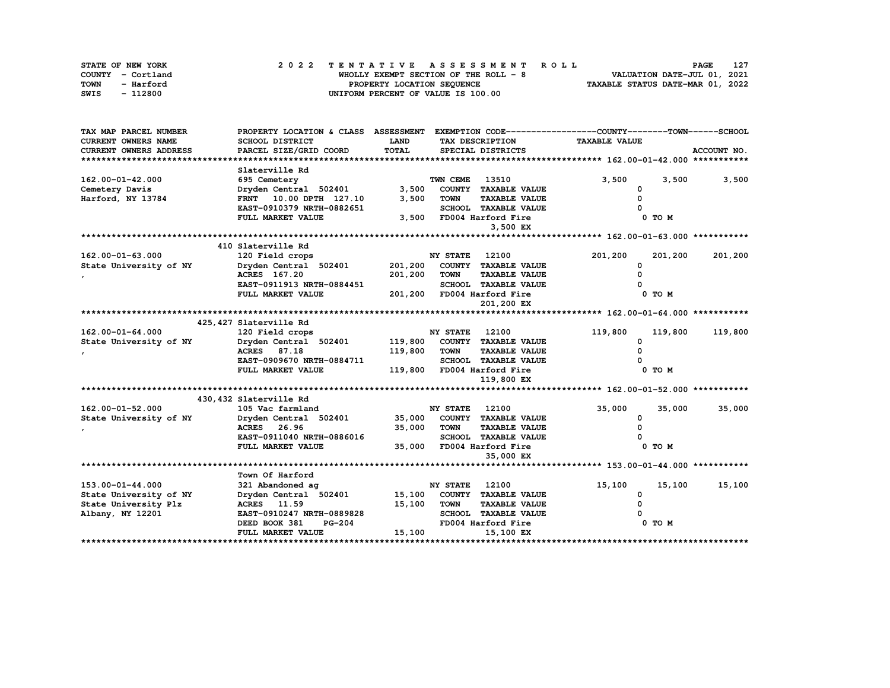STATE OF NEW YORK
COUNTY - Cortland
TOWN - Harford
SWIS - 112800

# 2022 TENTATIVE ASSESSMENT ROLL

WHOLLY EXEMPT SECTION OF THE ROLL - 8
PROPERTY LOCATION SEQUENCE
UNIFORM PERCENT OF VALUE IS 100.00

VALUATION DATE-JUL 01, 2021
TAXABLE STATUS DATE-MAR 01, 2022

| TAX MAP PARCEL NUMBER<br>CURRENT OWNERS NAME<br>CURRENT OWNERS ADDRESS | PROPERTY LOCATION & CLASS<br>SCHOOL DISTRICT<br>PARCEL SIZE/GRID COORD | ASSESSMENT<br>LAND<br>TOTAL | EXEMPTION CODE<br>TAX DESCRIPTION<br>SPECIAL DISTRICTS | COUNTY<br>TAXABLE VALUE | TOWN | SCHOOL<br>ACCOUNT NO. |
|---|---|---|---|---|---|---|
| **162.00-01-42.000** | Slaterville Rd | | | | | |
| 162.00-01-42.000 | 695 Cemetery | | TWN CEME 13510 | 3,500 | 3,500 | 3,500 |
| Cemetery Davis | Dryden Central 502401 | 3,500 | COUNTY TAXABLE VALUE | 0 | | |
| Harford, NY 13784 | FRNT 10.00 DPTH 127.10 | 3,500 | TOWN TAXABLE VALUE | 0 | | |
| | EAST-0910379 NRTH-0882651 | | SCHOOL TAXABLE VALUE | 0 | | |
| | FULL MARKET VALUE | 3,500 | FD004 Harford Fire | 0 TO M | | |
| | | | 3,500 EX | | | |
| **162.00-01-63.000** | 410 Slaterville Rd | | | | | |
| 162.00-01-63.000 | 120 Field crops | | NY STATE 12100 | 201,200 | 201,200 | 201,200 |
| State University of NY | Dryden Central 502401 | 201,200 | COUNTY TAXABLE VALUE | 0 | | |
| , | ACRES 167.20 | 201,200 | TOWN TAXABLE VALUE | 0 | | |
| | EAST-0911913 NRTH-0884451 | | SCHOOL TAXABLE VALUE | 0 | | |
| | FULL MARKET VALUE | 201,200 | FD004 Harford Fire | 0 TO M | | |
| | | | 201,200 EX | | | |
| **162.00-01-64.000** | 425,427 Slaterville Rd | | | | | |
| 162.00-01-64.000 | 120 Field crops | | NY STATE 12100 | 119,800 | 119,800 | 119,800 |
| State University of NY | Dryden Central 502401 | 119,800 | COUNTY TAXABLE VALUE | 0 | | |
| , | ACRES 87.18 | 119,800 | TOWN TAXABLE VALUE | 0 | | |
| | EAST-0909670 NRTH-0884711 | | SCHOOL TAXABLE VALUE | 0 | | |
| | FULL MARKET VALUE | 119,800 | FD004 Harford Fire | 0 TO M | | |
| | | | 119,800 EX | | | |
| **162.00-01-52.000** | 430,432 Slaterville Rd | | | | | |
| 162.00-01-52.000 | 105 Vac farmland | | NY STATE 12100 | 35,000 | 35,000 | 35,000 |
| State University of NY | Dryden Central 502401 | 35,000 | COUNTY TAXABLE VALUE | 0 | | |
| , | ACRES 26.96 | 35,000 | TOWN TAXABLE VALUE | 0 | | |
| | EAST-0911040 NRTH-0886016 | | SCHOOL TAXABLE VALUE | 0 | | |
| | FULL MARKET VALUE | 35,000 | FD004 Harford Fire | 0 TO M | | |
| | | | 35,000 EX | | | |
| **153.00-01-44.000** | Town Of Harford | | | | | |
| 153.00-01-44.000 | 321 Abandoned ag | | NY STATE 12100 | 15,100 | 15,100 | 15,100 |
| State University of NY | Dryden Central 502401 | 15,100 | COUNTY TAXABLE VALUE | 0 | | |
| State University Plz | ACRES 11.59 | 15,100 | TOWN TAXABLE VALUE | 0 | | |
| Albany, NY 12201 | EAST-0910247 NRTH-0889828 | | SCHOOL TAXABLE VALUE | 0 | | |
| | DEED BOOK 381 PG-204 | | FD004 Harford Fire | 0 TO M | | |
| | FULL MARKET VALUE | 15,100 | 15,100 EX | | | |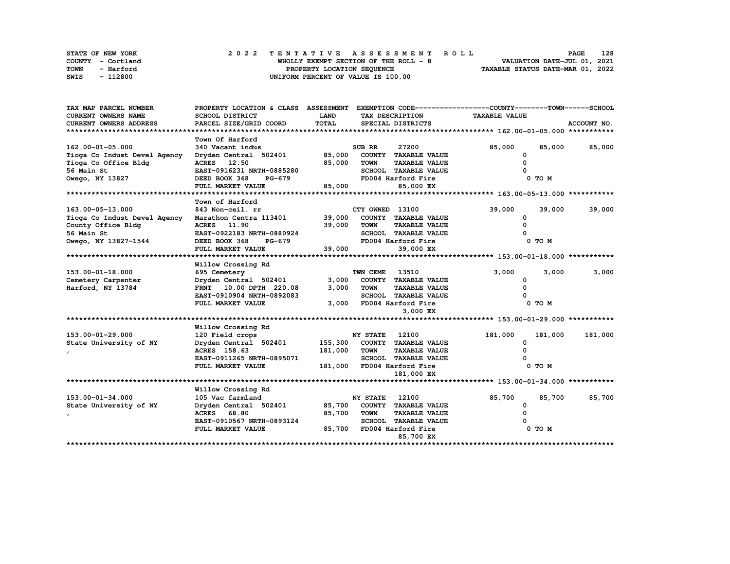STATE OF NEW YORK — 2022 TENTATIVE ASSESSMENT ROLL
COUNTY - Cortland — WHOLLY EXEMPT SECTION OF THE ROLL - 8 — VALUATION DATE-JUL 01, 2021
TOWN - Harford — PROPERTY LOCATION SEQUENCE — TAXABLE STATUS DATE-MAR 01, 2022
SWIS - 112800 — UNIFORM PERCENT OF VALUE IS 100.00

| TAX MAP PARCEL NUMBER / CURRENT OWNERS NAME / CURRENT OWNERS ADDRESS | PROPERTY LOCATION & CLASS / SCHOOL DISTRICT / PARCEL SIZE/GRID COORD | ASSESSMENT LAND / TOTAL | EXEMPTION CODE / TAX DESCRIPTION / SPECIAL DISTRICTS | COUNTY TAXABLE VALUE | TOWN | SCHOOL |
|---|---|---|---|---|---|---|
| **162.00-01-05.000** | Town Of Harford | | | | | |
| 162.00-01-05.000 | 340 Vacant indus | | SUB RR 27200 | 85,000 | 85,000 | 85,000 |
| Tioga Co Indust Devel Agency | Dryden Central 502401 | 85,000 | COUNTY TAXABLE VALUE | 0 | | |
| Tioga Co Office Bldg | ACRES 12.50 | 85,000 | TOWN TAXABLE VALUE | 0 | | |
| 56 Main St | EAST-0916231 NRTH-0885280 | | SCHOOL TAXABLE VALUE | 0 | | |
| Owego, NY 13827 | DEED BOOK 368 PG-679 | | FD004 Harford Fire | 0 TO M | | |
| | FULL MARKET VALUE | 85,000 | 85,000 EX | | | |
| **163.00-05-13.000** | Town of Harford | | | | | |
| 163.00-05-13.000 | 843 Non-ceil. rr | | CTY OWNED 13100 | 39,000 | 39,000 | 39,000 |
| Tioga Co Indust Devel Agency | Marathon Centra 113401 | 39,000 | COUNTY TAXABLE VALUE | 0 | | |
| County Office Bldg | ACRES 11.90 | 39,000 | TOWN TAXABLE VALUE | 0 | | |
| 56 Main St | EAST-0922183 NRTH-0880924 | | SCHOOL TAXABLE VALUE | 0 | | |
| Owego, NY 13827-1544 | DEED BOOK 368 PG-679 | | FD004 Harford Fire | 0 TO M | | |
| | FULL MARKET VALUE | 39,000 | 39,000 EX | | | |
| **153.00-01-18.000** | Willow Crossing Rd | | | | | |
| 153.00-01-18.000 | 695 Cemetery | | TWN CEME 13510 | 3,000 | 3,000 | 3,000 |
| Cemetery Carpenter | Dryden Central 502401 | 3,000 | COUNTY TAXABLE VALUE | 0 | | |
| Harford, NY 13784 | FRNT 10.00 DPTH 220.08 | 3,000 | TOWN TAXABLE VALUE | 0 | | |
| | EAST-0910904 NRTH-0892083 | | SCHOOL TAXABLE VALUE | 0 | | |
| | FULL MARKET VALUE | 3,000 | FD004 Harford Fire | 0 TO M | | |
| | | | 3,000 EX | | | |
| **153.00-01-29.000** | Willow Crossing Rd | | | | | |
| 153.00-01-29.000 | 120 Field crops | | NY STATE 12100 | 181,000 | 181,000 | 181,000 |
| State University of NY | Dryden Central 502401 | 155,300 | COUNTY TAXABLE VALUE | 0 | | |
| , | ACRES 158.63 | 181,000 | TOWN TAXABLE VALUE | 0 | | |
| | EAST-0911265 NRTH-0895071 | | SCHOOL TAXABLE VALUE | 0 | | |
| | FULL MARKET VALUE | 181,000 | FD004 Harford Fire | 0 TO M | | |
| | | | 181,000 EX | | | |
| **153.00-01-34.000** | Willow Crossing Rd | | | | | |
| 153.00-01-34.000 | 105 Vac farmland | | NY STATE 12100 | 85,700 | 85,700 | 85,700 |
| State University of NY | Dryden Central 502401 | 85,700 | COUNTY TAXABLE VALUE | 0 | | |
| , | ACRES 68.80 | 85,700 | TOWN TAXABLE VALUE | 0 | | |
| | EAST-0910567 NRTH-0893124 | | SCHOOL TAXABLE VALUE | 0 | | |
| | FULL MARKET VALUE | 85,700 | FD004 Harford Fire | 0 TO M | | |
| | | | 85,700 EX | | | |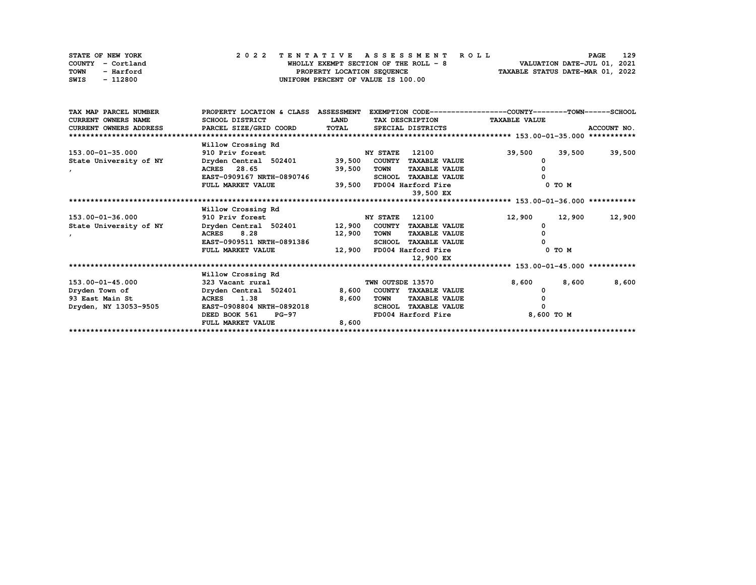STATE OF NEW YORK
COUNTY - Cortland
TOWN - Harford
SWIS - 112800

# 2022 TENTATIVE ASSESSMENT ROLL

WHOLLY EXEMPT SECTION OF THE ROLL - 8
PROPERTY LOCATION SEQUENCE
UNIFORM PERCENT OF VALUE IS 100.00

VALUATION DATE-JUL 01, 2021
TAXABLE STATUS DATE-MAR 01, 2022

| TAX MAP PARCEL NUMBER / CURRENT OWNERS NAME / CURRENT OWNERS ADDRESS | PROPERTY LOCATION & CLASS / SCHOOL DISTRICT / PARCEL SIZE/GRID COORD | ASSESSMENT LAND / TOTAL | EXEMPTION CODE / TAX DESCRIPTION / SPECIAL DISTRICTS | COUNTY TAXABLE VALUE | TOWN | SCHOOL | ACCOUNT NO. |
|---|---|---|---|---|---|---|---|
| **153.00-01-35.000** | Willow Crossing Rd | | | | | | |
| 153.00-01-35.000 | 910 Priv forest | | NY STATE 12100 | 39,500 | 39,500 | 39,500 | |
| State University of NY | Dryden Central 502401 | 39,500 | COUNTY TAXABLE VALUE | 0 | | | |
| , | ACRES 28.65 | 39,500 | TOWN TAXABLE VALUE | 0 | | | |
| | EAST-0909167 NRTH-0890746 | | SCHOOL TAXABLE VALUE | 0 | | | |
| | FULL MARKET VALUE | 39,500 | FD004 Harford Fire | 0 TO M | | | |
| | | | 39,500 EX | | | | |
| **153.00-01-36.000** | Willow Crossing Rd | | | | | | |
| 153.00-01-36.000 | 910 Priv forest | | NY STATE 12100 | 12,900 | 12,900 | 12,900 | |
| State University of NY | Dryden Central 502401 | 12,900 | COUNTY TAXABLE VALUE | 0 | | | |
| , | ACRES 8.28 | 12,900 | TOWN TAXABLE VALUE | 0 | | | |
| | EAST-0909511 NRTH-0891386 | | SCHOOL TAXABLE VALUE | 0 | | | |
| | FULL MARKET VALUE | 12,900 | FD004 Harford Fire | 0 TO M | | | |
| | | | 12,900 EX | | | | |
| **153.00-01-45.000** | Willow Crossing Rd | | | | | | |
| 153.00-01-45.000 | 323 Vacant rural | | TWN OUTSDE 13570 | 8,600 | 8,600 | 8,600 | |
| Dryden Town of | Dryden Central 502401 | 8,600 | COUNTY TAXABLE VALUE | 0 | | | |
| 93 East Main St | ACRES 1.38 | 8,600 | TOWN TAXABLE VALUE | 0 | | | |
| Dryden, NY 13053-9505 | EAST-0908804 NRTH-0892018 | | SCHOOL TAXABLE VALUE | 0 | | | |
| | DEED BOOK 561 PG-97 | | FD004 Harford Fire | 8,600 TO M | | | |
| | FULL MARKET VALUE | 8,600 | | | | | |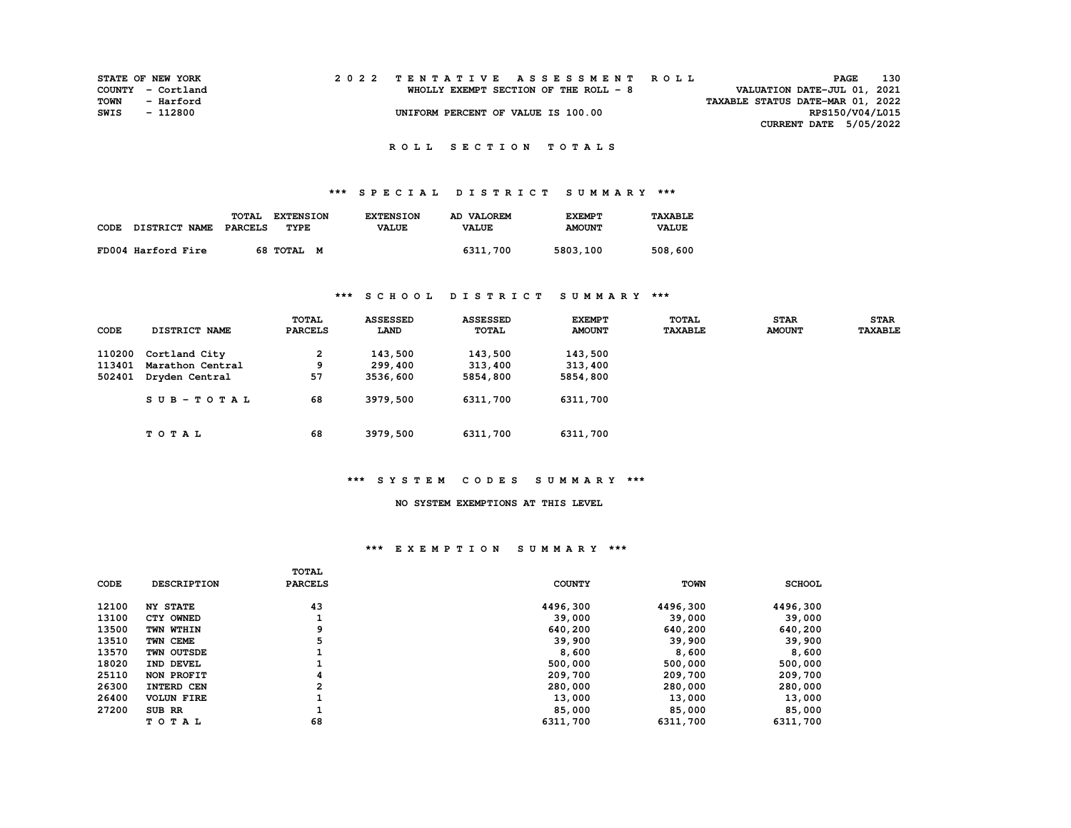STATE OF NEW YORK
COUNTY - Cortland
TOWN - Harford
SWIS - 112800

2022 TENTATIVE ASSESSMENT ROLL
WHOLLY EXEMPT SECTION OF THE ROLL - 8

UNIFORM PERCENT OF VALUE IS 100.00

VALUATION DATE-JUL 01, 2021
TAXABLE STATUS DATE-MAR 01, 2022
RPS150/V04/L015
CURRENT DATE 5/05/2022

## ROLL SECTION TOTALS

### *** SPECIAL DISTRICT SUMMARY ***

| CODE | DISTRICT NAME | TOTAL PARCELS | EXTENSION TYPE | EXTENSION VALUE | AD VALOREM VALUE | EXEMPT AMOUNT | TAXABLE VALUE |
|---|---|---|---|---|---|---|---|
| FD004 | Harford Fire | 68 | TOTAL M | | 6311,700 | 5803,100 | 508,600 |

### *** SCHOOL DISTRICT SUMMARY ***

| CODE | DISTRICT NAME | TOTAL PARCELS | ASSESSED LAND | ASSESSED TOTAL | EXEMPT AMOUNT | TOTAL TAXABLE | STAR AMOUNT | STAR TAXABLE |
|---|---|---|---|---|---|---|---|---|
| 110200 | Cortland City | 2 | 143,500 | 143,500 | 143,500 | | | |
| 113401 | Marathon Central | 9 | 299,400 | 313,400 | 313,400 | | | |
| 502401 | Dryden Central | 57 | 3536,600 | 5854,800 | 5854,800 | | | |
| | SUB-TOTAL | 68 | 3979,500 | 6311,700 | 6311,700 | | | |
| | TOTAL | 68 | 3979,500 | 6311,700 | 6311,700 | | | |

### *** SYSTEM CODES SUMMARY ***

NO SYSTEM EXEMPTIONS AT THIS LEVEL

### *** EXEMPTION SUMMARY ***

| CODE | DESCRIPTION | TOTAL PARCELS | COUNTY | TOWN | SCHOOL |
|---|---|---|---|---|---|
| 12100 | NY STATE | 43 | 4496,300 | 4496,300 | 4496,300 |
| 13100 | CTY OWNED | 1 | 39,000 | 39,000 | 39,000 |
| 13500 | TWN WTHIN | 9 | 640,200 | 640,200 | 640,200 |
| 13510 | TWN CEME | 5 | 39,900 | 39,900 | 39,900 |
| 13570 | TWN OUTSDE | 1 | 8,600 | 8,600 | 8,600 |
| 18020 | IND DEVEL | 1 | 500,000 | 500,000 | 500,000 |
| 25110 | NON PROFIT | 4 | 209,700 | 209,700 | 209,700 |
| 26300 | INTERD CEN | 2 | 280,000 | 280,000 | 280,000 |
| 26400 | VOLUN FIRE | 1 | 13,000 | 13,000 | 13,000 |
| 27200 | SUB RR | 1 | 85,000 | 85,000 | 85,000 |
| | TOTAL | 68 | 6311,700 | 6311,700 | 6311,700 |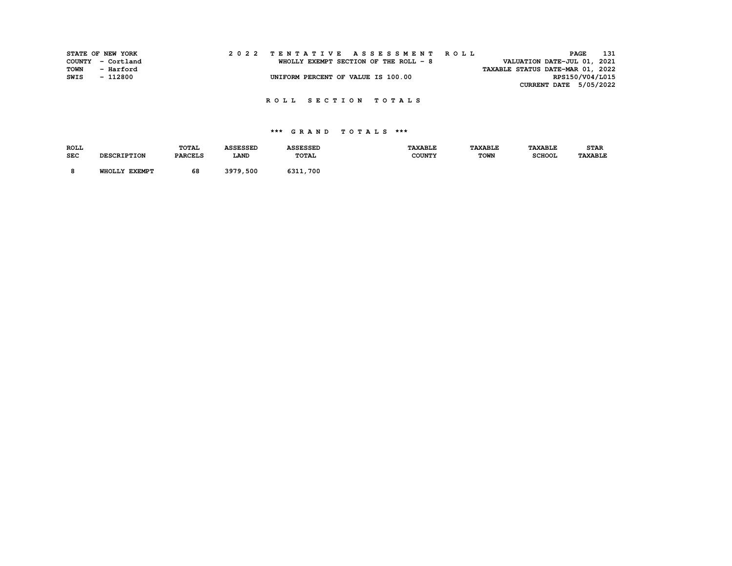STATE OF NEW YORK
COUNTY - Cortland
TOWN - Harford
SWIS - 112800

**2022 TENTATIVE ASSESSMENT ROLL**
WHOLLY EXEMPT SECTION OF THE ROLL - 8
UNIFORM PERCENT OF VALUE IS 100.00

PAGE 131
VALUATION DATE-JUL 01, 2021
TAXABLE STATUS DATE-MAR 01, 2022
RPS150/V04/L015
CURRENT DATE 5/05/2022

## ROLL SECTION TOTALS

### *** GRAND TOTALS ***

| ROLL SEC | DESCRIPTION | TOTAL PARCELS | ASSESSED LAND | ASSESSED TOTAL | TAXABLE COUNTY | TAXABLE TOWN | TAXABLE SCHOOL | STAR TAXABLE |
|---|---|---|---|---|---|---|---|---|
| 8 | WHOLLY EXEMPT | 68 | 3979,500 | 6311,700 | | | | |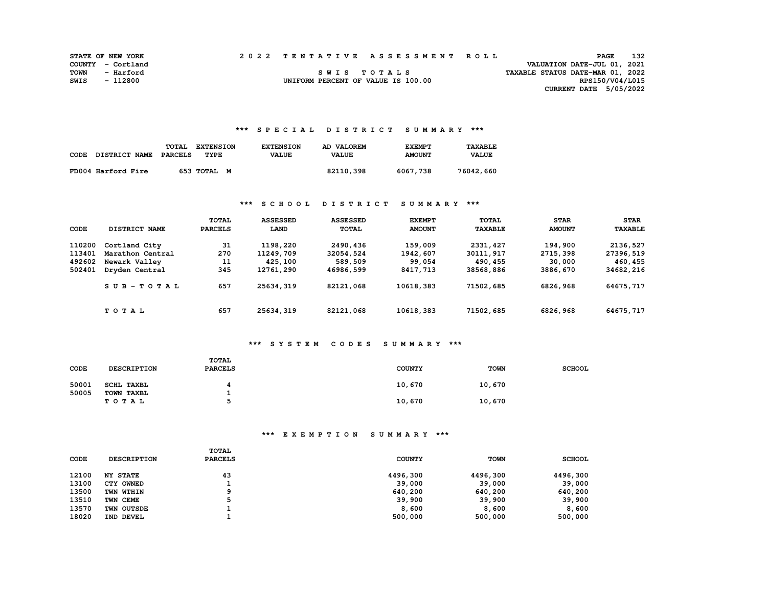STATE OF NEW YORK
COUNTY - Cortland
TOWN - Harford
SWIS - 112800

# 2022 TENTATIVE ASSESSMENT ROLL

SWIS TOTALS

UNIFORM PERCENT OF VALUE IS 100.00

VALUATION DATE-JUL 01, 2021
TAXABLE STATUS DATE-MAR 01, 2022
RPS150/V04/L015
CURRENT DATE 5/05/2022

## *** SPECIAL DISTRICT SUMMARY ***

| CODE | DISTRICT NAME | TOTAL PARCELS | EXTENSION TYPE | EXTENSION VALUE | AD VALOREM VALUE | EXEMPT AMOUNT | TAXABLE VALUE |
|---|---|---|---|---|---|---|---|
| FD004 | Harford Fire | 653 | TOTAL M | | 82110,398 | 6067,738 | 76042,660 |

## *** SCHOOL DISTRICT SUMMARY ***

| CODE | DISTRICT NAME | TOTAL PARCELS | ASSESSED LAND | ASSESSED TOTAL | EXEMPT AMOUNT | TOTAL TAXABLE | STAR AMOUNT | STAR TAXABLE |
|---|---|---|---|---|---|---|---|---|
| 110200 | Cortland City | 31 | 1198,220 | 2490,436 | 159,009 | 2331,427 | 194,900 | 2136,527 |
| 113401 | Marathon Central | 270 | 11249,709 | 32054,524 | 1942,607 | 30111,917 | 2715,398 | 27396,519 |
| 492602 | Newark Valley | 11 | 425,100 | 589,509 | 99,054 | 490,455 | 30,000 | 460,455 |
| 502401 | Dryden Central | 345 | 12761,290 | 46986,599 | 8417,713 | 38568,886 | 3886,670 | 34682,216 |
| | SUB-TOTAL | 657 | 25634,319 | 82121,068 | 10618,383 | 71502,685 | 6826,968 | 64675,717 |
| | TOTAL | 657 | 25634,319 | 82121,068 | 10618,383 | 71502,685 | 6826,968 | 64675,717 |

## *** SYSTEM CODES SUMMARY ***

| CODE | DESCRIPTION | TOTAL PARCELS | COUNTY | TOWN | SCHOOL |
|---|---|---|---|---|---|
| 50001 | SCHL TAXBL | 4 | 10,670 | 10,670 | |
| 50005 | TOWN TAXBL | 1 | | | |
| | TOTAL | 5 | 10,670 | 10,670 | |

## *** EXEMPTION SUMMARY ***

| CODE | DESCRIPTION | TOTAL PARCELS | COUNTY | TOWN | SCHOOL |
|---|---|---|---|---|---|
| 12100 | NY STATE | 43 | 4496,300 | 4496,300 | 4496,300 |
| 13100 | CTY OWNED | 1 | 39,000 | 39,000 | 39,000 |
| 13500 | TWN WTHIN | 9 | 640,200 | 640,200 | 640,200 |
| 13510 | TWN CEME | 5 | 39,900 | 39,900 | 39,900 |
| 13570 | TWN OUTSDE | 1 | 8,600 | 8,600 | 8,600 |
| 18020 | IND DEVEL | 1 | 500,000 | 500,000 | 500,000 |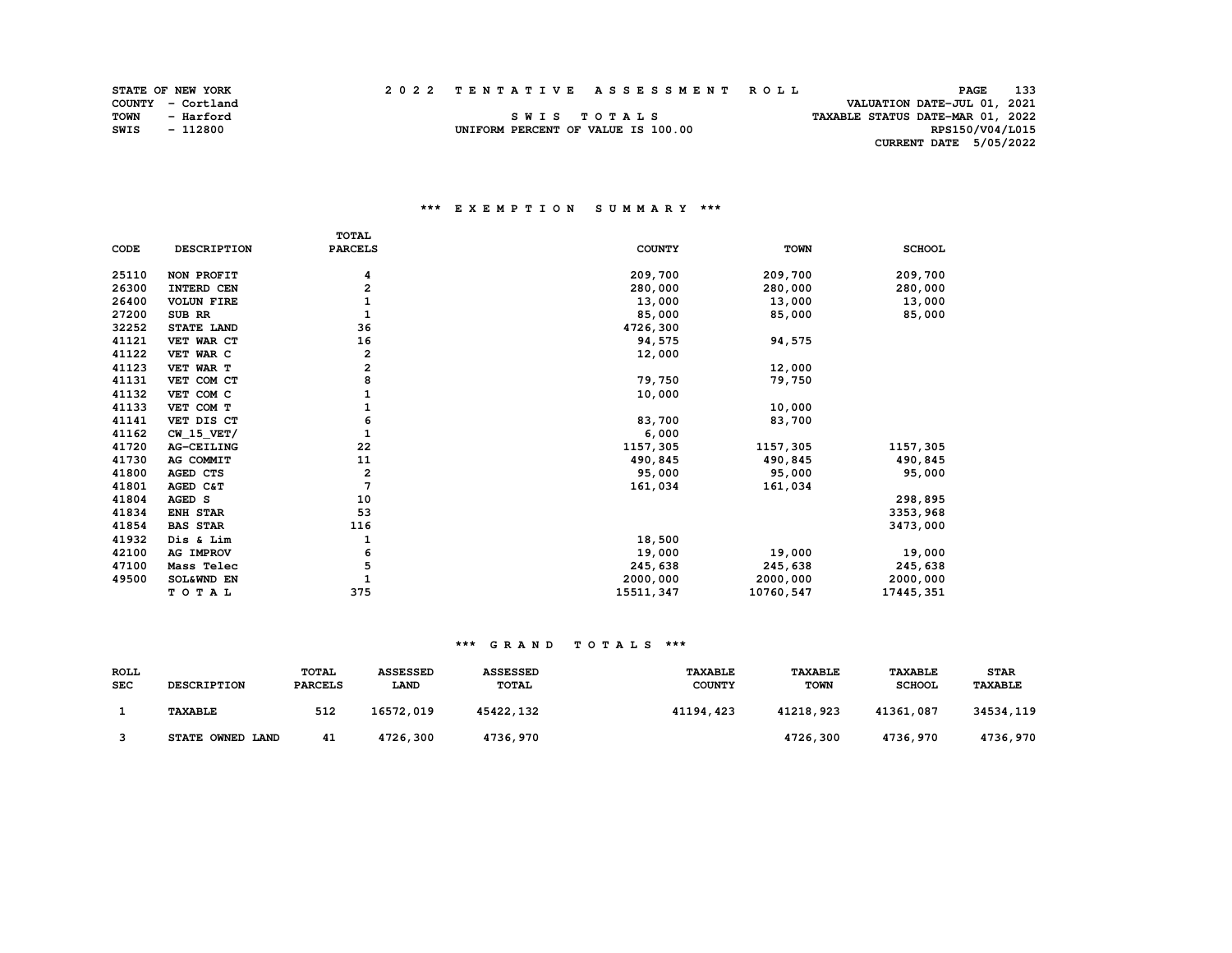STATE OF NEW YORK
COUNTY - Cortland
TOWN - Harford
SWIS - 112800

2 0 2 2 T E N T A T I V E A S S E S S M E N T R O L L

S W I S T O T A L S
UNIFORM PERCENT OF VALUE IS 100.00

VALUATION DATE-JUL 01, 2021
TAXABLE STATUS DATE-MAR 01, 2022
RPS150/V04/L015
CURRENT DATE 5/05/2022

### *** E X E M P T I O N S U M M A R Y ***

| CODE | DESCRIPTION | TOTAL PARCELS | COUNTY | TOWN | SCHOOL |
|---|---|---|---|---|---|
| 25110 | NON PROFIT | 4 | 209,700 | 209,700 | 209,700 |
| 26300 | INTERD CEN | 2 | 280,000 | 280,000 | 280,000 |
| 26400 | VOLUN FIRE | 1 | 13,000 | 13,000 | 13,000 |
| 27200 | SUB RR | 1 | 85,000 | 85,000 | 85,000 |
| 32252 | STATE LAND | 36 | 4726,300 | | |
| 41121 | VET WAR CT | 16 | 94,575 | 94,575 | |
| 41122 | VET WAR C | 2 | 12,000 | | |
| 41123 | VET WAR T | 2 | | 12,000 | |
| 41131 | VET COM CT | 8 | 79,750 | 79,750 | |
| 41132 | VET COM C | 1 | 10,000 | | |
| 41133 | VET COM T | 1 | | 10,000 | |
| 41141 | VET DIS CT | 6 | 83,700 | 83,700 | |
| 41162 | CW_15_VET/ | 1 | 6,000 | | |
| 41720 | AG-CEILING | 22 | 1157,305 | 1157,305 | 1157,305 |
| 41730 | AG COMMIT | 11 | 490,845 | 490,845 | 490,845 |
| 41800 | AGED CTS | 2 | 95,000 | 95,000 | 95,000 |
| 41801 | AGED C&T | 7 | 161,034 | 161,034 | |
| 41804 | AGED S | 10 | | | 298,895 |
| 41834 | ENH STAR | 53 | | | 3353,968 |
| 41854 | BAS STAR | 116 | | | 3473,000 |
| 41932 | Dis & Lim | 1 | 18,500 | | |
| 42100 | AG IMPROV | 6 | 19,000 | 19,000 | 19,000 |
| 47100 | Mass Telec | 5 | 245,638 | 245,638 | 245,638 |
| 49500 | SOL&WND EN | 1 | 2000,000 | 2000,000 | 2000,000 |
| | T O T A L | 375 | 15511,347 | 10760,547 | 17445,351 |

### *** G R A N D T O T A L S ***

| ROLL SEC | DESCRIPTION | TOTAL PARCELS | ASSESSED LAND | ASSESSED TOTAL | TAXABLE COUNTY | TAXABLE TOWN | TAXABLE SCHOOL | STAR TAXABLE |
|---|---|---|---|---|---|---|---|---|
| 1 | TAXABLE | 512 | 16572,019 | 45422,132 | 41194,423 | 41218,923 | 41361,087 | 34534,119 |
| 3 | STATE OWNED LAND | 41 | 4726,300 | 4736,970 | | 4726,300 | 4736,970 | 4736,970 |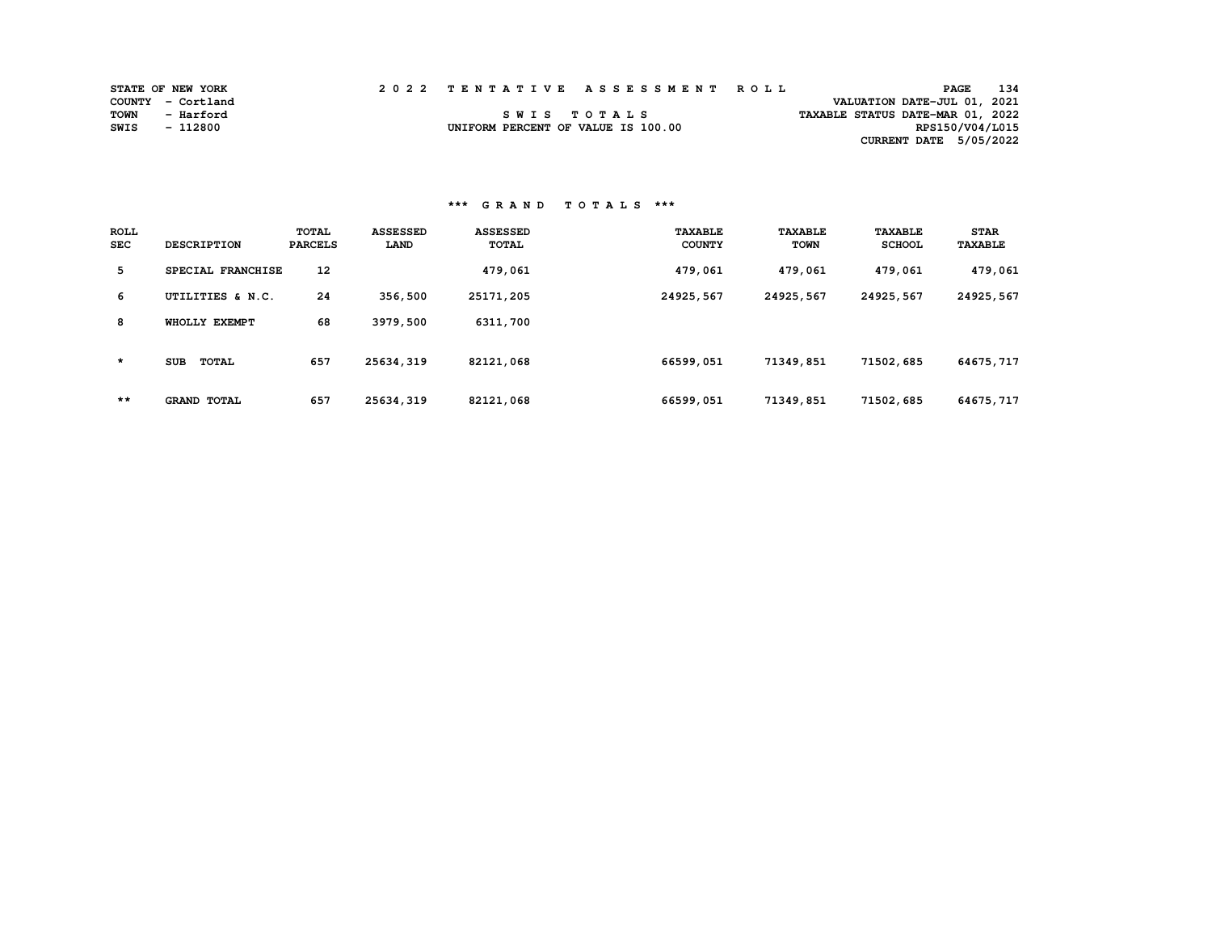STATE OF NEW YORK
COUNTY - Cortland
TOWN - Harford
SWIS - 112800

# 2022 TENTATIVE ASSESSMENT ROLL

SWIS TOTALS
UNIFORM PERCENT OF VALUE IS 100.00

VALUATION DATE-JUL 01, 2021
TAXABLE STATUS DATE-MAR 01, 2022
RPS150/V04/L015
CURRENT DATE 5/05/2022

## *** GRAND TOTALS ***

| ROLL SEC | DESCRIPTION | TOTAL PARCELS | ASSESSED LAND | ASSESSED TOTAL | TAXABLE COUNTY | TAXABLE TOWN | TAXABLE SCHOOL | STAR TAXABLE |
|---|---|---|---|---|---|---|---|---|
| 5 | SPECIAL FRANCHISE | 12 | | 479,061 | 479,061 | 479,061 | 479,061 | 479,061 |
| 6 | UTILITIES & N.C. | 24 | 356,500 | 25171,205 | 24925,567 | 24925,567 | 24925,567 | 24925,567 |
| 8 | WHOLLY EXEMPT | 68 | 3979,500 | 6311,700 | | | | |
| * | SUB TOTAL | 657 | 25634,319 | 82121,068 | 66599,051 | 71349,851 | 71502,685 | 64675,717 |
| ** | GRAND TOTAL | 657 | 25634,319 | 82121,068 | 66599,051 | 71349,851 | 71502,685 | 64675,717 |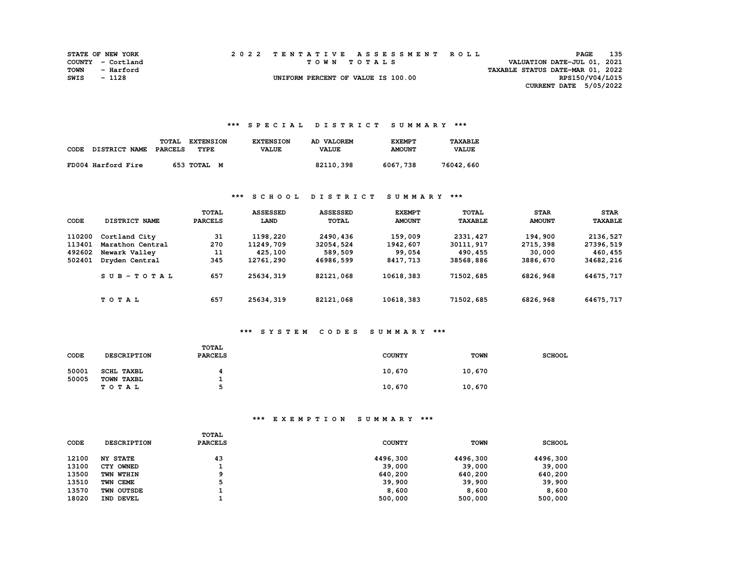STATE OF NEW YORK
COUNTY - Cortland
TOWN - Harford
SWIS - 1128

2 0 2 2 T E N T A T I V E A S S E S S M E N T R O L L
T O W N T O T A L S
UNIFORM PERCENT OF VALUE IS 100.00

VALUATION DATE-JUL 01, 2021
TAXABLE STATUS DATE-MAR 01, 2022
RPS150/V04/L015
CURRENT DATE 5/05/2022

## *** S P E C I A L D I S T R I C T S U M M A R Y ***

| CODE | DISTRICT NAME | TOTAL PARCELS | EXTENSION TYPE | EXTENSION VALUE | AD VALOREM VALUE | EXEMPT AMOUNT | TAXABLE VALUE |
|---|---|---|---|---|---|---|---|
| FD004 | Harford Fire | 653 | TOTAL M | | 82110,398 | 6067,738 | 76042,660 |

## *** S C H O O L D I S T R I C T S U M M A R Y ***

| CODE | DISTRICT NAME | TOTAL PARCELS | ASSESSED LAND | ASSESSED TOTAL | EXEMPT AMOUNT | TOTAL TAXABLE | STAR AMOUNT | STAR TAXABLE |
|---|---|---|---|---|---|---|---|---|
| 110200 | Cortland City | 31 | 1198,220 | 2490,436 | 159,009 | 2331,427 | 194,900 | 2136,527 |
| 113401 | Marathon Central | 270 | 11249,709 | 32054,524 | 1942,607 | 30111,917 | 2715,398 | 27396,519 |
| 492602 | Newark Valley | 11 | 425,100 | 589,509 | 99,054 | 490,455 | 30,000 | 460,455 |
| 502401 | Dryden Central | 345 | 12761,290 | 46986,599 | 8417,713 | 38568,886 | 3886,670 | 34682,216 |
| | S U B - T O T A L | 657 | 25634,319 | 82121,068 | 10618,383 | 71502,685 | 6826,968 | 64675,717 |
| | T O T A L | 657 | 25634,319 | 82121,068 | 10618,383 | 71502,685 | 6826,968 | 64675,717 |

## *** S Y S T E M C O D E S S U M M A R Y ***

| CODE | DESCRIPTION | TOTAL PARCELS | COUNTY | TOWN | SCHOOL |
|---|---|---|---|---|---|
| 50001 | SCHL TAXBL | 4 | 10,670 | 10,670 | |
| 50005 | TOWN TAXBL | 1 | | | |
| | T O T A L | 5 | 10,670 | 10,670 | |

## *** E X E M P T I O N S U M M A R Y ***

| CODE | DESCRIPTION | TOTAL PARCELS | COUNTY | TOWN | SCHOOL |
|---|---|---|---|---|---|
| 12100 | NY STATE | 43 | 4496,300 | 4496,300 | 4496,300 |
| 13100 | CTY OWNED | 1 | 39,000 | 39,000 | 39,000 |
| 13500 | TWN WTHIN | 9 | 640,200 | 640,200 | 640,200 |
| 13510 | TWN CEME | 5 | 39,900 | 39,900 | 39,900 |
| 13570 | TWN OUTSDE | 1 | 8,600 | 8,600 | 8,600 |
| 18020 | IND DEVEL | 1 | 500,000 | 500,000 | 500,000 |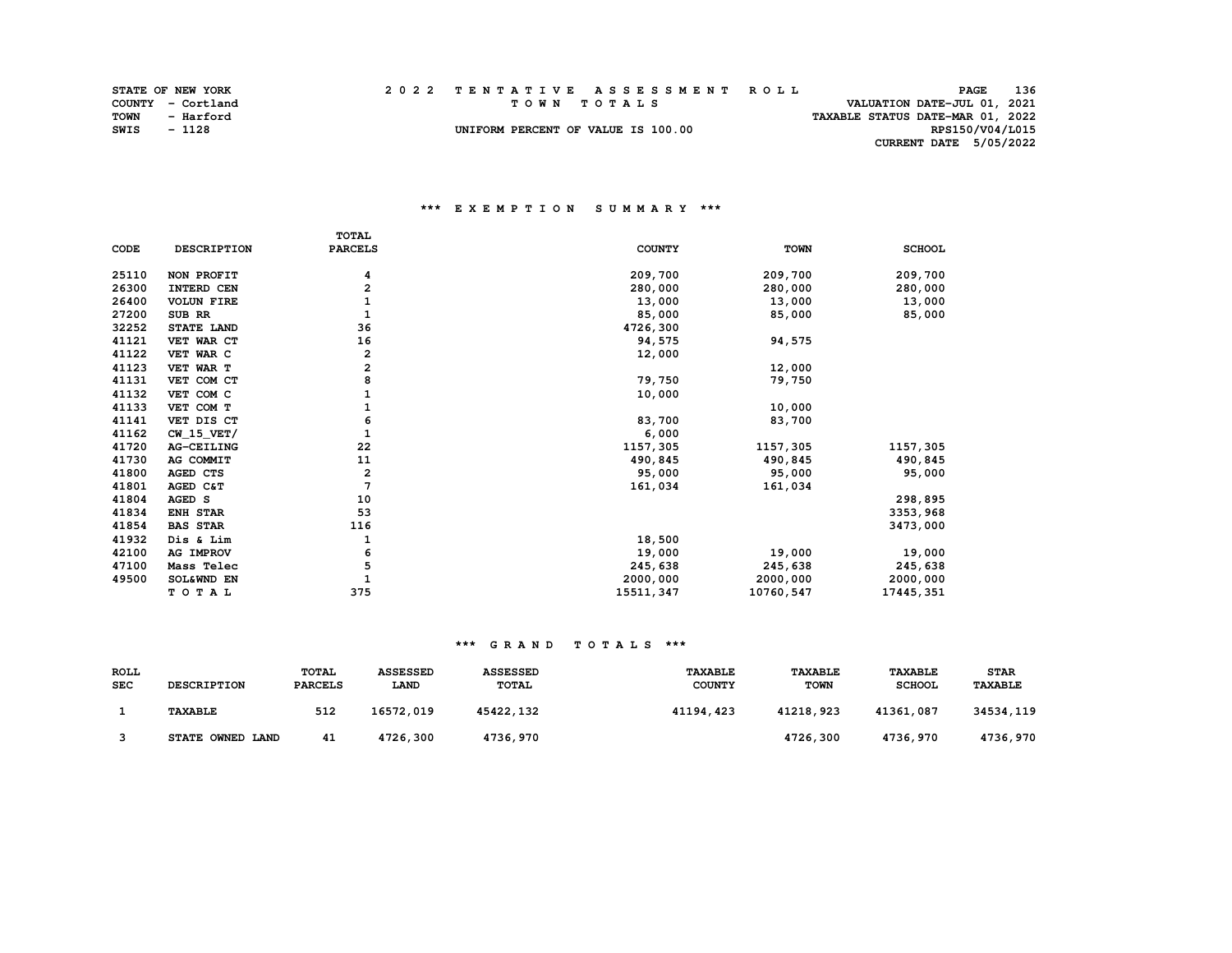STATE OF NEW YORK
COUNTY - Cortland
TOWN - Harford
SWIS - 1128

2 0 2 2 T E N T A T I V E A S S E S S M E N T R O L L
T O W N T O T A L S
UNIFORM PERCENT OF VALUE IS 100.00

VALUATION DATE-JUL 01, 2021
TAXABLE STATUS DATE-MAR 01, 2022
RPS150/V04/L015
CURRENT DATE 5/05/2022

### *** E X E M P T I O N S U M M A R Y ***

| CODE | DESCRIPTION | TOTAL PARCELS | COUNTY | TOWN | SCHOOL |
|---|---|---|---|---|---|
| 25110 | NON PROFIT | 4 | 209,700 | 209,700 | 209,700 |
| 26300 | INTERD CEN | 2 | 280,000 | 280,000 | 280,000 |
| 26400 | VOLUN FIRE | 1 | 13,000 | 13,000 | 13,000 |
| 27200 | SUB RR | 1 | 85,000 | 85,000 | 85,000 |
| 32252 | STATE LAND | 36 | 4726,300 | | |
| 41121 | VET WAR CT | 16 | 94,575 | 94,575 | |
| 41122 | VET WAR C | 2 | 12,000 | | |
| 41123 | VET WAR T | 2 | | 12,000 | |
| 41131 | VET COM CT | 8 | 79,750 | 79,750 | |
| 41132 | VET COM C | 1 | 10,000 | | |
| 41133 | VET COM T | 1 | | 10,000 | |
| 41141 | VET DIS CT | 6 | 83,700 | 83,700 | |
| 41162 | CW_15_VET/ | 1 | 6,000 | | |
| 41720 | AG-CEILING | 22 | 1157,305 | 1157,305 | 1157,305 |
| 41730 | AG COMMIT | 11 | 490,845 | 490,845 | 490,845 |
| 41800 | AGED CTS | 2 | 95,000 | 95,000 | 95,000 |
| 41801 | AGED C&T | 7 | 161,034 | 161,034 | |
| 41804 | AGED S | 10 | | | 298,895 |
| 41834 | ENH STAR | 53 | | | 3353,968 |
| 41854 | BAS STAR | 116 | | | 3473,000 |
| 41932 | Dis & Lim | 1 | 18,500 | | |
| 42100 | AG IMPROV | 6 | 19,000 | 19,000 | 19,000 |
| 47100 | Mass Telec | 5 | 245,638 | 245,638 | 245,638 |
| 49500 | SOL&WND EN | 1 | 2000,000 | 2000,000 | 2000,000 |
| | T O T A L | 375 | 15511,347 | 10760,547 | 17445,351 |

### *** G R A N D T O T A L S ***

| ROLL SEC | DESCRIPTION | TOTAL PARCELS | ASSESSED LAND | ASSESSED TOTAL | TAXABLE COUNTY | TAXABLE TOWN | TAXABLE SCHOOL | STAR TAXABLE |
|---|---|---|---|---|---|---|---|---|
| 1 | TAXABLE | 512 | 16572,019 | 45422,132 | 41194,423 | 41218,923 | 41361,087 | 34534,119 |
| 3 | STATE OWNED LAND | 41 | 4726,300 | 4736,970 | | 4726,300 | 4736,970 | 4736,970 |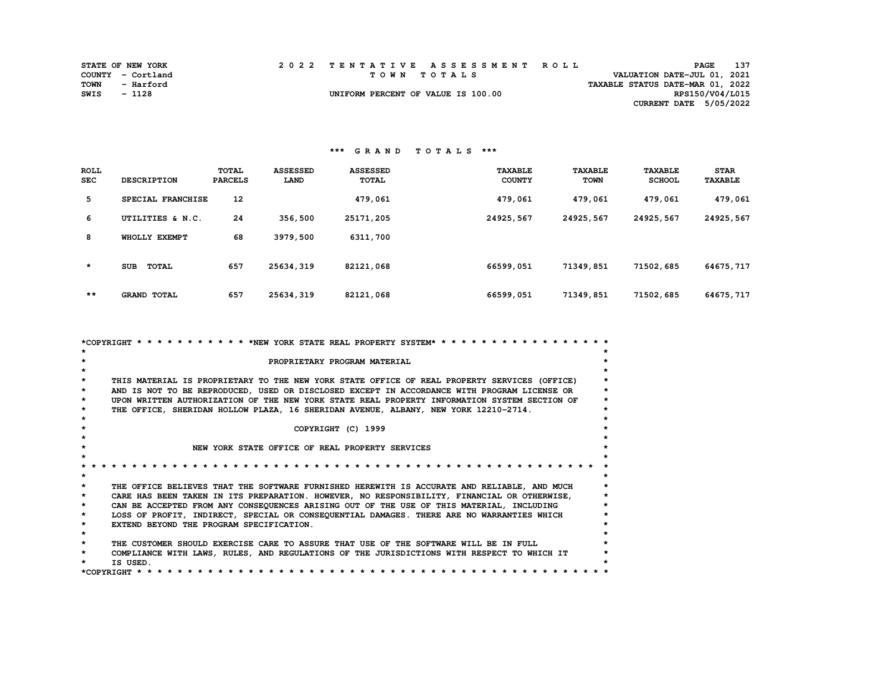STATE OF NEW YORK
COUNTY - Cortland
TOWN - Harford
SWIS - 1128

2022 TENTATIVE ASSESSMENT ROLL
TOWN TOTALS
UNIFORM PERCENT OF VALUE IS 100.00

VALUATION DATE-JUL 01, 2021
TAXABLE STATUS DATE-MAR 01, 2022
RPS150/V04/L015
CURRENT DATE 5/05/2022

*** GRAND TOTALS ***

| ROLL SEC | DESCRIPTION | TOTAL PARCELS | ASSESSED LAND | ASSESSED TOTAL | TAXABLE COUNTY | TAXABLE TOWN | TAXABLE SCHOOL | STAR TAXABLE |
|---|---|---|---|---|---|---|---|---|
| 5 | SPECIAL FRANCHISE | 12 | | 479,061 | 479,061 | 479,061 | 479,061 | 479,061 |
| 6 | UTILITIES & N.C. | 24 | 356,500 | 25171,205 | 24925,567 | 24925,567 | 24925,567 | 24925,567 |
| 8 | WHOLLY EXEMPT | 68 | 3979,500 | 6311,700 | | | | |
| * | SUB TOTAL | 657 | 25634,319 | 82121,068 | 66599,051 | 71349,851 | 71502,685 | 64675,717 |
| ** | GRAND TOTAL | 657 | 25634,319 | 82121,068 | 66599,051 | 71349,851 | 71502,685 | 64675,717 |

*COPYRIGHT * * * * * * * * * * * *NEW YORK STATE REAL PROPERTY SYSTEM* * * * * * * * * * * * * * * * * *

PROPRIETARY PROGRAM MATERIAL

THIS MATERIAL IS PROPRIETARY TO THE NEW YORK STATE OFFICE OF REAL PROPERTY SERVICES (OFFICE) AND IS NOT TO BE REPRODUCED, USED OR DISCLOSED EXCEPT IN ACCORDANCE WITH PROGRAM LICENSE OR UPON WRITTEN AUTHORIZATION OF THE NEW YORK STATE REAL PROPERTY INFORMATION SYSTEM SECTION OF THE OFFICE, SHERIDAN HOLLOW PLAZA, 16 SHERIDAN AVENUE, ALBANY, NEW YORK 12210-2714.

COPYRIGHT (C) 1999

NEW YORK STATE OFFICE OF REAL PROPERTY SERVICES

THE OFFICE BELIEVES THAT THE SOFTWARE FURNISHED HEREWITH IS ACCURATE AND RELIABLE, AND MUCH CARE HAS BEEN TAKEN IN ITS PREPARATION. HOWEVER, NO RESPONSIBILITY, FINANCIAL OR OTHERWISE, CAN BE ACCEPTED FROM ANY CONSEQUENCES ARISING OUT OF THE USE OF THIS MATERIAL, INCLUDING LOSS OF PROFIT, INDIRECT, SPECIAL OR CONSEQUENTIAL DAMAGES. THERE ARE NO WARRANTIES WHICH EXTEND BEYOND THE PROGRAM SPECIFICATION.

THE CUSTOMER SHOULD EXERCISE CARE TO ASSURE THAT USE OF THE SOFTWARE WILL BE IN FULL COMPLIANCE WITH LAWS, RULES, AND REGULATIONS OF THE JURISDICTIONS WITH RESPECT TO WHICH IT IS USED.

*COPYRIGHT * * * * * * * * * * * * * * * * * * * * * * * * * * * * * * * * * * * * * * * * * * * * *